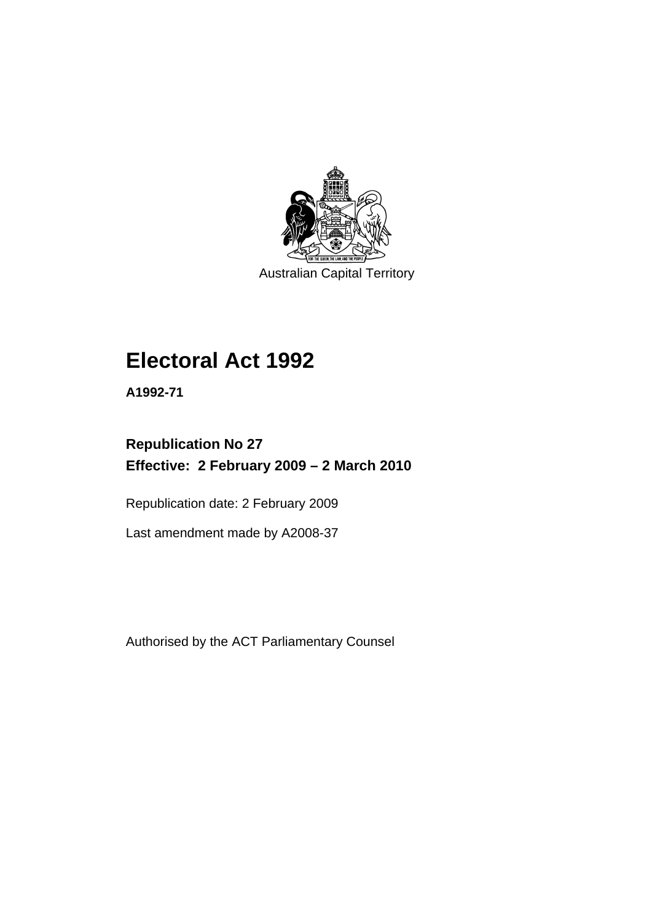Australian Capital Territory

# Electoral Act 1992

**A1992-71**

## Republication No 27
## Effective: 2 February 2009 – 2 March 2010

Republication date: 2 February 2009

Last amendment made by A2008-37

Authorised by the ACT Parliamentary Counsel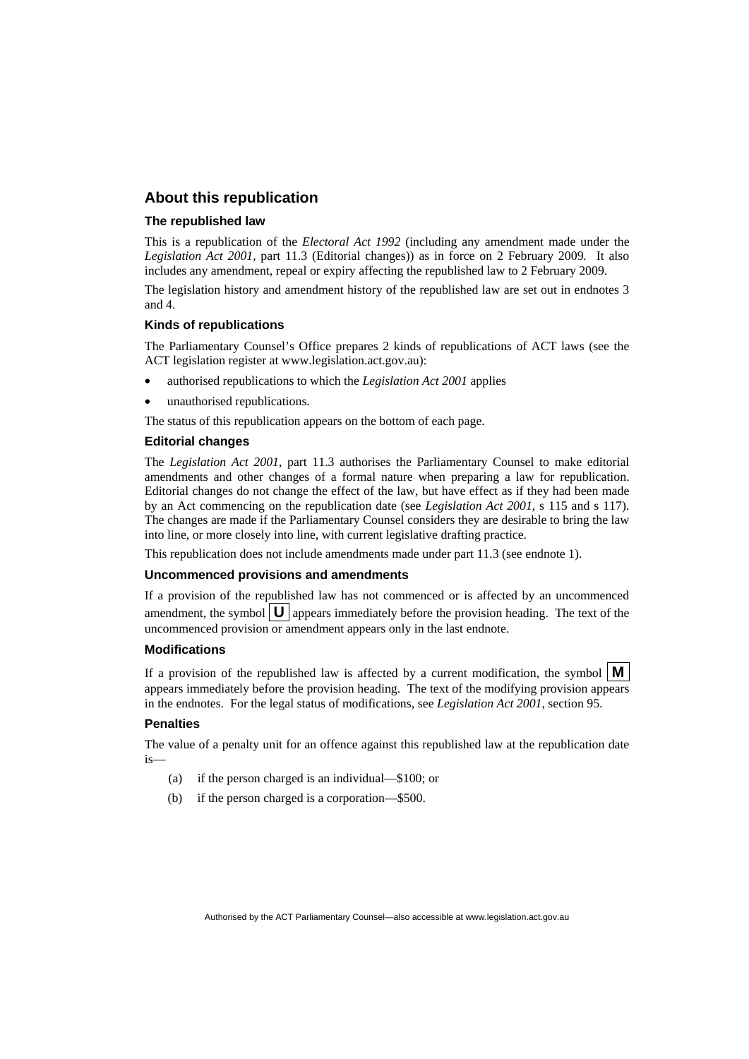## About this republication

### The republished law

This is a republication of the *Electoral Act 1992* (including any amendment made under the *Legislation Act 2001*, part 11.3 (Editorial changes)) as in force on 2 February 2009*.* It also includes any amendment, repeal or expiry affecting the republished law to 2 February 2009.

The legislation history and amendment history of the republished law are set out in endnotes 3 and 4.

### Kinds of republications

The Parliamentary Counsel's Office prepares 2 kinds of republications of ACT laws (see the ACT legislation register at www.legislation.act.gov.au):

- authorised republications to which the *Legislation Act 2001* applies
- unauthorised republications.

The status of this republication appears on the bottom of each page.

### Editorial changes

The *Legislation Act 2001*, part 11.3 authorises the Parliamentary Counsel to make editorial amendments and other changes of a formal nature when preparing a law for republication. Editorial changes do not change the effect of the law, but have effect as if they had been made by an Act commencing on the republication date (see *Legislation Act 2001*, s 115 and s 117). The changes are made if the Parliamentary Counsel considers they are desirable to bring the law into line, or more closely into line, with current legislative drafting practice.

This republication does not include amendments made under part 11.3 (see endnote 1).

### Uncommenced provisions and amendments

If a provision of the republished law has not commenced or is affected by an uncommenced amendment, the symbol **U** appears immediately before the provision heading. The text of the uncommenced provision or amendment appears only in the last endnote.

### Modifications

If a provision of the republished law is affected by a current modification, the symbol **M** appears immediately before the provision heading. The text of the modifying provision appears in the endnotes. For the legal status of modifications, see *Legislation Act 2001*, section 95.

### Penalties

The value of a penalty unit for an offence against this republished law at the republication date is—

(a) if the person charged is an individual—$100; or

(b) if the person charged is a corporation—$500.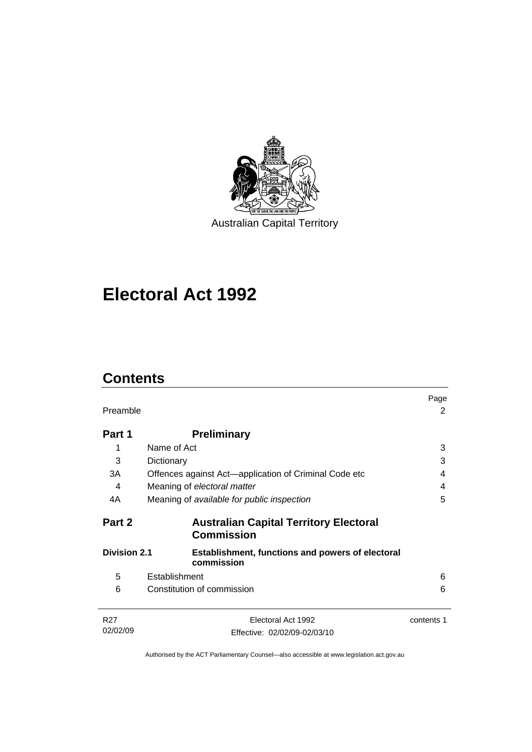Australian Capital Territory

# Electoral Act 1992

## Contents

| | | Page |
|---|---|---|
| Preamble | | 2 |
| **Part 1** | **Preliminary** | |
| 1 | Name of Act | 3 |
| 3 | Dictionary | 3 |
| 3A | Offences against Act—application of Criminal Code etc | 4 |
| 4 | Meaning of *electoral matter* | 4 |
| 4A | Meaning of *available for public inspection* | 5 |
| **Part 2** | **Australian Capital Territory Electoral Commission** | |
| **Division 2.1** | **Establishment, functions and powers of electoral commission** | |
| 5 | Establishment | 6 |
| 6 | Constitution of commission | 6 |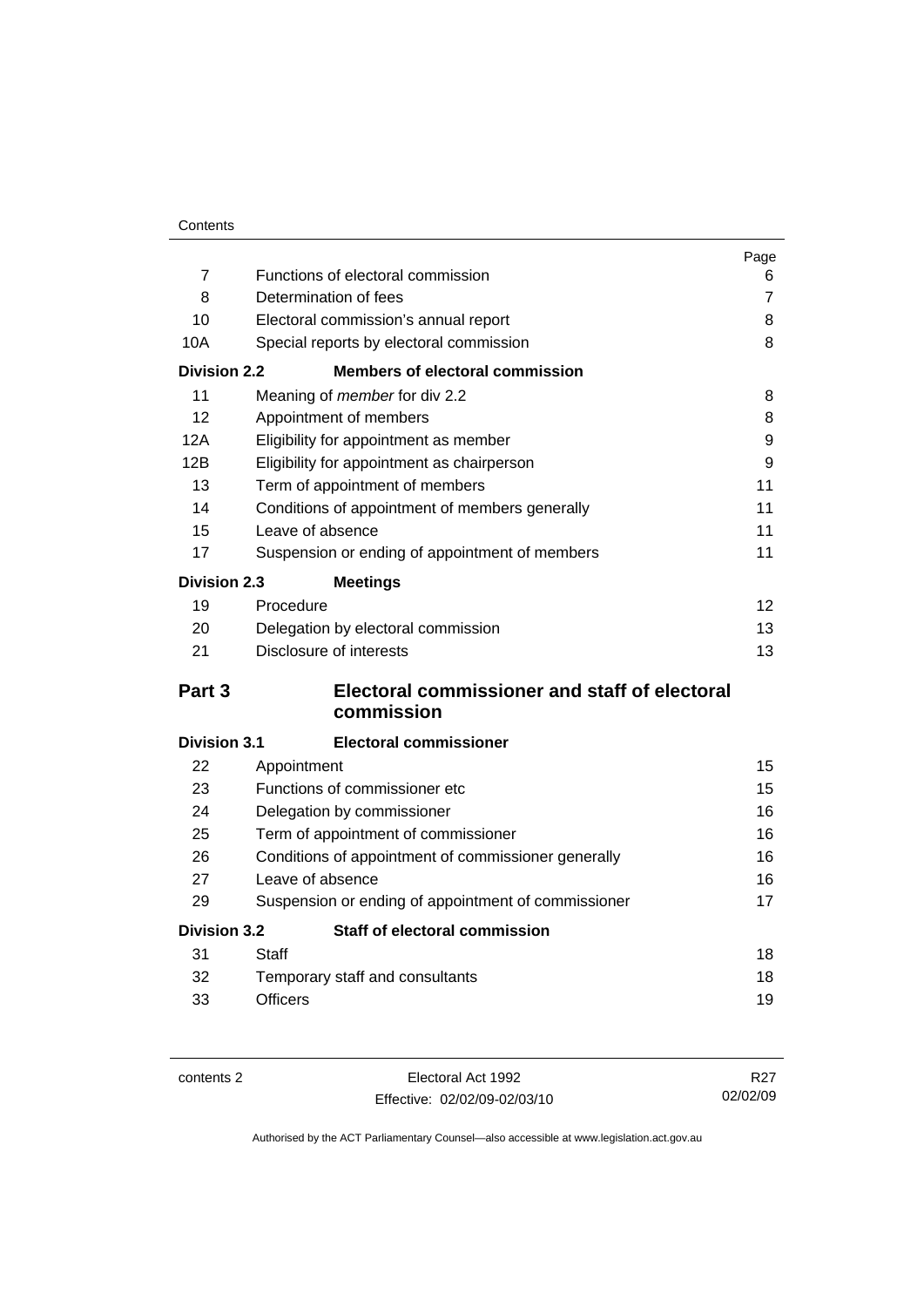| | | Page |
|---|---|---|
| 7 | Functions of electoral commission | 6 |
| 8 | Determination of fees | 7 |
| 10 | Electoral commission's annual report | 8 |
| 10A | Special reports by electoral commission | 8 |
| **Division 2.2** | **Members of electoral commission** | |
| 11 | Meaning of *member* for div 2.2 | 8 |
| 12 | Appointment of members | 8 |
| 12A | Eligibility for appointment as member | 9 |
| 12B | Eligibility for appointment as chairperson | 9 |
| 13 | Term of appointment of members | 11 |
| 14 | Conditions of appointment of members generally | 11 |
| 15 | Leave of absence | 11 |
| 17 | Suspension or ending of appointment of members | 11 |
| **Division 2.3** | **Meetings** | |
| 19 | Procedure | 12 |
| 20 | Delegation by electoral commission | 13 |
| 21 | Disclosure of interests | 13 |
| **Part 3** | **Electoral commissioner and staff of electoral commission** | |
| **Division 3.1** | **Electoral commissioner** | |
| 22 | Appointment | 15 |
| 23 | Functions of commissioner etc | 15 |
| 24 | Delegation by commissioner | 16 |
| 25 | Term of appointment of commissioner | 16 |
| 26 | Conditions of appointment of commissioner generally | 16 |
| 27 | Leave of absence | 16 |
| 29 | Suspension or ending of appointment of commissioner | 17 |
| **Division 3.2** | **Staff of electoral commission** | |
| 31 | Staff | 18 |
| 32 | Temporary staff and consultants | 18 |
| 33 | Officers | 19 |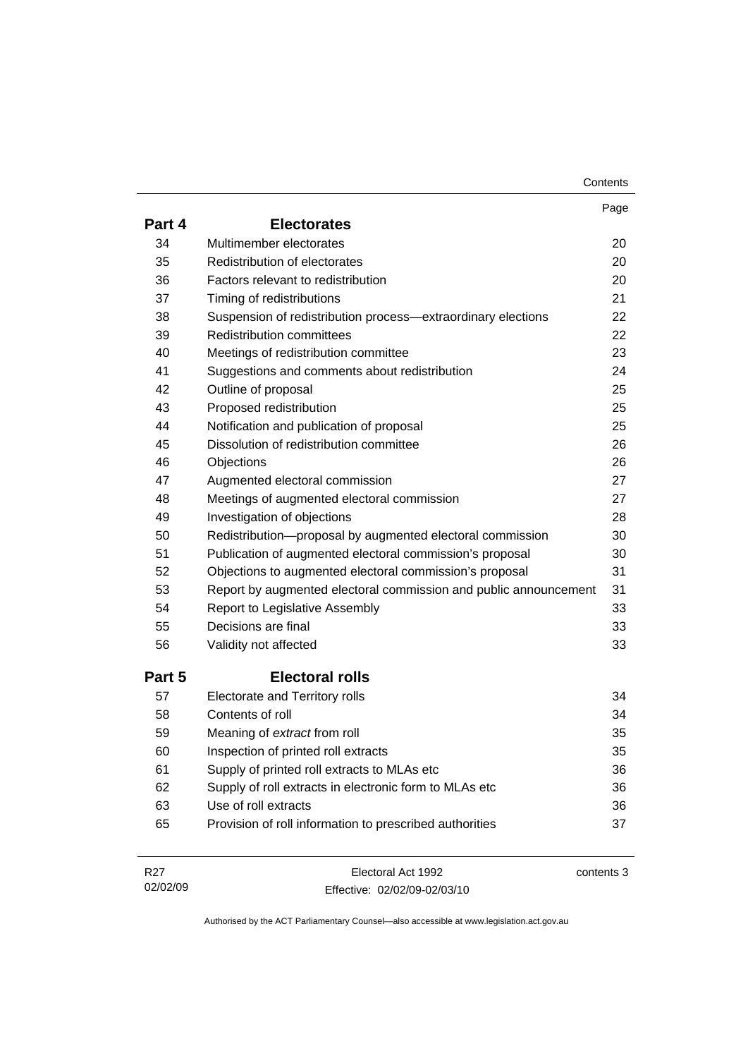| | | Page |
|---|---|---|
| **Part 4** | **Electorates** | |
| 34 | Multimember electorates | 20 |
| 35 | Redistribution of electorates | 20 |
| 36 | Factors relevant to redistribution | 20 |
| 37 | Timing of redistributions | 21 |
| 38 | Suspension of redistribution process—extraordinary elections | 22 |
| 39 | Redistribution committees | 22 |
| 40 | Meetings of redistribution committee | 23 |
| 41 | Suggestions and comments about redistribution | 24 |
| 42 | Outline of proposal | 25 |
| 43 | Proposed redistribution | 25 |
| 44 | Notification and publication of proposal | 25 |
| 45 | Dissolution of redistribution committee | 26 |
| 46 | Objections | 26 |
| 47 | Augmented electoral commission | 27 |
| 48 | Meetings of augmented electoral commission | 27 |
| 49 | Investigation of objections | 28 |
| 50 | Redistribution—proposal by augmented electoral commission | 30 |
| 51 | Publication of augmented electoral commission's proposal | 30 |
| 52 | Objections to augmented electoral commission's proposal | 31 |
| 53 | Report by augmented electoral commission and public announcement | 31 |
| 54 | Report to Legislative Assembly | 33 |
| 55 | Decisions are final | 33 |
| 56 | Validity not affected | 33 |
| **Part 5** | **Electoral rolls** | |
| 57 | Electorate and Territory rolls | 34 |
| 58 | Contents of roll | 34 |
| 59 | Meaning of *extract* from roll | 35 |
| 60 | Inspection of printed roll extracts | 35 |
| 61 | Supply of printed roll extracts to MLAs etc | 36 |
| 62 | Supply of roll extracts in electronic form to MLAs etc | 36 |
| 63 | Use of roll extracts | 36 |
| 65 | Provision of roll information to prescribed authorities | 37 |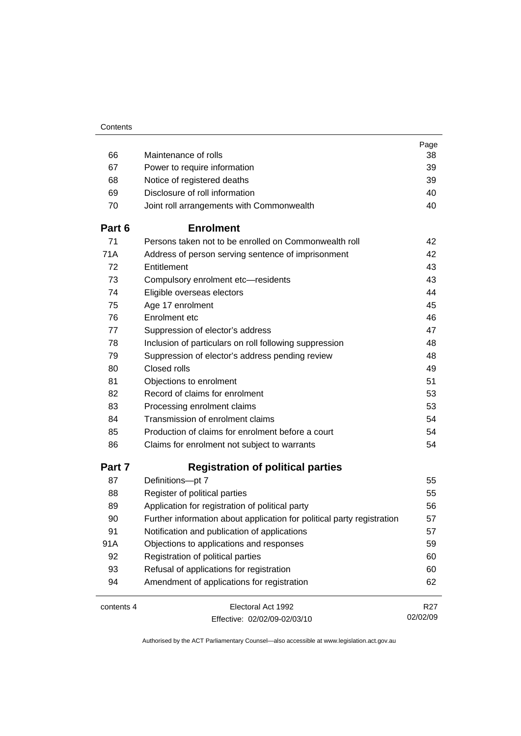| | | Page |
|---|---|---|
| 66 | Maintenance of rolls | 38 |
| 67 | Power to require information | 39 |
| 68 | Notice of registered deaths | 39 |
| 69 | Disclosure of roll information | 40 |
| 70 | Joint roll arrangements with Commonwealth | 40 |
| **Part 6** | **Enrolment** | |
| 71 | Persons taken not to be enrolled on Commonwealth roll | 42 |
| 71A | Address of person serving sentence of imprisonment | 42 |
| 72 | Entitlement | 43 |
| 73 | Compulsory enrolment etc—residents | 43 |
| 74 | Eligible overseas electors | 44 |
| 75 | Age 17 enrolment | 45 |
| 76 | Enrolment etc | 46 |
| 77 | Suppression of elector's address | 47 |
| 78 | Inclusion of particulars on roll following suppression | 48 |
| 79 | Suppression of elector's address pending review | 48 |
| 80 | Closed rolls | 49 |
| 81 | Objections to enrolment | 51 |
| 82 | Record of claims for enrolment | 53 |
| 83 | Processing enrolment claims | 53 |
| 84 | Transmission of enrolment claims | 54 |
| 85 | Production of claims for enrolment before a court | 54 |
| 86 | Claims for enrolment not subject to warrants | 54 |
| **Part 7** | **Registration of political parties** | |
| 87 | Definitions—pt 7 | 55 |
| 88 | Register of political parties | 55 |
| 89 | Application for registration of political party | 56 |
| 90 | Further information about application for political party registration | 57 |
| 91 | Notification and publication of applications | 57 |
| 91A | Objections to applications and responses | 59 |
| 92 | Registration of political parties | 60 |
| 93 | Refusal of applications for registration | 60 |
| 94 | Amendment of applications for registration | 62 |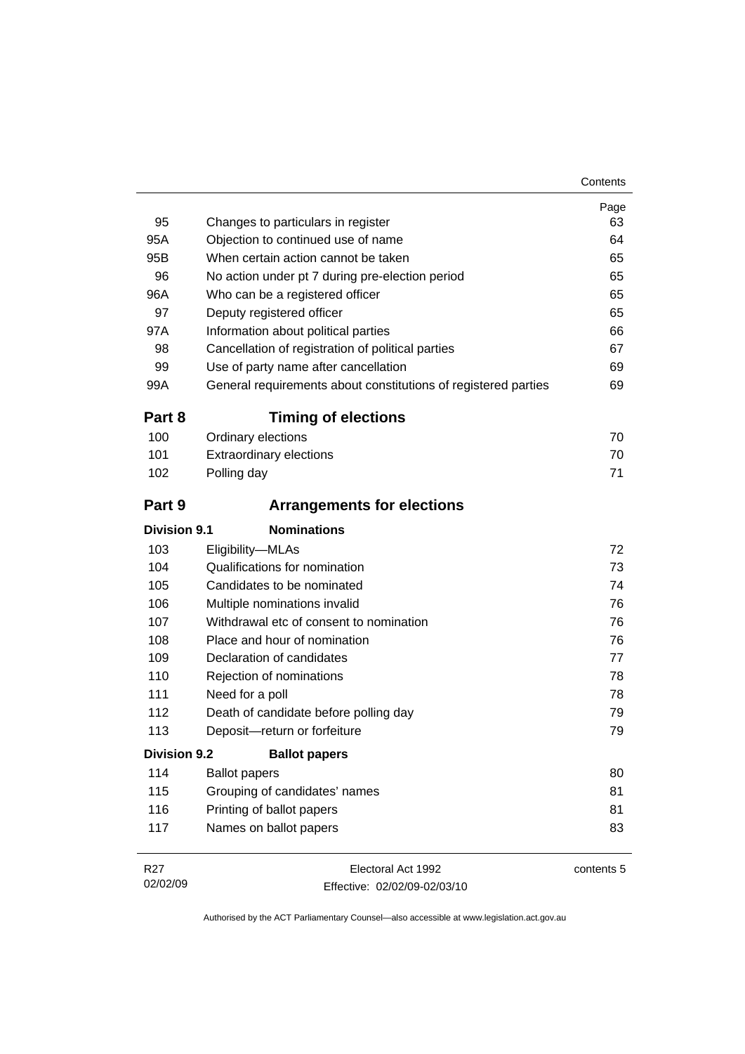| | | Page |
|---|---|---|
| 95 | Changes to particulars in register | 63 |
| 95A | Objection to continued use of name | 64 |
| 95B | When certain action cannot be taken | 65 |
| 96 | No action under pt 7 during pre-election period | 65 |
| 96A | Who can be a registered officer | 65 |
| 97 | Deputy registered officer | 65 |
| 97A | Information about political parties | 66 |
| 98 | Cancellation of registration of political parties | 67 |
| 99 | Use of party name after cancellation | 69 |
| 99A | General requirements about constitutions of registered parties | 69 |

## Part 8 Timing of elections

| | | |
|---|---|---|
| 100 | Ordinary elections | 70 |
| 101 | Extraordinary elections | 70 |
| 102 | Polling day | 71 |

## Part 9 Arrangements for elections

### Division 9.1 Nominations

| | | |
|---|---|---|
| 103 | Eligibility—MLAs | 72 |
| 104 | Qualifications for nomination | 73 |
| 105 | Candidates to be nominated | 74 |
| 106 | Multiple nominations invalid | 76 |
| 107 | Withdrawal etc of consent to nomination | 76 |
| 108 | Place and hour of nomination | 76 |
| 109 | Declaration of candidates | 77 |
| 110 | Rejection of nominations | 78 |
| 111 | Need for a poll | 78 |
| 112 | Death of candidate before polling day | 79 |
| 113 | Deposit—return or forfeiture | 79 |

### Division 9.2 Ballot papers

| | | |
|---|---|---|
| 114 | Ballot papers | 80 |
| 115 | Grouping of candidates' names | 81 |
| 116 | Printing of ballot papers | 81 |
| 117 | Names on ballot papers | 83 |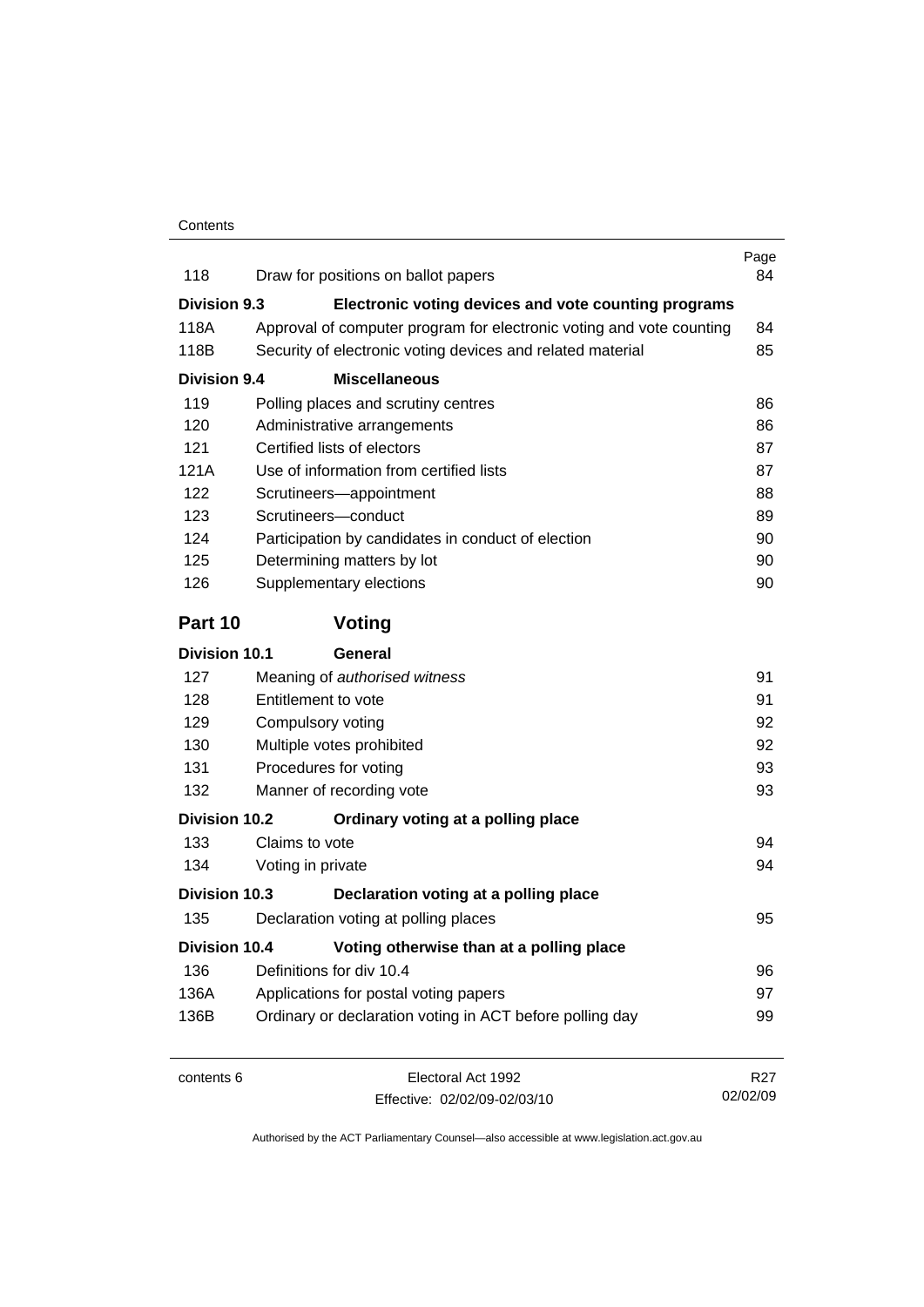| | | Page |
|---|---|---|
| 118 | Draw for positions on ballot papers | 84 |
| **Division 9.3** | **Electronic voting devices and vote counting programs** | |
| 118A | Approval of computer program for electronic voting and vote counting | 84 |
| 118B | Security of electronic voting devices and related material | 85 |
| **Division 9.4** | **Miscellaneous** | |
| 119 | Polling places and scrutiny centres | 86 |
| 120 | Administrative arrangements | 86 |
| 121 | Certified lists of electors | 87 |
| 121A | Use of information from certified lists | 87 |
| 122 | Scrutineers—appointment | 88 |
| 123 | Scrutineers—conduct | 89 |
| 124 | Participation by candidates in conduct of election | 90 |
| 125 | Determining matters by lot | 90 |
| 126 | Supplementary elections | 90 |

## Part 10 Voting

| | | |
|---|---|---|
| **Division 10.1** | **General** | |
| 127 | Meaning of *authorised witness* | 91 |
| 128 | Entitlement to vote | 91 |
| 129 | Compulsory voting | 92 |
| 130 | Multiple votes prohibited | 92 |
| 131 | Procedures for voting | 93 |
| 132 | Manner of recording vote | 93 |
| **Division 10.2** | **Ordinary voting at a polling place** | |
| 133 | Claims to vote | 94 |
| 134 | Voting in private | 94 |
| **Division 10.3** | **Declaration voting at a polling place** | |
| 135 | Declaration voting at polling places | 95 |
| **Division 10.4** | **Voting otherwise than at a polling place** | |
| 136 | Definitions for div 10.4 | 96 |
| 136A | Applications for postal voting papers | 97 |
| 136B | Ordinary or declaration voting in ACT before polling day | 99 |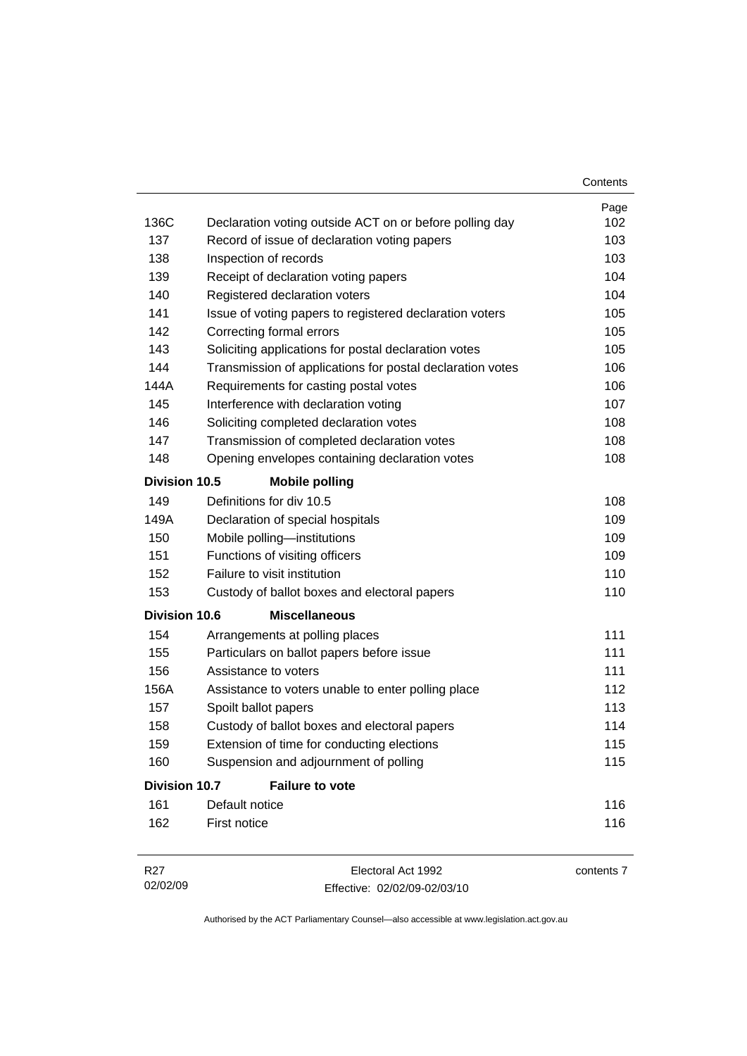| | | Page |
|---|---|---|
| 136C | Declaration voting outside ACT on or before polling day | 102 |
| 137 | Record of issue of declaration voting papers | 103 |
| 138 | Inspection of records | 103 |
| 139 | Receipt of declaration voting papers | 104 |
| 140 | Registered declaration voters | 104 |
| 141 | Issue of voting papers to registered declaration voters | 105 |
| 142 | Correcting formal errors | 105 |
| 143 | Soliciting applications for postal declaration votes | 105 |
| 144 | Transmission of applications for postal declaration votes | 106 |
| 144A | Requirements for casting postal votes | 106 |
| 145 | Interference with declaration voting | 107 |
| 146 | Soliciting completed declaration votes | 108 |
| 147 | Transmission of completed declaration votes | 108 |
| 148 | Opening envelopes containing declaration votes | 108 |
| **Division 10.5** | **Mobile polling** | |
| 149 | Definitions for div 10.5 | 108 |
| 149A | Declaration of special hospitals | 109 |
| 150 | Mobile polling—institutions | 109 |
| 151 | Functions of visiting officers | 109 |
| 152 | Failure to visit institution | 110 |
| 153 | Custody of ballot boxes and electoral papers | 110 |
| **Division 10.6** | **Miscellaneous** | |
| 154 | Arrangements at polling places | 111 |
| 155 | Particulars on ballot papers before issue | 111 |
| 156 | Assistance to voters | 111 |
| 156A | Assistance to voters unable to enter polling place | 112 |
| 157 | Spoilt ballot papers | 113 |
| 158 | Custody of ballot boxes and electoral papers | 114 |
| 159 | Extension of time for conducting elections | 115 |
| 160 | Suspension and adjournment of polling | 115 |
| **Division 10.7** | **Failure to vote** | |
| 161 | Default notice | 116 |
| 162 | First notice | 116 |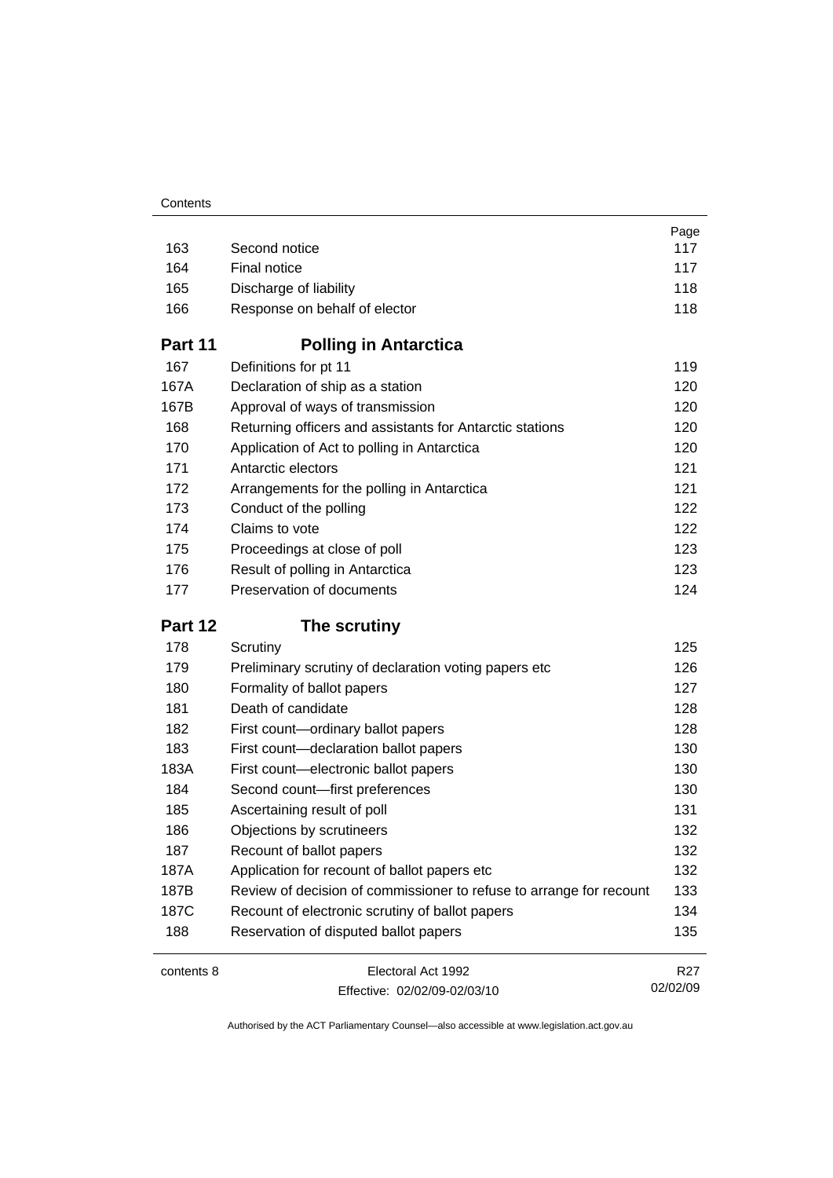| | | Page |
|---|---|---|
| 163 | Second notice | 117 |
| 164 | Final notice | 117 |
| 165 | Discharge of liability | 118 |
| 166 | Response on behalf of elector | 118 |

## Part 11 Polling in Antarctica

| | | |
|---|---|---|
| 167 | Definitions for pt 11 | 119 |
| 167A | Declaration of ship as a station | 120 |
| 167B | Approval of ways of transmission | 120 |
| 168 | Returning officers and assistants for Antarctic stations | 120 |
| 170 | Application of Act to polling in Antarctica | 120 |
| 171 | Antarctic electors | 121 |
| 172 | Arrangements for the polling in Antarctica | 121 |
| 173 | Conduct of the polling | 122 |
| 174 | Claims to vote | 122 |
| 175 | Proceedings at close of poll | 123 |
| 176 | Result of polling in Antarctica | 123 |
| 177 | Preservation of documents | 124 |

## Part 12 The scrutiny

| | | |
|---|---|---|
| 178 | Scrutiny | 125 |
| 179 | Preliminary scrutiny of declaration voting papers etc | 126 |
| 180 | Formality of ballot papers | 127 |
| 181 | Death of candidate | 128 |
| 182 | First count—ordinary ballot papers | 128 |
| 183 | First count—declaration ballot papers | 130 |
| 183A | First count—electronic ballot papers | 130 |
| 184 | Second count—first preferences | 130 |
| 185 | Ascertaining result of poll | 131 |
| 186 | Objections by scrutineers | 132 |
| 187 | Recount of ballot papers | 132 |
| 187A | Application for recount of ballot papers etc | 132 |
| 187B | Review of decision of commissioner to refuse to arrange for recount | 133 |
| 187C | Recount of electronic scrutiny of ballot papers | 134 |
| 188 | Reservation of disputed ballot papers | 135 |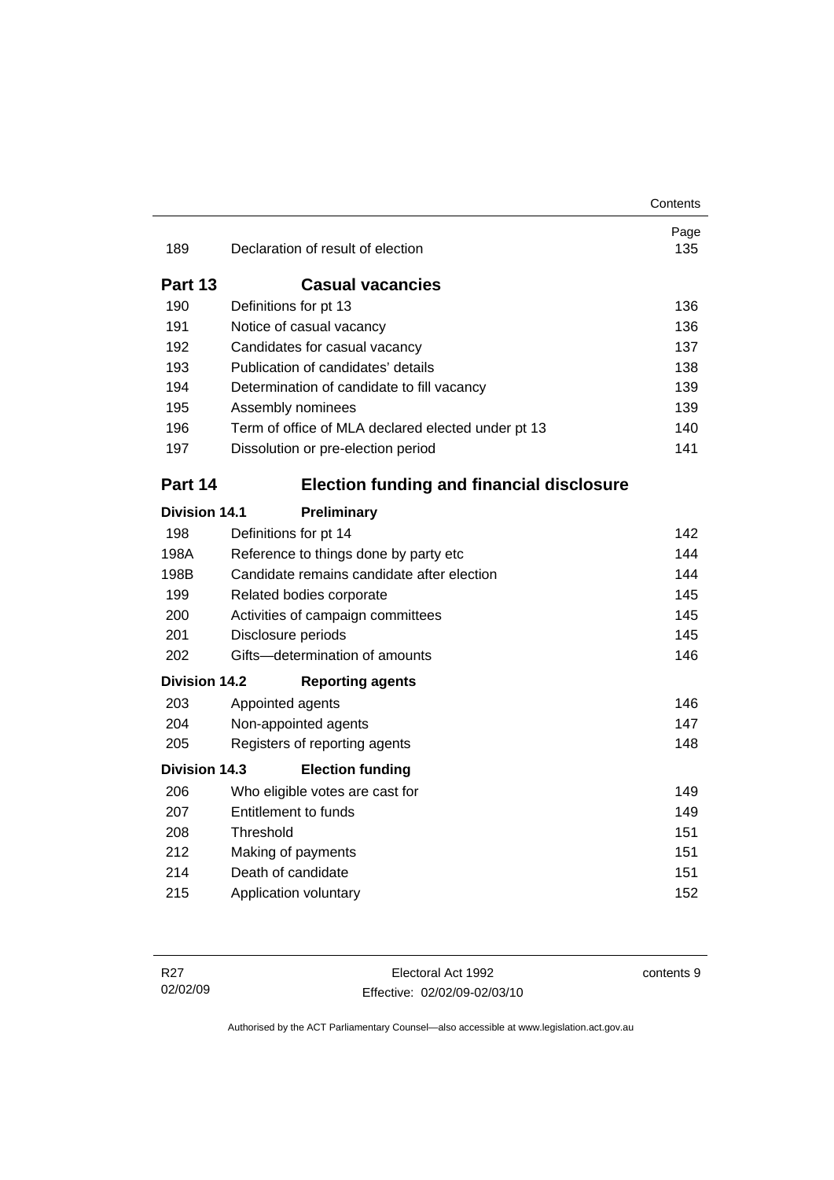| | | Page |
|---|---|---|
| 189 | Declaration of result of election | 135 |
| **Part 13** | **Casual vacancies** | |
| 190 | Definitions for pt 13 | 136 |
| 191 | Notice of casual vacancy | 136 |
| 192 | Candidates for casual vacancy | 137 |
| 193 | Publication of candidates' details | 138 |
| 194 | Determination of candidate to fill vacancy | 139 |
| 195 | Assembly nominees | 139 |
| 196 | Term of office of MLA declared elected under pt 13 | 140 |
| 197 | Dissolution or pre-election period | 141 |
| **Part 14** | **Election funding and financial disclosure** | |
| **Division 14.1** | **Preliminary** | |
| 198 | Definitions for pt 14 | 142 |
| 198A | Reference to things done by party etc | 144 |
| 198B | Candidate remains candidate after election | 144 |
| 199 | Related bodies corporate | 145 |
| 200 | Activities of campaign committees | 145 |
| 201 | Disclosure periods | 145 |
| 202 | Gifts—determination of amounts | 146 |
| **Division 14.2** | **Reporting agents** | |
| 203 | Appointed agents | 146 |
| 204 | Non-appointed agents | 147 |
| 205 | Registers of reporting agents | 148 |
| **Division 14.3** | **Election funding** | |
| 206 | Who eligible votes are cast for | 149 |
| 207 | Entitlement to funds | 149 |
| 208 | Threshold | 151 |
| 212 | Making of payments | 151 |
| 214 | Death of candidate | 151 |
| 215 | Application voluntary | 152 |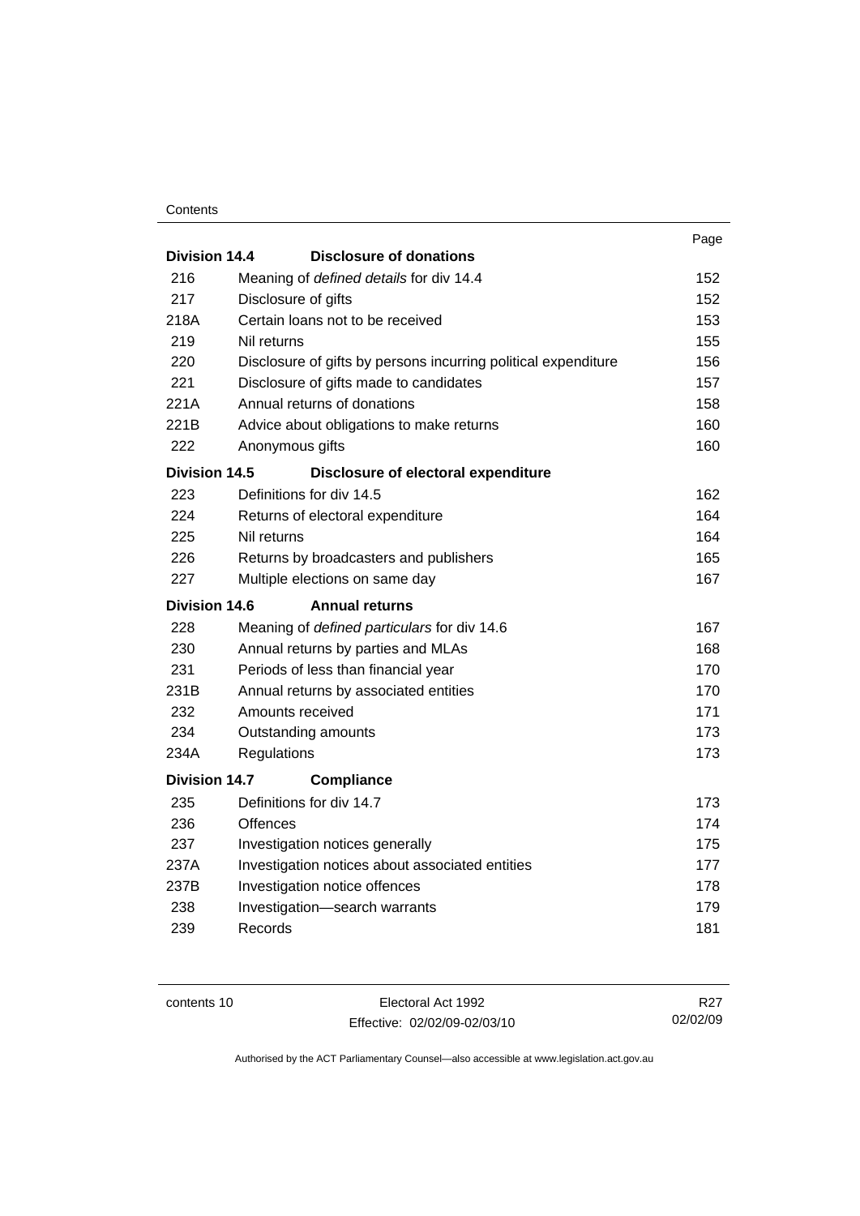| | | Page |
|---|---|---|
| **Division 14.4** | **Disclosure of donations** | |
| 216 | Meaning of *defined details* for div 14.4 | 152 |
| 217 | Disclosure of gifts | 152 |
| 218A | Certain loans not to be received | 153 |
| 219 | Nil returns | 155 |
| 220 | Disclosure of gifts by persons incurring political expenditure | 156 |
| 221 | Disclosure of gifts made to candidates | 157 |
| 221A | Annual returns of donations | 158 |
| 221B | Advice about obligations to make returns | 160 |
| 222 | Anonymous gifts | 160 |
| **Division 14.5** | **Disclosure of electoral expenditure** | |
| 223 | Definitions for div 14.5 | 162 |
| 224 | Returns of electoral expenditure | 164 |
| 225 | Nil returns | 164 |
| 226 | Returns by broadcasters and publishers | 165 |
| 227 | Multiple elections on same day | 167 |
| **Division 14.6** | **Annual returns** | |
| 228 | Meaning of *defined particulars* for div 14.6 | 167 |
| 230 | Annual returns by parties and MLAs | 168 |
| 231 | Periods of less than financial year | 170 |
| 231B | Annual returns by associated entities | 170 |
| 232 | Amounts received | 171 |
| 234 | Outstanding amounts | 173 |
| 234A | Regulations | 173 |
| **Division 14.7** | **Compliance** | |
| 235 | Definitions for div 14.7 | 173 |
| 236 | Offences | 174 |
| 237 | Investigation notices generally | 175 |
| 237A | Investigation notices about associated entities | 177 |
| 237B | Investigation notice offences | 178 |
| 238 | Investigation—search warrants | 179 |
| 239 | Records | 181 |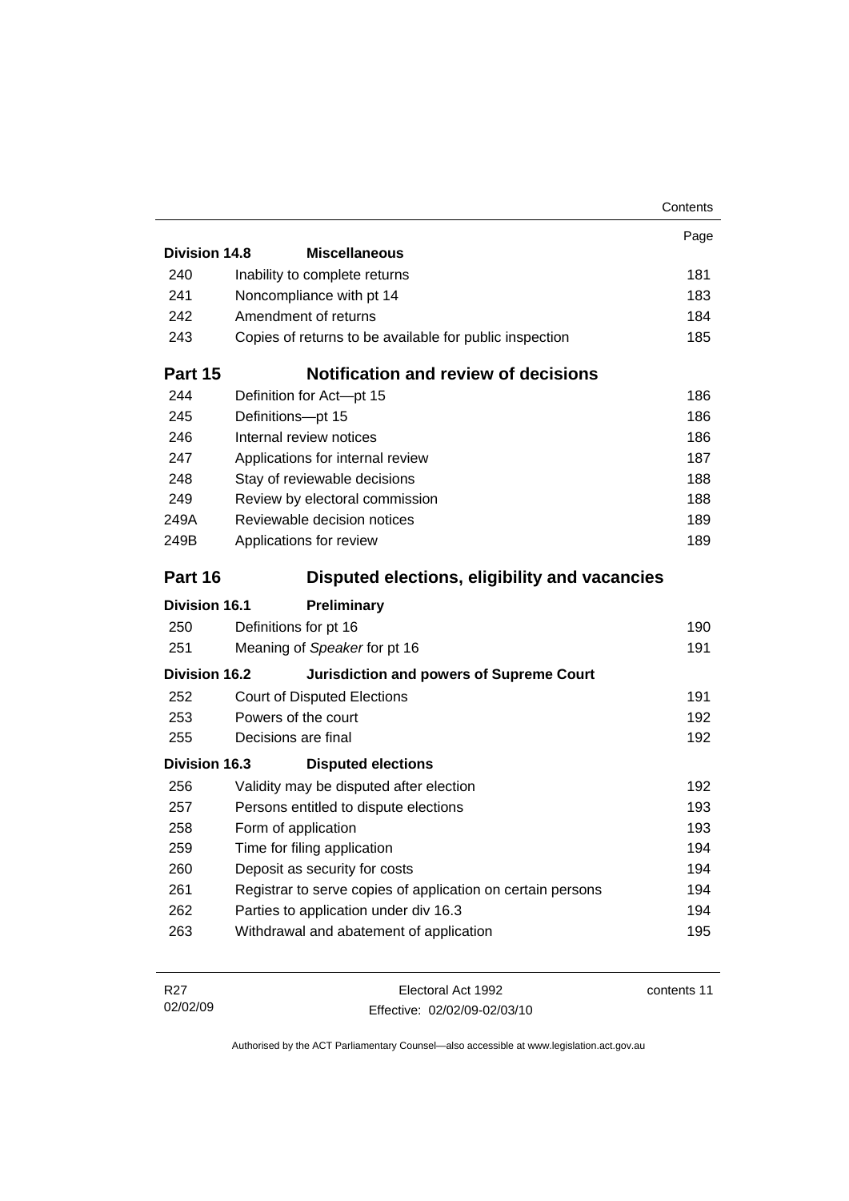| | | Page |
|---|---|---|
| **Division 14.8** | **Miscellaneous** | |
| 240 | Inability to complete returns | 181 |
| 241 | Noncompliance with pt 14 | 183 |
| 242 | Amendment of returns | 184 |
| 243 | Copies of returns to be available for public inspection | 185 |
| **Part 15** | **Notification and review of decisions** | |
| 244 | Definition for Act—pt 15 | 186 |
| 245 | Definitions—pt 15 | 186 |
| 246 | Internal review notices | 186 |
| 247 | Applications for internal review | 187 |
| 248 | Stay of reviewable decisions | 188 |
| 249 | Review by electoral commission | 188 |
| 249A | Reviewable decision notices | 189 |
| 249B | Applications for review | 189 |
| **Part 16** | **Disputed elections, eligibility and vacancies** | |
| **Division 16.1** | **Preliminary** | |
| 250 | Definitions for pt 16 | 190 |
| 251 | Meaning of *Speaker* for pt 16 | 191 |
| **Division 16.2** | **Jurisdiction and powers of Supreme Court** | |
| 252 | Court of Disputed Elections | 191 |
| 253 | Powers of the court | 192 |
| 255 | Decisions are final | 192 |
| **Division 16.3** | **Disputed elections** | |
| 256 | Validity may be disputed after election | 192 |
| 257 | Persons entitled to dispute elections | 193 |
| 258 | Form of application | 193 |
| 259 | Time for filing application | 194 |
| 260 | Deposit as security for costs | 194 |
| 261 | Registrar to serve copies of application on certain persons | 194 |
| 262 | Parties to application under div 16.3 | 194 |
| 263 | Withdrawal and abatement of application | 195 |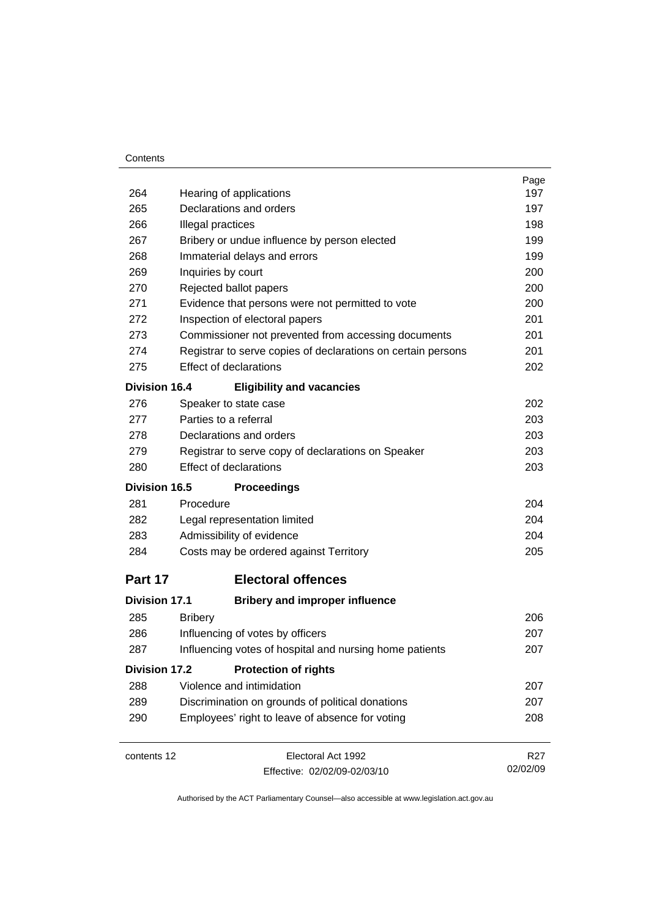| | | Page |
|---|---|---|
| 264 | Hearing of applications | 197 |
| 265 | Declarations and orders | 197 |
| 266 | Illegal practices | 198 |
| 267 | Bribery or undue influence by person elected | 199 |
| 268 | Immaterial delays and errors | 199 |
| 269 | Inquiries by court | 200 |
| 270 | Rejected ballot papers | 200 |
| 271 | Evidence that persons were not permitted to vote | 200 |
| 272 | Inspection of electoral papers | 201 |
| 273 | Commissioner not prevented from accessing documents | 201 |
| 274 | Registrar to serve copies of declarations on certain persons | 201 |
| 275 | Effect of declarations | 202 |

**Division 16.4 Eligibility and vacancies**

| | | |
|---|---|---|
| 276 | Speaker to state case | 202 |
| 277 | Parties to a referral | 203 |
| 278 | Declarations and orders | 203 |
| 279 | Registrar to serve copy of declarations on Speaker | 203 |
| 280 | Effect of declarations | 203 |

**Division 16.5 Proceedings**

| | | |
|---|---|---|
| 281 | Procedure | 204 |
| 282 | Legal representation limited | 204 |
| 283 | Admissibility of evidence | 204 |
| 284 | Costs may be ordered against Territory | 205 |

## Part 17 Electoral offences

**Division 17.1 Bribery and improper influence**

| | | |
|---|---|---|
| 285 | Bribery | 206 |
| 286 | Influencing of votes by officers | 207 |
| 287 | Influencing votes of hospital and nursing home patients | 207 |

**Division 17.2 Protection of rights**

| | | |
|---|---|---|
| 288 | Violence and intimidation | 207 |
| 289 | Discrimination on grounds of political donations | 207 |
| 290 | Employees' right to leave of absence for voting | 208 |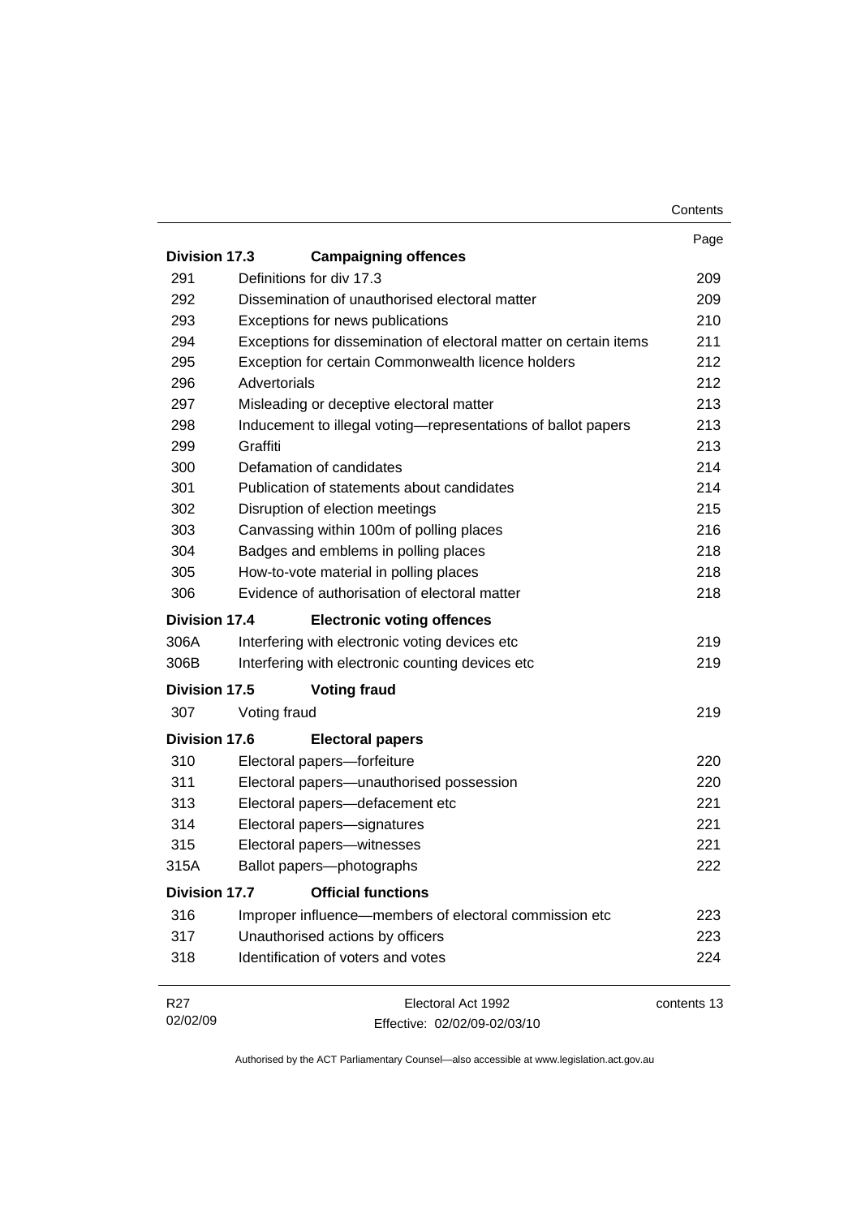| | | Page |
|---|---|---|
| **Division 17.3** | **Campaigning offences** | |
| 291 | Definitions for div 17.3 | 209 |
| 292 | Dissemination of unauthorised electoral matter | 209 |
| 293 | Exceptions for news publications | 210 |
| 294 | Exceptions for dissemination of electoral matter on certain items | 211 |
| 295 | Exception for certain Commonwealth licence holders | 212 |
| 296 | Advertorials | 212 |
| 297 | Misleading or deceptive electoral matter | 213 |
| 298 | Inducement to illegal voting—representations of ballot papers | 213 |
| 299 | Graffiti | 213 |
| 300 | Defamation of candidates | 214 |
| 301 | Publication of statements about candidates | 214 |
| 302 | Disruption of election meetings | 215 |
| 303 | Canvassing within 100m of polling places | 216 |
| 304 | Badges and emblems in polling places | 218 |
| 305 | How-to-vote material in polling places | 218 |
| 306 | Evidence of authorisation of electoral matter | 218 |
| **Division 17.4** | **Electronic voting offences** | |
| 306A | Interfering with electronic voting devices etc | 219 |
| 306B | Interfering with electronic counting devices etc | 219 |
| **Division 17.5** | **Voting fraud** | |
| 307 | Voting fraud | 219 |
| **Division 17.6** | **Electoral papers** | |
| 310 | Electoral papers—forfeiture | 220 |
| 311 | Electoral papers—unauthorised possession | 220 |
| 313 | Electoral papers—defacement etc | 221 |
| 314 | Electoral papers—signatures | 221 |
| 315 | Electoral papers—witnesses | 221 |
| 315A | Ballot papers—photographs | 222 |
| **Division 17.7** | **Official functions** | |
| 316 | Improper influence—members of electoral commission etc | 223 |
| 317 | Unauthorised actions by officers | 223 |
| 318 | Identification of voters and votes | 224 |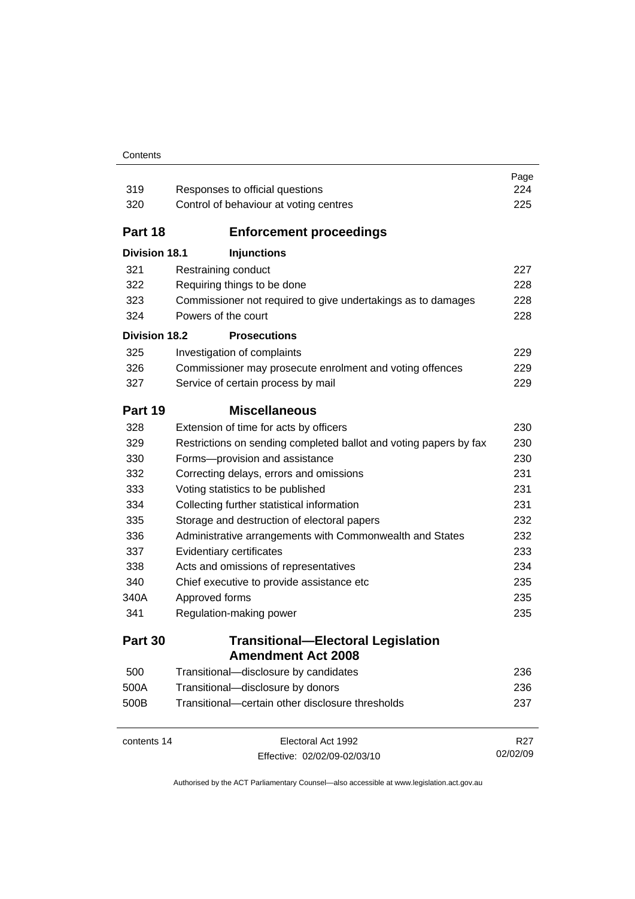| | | Page |
|---|---|---|
| 319 | Responses to official questions | 224 |
| 320 | Control of behaviour at voting centres | 225 |

## Part 18 Enforcement proceedings

### Division 18.1 Injunctions

| | | |
|---|---|---|
| 321 | Restraining conduct | 227 |
| 322 | Requiring things to be done | 228 |
| 323 | Commissioner not required to give undertakings as to damages | 228 |
| 324 | Powers of the court | 228 |

### Division 18.2 Prosecutions

| | | |
|---|---|---|
| 325 | Investigation of complaints | 229 |
| 326 | Commissioner may prosecute enrolment and voting offences | 229 |
| 327 | Service of certain process by mail | 229 |

## Part 19 Miscellaneous

| | | |
|---|---|---|
| 328 | Extension of time for acts by officers | 230 |
| 329 | Restrictions on sending completed ballot and voting papers by fax | 230 |
| 330 | Forms—provision and assistance | 230 |
| 332 | Correcting delays, errors and omissions | 231 |
| 333 | Voting statistics to be published | 231 |
| 334 | Collecting further statistical information | 231 |
| 335 | Storage and destruction of electoral papers | 232 |
| 336 | Administrative arrangements with Commonwealth and States | 232 |
| 337 | Evidentiary certificates | 233 |
| 338 | Acts and omissions of representatives | 234 |
| 340 | Chief executive to provide assistance etc | 235 |
| 340A | Approved forms | 235 |
| 341 | Regulation-making power | 235 |

## Part 30 Transitional—Electoral Legislation Amendment Act 2008

| | | |
|---|---|---|
| 500 | Transitional—disclosure by candidates | 236 |
| 500A | Transitional—disclosure by donors | 236 |
| 500B | Transitional—certain other disclosure thresholds | 237 |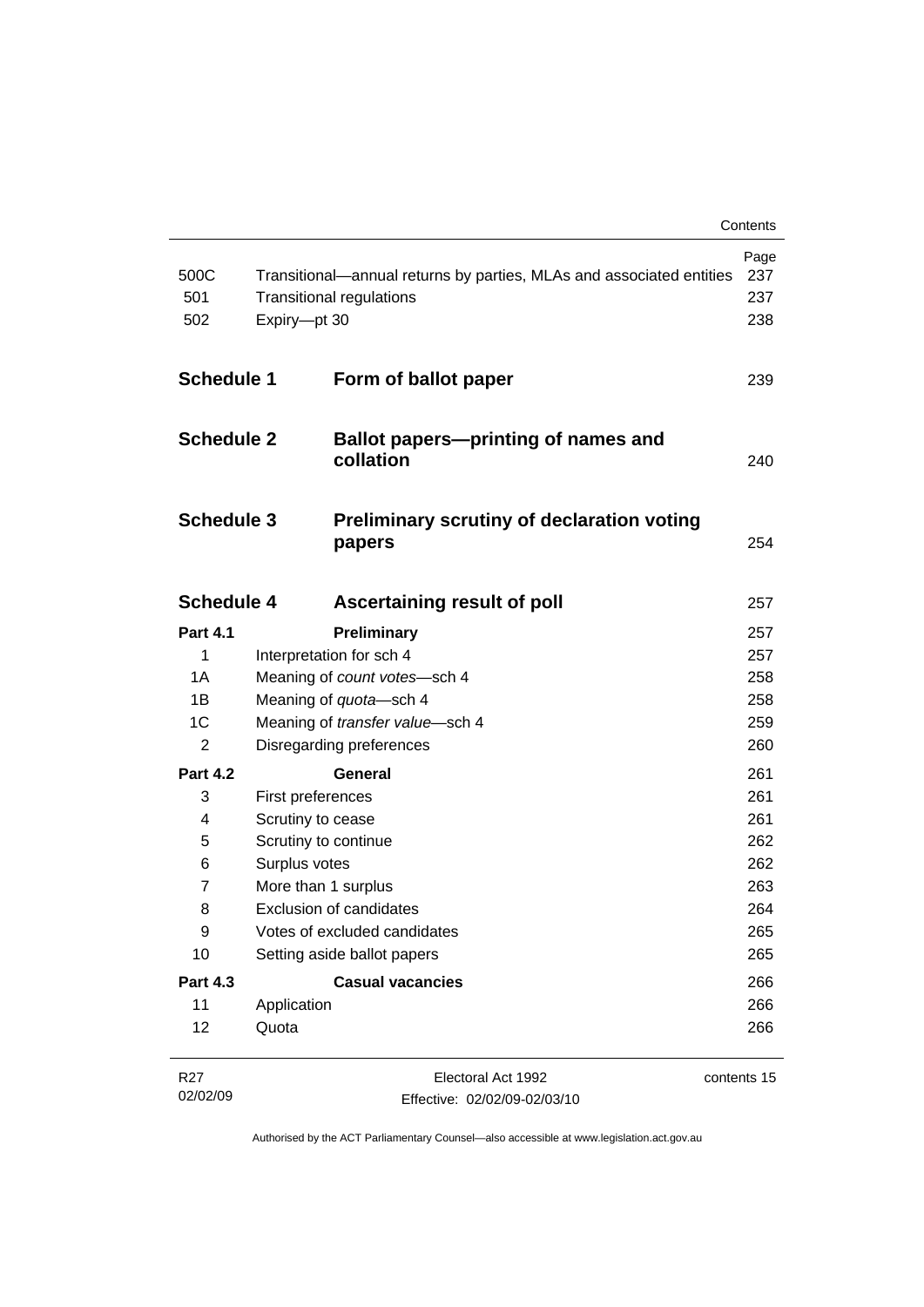| | | Page |
|---|---|---|
| 500C | Transitional—annual returns by parties, MLAs and associated entities | 237 |
| 501 | Transitional regulations | 237 |
| 502 | Expiry—pt 30 | 238 |
| **Schedule 1** | **Form of ballot paper** | 239 |
| **Schedule 2** | **Ballot papers—printing of names and collation** | 240 |
| **Schedule 3** | **Preliminary scrutiny of declaration voting papers** | 254 |
| **Schedule 4** | **Ascertaining result of poll** | 257 |
| **Part 4.1** | **Preliminary** | 257 |
| 1 | Interpretation for sch 4 | 257 |
| 1A | Meaning of *count votes*—sch 4 | 258 |
| 1B | Meaning of *quota*—sch 4 | 258 |
| 1C | Meaning of *transfer value*—sch 4 | 259 |
| 2 | Disregarding preferences | 260 |
| **Part 4.2** | **General** | 261 |
| 3 | First preferences | 261 |
| 4 | Scrutiny to cease | 261 |
| 5 | Scrutiny to continue | 262 |
| 6 | Surplus votes | 262 |
| 7 | More than 1 surplus | 263 |
| 8 | Exclusion of candidates | 264 |
| 9 | Votes of excluded candidates | 265 |
| 10 | Setting aside ballot papers | 265 |
| **Part 4.3** | **Casual vacancies** | 266 |
| 11 | Application | 266 |
| 12 | Quota | 266 |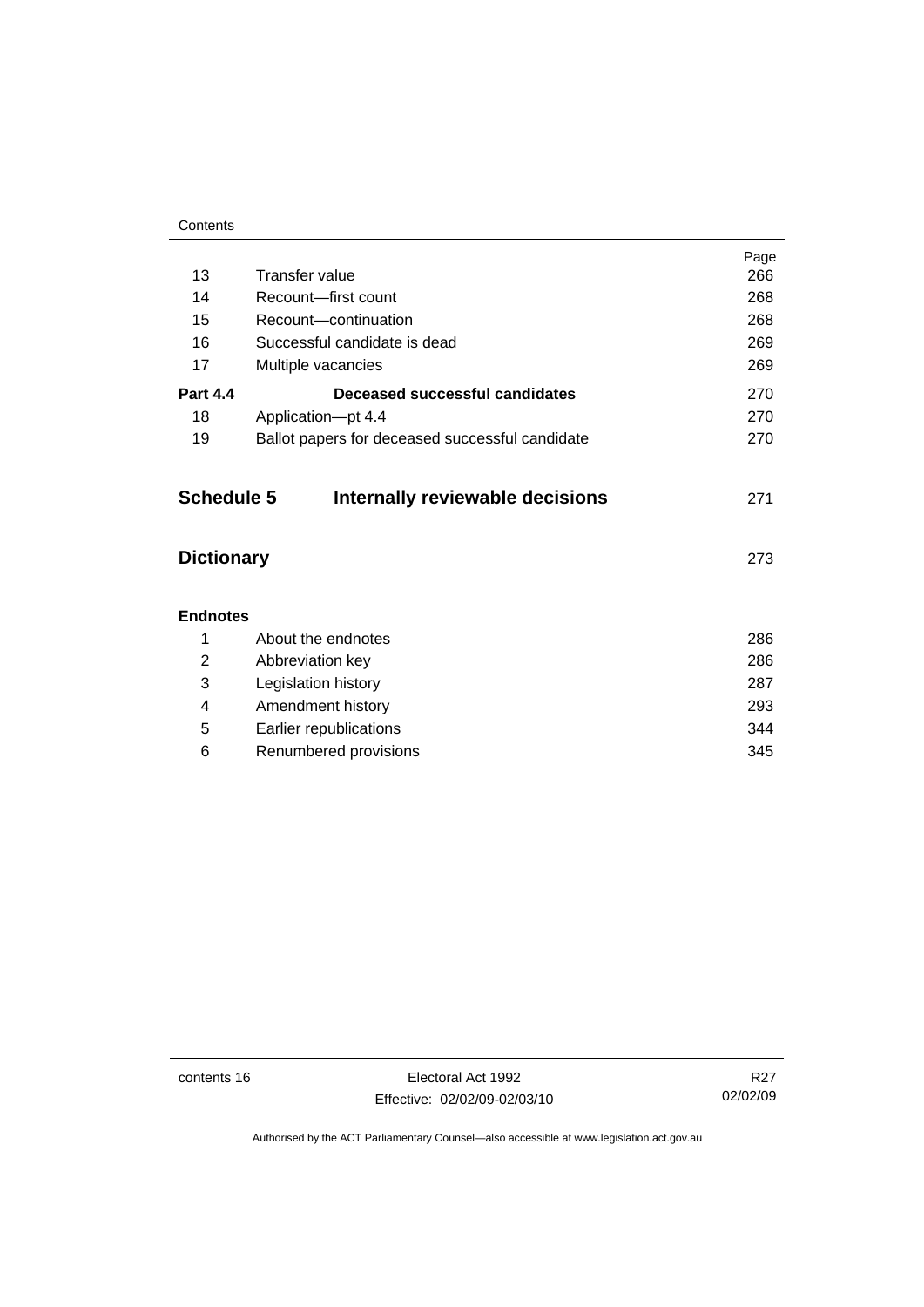| | | Page |
|---|---|---|
| 13 | Transfer value | 266 |
| 14 | Recount—first count | 268 |
| 15 | Recount—continuation | 268 |
| 16 | Successful candidate is dead | 269 |
| 17 | Multiple vacancies | 269 |
| **Part 4.4** | **Deceased successful candidates** | 270 |
| 18 | Application—pt 4.4 | 270 |
| 19 | Ballot papers for deceased successful candidate | 270 |

## Schedule 5 Internally reviewable decisions 271

## Dictionary 273

**Endnotes**

| | | |
|---|---|---|
| 1 | About the endnotes | 286 |
| 2 | Abbreviation key | 286 |
| 3 | Legislation history | 287 |
| 4 | Amendment history | 293 |
| 5 | Earlier republications | 344 |
| 6 | Renumbered provisions | 345 |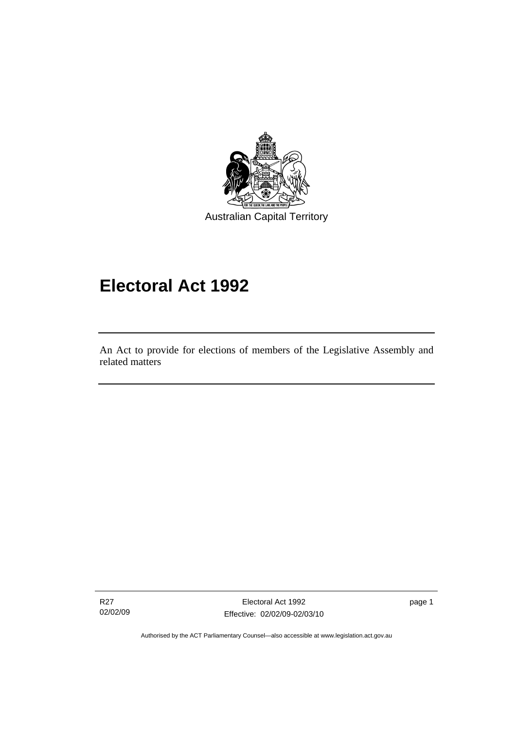Australian Capital Territory

# Electoral Act 1992

An Act to provide for elections of members of the Legislative Assembly and related matters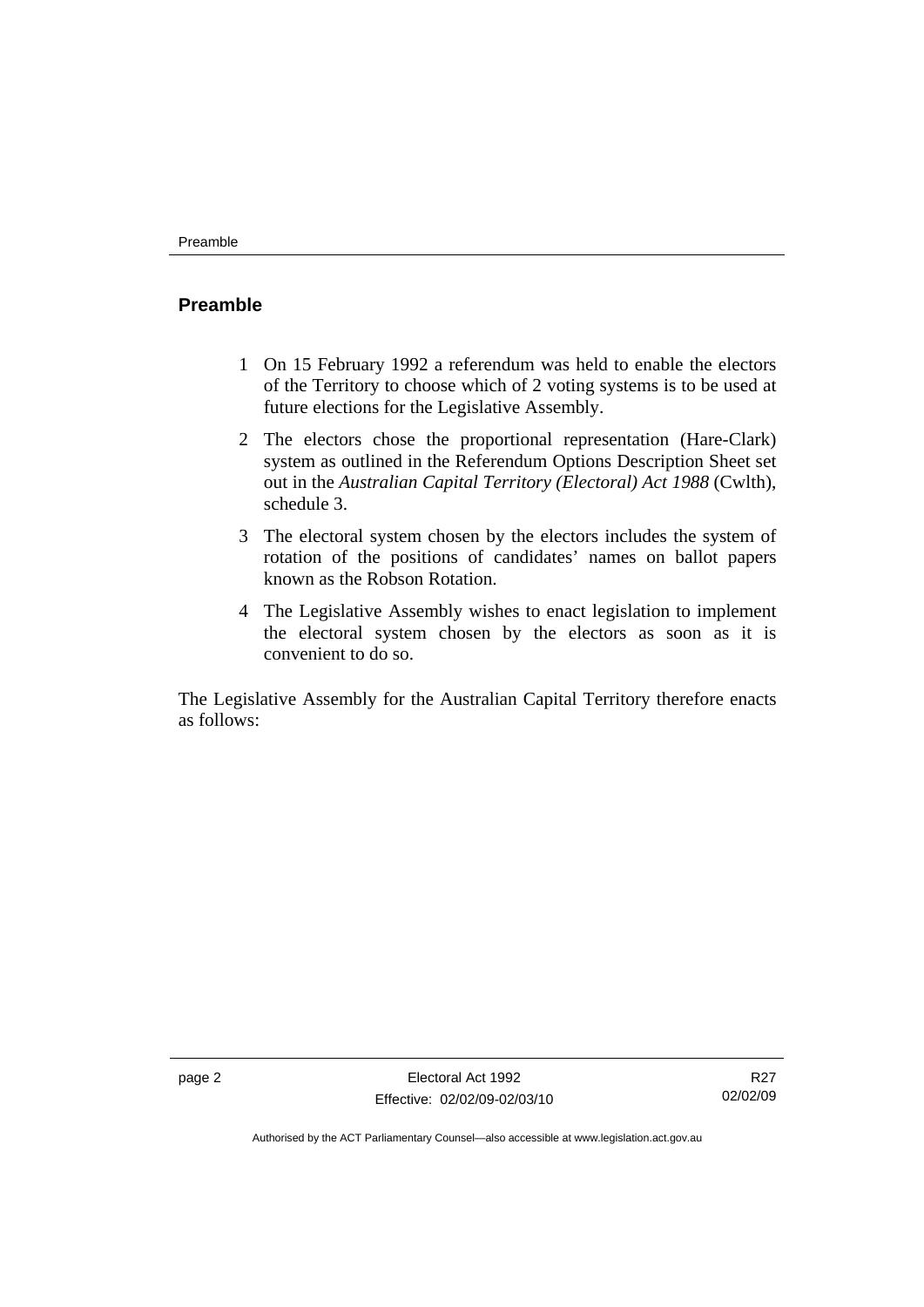## Preamble

1 On 15 February 1992 a referendum was held to enable the electors of the Territory to choose which of 2 voting systems is to be used at future elections for the Legislative Assembly.

2 The electors chose the proportional representation (Hare-Clark) system as outlined in the Referendum Options Description Sheet set out in the *Australian Capital Territory (Electoral) Act 1988* (Cwlth), schedule 3.

3 The electoral system chosen by the electors includes the system of rotation of the positions of candidates' names on ballot papers known as the Robson Rotation.

4 The Legislative Assembly wishes to enact legislation to implement the electoral system chosen by the electors as soon as it is convenient to do so.

The Legislative Assembly for the Australian Capital Territory therefore enacts as follows: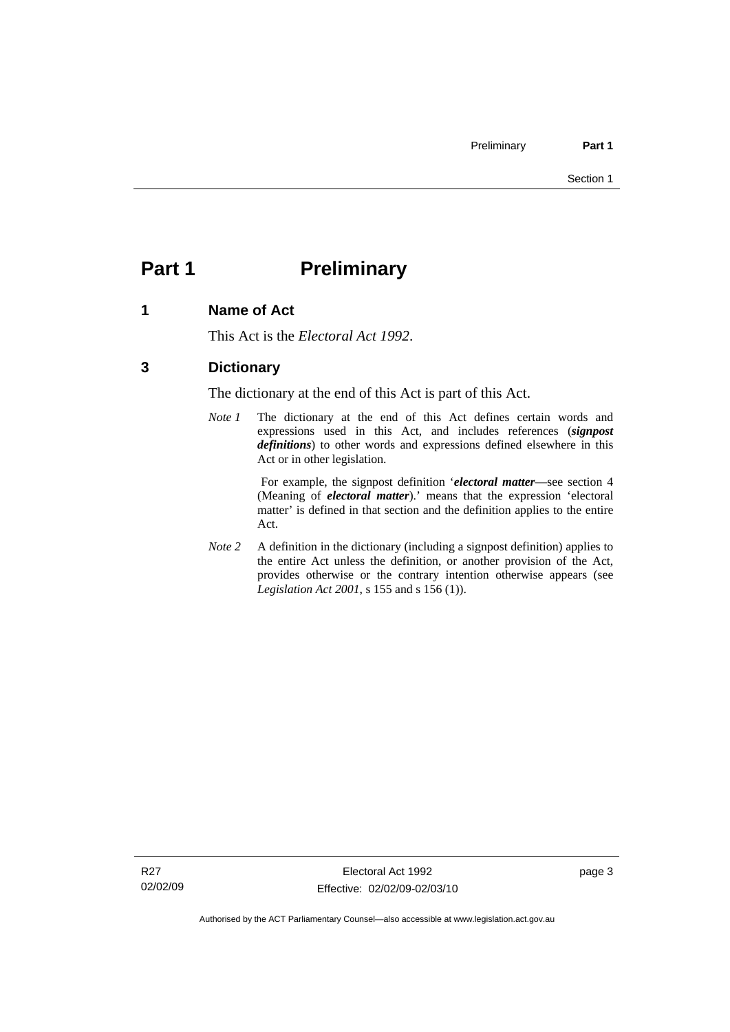# Part 1 Preliminary

## 1 Name of Act

This Act is the *Electoral Act 1992*.

## 3 Dictionary

The dictionary at the end of this Act is part of this Act.

*Note 1* The dictionary at the end of this Act defines certain words and expressions used in this Act, and includes references (***signpost definitions***) to other words and expressions defined elsewhere in this Act or in other legislation.

For example, the signpost definition '***electoral matter***—see section 4 (Meaning of ***electoral matter***).' means that the expression 'electoral matter' is defined in that section and the definition applies to the entire Act.

*Note 2* A definition in the dictionary (including a signpost definition) applies to the entire Act unless the definition, or another provision of the Act, provides otherwise or the contrary intention otherwise appears (see *Legislation Act 2001*, s 155 and s 156 (1)).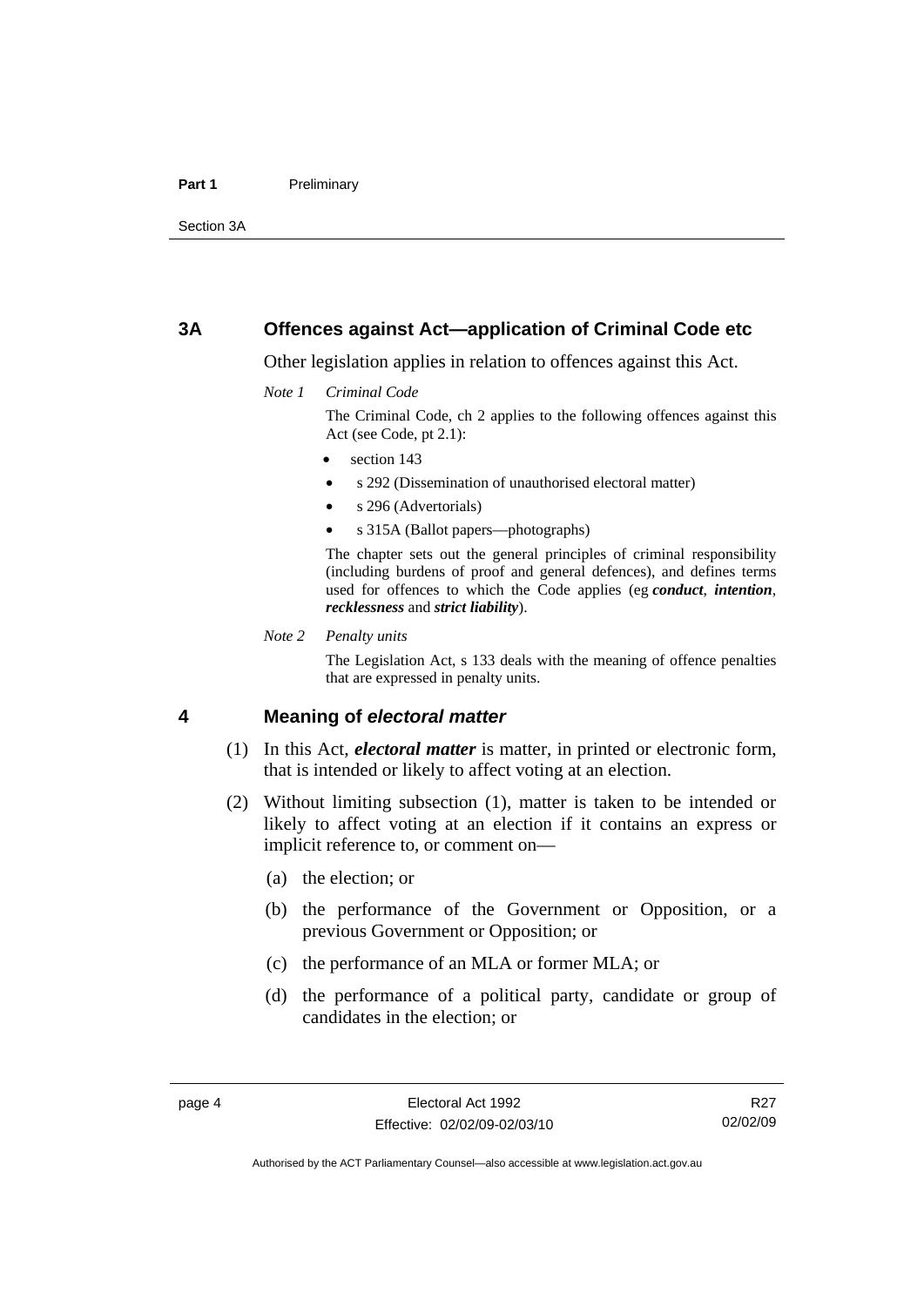## 3A Offences against Act—application of Criminal Code etc

Other legislation applies in relation to offences against this Act.

*Note 1 Criminal Code*

The Criminal Code, ch 2 applies to the following offences against this Act (see Code, pt 2.1):

- section 143
- s 292 (Dissemination of unauthorised electoral matter)
- s 296 (Advertorials)
- s 315A (Ballot papers—photographs)

The chapter sets out the general principles of criminal responsibility (including burdens of proof and general defences), and defines terms used for offences to which the Code applies (eg ***conduct***, ***intention***, ***recklessness*** and ***strict liability***).

*Note 2 Penalty units*

The Legislation Act, s 133 deals with the meaning of offence penalties that are expressed in penalty units.

## 4 Meaning of *electoral matter*

(1) In this Act, ***electoral matter*** is matter, in printed or electronic form, that is intended or likely to affect voting at an election.

(2) Without limiting subsection (1), matter is taken to be intended or likely to affect voting at an election if it contains an express or implicit reference to, or comment on—

(a) the election; or

(b) the performance of the Government or Opposition, or a previous Government or Opposition; or

(c) the performance of an MLA or former MLA; or

(d) the performance of a political party, candidate or group of candidates in the election; or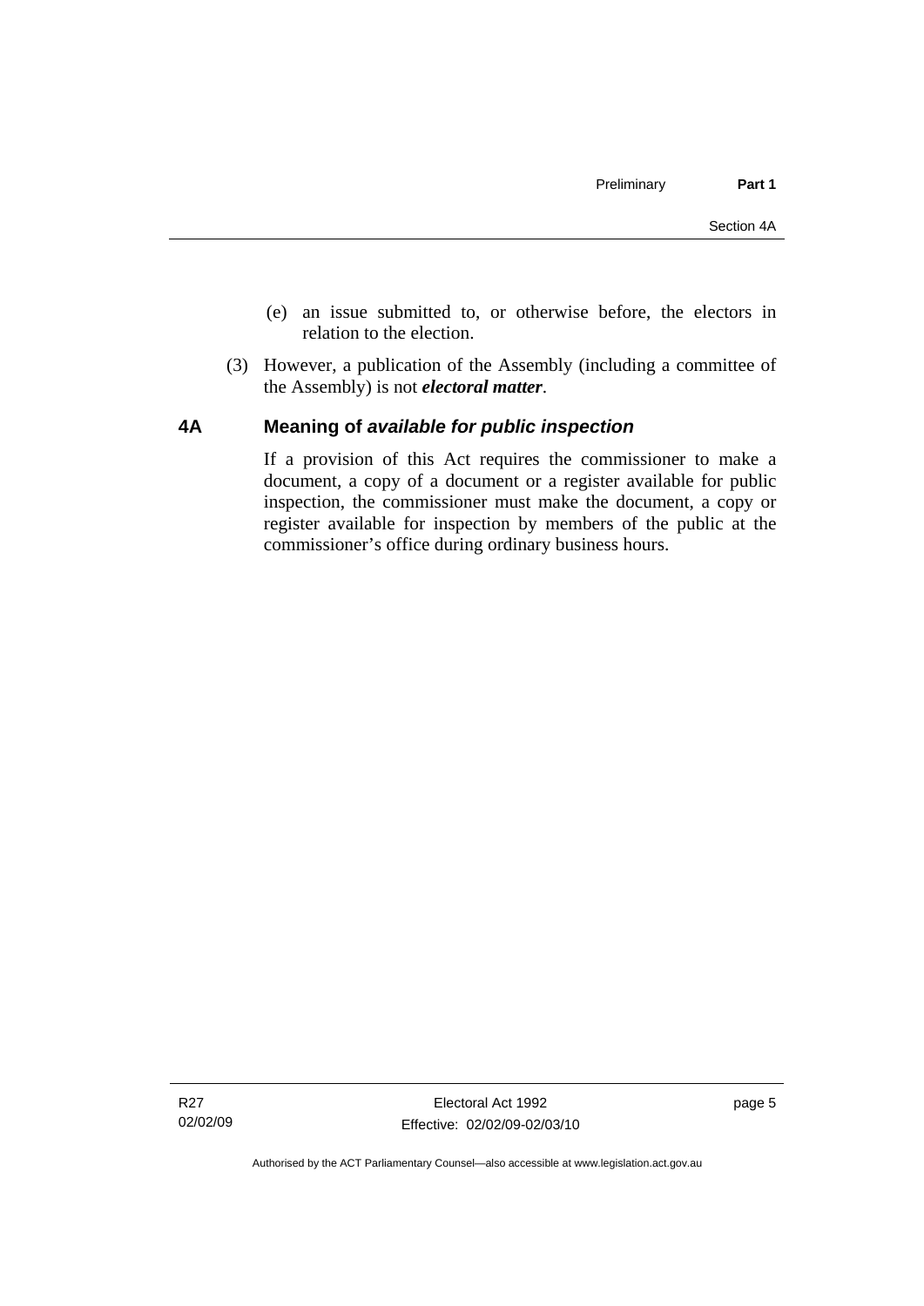(e) an issue submitted to, or otherwise before, the electors in relation to the election.

(3) However, a publication of the Assembly (including a committee of the Assembly) is not ***electoral matter***.

## 4A Meaning of *available for public inspection*

If a provision of this Act requires the commissioner to make a document, a copy of a document or a register available for public inspection, the commissioner must make the document, a copy or register available for inspection by members of the public at the commissioner's office during ordinary business hours.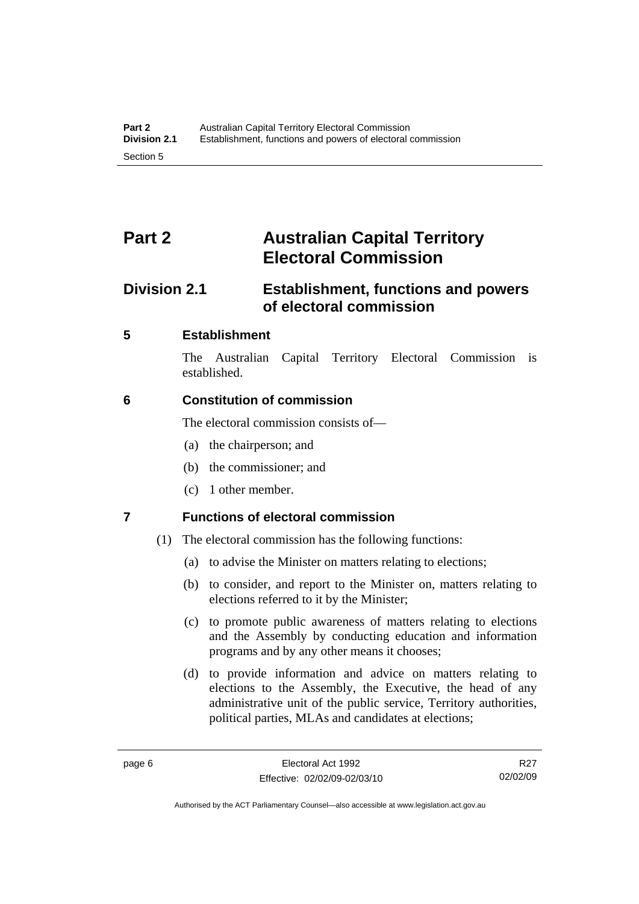# Part 2 Australian Capital Territory Electoral Commission

## Division 2.1 Establishment, functions and powers of electoral commission

### 5 Establishment

The Australian Capital Territory Electoral Commission is established.

### 6 Constitution of commission

The electoral commission consists of—

(a) the chairperson; and

(b) the commissioner; and

(c) 1 other member.

### 7 Functions of electoral commission

(1) The electoral commission has the following functions:

(a) to advise the Minister on matters relating to elections;

(b) to consider, and report to the Minister on, matters relating to elections referred to it by the Minister;

(c) to promote public awareness of matters relating to elections and the Assembly by conducting education and information programs and by any other means it chooses;

(d) to provide information and advice on matters relating to elections to the Assembly, the Executive, the head of any administrative unit of the public service, Territory authorities, political parties, MLAs and candidates at elections;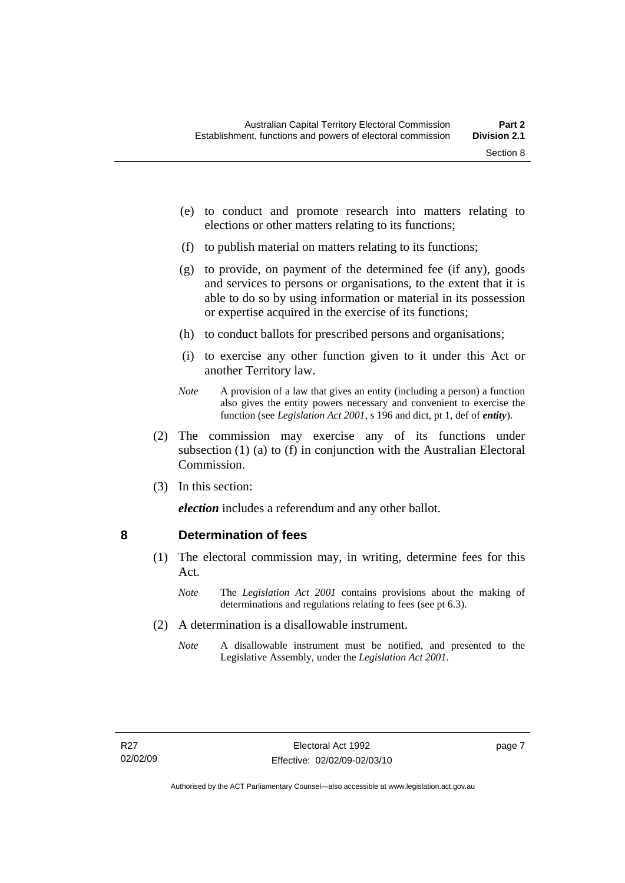(e) to conduct and promote research into matters relating to elections or other matters relating to its functions;

(f) to publish material on matters relating to its functions;

(g) to provide, on payment of the determined fee (if any), goods and services to persons or organisations, to the extent that it is able to do so by using information or material in its possession or expertise acquired in the exercise of its functions;

(h) to conduct ballots for prescribed persons and organisations;

(i) to exercise any other function given to it under this Act or another Territory law.

*Note* A provision of a law that gives an entity (including a person) a function also gives the entity powers necessary and convenient to exercise the function (see *Legislation Act 2001*, s 196 and dict, pt 1, def of ***entity***).

(2) The commission may exercise any of its functions under subsection (1) (a) to (f) in conjunction with the Australian Electoral Commission.

(3) In this section:

***election*** includes a referendum and any other ballot.

## 8 Determination of fees

(1) The electoral commission may, in writing, determine fees for this Act.

*Note* The *Legislation Act 2001* contains provisions about the making of determinations and regulations relating to fees (see pt 6.3).

(2) A determination is a disallowable instrument.

*Note* A disallowable instrument must be notified, and presented to the Legislative Assembly, under the *Legislation Act 2001*.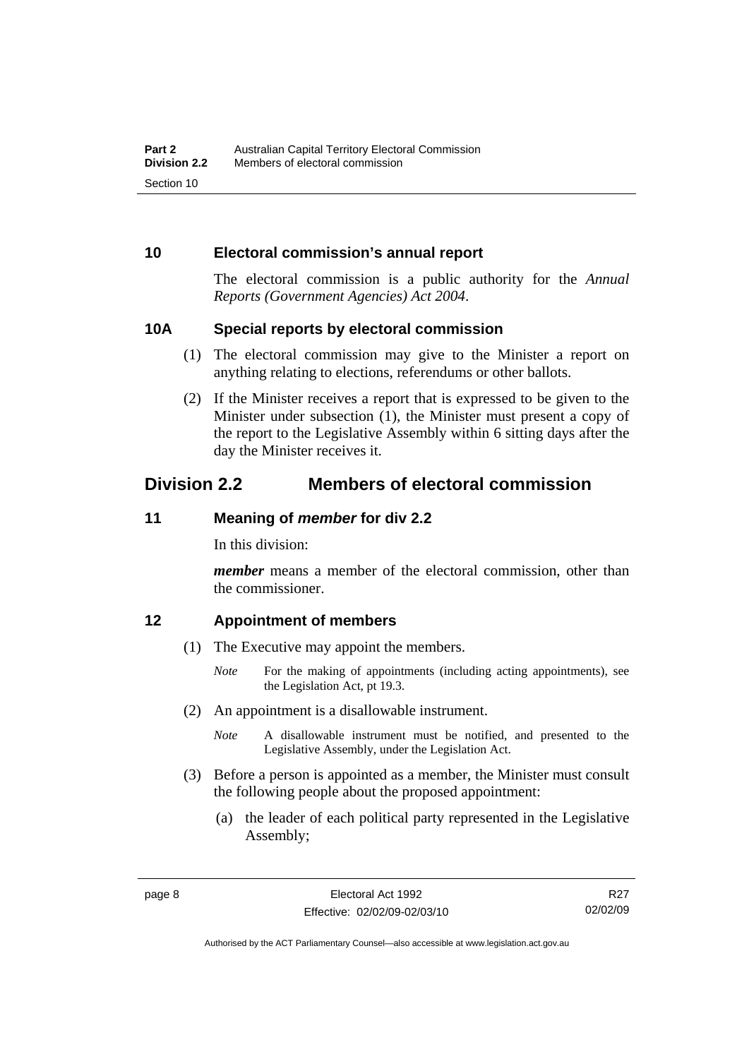## 10 Electoral commission's annual report

The electoral commission is a public authority for the *Annual Reports (Government Agencies) Act 2004*.

## 10A Special reports by electoral commission

(1) The electoral commission may give to the Minister a report on anything relating to elections, referendums or other ballots.

(2) If the Minister receives a report that is expressed to be given to the Minister under subsection (1), the Minister must present a copy of the report to the Legislative Assembly within 6 sitting days after the day the Minister receives it.

# Division 2.2 Members of electoral commission

## 11 Meaning of *member* for div 2.2

In this division:

***member*** means a member of the electoral commission, other than the commissioner.

## 12 Appointment of members

(1) The Executive may appoint the members.

*Note* For the making of appointments (including acting appointments), see the Legislation Act, pt 19.3.

(2) An appointment is a disallowable instrument.

*Note* A disallowable instrument must be notified, and presented to the Legislative Assembly, under the Legislation Act.

(3) Before a person is appointed as a member, the Minister must consult the following people about the proposed appointment:

(a) the leader of each political party represented in the Legislative Assembly;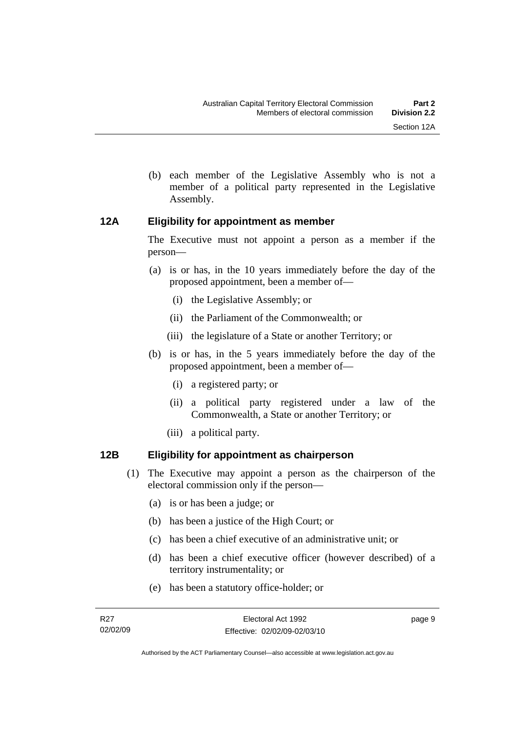(b) each member of the Legislative Assembly who is not a member of a political party represented in the Legislative Assembly.

## 12A Eligibility for appointment as member

The Executive must not appoint a person as a member if the person—

(a) is or has, in the 10 years immediately before the day of the proposed appointment, been a member of—

(i) the Legislative Assembly; or

(ii) the Parliament of the Commonwealth; or

(iii) the legislature of a State or another Territory; or

(b) is or has, in the 5 years immediately before the day of the proposed appointment, been a member of—

(i) a registered party; or

(ii) a political party registered under a law of the Commonwealth, a State or another Territory; or

(iii) a political party.

## 12B Eligibility for appointment as chairperson

(1) The Executive may appoint a person as the chairperson of the electoral commission only if the person—

(a) is or has been a judge; or

(b) has been a justice of the High Court; or

(c) has been a chief executive of an administrative unit; or

(d) has been a chief executive officer (however described) of a territory instrumentality; or

(e) has been a statutory office-holder; or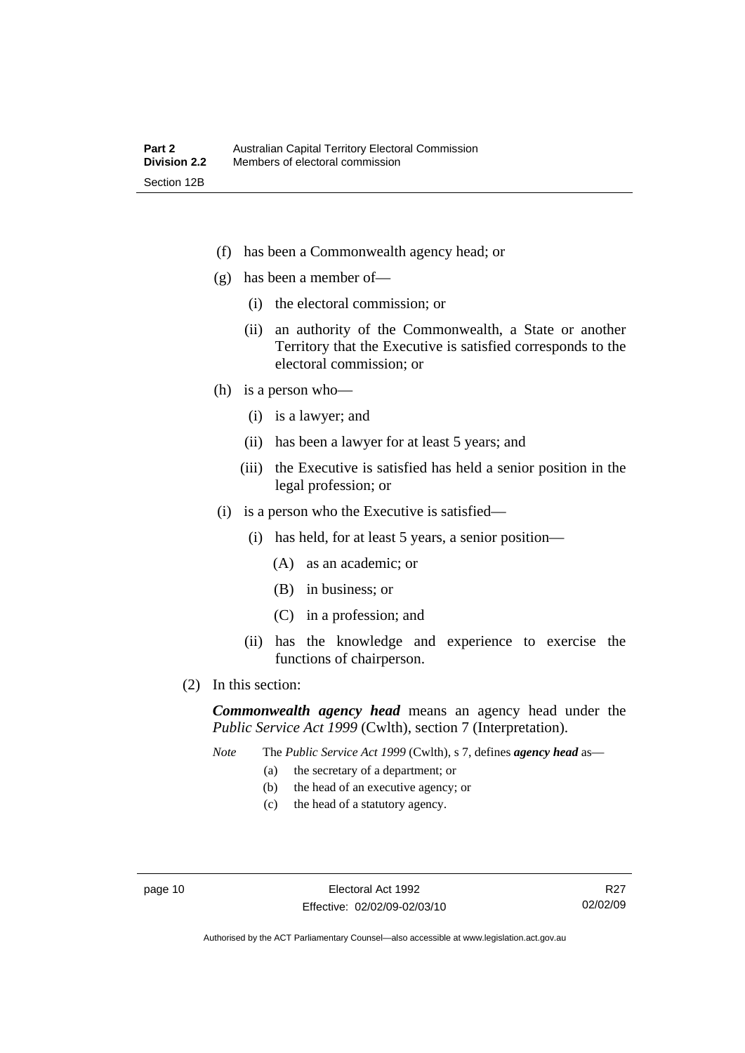(f) has been a Commonwealth agency head; or

(g) has been a member of—

  (i) the electoral commission; or

  (ii) an authority of the Commonwealth, a State or another Territory that the Executive is satisfied corresponds to the electoral commission; or

(h) is a person who—

  (i) is a lawyer; and

  (ii) has been a lawyer for at least 5 years; and

  (iii) the Executive is satisfied has held a senior position in the legal profession; or

(i) is a person who the Executive is satisfied—

  (i) has held, for at least 5 years, a senior position—

    (A) as an academic; or

    (B) in business; or

    (C) in a profession; and

  (ii) has the knowledge and experience to exercise the functions of chairperson.

(2) In this section:

***Commonwealth agency head*** means an agency head under the *Public Service Act 1999* (Cwlth), section 7 (Interpretation).

*Note* The *Public Service Act 1999* (Cwlth), s 7, defines ***agency head*** as—

  (a) the secretary of a department; or

  (b) the head of an executive agency; or

  (c) the head of a statutory agency.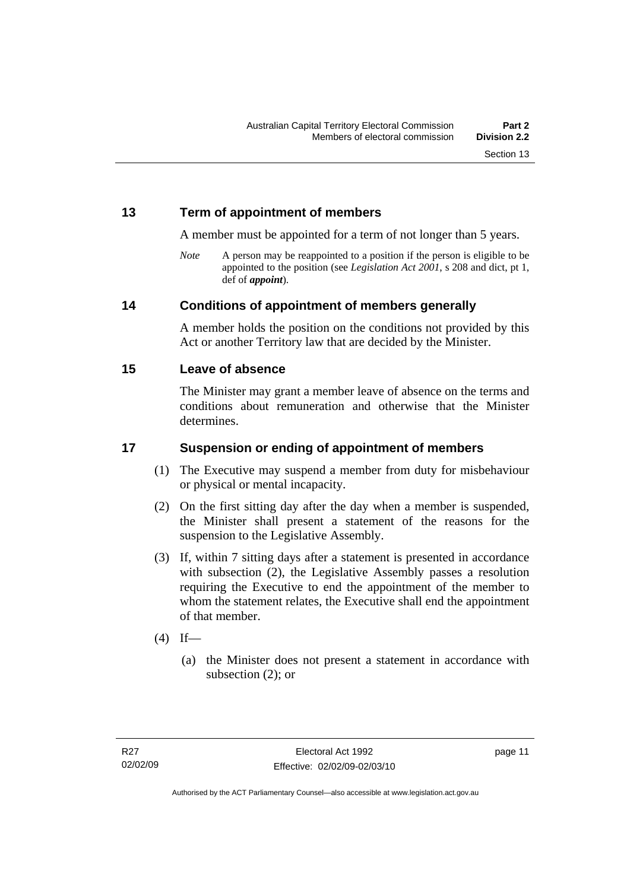## 13 Term of appointment of members

A member must be appointed for a term of not longer than 5 years.

*Note* A person may be reappointed to a position if the person is eligible to be appointed to the position (see *Legislation Act 2001*, s 208 and dict, pt 1, def of ***appoint***).

## 14 Conditions of appointment of members generally

A member holds the position on the conditions not provided by this Act or another Territory law that are decided by the Minister.

## 15 Leave of absence

The Minister may grant a member leave of absence on the terms and conditions about remuneration and otherwise that the Minister determines.

## 17 Suspension or ending of appointment of members

(1) The Executive may suspend a member from duty for misbehaviour or physical or mental incapacity.

(2) On the first sitting day after the day when a member is suspended, the Minister shall present a statement of the reasons for the suspension to the Legislative Assembly.

(3) If, within 7 sitting days after a statement is presented in accordance with subsection (2), the Legislative Assembly passes a resolution requiring the Executive to end the appointment of the member to whom the statement relates, the Executive shall end the appointment of that member.

(4) If—

(a) the Minister does not present a statement in accordance with subsection (2); or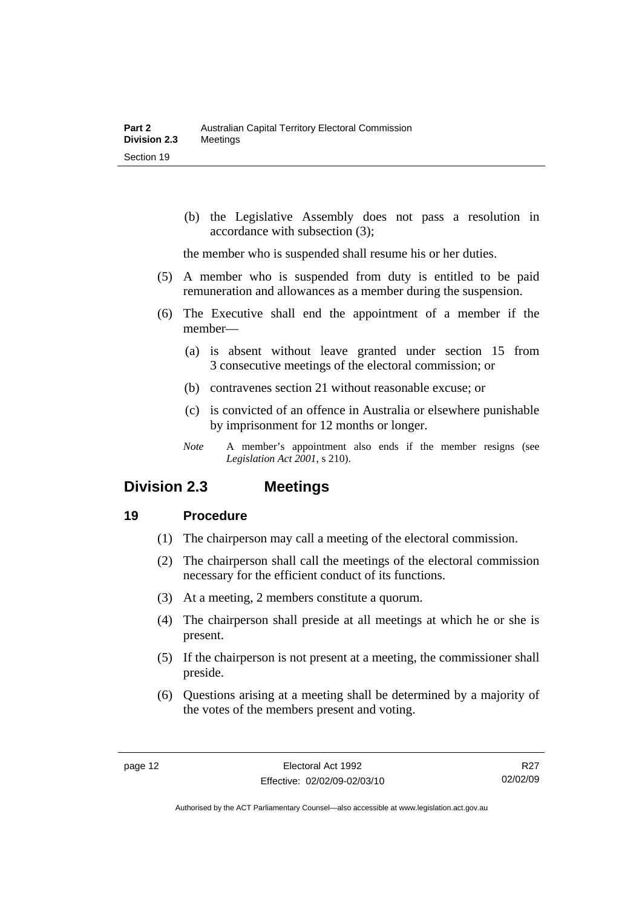(b) the Legislative Assembly does not pass a resolution in accordance with subsection (3);

the member who is suspended shall resume his or her duties.

(5) A member who is suspended from duty is entitled to be paid remuneration and allowances as a member during the suspension.

(6) The Executive shall end the appointment of a member if the member—

(a) is absent without leave granted under section 15 from 3 consecutive meetings of the electoral commission; or

(b) contravenes section 21 without reasonable excuse; or

(c) is convicted of an offence in Australia or elsewhere punishable by imprisonment for 12 months or longer.

*Note* A member's appointment also ends if the member resigns (see *Legislation Act 2001*, s 210).

## Division 2.3 Meetings

### 19 Procedure

(1) The chairperson may call a meeting of the electoral commission.

(2) The chairperson shall call the meetings of the electoral commission necessary for the efficient conduct of its functions.

(3) At a meeting, 2 members constitute a quorum.

(4) The chairperson shall preside at all meetings at which he or she is present.

(5) If the chairperson is not present at a meeting, the commissioner shall preside.

(6) Questions arising at a meeting shall be determined by a majority of the votes of the members present and voting.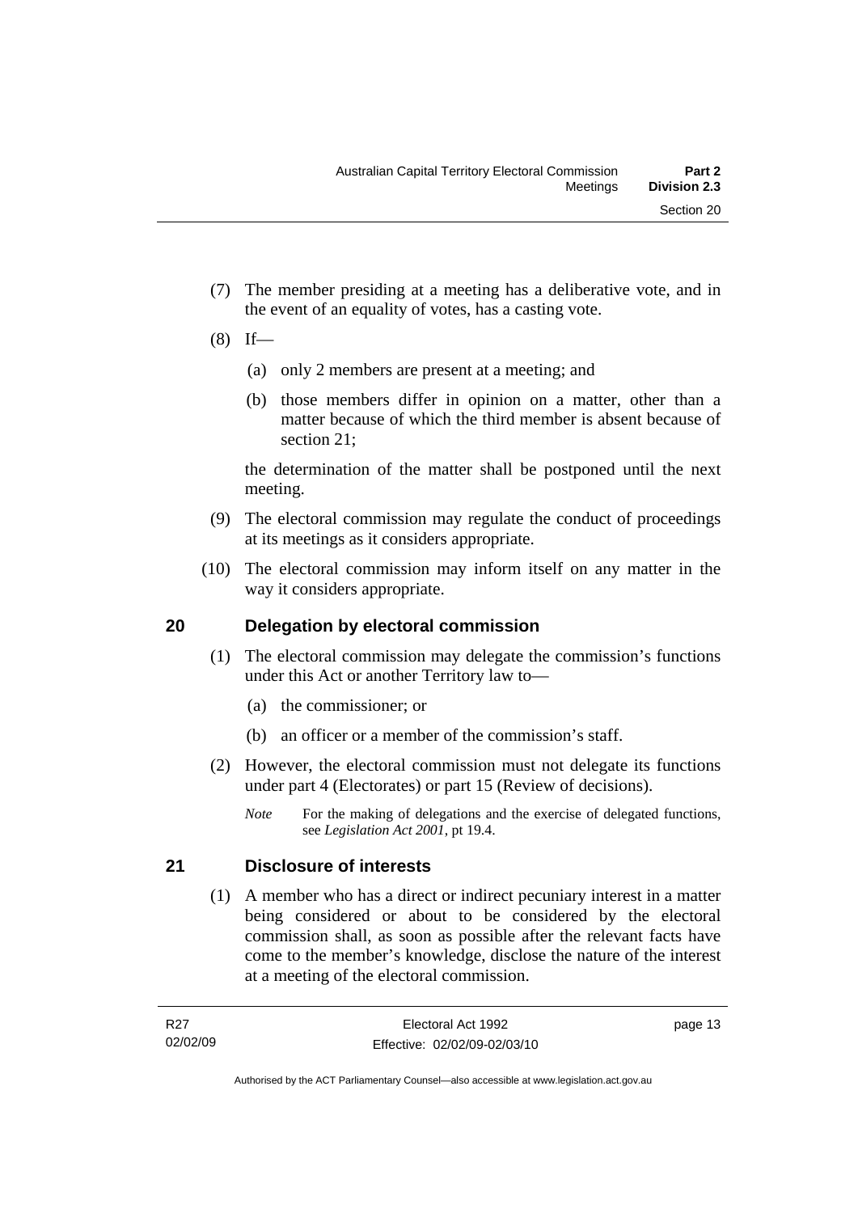(7) The member presiding at a meeting has a deliberative vote, and in the event of an equality of votes, has a casting vote.

(8) If—

(a) only 2 members are present at a meeting; and

(b) those members differ in opinion on a matter, other than a matter because of which the third member is absent because of section 21;

the determination of the matter shall be postponed until the next meeting.

(9) The electoral commission may regulate the conduct of proceedings at its meetings as it considers appropriate.

(10) The electoral commission may inform itself on any matter in the way it considers appropriate.

## 20 Delegation by electoral commission

(1) The electoral commission may delegate the commission's functions under this Act or another Territory law to—

(a) the commissioner; or

(b) an officer or a member of the commission's staff.

(2) However, the electoral commission must not delegate its functions under part 4 (Electorates) or part 15 (Review of decisions).

*Note* For the making of delegations and the exercise of delegated functions, see *Legislation Act 2001*, pt 19.4.

## 21 Disclosure of interests

(1) A member who has a direct or indirect pecuniary interest in a matter being considered or about to be considered by the electoral commission shall, as soon as possible after the relevant facts have come to the member's knowledge, disclose the nature of the interest at a meeting of the electoral commission.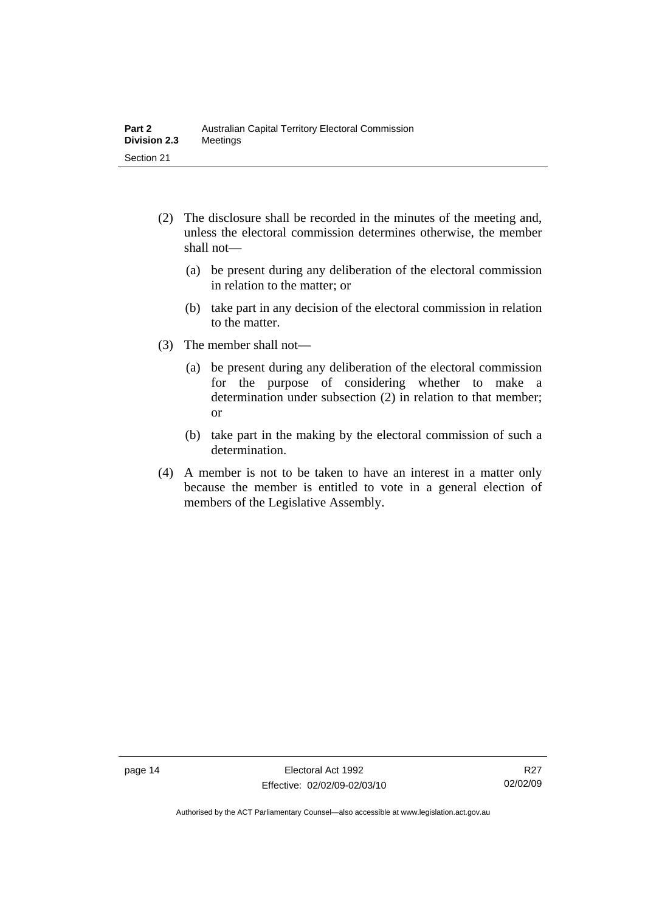(2) The disclosure shall be recorded in the minutes of the meeting and, unless the electoral commission determines otherwise, the member shall not—

(a) be present during any deliberation of the electoral commission in relation to the matter; or

(b) take part in any decision of the electoral commission in relation to the matter.

(3) The member shall not—

(a) be present during any deliberation of the electoral commission for the purpose of considering whether to make a determination under subsection (2) in relation to that member; or

(b) take part in the making by the electoral commission of such a determination.

(4) A member is not to be taken to have an interest in a matter only because the member is entitled to vote in a general election of members of the Legislative Assembly.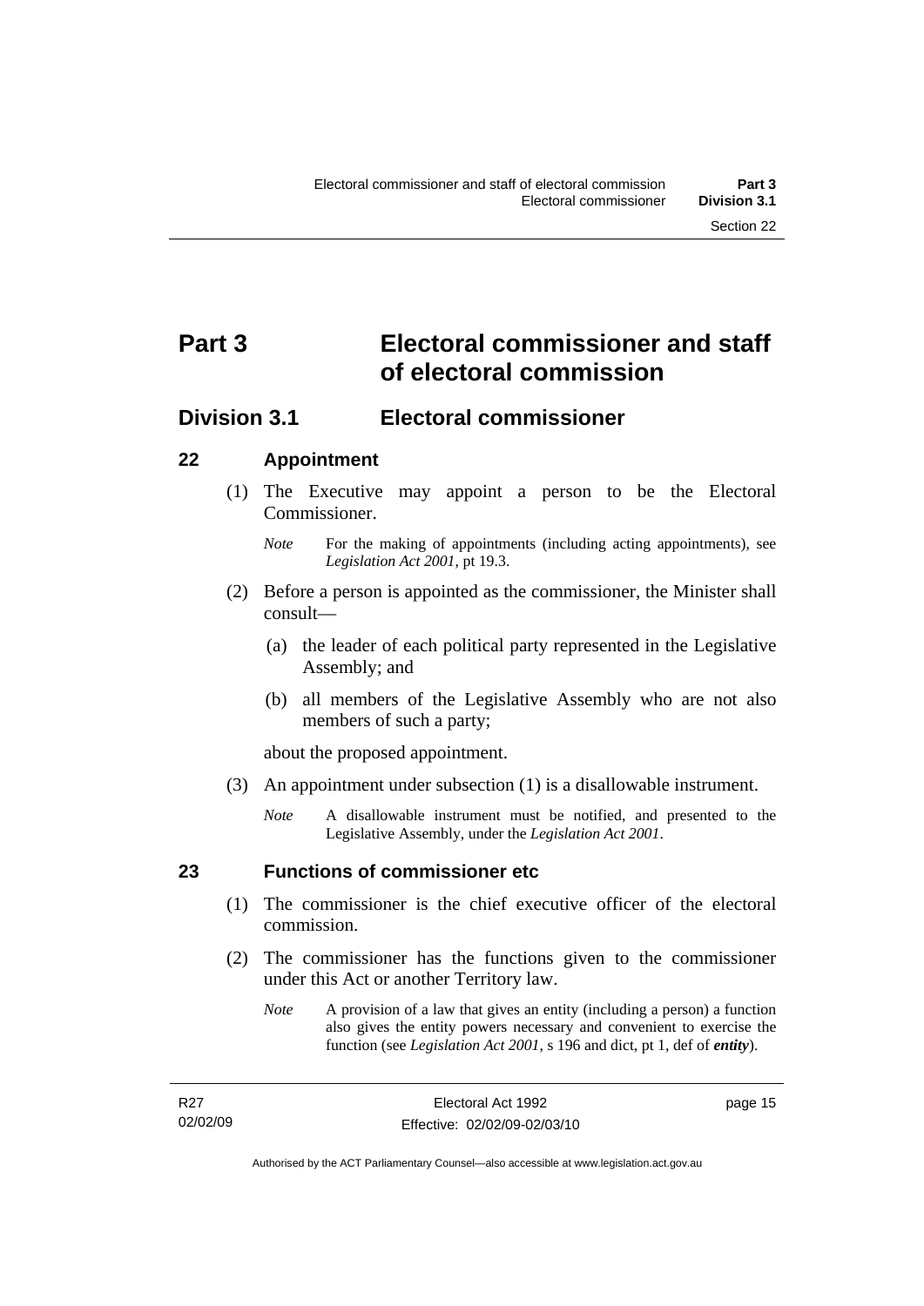# Part 3 Electoral commissioner and staff of electoral commission

## Division 3.1 Electoral commissioner

### 22 Appointment

(1) The Executive may appoint a person to be the Electoral Commissioner.

*Note* For the making of appointments (including acting appointments), see *Legislation Act 2001*, pt 19.3.

(2) Before a person is appointed as the commissioner, the Minister shall consult—

(a) the leader of each political party represented in the Legislative Assembly; and

(b) all members of the Legislative Assembly who are not also members of such a party;

about the proposed appointment.

(3) An appointment under subsection (1) is a disallowable instrument.

*Note* A disallowable instrument must be notified, and presented to the Legislative Assembly, under the *Legislation Act 2001*.

### 23 Functions of commissioner etc

(1) The commissioner is the chief executive officer of the electoral commission.

(2) The commissioner has the functions given to the commissioner under this Act or another Territory law.

*Note* A provision of a law that gives an entity (including a person) a function also gives the entity powers necessary and convenient to exercise the function (see *Legislation Act 2001*, s 196 and dict, pt 1, def of ***entity***).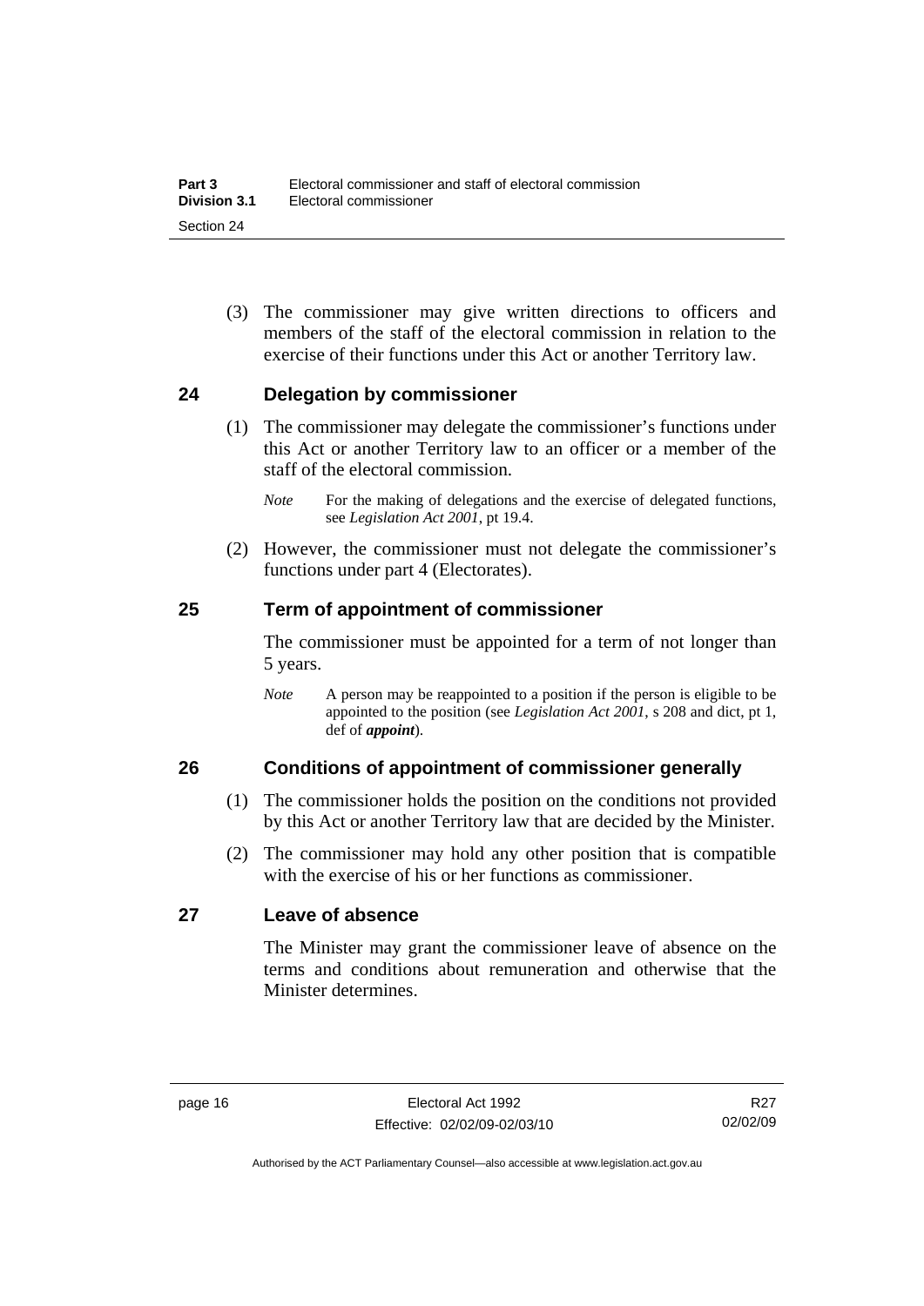(3) The commissioner may give written directions to officers and members of the staff of the electoral commission in relation to the exercise of their functions under this Act or another Territory law.

## 24 Delegation by commissioner

(1) The commissioner may delegate the commissioner's functions under this Act or another Territory law to an officer or a member of the staff of the electoral commission.

*Note* For the making of delegations and the exercise of delegated functions, see *Legislation Act 2001*, pt 19.4.

(2) However, the commissioner must not delegate the commissioner's functions under part 4 (Electorates).

## 25 Term of appointment of commissioner

The commissioner must be appointed for a term of not longer than 5 years.

*Note* A person may be reappointed to a position if the person is eligible to be appointed to the position (see *Legislation Act 2001*, s 208 and dict, pt 1, def of ***appoint***).

## 26 Conditions of appointment of commissioner generally

(1) The commissioner holds the position on the conditions not provided by this Act or another Territory law that are decided by the Minister.

(2) The commissioner may hold any other position that is compatible with the exercise of his or her functions as commissioner.

## 27 Leave of absence

The Minister may grant the commissioner leave of absence on the terms and conditions about remuneration and otherwise that the Minister determines.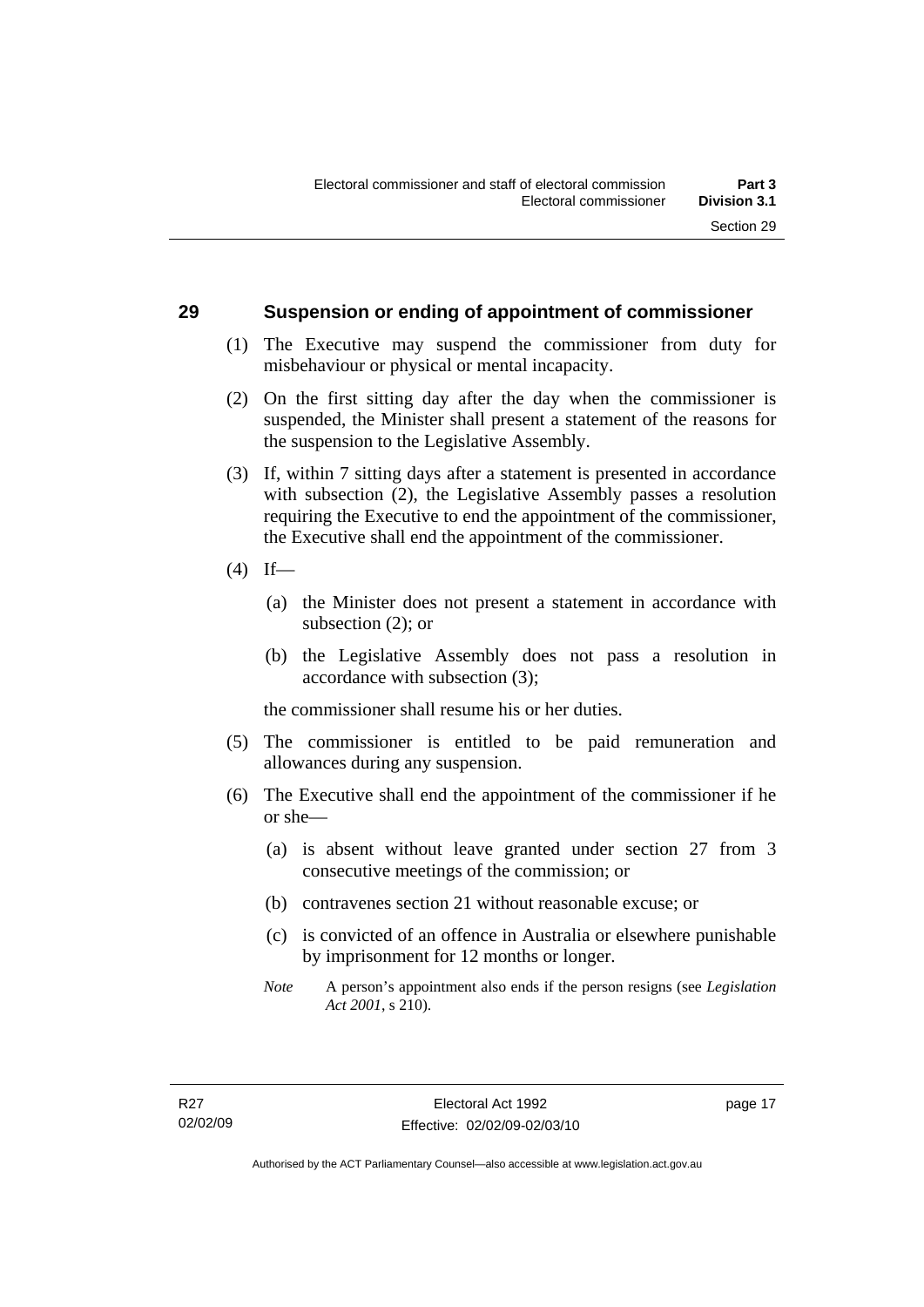## 29 Suspension or ending of appointment of commissioner

(1) The Executive may suspend the commissioner from duty for misbehaviour or physical or mental incapacity.

(2) On the first sitting day after the day when the commissioner is suspended, the Minister shall present a statement of the reasons for the suspension to the Legislative Assembly.

(3) If, within 7 sitting days after a statement is presented in accordance with subsection (2), the Legislative Assembly passes a resolution requiring the Executive to end the appointment of the commissioner, the Executive shall end the appointment of the commissioner.

(4) If—

(a) the Minister does not present a statement in accordance with subsection (2); or

(b) the Legislative Assembly does not pass a resolution in accordance with subsection (3);

the commissioner shall resume his or her duties.

(5) The commissioner is entitled to be paid remuneration and allowances during any suspension.

(6) The Executive shall end the appointment of the commissioner if he or she—

(a) is absent without leave granted under section 27 from 3 consecutive meetings of the commission; or

(b) contravenes section 21 without reasonable excuse; or

(c) is convicted of an offence in Australia or elsewhere punishable by imprisonment for 12 months or longer.

*Note* A person's appointment also ends if the person resigns (see *Legislation Act 2001*, s 210).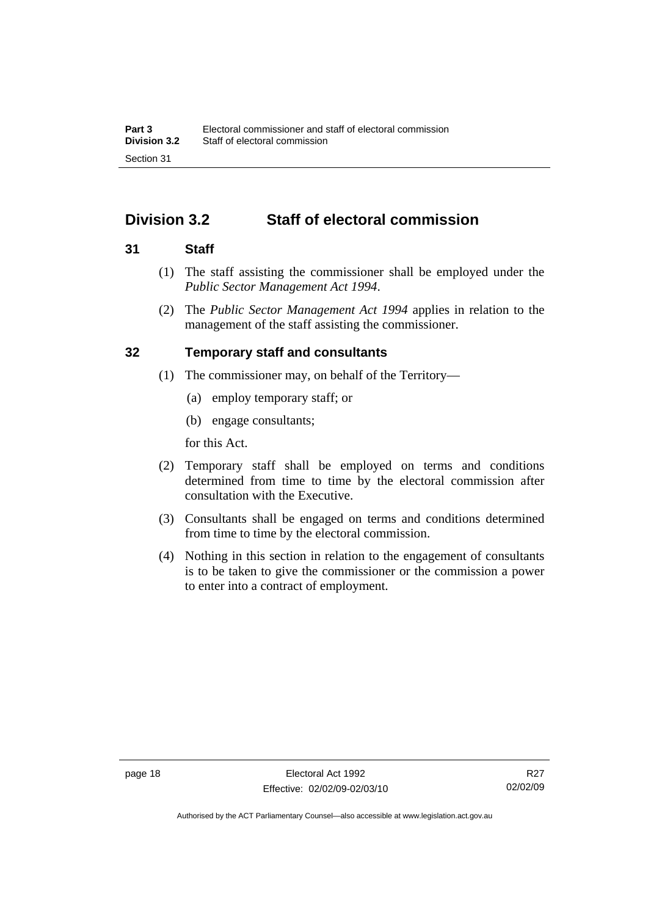## Division 3.2 Staff of electoral commission

### 31 Staff

(1) The staff assisting the commissioner shall be employed under the *Public Sector Management Act 1994*.

(2) The *Public Sector Management Act 1994* applies in relation to the management of the staff assisting the commissioner.

### 32 Temporary staff and consultants

(1) The commissioner may, on behalf of the Territory—

(a) employ temporary staff; or

(b) engage consultants;

for this Act.

(2) Temporary staff shall be employed on terms and conditions determined from time to time by the electoral commission after consultation with the Executive.

(3) Consultants shall be engaged on terms and conditions determined from time to time by the electoral commission.

(4) Nothing in this section in relation to the engagement of consultants is to be taken to give the commissioner or the commission a power to enter into a contract of employment.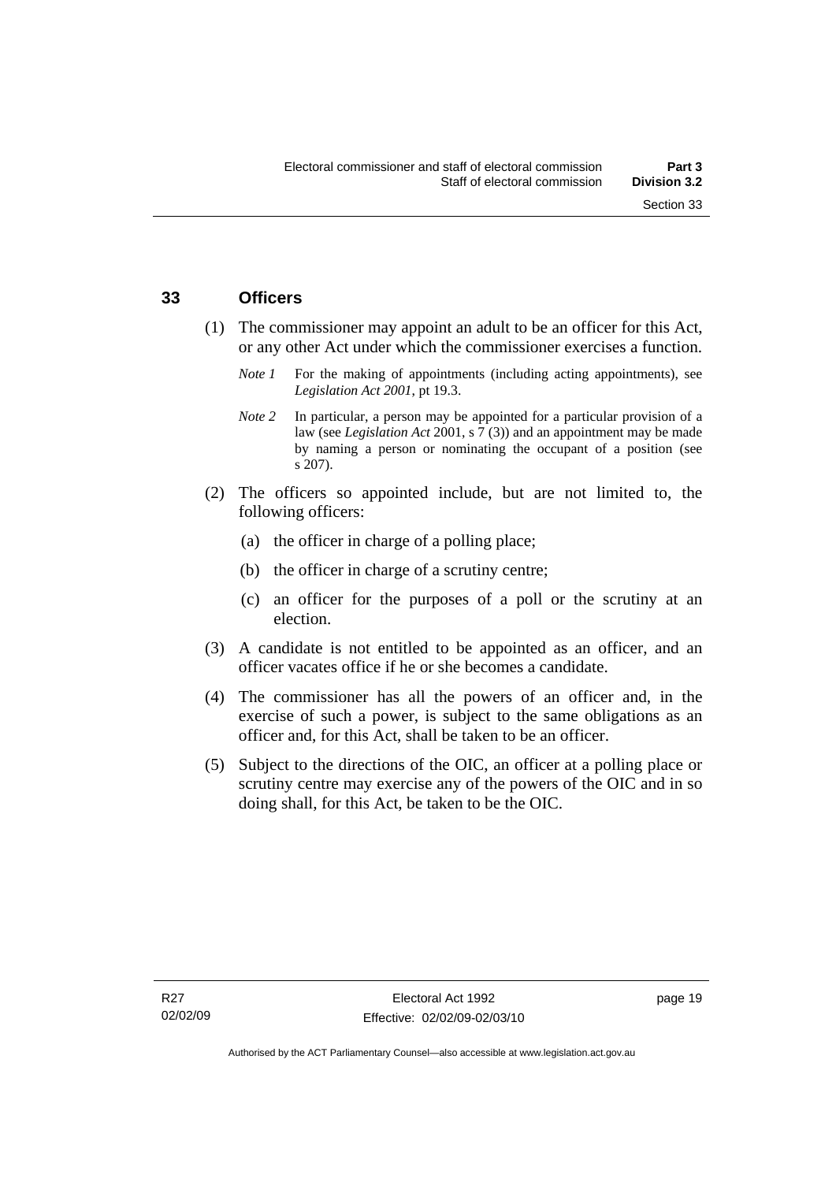## 33 Officers

(1) The commissioner may appoint an adult to be an officer for this Act, or any other Act under which the commissioner exercises a function.

*Note 1* For the making of appointments (including acting appointments), see *Legislation Act 2001*, pt 19.3.

*Note 2* In particular, a person may be appointed for a particular provision of a law (see *Legislation Act* 2001, s 7 (3)) and an appointment may be made by naming a person or nominating the occupant of a position (see s 207).

(2) The officers so appointed include, but are not limited to, the following officers:

(a) the officer in charge of a polling place;

(b) the officer in charge of a scrutiny centre;

(c) an officer for the purposes of a poll or the scrutiny at an election.

(3) A candidate is not entitled to be appointed as an officer, and an officer vacates office if he or she becomes a candidate.

(4) The commissioner has all the powers of an officer and, in the exercise of such a power, is subject to the same obligations as an officer and, for this Act, shall be taken to be an officer.

(5) Subject to the directions of the OIC, an officer at a polling place or scrutiny centre may exercise any of the powers of the OIC and in so doing shall, for this Act, be taken to be the OIC.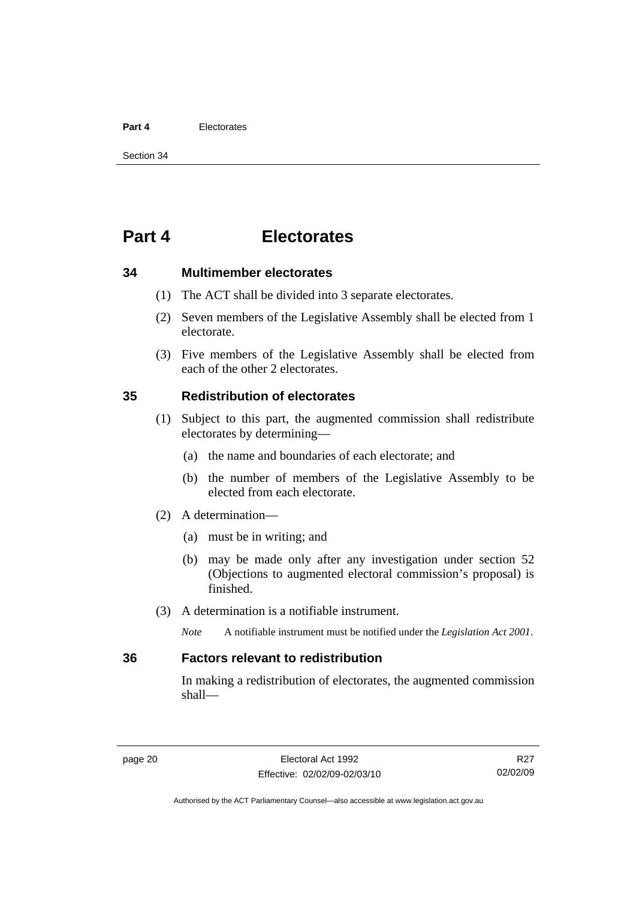# Part 4 Electorates

## 34 Multimember electorates

(1) The ACT shall be divided into 3 separate electorates.

(2) Seven members of the Legislative Assembly shall be elected from 1 electorate.

(3) Five members of the Legislative Assembly shall be elected from each of the other 2 electorates.

## 35 Redistribution of electorates

(1) Subject to this part, the augmented commission shall redistribute electorates by determining—

(a) the name and boundaries of each electorate; and

(b) the number of members of the Legislative Assembly to be elected from each electorate.

(2) A determination—

(a) must be in writing; and

(b) may be made only after any investigation under section 52 (Objections to augmented electoral commission's proposal) is finished.

(3) A determination is a notifiable instrument.

*Note* A notifiable instrument must be notified under the *Legislation Act 2001*.

## 36 Factors relevant to redistribution

In making a redistribution of electorates, the augmented commission shall—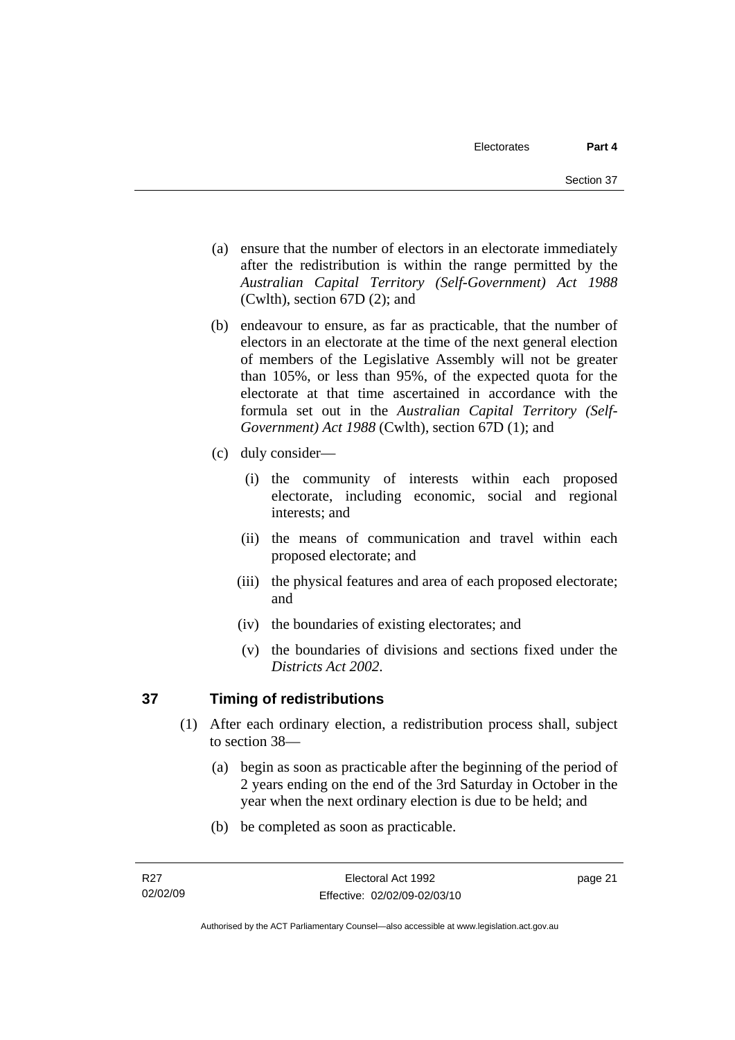(a) ensure that the number of electors in an electorate immediately after the redistribution is within the range permitted by the *Australian Capital Territory (Self-Government) Act 1988* (Cwlth), section 67D (2); and

(b) endeavour to ensure, as far as practicable, that the number of electors in an electorate at the time of the next general election of members of the Legislative Assembly will not be greater than 105%, or less than 95%, of the expected quota for the electorate at that time ascertained in accordance with the formula set out in the *Australian Capital Territory (Self-Government) Act 1988* (Cwlth), section 67D (1); and

(c) duly consider—

(i) the community of interests within each proposed electorate, including economic, social and regional interests; and

(ii) the means of communication and travel within each proposed electorate; and

(iii) the physical features and area of each proposed electorate; and

(iv) the boundaries of existing electorates; and

(v) the boundaries of divisions and sections fixed under the *Districts Act 2002*.

## 37 Timing of redistributions

(1) After each ordinary election, a redistribution process shall, subject to section 38—

(a) begin as soon as practicable after the beginning of the period of 2 years ending on the end of the 3rd Saturday in October in the year when the next ordinary election is due to be held; and

(b) be completed as soon as practicable.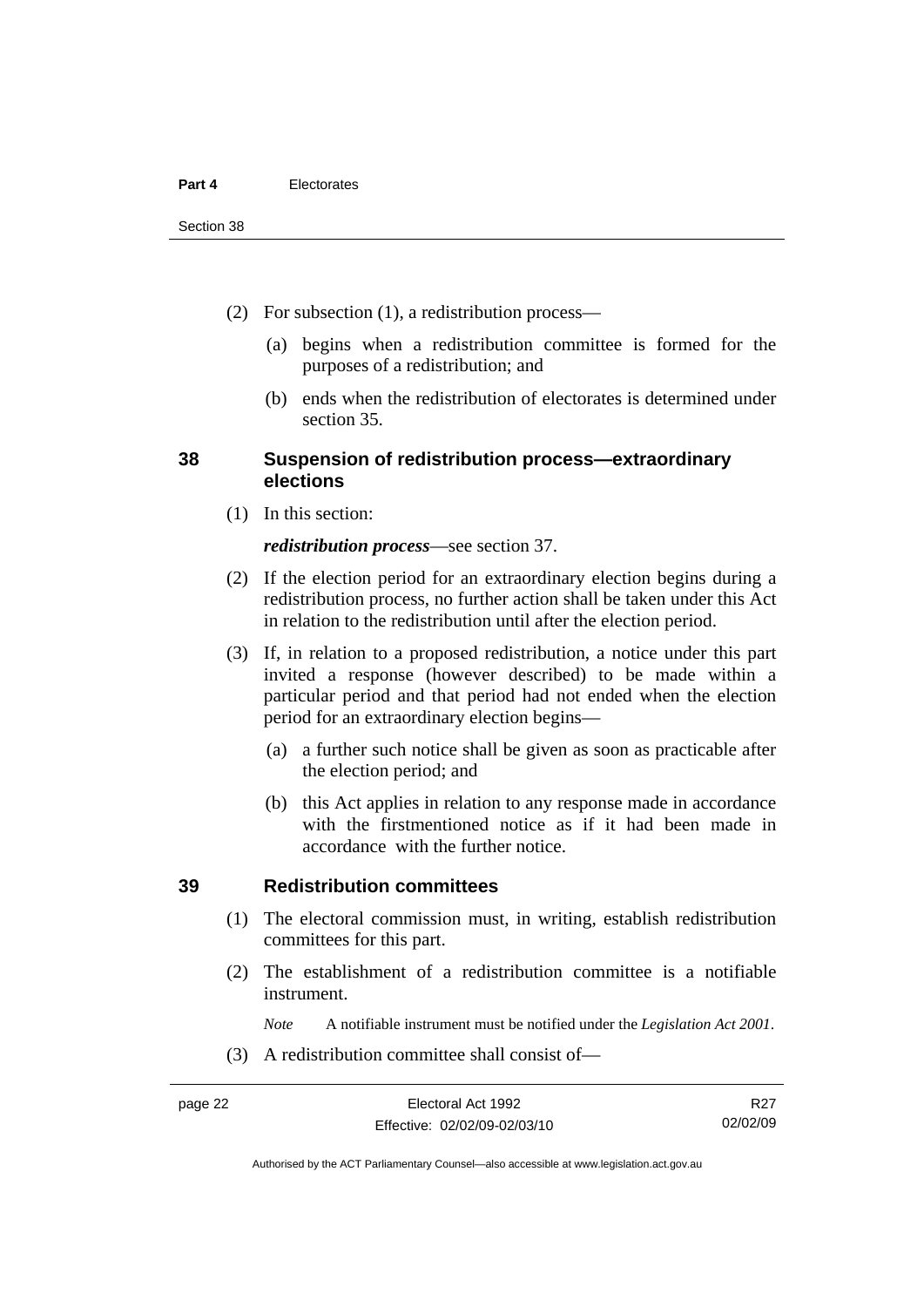(2) For subsection (1), a redistribution process—

(a) begins when a redistribution committee is formed for the purposes of a redistribution; and

(b) ends when the redistribution of electorates is determined under section 35.

## 38 Suspension of redistribution process—extraordinary elections

(1) In this section:

***redistribution process***—see section 37.

(2) If the election period for an extraordinary election begins during a redistribution process, no further action shall be taken under this Act in relation to the redistribution until after the election period.

(3) If, in relation to a proposed redistribution, a notice under this part invited a response (however described) to be made within a particular period and that period had not ended when the election period for an extraordinary election begins—

(a) a further such notice shall be given as soon as practicable after the election period; and

(b) this Act applies in relation to any response made in accordance with the firstmentioned notice as if it had been made in accordance with the further notice.

## 39 Redistribution committees

(1) The electoral commission must, in writing, establish redistribution committees for this part.

(2) The establishment of a redistribution committee is a notifiable instrument.

*Note* A notifiable instrument must be notified under the *Legislation Act 2001*.

(3) A redistribution committee shall consist of—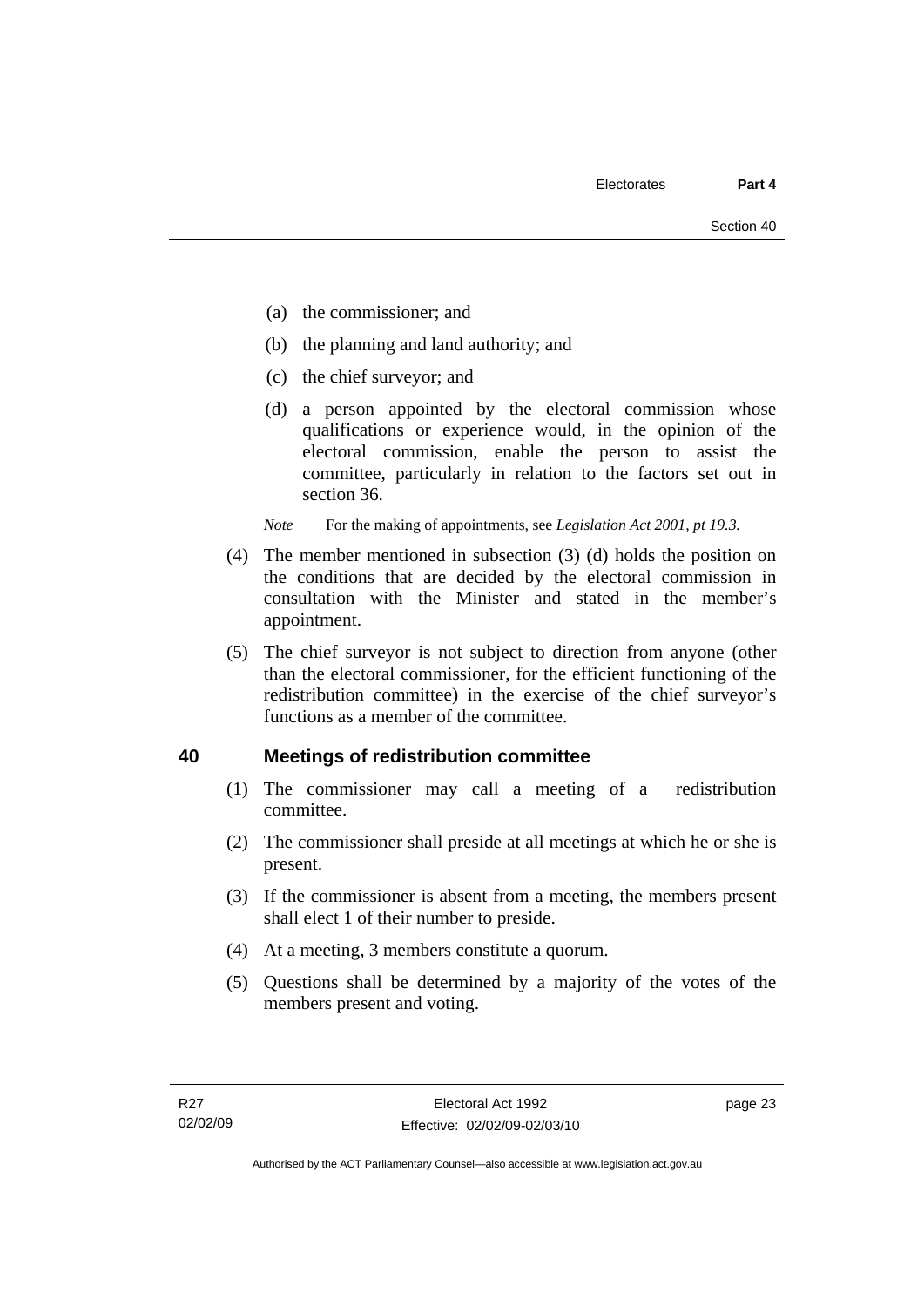- (a) the commissioner; and
- (b) the planning and land authority; and
- (c) the chief surveyor; and
- (d) a person appointed by the electoral commission whose qualifications or experience would, in the opinion of the electoral commission, enable the person to assist the committee, particularly in relation to the factors set out in section 36.

*Note* For the making of appointments, see *Legislation Act 2001, pt 19.3.*

(4) The member mentioned in subsection (3) (d) holds the position on the conditions that are decided by the electoral commission in consultation with the Minister and stated in the member's appointment.

(5) The chief surveyor is not subject to direction from anyone (other than the electoral commissioner, for the efficient functioning of the redistribution committee) in the exercise of the chief surveyor's functions as a member of the committee.

## 40 Meetings of redistribution committee

(1) The commissioner may call a meeting of a redistribution committee.

(2) The commissioner shall preside at all meetings at which he or she is present.

(3) If the commissioner is absent from a meeting, the members present shall elect 1 of their number to preside.

(4) At a meeting, 3 members constitute a quorum.

(5) Questions shall be determined by a majority of the votes of the members present and voting.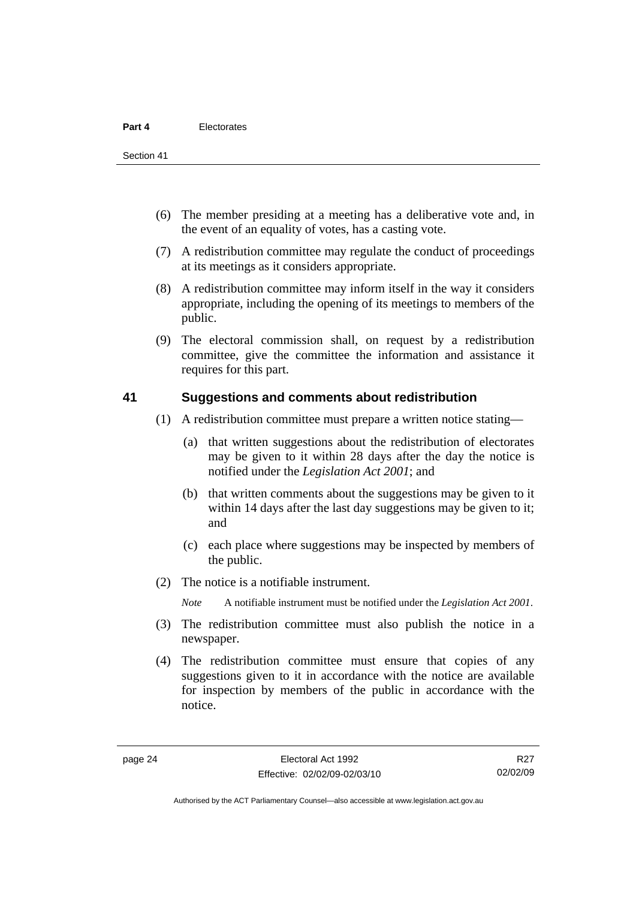(6) The member presiding at a meeting has a deliberative vote and, in the event of an equality of votes, has a casting vote.

(7) A redistribution committee may regulate the conduct of proceedings at its meetings as it considers appropriate.

(8) A redistribution committee may inform itself in the way it considers appropriate, including the opening of its meetings to members of the public.

(9) The electoral commission shall, on request by a redistribution committee, give the committee the information and assistance it requires for this part.

## 41 Suggestions and comments about redistribution

(1) A redistribution committee must prepare a written notice stating—

(a) that written suggestions about the redistribution of electorates may be given to it within 28 days after the day the notice is notified under the *Legislation Act 2001*; and

(b) that written comments about the suggestions may be given to it within 14 days after the last day suggestions may be given to it; and

(c) each place where suggestions may be inspected by members of the public.

(2) The notice is a notifiable instrument.

*Note* A notifiable instrument must be notified under the *Legislation Act 2001*.

(3) The redistribution committee must also publish the notice in a newspaper.

(4) The redistribution committee must ensure that copies of any suggestions given to it in accordance with the notice are available for inspection by members of the public in accordance with the notice.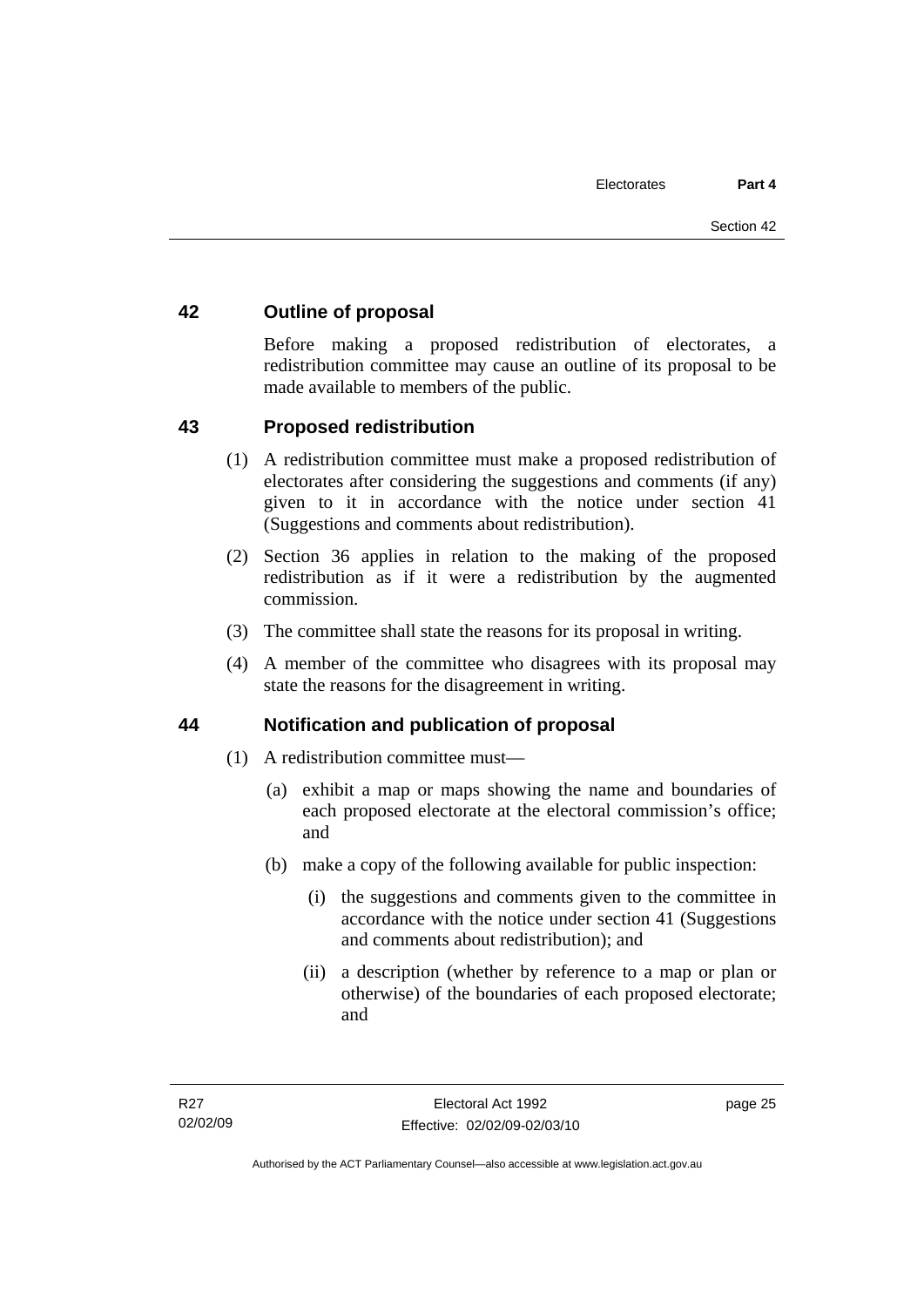## 42 Outline of proposal

Before making a proposed redistribution of electorates, a redistribution committee may cause an outline of its proposal to be made available to members of the public.

## 43 Proposed redistribution

(1) A redistribution committee must make a proposed redistribution of electorates after considering the suggestions and comments (if any) given to it in accordance with the notice under section 41 (Suggestions and comments about redistribution).

(2) Section 36 applies in relation to the making of the proposed redistribution as if it were a redistribution by the augmented commission.

(3) The committee shall state the reasons for its proposal in writing.

(4) A member of the committee who disagrees with its proposal may state the reasons for the disagreement in writing.

## 44 Notification and publication of proposal

(1) A redistribution committee must—

   (a) exhibit a map or maps showing the name and boundaries of each proposed electorate at the electoral commission's office; and

   (b) make a copy of the following available for public inspection:

      (i) the suggestions and comments given to the committee in accordance with the notice under section 41 (Suggestions and comments about redistribution); and

      (ii) a description (whether by reference to a map or plan or otherwise) of the boundaries of each proposed electorate; and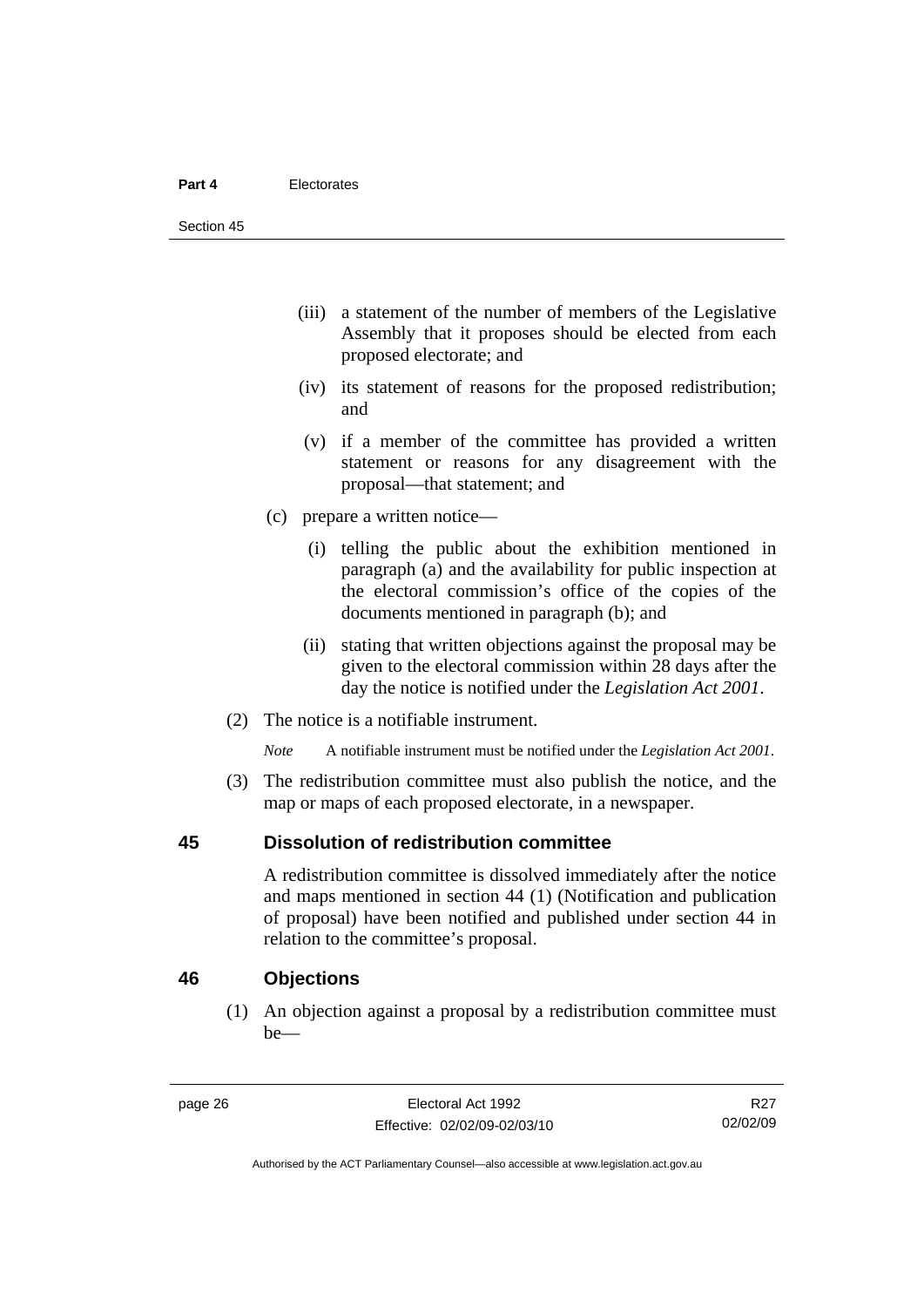(iii) a statement of the number of members of the Legislative Assembly that it proposes should be elected from each proposed electorate; and

(iv) its statement of reasons for the proposed redistribution; and

(v) if a member of the committee has provided a written statement or reasons for any disagreement with the proposal—that statement; and

(c) prepare a written notice—

(i) telling the public about the exhibition mentioned in paragraph (a) and the availability for public inspection at the electoral commission's office of the copies of the documents mentioned in paragraph (b); and

(ii) stating that written objections against the proposal may be given to the electoral commission within 28 days after the day the notice is notified under the *Legislation Act 2001*.

(2) The notice is a notifiable instrument.

*Note* A notifiable instrument must be notified under the *Legislation Act 2001*.

(3) The redistribution committee must also publish the notice, and the map or maps of each proposed electorate, in a newspaper.

## 45 Dissolution of redistribution committee

A redistribution committee is dissolved immediately after the notice and maps mentioned in section 44 (1) (Notification and publication of proposal) have been notified and published under section 44 in relation to the committee's proposal.

## 46 Objections

(1) An objection against a proposal by a redistribution committee must be—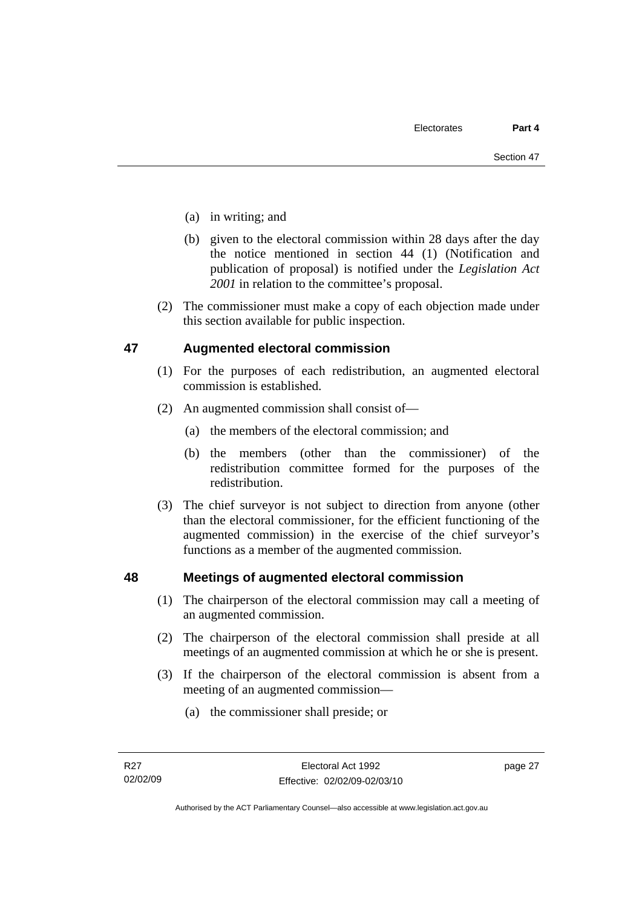- (a) in writing; and
- (b) given to the electoral commission within 28 days after the day the notice mentioned in section 44 (1) (Notification and publication of proposal) is notified under the *Legislation Act 2001* in relation to the committee's proposal.

(2) The commissioner must make a copy of each objection made under this section available for public inspection.

## 47 Augmented electoral commission

(1) For the purposes of each redistribution, an augmented electoral commission is established.

(2) An augmented commission shall consist of—

- (a) the members of the electoral commission; and
- (b) the members (other than the commissioner) of the redistribution committee formed for the purposes of the redistribution.

(3) The chief surveyor is not subject to direction from anyone (other than the electoral commissioner, for the efficient functioning of the augmented commission) in the exercise of the chief surveyor's functions as a member of the augmented commission.

## 48 Meetings of augmented electoral commission

(1) The chairperson of the electoral commission may call a meeting of an augmented commission.

(2) The chairperson of the electoral commission shall preside at all meetings of an augmented commission at which he or she is present.

(3) If the chairperson of the electoral commission is absent from a meeting of an augmented commission—

- (a) the commissioner shall preside; or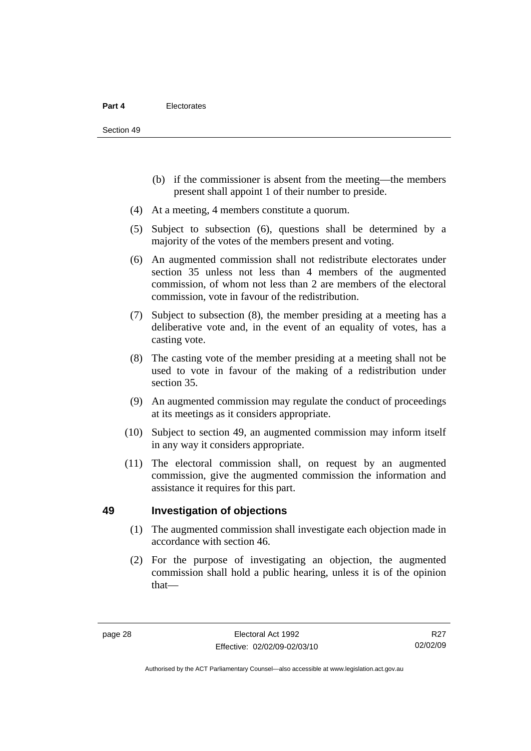(b) if the commissioner is absent from the meeting—the members present shall appoint 1 of their number to preside.

(4) At a meeting, 4 members constitute a quorum.

(5) Subject to subsection (6), questions shall be determined by a majority of the votes of the members present and voting.

(6) An augmented commission shall not redistribute electorates under section 35 unless not less than 4 members of the augmented commission, of whom not less than 2 are members of the electoral commission, vote in favour of the redistribution.

(7) Subject to subsection (8), the member presiding at a meeting has a deliberative vote and, in the event of an equality of votes, has a casting vote.

(8) The casting vote of the member presiding at a meeting shall not be used to vote in favour of the making of a redistribution under section 35.

(9) An augmented commission may regulate the conduct of proceedings at its meetings as it considers appropriate.

(10) Subject to section 49, an augmented commission may inform itself in any way it considers appropriate.

(11) The electoral commission shall, on request by an augmented commission, give the augmented commission the information and assistance it requires for this part.

## 49 Investigation of objections

(1) The augmented commission shall investigate each objection made in accordance with section 46.

(2) For the purpose of investigating an objection, the augmented commission shall hold a public hearing, unless it is of the opinion that—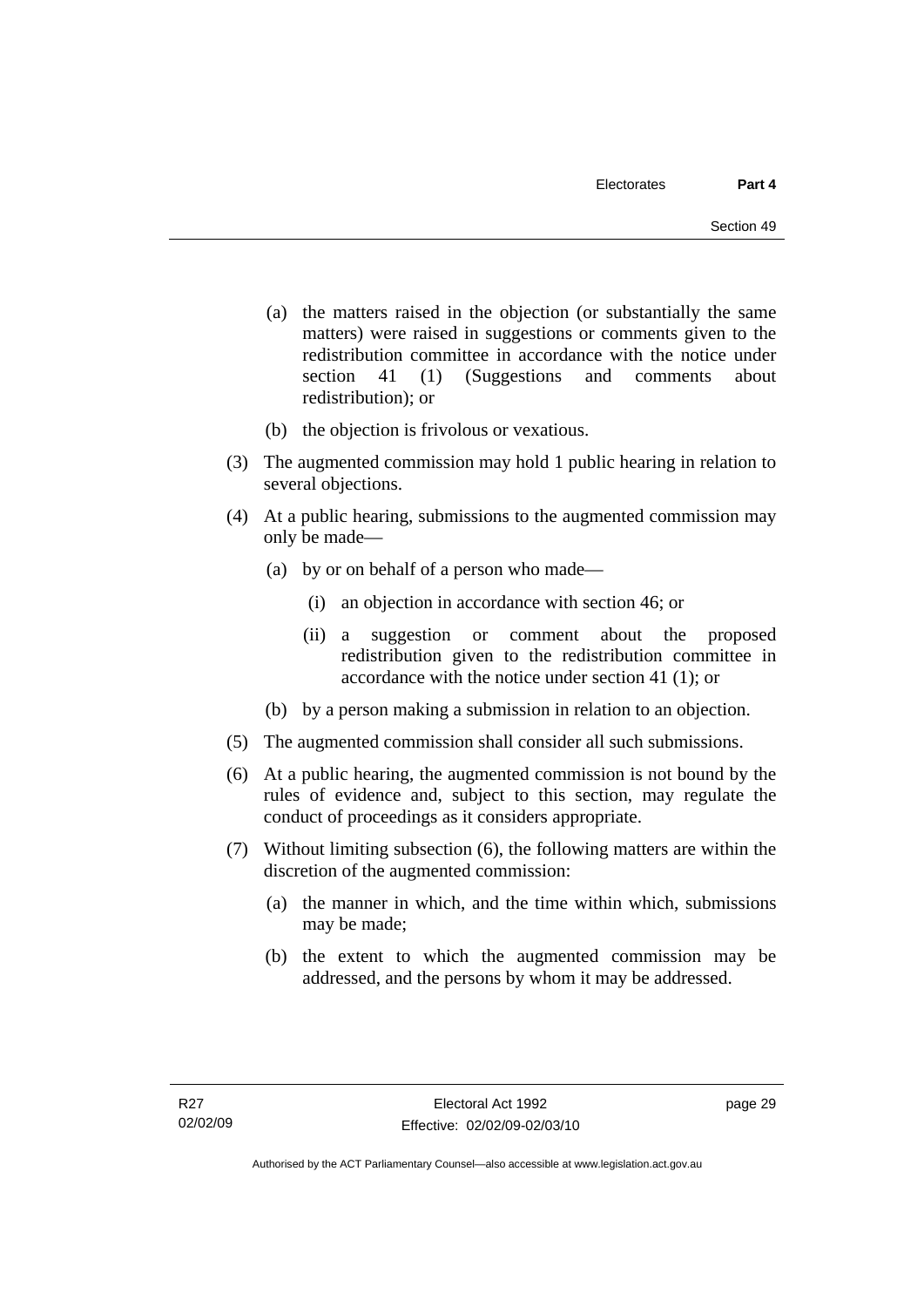(a) the matters raised in the objection (or substantially the same matters) were raised in suggestions or comments given to the redistribution committee in accordance with the notice under section 41 (1) (Suggestions and comments about redistribution); or

(b) the objection is frivolous or vexatious.

(3) The augmented commission may hold 1 public hearing in relation to several objections.

(4) At a public hearing, submissions to the augmented commission may only be made—

(a) by or on behalf of a person who made—

(i) an objection in accordance with section 46; or

(ii) a suggestion or comment about the proposed redistribution given to the redistribution committee in accordance with the notice under section 41 (1); or

(b) by a person making a submission in relation to an objection.

(5) The augmented commission shall consider all such submissions.

(6) At a public hearing, the augmented commission is not bound by the rules of evidence and, subject to this section, may regulate the conduct of proceedings as it considers appropriate.

(7) Without limiting subsection (6), the following matters are within the discretion of the augmented commission:

(a) the manner in which, and the time within which, submissions may be made;

(b) the extent to which the augmented commission may be addressed, and the persons by whom it may be addressed.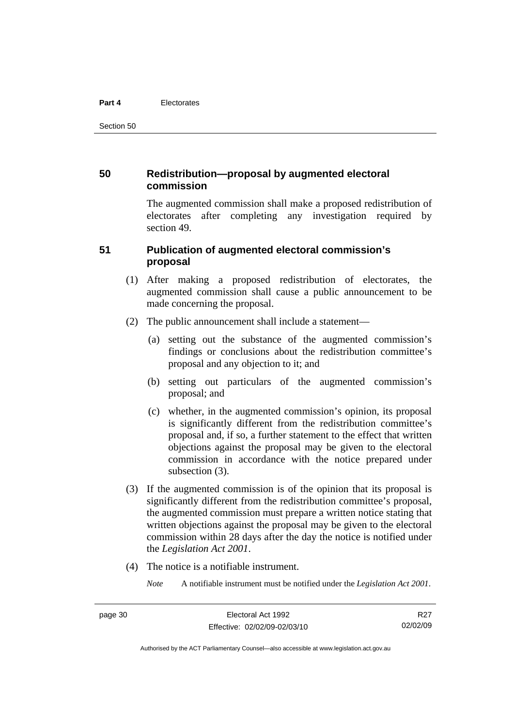## 50 Redistribution—proposal by augmented electoral commission

The augmented commission shall make a proposed redistribution of electorates after completing any investigation required by section 49.

## 51 Publication of augmented electoral commission's proposal

(1) After making a proposed redistribution of electorates, the augmented commission shall cause a public announcement to be made concerning the proposal.

(2) The public announcement shall include a statement—

(a) setting out the substance of the augmented commission's findings or conclusions about the redistribution committee's proposal and any objection to it; and

(b) setting out particulars of the augmented commission's proposal; and

(c) whether, in the augmented commission's opinion, its proposal is significantly different from the redistribution committee's proposal and, if so, a further statement to the effect that written objections against the proposal may be given to the electoral commission in accordance with the notice prepared under subsection (3).

(3) If the augmented commission is of the opinion that its proposal is significantly different from the redistribution committee's proposal, the augmented commission must prepare a written notice stating that written objections against the proposal may be given to the electoral commission within 28 days after the day the notice is notified under the *Legislation Act 2001*.

(4) The notice is a notifiable instrument.

*Note* A notifiable instrument must be notified under the *Legislation Act 2001*.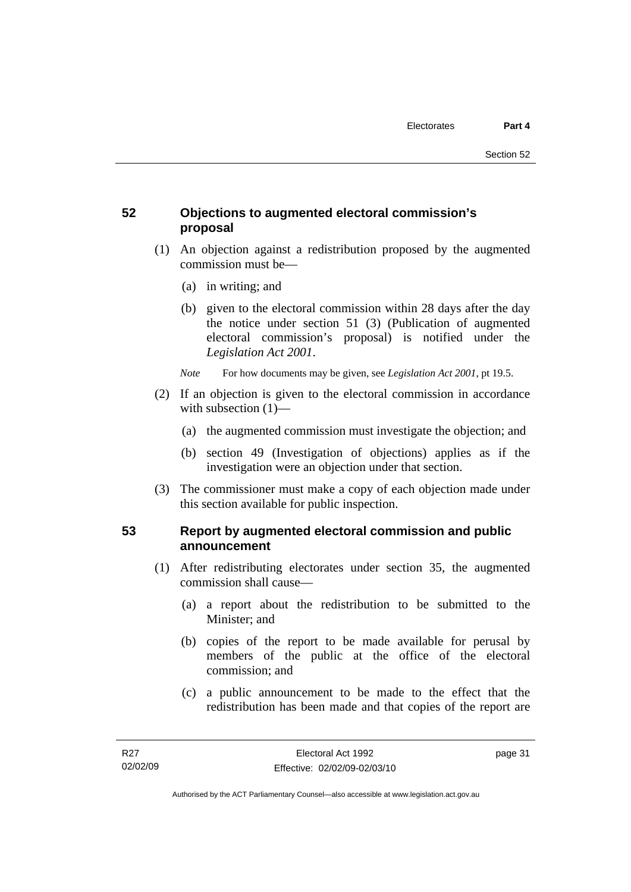## 52 Objections to augmented electoral commission's proposal

(1) An objection against a redistribution proposed by the augmented commission must be—

(a) in writing; and

(b) given to the electoral commission within 28 days after the day the notice under section 51 (3) (Publication of augmented electoral commission's proposal) is notified under the *Legislation Act 2001*.

*Note* For how documents may be given, see *Legislation Act 2001*, pt 19.5.

(2) If an objection is given to the electoral commission in accordance with subsection (1)—

(a) the augmented commission must investigate the objection; and

(b) section 49 (Investigation of objections) applies as if the investigation were an objection under that section.

(3) The commissioner must make a copy of each objection made under this section available for public inspection.

## 53 Report by augmented electoral commission and public announcement

(1) After redistributing electorates under section 35, the augmented commission shall cause—

(a) a report about the redistribution to be submitted to the Minister; and

(b) copies of the report to be made available for perusal by members of the public at the office of the electoral commission; and

(c) a public announcement to be made to the effect that the redistribution has been made and that copies of the report are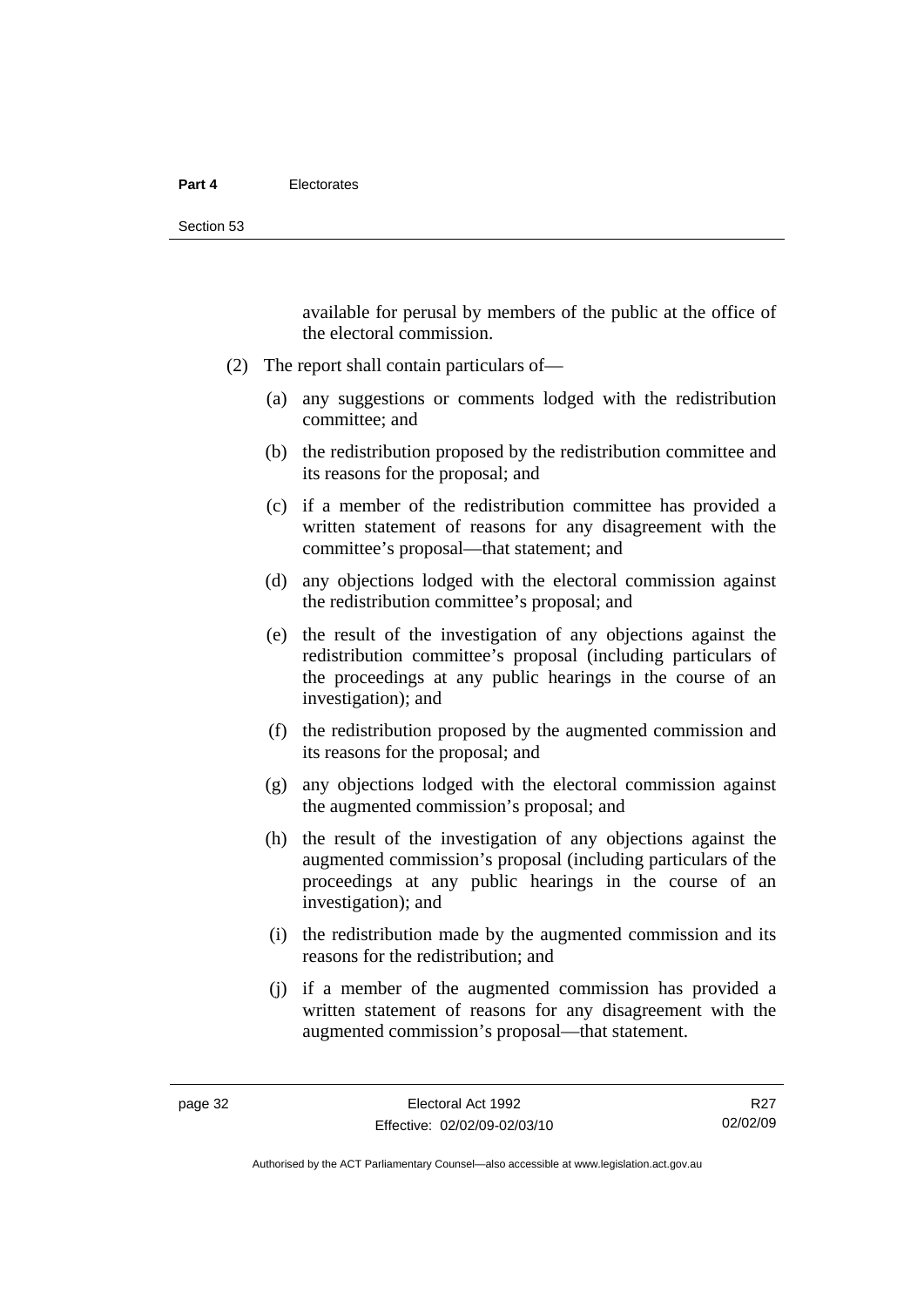available for perusal by members of the public at the office of the electoral commission.

(2) The report shall contain particulars of—

(a) any suggestions or comments lodged with the redistribution committee; and

(b) the redistribution proposed by the redistribution committee and its reasons for the proposal; and

(c) if a member of the redistribution committee has provided a written statement of reasons for any disagreement with the committee's proposal—that statement; and

(d) any objections lodged with the electoral commission against the redistribution committee's proposal; and

(e) the result of the investigation of any objections against the redistribution committee's proposal (including particulars of the proceedings at any public hearings in the course of an investigation); and

(f) the redistribution proposed by the augmented commission and its reasons for the proposal; and

(g) any objections lodged with the electoral commission against the augmented commission's proposal; and

(h) the result of the investigation of any objections against the augmented commission's proposal (including particulars of the proceedings at any public hearings in the course of an investigation); and

(i) the redistribution made by the augmented commission and its reasons for the redistribution; and

(j) if a member of the augmented commission has provided a written statement of reasons for any disagreement with the augmented commission's proposal—that statement.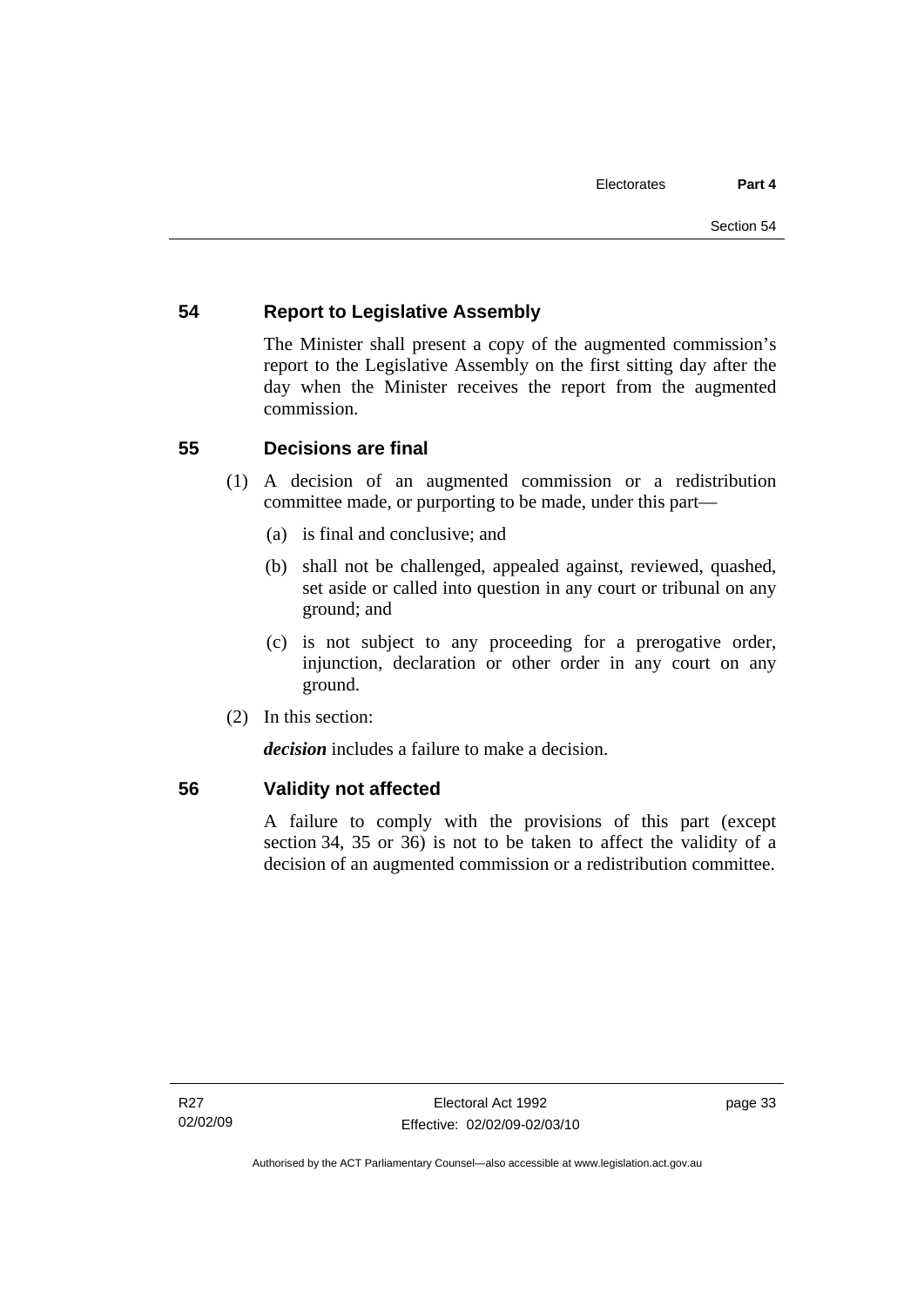## 54 Report to Legislative Assembly

The Minister shall present a copy of the augmented commission's report to the Legislative Assembly on the first sitting day after the day when the Minister receives the report from the augmented commission.

## 55 Decisions are final

(1) A decision of an augmented commission or a redistribution committee made, or purporting to be made, under this part—

(a) is final and conclusive; and

(b) shall not be challenged, appealed against, reviewed, quashed, set aside or called into question in any court or tribunal on any ground; and

(c) is not subject to any proceeding for a prerogative order, injunction, declaration or other order in any court on any ground.

(2) In this section:

***decision*** includes a failure to make a decision.

## 56 Validity not affected

A failure to comply with the provisions of this part (except section 34, 35 or 36) is not to be taken to affect the validity of a decision of an augmented commission or a redistribution committee.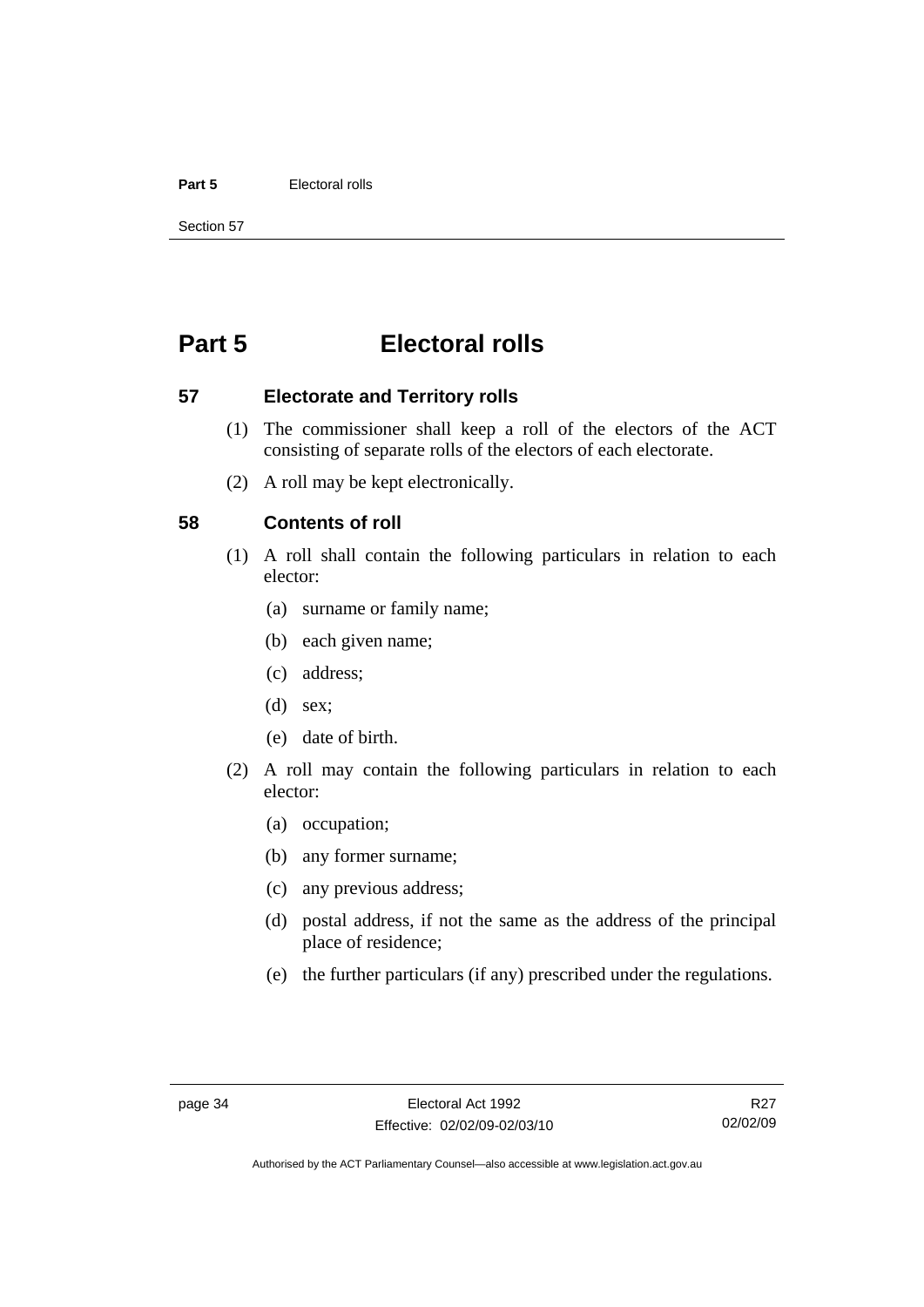# Part 5 Electoral rolls

## 57 Electorate and Territory rolls

(1) The commissioner shall keep a roll of the electors of the ACT consisting of separate rolls of the electors of each electorate.

(2) A roll may be kept electronically.

## 58 Contents of roll

(1) A roll shall contain the following particulars in relation to each elector:

(a) surname or family name;

(b) each given name;

(c) address;

(d) sex;

(e) date of birth.

(2) A roll may contain the following particulars in relation to each elector:

(a) occupation;

(b) any former surname;

(c) any previous address;

(d) postal address, if not the same as the address of the principal place of residence;

(e) the further particulars (if any) prescribed under the regulations.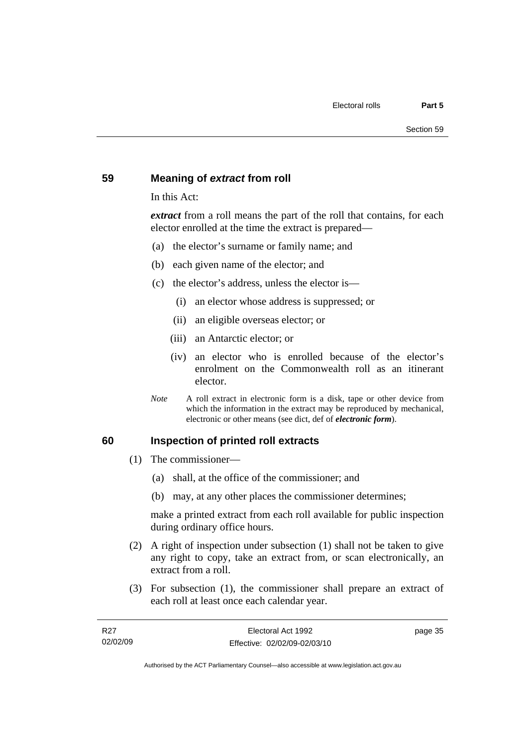## 59 Meaning of *extract* from roll

In this Act:

***extract*** from a roll means the part of the roll that contains, for each elector enrolled at the time the extract is prepared—

(a) the elector's surname or family name; and

(b) each given name of the elector; and

(c) the elector's address, unless the elector is—

(i) an elector whose address is suppressed; or

(ii) an eligible overseas elector; or

(iii) an Antarctic elector; or

(iv) an elector who is enrolled because of the elector's enrolment on the Commonwealth roll as an itinerant elector.

*Note* A roll extract in electronic form is a disk, tape or other device from which the information in the extract may be reproduced by mechanical, electronic or other means (see dict, def of ***electronic form***).

## 60 Inspection of printed roll extracts

(1) The commissioner—

(a) shall, at the office of the commissioner; and

(b) may, at any other places the commissioner determines;

make a printed extract from each roll available for public inspection during ordinary office hours.

(2) A right of inspection under subsection (1) shall not be taken to give any right to copy, take an extract from, or scan electronically, an extract from a roll.

(3) For subsection (1), the commissioner shall prepare an extract of each roll at least once each calendar year.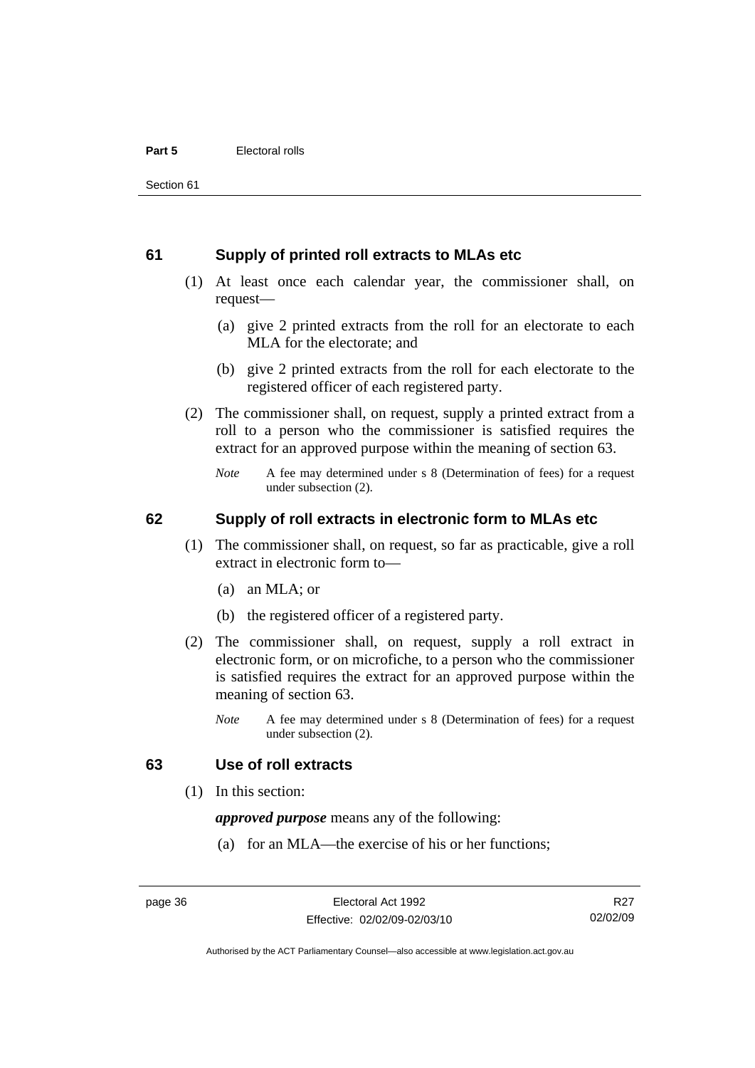## 61 Supply of printed roll extracts to MLAs etc

(1) At least once each calendar year, the commissioner shall, on request—

(a) give 2 printed extracts from the roll for an electorate to each MLA for the electorate; and

(b) give 2 printed extracts from the roll for each electorate to the registered officer of each registered party.

(2) The commissioner shall, on request, supply a printed extract from a roll to a person who the commissioner is satisfied requires the extract for an approved purpose within the meaning of section 63.

*Note* A fee may determined under s 8 (Determination of fees) for a request under subsection (2).

## 62 Supply of roll extracts in electronic form to MLAs etc

(1) The commissioner shall, on request, so far as practicable, give a roll extract in electronic form to—

(a) an MLA; or

(b) the registered officer of a registered party.

(2) The commissioner shall, on request, supply a roll extract in electronic form, or on microfiche, to a person who the commissioner is satisfied requires the extract for an approved purpose within the meaning of section 63.

*Note* A fee may determined under s 8 (Determination of fees) for a request under subsection (2).

## 63 Use of roll extracts

(1) In this section:

***approved purpose*** means any of the following:

(a) for an MLA—the exercise of his or her functions;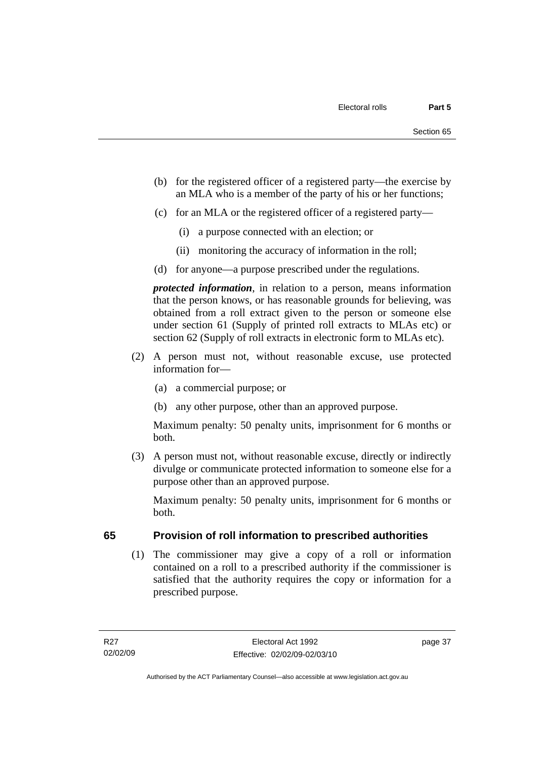(b) for the registered officer of a registered party—the exercise by an MLA who is a member of the party of his or her functions;

(c) for an MLA or the registered officer of a registered party—

(i) a purpose connected with an election; or

(ii) monitoring the accuracy of information in the roll;

(d) for anyone—a purpose prescribed under the regulations.

***protected information***, in relation to a person, means information that the person knows, or has reasonable grounds for believing, was obtained from a roll extract given to the person or someone else under section 61 (Supply of printed roll extracts to MLAs etc) or section 62 (Supply of roll extracts in electronic form to MLAs etc).

(2) A person must not, without reasonable excuse, use protected information for—

(a) a commercial purpose; or

(b) any other purpose, other than an approved purpose.

Maximum penalty: 50 penalty units, imprisonment for 6 months or both.

(3) A person must not, without reasonable excuse, directly or indirectly divulge or communicate protected information to someone else for a purpose other than an approved purpose.

Maximum penalty: 50 penalty units, imprisonment for 6 months or both.

## 65 Provision of roll information to prescribed authorities

(1) The commissioner may give a copy of a roll or information contained on a roll to a prescribed authority if the commissioner is satisfied that the authority requires the copy or information for a prescribed purpose.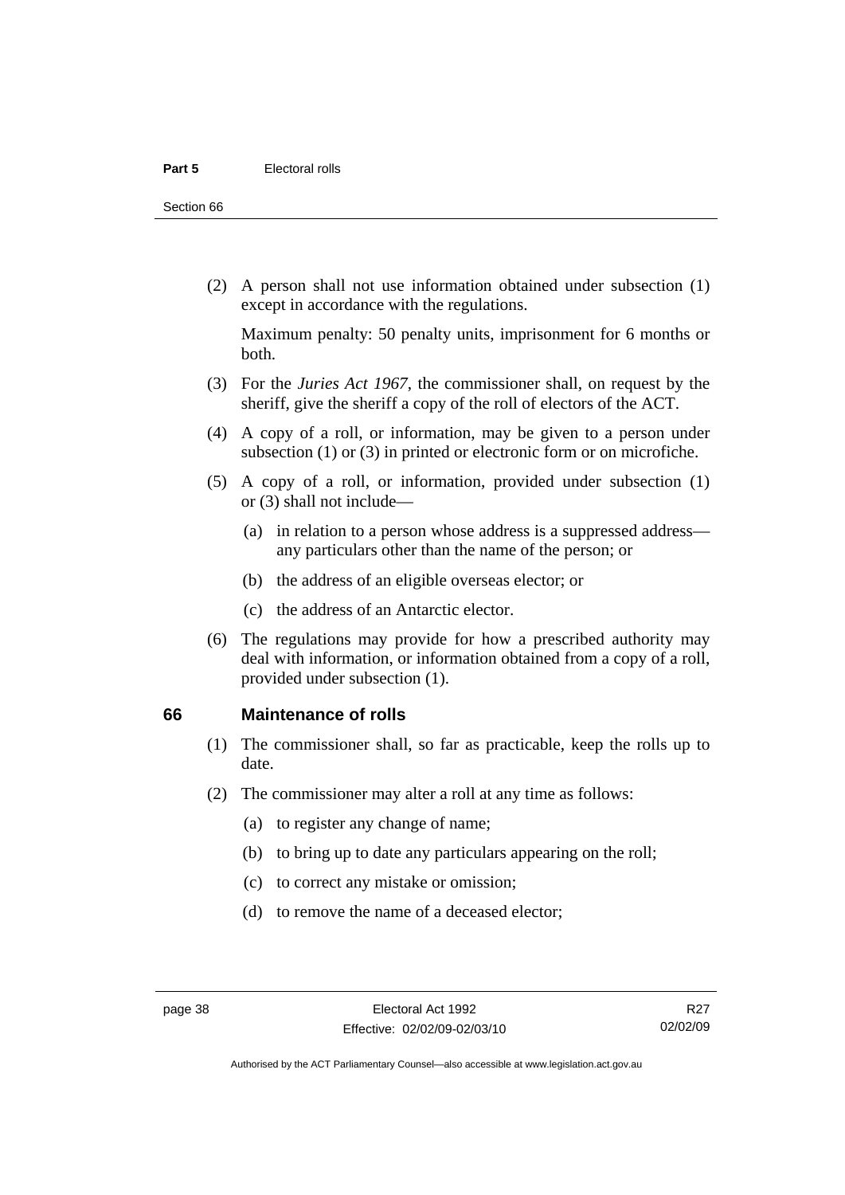(2) A person shall not use information obtained under subsection (1) except in accordance with the regulations.

Maximum penalty: 50 penalty units, imprisonment for 6 months or both.

(3) For the *Juries Act 1967*, the commissioner shall, on request by the sheriff, give the sheriff a copy of the roll of electors of the ACT.

(4) A copy of a roll, or information, may be given to a person under subsection (1) or (3) in printed or electronic form or on microfiche.

(5) A copy of a roll, or information, provided under subsection (1) or (3) shall not include—

(a) in relation to a person whose address is a suppressed address—any particulars other than the name of the person; or

(b) the address of an eligible overseas elector; or

(c) the address of an Antarctic elector.

(6) The regulations may provide for how a prescribed authority may deal with information, or information obtained from a copy of a roll, provided under subsection (1).

## 66 Maintenance of rolls

(1) The commissioner shall, so far as practicable, keep the rolls up to date.

(2) The commissioner may alter a roll at any time as follows:

(a) to register any change of name;

(b) to bring up to date any particulars appearing on the roll;

(c) to correct any mistake or omission;

(d) to remove the name of a deceased elector;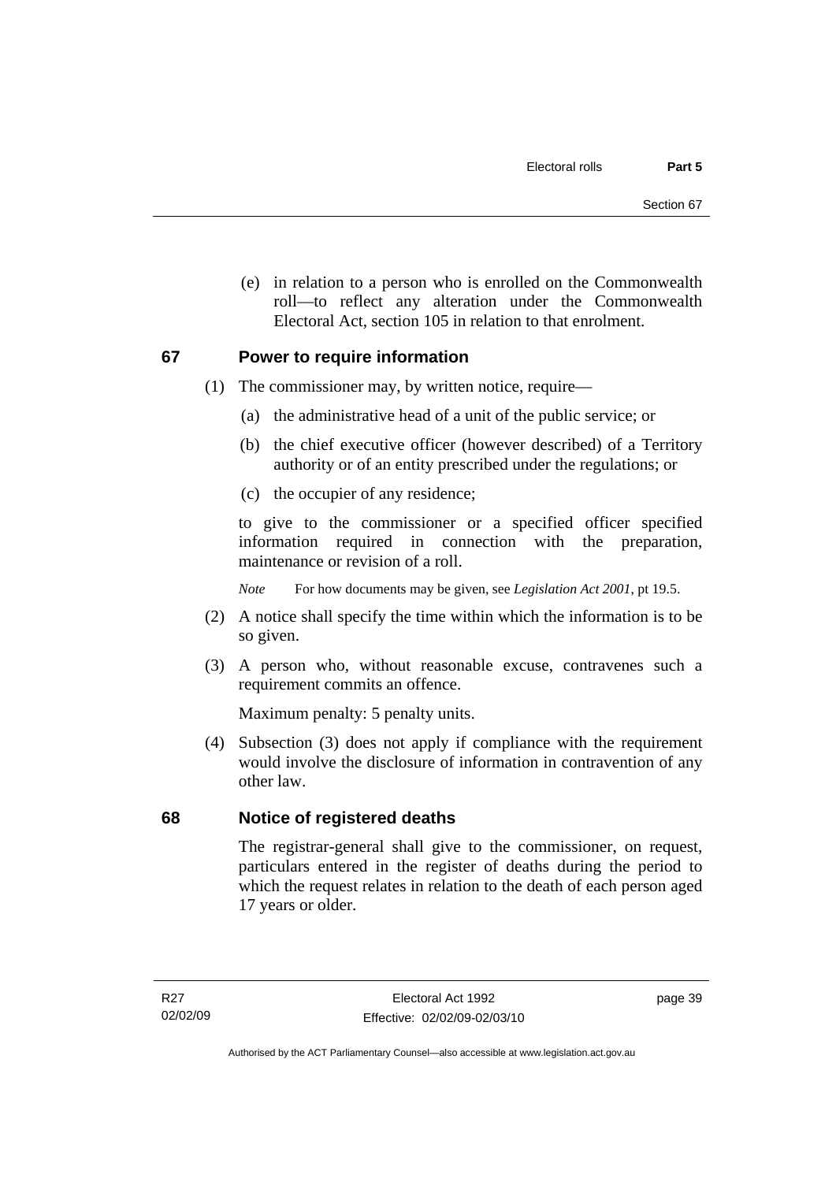(e) in relation to a person who is enrolled on the Commonwealth roll—to reflect any alteration under the Commonwealth Electoral Act, section 105 in relation to that enrolment.

## 67 Power to require information

(1) The commissioner may, by written notice, require—

(a) the administrative head of a unit of the public service; or

(b) the chief executive officer (however described) of a Territory authority or of an entity prescribed under the regulations; or

(c) the occupier of any residence;

to give to the commissioner or a specified officer specified information required in connection with the preparation, maintenance or revision of a roll.

*Note* For how documents may be given, see *Legislation Act 2001*, pt 19.5.

(2) A notice shall specify the time within which the information is to be so given.

(3) A person who, without reasonable excuse, contravenes such a requirement commits an offence.

Maximum penalty: 5 penalty units.

(4) Subsection (3) does not apply if compliance with the requirement would involve the disclosure of information in contravention of any other law.

## 68 Notice of registered deaths

The registrar-general shall give to the commissioner, on request, particulars entered in the register of deaths during the period to which the request relates in relation to the death of each person aged 17 years or older.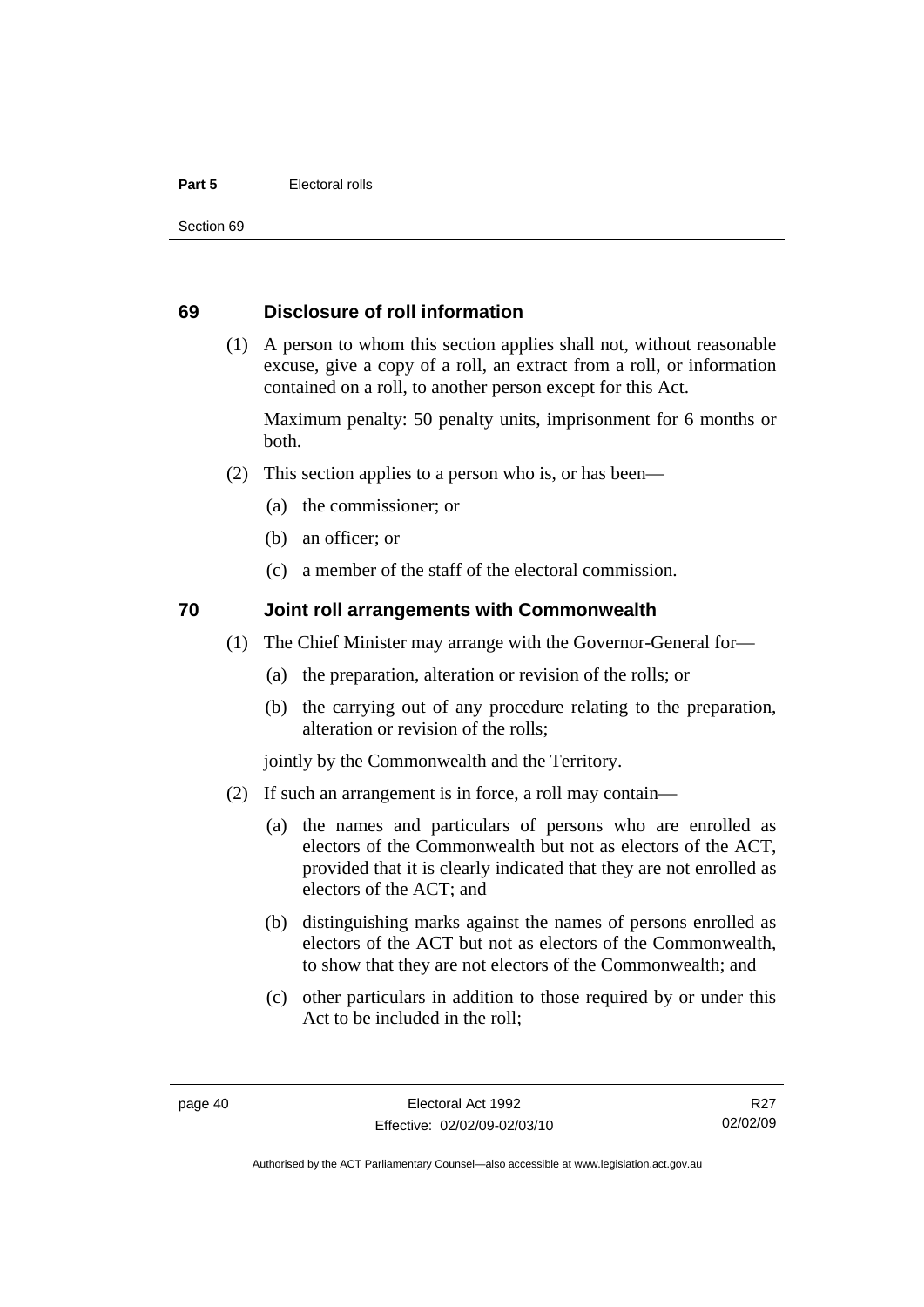## 69 Disclosure of roll information

(1) A person to whom this section applies shall not, without reasonable excuse, give a copy of a roll, an extract from a roll, or information contained on a roll, to another person except for this Act.

Maximum penalty: 50 penalty units, imprisonment for 6 months or both.

(2) This section applies to a person who is, or has been—

(a) the commissioner; or

(b) an officer; or

(c) a member of the staff of the electoral commission.

## 70 Joint roll arrangements with Commonwealth

(1) The Chief Minister may arrange with the Governor-General for—

(a) the preparation, alteration or revision of the rolls; or

(b) the carrying out of any procedure relating to the preparation, alteration or revision of the rolls;

jointly by the Commonwealth and the Territory.

(2) If such an arrangement is in force, a roll may contain—

(a) the names and particulars of persons who are enrolled as electors of the Commonwealth but not as electors of the ACT, provided that it is clearly indicated that they are not enrolled as electors of the ACT; and

(b) distinguishing marks against the names of persons enrolled as electors of the ACT but not as electors of the Commonwealth, to show that they are not electors of the Commonwealth; and

(c) other particulars in addition to those required by or under this Act to be included in the roll;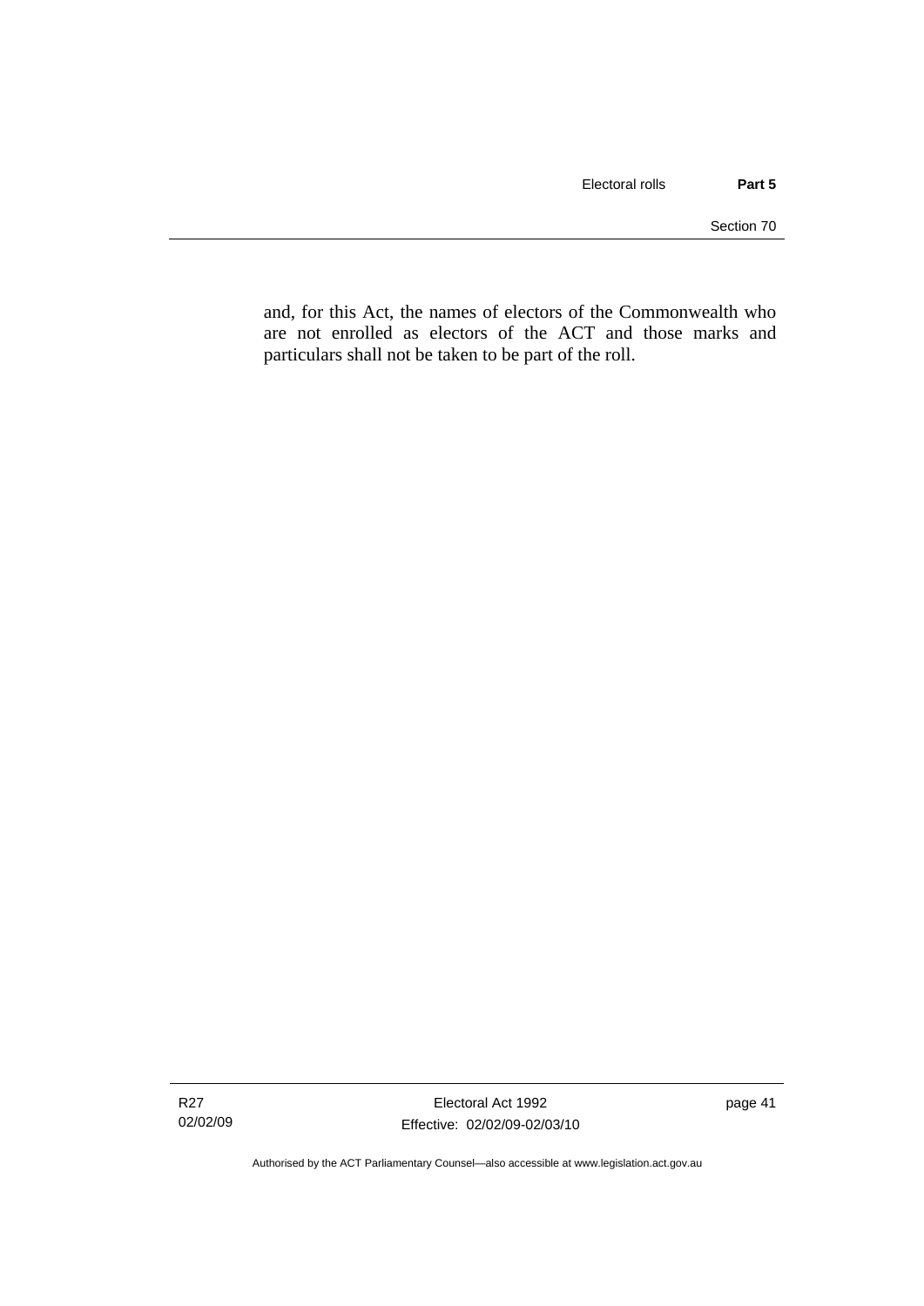and, for this Act, the names of electors of the Commonwealth who are not enrolled as electors of the ACT and those marks and particulars shall not be taken to be part of the roll.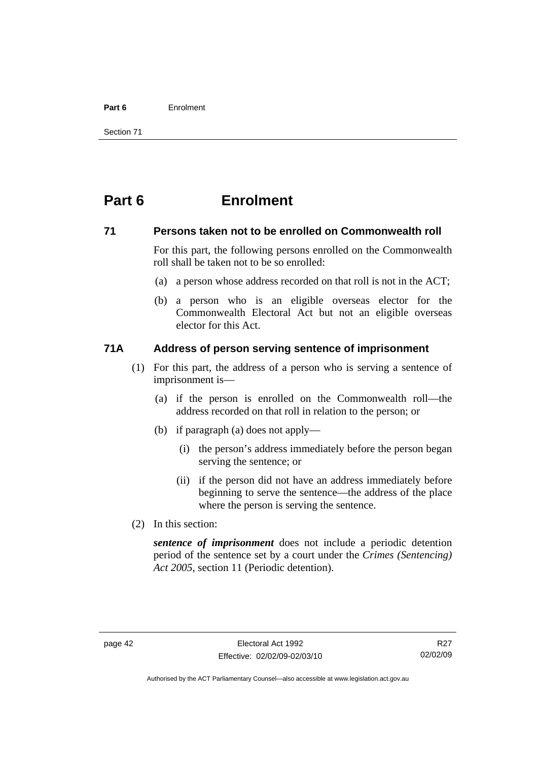# Part 6 Enrolment

## 71 Persons taken not to be enrolled on Commonwealth roll

For this part, the following persons enrolled on the Commonwealth roll shall be taken not to be so enrolled:

(a) a person whose address recorded on that roll is not in the ACT;

(b) a person who is an eligible overseas elector for the Commonwealth Electoral Act but not an eligible overseas elector for this Act.

## 71A Address of person serving sentence of imprisonment

(1) For this part, the address of a person who is serving a sentence of imprisonment is—

(a) if the person is enrolled on the Commonwealth roll—the address recorded on that roll in relation to the person; or

(b) if paragraph (a) does not apply—

(i) the person's address immediately before the person began serving the sentence; or

(ii) if the person did not have an address immediately before beginning to serve the sentence—the address of the place where the person is serving the sentence.

(2) In this section:

***sentence of imprisonment*** does not include a periodic detention period of the sentence set by a court under the *Crimes (Sentencing) Act 2005*, section 11 (Periodic detention).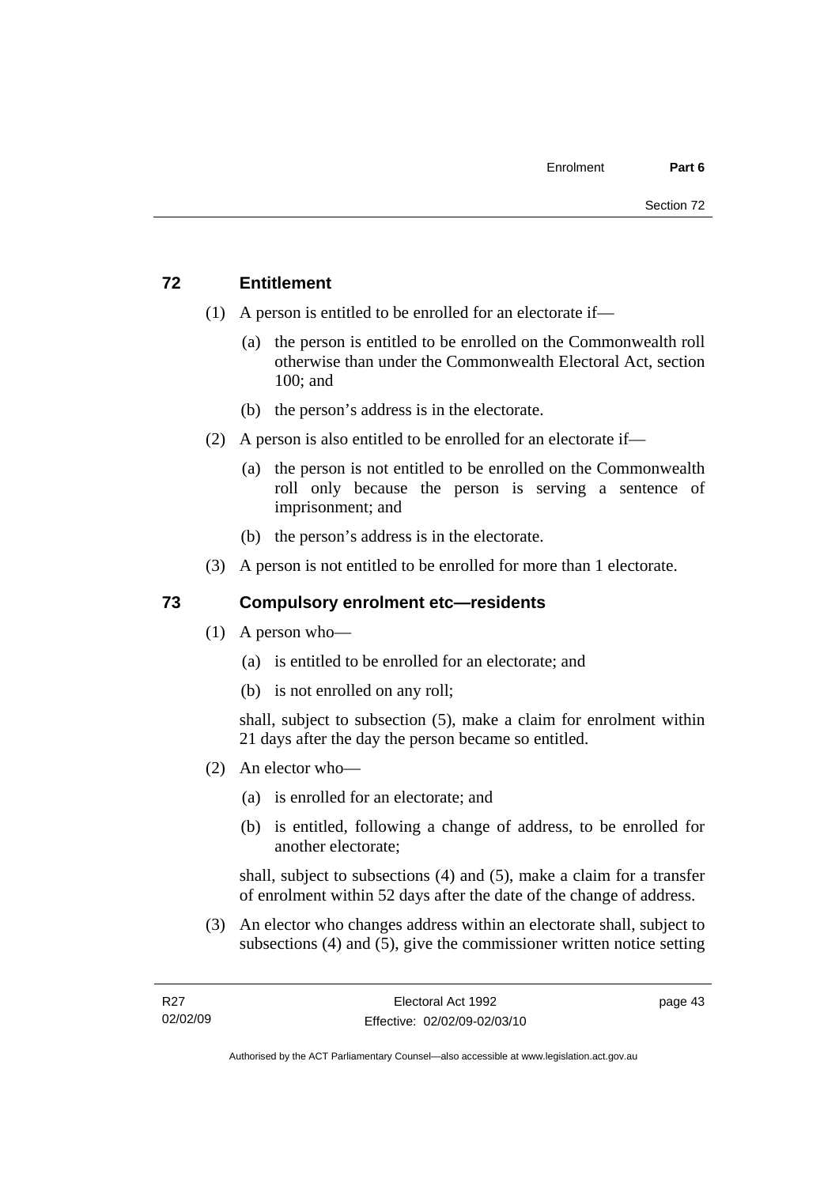## 72 Entitlement

(1) A person is entitled to be enrolled for an electorate if—

(a) the person is entitled to be enrolled on the Commonwealth roll otherwise than under the Commonwealth Electoral Act, section 100; and

(b) the person's address is in the electorate.

(2) A person is also entitled to be enrolled for an electorate if—

(a) the person is not entitled to be enrolled on the Commonwealth roll only because the person is serving a sentence of imprisonment; and

(b) the person's address is in the electorate.

(3) A person is not entitled to be enrolled for more than 1 electorate.

## 73 Compulsory enrolment etc—residents

(1) A person who—

(a) is entitled to be enrolled for an electorate; and

(b) is not enrolled on any roll;

shall, subject to subsection (5), make a claim for enrolment within 21 days after the day the person became so entitled.

(2) An elector who—

(a) is enrolled for an electorate; and

(b) is entitled, following a change of address, to be enrolled for another electorate;

shall, subject to subsections (4) and (5), make a claim for a transfer of enrolment within 52 days after the date of the change of address.

(3) An elector who changes address within an electorate shall, subject to subsections (4) and (5), give the commissioner written notice setting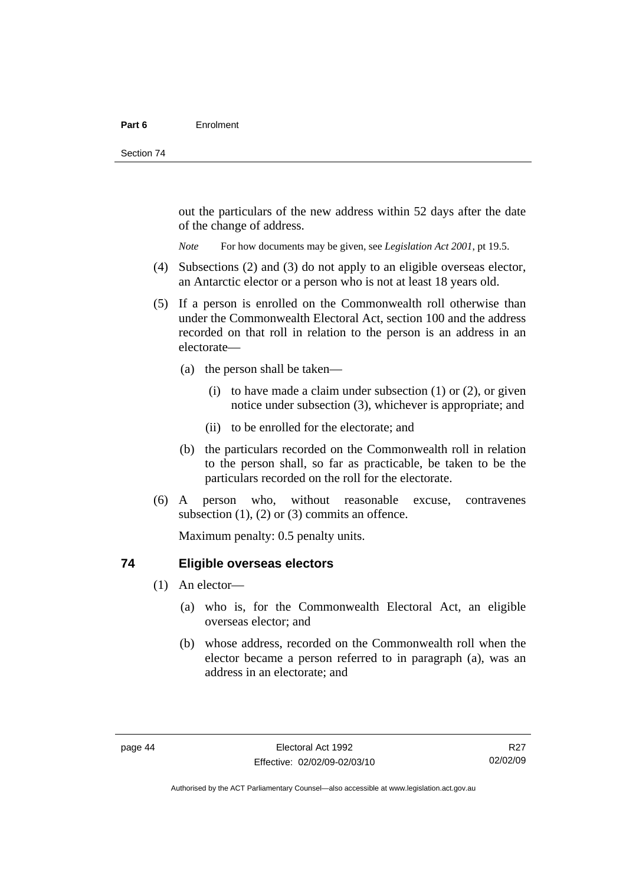out the particulars of the new address within 52 days after the date of the change of address.

*Note* For how documents may be given, see *Legislation Act 2001*, pt 19.5.

(4) Subsections (2) and (3) do not apply to an eligible overseas elector, an Antarctic elector or a person who is not at least 18 years old.

(5) If a person is enrolled on the Commonwealth roll otherwise than under the Commonwealth Electoral Act, section 100 and the address recorded on that roll in relation to the person is an address in an electorate—

(a) the person shall be taken—

(i) to have made a claim under subsection (1) or (2), or given notice under subsection (3), whichever is appropriate; and

(ii) to be enrolled for the electorate; and

(b) the particulars recorded on the Commonwealth roll in relation to the person shall, so far as practicable, be taken to be the particulars recorded on the roll for the electorate.

(6) A person who, without reasonable excuse, contravenes subsection (1), (2) or (3) commits an offence.

Maximum penalty: 0.5 penalty units.

### 74 Eligible overseas electors

(1) An elector—

(a) who is, for the Commonwealth Electoral Act, an eligible overseas elector; and

(b) whose address, recorded on the Commonwealth roll when the elector became a person referred to in paragraph (a), was an address in an electorate; and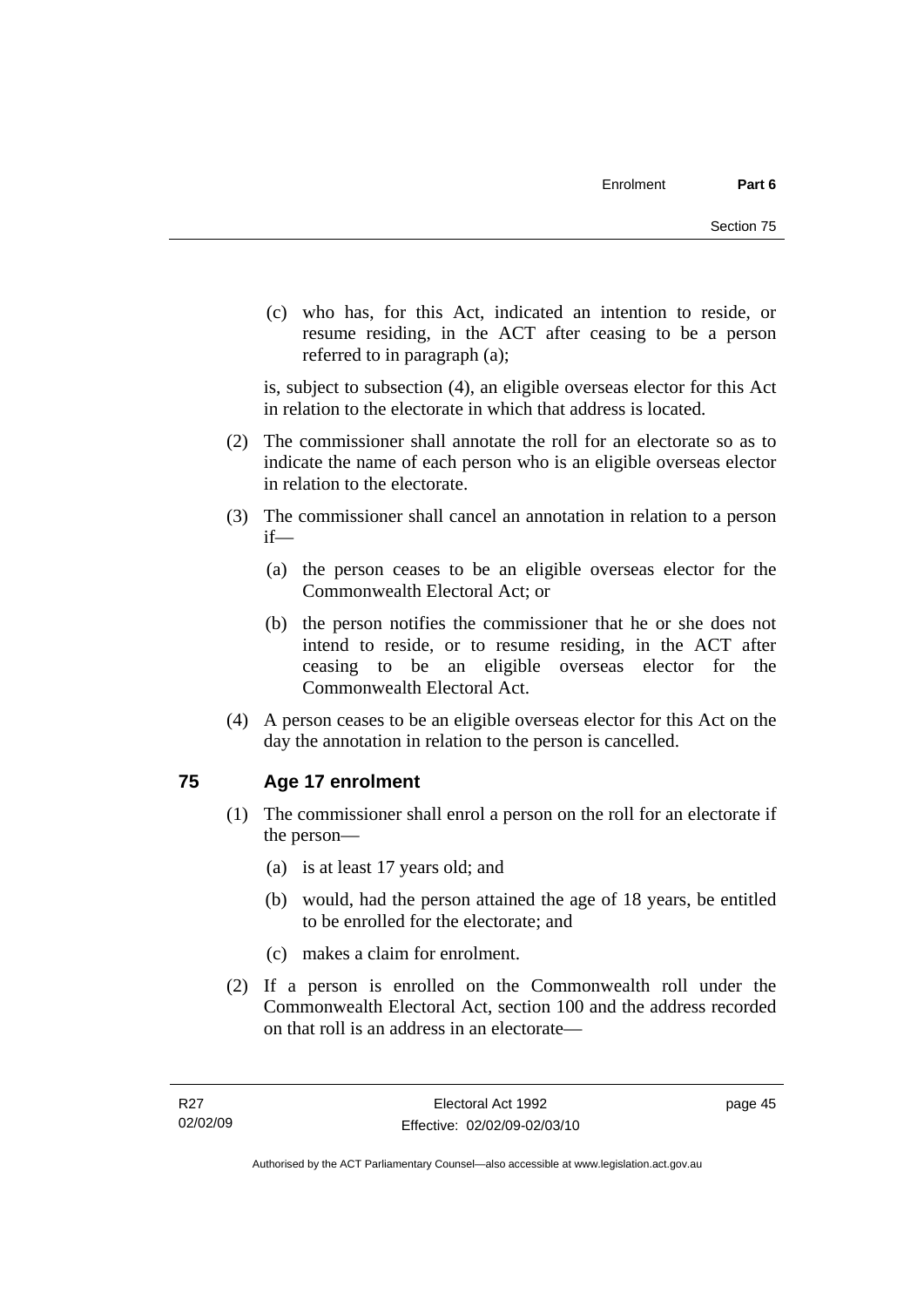(c) who has, for this Act, indicated an intention to reside, or resume residing, in the ACT after ceasing to be a person referred to in paragraph (a);

is, subject to subsection (4), an eligible overseas elector for this Act in relation to the electorate in which that address is located.

(2) The commissioner shall annotate the roll for an electorate so as to indicate the name of each person who is an eligible overseas elector in relation to the electorate.

(3) The commissioner shall cancel an annotation in relation to a person if—

(a) the person ceases to be an eligible overseas elector for the Commonwealth Electoral Act; or

(b) the person notifies the commissioner that he or she does not intend to reside, or to resume residing, in the ACT after ceasing to be an eligible overseas elector for the Commonwealth Electoral Act.

(4) A person ceases to be an eligible overseas elector for this Act on the day the annotation in relation to the person is cancelled.

## 75 Age 17 enrolment

(1) The commissioner shall enrol a person on the roll for an electorate if the person—

(a) is at least 17 years old; and

(b) would, had the person attained the age of 18 years, be entitled to be enrolled for the electorate; and

(c) makes a claim for enrolment.

(2) If a person is enrolled on the Commonwealth roll under the Commonwealth Electoral Act, section 100 and the address recorded on that roll is an address in an electorate—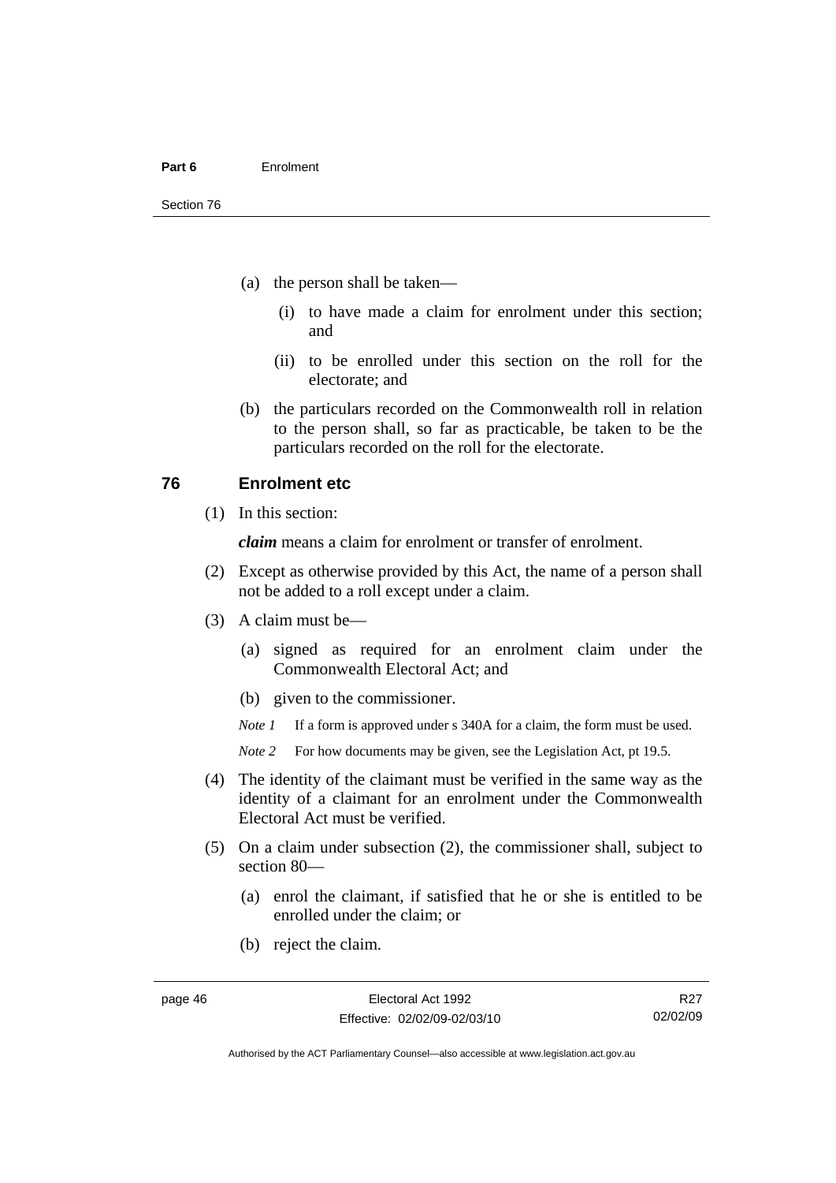(a) the person shall be taken—

(i) to have made a claim for enrolment under this section; and

(ii) to be enrolled under this section on the roll for the electorate; and

(b) the particulars recorded on the Commonwealth roll in relation to the person shall, so far as practicable, be taken to be the particulars recorded on the roll for the electorate.

## 76 Enrolment etc

(1) In this section:

***claim*** means a claim for enrolment or transfer of enrolment.

(2) Except as otherwise provided by this Act, the name of a person shall not be added to a roll except under a claim.

(3) A claim must be—

(a) signed as required for an enrolment claim under the Commonwealth Electoral Act; and

(b) given to the commissioner.

*Note 1* If a form is approved under s 340A for a claim, the form must be used.

*Note 2* For how documents may be given, see the Legislation Act, pt 19.5.

(4) The identity of the claimant must be verified in the same way as the identity of a claimant for an enrolment under the Commonwealth Electoral Act must be verified.

(5) On a claim under subsection (2), the commissioner shall, subject to section 80—

(a) enrol the claimant, if satisfied that he or she is entitled to be enrolled under the claim; or

(b) reject the claim.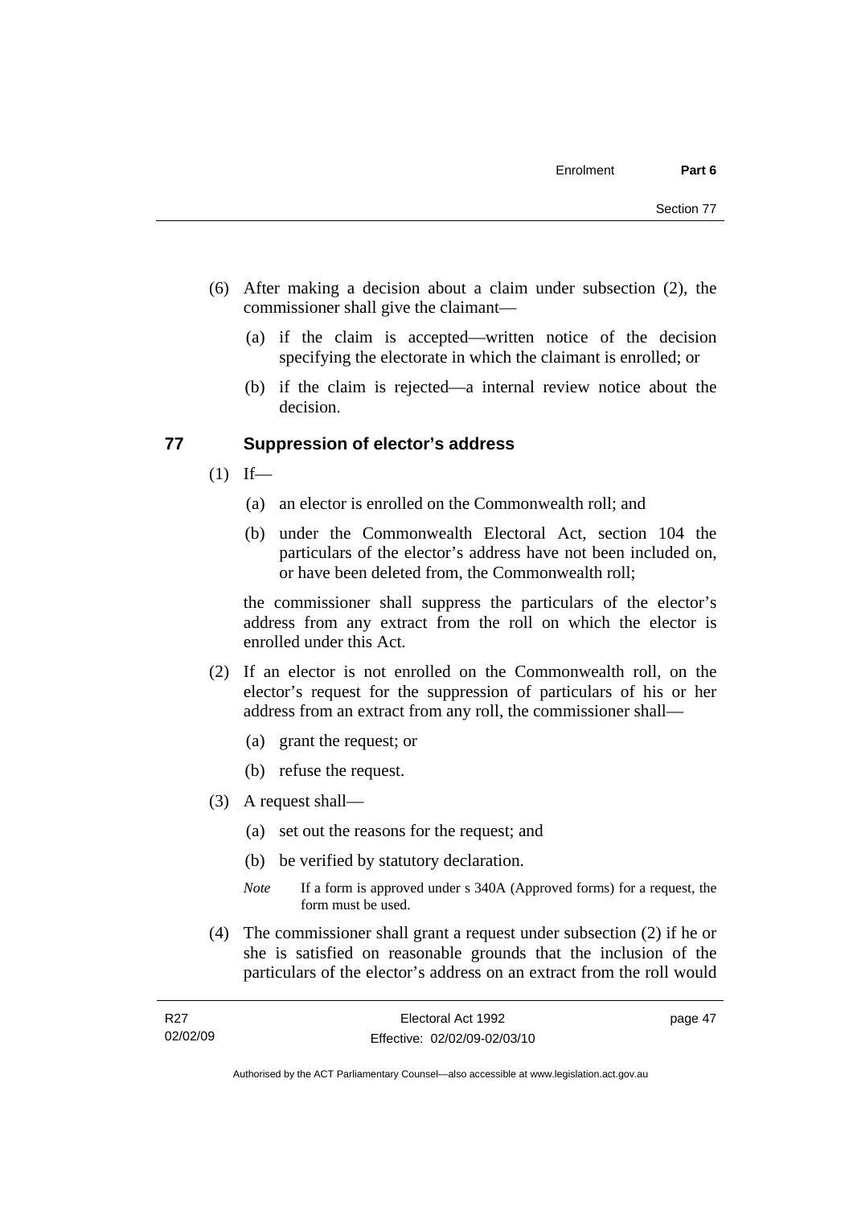(6) After making a decision about a claim under subsection (2), the commissioner shall give the claimant—

(a) if the claim is accepted—written notice of the decision specifying the electorate in which the claimant is enrolled; or

(b) if the claim is rejected—a internal review notice about the decision.

## 77 Suppression of elector's address

(1) If—

(a) an elector is enrolled on the Commonwealth roll; and

(b) under the Commonwealth Electoral Act, section 104 the particulars of the elector's address have not been included on, or have been deleted from, the Commonwealth roll;

the commissioner shall suppress the particulars of the elector's address from any extract from the roll on which the elector is enrolled under this Act.

(2) If an elector is not enrolled on the Commonwealth roll, on the elector's request for the suppression of particulars of his or her address from an extract from any roll, the commissioner shall—

(a) grant the request; or

(b) refuse the request.

(3) A request shall—

(a) set out the reasons for the request; and

(b) be verified by statutory declaration.

*Note* If a form is approved under s 340A (Approved forms) for a request, the form must be used.

(4) The commissioner shall grant a request under subsection (2) if he or she is satisfied on reasonable grounds that the inclusion of the particulars of the elector's address on an extract from the roll would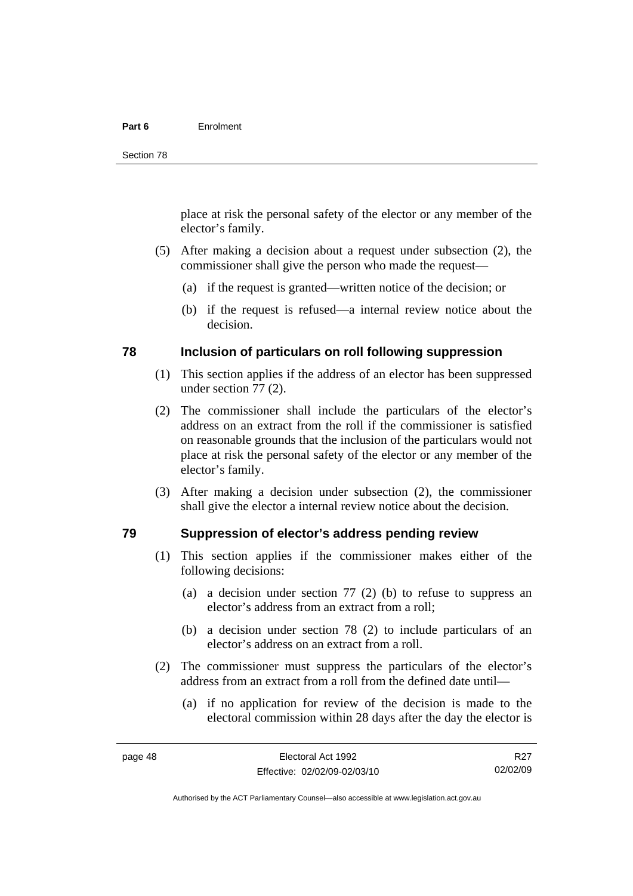place at risk the personal safety of the elector or any member of the elector's family.

(5) After making a decision about a request under subsection (2), the commissioner shall give the person who made the request—

(a) if the request is granted—written notice of the decision; or

(b) if the request is refused—a internal review notice about the decision.

## 78 Inclusion of particulars on roll following suppression

(1) This section applies if the address of an elector has been suppressed under section 77 (2).

(2) The commissioner shall include the particulars of the elector's address on an extract from the roll if the commissioner is satisfied on reasonable grounds that the inclusion of the particulars would not place at risk the personal safety of the elector or any member of the elector's family.

(3) After making a decision under subsection (2), the commissioner shall give the elector a internal review notice about the decision.

## 79 Suppression of elector's address pending review

(1) This section applies if the commissioner makes either of the following decisions:

(a) a decision under section 77 (2) (b) to refuse to suppress an elector's address from an extract from a roll;

(b) a decision under section 78 (2) to include particulars of an elector's address on an extract from a roll.

(2) The commissioner must suppress the particulars of the elector's address from an extract from a roll from the defined date until—

(a) if no application for review of the decision is made to the electoral commission within 28 days after the day the elector is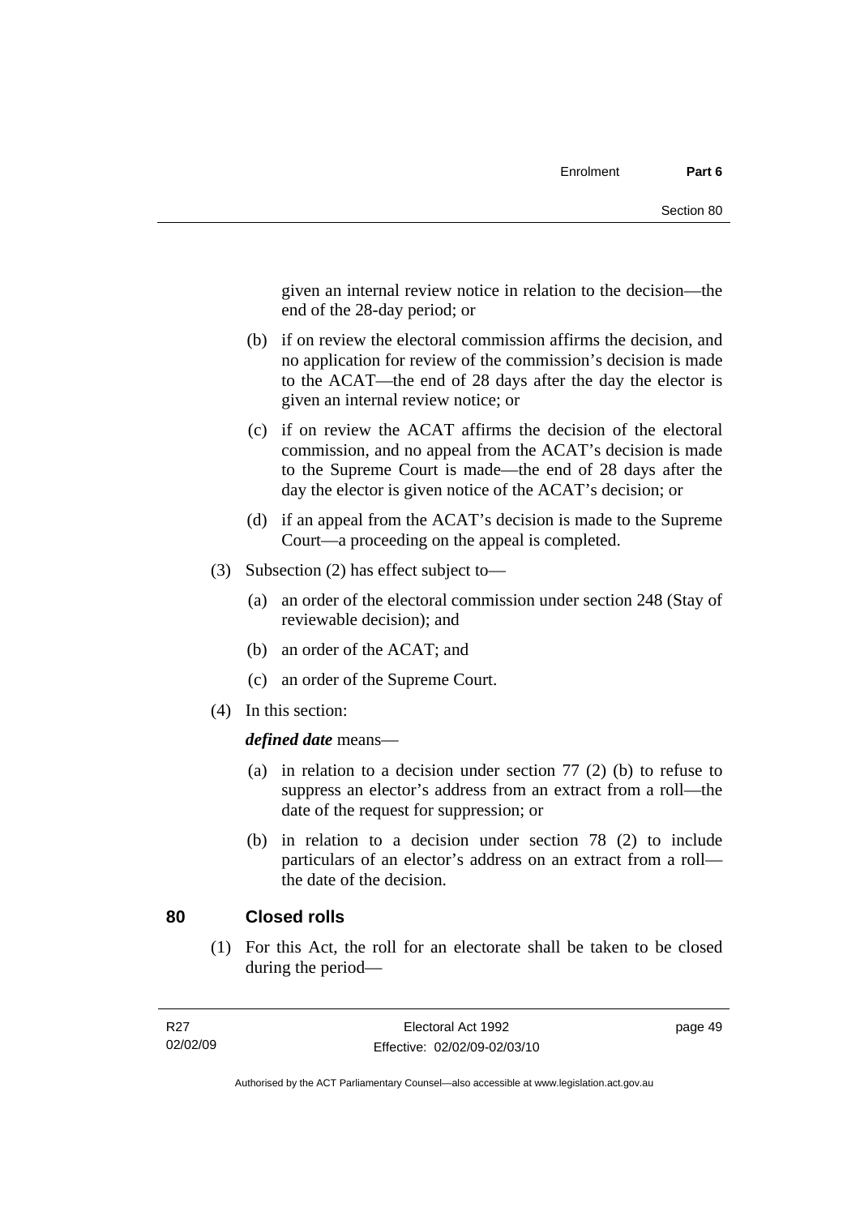given an internal review notice in relation to the decision—the end of the 28-day period; or

(b) if on review the electoral commission affirms the decision, and no application for review of the commission's decision is made to the ACAT—the end of 28 days after the day the elector is given an internal review notice; or

(c) if on review the ACAT affirms the decision of the electoral commission, and no appeal from the ACAT's decision is made to the Supreme Court is made—the end of 28 days after the day the elector is given notice of the ACAT's decision; or

(d) if an appeal from the ACAT's decision is made to the Supreme Court—a proceeding on the appeal is completed.

(3) Subsection (2) has effect subject to—

(a) an order of the electoral commission under section 248 (Stay of reviewable decision); and

(b) an order of the ACAT; and

(c) an order of the Supreme Court.

(4) In this section:

***defined date*** means—

(a) in relation to a decision under section 77 (2) (b) to refuse to suppress an elector's address from an extract from a roll—the date of the request for suppression; or

(b) in relation to a decision under section 78 (2) to include particulars of an elector's address on an extract from a roll—the date of the decision.

## 80 Closed rolls

(1) For this Act, the roll for an electorate shall be taken to be closed during the period—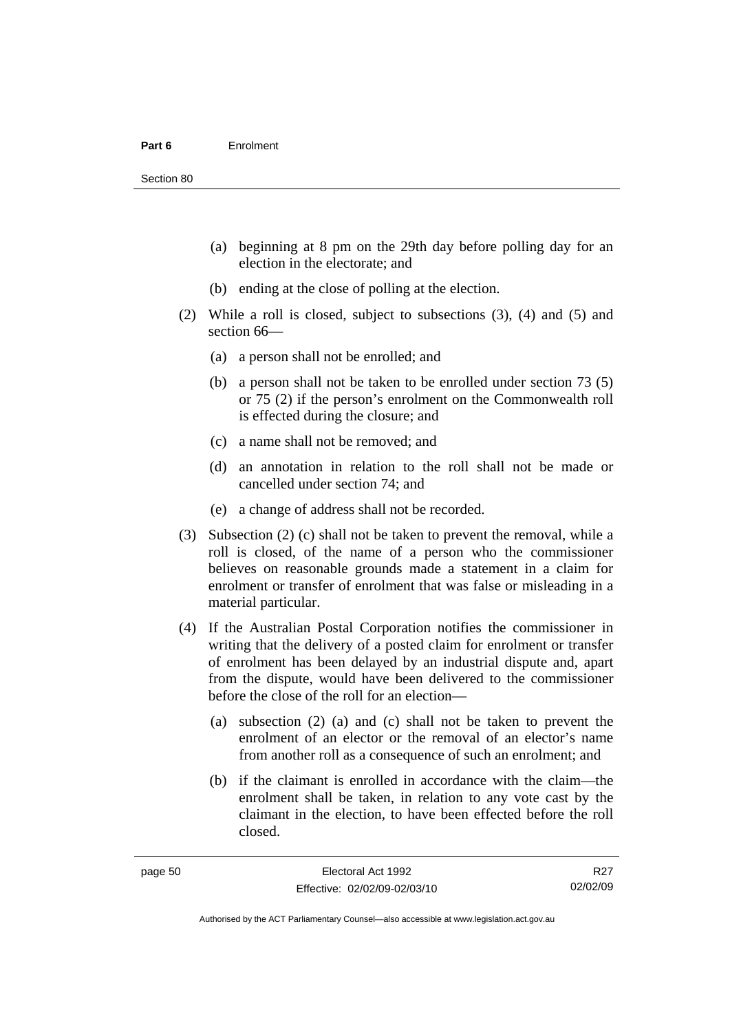(a) beginning at 8 pm on the 29th day before polling day for an election in the electorate; and

(b) ending at the close of polling at the election.

(2) While a roll is closed, subject to subsections (3), (4) and (5) and section 66—

(a) a person shall not be enrolled; and

(b) a person shall not be taken to be enrolled under section 73 (5) or 75 (2) if the person's enrolment on the Commonwealth roll is effected during the closure; and

(c) a name shall not be removed; and

(d) an annotation in relation to the roll shall not be made or cancelled under section 74; and

(e) a change of address shall not be recorded.

(3) Subsection (2) (c) shall not be taken to prevent the removal, while a roll is closed, of the name of a person who the commissioner believes on reasonable grounds made a statement in a claim for enrolment or transfer of enrolment that was false or misleading in a material particular.

(4) If the Australian Postal Corporation notifies the commissioner in writing that the delivery of a posted claim for enrolment or transfer of enrolment has been delayed by an industrial dispute and, apart from the dispute, would have been delivered to the commissioner before the close of the roll for an election—

(a) subsection (2) (a) and (c) shall not be taken to prevent the enrolment of an elector or the removal of an elector's name from another roll as a consequence of such an enrolment; and

(b) if the claimant is enrolled in accordance with the claim—the enrolment shall be taken, in relation to any vote cast by the claimant in the election, to have been effected before the roll closed.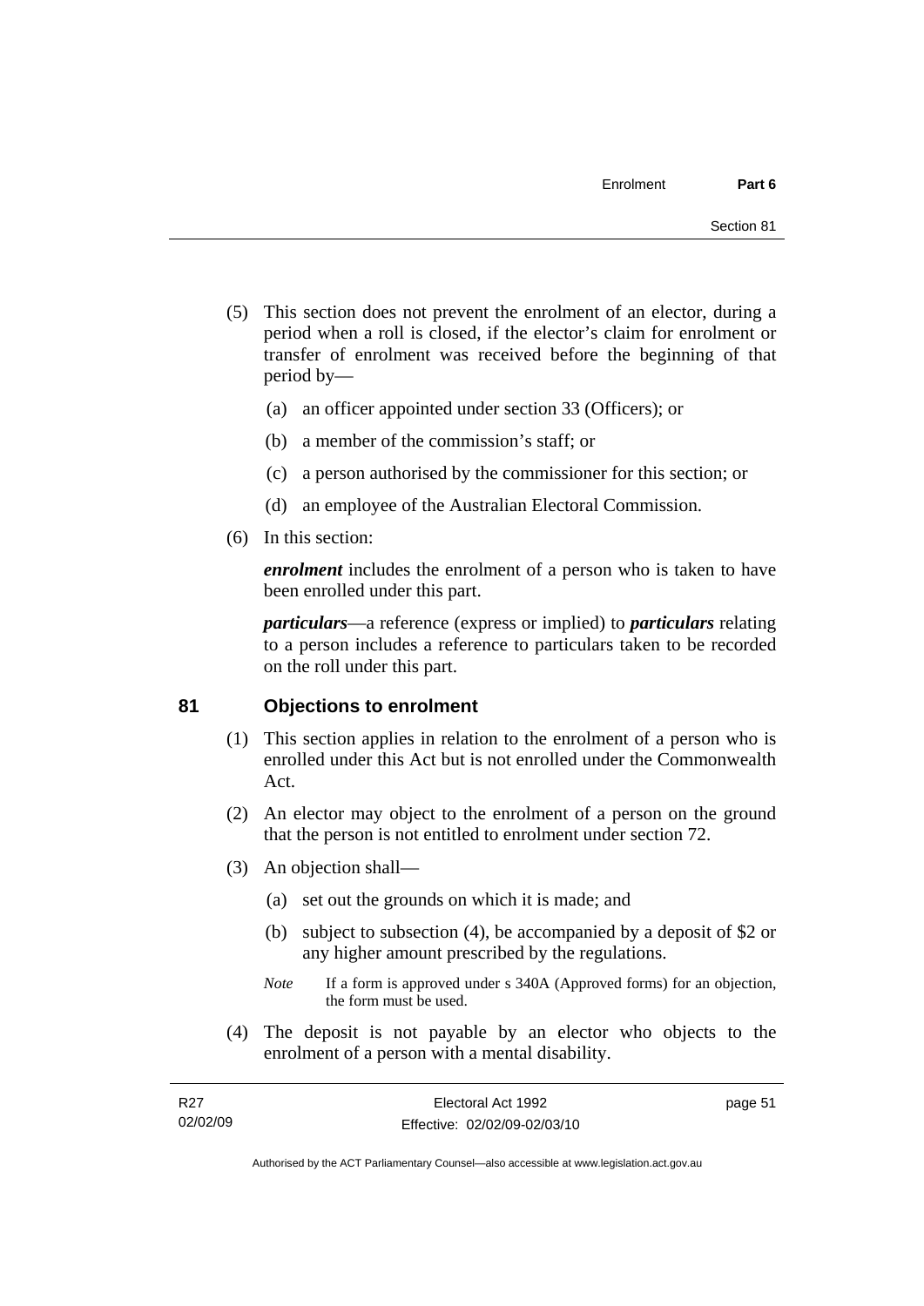(5) This section does not prevent the enrolment of an elector, during a period when a roll is closed, if the elector's claim for enrolment or transfer of enrolment was received before the beginning of that period by—

(a) an officer appointed under section 33 (Officers); or

(b) a member of the commission's staff; or

(c) a person authorised by the commissioner for this section; or

(d) an employee of the Australian Electoral Commission.

(6) In this section:

***enrolment*** includes the enrolment of a person who is taken to have been enrolled under this part.

***particulars***—a reference (express or implied) to ***particulars*** relating to a person includes a reference to particulars taken to be recorded on the roll under this part.

## 81 Objections to enrolment

(1) This section applies in relation to the enrolment of a person who is enrolled under this Act but is not enrolled under the Commonwealth Act.

(2) An elector may object to the enrolment of a person on the ground that the person is not entitled to enrolment under section 72.

(3) An objection shall—

(a) set out the grounds on which it is made; and

(b) subject to subsection (4), be accompanied by a deposit of $2 or any higher amount prescribed by the regulations.

*Note* If a form is approved under s 340A (Approved forms) for an objection, the form must be used.

(4) The deposit is not payable by an elector who objects to the enrolment of a person with a mental disability.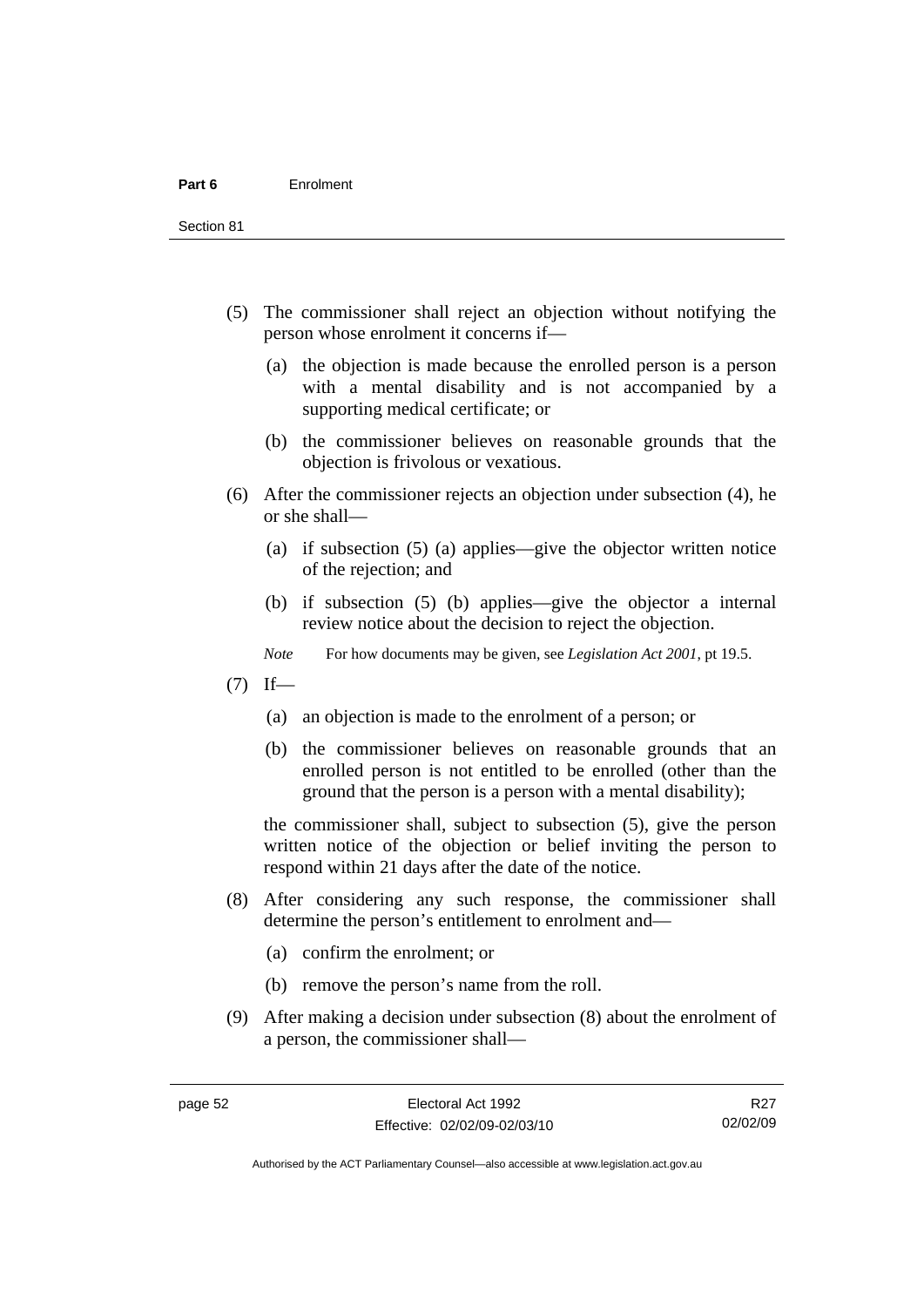(5) The commissioner shall reject an objection without notifying the person whose enrolment it concerns if—

(a) the objection is made because the enrolled person is a person with a mental disability and is not accompanied by a supporting medical certificate; or

(b) the commissioner believes on reasonable grounds that the objection is frivolous or vexatious.

(6) After the commissioner rejects an objection under subsection (4), he or she shall—

(a) if subsection (5) (a) applies—give the objector written notice of the rejection; and

(b) if subsection (5) (b) applies—give the objector a internal review notice about the decision to reject the objection.

*Note* For how documents may be given, see *Legislation Act 2001*, pt 19.5.

(7) If—

(a) an objection is made to the enrolment of a person; or

(b) the commissioner believes on reasonable grounds that an enrolled person is not entitled to be enrolled (other than the ground that the person is a person with a mental disability);

the commissioner shall, subject to subsection (5), give the person written notice of the objection or belief inviting the person to respond within 21 days after the date of the notice.

(8) After considering any such response, the commissioner shall determine the person's entitlement to enrolment and—

(a) confirm the enrolment; or

(b) remove the person's name from the roll.

(9) After making a decision under subsection (8) about the enrolment of a person, the commissioner shall—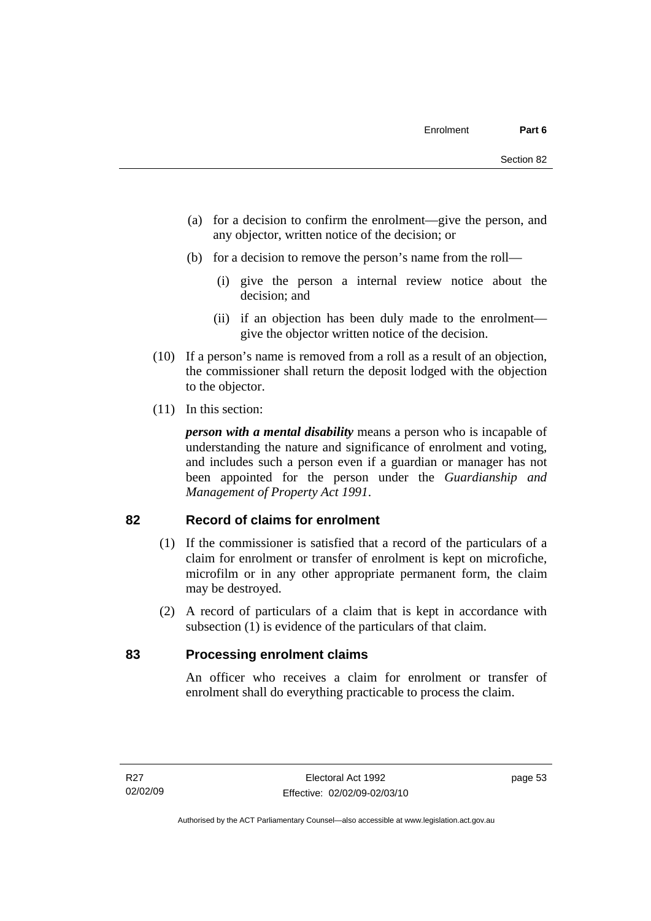(a) for a decision to confirm the enrolment—give the person, and any objector, written notice of the decision; or

(b) for a decision to remove the person's name from the roll—

(i) give the person a internal review notice about the decision; and

(ii) if an objection has been duly made to the enrolment—give the objector written notice of the decision.

(10) If a person's name is removed from a roll as a result of an objection, the commissioner shall return the deposit lodged with the objection to the objector.

(11) In this section:

***person with a mental disability*** means a person who is incapable of understanding the nature and significance of enrolment and voting, and includes such a person even if a guardian or manager has not been appointed for the person under the *Guardianship and Management of Property Act 1991*.

## 82 Record of claims for enrolment

(1) If the commissioner is satisfied that a record of the particulars of a claim for enrolment or transfer of enrolment is kept on microfiche, microfilm or in any other appropriate permanent form, the claim may be destroyed.

(2) A record of particulars of a claim that is kept in accordance with subsection (1) is evidence of the particulars of that claim.

## 83 Processing enrolment claims

An officer who receives a claim for enrolment or transfer of enrolment shall do everything practicable to process the claim.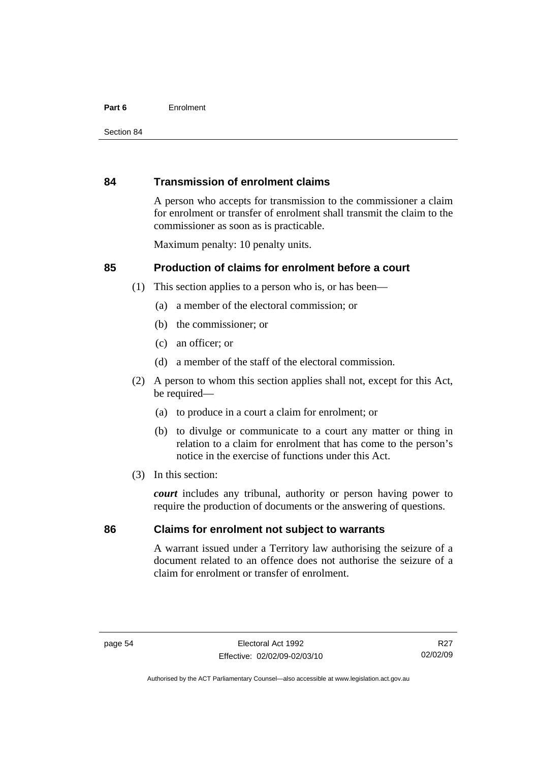## 84 Transmission of enrolment claims

A person who accepts for transmission to the commissioner a claim for enrolment or transfer of enrolment shall transmit the claim to the commissioner as soon as is practicable.

Maximum penalty: 10 penalty units.

## 85 Production of claims for enrolment before a court

(1) This section applies to a person who is, or has been—

(a) a member of the electoral commission; or

(b) the commissioner; or

(c) an officer; or

(d) a member of the staff of the electoral commission.

(2) A person to whom this section applies shall not, except for this Act, be required—

(a) to produce in a court a claim for enrolment; or

(b) to divulge or communicate to a court any matter or thing in relation to a claim for enrolment that has come to the person's notice in the exercise of functions under this Act.

(3) In this section:

***court*** includes any tribunal, authority or person having power to require the production of documents or the answering of questions.

## 86 Claims for enrolment not subject to warrants

A warrant issued under a Territory law authorising the seizure of a document related to an offence does not authorise the seizure of a claim for enrolment or transfer of enrolment.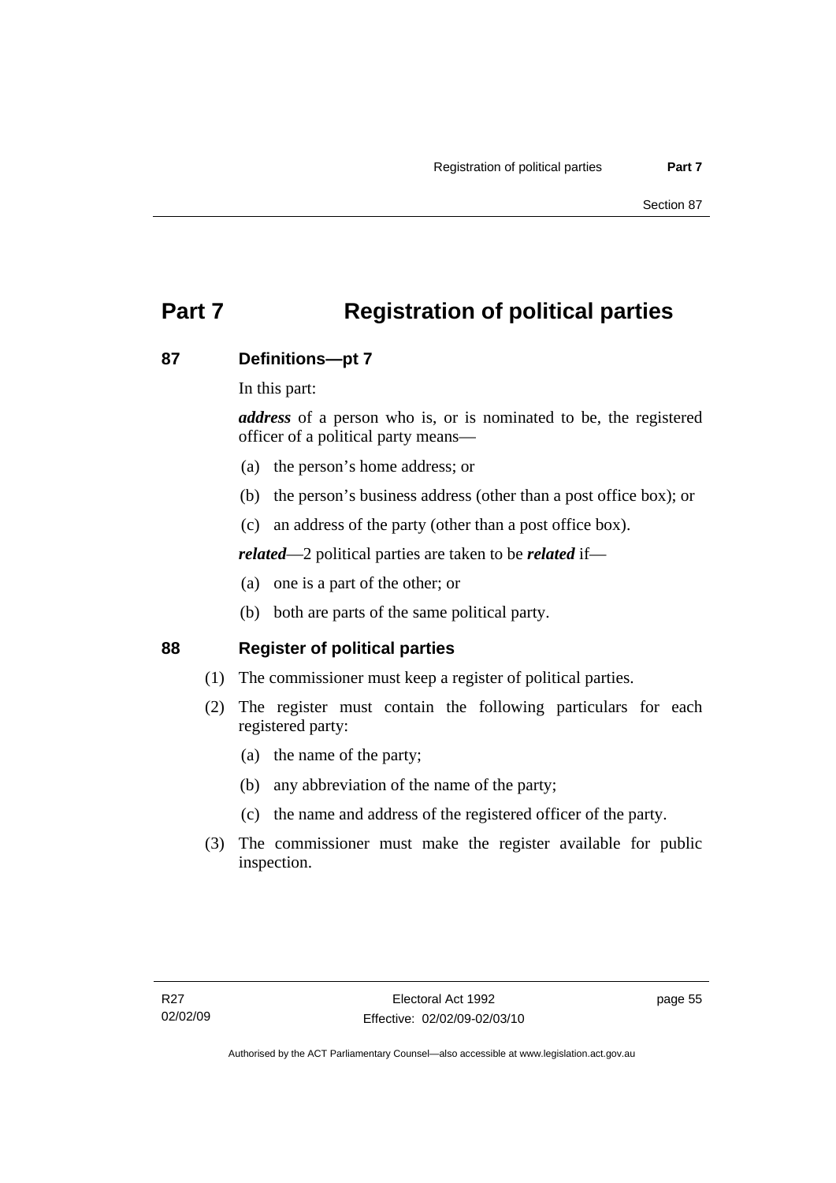# Part 7 Registration of political parties

## 87 Definitions—pt 7

In this part:

***address*** of a person who is, or is nominated to be, the registered officer of a political party means—

(a) the person's home address; or

(b) the person's business address (other than a post office box); or

(c) an address of the party (other than a post office box).

***related***—2 political parties are taken to be ***related*** if—

(a) one is a part of the other; or

(b) both are parts of the same political party.

## 88 Register of political parties

(1) The commissioner must keep a register of political parties.

(2) The register must contain the following particulars for each registered party:

(a) the name of the party;

(b) any abbreviation of the name of the party;

(c) the name and address of the registered officer of the party.

(3) The commissioner must make the register available for public inspection.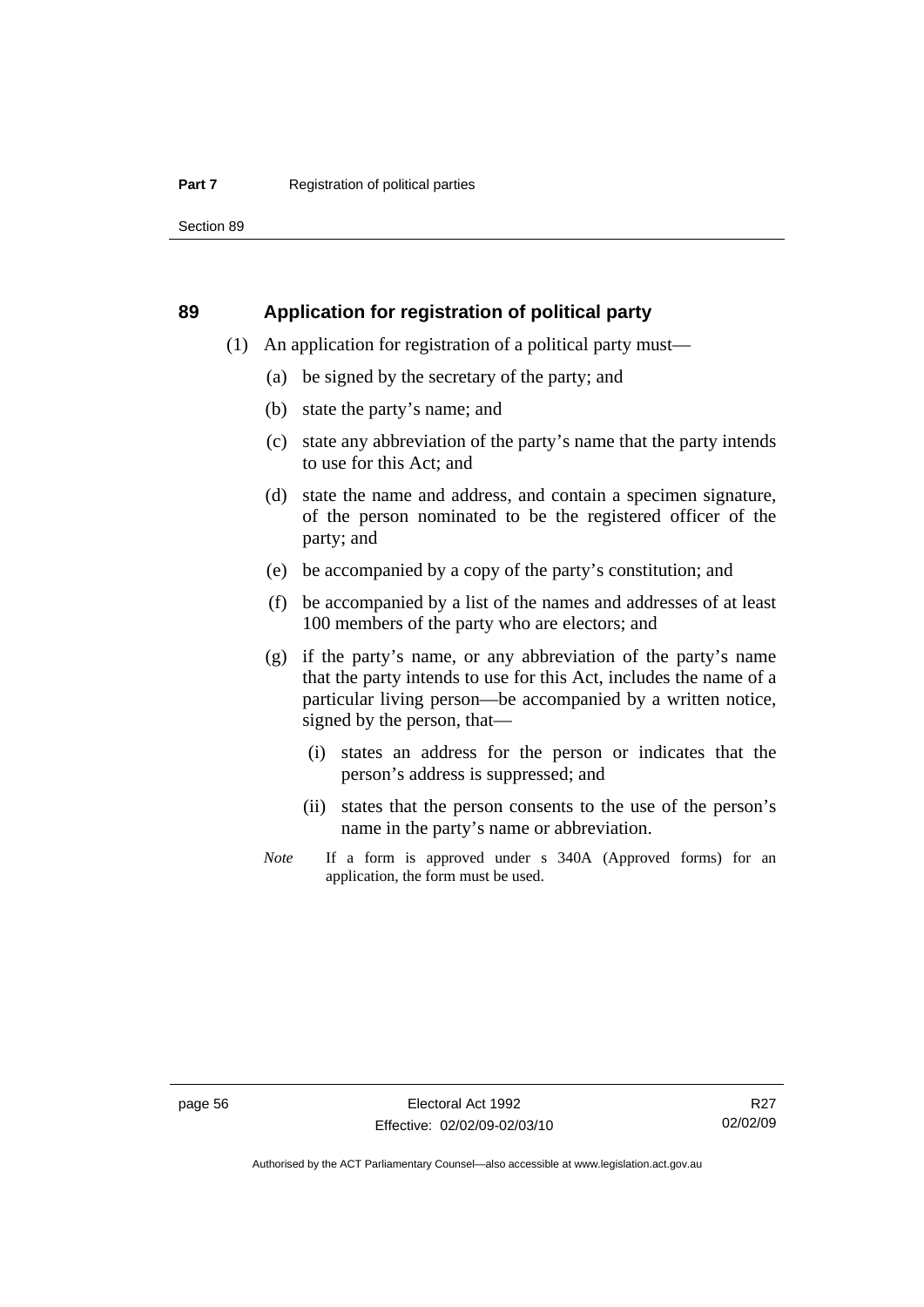## 89 Application for registration of political party

(1) An application for registration of a political party must—

(a) be signed by the secretary of the party; and

(b) state the party's name; and

(c) state any abbreviation of the party's name that the party intends to use for this Act; and

(d) state the name and address, and contain a specimen signature, of the person nominated to be the registered officer of the party; and

(e) be accompanied by a copy of the party's constitution; and

(f) be accompanied by a list of the names and addresses of at least 100 members of the party who are electors; and

(g) if the party's name, or any abbreviation of the party's name that the party intends to use for this Act, includes the name of a particular living person—be accompanied by a written notice, signed by the person, that—

(i) states an address for the person or indicates that the person's address is suppressed; and

(ii) states that the person consents to the use of the person's name in the party's name or abbreviation.

*Note* If a form is approved under s 340A (Approved forms) for an application, the form must be used.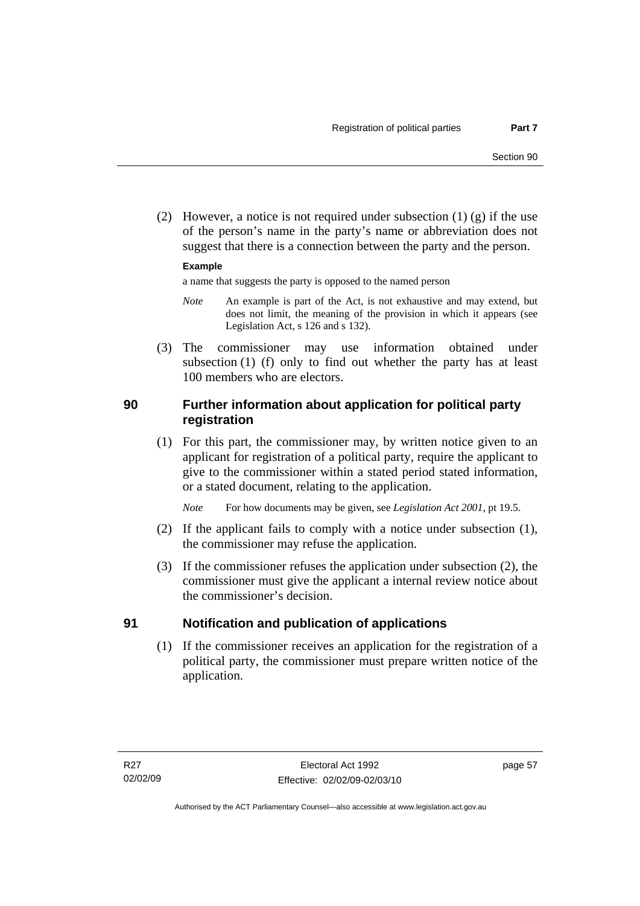(2) However, a notice is not required under subsection (1) (g) if the use of the person's name in the party's name or abbreviation does not suggest that there is a connection between the party and the person.

**Example**

a name that suggests the party is opposed to the named person

*Note* An example is part of the Act, is not exhaustive and may extend, but does not limit, the meaning of the provision in which it appears (see Legislation Act, s 126 and s 132).

(3) The commissioner may use information obtained under subsection (1) (f) only to find out whether the party has at least 100 members who are electors.

## 90 Further information about application for political party registration

(1) For this part, the commissioner may, by written notice given to an applicant for registration of a political party, require the applicant to give to the commissioner within a stated period stated information, or a stated document, relating to the application.

*Note* For how documents may be given, see *Legislation Act 2001*, pt 19.5.

(2) If the applicant fails to comply with a notice under subsection (1), the commissioner may refuse the application.

(3) If the commissioner refuses the application under subsection (2), the commissioner must give the applicant a internal review notice about the commissioner's decision.

## 91 Notification and publication of applications

(1) If the commissioner receives an application for the registration of a political party, the commissioner must prepare written notice of the application.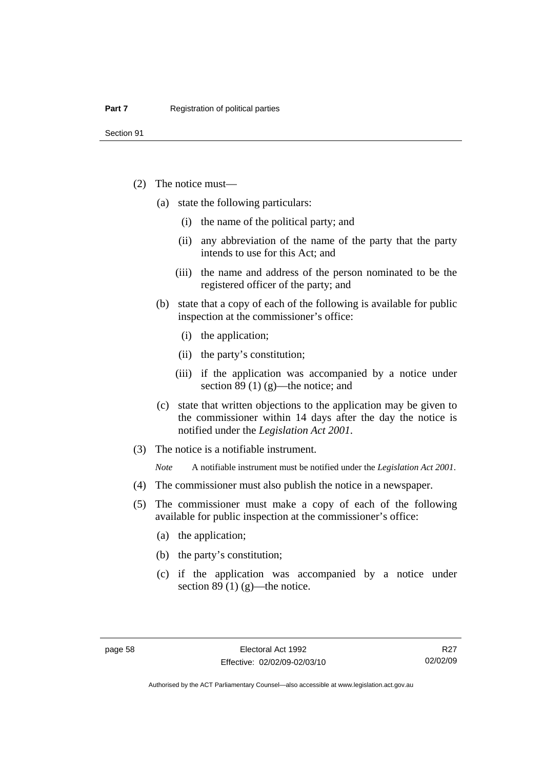(2) The notice must—

(a) state the following particulars:

(i) the name of the political party; and

(ii) any abbreviation of the name of the party that the party intends to use for this Act; and

(iii) the name and address of the person nominated to be the registered officer of the party; and

(b) state that a copy of each of the following is available for public inspection at the commissioner's office:

(i) the application;

(ii) the party's constitution;

(iii) if the application was accompanied by a notice under section 89 (1) (g)—the notice; and

(c) state that written objections to the application may be given to the commissioner within 14 days after the day the notice is notified under the *Legislation Act 2001*.

(3) The notice is a notifiable instrument.

*Note* A notifiable instrument must be notified under the *Legislation Act 2001*.

(4) The commissioner must also publish the notice in a newspaper.

(5) The commissioner must make a copy of each of the following available for public inspection at the commissioner's office:

(a) the application;

(b) the party's constitution;

(c) if the application was accompanied by a notice under section 89 (1) (g)—the notice.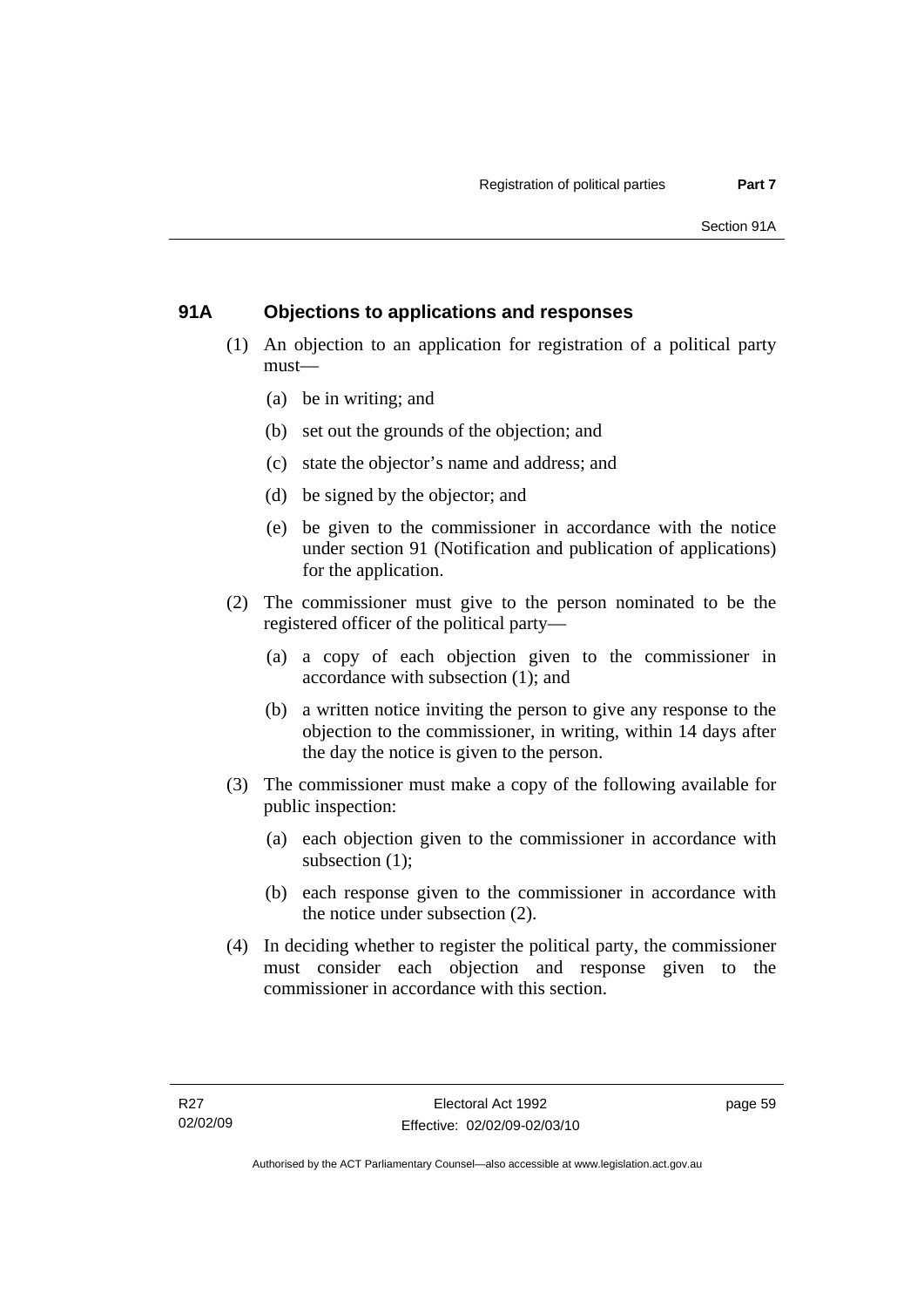## 91A Objections to applications and responses

(1) An objection to an application for registration of a political party must—

(a) be in writing; and

(b) set out the grounds of the objection; and

(c) state the objector's name and address; and

(d) be signed by the objector; and

(e) be given to the commissioner in accordance with the notice under section 91 (Notification and publication of applications) for the application.

(2) The commissioner must give to the person nominated to be the registered officer of the political party—

(a) a copy of each objection given to the commissioner in accordance with subsection (1); and

(b) a written notice inviting the person to give any response to the objection to the commissioner, in writing, within 14 days after the day the notice is given to the person.

(3) The commissioner must make a copy of the following available for public inspection:

(a) each objection given to the commissioner in accordance with subsection (1);

(b) each response given to the commissioner in accordance with the notice under subsection (2).

(4) In deciding whether to register the political party, the commissioner must consider each objection and response given to the commissioner in accordance with this section.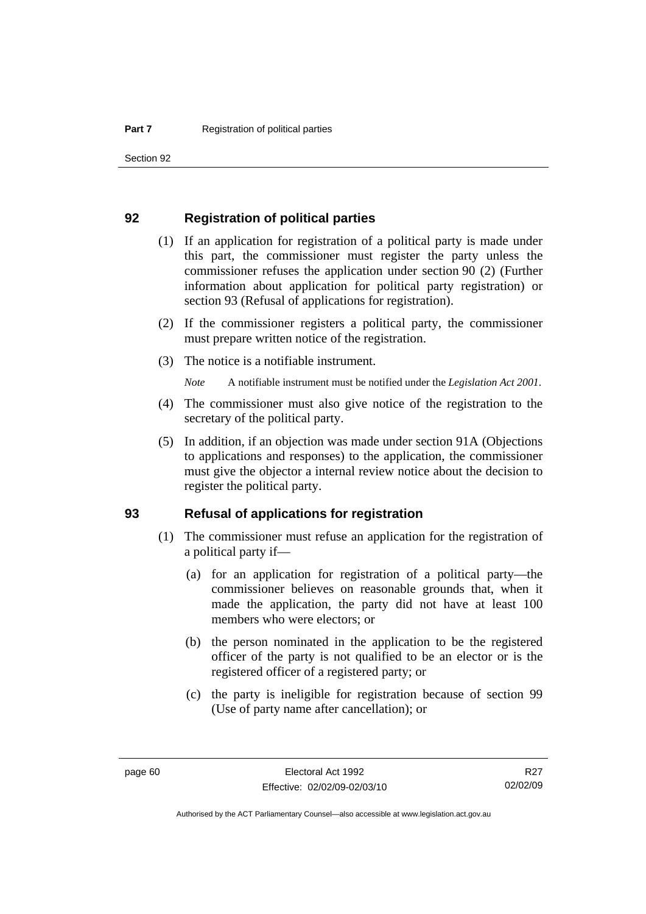## 92 Registration of political parties

(1) If an application for registration of a political party is made under this part, the commissioner must register the party unless the commissioner refuses the application under section 90 (2) (Further information about application for political party registration) or section 93 (Refusal of applications for registration).

(2) If the commissioner registers a political party, the commissioner must prepare written notice of the registration.

(3) The notice is a notifiable instrument.

*Note* A notifiable instrument must be notified under the *Legislation Act 2001*.

(4) The commissioner must also give notice of the registration to the secretary of the political party.

(5) In addition, if an objection was made under section 91A (Objections to applications and responses) to the application, the commissioner must give the objector a internal review notice about the decision to register the political party.

## 93 Refusal of applications for registration

(1) The commissioner must refuse an application for the registration of a political party if—

(a) for an application for registration of a political party—the commissioner believes on reasonable grounds that, when it made the application, the party did not have at least 100 members who were electors; or

(b) the person nominated in the application to be the registered officer of the party is not qualified to be an elector or is the registered officer of a registered party; or

(c) the party is ineligible for registration because of section 99 (Use of party name after cancellation); or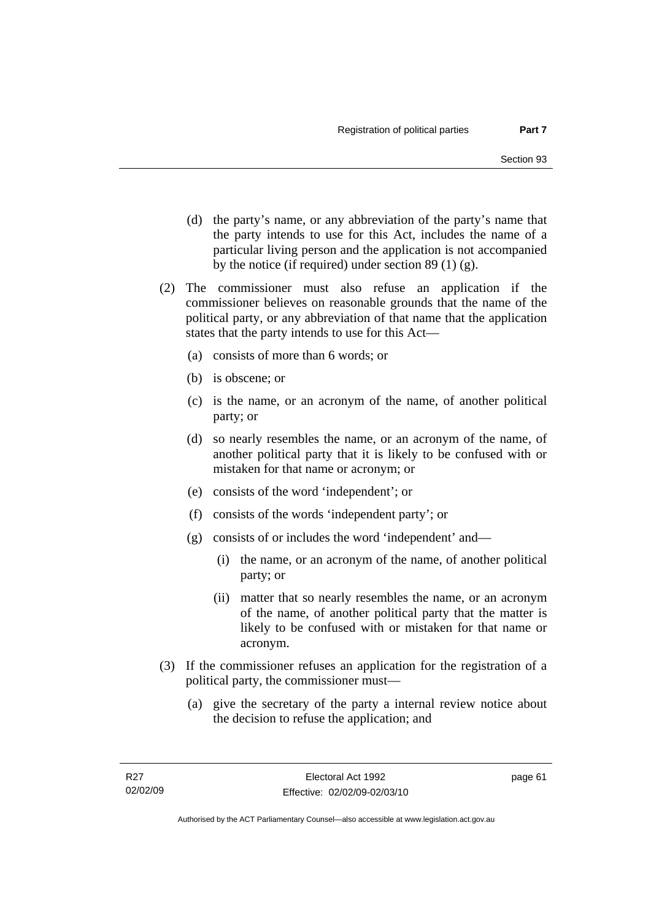(d) the party's name, or any abbreviation of the party's name that the party intends to use for this Act, includes the name of a particular living person and the application is not accompanied by the notice (if required) under section 89 (1) (g).

(2) The commissioner must also refuse an application if the commissioner believes on reasonable grounds that the name of the political party, or any abbreviation of that name that the application states that the party intends to use for this Act—

(a) consists of more than 6 words; or

(b) is obscene; or

(c) is the name, or an acronym of the name, of another political party; or

(d) so nearly resembles the name, or an acronym of the name, of another political party that it is likely to be confused with or mistaken for that name or acronym; or

(e) consists of the word 'independent'; or

(f) consists of the words 'independent party'; or

(g) consists of or includes the word 'independent' and—

(i) the name, or an acronym of the name, of another political party; or

(ii) matter that so nearly resembles the name, or an acronym of the name, of another political party that the matter is likely to be confused with or mistaken for that name or acronym.

(3) If the commissioner refuses an application for the registration of a political party, the commissioner must—

(a) give the secretary of the party a internal review notice about the decision to refuse the application; and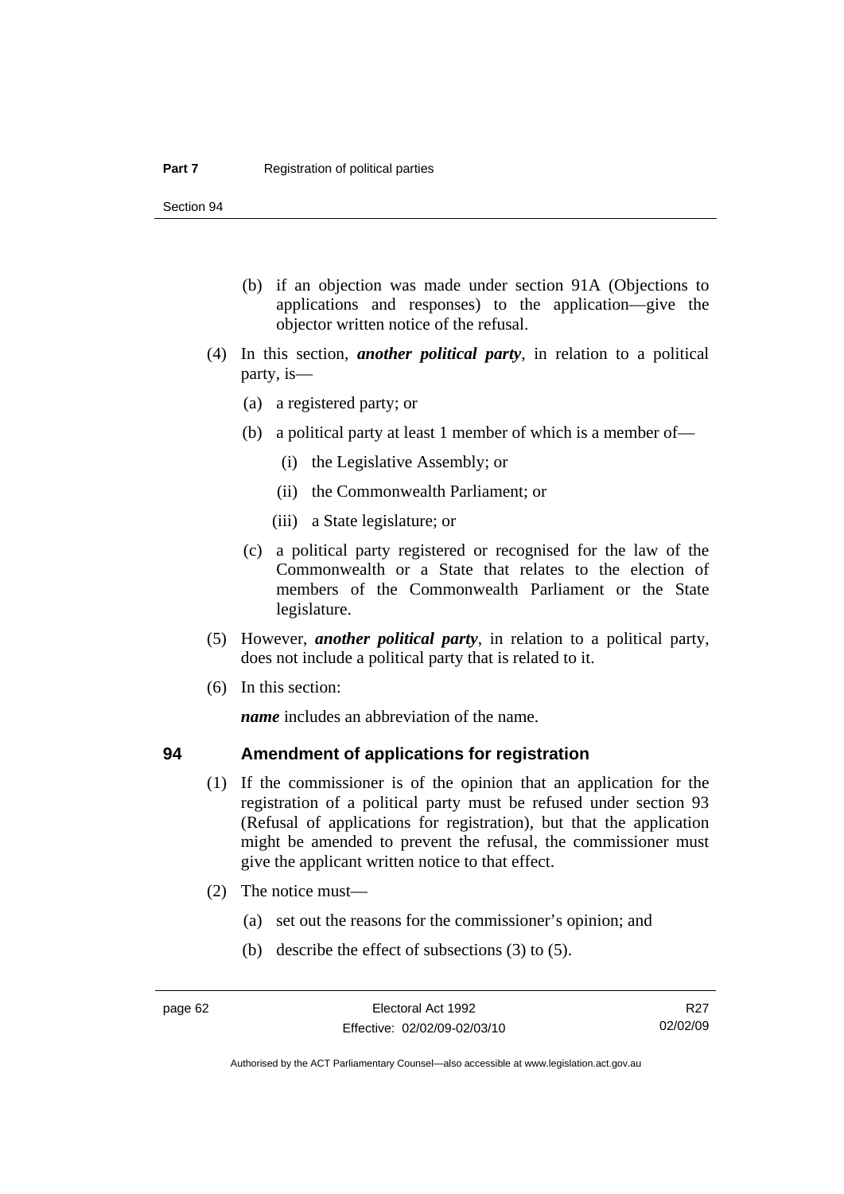(b) if an objection was made under section 91A (Objections to applications and responses) to the application—give the objector written notice of the refusal.

(4) In this section, ***another political party***, in relation to a political party, is—

(a) a registered party; or

(b) a political party at least 1 member of which is a member of—

(i) the Legislative Assembly; or

(ii) the Commonwealth Parliament; or

(iii) a State legislature; or

(c) a political party registered or recognised for the law of the Commonwealth or a State that relates to the election of members of the Commonwealth Parliament or the State legislature.

(5) However, ***another political party***, in relation to a political party, does not include a political party that is related to it.

(6) In this section:

***name*** includes an abbreviation of the name.

## 94 Amendment of applications for registration

(1) If the commissioner is of the opinion that an application for the registration of a political party must be refused under section 93 (Refusal of applications for registration), but that the application might be amended to prevent the refusal, the commissioner must give the applicant written notice to that effect.

(2) The notice must—

(a) set out the reasons for the commissioner's opinion; and

(b) describe the effect of subsections (3) to (5).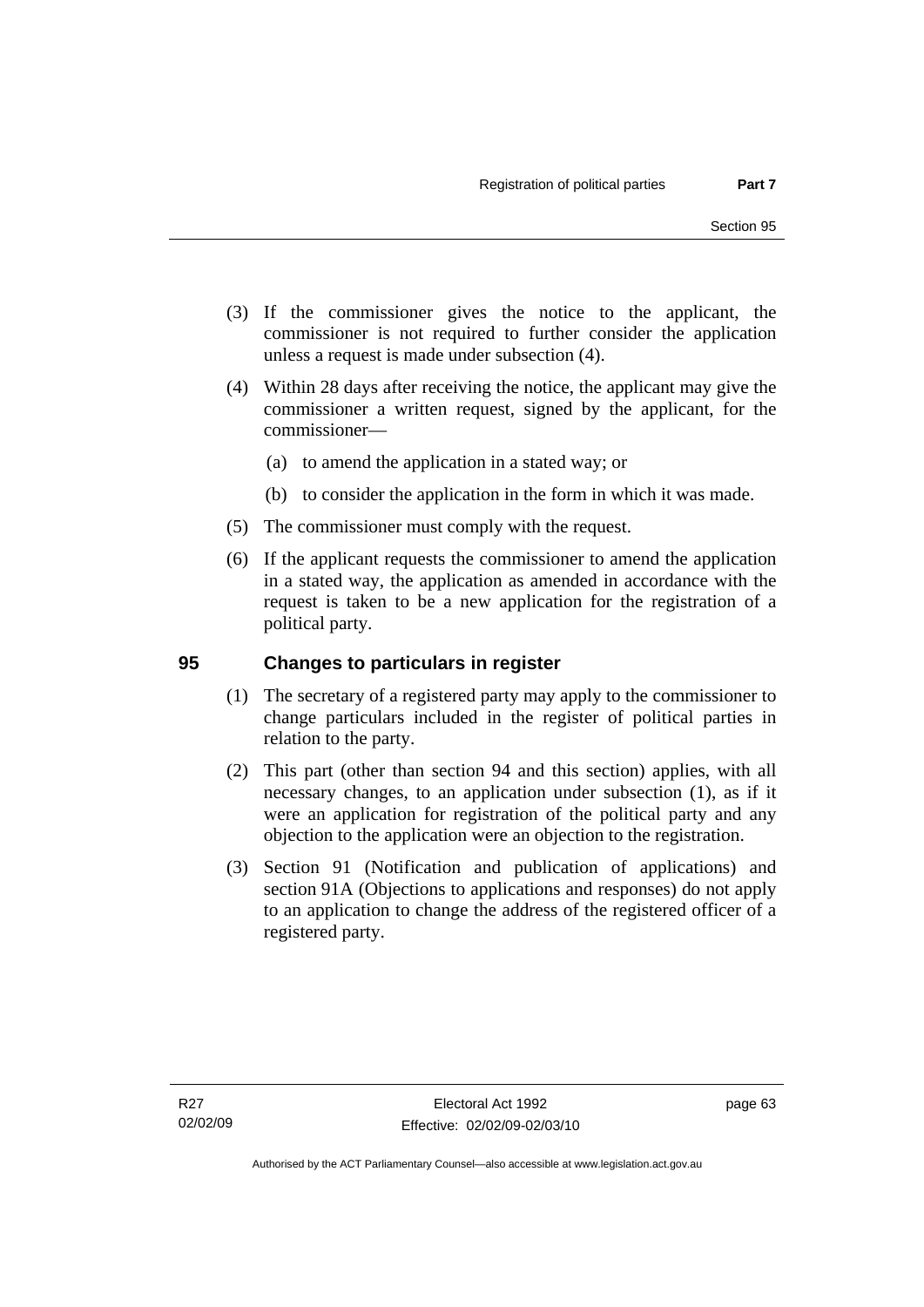(3) If the commissioner gives the notice to the applicant, the commissioner is not required to further consider the application unless a request is made under subsection (4).

(4) Within 28 days after receiving the notice, the applicant may give the commissioner a written request, signed by the applicant, for the commissioner—

(a) to amend the application in a stated way; or

(b) to consider the application in the form in which it was made.

(5) The commissioner must comply with the request.

(6) If the applicant requests the commissioner to amend the application in a stated way, the application as amended in accordance with the request is taken to be a new application for the registration of a political party.

## 95 Changes to particulars in register

(1) The secretary of a registered party may apply to the commissioner to change particulars included in the register of political parties in relation to the party.

(2) This part (other than section 94 and this section) applies, with all necessary changes, to an application under subsection (1), as if it were an application for registration of the political party and any objection to the application were an objection to the registration.

(3) Section 91 (Notification and publication of applications) and section 91A (Objections to applications and responses) do not apply to an application to change the address of the registered officer of a registered party.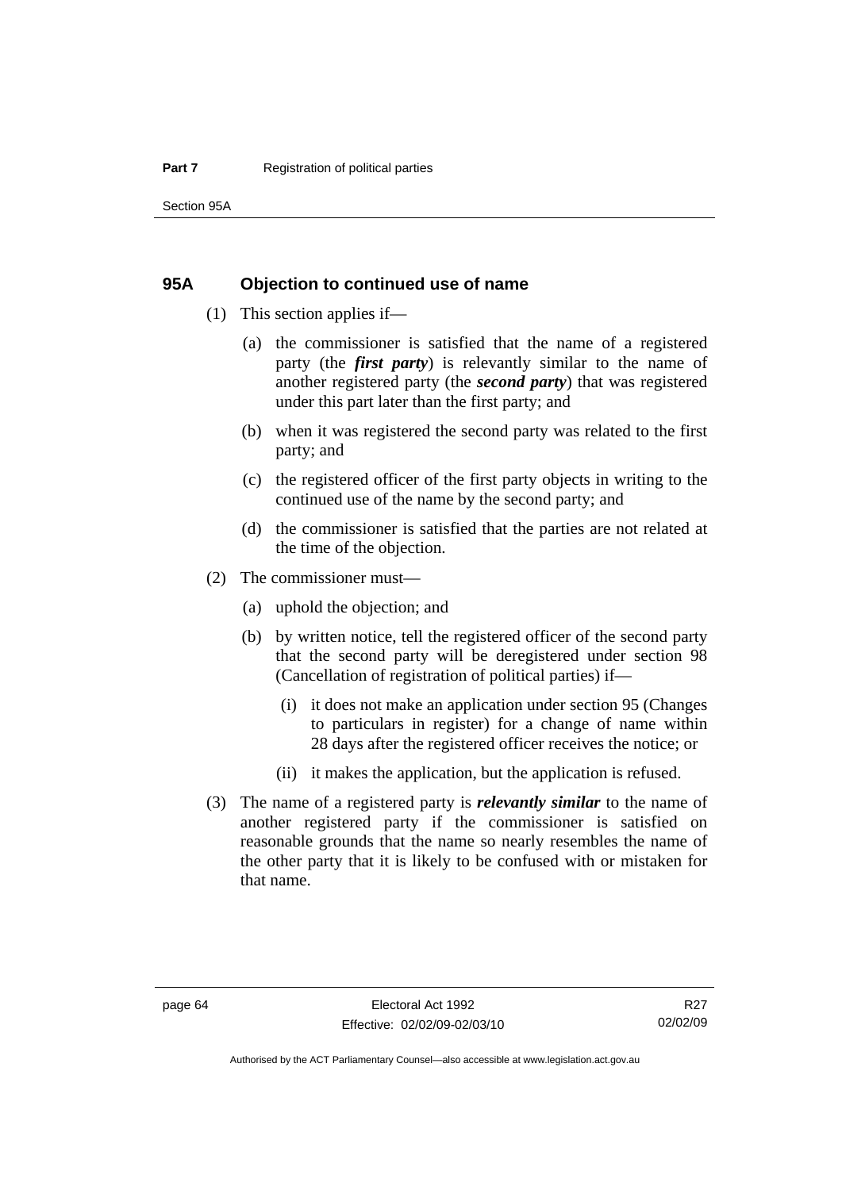## 95A Objection to continued use of name

(1) This section applies if—

(a) the commissioner is satisfied that the name of a registered party (the ***first party***) is relevantly similar to the name of another registered party (the ***second party***) that was registered under this part later than the first party; and

(b) when it was registered the second party was related to the first party; and

(c) the registered officer of the first party objects in writing to the continued use of the name by the second party; and

(d) the commissioner is satisfied that the parties are not related at the time of the objection.

(2) The commissioner must—

(a) uphold the objection; and

(b) by written notice, tell the registered officer of the second party that the second party will be deregistered under section 98 (Cancellation of registration of political parties) if—

(i) it does not make an application under section 95 (Changes to particulars in register) for a change of name within 28 days after the registered officer receives the notice; or

(ii) it makes the application, but the application is refused.

(3) The name of a registered party is ***relevantly similar*** to the name of another registered party if the commissioner is satisfied on reasonable grounds that the name so nearly resembles the name of the other party that it is likely to be confused with or mistaken for that name.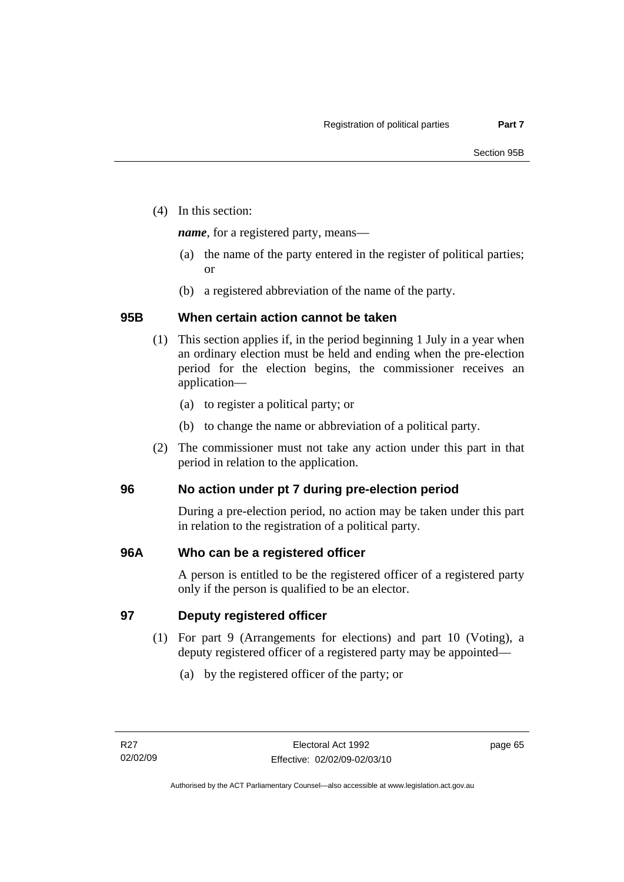(4) In this section:

***name***, for a registered party, means—

(a) the name of the party entered in the register of political parties; or

(b) a registered abbreviation of the name of the party.

### 95B When certain action cannot be taken

(1) This section applies if, in the period beginning 1 July in a year when an ordinary election must be held and ending when the pre-election period for the election begins, the commissioner receives an application—

(a) to register a political party; or

(b) to change the name or abbreviation of a political party.

(2) The commissioner must not take any action under this part in that period in relation to the application.

### 96 No action under pt 7 during pre-election period

During a pre-election period, no action may be taken under this part in relation to the registration of a political party.

### 96A Who can be a registered officer

A person is entitled to be the registered officer of a registered party only if the person is qualified to be an elector.

### 97 Deputy registered officer

(1) For part 9 (Arrangements for elections) and part 10 (Voting), a deputy registered officer of a registered party may be appointed—

(a) by the registered officer of the party; or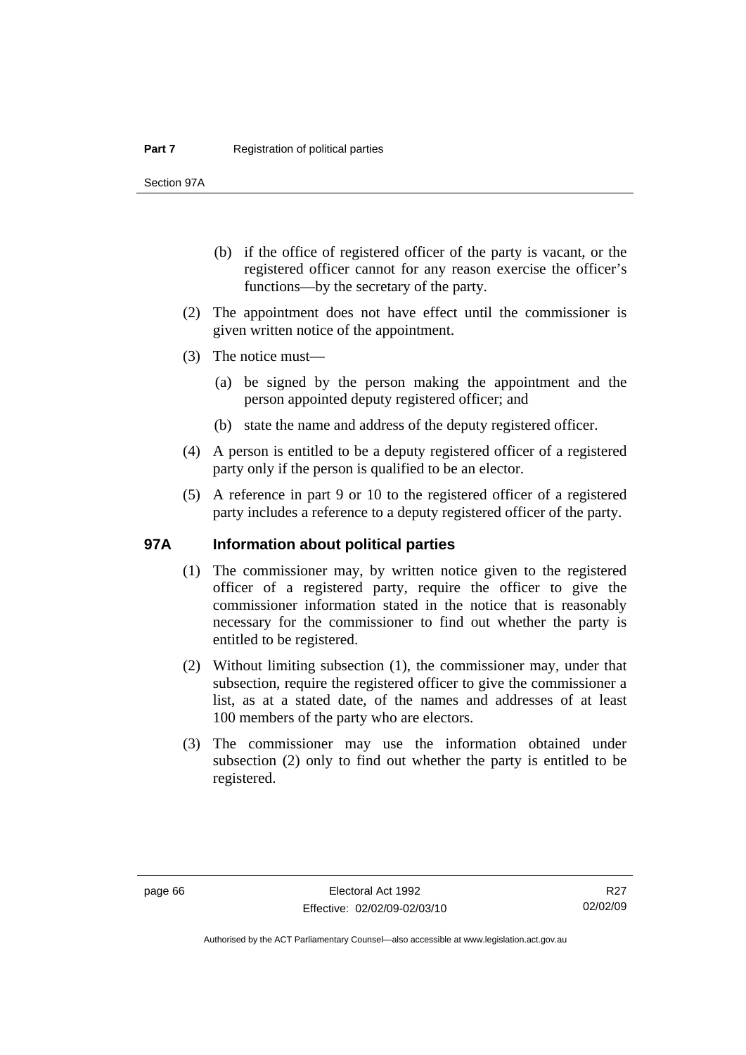(b) if the office of registered officer of the party is vacant, or the registered officer cannot for any reason exercise the officer's functions—by the secretary of the party.

(2) The appointment does not have effect until the commissioner is given written notice of the appointment.

(3) The notice must—

(a) be signed by the person making the appointment and the person appointed deputy registered officer; and

(b) state the name and address of the deputy registered officer.

(4) A person is entitled to be a deputy registered officer of a registered party only if the person is qualified to be an elector.

(5) A reference in part 9 or 10 to the registered officer of a registered party includes a reference to a deputy registered officer of the party.

## 97A Information about political parties

(1) The commissioner may, by written notice given to the registered officer of a registered party, require the officer to give the commissioner information stated in the notice that is reasonably necessary for the commissioner to find out whether the party is entitled to be registered.

(2) Without limiting subsection (1), the commissioner may, under that subsection, require the registered officer to give the commissioner a list, as at a stated date, of the names and addresses of at least 100 members of the party who are electors.

(3) The commissioner may use the information obtained under subsection (2) only to find out whether the party is entitled to be registered.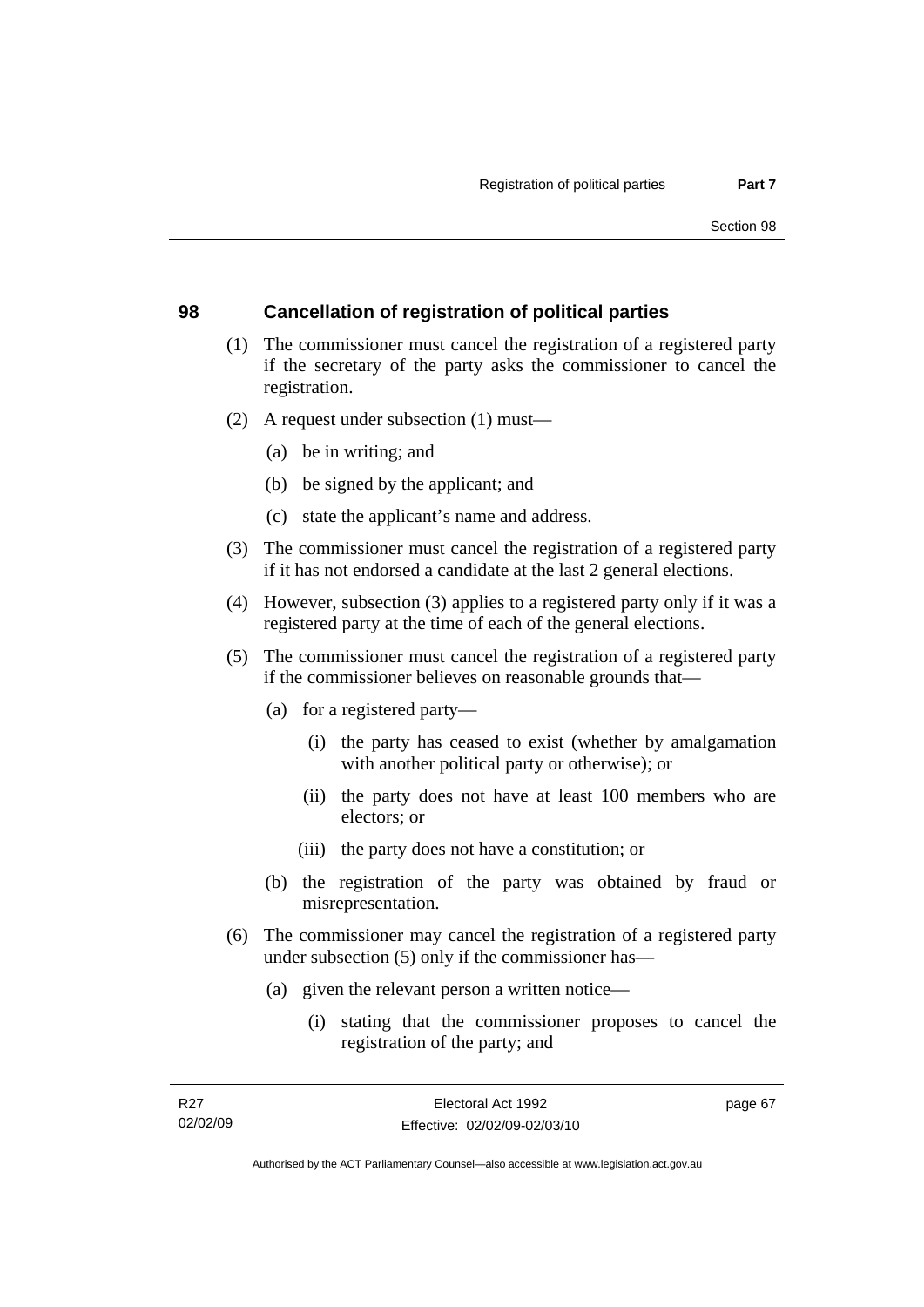## 98 Cancellation of registration of political parties

(1) The commissioner must cancel the registration of a registered party if the secretary of the party asks the commissioner to cancel the registration.

(2) A request under subsection (1) must—

- (a) be in writing; and
- (b) be signed by the applicant; and
- (c) state the applicant's name and address.

(3) The commissioner must cancel the registration of a registered party if it has not endorsed a candidate at the last 2 general elections.

(4) However, subsection (3) applies to a registered party only if it was a registered party at the time of each of the general elections.

(5) The commissioner must cancel the registration of a registered party if the commissioner believes on reasonable grounds that—

- (a) for a registered party—
  - (i) the party has ceased to exist (whether by amalgamation with another political party or otherwise); or
  - (ii) the party does not have at least 100 members who are electors; or
  - (iii) the party does not have a constitution; or
- (b) the registration of the party was obtained by fraud or misrepresentation.

(6) The commissioner may cancel the registration of a registered party under subsection (5) only if the commissioner has—

- (a) given the relevant person a written notice—
  - (i) stating that the commissioner proposes to cancel the registration of the party; and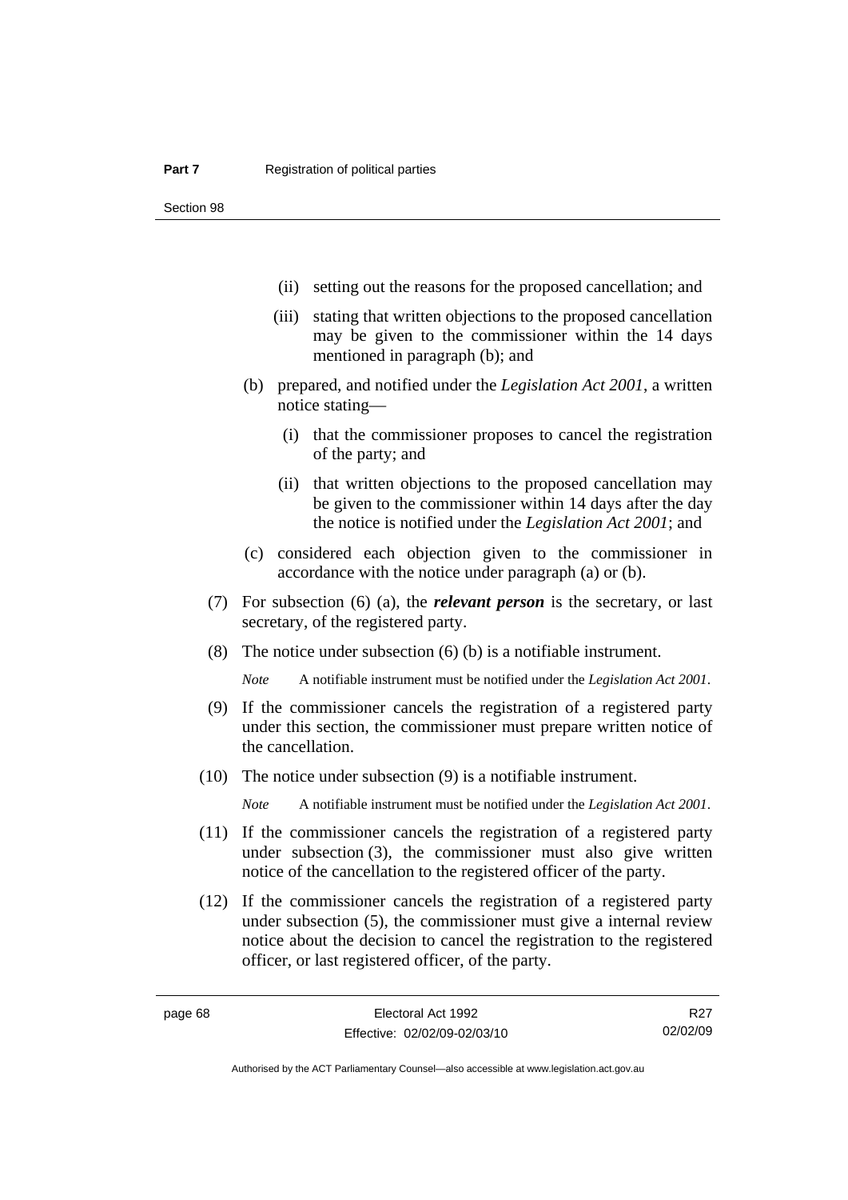(ii) setting out the reasons for the proposed cancellation; and

(iii) stating that written objections to the proposed cancellation may be given to the commissioner within the 14 days mentioned in paragraph (b); and

(b) prepared, and notified under the *Legislation Act 2001*, a written notice stating—

(i) that the commissioner proposes to cancel the registration of the party; and

(ii) that written objections to the proposed cancellation may be given to the commissioner within 14 days after the day the notice is notified under the *Legislation Act 2001*; and

(c) considered each objection given to the commissioner in accordance with the notice under paragraph (a) or (b).

(7) For subsection (6) (a), the ***relevant person*** is the secretary, or last secretary, of the registered party.

(8) The notice under subsection (6) (b) is a notifiable instrument.

*Note* A notifiable instrument must be notified under the *Legislation Act 2001*.

(9) If the commissioner cancels the registration of a registered party under this section, the commissioner must prepare written notice of the cancellation.

(10) The notice under subsection (9) is a notifiable instrument.

*Note* A notifiable instrument must be notified under the *Legislation Act 2001*.

(11) If the commissioner cancels the registration of a registered party under subsection (3), the commissioner must also give written notice of the cancellation to the registered officer of the party.

(12) If the commissioner cancels the registration of a registered party under subsection (5), the commissioner must give a internal review notice about the decision to cancel the registration to the registered officer, or last registered officer, of the party.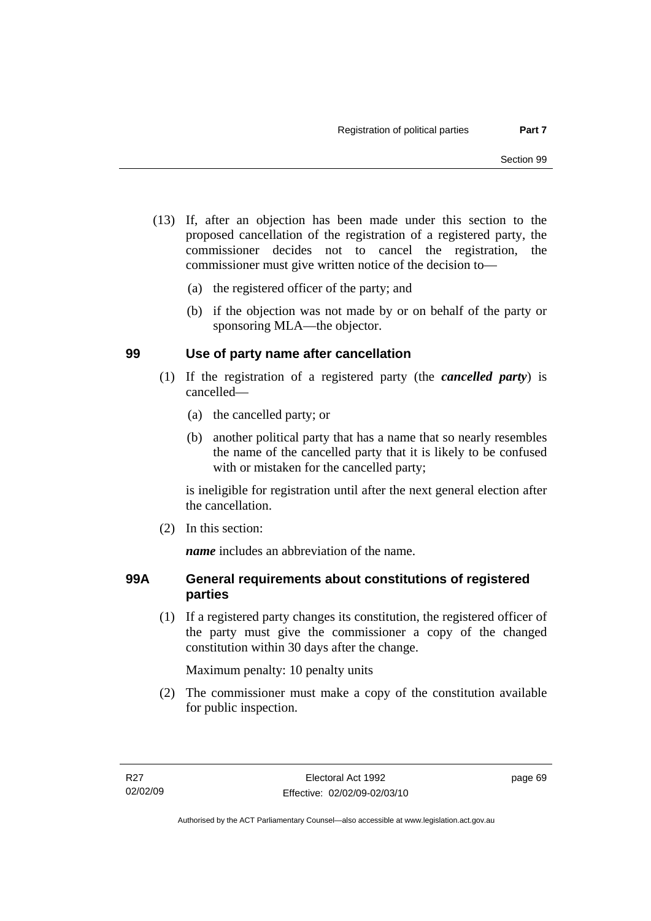(13) If, after an objection has been made under this section to the proposed cancellation of the registration of a registered party, the commissioner decides not to cancel the registration, the commissioner must give written notice of the decision to—

(a) the registered officer of the party; and

(b) if the objection was not made by or on behalf of the party or sponsoring MLA—the objector.

## 99 Use of party name after cancellation

(1) If the registration of a registered party (the ***cancelled party***) is cancelled—

(a) the cancelled party; or

(b) another political party that has a name that so nearly resembles the name of the cancelled party that it is likely to be confused with or mistaken for the cancelled party;

is ineligible for registration until after the next general election after the cancellation.

(2) In this section:

***name*** includes an abbreviation of the name.

## 99A General requirements about constitutions of registered parties

(1) If a registered party changes its constitution, the registered officer of the party must give the commissioner a copy of the changed constitution within 30 days after the change.

Maximum penalty: 10 penalty units

(2) The commissioner must make a copy of the constitution available for public inspection.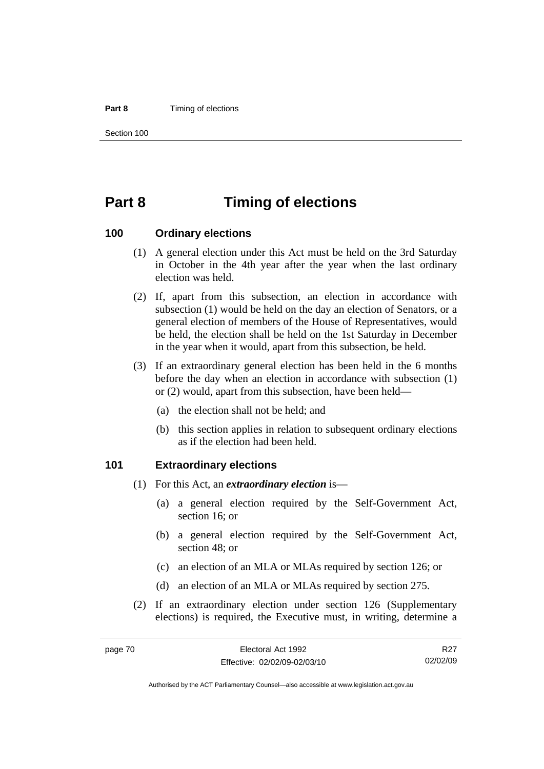# Part 8 Timing of elections

## 100 Ordinary elections

(1) A general election under this Act must be held on the 3rd Saturday in October in the 4th year after the year when the last ordinary election was held.

(2) If, apart from this subsection, an election in accordance with subsection (1) would be held on the day an election of Senators, or a general election of members of the House of Representatives, would be held, the election shall be held on the 1st Saturday in December in the year when it would, apart from this subsection, be held.

(3) If an extraordinary general election has been held in the 6 months before the day when an election in accordance with subsection (1) or (2) would, apart from this subsection, have been held—

(a) the election shall not be held; and

(b) this section applies in relation to subsequent ordinary elections as if the election had been held.

## 101 Extraordinary elections

(1) For this Act, an ***extraordinary election*** is—

(a) a general election required by the Self-Government Act, section 16; or

(b) a general election required by the Self-Government Act, section 48; or

(c) an election of an MLA or MLAs required by section 126; or

(d) an election of an MLA or MLAs required by section 275.

(2) If an extraordinary election under section 126 (Supplementary elections) is required, the Executive must, in writing, determine a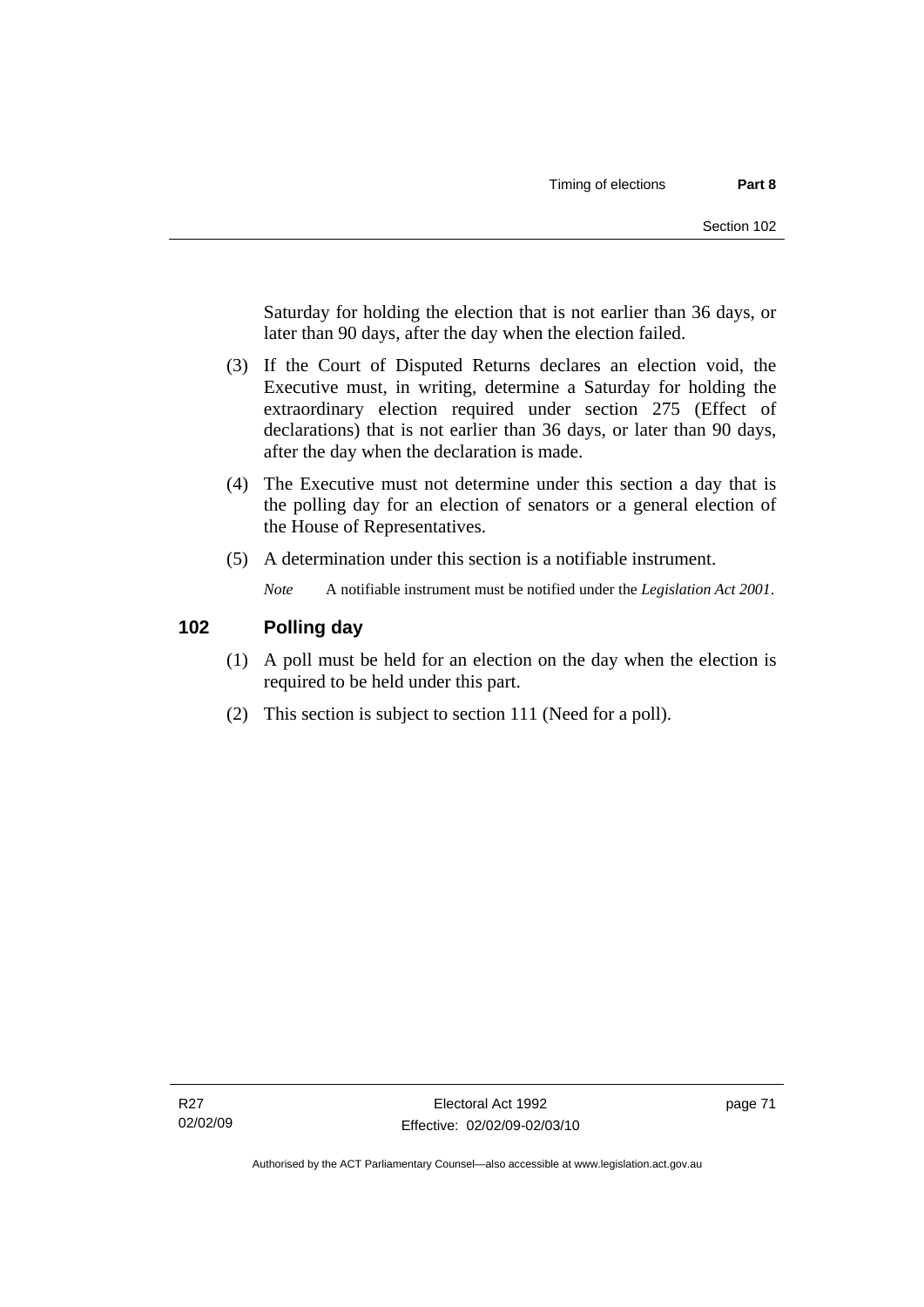Saturday for holding the election that is not earlier than 36 days, or later than 90 days, after the day when the election failed.

(3) If the Court of Disputed Returns declares an election void, the Executive must, in writing, determine a Saturday for holding the extraordinary election required under section 275 (Effect of declarations) that is not earlier than 36 days, or later than 90 days, after the day when the declaration is made.

(4) The Executive must not determine under this section a day that is the polling day for an election of senators or a general election of the House of Representatives.

(5) A determination under this section is a notifiable instrument.

*Note* A notifiable instrument must be notified under the *Legislation Act 2001*.

## 102 Polling day

(1) A poll must be held for an election on the day when the election is required to be held under this part.

(2) This section is subject to section 111 (Need for a poll).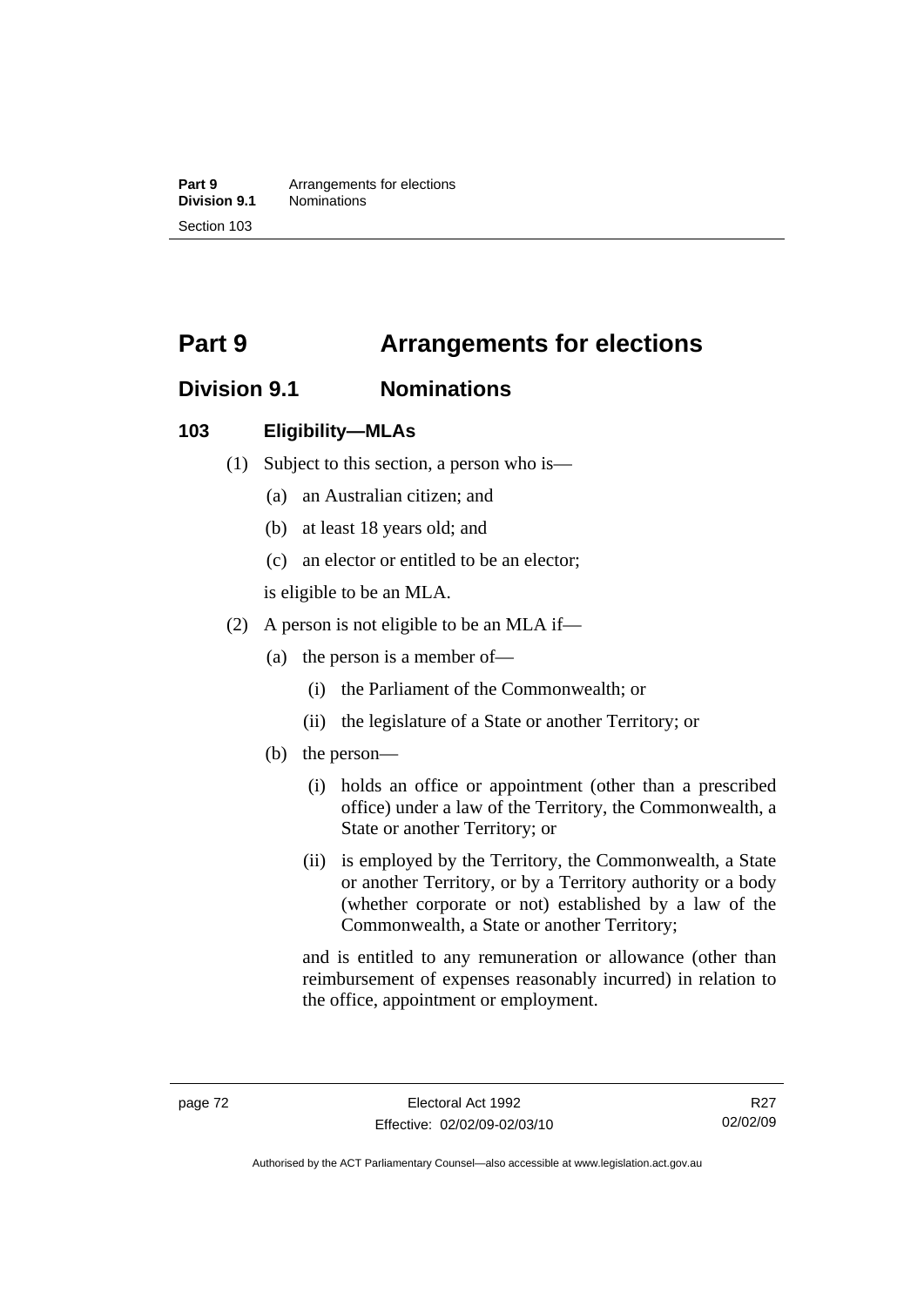# Part 9 Arrangements for elections

## Division 9.1 Nominations

### 103 Eligibility—MLAs

(1) Subject to this section, a person who is—

(a) an Australian citizen; and

(b) at least 18 years old; and

(c) an elector or entitled to be an elector;

is eligible to be an MLA.

(2) A person is not eligible to be an MLA if—

(a) the person is a member of—

(i) the Parliament of the Commonwealth; or

(ii) the legislature of a State or another Territory; or

(b) the person—

(i) holds an office or appointment (other than a prescribed office) under a law of the Territory, the Commonwealth, a State or another Territory; or

(ii) is employed by the Territory, the Commonwealth, a State or another Territory, or by a Territory authority or a body (whether corporate or not) established by a law of the Commonwealth, a State or another Territory;

and is entitled to any remuneration or allowance (other than reimbursement of expenses reasonably incurred) in relation to the office, appointment or employment.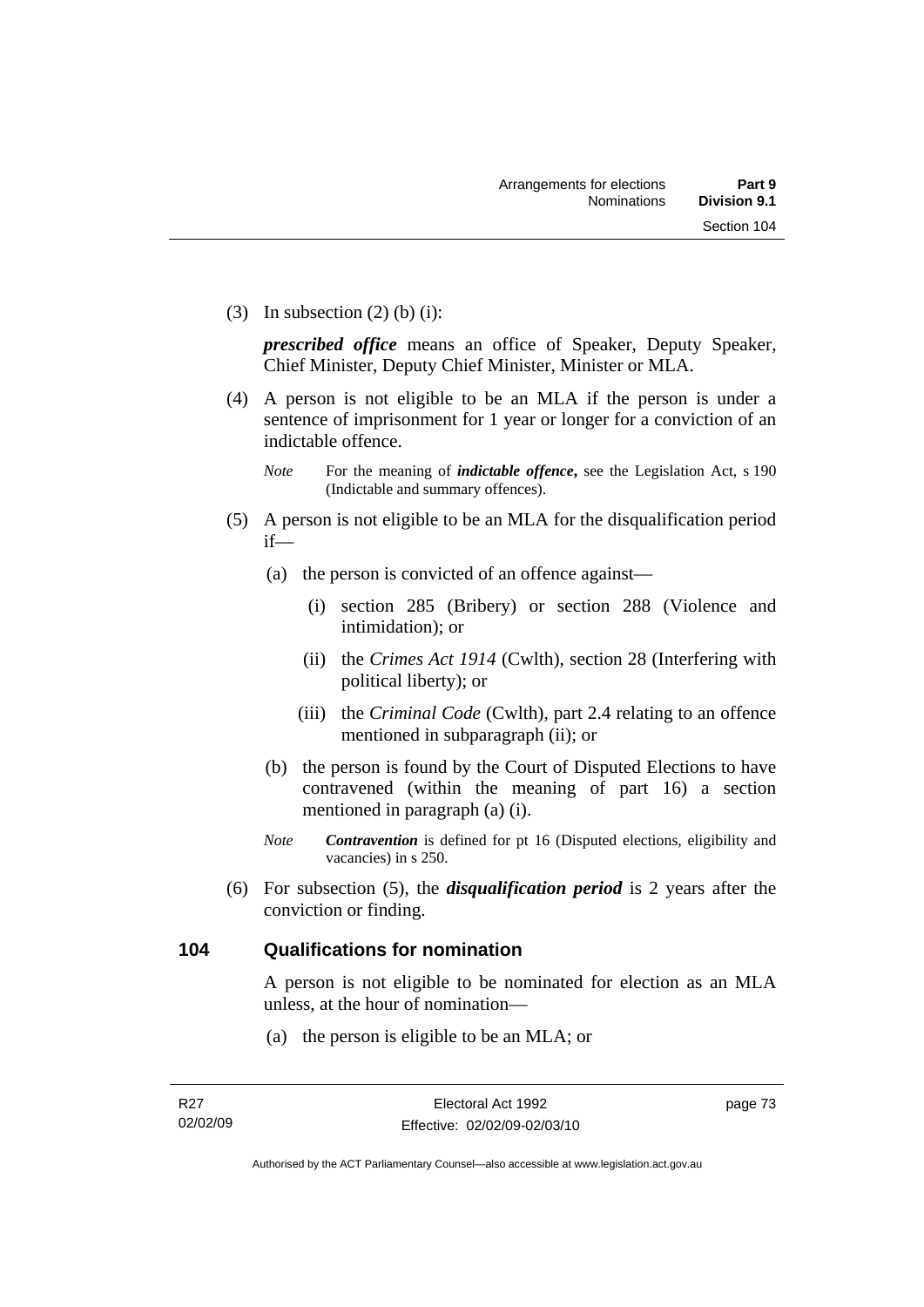(3) In subsection (2) (b) (i):

***prescribed office*** means an office of Speaker, Deputy Speaker, Chief Minister, Deputy Chief Minister, Minister or MLA.

(4) A person is not eligible to be an MLA if the person is under a sentence of imprisonment for 1 year or longer for a conviction of an indictable offence.

*Note* For the meaning of ***indictable offence*****,** see the Legislation Act, s 190 (Indictable and summary offences).

(5) A person is not eligible to be an MLA for the disqualification period if—

(a) the person is convicted of an offence against—

(i) section 285 (Bribery) or section 288 (Violence and intimidation); or

(ii) the *Crimes Act 1914* (Cwlth), section 28 (Interfering with political liberty); or

(iii) the *Criminal Code* (Cwlth), part 2.4 relating to an offence mentioned in subparagraph (ii); or

(b) the person is found by the Court of Disputed Elections to have contravened (within the meaning of part 16) a section mentioned in paragraph (a) (i).

*Note* ***Contravention*** is defined for pt 16 (Disputed elections, eligibility and vacancies) in s 250.

(6) For subsection (5), the ***disqualification period*** is 2 years after the conviction or finding.

## 104 Qualifications for nomination

A person is not eligible to be nominated for election as an MLA unless, at the hour of nomination—

(a) the person is eligible to be an MLA; or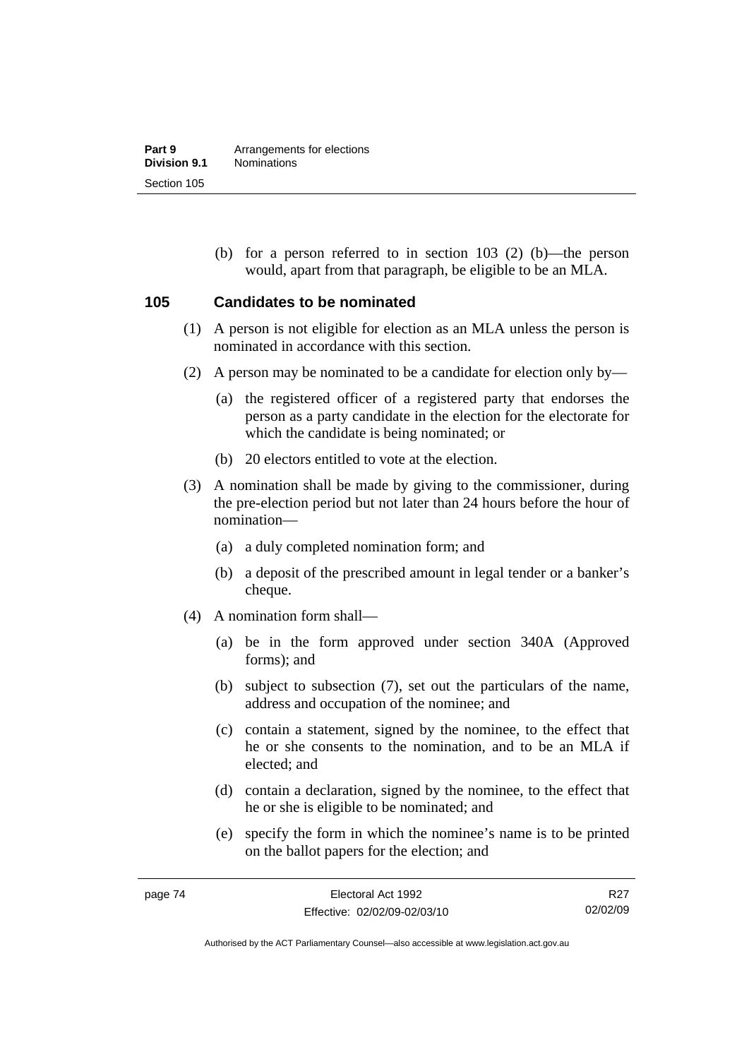(b) for a person referred to in section 103 (2) (b)—the person would, apart from that paragraph, be eligible to be an MLA.

## 105 Candidates to be nominated

(1) A person is not eligible for election as an MLA unless the person is nominated in accordance with this section.

(2) A person may be nominated to be a candidate for election only by—

(a) the registered officer of a registered party that endorses the person as a party candidate in the election for the electorate for which the candidate is being nominated; or

(b) 20 electors entitled to vote at the election.

(3) A nomination shall be made by giving to the commissioner, during the pre-election period but not later than 24 hours before the hour of nomination—

(a) a duly completed nomination form; and

(b) a deposit of the prescribed amount in legal tender or a banker's cheque.

(4) A nomination form shall—

(a) be in the form approved under section 340A (Approved forms); and

(b) subject to subsection (7), set out the particulars of the name, address and occupation of the nominee; and

(c) contain a statement, signed by the nominee, to the effect that he or she consents to the nomination, and to be an MLA if elected; and

(d) contain a declaration, signed by the nominee, to the effect that he or she is eligible to be nominated; and

(e) specify the form in which the nominee's name is to be printed on the ballot papers for the election; and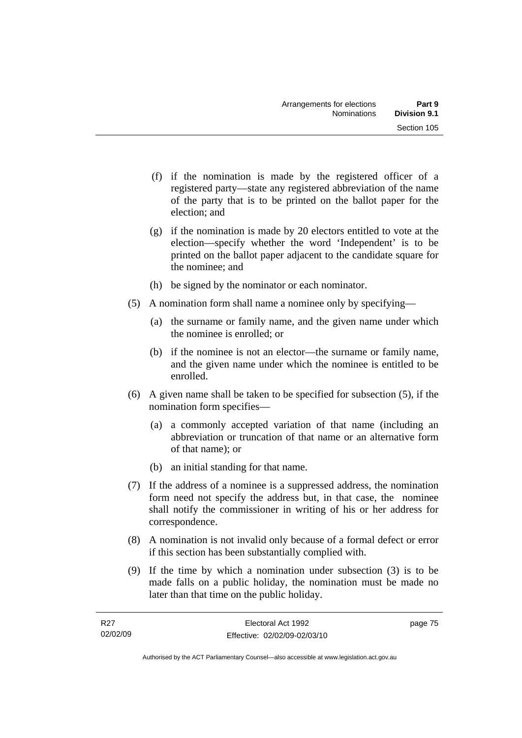(f) if the nomination is made by the registered officer of a registered party—state any registered abbreviation of the name of the party that is to be printed on the ballot paper for the election; and

(g) if the nomination is made by 20 electors entitled to vote at the election—specify whether the word 'Independent' is to be printed on the ballot paper adjacent to the candidate square for the nominee; and

(h) be signed by the nominator or each nominator.

(5) A nomination form shall name a nominee only by specifying—

(a) the surname or family name, and the given name under which the nominee is enrolled; or

(b) if the nominee is not an elector—the surname or family name, and the given name under which the nominee is entitled to be enrolled.

(6) A given name shall be taken to be specified for subsection (5), if the nomination form specifies—

(a) a commonly accepted variation of that name (including an abbreviation or truncation of that name or an alternative form of that name); or

(b) an initial standing for that name.

(7) If the address of a nominee is a suppressed address, the nomination form need not specify the address but, in that case, the nominee shall notify the commissioner in writing of his or her address for correspondence.

(8) A nomination is not invalid only because of a formal defect or error if this section has been substantially complied with.

(9) If the time by which a nomination under subsection (3) is to be made falls on a public holiday, the nomination must be made no later than that time on the public holiday.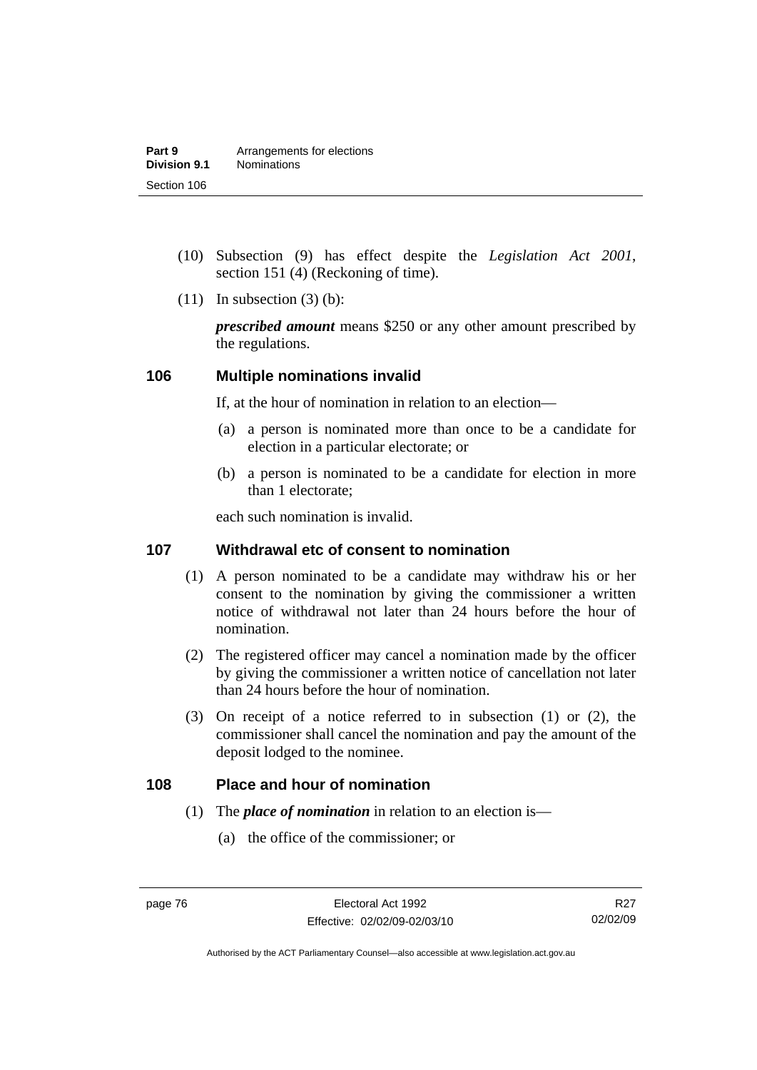(10) Subsection (9) has effect despite the *Legislation Act 2001*, section 151 (4) (Reckoning of time).

(11) In subsection (3) (b):

***prescribed amount*** means $250 or any other amount prescribed by the regulations.

## 106 Multiple nominations invalid

If, at the hour of nomination in relation to an election—

(a) a person is nominated more than once to be a candidate for election in a particular electorate; or

(b) a person is nominated to be a candidate for election in more than 1 electorate;

each such nomination is invalid.

## 107 Withdrawal etc of consent to nomination

(1) A person nominated to be a candidate may withdraw his or her consent to the nomination by giving the commissioner a written notice of withdrawal not later than 24 hours before the hour of nomination.

(2) The registered officer may cancel a nomination made by the officer by giving the commissioner a written notice of cancellation not later than 24 hours before the hour of nomination.

(3) On receipt of a notice referred to in subsection (1) or (2), the commissioner shall cancel the nomination and pay the amount of the deposit lodged to the nominee.

## 108 Place and hour of nomination

(1) The ***place of nomination*** in relation to an election is—

(a) the office of the commissioner; or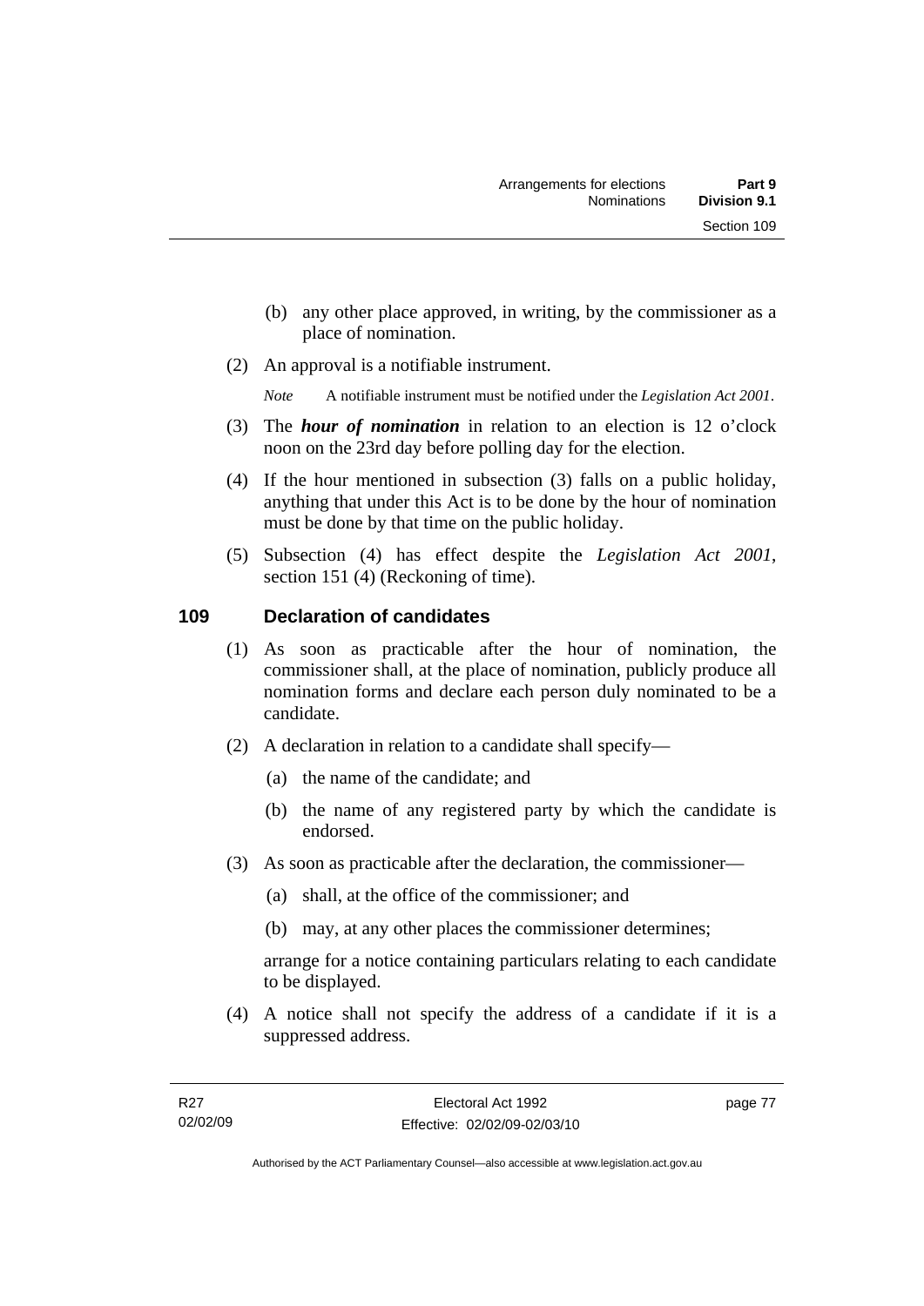(b) any other place approved, in writing, by the commissioner as a place of nomination.

(2) An approval is a notifiable instrument.

*Note* A notifiable instrument must be notified under the *Legislation Act 2001*.

(3) The ***hour of nomination*** in relation to an election is 12 o'clock noon on the 23rd day before polling day for the election.

(4) If the hour mentioned in subsection (3) falls on a public holiday, anything that under this Act is to be done by the hour of nomination must be done by that time on the public holiday.

(5) Subsection (4) has effect despite the *Legislation Act 2001*, section 151 (4) (Reckoning of time).

## 109 Declaration of candidates

(1) As soon as practicable after the hour of nomination, the commissioner shall, at the place of nomination, publicly produce all nomination forms and declare each person duly nominated to be a candidate.

(2) A declaration in relation to a candidate shall specify—

(a) the name of the candidate; and

(b) the name of any registered party by which the candidate is endorsed.

(3) As soon as practicable after the declaration, the commissioner—

(a) shall, at the office of the commissioner; and

(b) may, at any other places the commissioner determines;

arrange for a notice containing particulars relating to each candidate to be displayed.

(4) A notice shall not specify the address of a candidate if it is a suppressed address.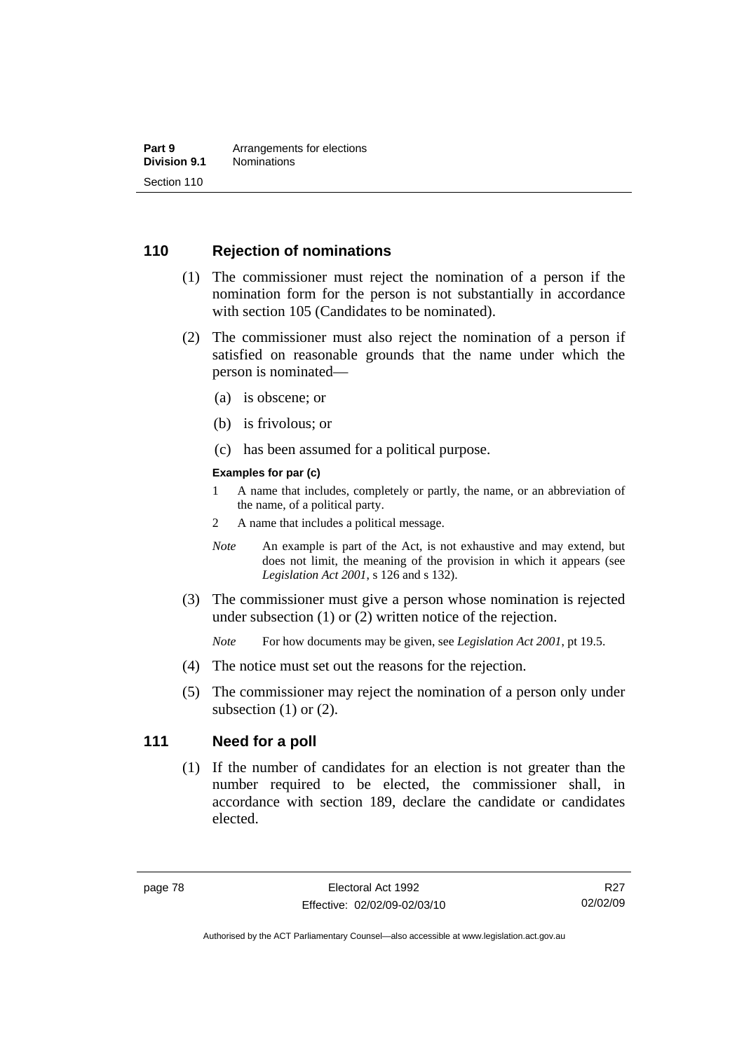## 110 Rejection of nominations

(1) The commissioner must reject the nomination of a person if the nomination form for the person is not substantially in accordance with section 105 (Candidates to be nominated).

(2) The commissioner must also reject the nomination of a person if satisfied on reasonable grounds that the name under which the person is nominated—

(a) is obscene; or

(b) is frivolous; or

(c) has been assumed for a political purpose.

**Examples for par (c)**

1 A name that includes, completely or partly, the name, or an abbreviation of the name, of a political party.

2 A name that includes a political message.

*Note* An example is part of the Act, is not exhaustive and may extend, but does not limit, the meaning of the provision in which it appears (see *Legislation Act 2001*, s 126 and s 132).

(3) The commissioner must give a person whose nomination is rejected under subsection (1) or (2) written notice of the rejection.

*Note* For how documents may be given, see *Legislation Act 2001*, pt 19.5.

(4) The notice must set out the reasons for the rejection.

(5) The commissioner may reject the nomination of a person only under subsection (1) or (2).

## 111 Need for a poll

(1) If the number of candidates for an election is not greater than the number required to be elected, the commissioner shall, in accordance with section 189, declare the candidate or candidates elected.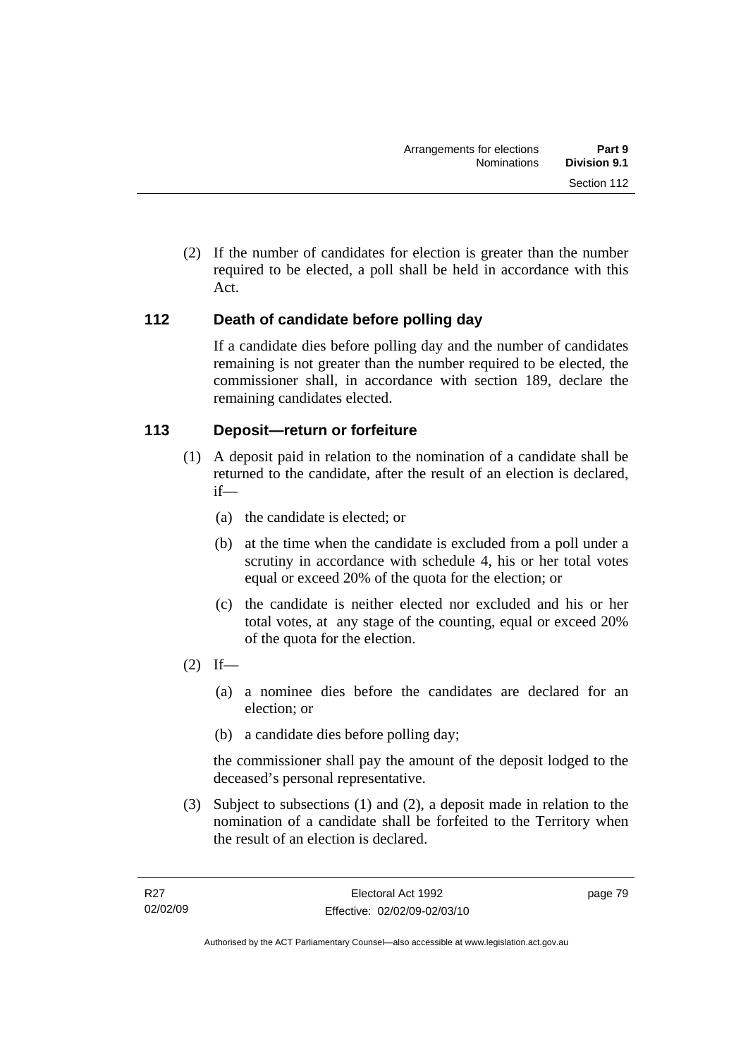(2) If the number of candidates for election is greater than the number required to be elected, a poll shall be held in accordance with this Act.

## 112 Death of candidate before polling day

If a candidate dies before polling day and the number of candidates remaining is not greater than the number required to be elected, the commissioner shall, in accordance with section 189, declare the remaining candidates elected.

## 113 Deposit—return or forfeiture

(1) A deposit paid in relation to the nomination of a candidate shall be returned to the candidate, after the result of an election is declared, if—

(a) the candidate is elected; or

(b) at the time when the candidate is excluded from a poll under a scrutiny in accordance with schedule 4, his or her total votes equal or exceed 20% of the quota for the election; or

(c) the candidate is neither elected nor excluded and his or her total votes, at any stage of the counting, equal or exceed 20% of the quota for the election.

(2) If—

(a) a nominee dies before the candidates are declared for an election; or

(b) a candidate dies before polling day;

the commissioner shall pay the amount of the deposit lodged to the deceased's personal representative.

(3) Subject to subsections (1) and (2), a deposit made in relation to the nomination of a candidate shall be forfeited to the Territory when the result of an election is declared.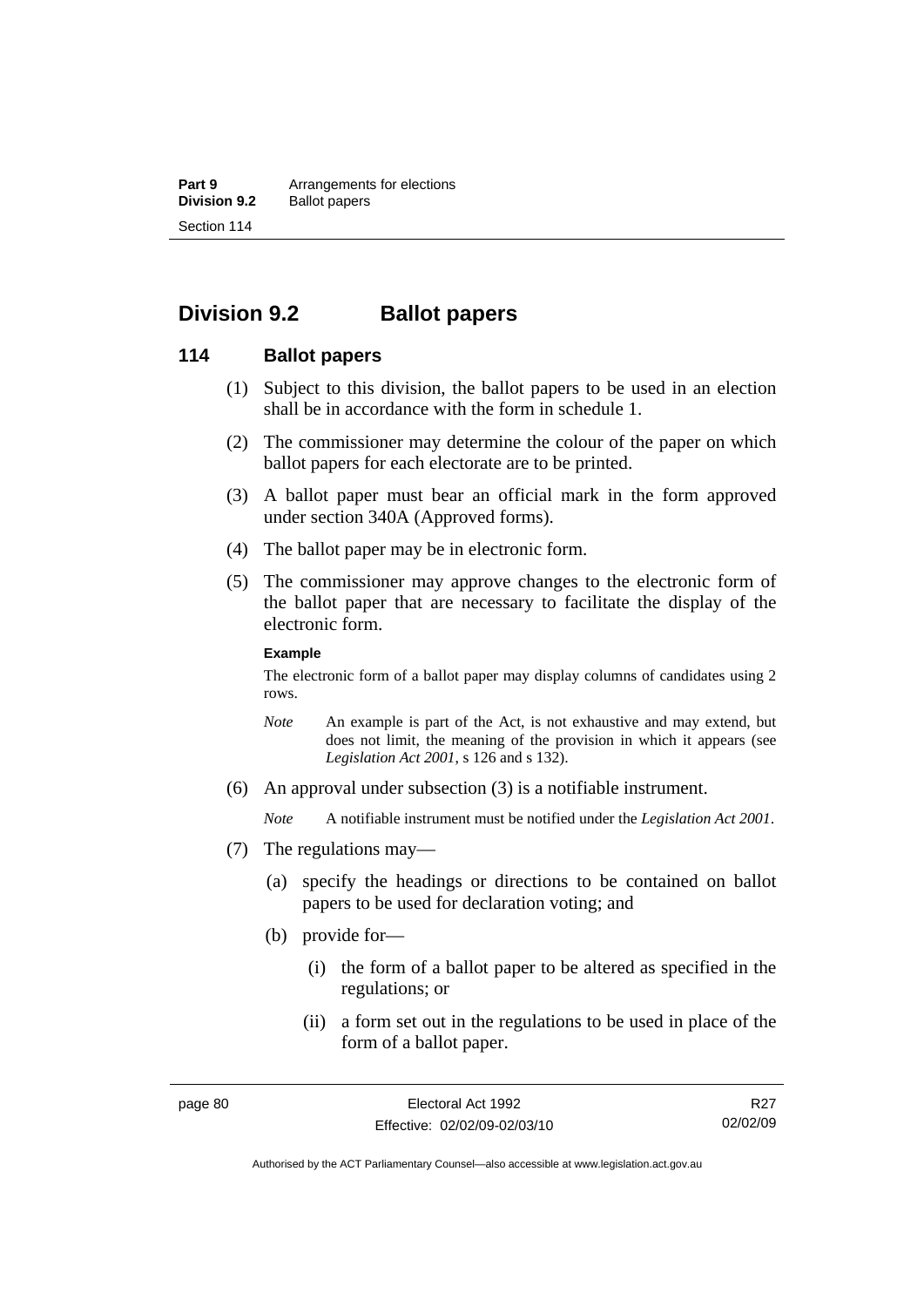## Division 9.2 Ballot papers

### 114 Ballot papers

(1) Subject to this division, the ballot papers to be used in an election shall be in accordance with the form in schedule 1.

(2) The commissioner may determine the colour of the paper on which ballot papers for each electorate are to be printed.

(3) A ballot paper must bear an official mark in the form approved under section 340A (Approved forms).

(4) The ballot paper may be in electronic form.

(5) The commissioner may approve changes to the electronic form of the ballot paper that are necessary to facilitate the display of the electronic form.

**Example**

The electronic form of a ballot paper may display columns of candidates using 2 rows.

*Note* An example is part of the Act, is not exhaustive and may extend, but does not limit, the meaning of the provision in which it appears (see *Legislation Act 2001*, s 126 and s 132).

(6) An approval under subsection (3) is a notifiable instrument.

*Note* A notifiable instrument must be notified under the *Legislation Act 2001*.

(7) The regulations may—

(a) specify the headings or directions to be contained on ballot papers to be used for declaration voting; and

(b) provide for—

(i) the form of a ballot paper to be altered as specified in the regulations; or

(ii) a form set out in the regulations to be used in place of the form of a ballot paper.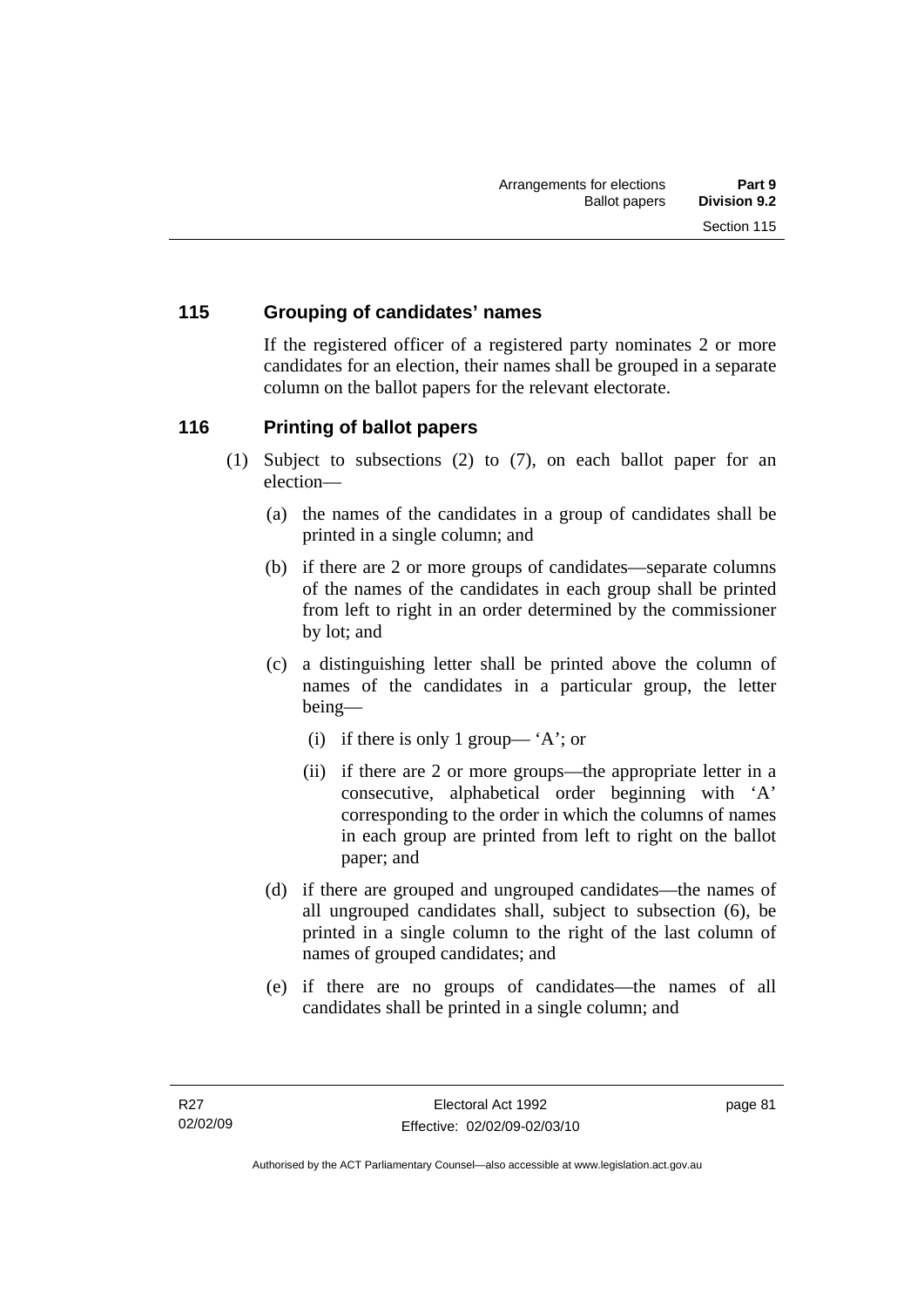### 115 Grouping of candidates' names

If the registered officer of a registered party nominates 2 or more candidates for an election, their names shall be grouped in a separate column on the ballot papers for the relevant electorate.

### 116 Printing of ballot papers

(1) Subject to subsections (2) to (7), on each ballot paper for an election—

(a) the names of the candidates in a group of candidates shall be printed in a single column; and

(b) if there are 2 or more groups of candidates—separate columns of the names of the candidates in each group shall be printed from left to right in an order determined by the commissioner by lot; and

(c) a distinguishing letter shall be printed above the column of names of the candidates in a particular group, the letter being—

(i) if there is only 1 group— 'A'; or

(ii) if there are 2 or more groups—the appropriate letter in a consecutive, alphabetical order beginning with 'A' corresponding to the order in which the columns of names in each group are printed from left to right on the ballot paper; and

(d) if there are grouped and ungrouped candidates—the names of all ungrouped candidates shall, subject to subsection (6), be printed in a single column to the right of the last column of names of grouped candidates; and

(e) if there are no groups of candidates—the names of all candidates shall be printed in a single column; and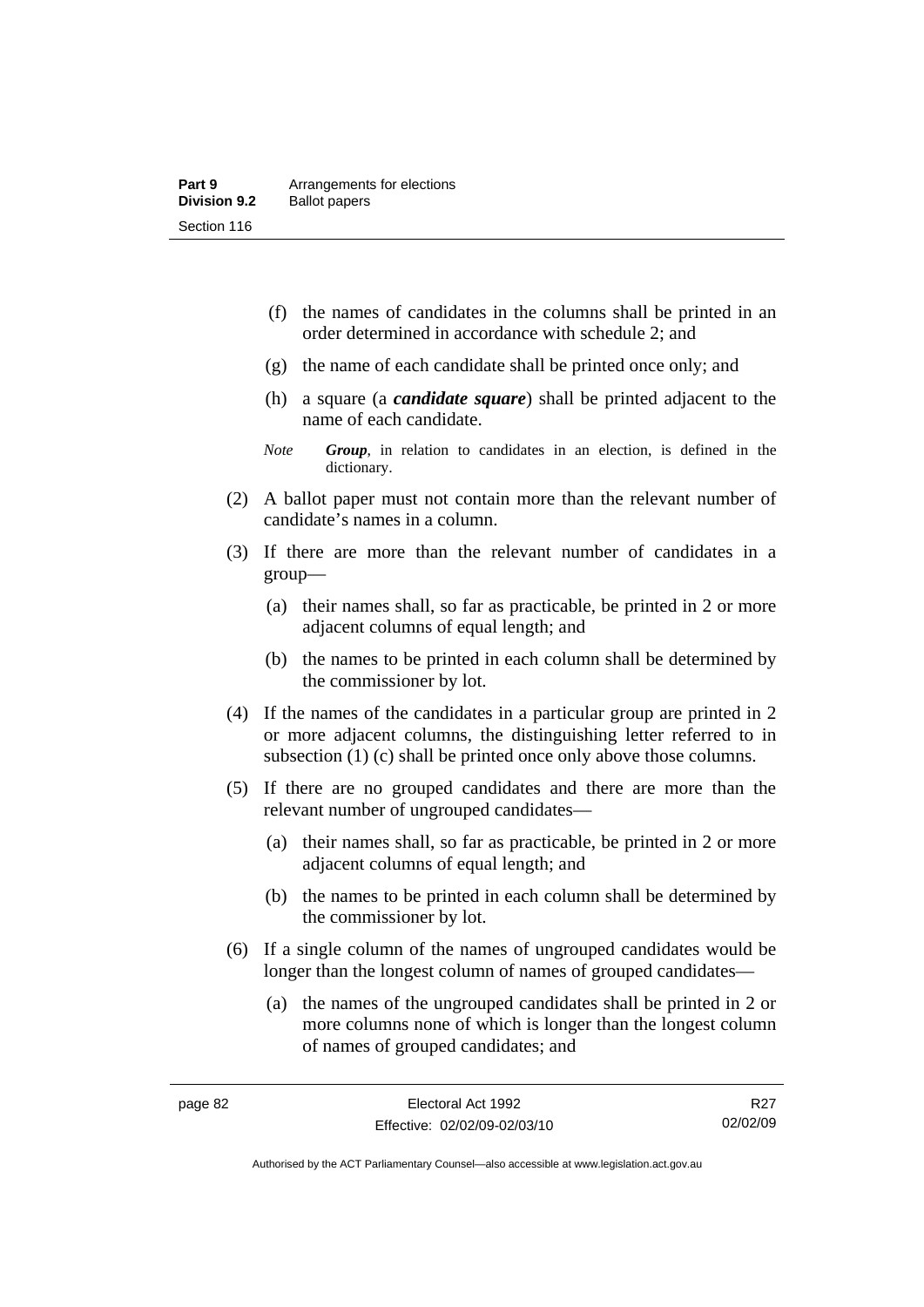(f) the names of candidates in the columns shall be printed in an order determined in accordance with schedule 2; and

(g) the name of each candidate shall be printed once only; and

(h) a square (a ***candidate square***) shall be printed adjacent to the name of each candidate.

*Note* ***Group***, in relation to candidates in an election, is defined in the dictionary.

(2) A ballot paper must not contain more than the relevant number of candidate's names in a column.

(3) If there are more than the relevant number of candidates in a group—

(a) their names shall, so far as practicable, be printed in 2 or more adjacent columns of equal length; and

(b) the names to be printed in each column shall be determined by the commissioner by lot.

(4) If the names of the candidates in a particular group are printed in 2 or more adjacent columns, the distinguishing letter referred to in subsection (1) (c) shall be printed once only above those columns.

(5) If there are no grouped candidates and there are more than the relevant number of ungrouped candidates—

(a) their names shall, so far as practicable, be printed in 2 or more adjacent columns of equal length; and

(b) the names to be printed in each column shall be determined by the commissioner by lot.

(6) If a single column of the names of ungrouped candidates would be longer than the longest column of names of grouped candidates—

(a) the names of the ungrouped candidates shall be printed in 2 or more columns none of which is longer than the longest column of names of grouped candidates; and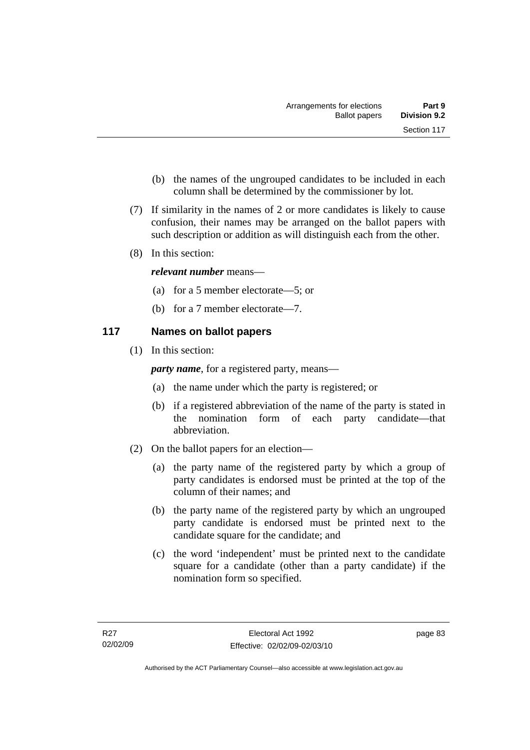(b) the names of the ungrouped candidates to be included in each column shall be determined by the commissioner by lot.

(7) If similarity in the names of 2 or more candidates is likely to cause confusion, their names may be arranged on the ballot papers with such description or addition as will distinguish each from the other.

(8) In this section:

***relevant number*** means—

(a) for a 5 member electorate—5; or

(b) for a 7 member electorate—7.

## 117 Names on ballot papers

(1) In this section:

***party name***, for a registered party, means—

(a) the name under which the party is registered; or

(b) if a registered abbreviation of the name of the party is stated in the nomination form of each party candidate—that abbreviation.

(2) On the ballot papers for an election—

(a) the party name of the registered party by which a group of party candidates is endorsed must be printed at the top of the column of their names; and

(b) the party name of the registered party by which an ungrouped party candidate is endorsed must be printed next to the candidate square for the candidate; and

(c) the word 'independent' must be printed next to the candidate square for a candidate (other than a party candidate) if the nomination form so specified.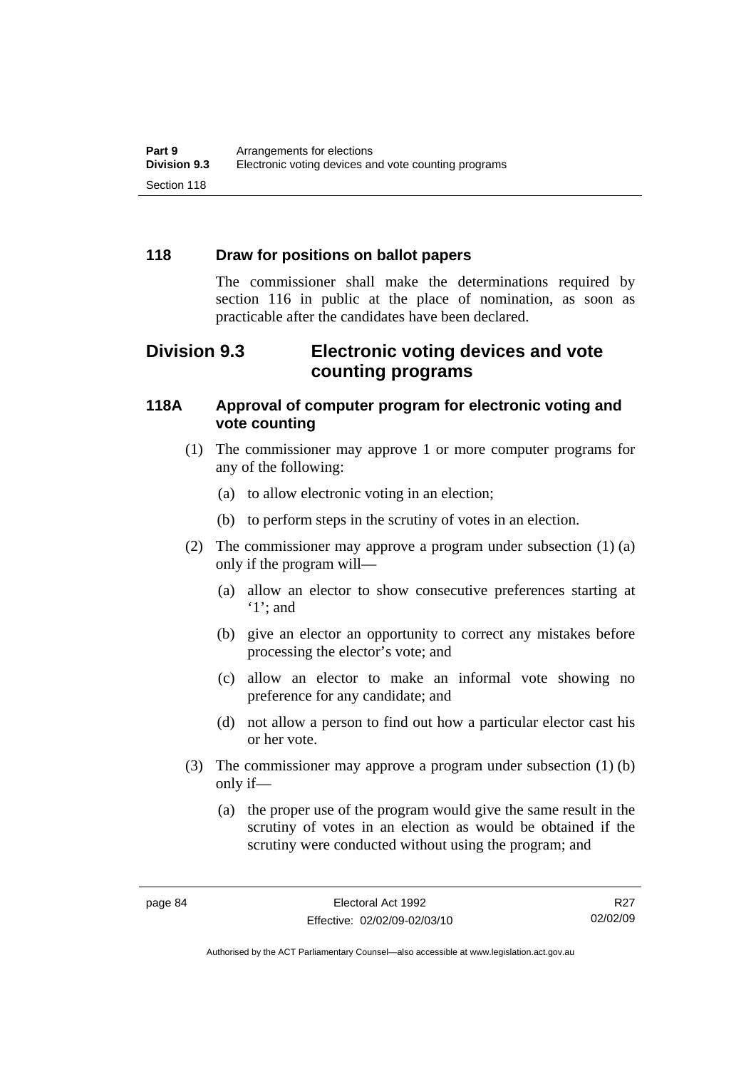## 118 Draw for positions on ballot papers

The commissioner shall make the determinations required by section 116 in public at the place of nomination, as soon as practicable after the candidates have been declared.

# Division 9.3 Electronic voting devices and vote counting programs

## 118A Approval of computer program for electronic voting and vote counting

(1) The commissioner may approve 1 or more computer programs for any of the following:

(a) to allow electronic voting in an election;

(b) to perform steps in the scrutiny of votes in an election.

(2) The commissioner may approve a program under subsection (1) (a) only if the program will—

(a) allow an elector to show consecutive preferences starting at '1'; and

(b) give an elector an opportunity to correct any mistakes before processing the elector's vote; and

(c) allow an elector to make an informal vote showing no preference for any candidate; and

(d) not allow a person to find out how a particular elector cast his or her vote.

(3) The commissioner may approve a program under subsection (1) (b) only if—

(a) the proper use of the program would give the same result in the scrutiny of votes in an election as would be obtained if the scrutiny were conducted without using the program; and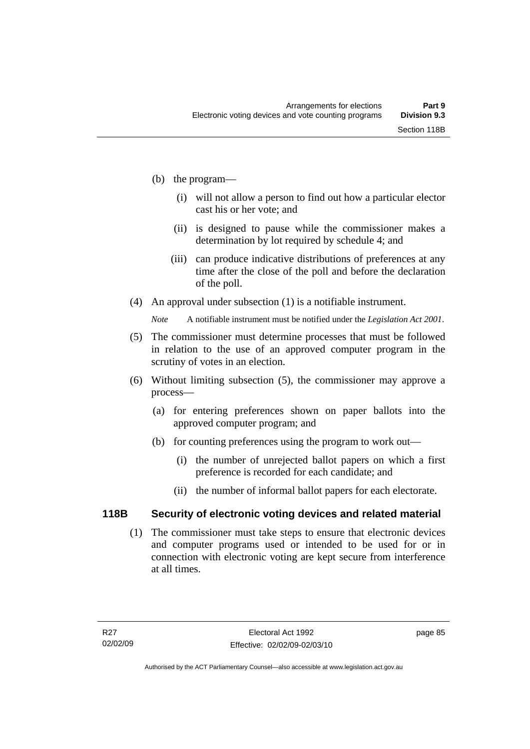(b) the program—

(i) will not allow a person to find out how a particular elector cast his or her vote; and

(ii) is designed to pause while the commissioner makes a determination by lot required by schedule 4; and

(iii) can produce indicative distributions of preferences at any time after the close of the poll and before the declaration of the poll.

(4) An approval under subsection (1) is a notifiable instrument.

*Note* A notifiable instrument must be notified under the *Legislation Act 2001*.

(5) The commissioner must determine processes that must be followed in relation to the use of an approved computer program in the scrutiny of votes in an election.

(6) Without limiting subsection (5), the commissioner may approve a process—

(a) for entering preferences shown on paper ballots into the approved computer program; and

(b) for counting preferences using the program to work out—

(i) the number of unrejected ballot papers on which a first preference is recorded for each candidate; and

(ii) the number of informal ballot papers for each electorate.

### 118B Security of electronic voting devices and related material

(1) The commissioner must take steps to ensure that electronic devices and computer programs used or intended to be used for or in connection with electronic voting are kept secure from interference at all times.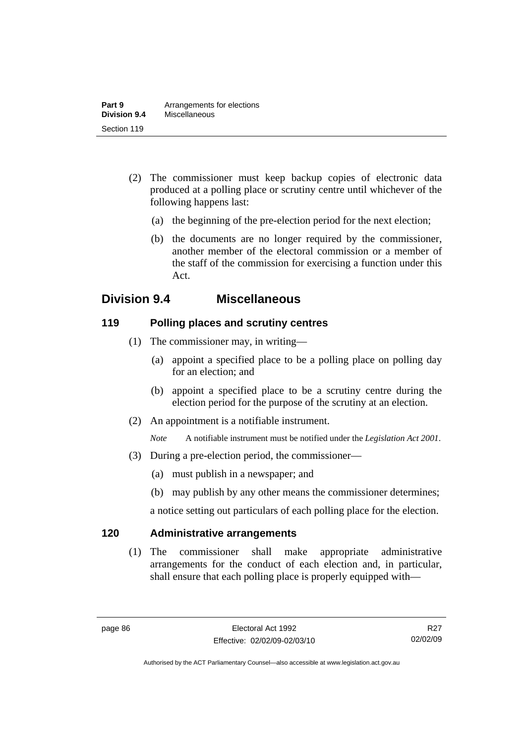(2) The commissioner must keep backup copies of electronic data produced at a polling place or scrutiny centre until whichever of the following happens last:

(a) the beginning of the pre-election period for the next election;

(b) the documents are no longer required by the commissioner, another member of the electoral commission or a member of the staff of the commission for exercising a function under this Act.

## Division 9.4 Miscellaneous

### 119 Polling places and scrutiny centres

(1) The commissioner may, in writing—

(a) appoint a specified place to be a polling place on polling day for an election; and

(b) appoint a specified place to be a scrutiny centre during the election period for the purpose of the scrutiny at an election.

(2) An appointment is a notifiable instrument.

*Note* A notifiable instrument must be notified under the *Legislation Act 2001*.

(3) During a pre-election period, the commissioner—

(a) must publish in a newspaper; and

(b) may publish by any other means the commissioner determines;

a notice setting out particulars of each polling place for the election.

### 120 Administrative arrangements

(1) The commissioner shall make appropriate administrative arrangements for the conduct of each election and, in particular, shall ensure that each polling place is properly equipped with—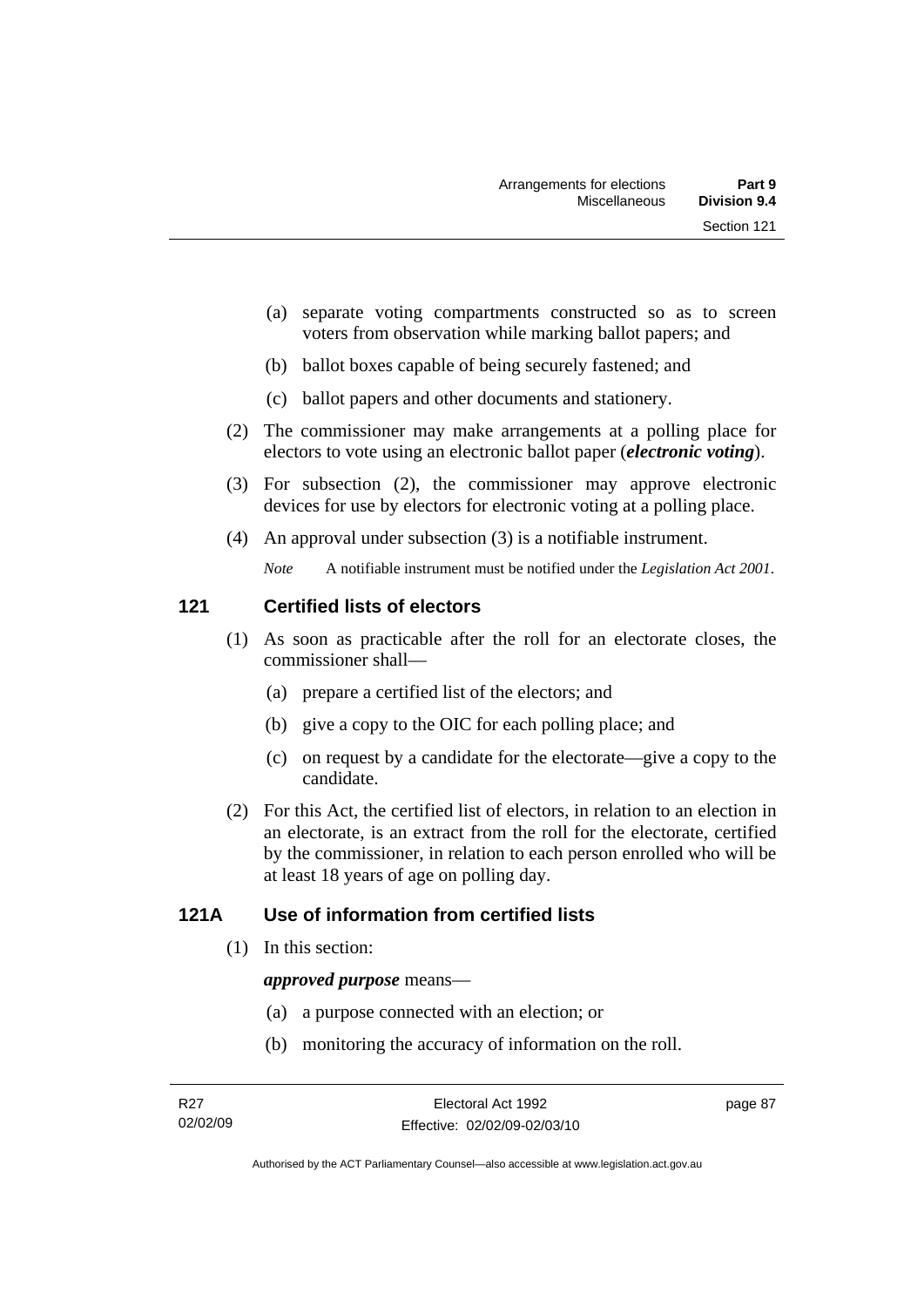(a) separate voting compartments constructed so as to screen voters from observation while marking ballot papers; and

(b) ballot boxes capable of being securely fastened; and

(c) ballot papers and other documents and stationery.

(2) The commissioner may make arrangements at a polling place for electors to vote using an electronic ballot paper (***electronic voting***).

(3) For subsection (2), the commissioner may approve electronic devices for use by electors for electronic voting at a polling place.

(4) An approval under subsection (3) is a notifiable instrument.

*Note* A notifiable instrument must be notified under the *Legislation Act 2001*.

## 121 Certified lists of electors

(1) As soon as practicable after the roll for an electorate closes, the commissioner shall—

(a) prepare a certified list of the electors; and

(b) give a copy to the OIC for each polling place; and

(c) on request by a candidate for the electorate—give a copy to the candidate.

(2) For this Act, the certified list of electors, in relation to an election in an electorate, is an extract from the roll for the electorate, certified by the commissioner, in relation to each person enrolled who will be at least 18 years of age on polling day.

## 121A Use of information from certified lists

(1) In this section:

***approved purpose*** means—

(a) a purpose connected with an election; or

(b) monitoring the accuracy of information on the roll.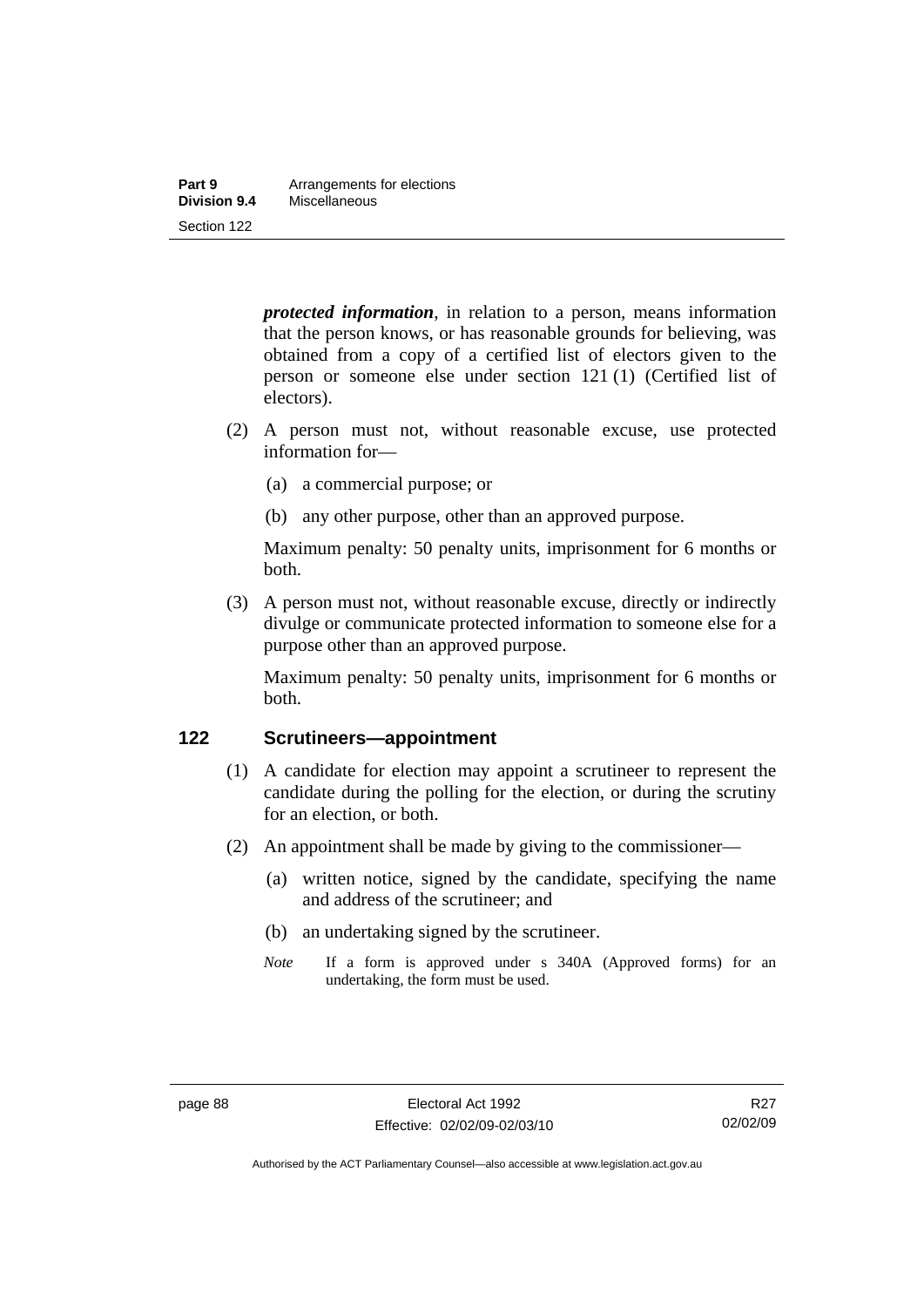***protected information***, in relation to a person, means information that the person knows, or has reasonable grounds for believing, was obtained from a copy of a certified list of electors given to the person or someone else under section 121 (1) (Certified list of electors).

(2) A person must not, without reasonable excuse, use protected information for—

(a) a commercial purpose; or

(b) any other purpose, other than an approved purpose.

Maximum penalty: 50 penalty units, imprisonment for 6 months or both.

(3) A person must not, without reasonable excuse, directly or indirectly divulge or communicate protected information to someone else for a purpose other than an approved purpose.

Maximum penalty: 50 penalty units, imprisonment for 6 months or both.

## 122 Scrutineers—appointment

(1) A candidate for election may appoint a scrutineer to represent the candidate during the polling for the election, or during the scrutiny for an election, or both.

(2) An appointment shall be made by giving to the commissioner—

(a) written notice, signed by the candidate, specifying the name and address of the scrutineer; and

(b) an undertaking signed by the scrutineer.

*Note* If a form is approved under s 340A (Approved forms) for an undertaking, the form must be used.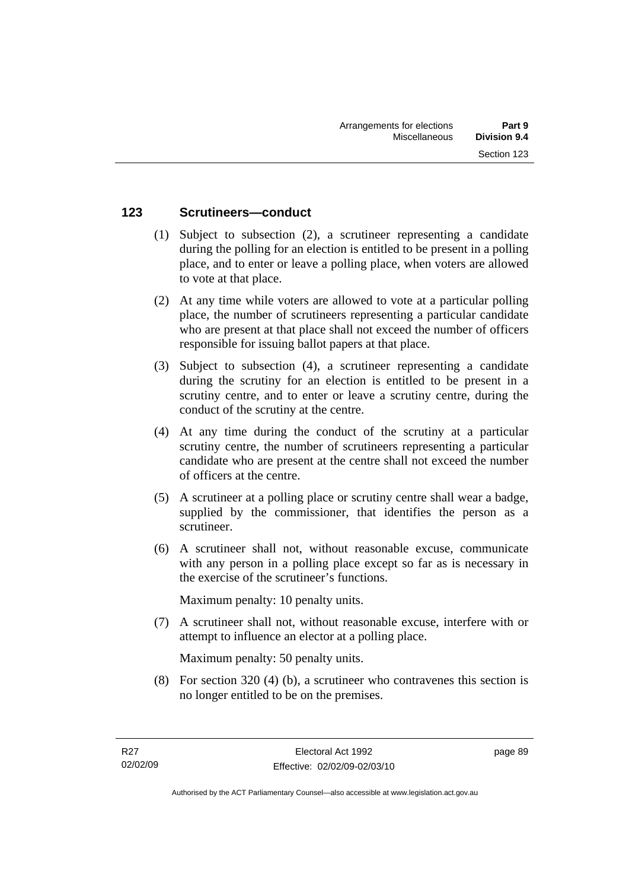## 123 Scrutineers—conduct

(1) Subject to subsection (2), a scrutineer representing a candidate during the polling for an election is entitled to be present in a polling place, and to enter or leave a polling place, when voters are allowed to vote at that place.

(2) At any time while voters are allowed to vote at a particular polling place, the number of scrutineers representing a particular candidate who are present at that place shall not exceed the number of officers responsible for issuing ballot papers at that place.

(3) Subject to subsection (4), a scrutineer representing a candidate during the scrutiny for an election is entitled to be present in a scrutiny centre, and to enter or leave a scrutiny centre, during the conduct of the scrutiny at the centre.

(4) At any time during the conduct of the scrutiny at a particular scrutiny centre, the number of scrutineers representing a particular candidate who are present at the centre shall not exceed the number of officers at the centre.

(5) A scrutineer at a polling place or scrutiny centre shall wear a badge, supplied by the commissioner, that identifies the person as a scrutineer.

(6) A scrutineer shall not, without reasonable excuse, communicate with any person in a polling place except so far as is necessary in the exercise of the scrutineer's functions.

Maximum penalty: 10 penalty units.

(7) A scrutineer shall not, without reasonable excuse, interfere with or attempt to influence an elector at a polling place.

Maximum penalty: 50 penalty units.

(8) For section 320 (4) (b), a scrutineer who contravenes this section is no longer entitled to be on the premises.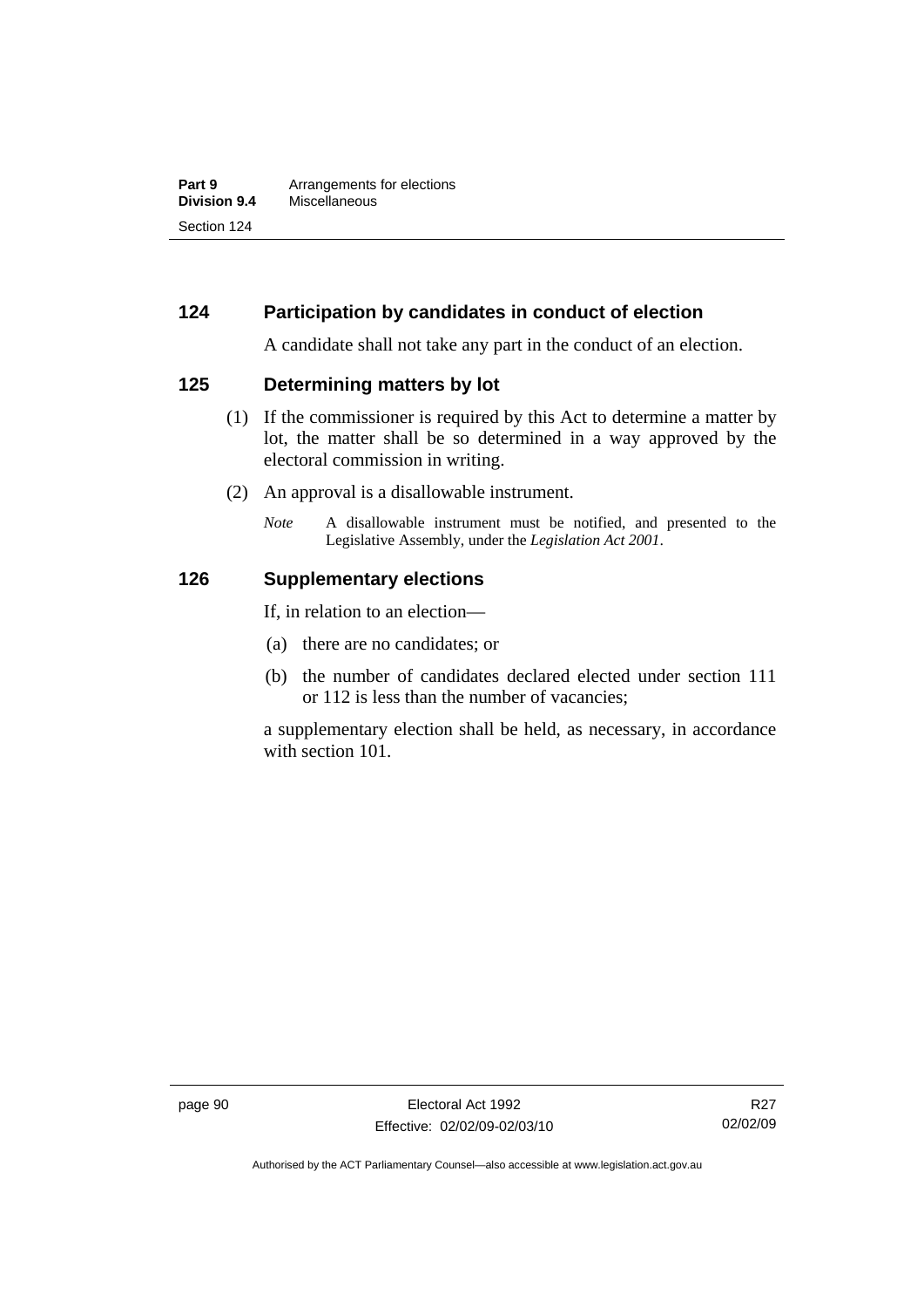## 124 Participation by candidates in conduct of election

A candidate shall not take any part in the conduct of an election.

## 125 Determining matters by lot

(1) If the commissioner is required by this Act to determine a matter by lot, the matter shall be so determined in a way approved by the electoral commission in writing.

(2) An approval is a disallowable instrument.

*Note* A disallowable instrument must be notified, and presented to the Legislative Assembly, under the *Legislation Act 2001*.

## 126 Supplementary elections

If, in relation to an election—

(a) there are no candidates; or

(b) the number of candidates declared elected under section 111 or 112 is less than the number of vacancies;

a supplementary election shall be held, as necessary, in accordance with section 101.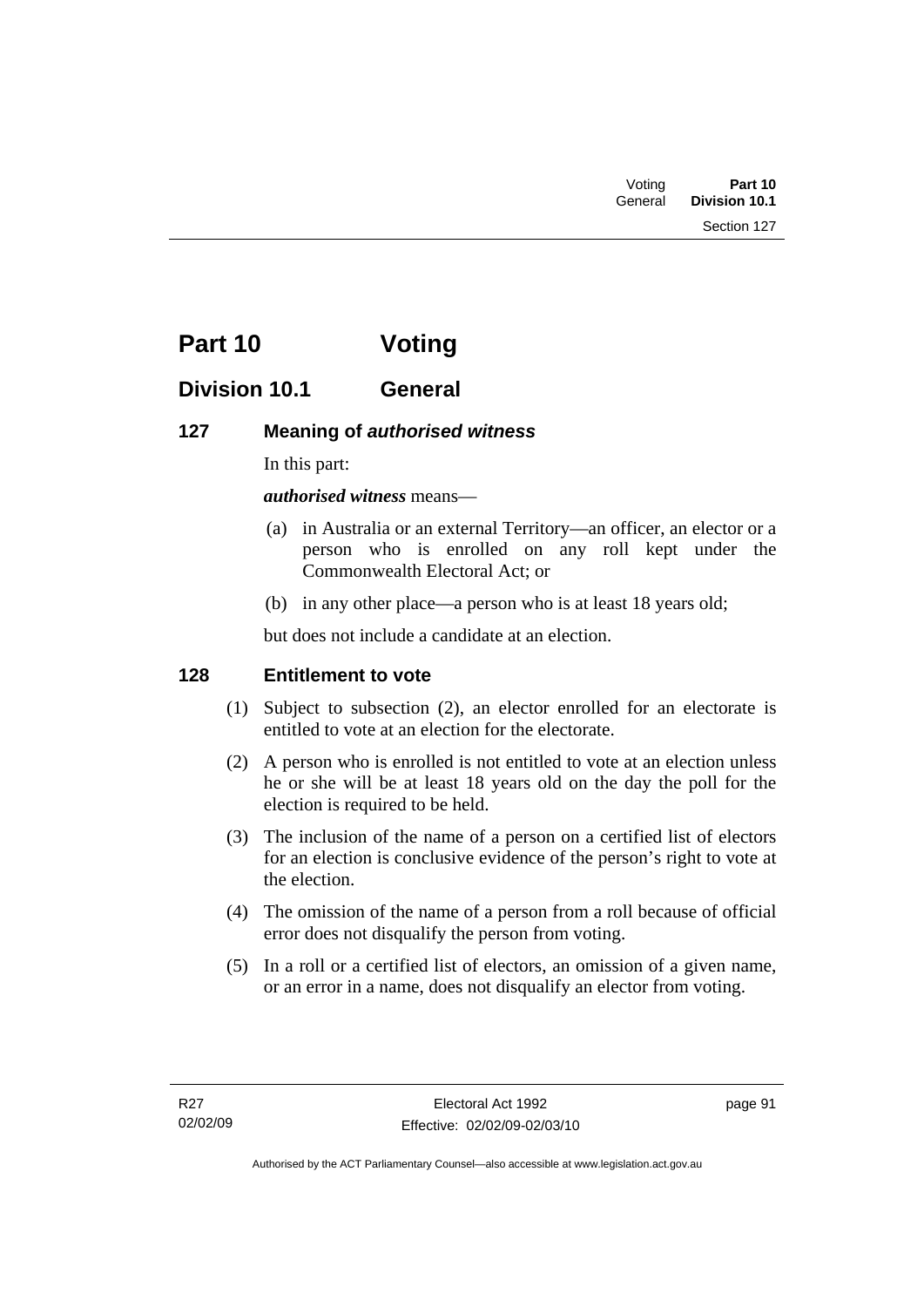# Part 10 Voting

## Division 10.1 General

### 127 Meaning of *authorised witness*

In this part:

***authorised witness*** means—

(a) in Australia or an external Territory—an officer, an elector or a person who is enrolled on any roll kept under the Commonwealth Electoral Act; or

(b) in any other place—a person who is at least 18 years old;

but does not include a candidate at an election.

### 128 Entitlement to vote

(1) Subject to subsection (2), an elector enrolled for an electorate is entitled to vote at an election for the electorate.

(2) A person who is enrolled is not entitled to vote at an election unless he or she will be at least 18 years old on the day the poll for the election is required to be held.

(3) The inclusion of the name of a person on a certified list of electors for an election is conclusive evidence of the person's right to vote at the election.

(4) The omission of the name of a person from a roll because of official error does not disqualify the person from voting.

(5) In a roll or a certified list of electors, an omission of a given name, or an error in a name, does not disqualify an elector from voting.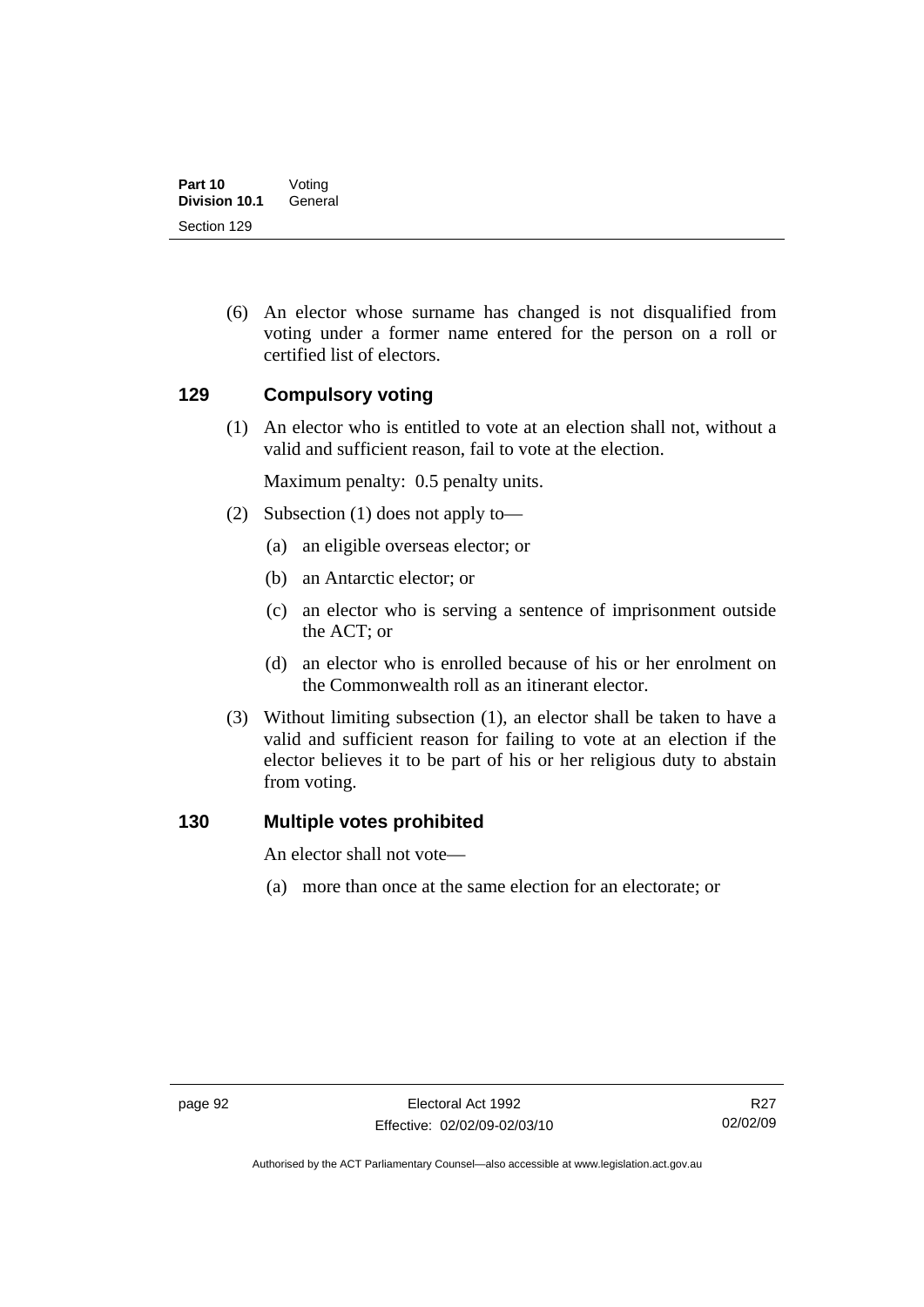(6) An elector whose surname has changed is not disqualified from voting under a former name entered for the person on a roll or certified list of electors.

## 129 Compulsory voting

(1) An elector who is entitled to vote at an election shall not, without a valid and sufficient reason, fail to vote at the election.

Maximum penalty: 0.5 penalty units.

(2) Subsection (1) does not apply to—

(a) an eligible overseas elector; or

(b) an Antarctic elector; or

(c) an elector who is serving a sentence of imprisonment outside the ACT; or

(d) an elector who is enrolled because of his or her enrolment on the Commonwealth roll as an itinerant elector.

(3) Without limiting subsection (1), an elector shall be taken to have a valid and sufficient reason for failing to vote at an election if the elector believes it to be part of his or her religious duty to abstain from voting.

## 130 Multiple votes prohibited

An elector shall not vote—

(a) more than once at the same election for an electorate; or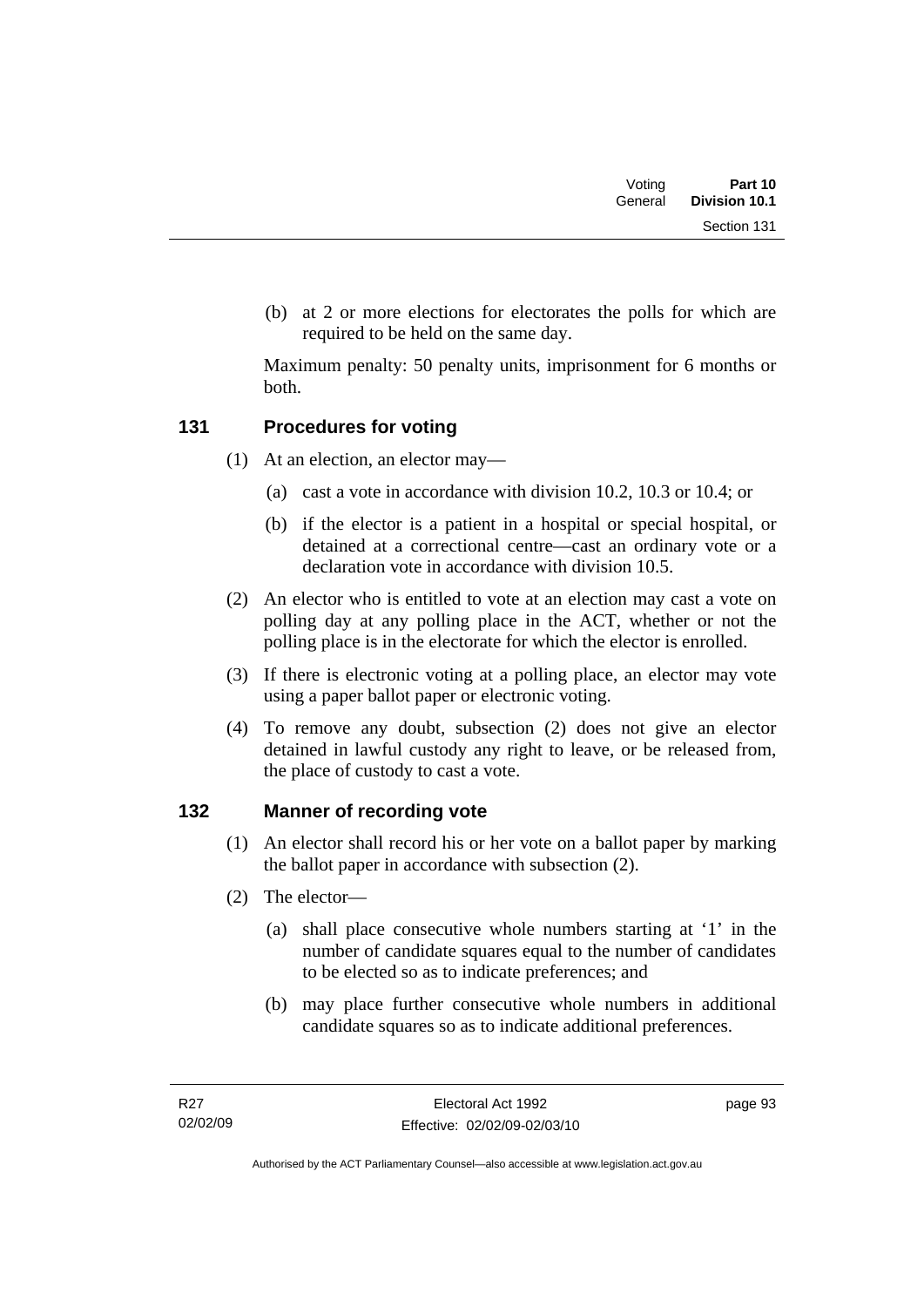(b) at 2 or more elections for electorates the polls for which are required to be held on the same day.

Maximum penalty: 50 penalty units, imprisonment for 6 months or both.

## 131 Procedures for voting

(1) At an election, an elector may—

(a) cast a vote in accordance with division 10.2, 10.3 or 10.4; or

(b) if the elector is a patient in a hospital or special hospital, or detained at a correctional centre—cast an ordinary vote or a declaration vote in accordance with division 10.5.

(2) An elector who is entitled to vote at an election may cast a vote on polling day at any polling place in the ACT, whether or not the polling place is in the electorate for which the elector is enrolled.

(3) If there is electronic voting at a polling place, an elector may vote using a paper ballot paper or electronic voting.

(4) To remove any doubt, subsection (2) does not give an elector detained in lawful custody any right to leave, or be released from, the place of custody to cast a vote.

## 132 Manner of recording vote

(1) An elector shall record his or her vote on a ballot paper by marking the ballot paper in accordance with subsection (2).

(2) The elector—

(a) shall place consecutive whole numbers starting at '1' in the number of candidate squares equal to the number of candidates to be elected so as to indicate preferences; and

(b) may place further consecutive whole numbers in additional candidate squares so as to indicate additional preferences.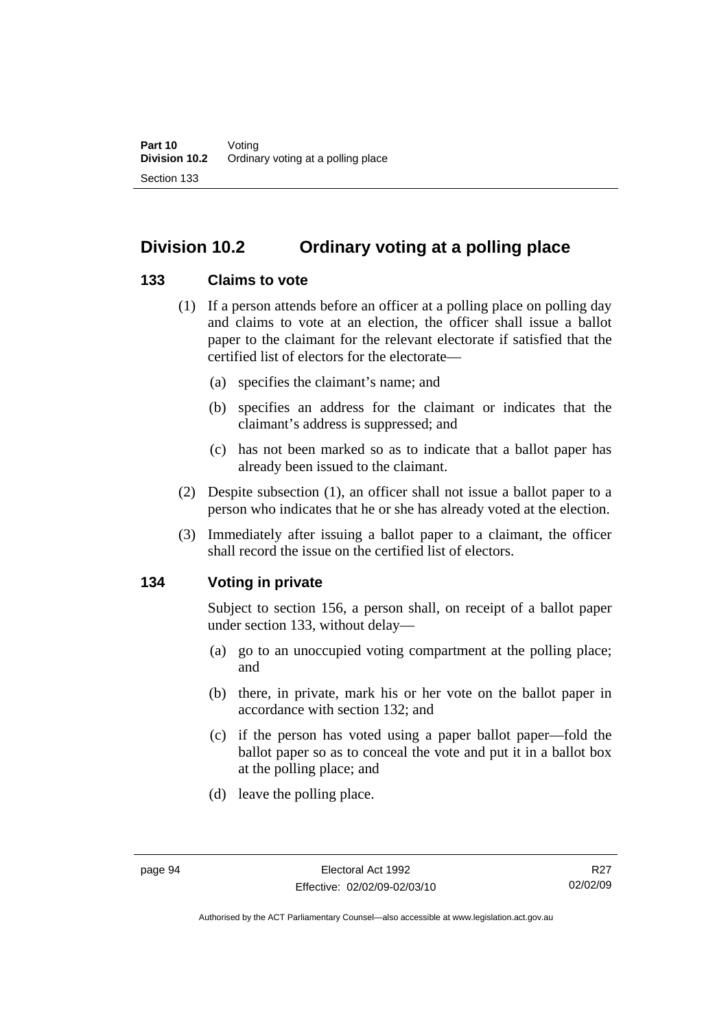## Division 10.2 Ordinary voting at a polling place

### 133 Claims to vote

(1) If a person attends before an officer at a polling place on polling day and claims to vote at an election, the officer shall issue a ballot paper to the claimant for the relevant electorate if satisfied that the certified list of electors for the electorate—

(a) specifies the claimant's name; and

(b) specifies an address for the claimant or indicates that the claimant's address is suppressed; and

(c) has not been marked so as to indicate that a ballot paper has already been issued to the claimant.

(2) Despite subsection (1), an officer shall not issue a ballot paper to a person who indicates that he or she has already voted at the election.

(3) Immediately after issuing a ballot paper to a claimant, the officer shall record the issue on the certified list of electors.

### 134 Voting in private

Subject to section 156, a person shall, on receipt of a ballot paper under section 133, without delay—

(a) go to an unoccupied voting compartment at the polling place; and

(b) there, in private, mark his or her vote on the ballot paper in accordance with section 132; and

(c) if the person has voted using a paper ballot paper—fold the ballot paper so as to conceal the vote and put it in a ballot box at the polling place; and

(d) leave the polling place.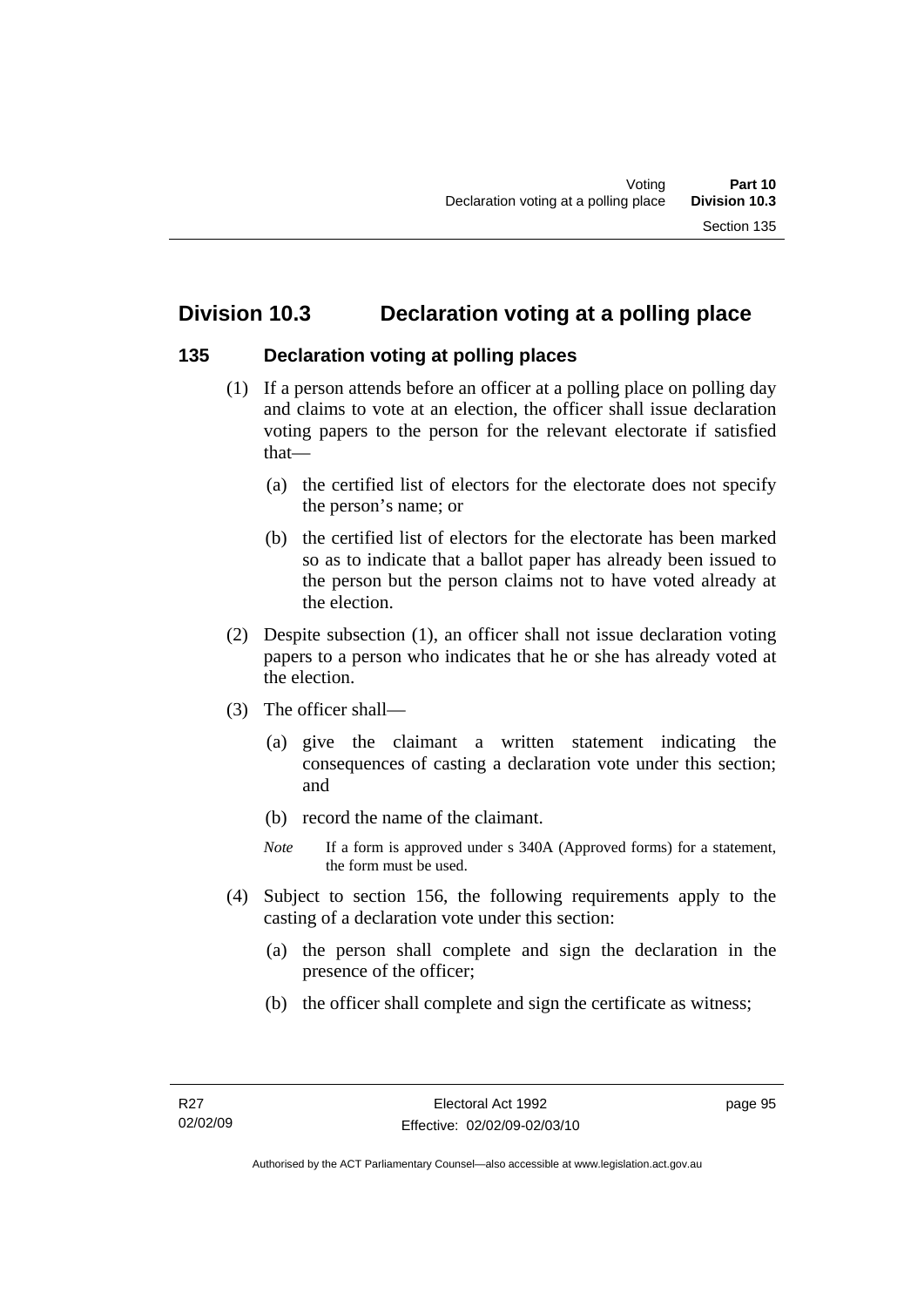## Division 10.3 Declaration voting at a polling place

### 135 Declaration voting at polling places

(1) If a person attends before an officer at a polling place on polling day and claims to vote at an election, the officer shall issue declaration voting papers to the person for the relevant electorate if satisfied that—

- (a) the certified list of electors for the electorate does not specify the person's name; or
- (b) the certified list of electors for the electorate has been marked so as to indicate that a ballot paper has already been issued to the person but the person claims not to have voted already at the election.

(2) Despite subsection (1), an officer shall not issue declaration voting papers to a person who indicates that he or she has already voted at the election.

(3) The officer shall—

- (a) give the claimant a written statement indicating the consequences of casting a declaration vote under this section; and
- (b) record the name of the claimant.

*Note* If a form is approved under s 340A (Approved forms) for a statement, the form must be used.

(4) Subject to section 156, the following requirements apply to the casting of a declaration vote under this section:

- (a) the person shall complete and sign the declaration in the presence of the officer;
- (b) the officer shall complete and sign the certificate as witness;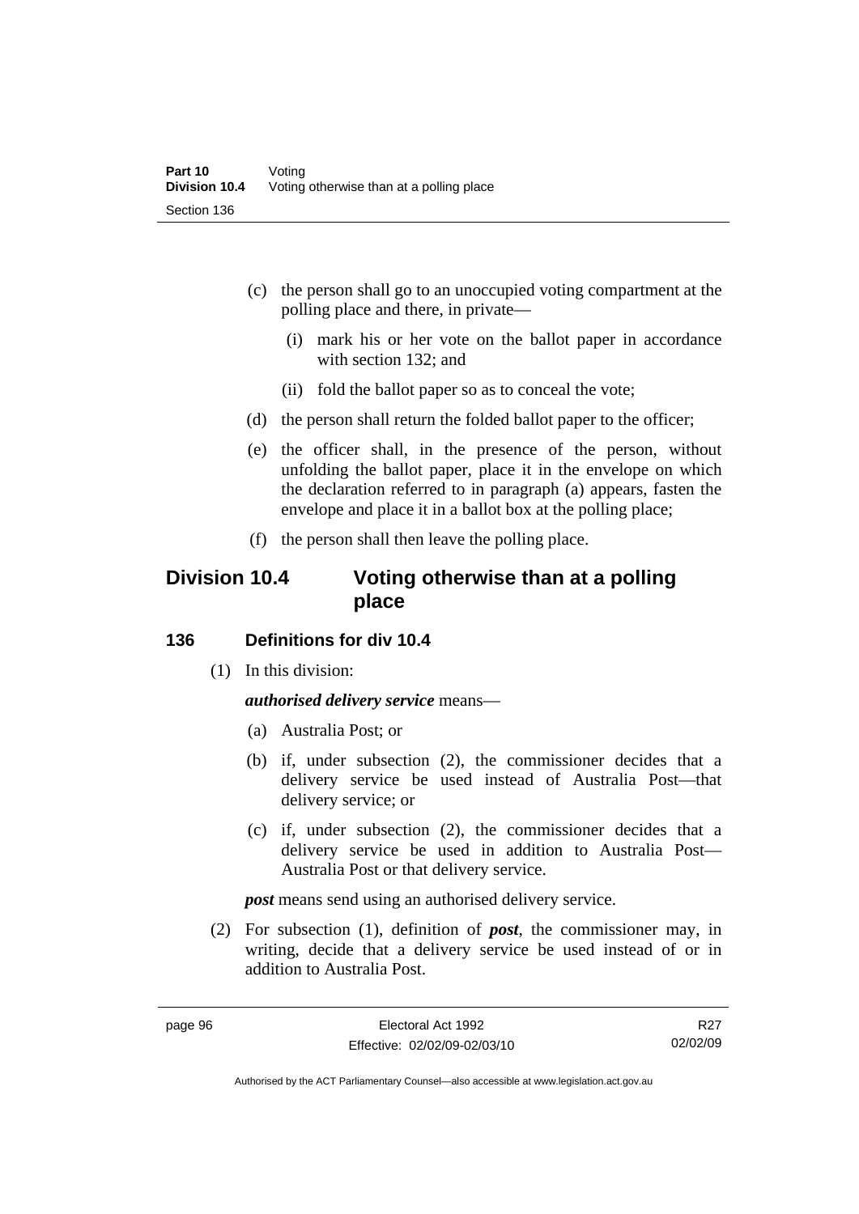(c) the person shall go to an unoccupied voting compartment at the polling place and there, in private—

  (i) mark his or her vote on the ballot paper in accordance with section 132; and

  (ii) fold the ballot paper so as to conceal the vote;

(d) the person shall return the folded ballot paper to the officer;

(e) the officer shall, in the presence of the person, without unfolding the ballot paper, place it in the envelope on which the declaration referred to in paragraph (a) appears, fasten the envelope and place it in a ballot box at the polling place;

(f) the person shall then leave the polling place.

## Division 10.4 Voting otherwise than at a polling place

### 136 Definitions for div 10.4

(1) In this division:

***authorised delivery service*** means—

(a) Australia Post; or

(b) if, under subsection (2), the commissioner decides that a delivery service be used instead of Australia Post—that delivery service; or

(c) if, under subsection (2), the commissioner decides that a delivery service be used in addition to Australia Post—Australia Post or that delivery service.

***post*** means send using an authorised delivery service.

(2) For subsection (1), definition of ***post***, the commissioner may, in writing, decide that a delivery service be used instead of or in addition to Australia Post.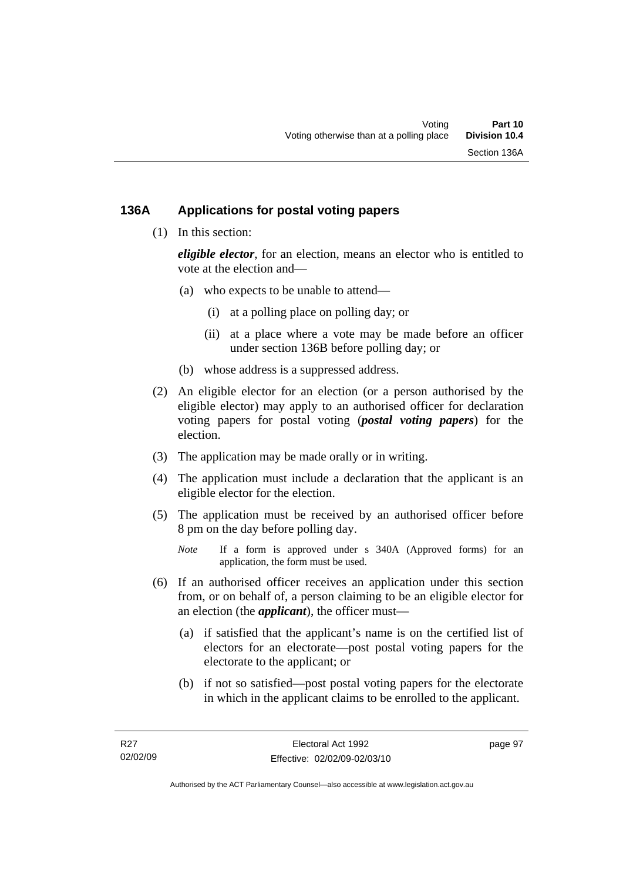## 136A Applications for postal voting papers

(1) In this section:

***eligible elector***, for an election, means an elector who is entitled to vote at the election and—

(a) who expects to be unable to attend—

(i) at a polling place on polling day; or

(ii) at a place where a vote may be made before an officer under section 136B before polling day; or

(b) whose address is a suppressed address.

(2) An eligible elector for an election (or a person authorised by the eligible elector) may apply to an authorised officer for declaration voting papers for postal voting (***postal voting papers***) for the election.

(3) The application may be made orally or in writing.

(4) The application must include a declaration that the applicant is an eligible elector for the election.

(5) The application must be received by an authorised officer before 8 pm on the day before polling day.

*Note* If a form is approved under s 340A (Approved forms) for an application, the form must be used.

(6) If an authorised officer receives an application under this section from, or on behalf of, a person claiming to be an eligible elector for an election (the ***applicant***), the officer must—

(a) if satisfied that the applicant's name is on the certified list of electors for an electorate—post postal voting papers for the electorate to the applicant; or

(b) if not so satisfied—post postal voting papers for the electorate in which in the applicant claims to be enrolled to the applicant.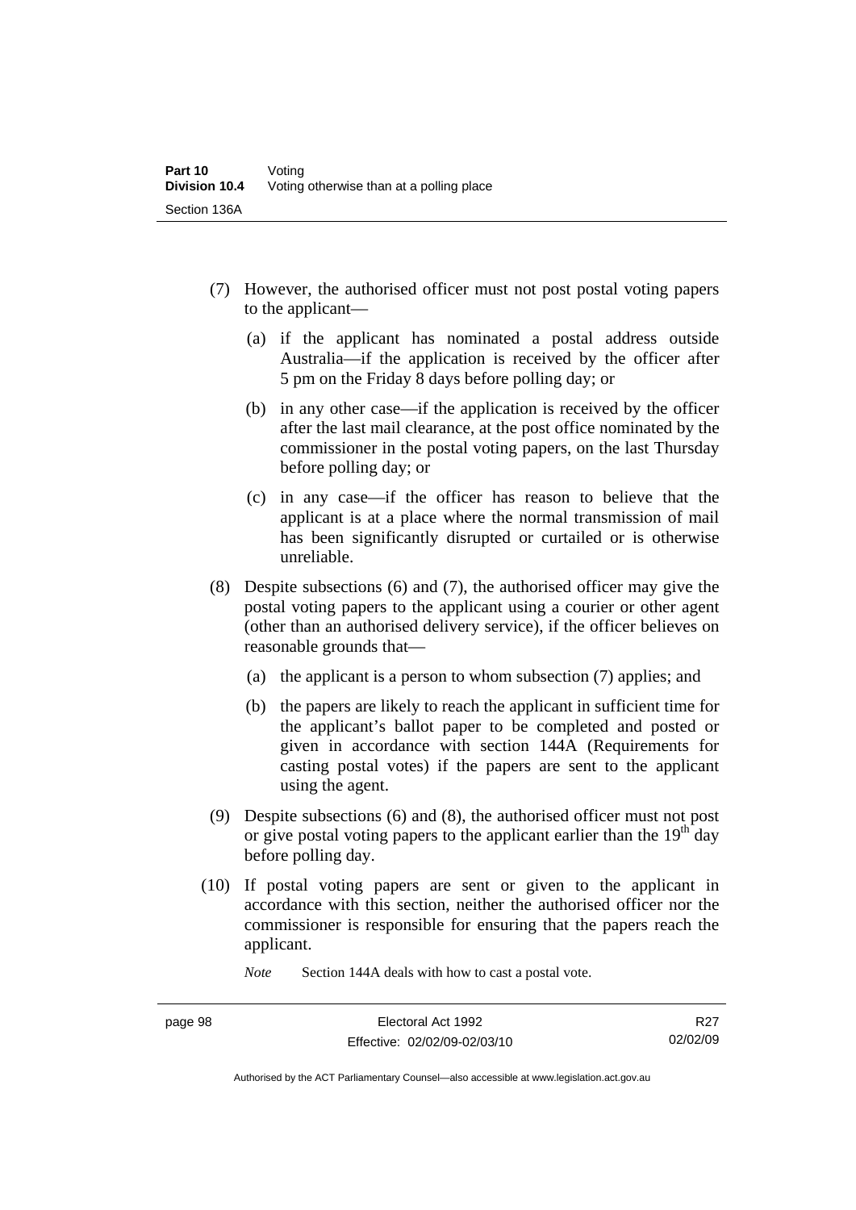(7) However, the authorised officer must not post postal voting papers to the applicant—

(a) if the applicant has nominated a postal address outside Australia—if the application is received by the officer after 5 pm on the Friday 8 days before polling day; or

(b) in any other case—if the application is received by the officer after the last mail clearance, at the post office nominated by the commissioner in the postal voting papers, on the last Thursday before polling day; or

(c) in any case—if the officer has reason to believe that the applicant is at a place where the normal transmission of mail has been significantly disrupted or curtailed or is otherwise unreliable.

(8) Despite subsections (6) and (7), the authorised officer may give the postal voting papers to the applicant using a courier or other agent (other than an authorised delivery service), if the officer believes on reasonable grounds that—

(a) the applicant is a person to whom subsection (7) applies; and

(b) the papers are likely to reach the applicant in sufficient time for the applicant's ballot paper to be completed and posted or given in accordance with section 144A (Requirements for casting postal votes) if the papers are sent to the applicant using the agent.

(9) Despite subsections (6) and (8), the authorised officer must not post or give postal voting papers to the applicant earlier than the 19th day before polling day.

(10) If postal voting papers are sent or given to the applicant in accordance with this section, neither the authorised officer nor the commissioner is responsible for ensuring that the papers reach the applicant.

*Note* Section 144A deals with how to cast a postal vote.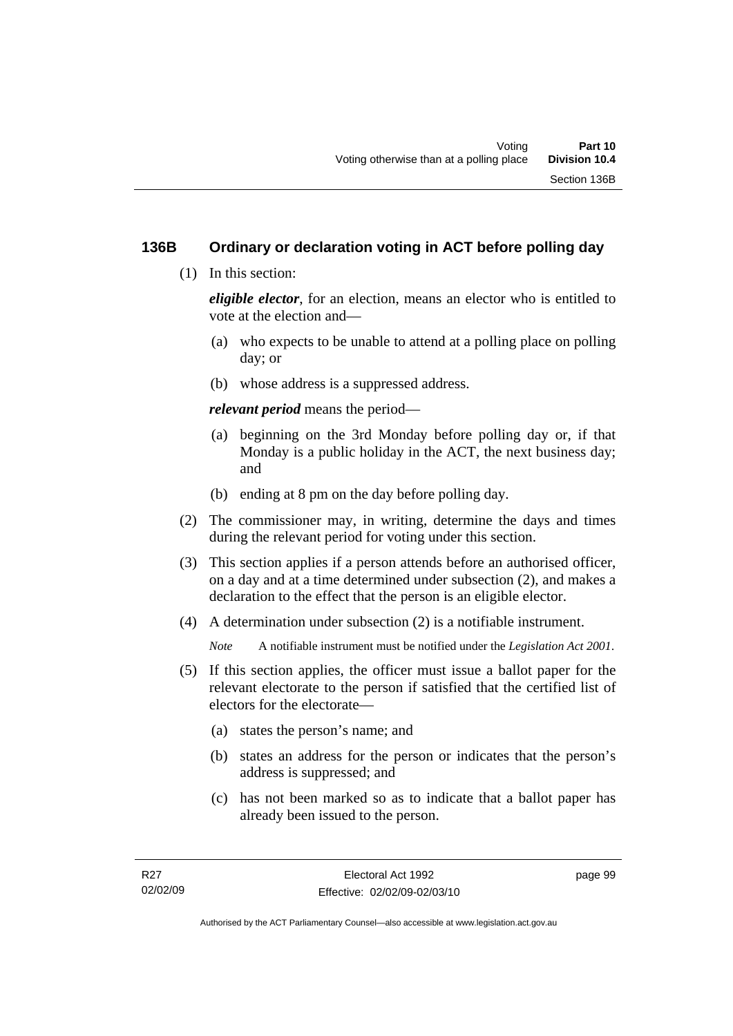## 136B Ordinary or declaration voting in ACT before polling day

(1) In this section:

***eligible elector***, for an election, means an elector who is entitled to vote at the election and—

(a) who expects to be unable to attend at a polling place on polling day; or

(b) whose address is a suppressed address.

***relevant period*** means the period—

(a) beginning on the 3rd Monday before polling day or, if that Monday is a public holiday in the ACT, the next business day; and

(b) ending at 8 pm on the day before polling day.

(2) The commissioner may, in writing, determine the days and times during the relevant period for voting under this section.

(3) This section applies if a person attends before an authorised officer, on a day and at a time determined under subsection (2), and makes a declaration to the effect that the person is an eligible elector.

(4) A determination under subsection (2) is a notifiable instrument.

*Note* A notifiable instrument must be notified under the *Legislation Act 2001*.

(5) If this section applies, the officer must issue a ballot paper for the relevant electorate to the person if satisfied that the certified list of electors for the electorate—

(a) states the person's name; and

(b) states an address for the person or indicates that the person's address is suppressed; and

(c) has not been marked so as to indicate that a ballot paper has already been issued to the person.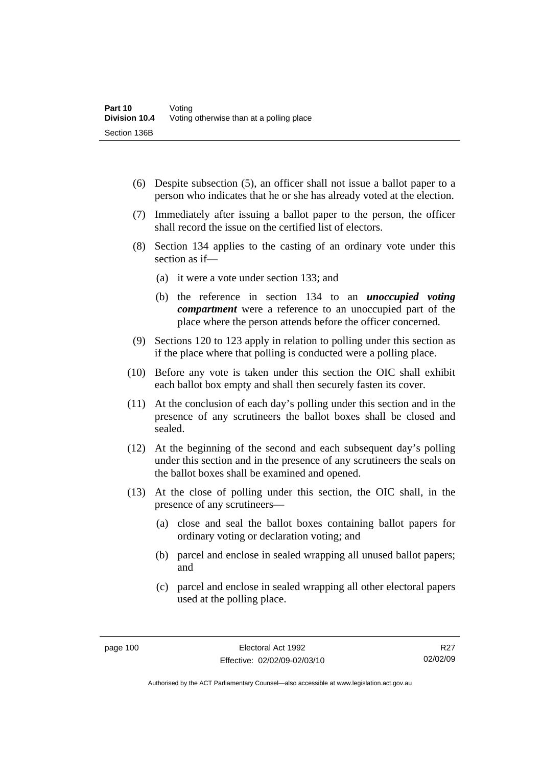(6) Despite subsection (5), an officer shall not issue a ballot paper to a person who indicates that he or she has already voted at the election.

(7) Immediately after issuing a ballot paper to the person, the officer shall record the issue on the certified list of electors.

(8) Section 134 applies to the casting of an ordinary vote under this section as if—

(a) it were a vote under section 133; and

(b) the reference in section 134 to an ***unoccupied voting compartment*** were a reference to an unoccupied part of the place where the person attends before the officer concerned.

(9) Sections 120 to 123 apply in relation to polling under this section as if the place where that polling is conducted were a polling place.

(10) Before any vote is taken under this section the OIC shall exhibit each ballot box empty and shall then securely fasten its cover.

(11) At the conclusion of each day's polling under this section and in the presence of any scrutineers the ballot boxes shall be closed and sealed.

(12) At the beginning of the second and each subsequent day's polling under this section and in the presence of any scrutineers the seals on the ballot boxes shall be examined and opened.

(13) At the close of polling under this section, the OIC shall, in the presence of any scrutineers—

(a) close and seal the ballot boxes containing ballot papers for ordinary voting or declaration voting; and

(b) parcel and enclose in sealed wrapping all unused ballot papers; and

(c) parcel and enclose in sealed wrapping all other electoral papers used at the polling place.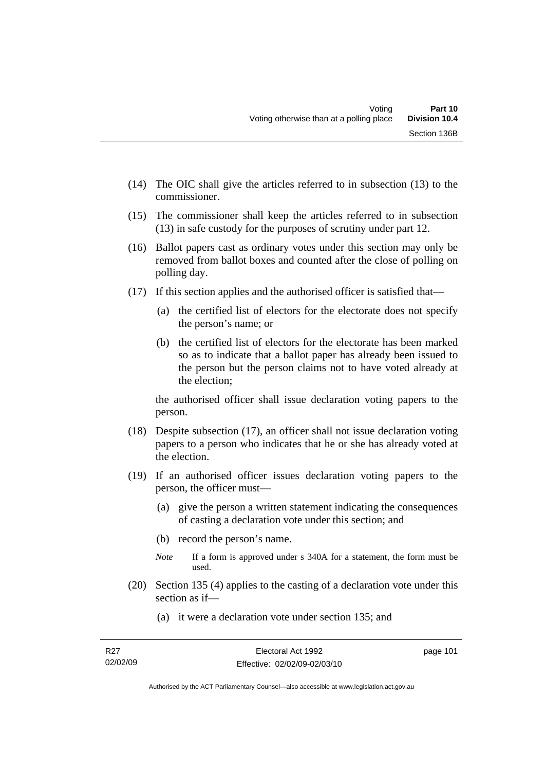(14) The OIC shall give the articles referred to in subsection (13) to the commissioner.

(15) The commissioner shall keep the articles referred to in subsection (13) in safe custody for the purposes of scrutiny under part 12.

(16) Ballot papers cast as ordinary votes under this section may only be removed from ballot boxes and counted after the close of polling on polling day.

(17) If this section applies and the authorised officer is satisfied that—

(a) the certified list of electors for the electorate does not specify the person's name; or

(b) the certified list of electors for the electorate has been marked so as to indicate that a ballot paper has already been issued to the person but the person claims not to have voted already at the election;

the authorised officer shall issue declaration voting papers to the person.

(18) Despite subsection (17), an officer shall not issue declaration voting papers to a person who indicates that he or she has already voted at the election.

(19) If an authorised officer issues declaration voting papers to the person, the officer must—

(a) give the person a written statement indicating the consequences of casting a declaration vote under this section; and

(b) record the person's name.

*Note* If a form is approved under s 340A for a statement, the form must be used.

(20) Section 135 (4) applies to the casting of a declaration vote under this section as if—

(a) it were a declaration vote under section 135; and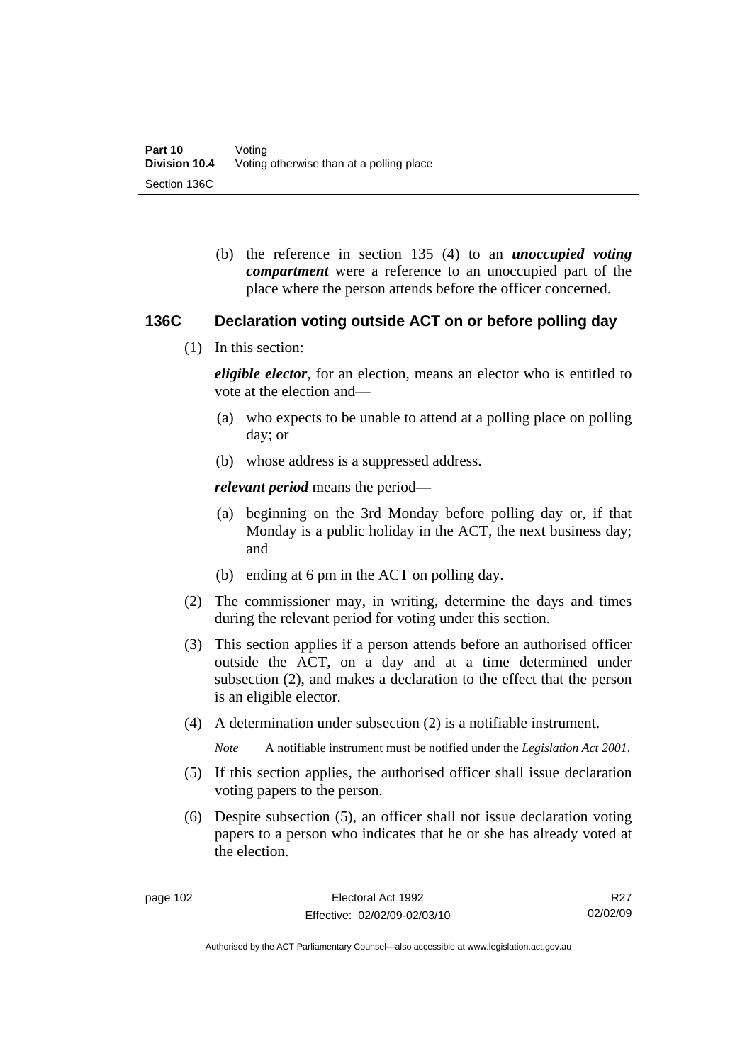(b) the reference in section 135 (4) to an ***unoccupied voting compartment*** were a reference to an unoccupied part of the place where the person attends before the officer concerned.

### 136C Declaration voting outside ACT on or before polling day

(1) In this section:

***eligible elector***, for an election, means an elector who is entitled to vote at the election and—

(a) who expects to be unable to attend at a polling place on polling day; or

(b) whose address is a suppressed address.

***relevant period*** means the period—

(a) beginning on the 3rd Monday before polling day or, if that Monday is a public holiday in the ACT, the next business day; and

(b) ending at 6 pm in the ACT on polling day.

(2) The commissioner may, in writing, determine the days and times during the relevant period for voting under this section.

(3) This section applies if a person attends before an authorised officer outside the ACT, on a day and at a time determined under subsection (2), and makes a declaration to the effect that the person is an eligible elector.

(4) A determination under subsection (2) is a notifiable instrument.

*Note* A notifiable instrument must be notified under the *Legislation Act 2001*.

(5) If this section applies, the authorised officer shall issue declaration voting papers to the person.

(6) Despite subsection (5), an officer shall not issue declaration voting papers to a person who indicates that he or she has already voted at the election.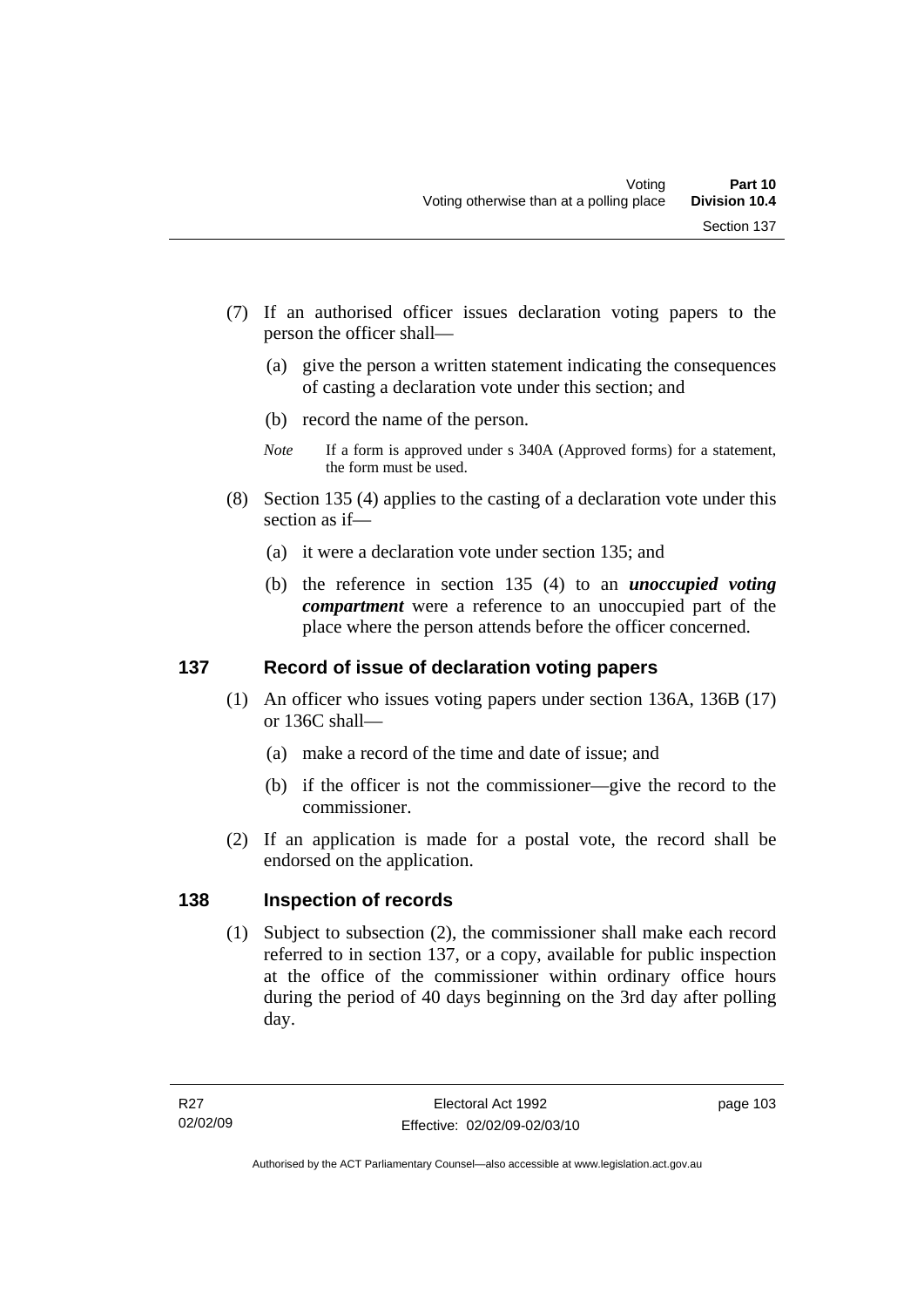(7) If an authorised officer issues declaration voting papers to the person the officer shall—

(a) give the person a written statement indicating the consequences of casting a declaration vote under this section; and

(b) record the name of the person.

*Note* If a form is approved under s 340A (Approved forms) for a statement, the form must be used.

(8) Section 135 (4) applies to the casting of a declaration vote under this section as if—

(a) it were a declaration vote under section 135; and

(b) the reference in section 135 (4) to an ***unoccupied voting compartment*** were a reference to an unoccupied part of the place where the person attends before the officer concerned.

## 137 Record of issue of declaration voting papers

(1) An officer who issues voting papers under section 136A, 136B (17) or 136C shall—

(a) make a record of the time and date of issue; and

(b) if the officer is not the commissioner—give the record to the commissioner.

(2) If an application is made for a postal vote, the record shall be endorsed on the application.

## 138 Inspection of records

(1) Subject to subsection (2), the commissioner shall make each record referred to in section 137, or a copy, available for public inspection at the office of the commissioner within ordinary office hours during the period of 40 days beginning on the 3rd day after polling day.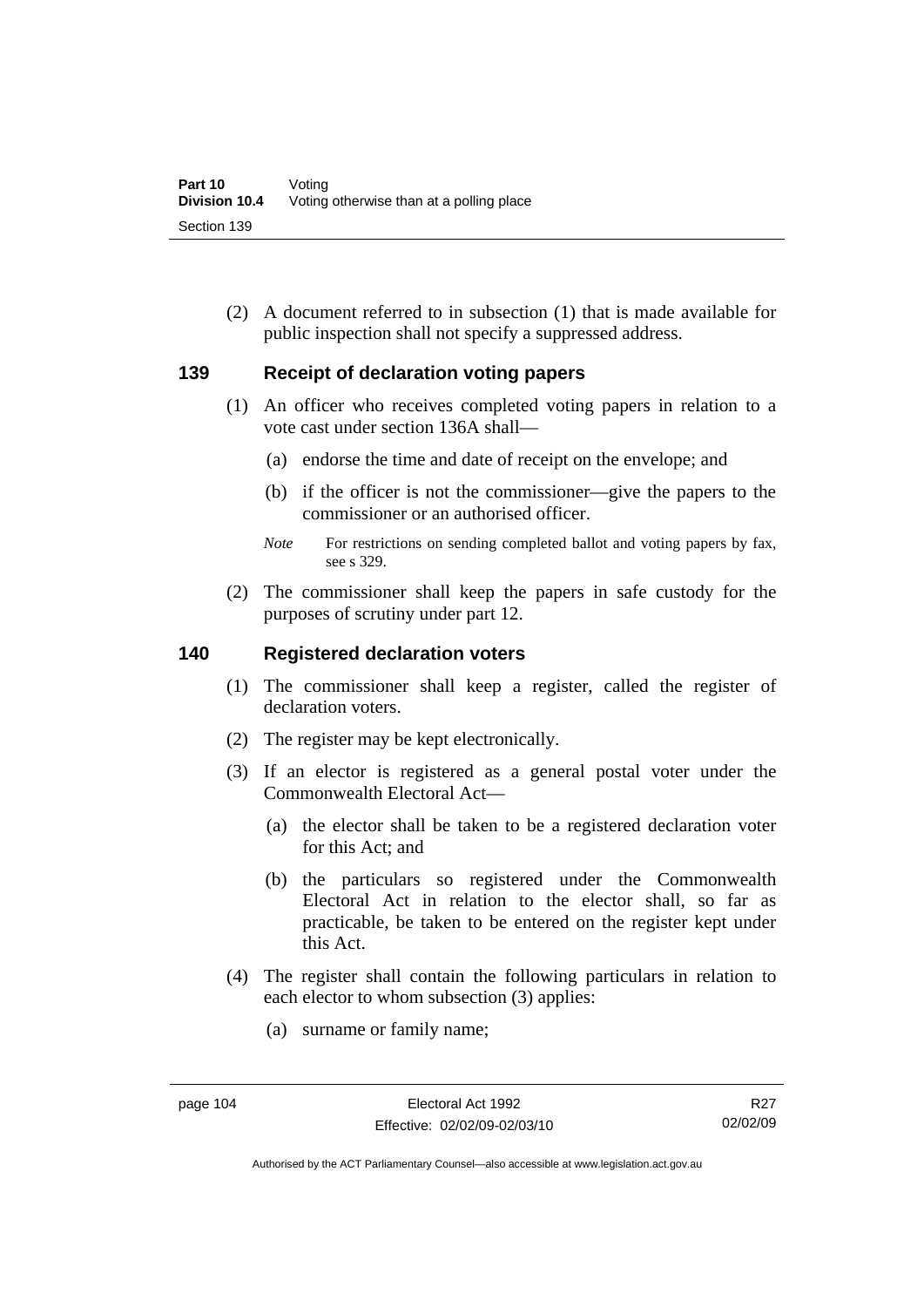(2) A document referred to in subsection (1) that is made available for public inspection shall not specify a suppressed address.

## 139 Receipt of declaration voting papers

(1) An officer who receives completed voting papers in relation to a vote cast under section 136A shall—

(a) endorse the time and date of receipt on the envelope; and

(b) if the officer is not the commissioner—give the papers to the commissioner or an authorised officer.

*Note* For restrictions on sending completed ballot and voting papers by fax, see s 329.

(2) The commissioner shall keep the papers in safe custody for the purposes of scrutiny under part 12.

## 140 Registered declaration voters

(1) The commissioner shall keep a register, called the register of declaration voters.

(2) The register may be kept electronically.

(3) If an elector is registered as a general postal voter under the Commonwealth Electoral Act—

(a) the elector shall be taken to be a registered declaration voter for this Act; and

(b) the particulars so registered under the Commonwealth Electoral Act in relation to the elector shall, so far as practicable, be taken to be entered on the register kept under this Act.

(4) The register shall contain the following particulars in relation to each elector to whom subsection (3) applies:

(a) surname or family name;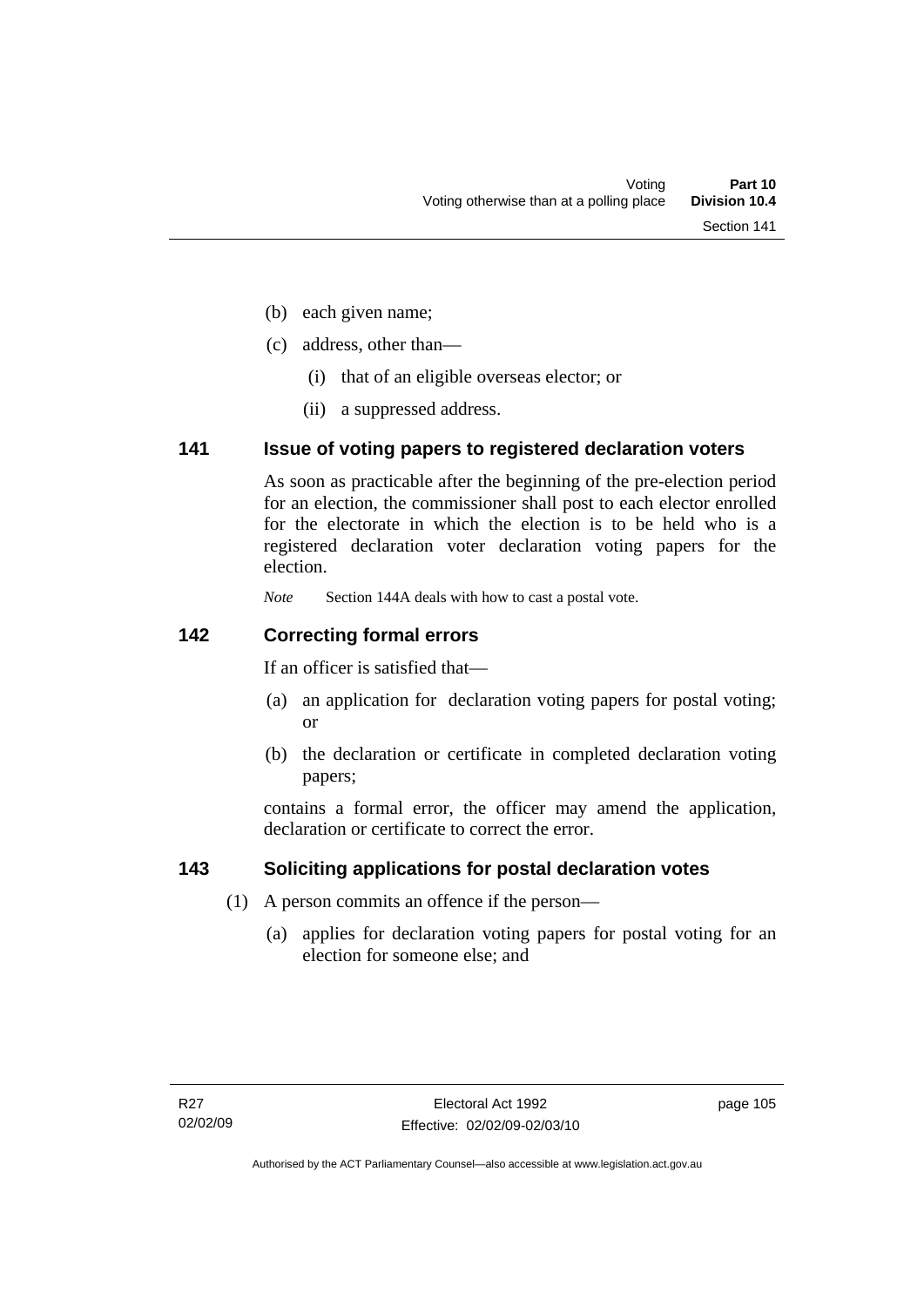(b) each given name;

(c) address, other than—

(i) that of an eligible overseas elector; or

(ii) a suppressed address.

## 141 Issue of voting papers to registered declaration voters

As soon as practicable after the beginning of the pre-election period for an election, the commissioner shall post to each elector enrolled for the electorate in which the election is to be held who is a registered declaration voter declaration voting papers for the election.

*Note* Section 144A deals with how to cast a postal vote.

## 142 Correcting formal errors

If an officer is satisfied that—

(a) an application for declaration voting papers for postal voting; or

(b) the declaration or certificate in completed declaration voting papers;

contains a formal error, the officer may amend the application, declaration or certificate to correct the error.

## 143 Soliciting applications for postal declaration votes

(1) A person commits an offence if the person—

(a) applies for declaration voting papers for postal voting for an election for someone else; and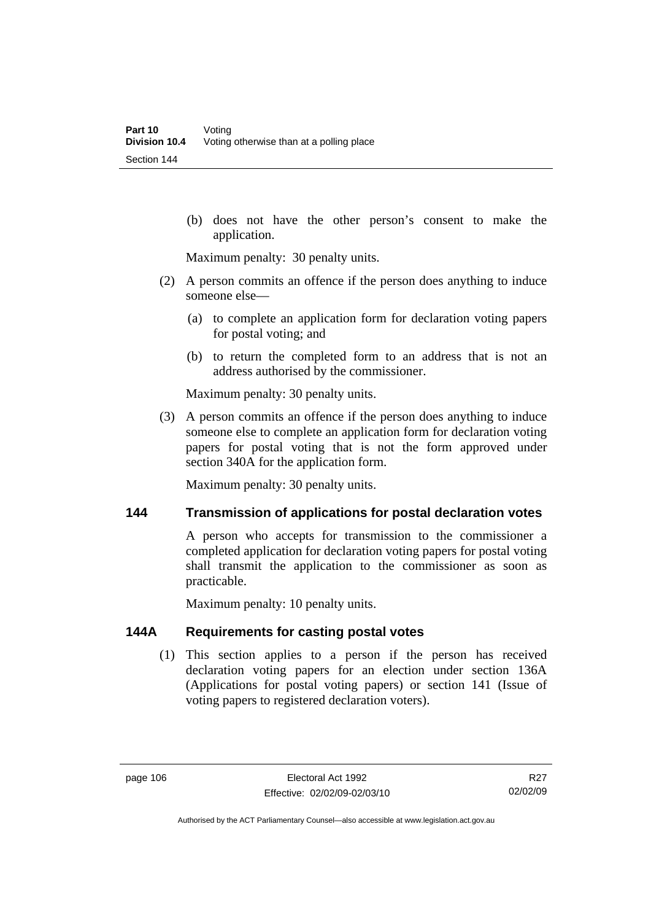(b) does not have the other person's consent to make the application.

Maximum penalty: 30 penalty units.

(2) A person commits an offence if the person does anything to induce someone else—

(a) to complete an application form for declaration voting papers for postal voting; and

(b) to return the completed form to an address that is not an address authorised by the commissioner.

Maximum penalty: 30 penalty units.

(3) A person commits an offence if the person does anything to induce someone else to complete an application form for declaration voting papers for postal voting that is not the form approved under section 340A for the application form.

Maximum penalty: 30 penalty units.

## 144 Transmission of applications for postal declaration votes

A person who accepts for transmission to the commissioner a completed application for declaration voting papers for postal voting shall transmit the application to the commissioner as soon as practicable.

Maximum penalty: 10 penalty units.

## 144A Requirements for casting postal votes

(1) This section applies to a person if the person has received declaration voting papers for an election under section 136A (Applications for postal voting papers) or section 141 (Issue of voting papers to registered declaration voters).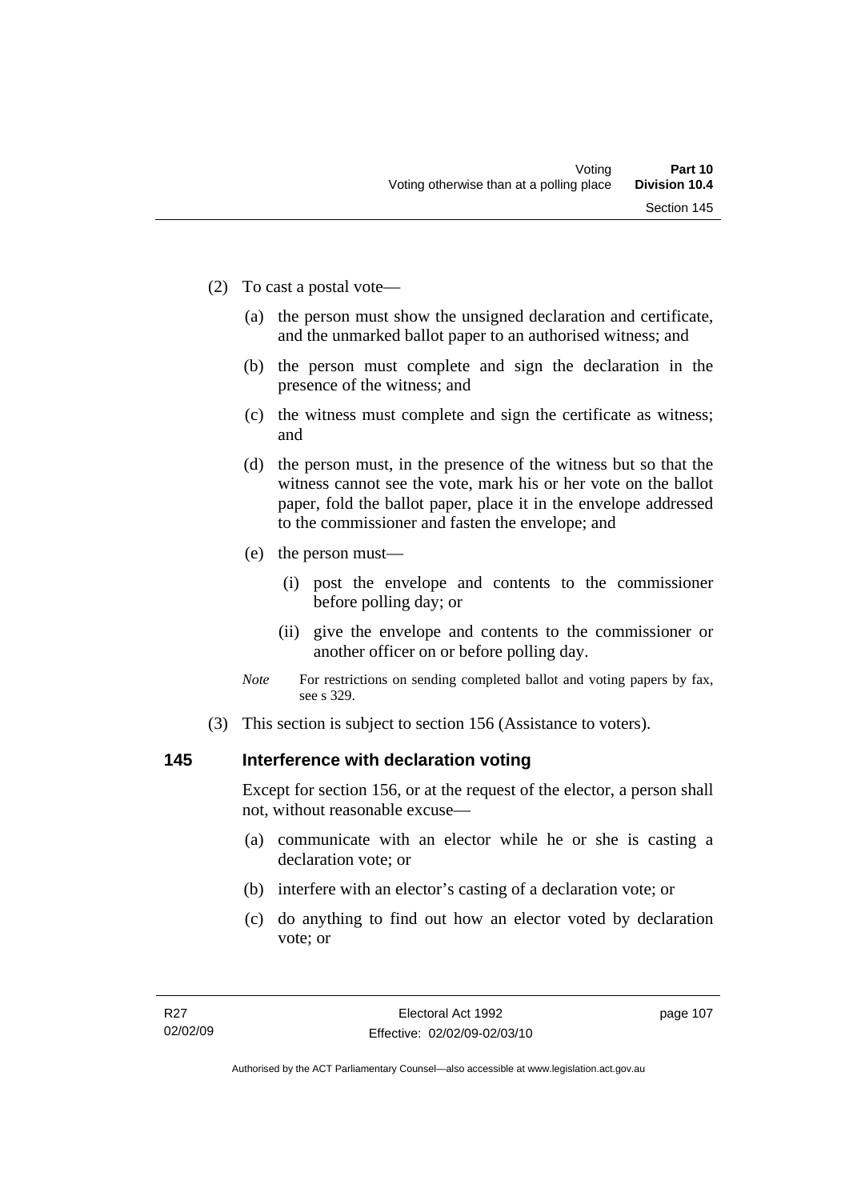(2) To cast a postal vote—

(a) the person must show the unsigned declaration and certificate, and the unmarked ballot paper to an authorised witness; and

(b) the person must complete and sign the declaration in the presence of the witness; and

(c) the witness must complete and sign the certificate as witness; and

(d) the person must, in the presence of the witness but so that the witness cannot see the vote, mark his or her vote on the ballot paper, fold the ballot paper, place it in the envelope addressed to the commissioner and fasten the envelope; and

(e) the person must—

(i) post the envelope and contents to the commissioner before polling day; or

(ii) give the envelope and contents to the commissioner or another officer on or before polling day.

*Note* For restrictions on sending completed ballot and voting papers by fax, see s 329.

(3) This section is subject to section 156 (Assistance to voters).

## 145 Interference with declaration voting

Except for section 156, or at the request of the elector, a person shall not, without reasonable excuse—

(a) communicate with an elector while he or she is casting a declaration vote; or

(b) interfere with an elector's casting of a declaration vote; or

(c) do anything to find out how an elector voted by declaration vote; or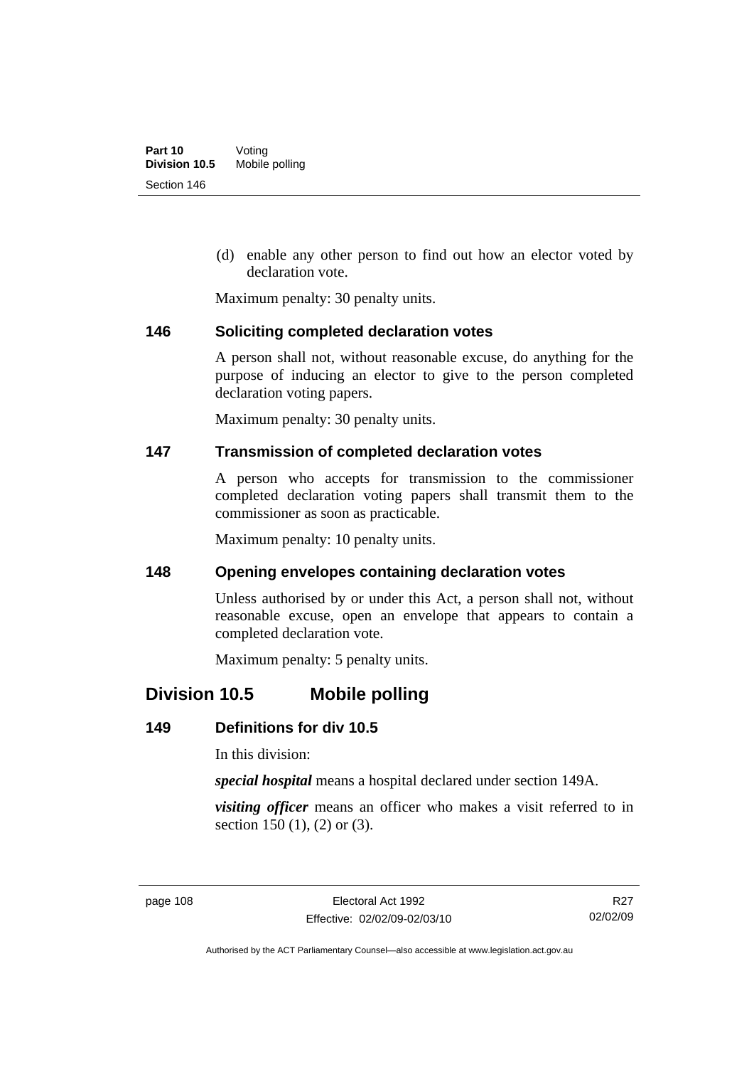(d) enable any other person to find out how an elector voted by declaration vote.

Maximum penalty: 30 penalty units.

### 146 Soliciting completed declaration votes

A person shall not, without reasonable excuse, do anything for the purpose of inducing an elector to give to the person completed declaration voting papers.

Maximum penalty: 30 penalty units.

### 147 Transmission of completed declaration votes

A person who accepts for transmission to the commissioner completed declaration voting papers shall transmit them to the commissioner as soon as practicable.

Maximum penalty: 10 penalty units.

### 148 Opening envelopes containing declaration votes

Unless authorised by or under this Act, a person shall not, without reasonable excuse, open an envelope that appears to contain a completed declaration vote.

Maximum penalty: 5 penalty units.

## Division 10.5 Mobile polling

### 149 Definitions for div 10.5

In this division:

***special hospital*** means a hospital declared under section 149A.

***visiting officer*** means an officer who makes a visit referred to in section 150 (1), (2) or (3).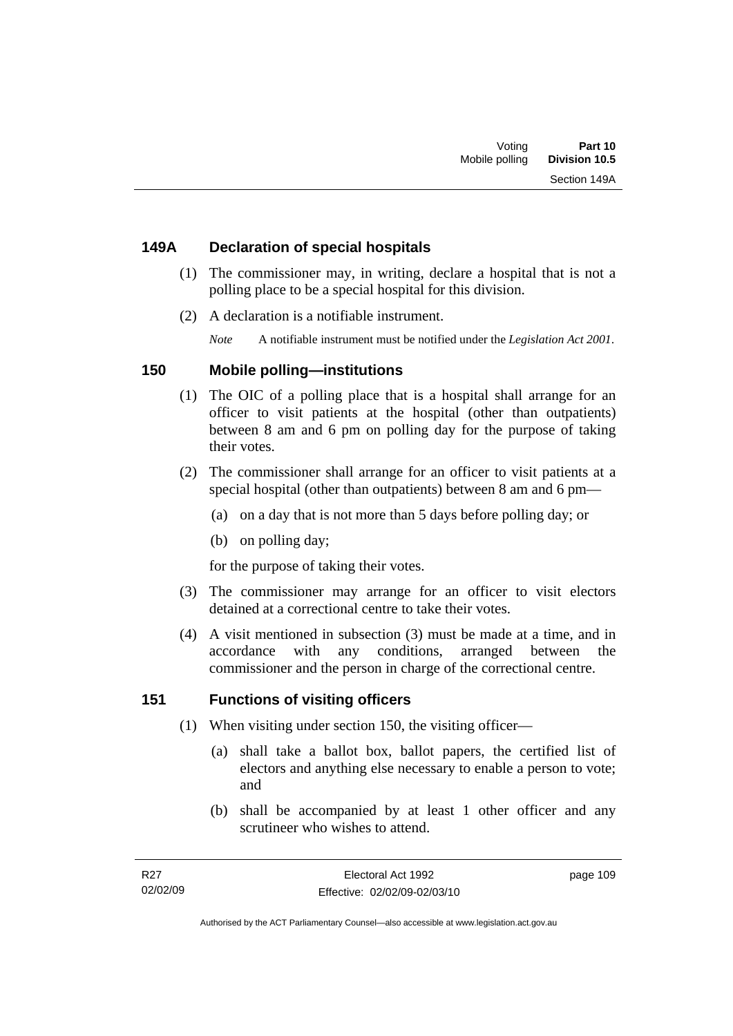## 149A Declaration of special hospitals

(1) The commissioner may, in writing, declare a hospital that is not a polling place to be a special hospital for this division.

(2) A declaration is a notifiable instrument.

*Note* A notifiable instrument must be notified under the *Legislation Act 2001*.

## 150 Mobile polling—institutions

(1) The OIC of a polling place that is a hospital shall arrange for an officer to visit patients at the hospital (other than outpatients) between 8 am and 6 pm on polling day for the purpose of taking their votes.

(2) The commissioner shall arrange for an officer to visit patients at a special hospital (other than outpatients) between 8 am and 6 pm—

(a) on a day that is not more than 5 days before polling day; or

(b) on polling day;

for the purpose of taking their votes.

(3) The commissioner may arrange for an officer to visit electors detained at a correctional centre to take their votes.

(4) A visit mentioned in subsection (3) must be made at a time, and in accordance with any conditions, arranged between the commissioner and the person in charge of the correctional centre.

## 151 Functions of visiting officers

(1) When visiting under section 150, the visiting officer—

(a) shall take a ballot box, ballot papers, the certified list of electors and anything else necessary to enable a person to vote; and

(b) shall be accompanied by at least 1 other officer and any scrutineer who wishes to attend.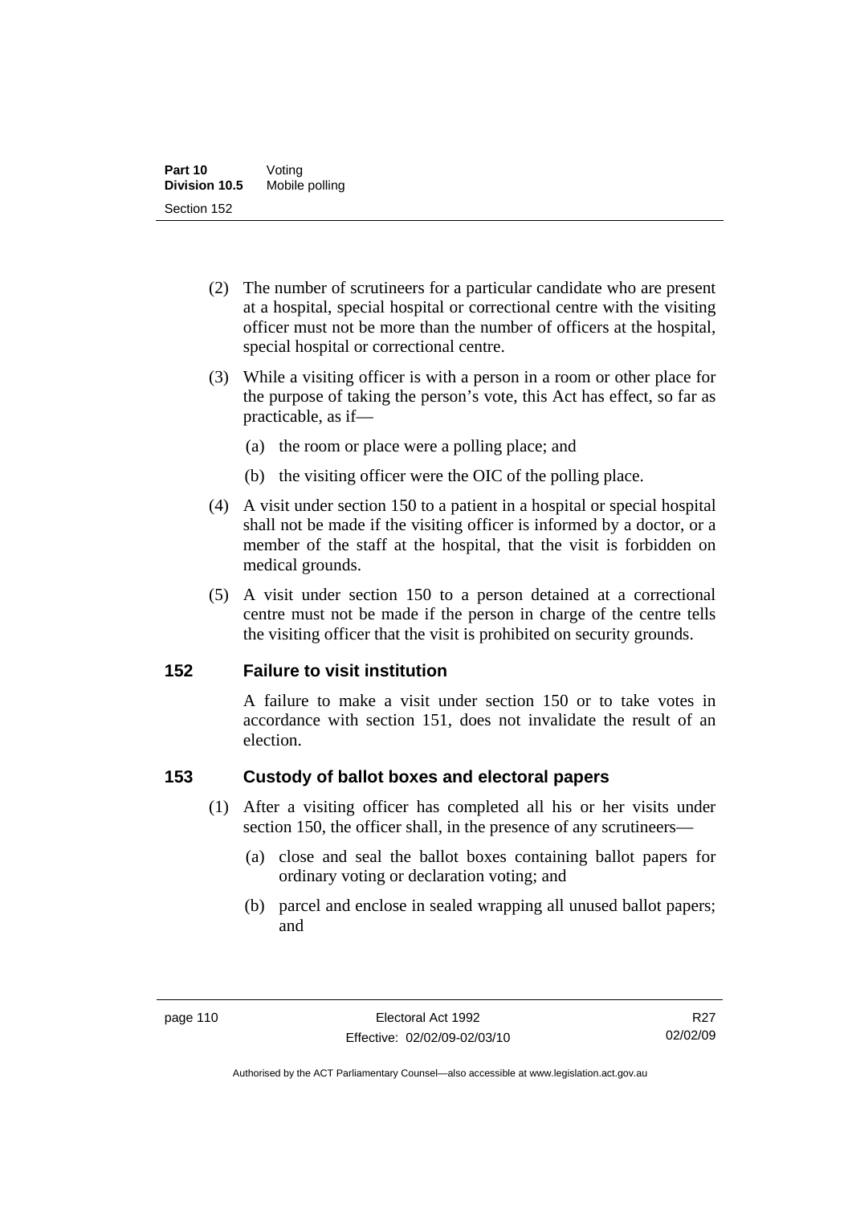(2) The number of scrutineers for a particular candidate who are present at a hospital, special hospital or correctional centre with the visiting officer must not be more than the number of officers at the hospital, special hospital or correctional centre.

(3) While a visiting officer is with a person in a room or other place for the purpose of taking the person's vote, this Act has effect, so far as practicable, as if—

(a) the room or place were a polling place; and

(b) the visiting officer were the OIC of the polling place.

(4) A visit under section 150 to a patient in a hospital or special hospital shall not be made if the visiting officer is informed by a doctor, or a member of the staff at the hospital, that the visit is forbidden on medical grounds.

(5) A visit under section 150 to a person detained at a correctional centre must not be made if the person in charge of the centre tells the visiting officer that the visit is prohibited on security grounds.

## 152 Failure to visit institution

A failure to make a visit under section 150 or to take votes in accordance with section 151, does not invalidate the result of an election.

## 153 Custody of ballot boxes and electoral papers

(1) After a visiting officer has completed all his or her visits under section 150, the officer shall, in the presence of any scrutineers—

(a) close and seal the ballot boxes containing ballot papers for ordinary voting or declaration voting; and

(b) parcel and enclose in sealed wrapping all unused ballot papers; and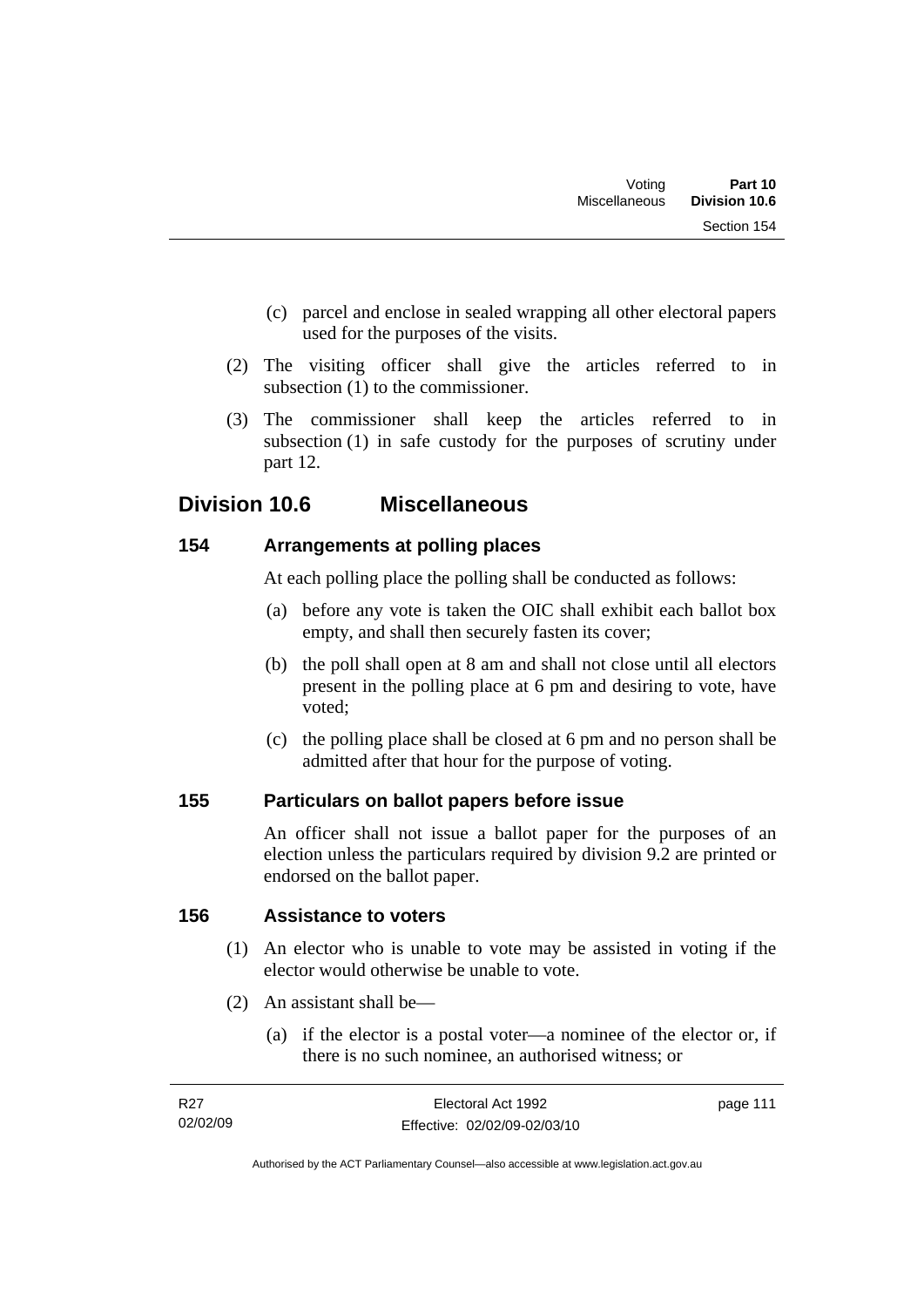(c) parcel and enclose in sealed wrapping all other electoral papers used for the purposes of the visits.

(2) The visiting officer shall give the articles referred to in subsection (1) to the commissioner.

(3) The commissioner shall keep the articles referred to in subsection (1) in safe custody for the purposes of scrutiny under part 12.

## Division 10.6 Miscellaneous

### 154 Arrangements at polling places

At each polling place the polling shall be conducted as follows:

(a) before any vote is taken the OIC shall exhibit each ballot box empty, and shall then securely fasten its cover;

(b) the poll shall open at 8 am and shall not close until all electors present in the polling place at 6 pm and desiring to vote, have voted;

(c) the polling place shall be closed at 6 pm and no person shall be admitted after that hour for the purpose of voting.

### 155 Particulars on ballot papers before issue

An officer shall not issue a ballot paper for the purposes of an election unless the particulars required by division 9.2 are printed or endorsed on the ballot paper.

### 156 Assistance to voters

(1) An elector who is unable to vote may be assisted in voting if the elector would otherwise be unable to vote.

(2) An assistant shall be—

(a) if the elector is a postal voter—a nominee of the elector or, if there is no such nominee, an authorised witness; or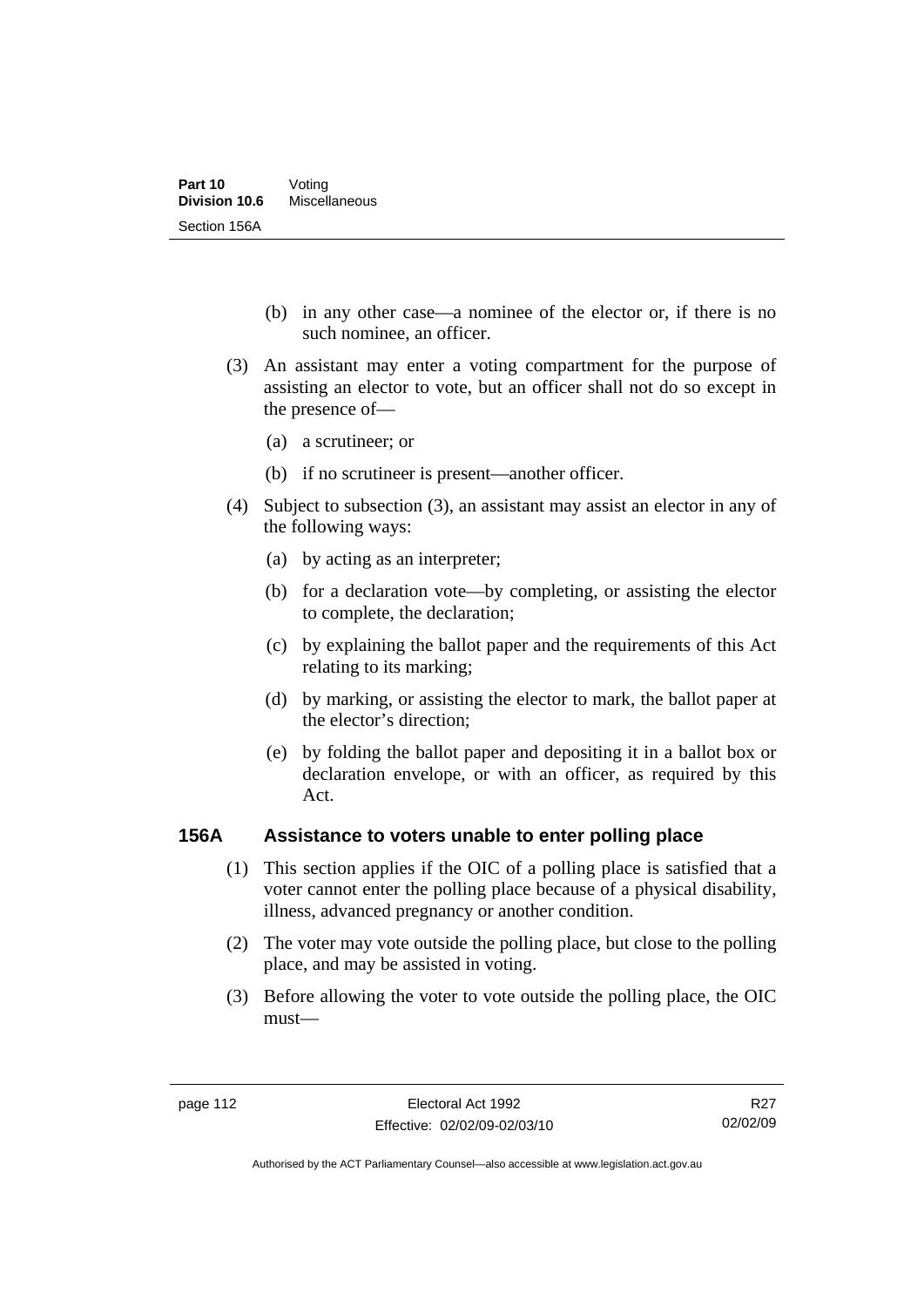(b) in any other case—a nominee of the elector or, if there is no such nominee, an officer.

(3) An assistant may enter a voting compartment for the purpose of assisting an elector to vote, but an officer shall not do so except in the presence of—

(a) a scrutineer; or

(b) if no scrutineer is present—another officer.

(4) Subject to subsection (3), an assistant may assist an elector in any of the following ways:

(a) by acting as an interpreter;

(b) for a declaration vote—by completing, or assisting the elector to complete, the declaration;

(c) by explaining the ballot paper and the requirements of this Act relating to its marking;

(d) by marking, or assisting the elector to mark, the ballot paper at the elector's direction;

(e) by folding the ballot paper and depositing it in a ballot box or declaration envelope, or with an officer, as required by this Act.

## 156A Assistance to voters unable to enter polling place

(1) This section applies if the OIC of a polling place is satisfied that a voter cannot enter the polling place because of a physical disability, illness, advanced pregnancy or another condition.

(2) The voter may vote outside the polling place, but close to the polling place, and may be assisted in voting.

(3) Before allowing the voter to vote outside the polling place, the OIC must—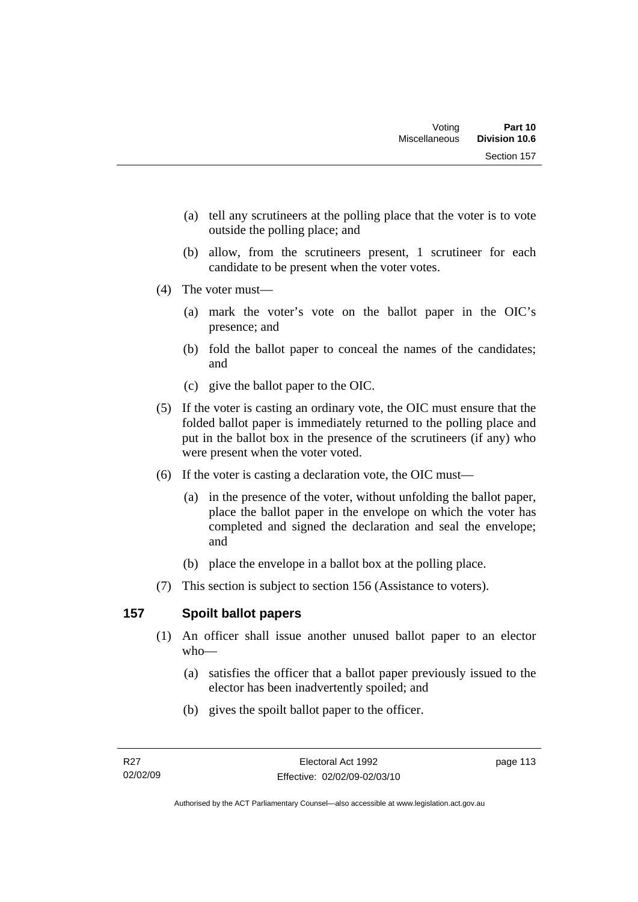(a) tell any scrutineers at the polling place that the voter is to vote outside the polling place; and

(b) allow, from the scrutineers present, 1 scrutineer for each candidate to be present when the voter votes.

(4) The voter must—

(a) mark the voter's vote on the ballot paper in the OIC's presence; and

(b) fold the ballot paper to conceal the names of the candidates; and

(c) give the ballot paper to the OIC.

(5) If the voter is casting an ordinary vote, the OIC must ensure that the folded ballot paper is immediately returned to the polling place and put in the ballot box in the presence of the scrutineers (if any) who were present when the voter voted.

(6) If the voter is casting a declaration vote, the OIC must—

(a) in the presence of the voter, without unfolding the ballot paper, place the ballot paper in the envelope on which the voter has completed and signed the declaration and seal the envelope; and

(b) place the envelope in a ballot box at the polling place.

(7) This section is subject to section 156 (Assistance to voters).

## 157 Spoilt ballot papers

(1) An officer shall issue another unused ballot paper to an elector who—

(a) satisfies the officer that a ballot paper previously issued to the elector has been inadvertently spoiled; and

(b) gives the spoilt ballot paper to the officer.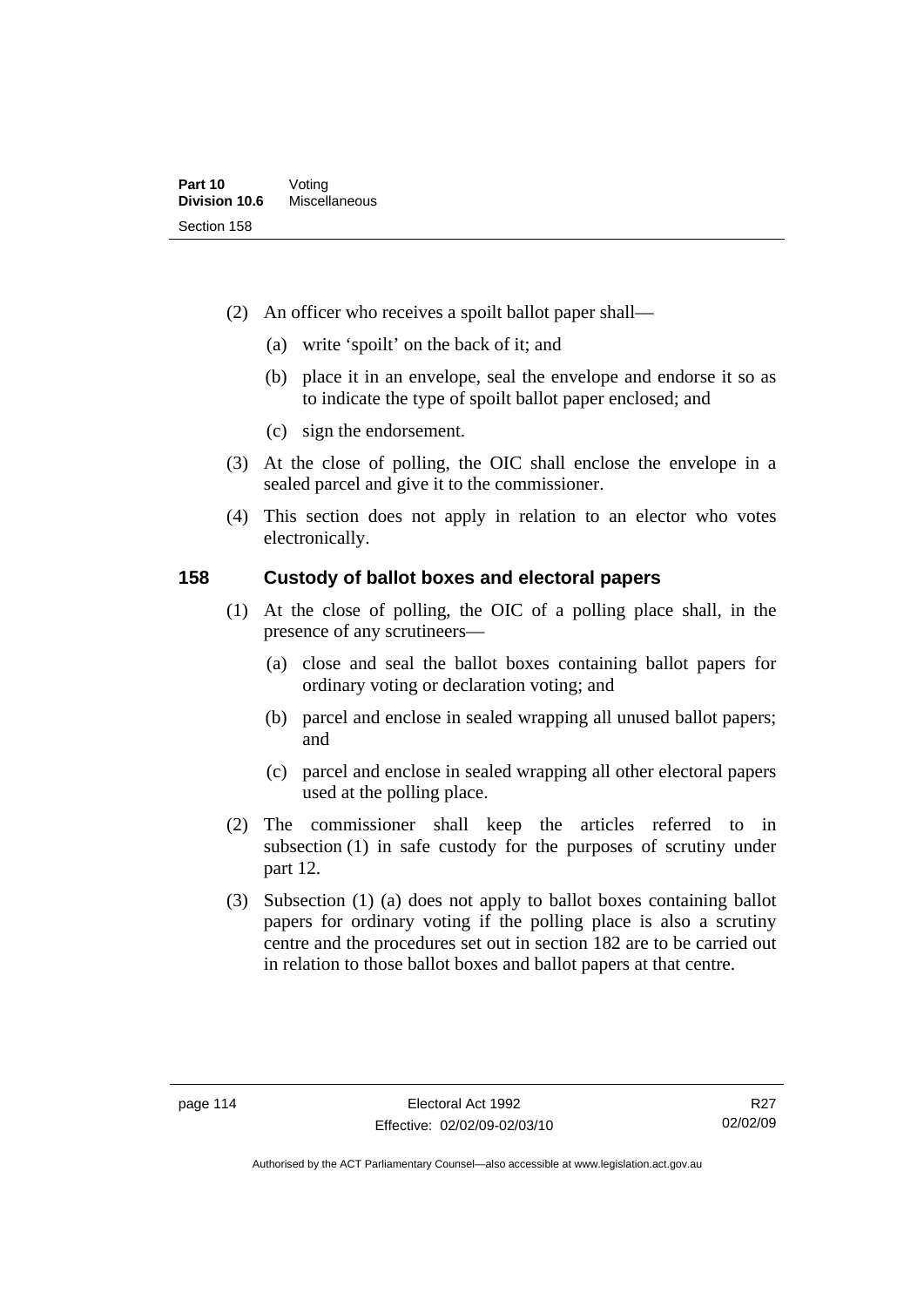(2) An officer who receives a spoilt ballot paper shall—

(a) write 'spoilt' on the back of it; and

(b) place it in an envelope, seal the envelope and endorse it so as to indicate the type of spoilt ballot paper enclosed; and

(c) sign the endorsement.

(3) At the close of polling, the OIC shall enclose the envelope in a sealed parcel and give it to the commissioner.

(4) This section does not apply in relation to an elector who votes electronically.

## 158 Custody of ballot boxes and electoral papers

(1) At the close of polling, the OIC of a polling place shall, in the presence of any scrutineers—

(a) close and seal the ballot boxes containing ballot papers for ordinary voting or declaration voting; and

(b) parcel and enclose in sealed wrapping all unused ballot papers; and

(c) parcel and enclose in sealed wrapping all other electoral papers used at the polling place.

(2) The commissioner shall keep the articles referred to in subsection (1) in safe custody for the purposes of scrutiny under part 12.

(3) Subsection (1) (a) does not apply to ballot boxes containing ballot papers for ordinary voting if the polling place is also a scrutiny centre and the procedures set out in section 182 are to be carried out in relation to those ballot boxes and ballot papers at that centre.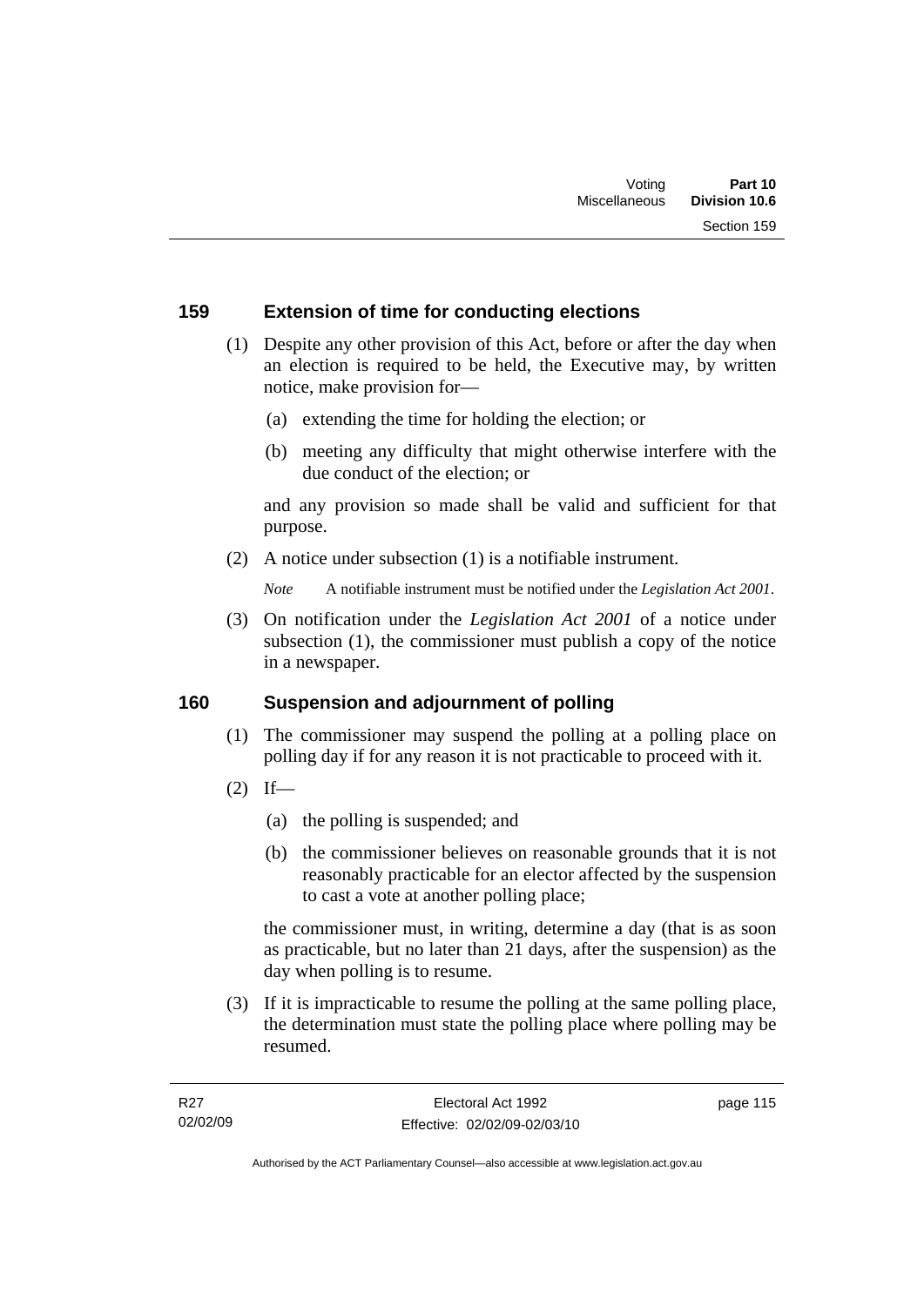## 159 Extension of time for conducting elections

(1) Despite any other provision of this Act, before or after the day when an election is required to be held, the Executive may, by written notice, make provision for—

- (a) extending the time for holding the election; or
- (b) meeting any difficulty that might otherwise interfere with the due conduct of the election; or

and any provision so made shall be valid and sufficient for that purpose.

(2) A notice under subsection (1) is a notifiable instrument.

*Note* A notifiable instrument must be notified under the *Legislation Act 2001*.

(3) On notification under the *Legislation Act 2001* of a notice under subsection (1), the commissioner must publish a copy of the notice in a newspaper.

## 160 Suspension and adjournment of polling

(1) The commissioner may suspend the polling at a polling place on polling day if for any reason it is not practicable to proceed with it.

(2) If—

- (a) the polling is suspended; and
- (b) the commissioner believes on reasonable grounds that it is not reasonably practicable for an elector affected by the suspension to cast a vote at another polling place;

the commissioner must, in writing, determine a day (that is as soon as practicable, but no later than 21 days, after the suspension) as the day when polling is to resume.

(3) If it is impracticable to resume the polling at the same polling place, the determination must state the polling place where polling may be resumed.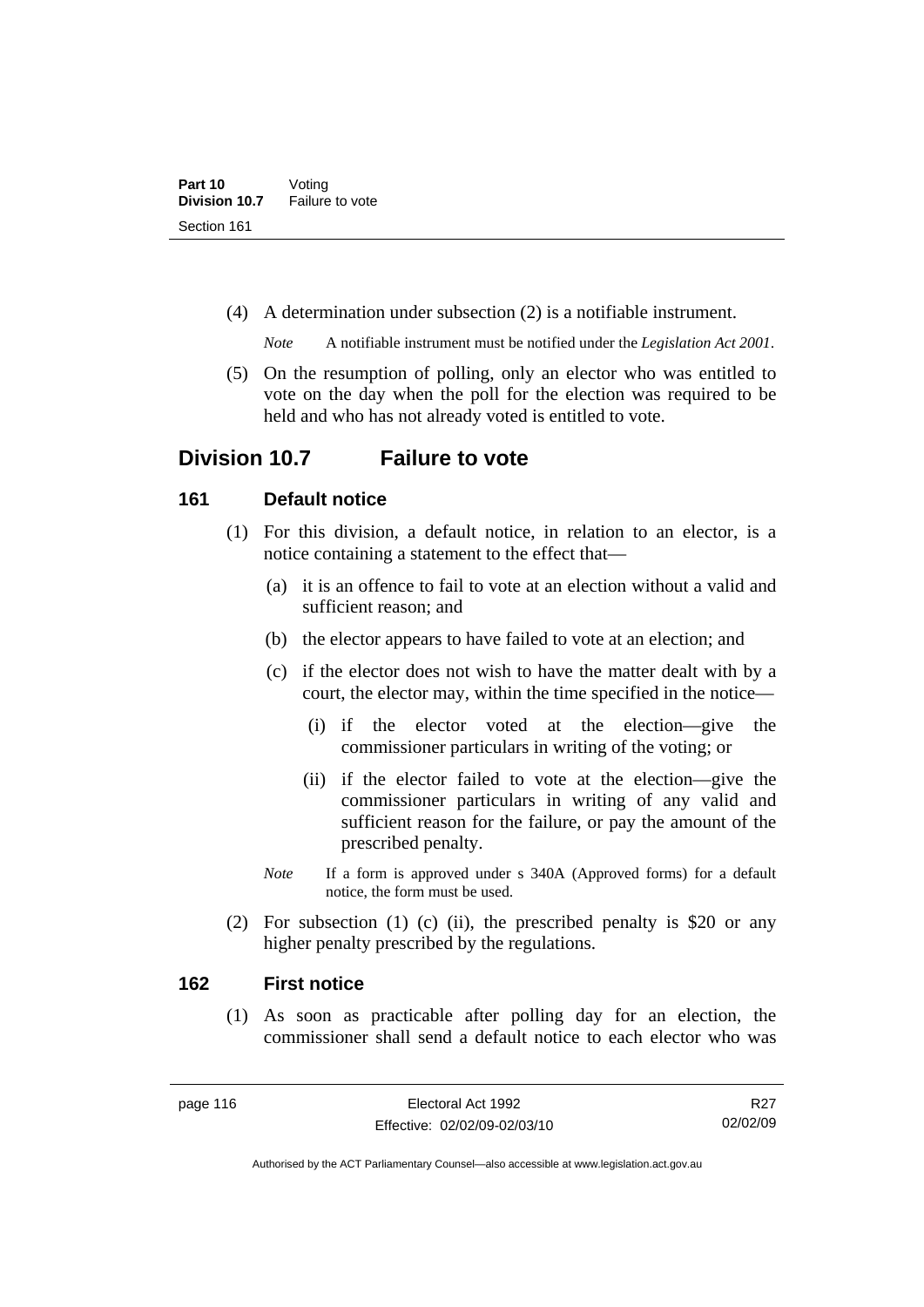(4) A determination under subsection (2) is a notifiable instrument.

*Note* A notifiable instrument must be notified under the *Legislation Act 2001*.

(5) On the resumption of polling, only an elector who was entitled to vote on the day when the poll for the election was required to be held and who has not already voted is entitled to vote.

## Division 10.7 Failure to vote

### 161 Default notice

(1) For this division, a default notice, in relation to an elector, is a notice containing a statement to the effect that—

(a) it is an offence to fail to vote at an election without a valid and sufficient reason; and

(b) the elector appears to have failed to vote at an election; and

(c) if the elector does not wish to have the matter dealt with by a court, the elector may, within the time specified in the notice—

(i) if the elector voted at the election—give the commissioner particulars in writing of the voting; or

(ii) if the elector failed to vote at the election—give the commissioner particulars in writing of any valid and sufficient reason for the failure, or pay the amount of the prescribed penalty.

*Note* If a form is approved under s 340A (Approved forms) for a default notice, the form must be used.

(2) For subsection (1) (c) (ii), the prescribed penalty is $20 or any higher penalty prescribed by the regulations.

### 162 First notice

(1) As soon as practicable after polling day for an election, the commissioner shall send a default notice to each elector who was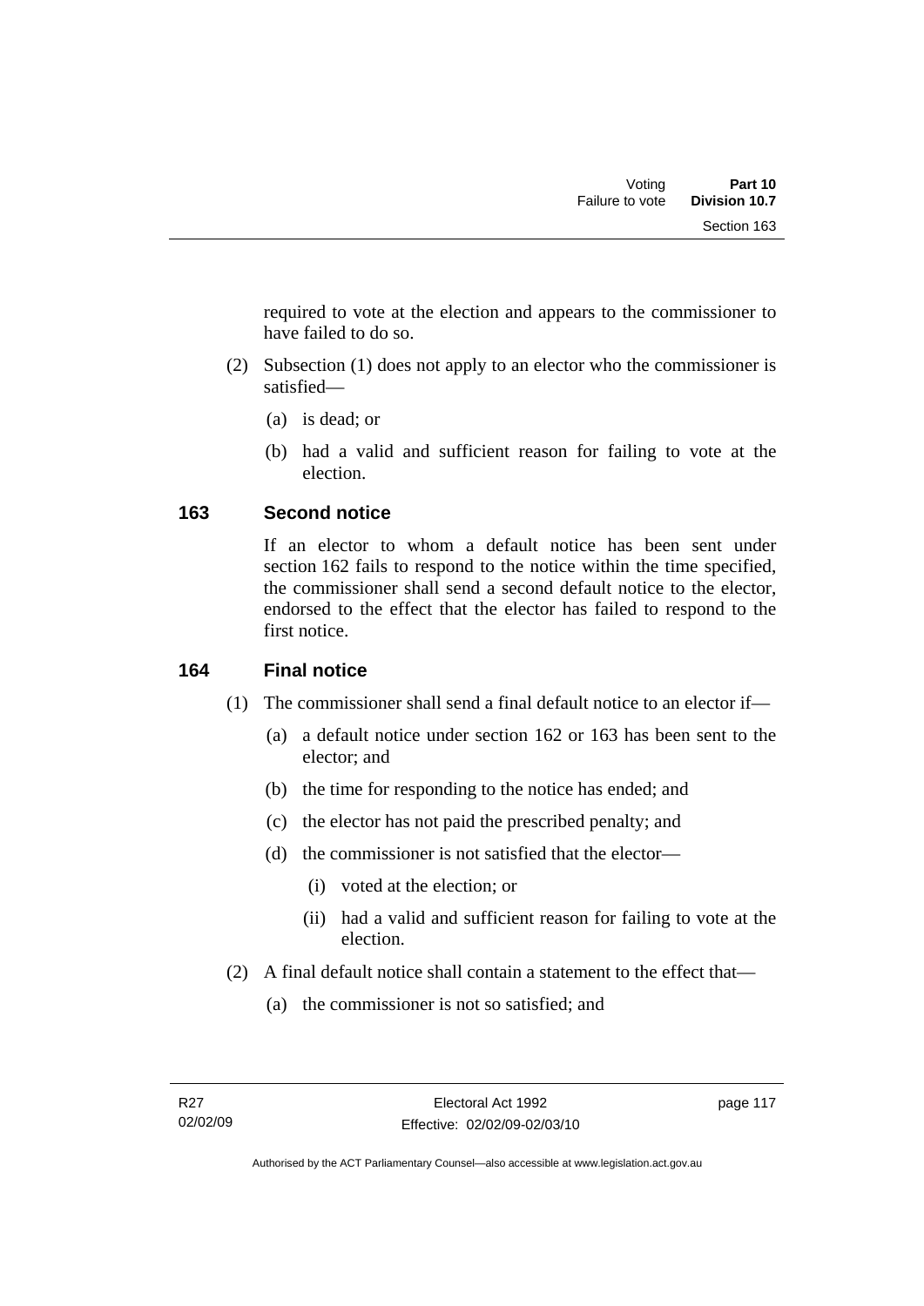required to vote at the election and appears to the commissioner to have failed to do so.

(2) Subsection (1) does not apply to an elector who the commissioner is satisfied—

(a) is dead; or

(b) had a valid and sufficient reason for failing to vote at the election.

### 163 Second notice

If an elector to whom a default notice has been sent under section 162 fails to respond to the notice within the time specified, the commissioner shall send a second default notice to the elector, endorsed to the effect that the elector has failed to respond to the first notice.

### 164 Final notice

(1) The commissioner shall send a final default notice to an elector if—

(a) a default notice under section 162 or 163 has been sent to the elector; and

(b) the time for responding to the notice has ended; and

(c) the elector has not paid the prescribed penalty; and

(d) the commissioner is not satisfied that the elector—

(i) voted at the election; or

(ii) had a valid and sufficient reason for failing to vote at the election.

(2) A final default notice shall contain a statement to the effect that—

(a) the commissioner is not so satisfied; and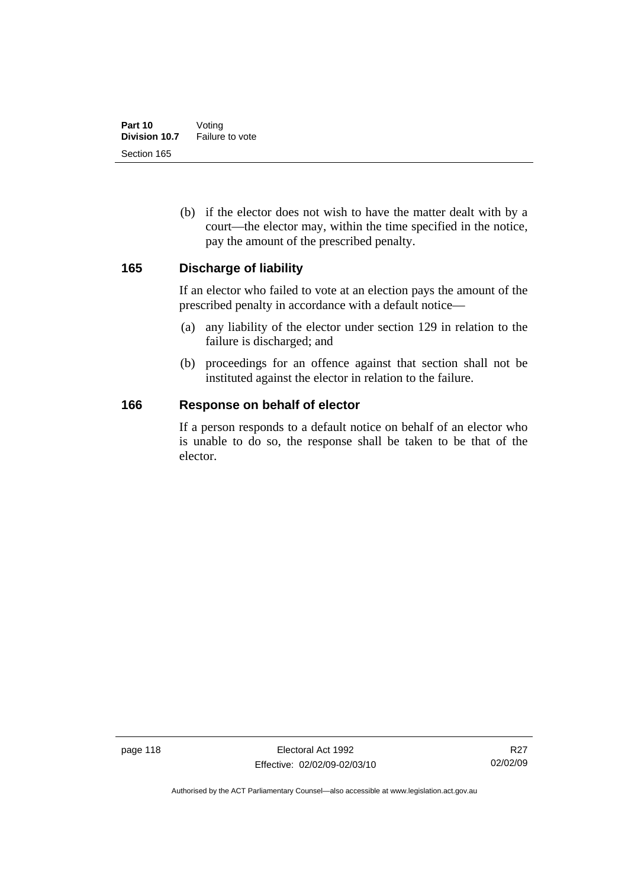(b) if the elector does not wish to have the matter dealt with by a court—the elector may, within the time specified in the notice, pay the amount of the prescribed penalty.

## 165 Discharge of liability

If an elector who failed to vote at an election pays the amount of the prescribed penalty in accordance with a default notice—

(a) any liability of the elector under section 129 in relation to the failure is discharged; and

(b) proceedings for an offence against that section shall not be instituted against the elector in relation to the failure.

## 166 Response on behalf of elector

If a person responds to a default notice on behalf of an elector who is unable to do so, the response shall be taken to be that of the elector.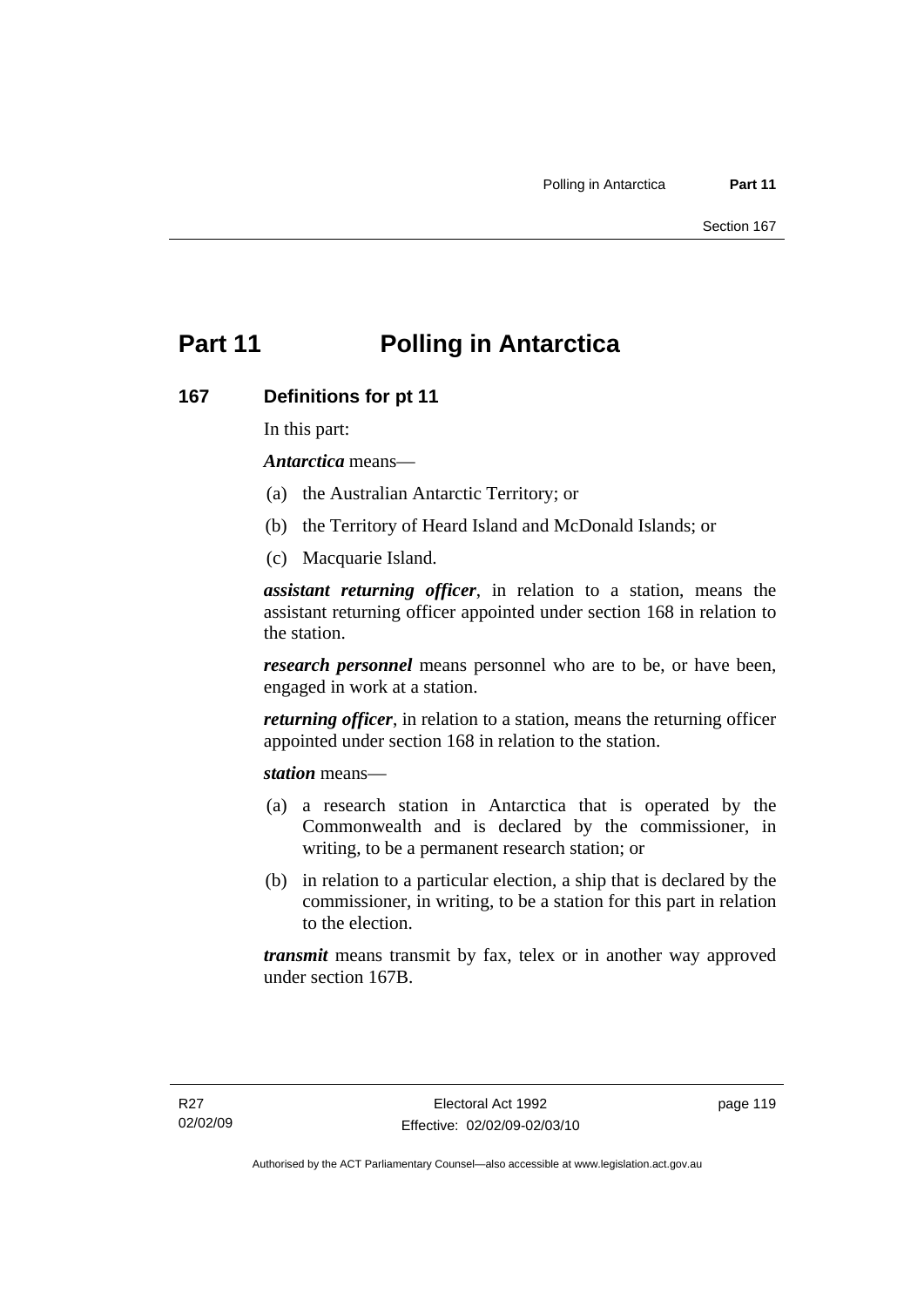# Part 11 Polling in Antarctica

## 167 Definitions for pt 11

In this part:

***Antarctica*** means—

(a) the Australian Antarctic Territory; or

(b) the Territory of Heard Island and McDonald Islands; or

(c) Macquarie Island.

***assistant returning officer***, in relation to a station, means the assistant returning officer appointed under section 168 in relation to the station.

***research personnel*** means personnel who are to be, or have been, engaged in work at a station.

***returning officer***, in relation to a station, means the returning officer appointed under section 168 in relation to the station.

***station*** means—

(a) a research station in Antarctica that is operated by the Commonwealth and is declared by the commissioner, in writing, to be a permanent research station; or

(b) in relation to a particular election, a ship that is declared by the commissioner, in writing, to be a station for this part in relation to the election.

***transmit*** means transmit by fax, telex or in another way approved under section 167B.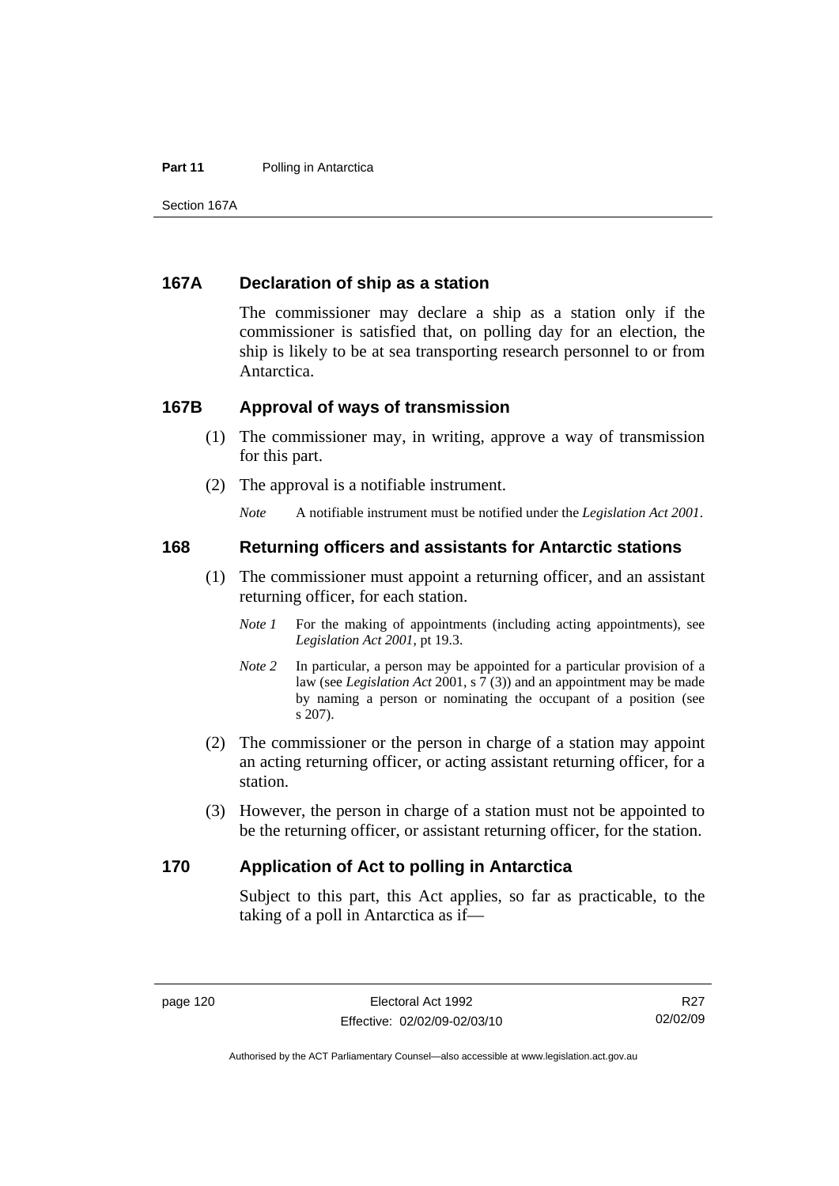## 167A Declaration of ship as a station

The commissioner may declare a ship as a station only if the commissioner is satisfied that, on polling day for an election, the ship is likely to be at sea transporting research personnel to or from Antarctica.

## 167B Approval of ways of transmission

(1) The commissioner may, in writing, approve a way of transmission for this part.

(2) The approval is a notifiable instrument.

*Note* A notifiable instrument must be notified under the *Legislation Act 2001*.

## 168 Returning officers and assistants for Antarctic stations

(1) The commissioner must appoint a returning officer, and an assistant returning officer, for each station.

*Note 1* For the making of appointments (including acting appointments), see *Legislation Act 2001*, pt 19.3.

*Note 2* In particular, a person may be appointed for a particular provision of a law (see *Legislation Act* 2001, s 7 (3)) and an appointment may be made by naming a person or nominating the occupant of a position (see s 207).

(2) The commissioner or the person in charge of a station may appoint an acting returning officer, or acting assistant returning officer, for a station.

(3) However, the person in charge of a station must not be appointed to be the returning officer, or assistant returning officer, for the station.

## 170 Application of Act to polling in Antarctica

Subject to this part, this Act applies, so far as practicable, to the taking of a poll in Antarctica as if—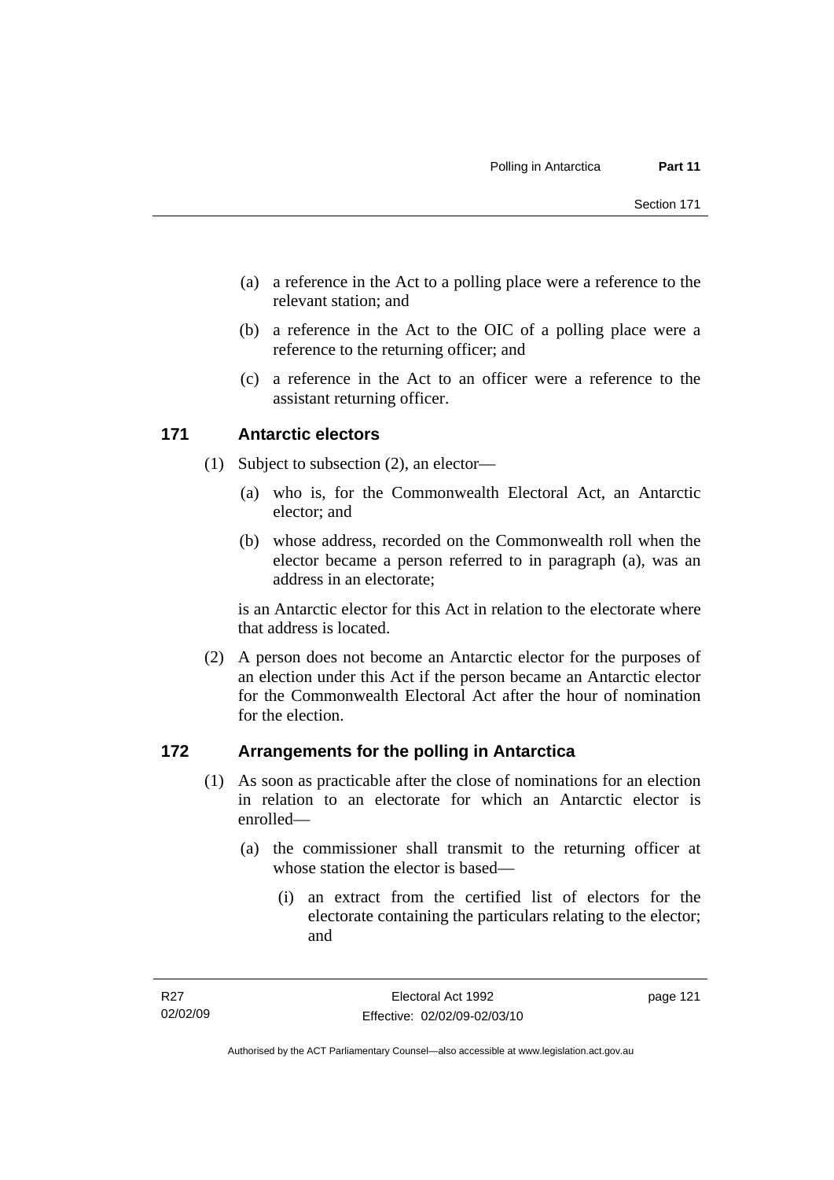(a) a reference in the Act to a polling place were a reference to the relevant station; and

(b) a reference in the Act to the OIC of a polling place were a reference to the returning officer; and

(c) a reference in the Act to an officer were a reference to the assistant returning officer.

## 171 Antarctic electors

(1) Subject to subsection (2), an elector—

(a) who is, for the Commonwealth Electoral Act, an Antarctic elector; and

(b) whose address, recorded on the Commonwealth roll when the elector became a person referred to in paragraph (a), was an address in an electorate;

is an Antarctic elector for this Act in relation to the electorate where that address is located.

(2) A person does not become an Antarctic elector for the purposes of an election under this Act if the person became an Antarctic elector for the Commonwealth Electoral Act after the hour of nomination for the election.

## 172 Arrangements for the polling in Antarctica

(1) As soon as practicable after the close of nominations for an election in relation to an electorate for which an Antarctic elector is enrolled—

(a) the commissioner shall transmit to the returning officer at whose station the elector is based—

(i) an extract from the certified list of electors for the electorate containing the particulars relating to the elector; and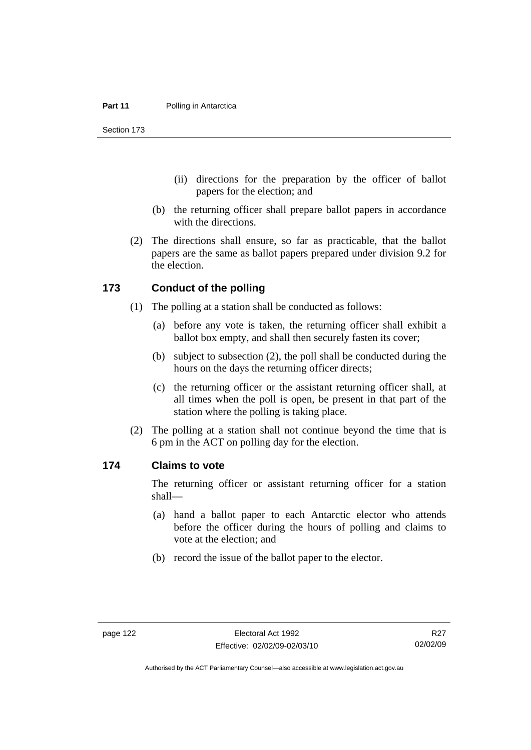(ii) directions for the preparation by the officer of ballot papers for the election; and

(b) the returning officer shall prepare ballot papers in accordance with the directions.

(2) The directions shall ensure, so far as practicable, that the ballot papers are the same as ballot papers prepared under division 9.2 for the election.

## 173 Conduct of the polling

(1) The polling at a station shall be conducted as follows:

(a) before any vote is taken, the returning officer shall exhibit a ballot box empty, and shall then securely fasten its cover;

(b) subject to subsection (2), the poll shall be conducted during the hours on the days the returning officer directs;

(c) the returning officer or the assistant returning officer shall, at all times when the poll is open, be present in that part of the station where the polling is taking place.

(2) The polling at a station shall not continue beyond the time that is 6 pm in the ACT on polling day for the election.

## 174 Claims to vote

The returning officer or assistant returning officer for a station shall—

(a) hand a ballot paper to each Antarctic elector who attends before the officer during the hours of polling and claims to vote at the election; and

(b) record the issue of the ballot paper to the elector.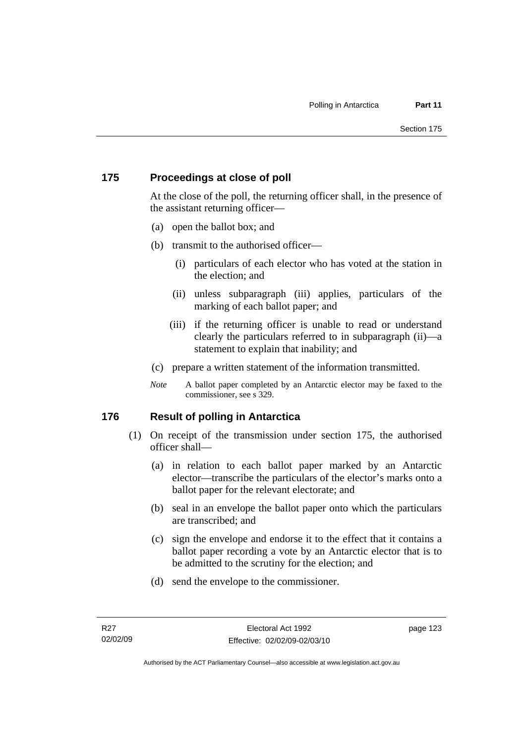## 175 Proceedings at close of poll

At the close of the poll, the returning officer shall, in the presence of the assistant returning officer—

(a) open the ballot box; and

(b) transmit to the authorised officer—

  (i) particulars of each elector who has voted at the station in the election; and

  (ii) unless subparagraph (iii) applies, particulars of the marking of each ballot paper; and

  (iii) if the returning officer is unable to read or understand clearly the particulars referred to in subparagraph (ii)—a statement to explain that inability; and

(c) prepare a written statement of the information transmitted.

*Note* A ballot paper completed by an Antarctic elector may be faxed to the commissioner, see s 329.

## 176 Result of polling in Antarctica

(1) On receipt of the transmission under section 175, the authorised officer shall—

  (a) in relation to each ballot paper marked by an Antarctic elector—transcribe the particulars of the elector's marks onto a ballot paper for the relevant electorate; and

  (b) seal in an envelope the ballot paper onto which the particulars are transcribed; and

  (c) sign the envelope and endorse it to the effect that it contains a ballot paper recording a vote by an Antarctic elector that is to be admitted to the scrutiny for the election; and

  (d) send the envelope to the commissioner.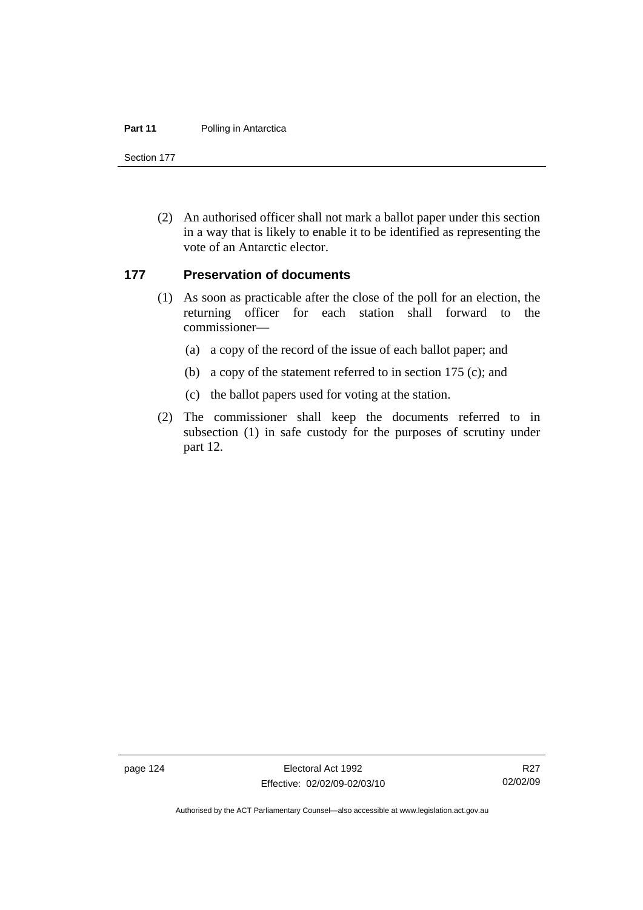(2) An authorised officer shall not mark a ballot paper under this section in a way that is likely to enable it to be identified as representing the vote of an Antarctic elector.

## 177 Preservation of documents

(1) As soon as practicable after the close of the poll for an election, the returning officer for each station shall forward to the commissioner—

(a) a copy of the record of the issue of each ballot paper; and

(b) a copy of the statement referred to in section 175 (c); and

(c) the ballot papers used for voting at the station.

(2) The commissioner shall keep the documents referred to in subsection (1) in safe custody for the purposes of scrutiny under part 12.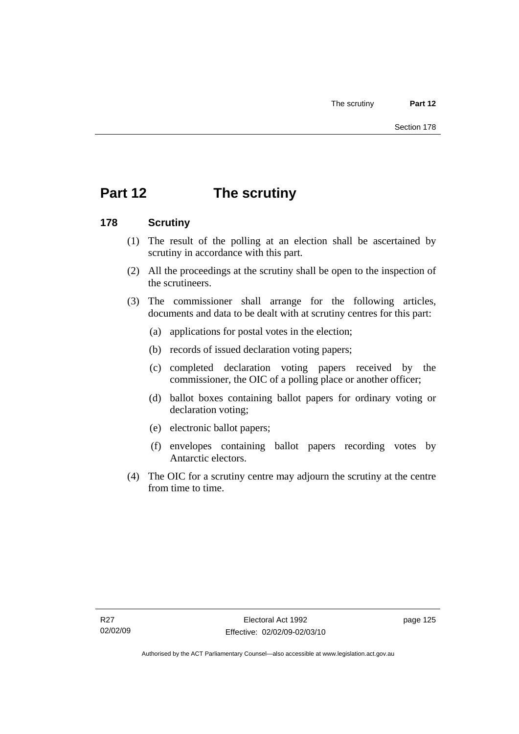# Part 12 The scrutiny

## 178 Scrutiny

(1) The result of the polling at an election shall be ascertained by scrutiny in accordance with this part.

(2) All the proceedings at the scrutiny shall be open to the inspection of the scrutineers.

(3) The commissioner shall arrange for the following articles, documents and data to be dealt with at scrutiny centres for this part:

(a) applications for postal votes in the election;

(b) records of issued declaration voting papers;

(c) completed declaration voting papers received by the commissioner, the OIC of a polling place or another officer;

(d) ballot boxes containing ballot papers for ordinary voting or declaration voting;

(e) electronic ballot papers;

(f) envelopes containing ballot papers recording votes by Antarctic electors.

(4) The OIC for a scrutiny centre may adjourn the scrutiny at the centre from time to time.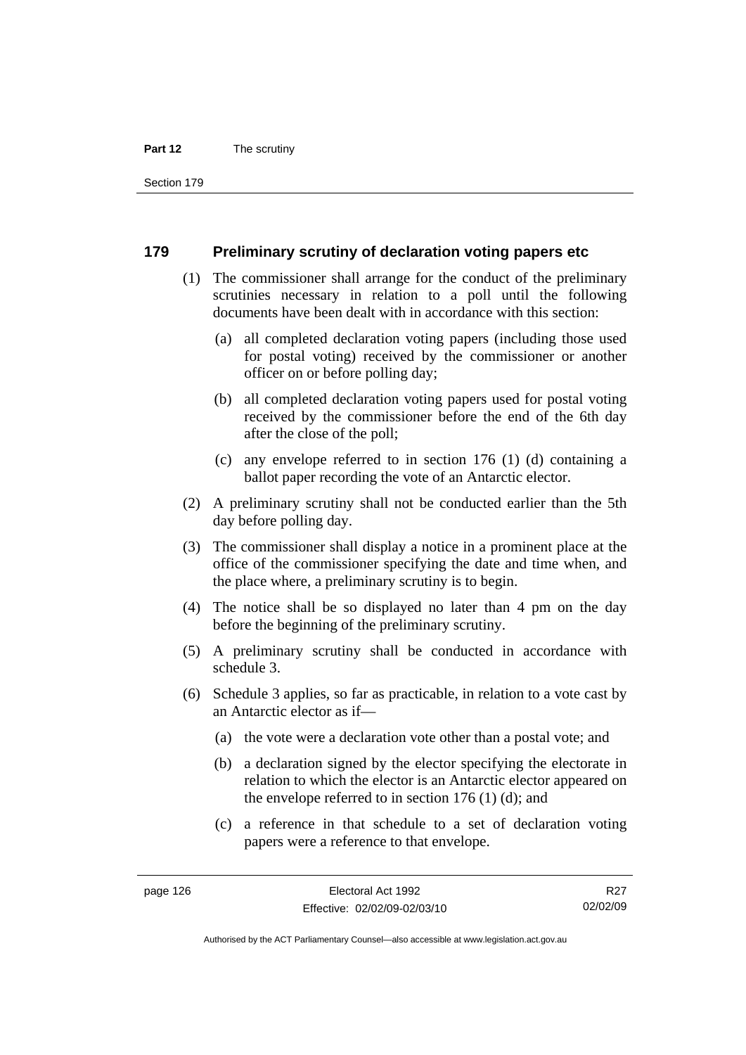## 179 Preliminary scrutiny of declaration voting papers etc

(1) The commissioner shall arrange for the conduct of the preliminary scrutinies necessary in relation to a poll until the following documents have been dealt with in accordance with this section:

(a) all completed declaration voting papers (including those used for postal voting) received by the commissioner or another officer on or before polling day;

(b) all completed declaration voting papers used for postal voting received by the commissioner before the end of the 6th day after the close of the poll;

(c) any envelope referred to in section 176 (1) (d) containing a ballot paper recording the vote of an Antarctic elector.

(2) A preliminary scrutiny shall not be conducted earlier than the 5th day before polling day.

(3) The commissioner shall display a notice in a prominent place at the office of the commissioner specifying the date and time when, and the place where, a preliminary scrutiny is to begin.

(4) The notice shall be so displayed no later than 4 pm on the day before the beginning of the preliminary scrutiny.

(5) A preliminary scrutiny shall be conducted in accordance with schedule 3.

(6) Schedule 3 applies, so far as practicable, in relation to a vote cast by an Antarctic elector as if—

(a) the vote were a declaration vote other than a postal vote; and

(b) a declaration signed by the elector specifying the electorate in relation to which the elector is an Antarctic elector appeared on the envelope referred to in section 176 (1) (d); and

(c) a reference in that schedule to a set of declaration voting papers were a reference to that envelope.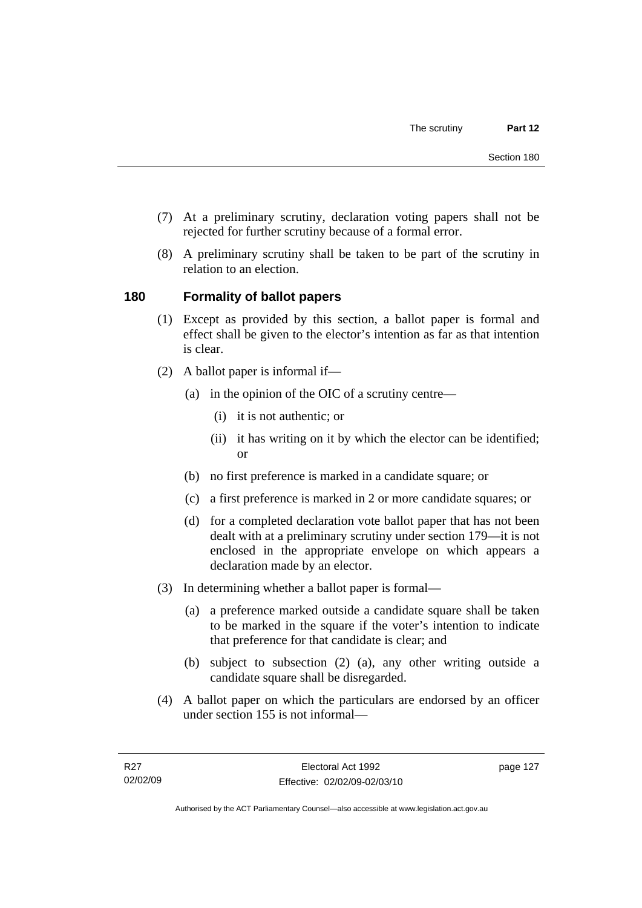(7) At a preliminary scrutiny, declaration voting papers shall not be rejected for further scrutiny because of a formal error.

(8) A preliminary scrutiny shall be taken to be part of the scrutiny in relation to an election.

## 180 Formality of ballot papers

(1) Except as provided by this section, a ballot paper is formal and effect shall be given to the elector's intention as far as that intention is clear.

(2) A ballot paper is informal if—

(a) in the opinion of the OIC of a scrutiny centre—

(i) it is not authentic; or

(ii) it has writing on it by which the elector can be identified; or

(b) no first preference is marked in a candidate square; or

(c) a first preference is marked in 2 or more candidate squares; or

(d) for a completed declaration vote ballot paper that has not been dealt with at a preliminary scrutiny under section 179—it is not enclosed in the appropriate envelope on which appears a declaration made by an elector.

(3) In determining whether a ballot paper is formal—

(a) a preference marked outside a candidate square shall be taken to be marked in the square if the voter's intention to indicate that preference for that candidate is clear; and

(b) subject to subsection (2) (a), any other writing outside a candidate square shall be disregarded.

(4) A ballot paper on which the particulars are endorsed by an officer under section 155 is not informal—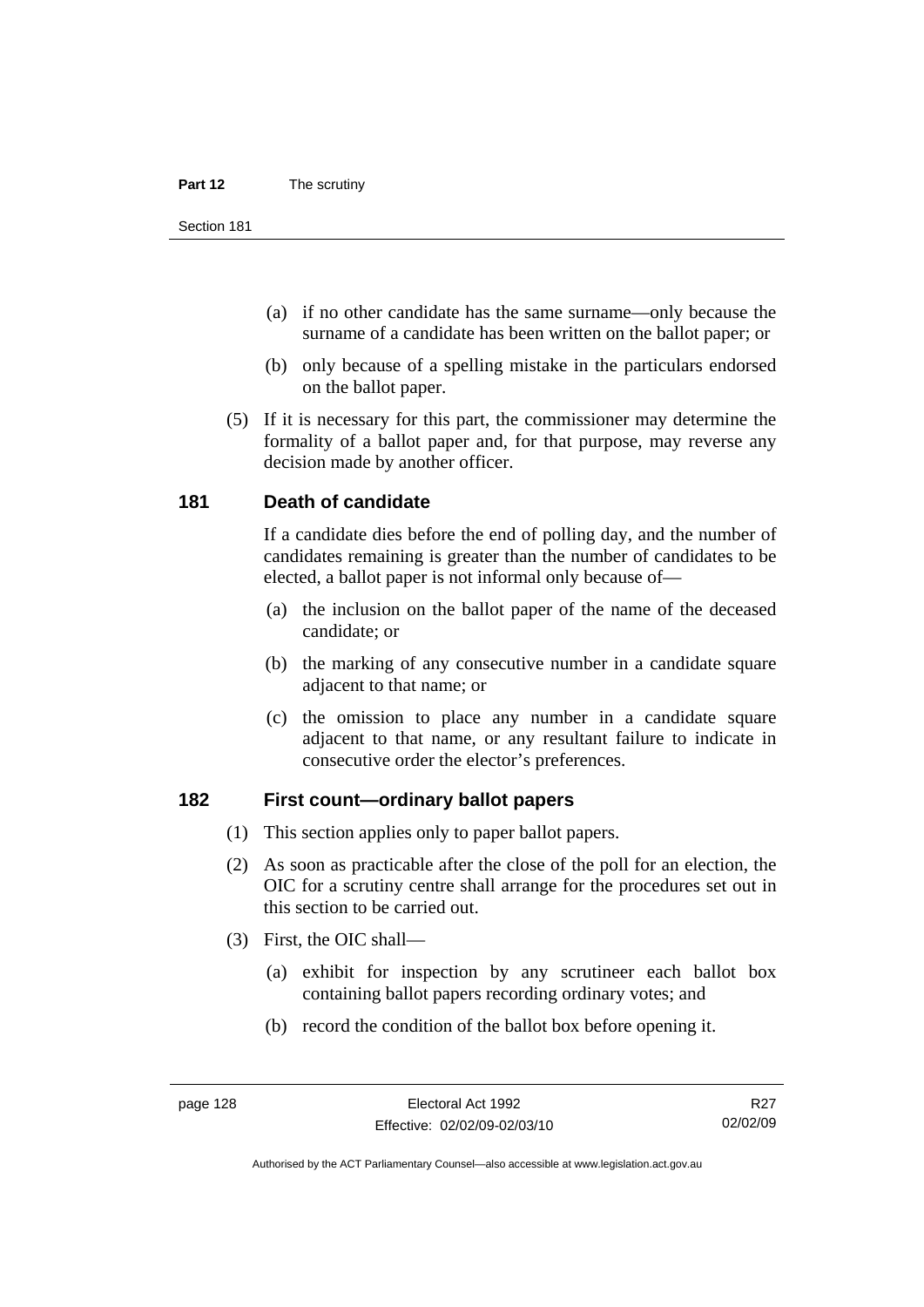(a) if no other candidate has the same surname—only because the surname of a candidate has been written on the ballot paper; or

(b) only because of a spelling mistake in the particulars endorsed on the ballot paper.

(5) If it is necessary for this part, the commissioner may determine the formality of a ballot paper and, for that purpose, may reverse any decision made by another officer.

## 181 Death of candidate

If a candidate dies before the end of polling day, and the number of candidates remaining is greater than the number of candidates to be elected, a ballot paper is not informal only because of—

(a) the inclusion on the ballot paper of the name of the deceased candidate; or

(b) the marking of any consecutive number in a candidate square adjacent to that name; or

(c) the omission to place any number in a candidate square adjacent to that name, or any resultant failure to indicate in consecutive order the elector's preferences.

## 182 First count—ordinary ballot papers

(1) This section applies only to paper ballot papers.

(2) As soon as practicable after the close of the poll for an election, the OIC for a scrutiny centre shall arrange for the procedures set out in this section to be carried out.

(3) First, the OIC shall—

(a) exhibit for inspection by any scrutineer each ballot box containing ballot papers recording ordinary votes; and

(b) record the condition of the ballot box before opening it.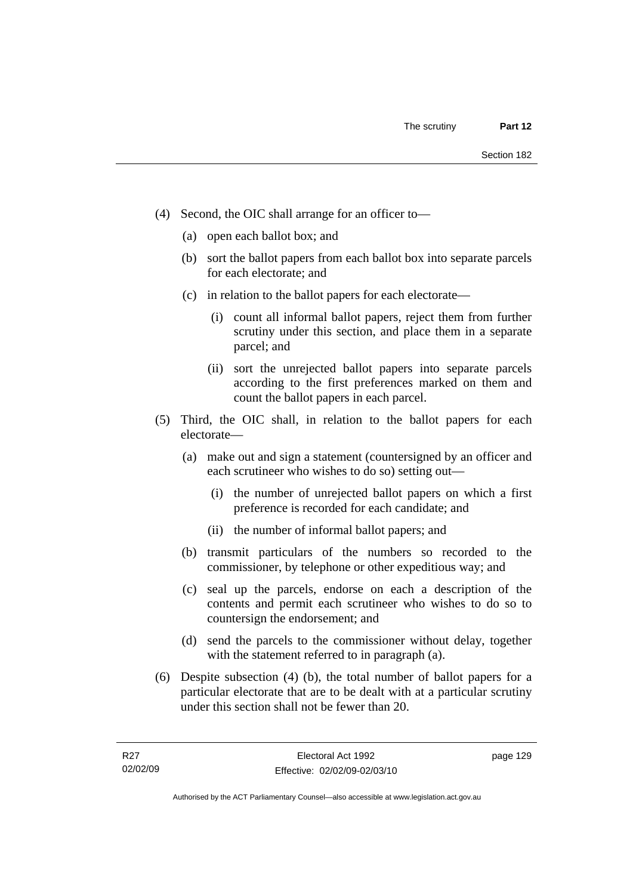(4) Second, the OIC shall arrange for an officer to—

  (a) open each ballot box; and

  (b) sort the ballot papers from each ballot box into separate parcels for each electorate; and

  (c) in relation to the ballot papers for each electorate—

    (i) count all informal ballot papers, reject them from further scrutiny under this section, and place them in a separate parcel; and

    (ii) sort the unrejected ballot papers into separate parcels according to the first preferences marked on them and count the ballot papers in each parcel.

(5) Third, the OIC shall, in relation to the ballot papers for each electorate—

  (a) make out and sign a statement (countersigned by an officer and each scrutineer who wishes to do so) setting out—

    (i) the number of unrejected ballot papers on which a first preference is recorded for each candidate; and

    (ii) the number of informal ballot papers; and

  (b) transmit particulars of the numbers so recorded to the commissioner, by telephone or other expeditious way; and

  (c) seal up the parcels, endorse on each a description of the contents and permit each scrutineer who wishes to do so to countersign the endorsement; and

  (d) send the parcels to the commissioner without delay, together with the statement referred to in paragraph (a).

(6) Despite subsection (4) (b), the total number of ballot papers for a particular electorate that are to be dealt with at a particular scrutiny under this section shall not be fewer than 20.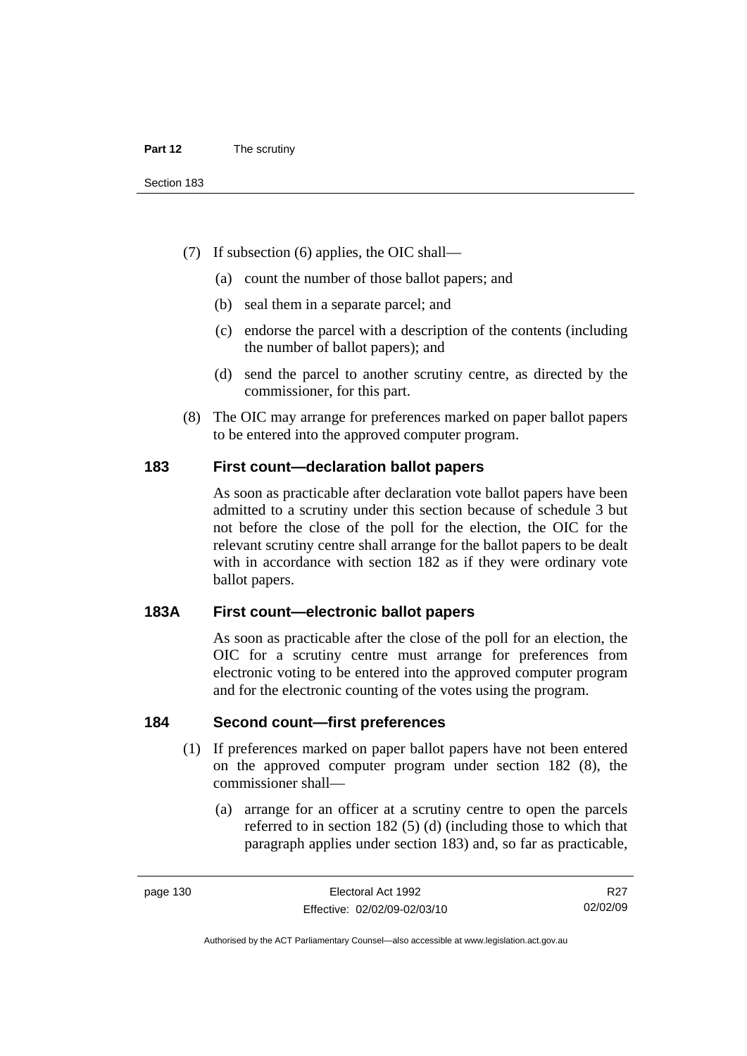(7) If subsection (6) applies, the OIC shall—

(a) count the number of those ballot papers; and

(b) seal them in a separate parcel; and

(c) endorse the parcel with a description of the contents (including the number of ballot papers); and

(d) send the parcel to another scrutiny centre, as directed by the commissioner, for this part.

(8) The OIC may arrange for preferences marked on paper ballot papers to be entered into the approved computer program.

### 183 First count—declaration ballot papers

As soon as practicable after declaration vote ballot papers have been admitted to a scrutiny under this section because of schedule 3 but not before the close of the poll for the election, the OIC for the relevant scrutiny centre shall arrange for the ballot papers to be dealt with in accordance with section 182 as if they were ordinary vote ballot papers.

### 183A First count—electronic ballot papers

As soon as practicable after the close of the poll for an election, the OIC for a scrutiny centre must arrange for preferences from electronic voting to be entered into the approved computer program and for the electronic counting of the votes using the program.

### 184 Second count—first preferences

(1) If preferences marked on paper ballot papers have not been entered on the approved computer program under section 182 (8), the commissioner shall—

(a) arrange for an officer at a scrutiny centre to open the parcels referred to in section 182 (5) (d) (including those to which that paragraph applies under section 183) and, so far as practicable,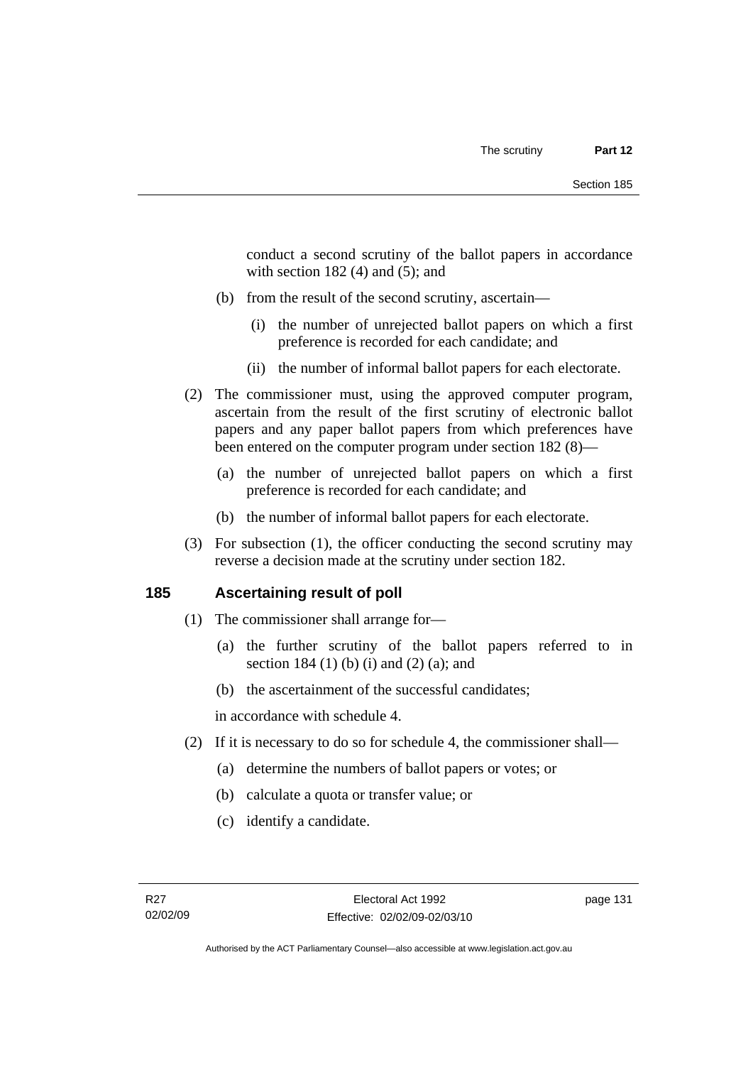conduct a second scrutiny of the ballot papers in accordance with section 182 (4) and (5); and

(b) from the result of the second scrutiny, ascertain—

(i) the number of unrejected ballot papers on which a first preference is recorded for each candidate; and

(ii) the number of informal ballot papers for each electorate.

(2) The commissioner must, using the approved computer program, ascertain from the result of the first scrutiny of electronic ballot papers and any paper ballot papers from which preferences have been entered on the computer program under section 182 (8)—

(a) the number of unrejected ballot papers on which a first preference is recorded for each candidate; and

(b) the number of informal ballot papers for each electorate.

(3) For subsection (1), the officer conducting the second scrutiny may reverse a decision made at the scrutiny under section 182.

## 185 Ascertaining result of poll

(1) The commissioner shall arrange for—

(a) the further scrutiny of the ballot papers referred to in section 184 (1) (b) (i) and (2) (a); and

(b) the ascertainment of the successful candidates;

in accordance with schedule 4.

(2) If it is necessary to do so for schedule 4, the commissioner shall—

(a) determine the numbers of ballot papers or votes; or

(b) calculate a quota or transfer value; or

(c) identify a candidate.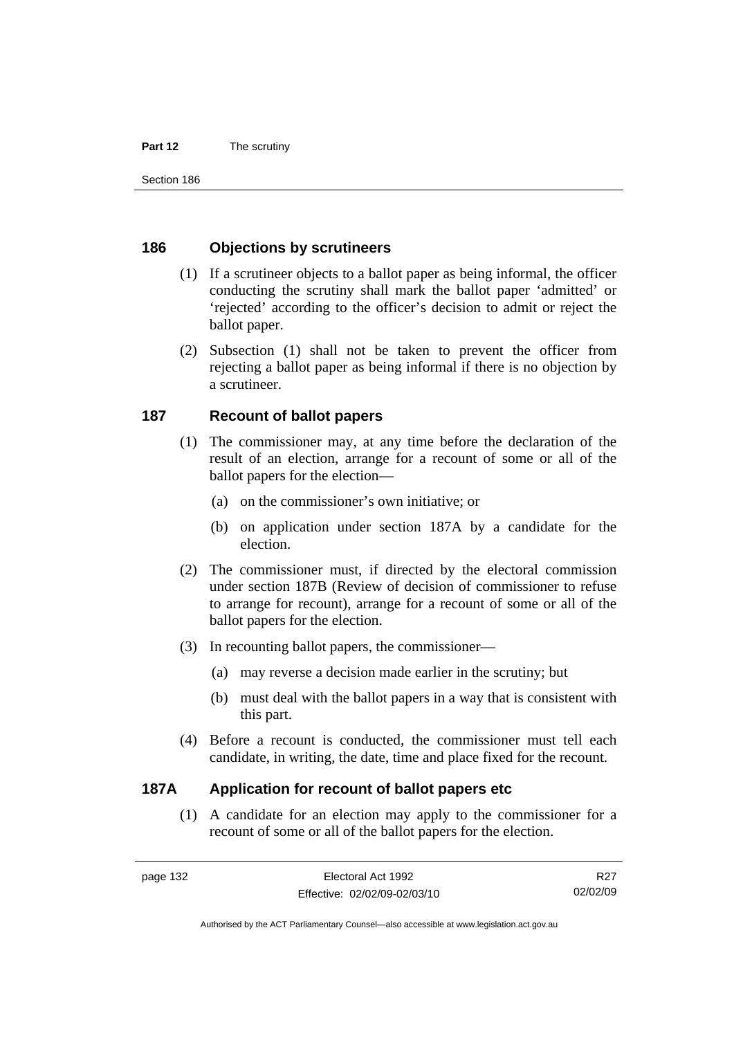## 186 Objections by scrutineers

(1) If a scrutineer objects to a ballot paper as being informal, the officer conducting the scrutiny shall mark the ballot paper 'admitted' or 'rejected' according to the officer's decision to admit or reject the ballot paper.

(2) Subsection (1) shall not be taken to prevent the officer from rejecting a ballot paper as being informal if there is no objection by a scrutineer.

## 187 Recount of ballot papers

(1) The commissioner may, at any time before the declaration of the result of an election, arrange for a recount of some or all of the ballot papers for the election—

(a) on the commissioner's own initiative; or

(b) on application under section 187A by a candidate for the election.

(2) The commissioner must, if directed by the electoral commission under section 187B (Review of decision of commissioner to refuse to arrange for recount), arrange for a recount of some or all of the ballot papers for the election.

(3) In recounting ballot papers, the commissioner—

(a) may reverse a decision made earlier in the scrutiny; but

(b) must deal with the ballot papers in a way that is consistent with this part.

(4) Before a recount is conducted, the commissioner must tell each candidate, in writing, the date, time and place fixed for the recount.

## 187A Application for recount of ballot papers etc

(1) A candidate for an election may apply to the commissioner for a recount of some or all of the ballot papers for the election.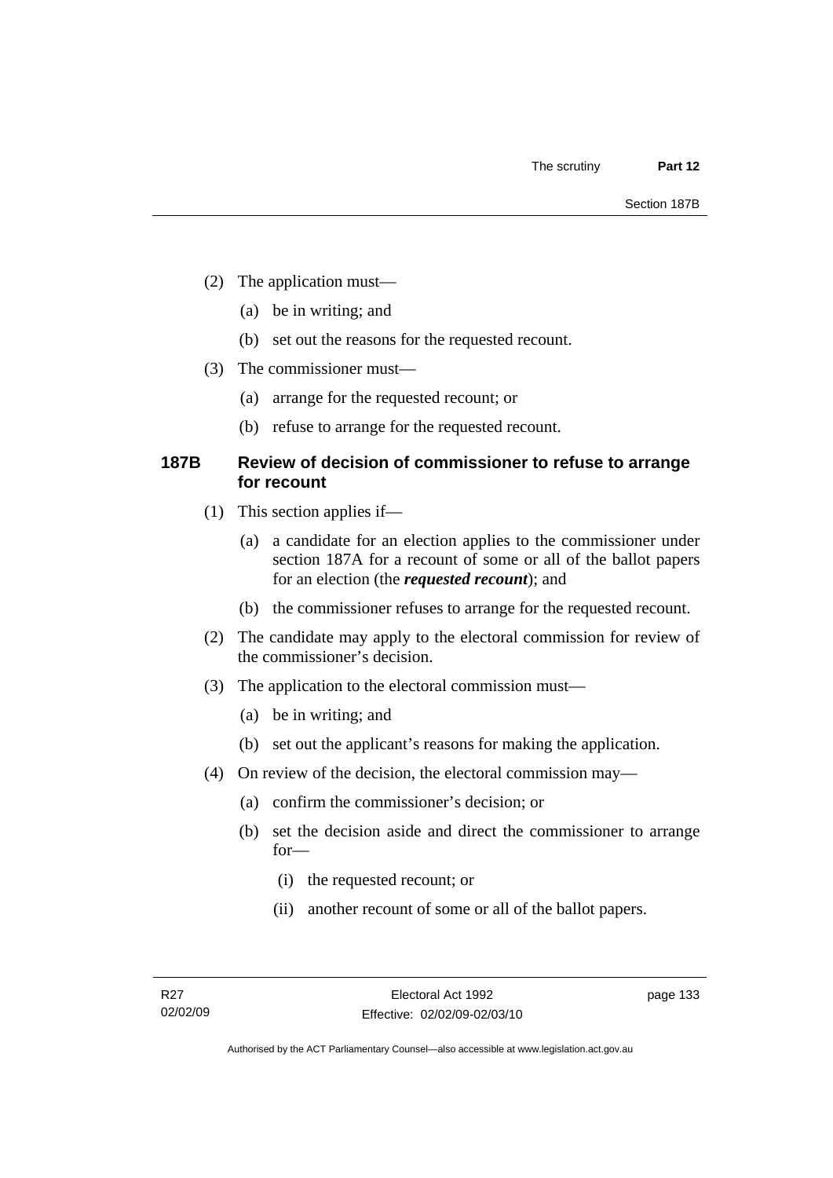(2) The application must—

(a) be in writing; and

(b) set out the reasons for the requested recount.

(3) The commissioner must—

(a) arrange for the requested recount; or

(b) refuse to arrange for the requested recount.

### 187B Review of decision of commissioner to refuse to arrange for recount

(1) This section applies if—

(a) a candidate for an election applies to the commissioner under section 187A for a recount of some or all of the ballot papers for an election (the ***requested recount***); and

(b) the commissioner refuses to arrange for the requested recount.

(2) The candidate may apply to the electoral commission for review of the commissioner's decision.

(3) The application to the electoral commission must—

(a) be in writing; and

(b) set out the applicant's reasons for making the application.

(4) On review of the decision, the electoral commission may—

(a) confirm the commissioner's decision; or

(b) set the decision aside and direct the commissioner to arrange for—

(i) the requested recount; or

(ii) another recount of some or all of the ballot papers.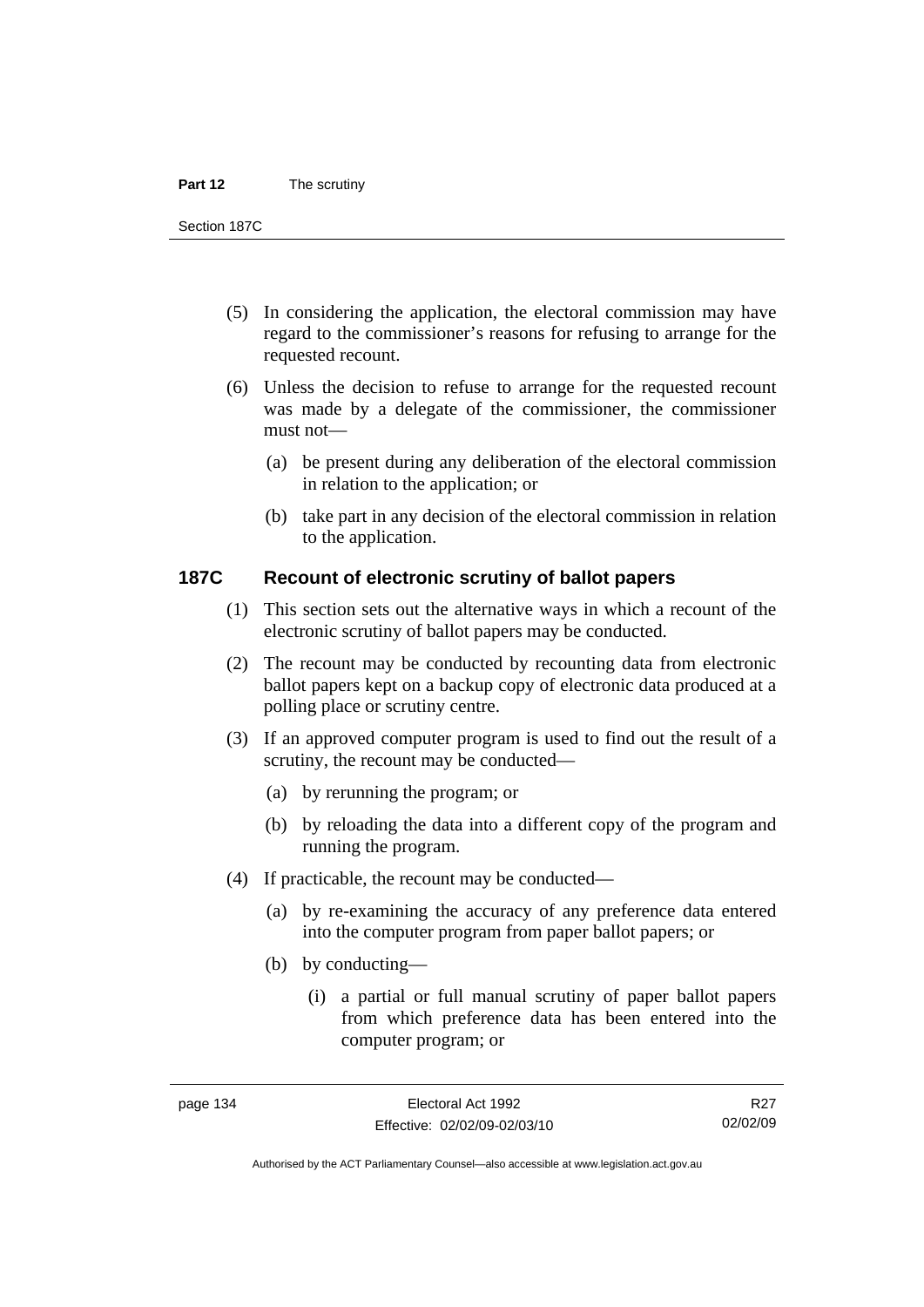(5) In considering the application, the electoral commission may have regard to the commissioner's reasons for refusing to arrange for the requested recount.

(6) Unless the decision to refuse to arrange for the requested recount was made by a delegate of the commissioner, the commissioner must not—

(a) be present during any deliberation of the electoral commission in relation to the application; or

(b) take part in any decision of the electoral commission in relation to the application.

### 187C Recount of electronic scrutiny of ballot papers

(1) This section sets out the alternative ways in which a recount of the electronic scrutiny of ballot papers may be conducted.

(2) The recount may be conducted by recounting data from electronic ballot papers kept on a backup copy of electronic data produced at a polling place or scrutiny centre.

(3) If an approved computer program is used to find out the result of a scrutiny, the recount may be conducted—

(a) by rerunning the program; or

(b) by reloading the data into a different copy of the program and running the program.

(4) If practicable, the recount may be conducted—

(a) by re-examining the accuracy of any preference data entered into the computer program from paper ballot papers; or

(b) by conducting—

(i) a partial or full manual scrutiny of paper ballot papers from which preference data has been entered into the computer program; or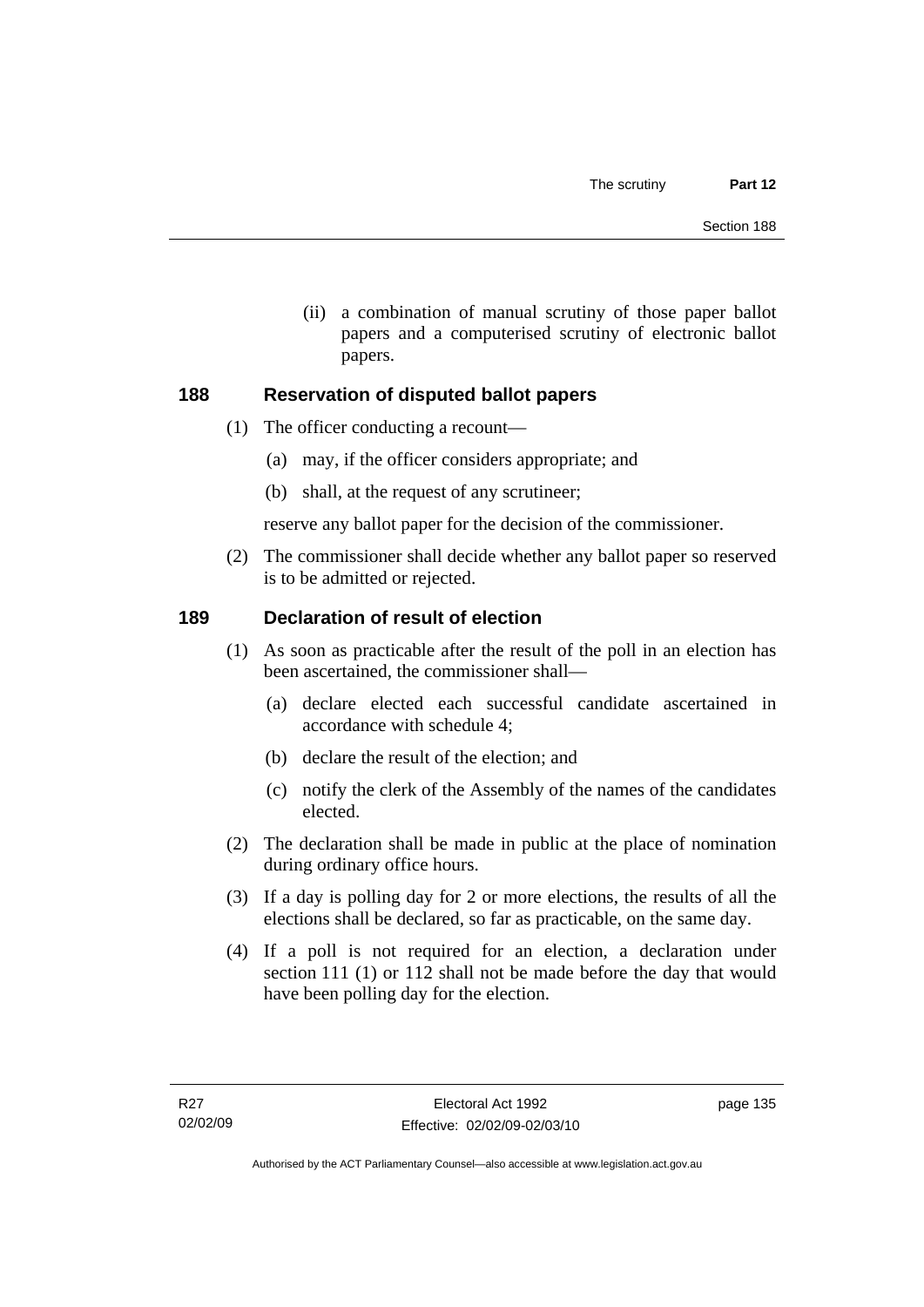(ii) a combination of manual scrutiny of those paper ballot papers and a computerised scrutiny of electronic ballot papers.

## 188 Reservation of disputed ballot papers

(1) The officer conducting a recount—

(a) may, if the officer considers appropriate; and

(b) shall, at the request of any scrutineer;

reserve any ballot paper for the decision of the commissioner.

(2) The commissioner shall decide whether any ballot paper so reserved is to be admitted or rejected.

## 189 Declaration of result of election

(1) As soon as practicable after the result of the poll in an election has been ascertained, the commissioner shall—

(a) declare elected each successful candidate ascertained in accordance with schedule 4;

(b) declare the result of the election; and

(c) notify the clerk of the Assembly of the names of the candidates elected.

(2) The declaration shall be made in public at the place of nomination during ordinary office hours.

(3) If a day is polling day for 2 or more elections, the results of all the elections shall be declared, so far as practicable, on the same day.

(4) If a poll is not required for an election, a declaration under section 111 (1) or 112 shall not be made before the day that would have been polling day for the election.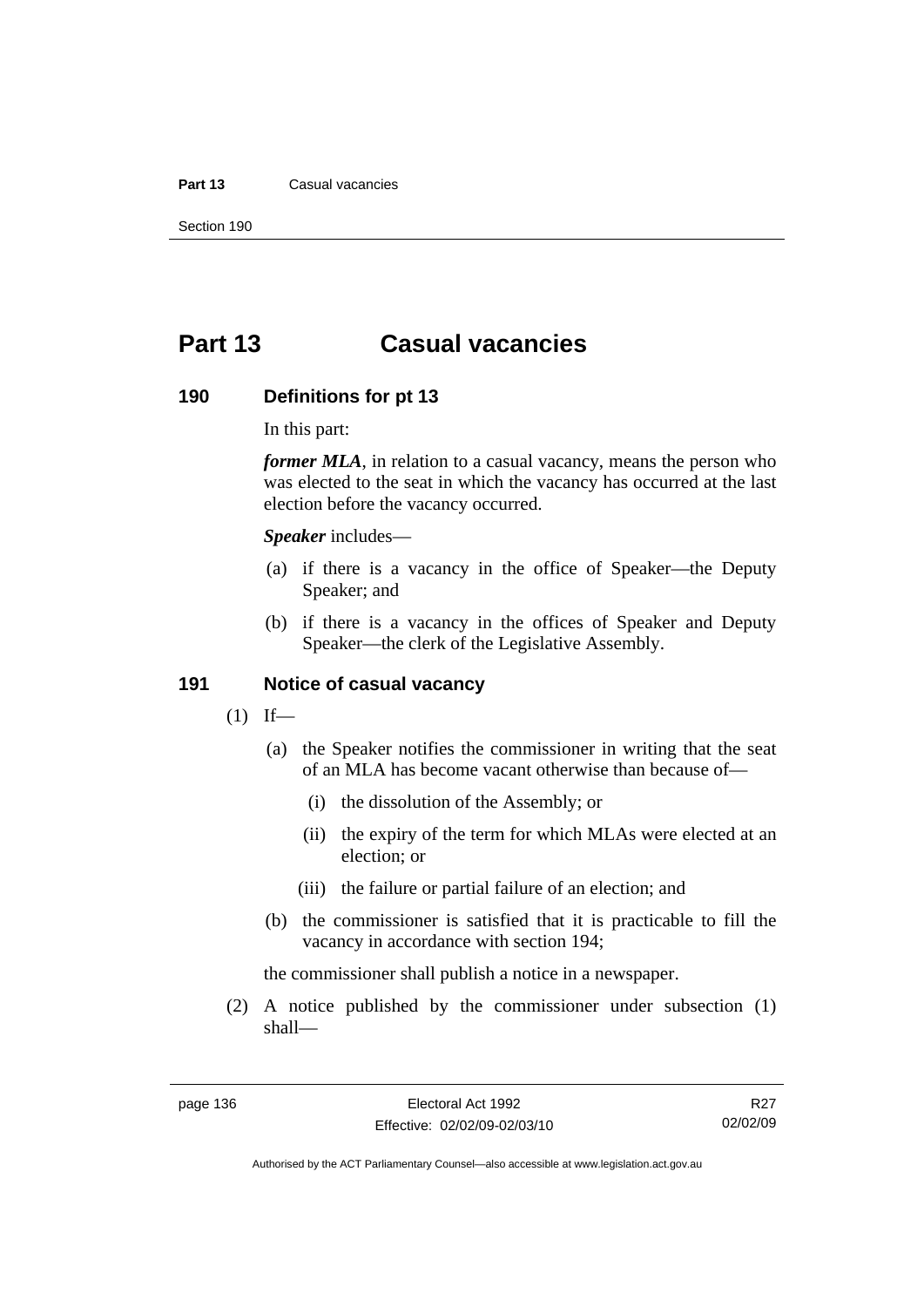# Part 13 Casual vacancies

## 190 Definitions for pt 13

In this part:

***former MLA***, in relation to a casual vacancy, means the person who was elected to the seat in which the vacancy has occurred at the last election before the vacancy occurred.

***Speaker*** includes—

(a) if there is a vacancy in the office of Speaker—the Deputy Speaker; and

(b) if there is a vacancy in the offices of Speaker and Deputy Speaker—the clerk of the Legislative Assembly.

## 191 Notice of casual vacancy

(1) If—

(a) the Speaker notifies the commissioner in writing that the seat of an MLA has become vacant otherwise than because of—

(i) the dissolution of the Assembly; or

(ii) the expiry of the term for which MLAs were elected at an election; or

(iii) the failure or partial failure of an election; and

(b) the commissioner is satisfied that it is practicable to fill the vacancy in accordance with section 194;

the commissioner shall publish a notice in a newspaper.

(2) A notice published by the commissioner under subsection (1) shall—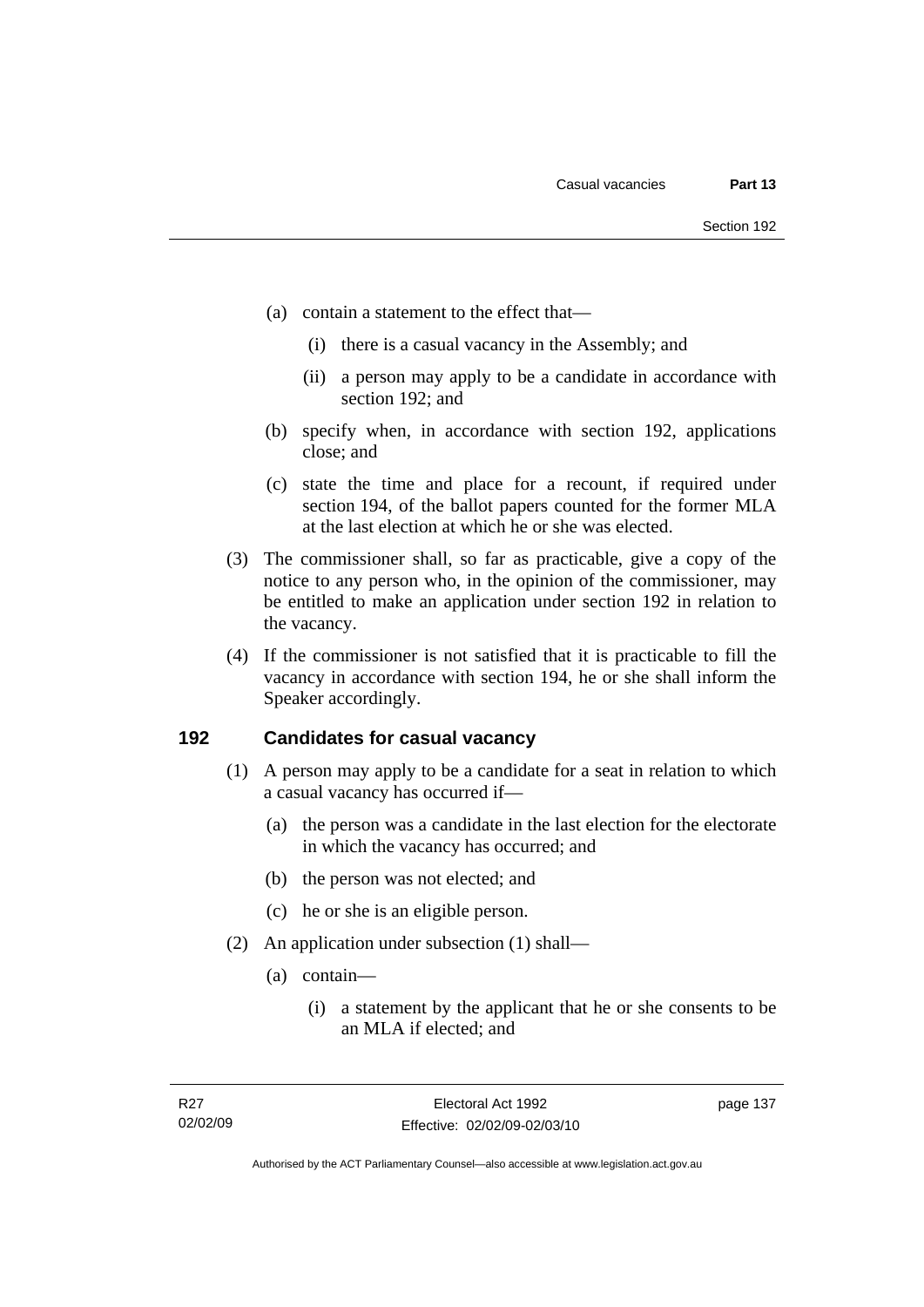(a) contain a statement to the effect that—

(i) there is a casual vacancy in the Assembly; and

(ii) a person may apply to be a candidate in accordance with section 192; and

(b) specify when, in accordance with section 192, applications close; and

(c) state the time and place for a recount, if required under section 194, of the ballot papers counted for the former MLA at the last election at which he or she was elected.

(3) The commissioner shall, so far as practicable, give a copy of the notice to any person who, in the opinion of the commissioner, may be entitled to make an application under section 192 in relation to the vacancy.

(4) If the commissioner is not satisfied that it is practicable to fill the vacancy in accordance with section 194, he or she shall inform the Speaker accordingly.

## 192 Candidates for casual vacancy

(1) A person may apply to be a candidate for a seat in relation to which a casual vacancy has occurred if—

(a) the person was a candidate in the last election for the electorate in which the vacancy has occurred; and

(b) the person was not elected; and

(c) he or she is an eligible person.

(2) An application under subsection (1) shall—

(a) contain—

(i) a statement by the applicant that he or she consents to be an MLA if elected; and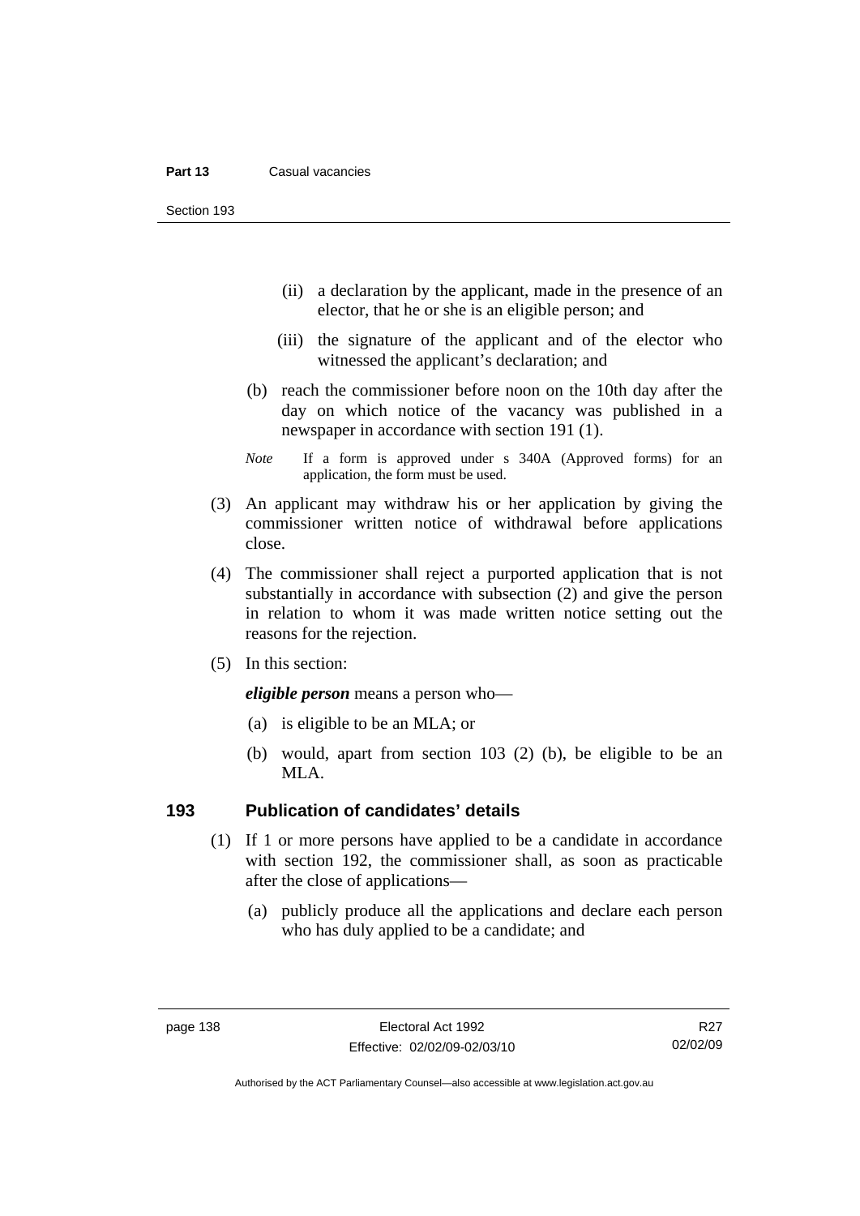(ii) a declaration by the applicant, made in the presence of an elector, that he or she is an eligible person; and

(iii) the signature of the applicant and of the elector who witnessed the applicant's declaration; and

(b) reach the commissioner before noon on the 10th day after the day on which notice of the vacancy was published in a newspaper in accordance with section 191 (1).

*Note* If a form is approved under s 340A (Approved forms) for an application, the form must be used.

(3) An applicant may withdraw his or her application by giving the commissioner written notice of withdrawal before applications close.

(4) The commissioner shall reject a purported application that is not substantially in accordance with subsection (2) and give the person in relation to whom it was made written notice setting out the reasons for the rejection.

(5) In this section:

***eligible person*** means a person who—

(a) is eligible to be an MLA; or

(b) would, apart from section 103 (2) (b), be eligible to be an MLA.

## 193 Publication of candidates' details

(1) If 1 or more persons have applied to be a candidate in accordance with section 192, the commissioner shall, as soon as practicable after the close of applications—

(a) publicly produce all the applications and declare each person who has duly applied to be a candidate; and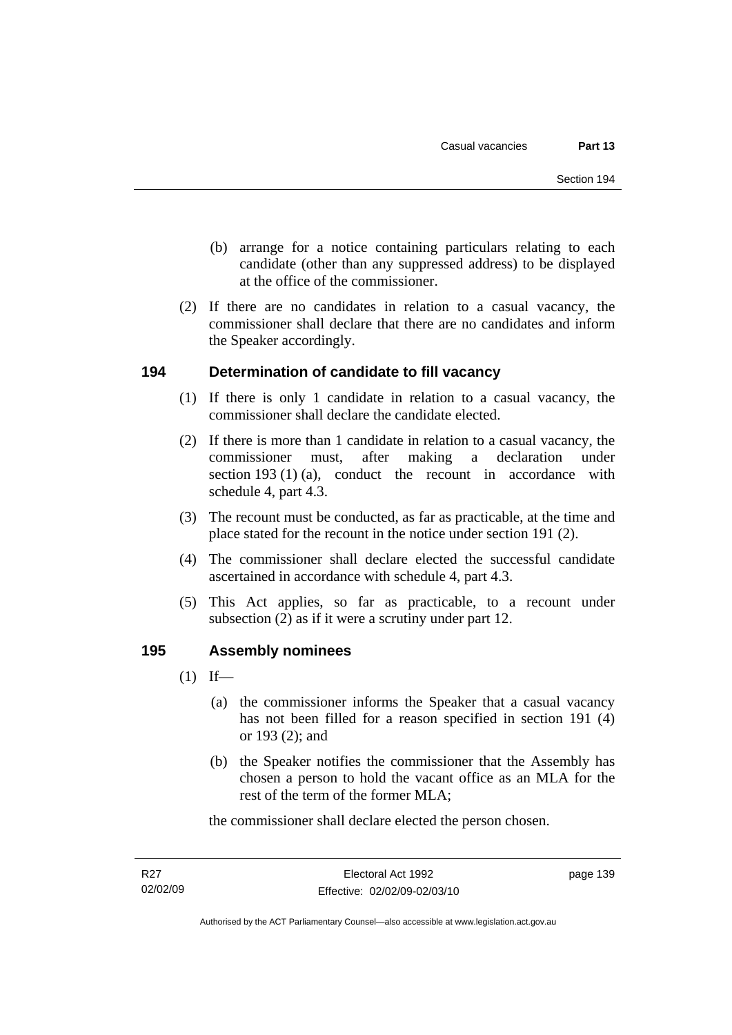(b) arrange for a notice containing particulars relating to each candidate (other than any suppressed address) to be displayed at the office of the commissioner.

(2) If there are no candidates in relation to a casual vacancy, the commissioner shall declare that there are no candidates and inform the Speaker accordingly.

## 194 Determination of candidate to fill vacancy

(1) If there is only 1 candidate in relation to a casual vacancy, the commissioner shall declare the candidate elected.

(2) If there is more than 1 candidate in relation to a casual vacancy, the commissioner must, after making a declaration under section 193 (1) (a), conduct the recount in accordance with schedule 4, part 4.3.

(3) The recount must be conducted, as far as practicable, at the time and place stated for the recount in the notice under section 191 (2).

(4) The commissioner shall declare elected the successful candidate ascertained in accordance with schedule 4, part 4.3.

(5) This Act applies, so far as practicable, to a recount under subsection (2) as if it were a scrutiny under part 12.

## 195 Assembly nominees

(1) If—

(a) the commissioner informs the Speaker that a casual vacancy has not been filled for a reason specified in section 191 (4) or 193 (2); and

(b) the Speaker notifies the commissioner that the Assembly has chosen a person to hold the vacant office as an MLA for the rest of the term of the former MLA;

the commissioner shall declare elected the person chosen.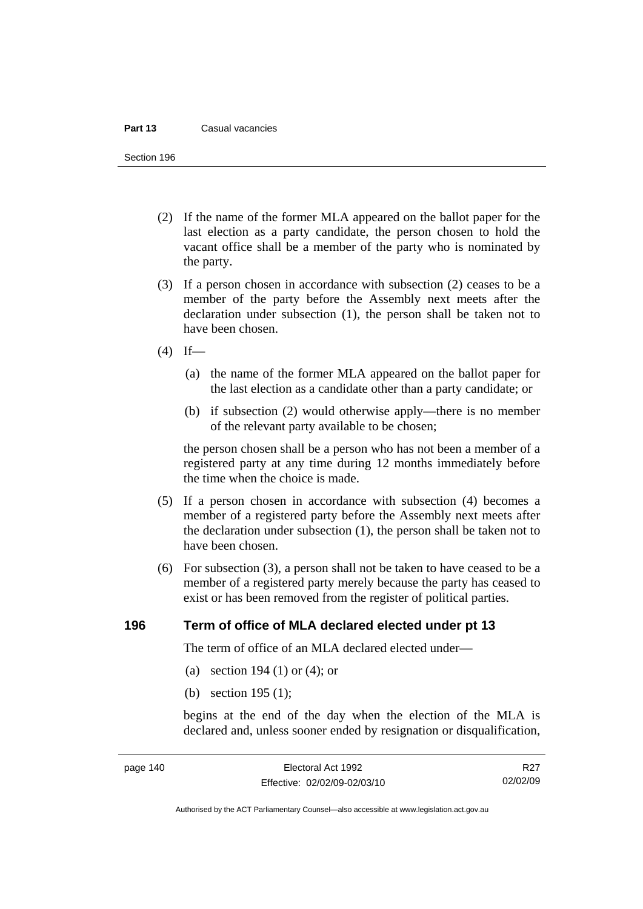(2) If the name of the former MLA appeared on the ballot paper for the last election as a party candidate, the person chosen to hold the vacant office shall be a member of the party who is nominated by the party.

(3) If a person chosen in accordance with subsection (2) ceases to be a member of the party before the Assembly next meets after the declaration under subsection (1), the person shall be taken not to have been chosen.

(4) If—

(a) the name of the former MLA appeared on the ballot paper for the last election as a candidate other than a party candidate; or

(b) if subsection (2) would otherwise apply—there is no member of the relevant party available to be chosen;

the person chosen shall be a person who has not been a member of a registered party at any time during 12 months immediately before the time when the choice is made.

(5) If a person chosen in accordance with subsection (4) becomes a member of a registered party before the Assembly next meets after the declaration under subsection (1), the person shall be taken not to have been chosen.

(6) For subsection (3), a person shall not be taken to have ceased to be a member of a registered party merely because the party has ceased to exist or has been removed from the register of political parties.

## 196 Term of office of MLA declared elected under pt 13

The term of office of an MLA declared elected under—

(a) section 194 (1) or (4); or

(b) section 195 (1);

begins at the end of the day when the election of the MLA is declared and, unless sooner ended by resignation or disqualification,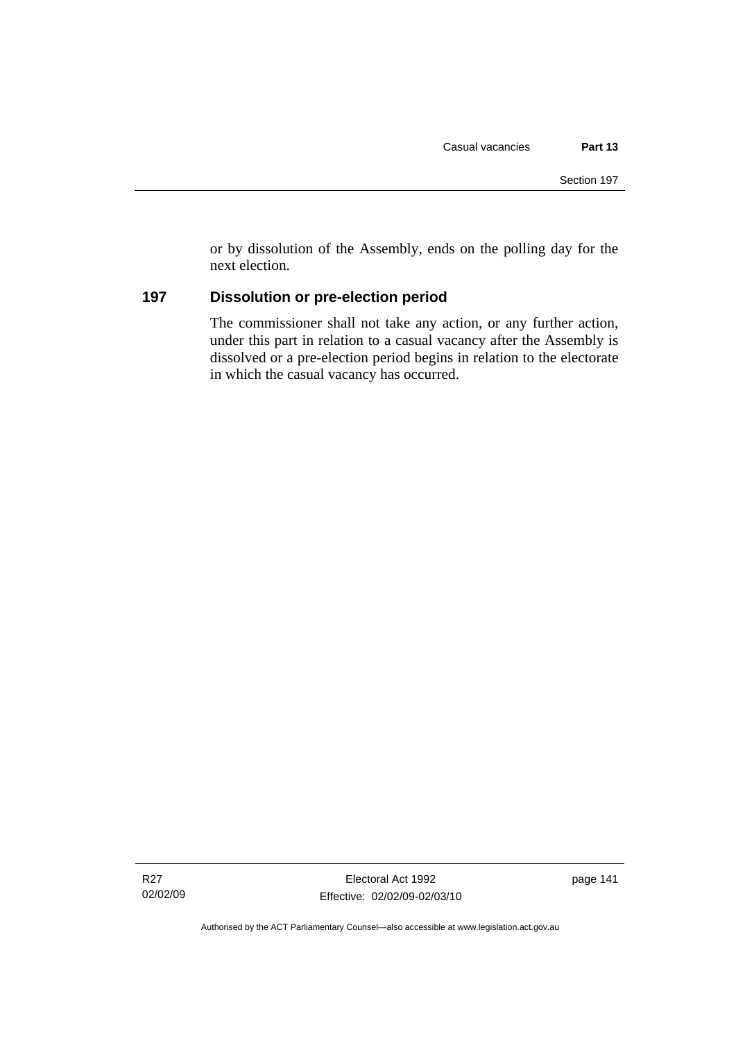or by dissolution of the Assembly, ends on the polling day for the next election.

### 197 Dissolution or pre-election period

The commissioner shall not take any action, or any further action, under this part in relation to a casual vacancy after the Assembly is dissolved or a pre-election period begins in relation to the electorate in which the casual vacancy has occurred.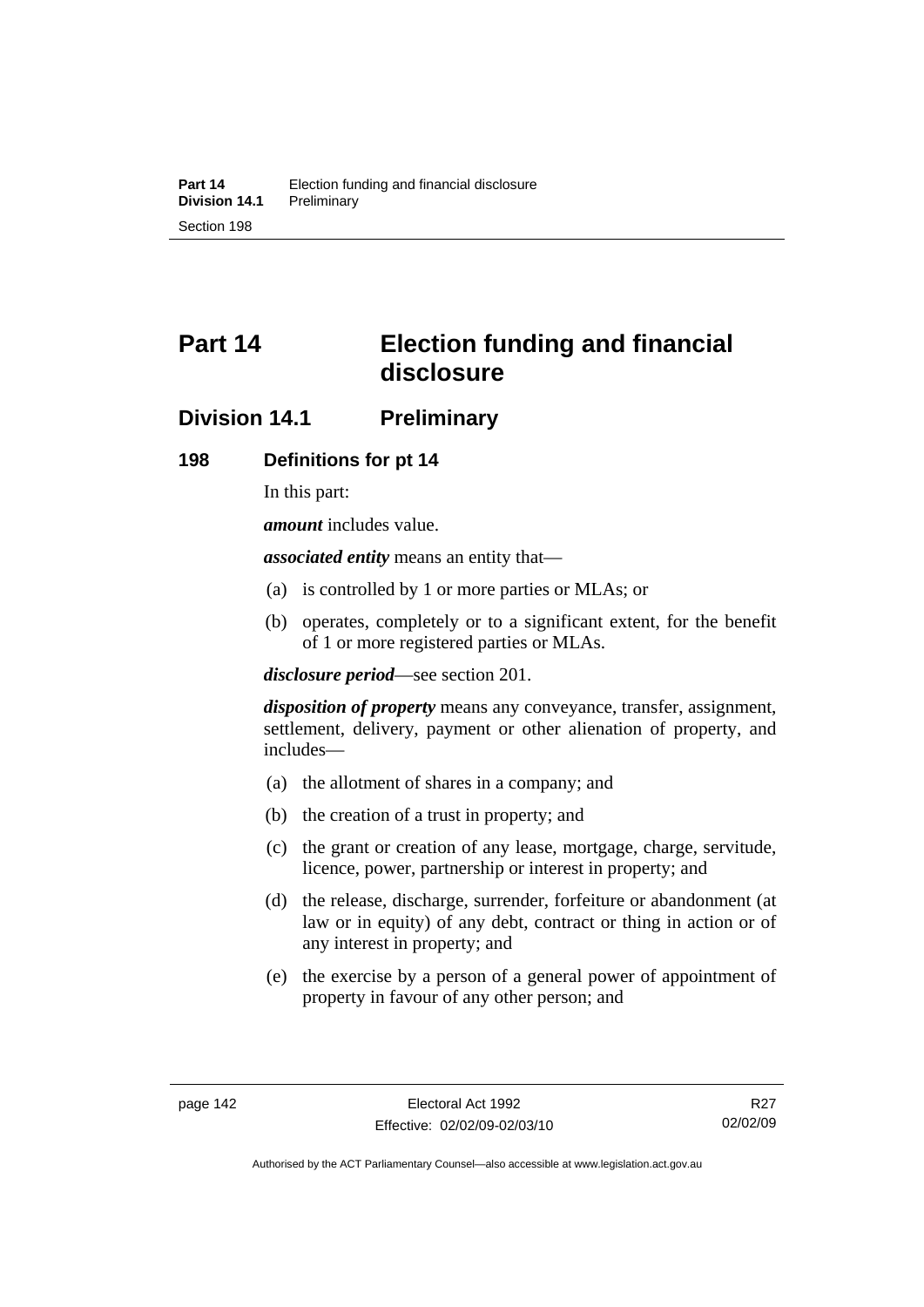# Part 14 Election funding and financial disclosure

## Division 14.1 Preliminary

### 198 Definitions for pt 14

In this part:

***amount*** includes value.

***associated entity*** means an entity that—

(a) is controlled by 1 or more parties or MLAs; or

(b) operates, completely or to a significant extent, for the benefit of 1 or more registered parties or MLAs.

***disclosure period***—see section 201.

***disposition of property*** means any conveyance, transfer, assignment, settlement, delivery, payment or other alienation of property, and includes—

(a) the allotment of shares in a company; and

(b) the creation of a trust in property; and

(c) the grant or creation of any lease, mortgage, charge, servitude, licence, power, partnership or interest in property; and

(d) the release, discharge, surrender, forfeiture or abandonment (at law or in equity) of any debt, contract or thing in action or of any interest in property; and

(e) the exercise by a person of a general power of appointment of property in favour of any other person; and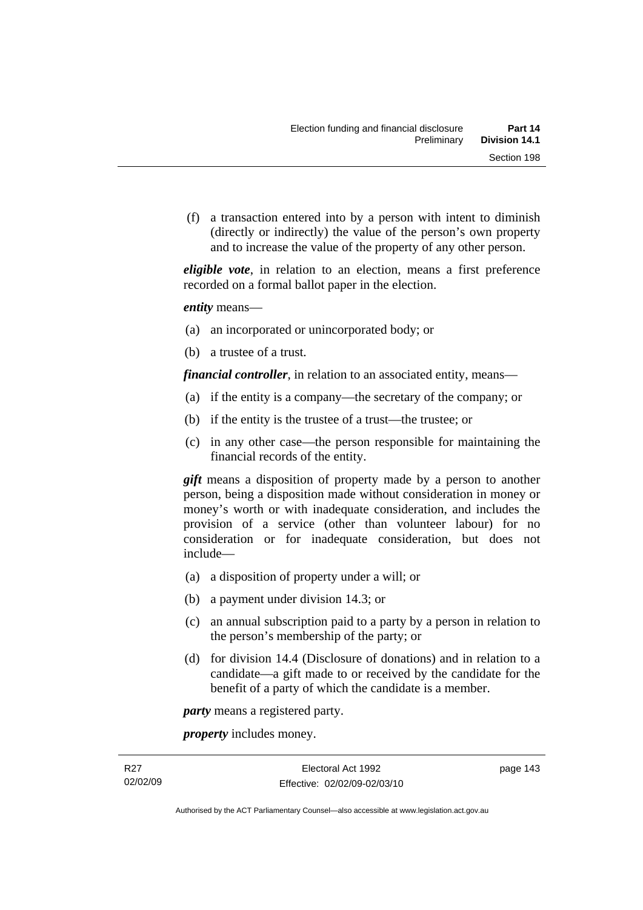(f) a transaction entered into by a person with intent to diminish (directly or indirectly) the value of the person's own property and to increase the value of the property of any other person.

***eligible vote***, in relation to an election, means a first preference recorded on a formal ballot paper in the election.

***entity*** means—

(a) an incorporated or unincorporated body; or

(b) a trustee of a trust.

***financial controller***, in relation to an associated entity, means—

(a) if the entity is a company—the secretary of the company; or

(b) if the entity is the trustee of a trust—the trustee; or

(c) in any other case—the person responsible for maintaining the financial records of the entity.

***gift*** means a disposition of property made by a person to another person, being a disposition made without consideration in money or money's worth or with inadequate consideration, and includes the provision of a service (other than volunteer labour) for no consideration or for inadequate consideration, but does not include—

(a) a disposition of property under a will; or

(b) a payment under division 14.3; or

(c) an annual subscription paid to a party by a person in relation to the person's membership of the party; or

(d) for division 14.4 (Disclosure of donations) and in relation to a candidate—a gift made to or received by the candidate for the benefit of a party of which the candidate is a member.

***party*** means a registered party.

***property*** includes money.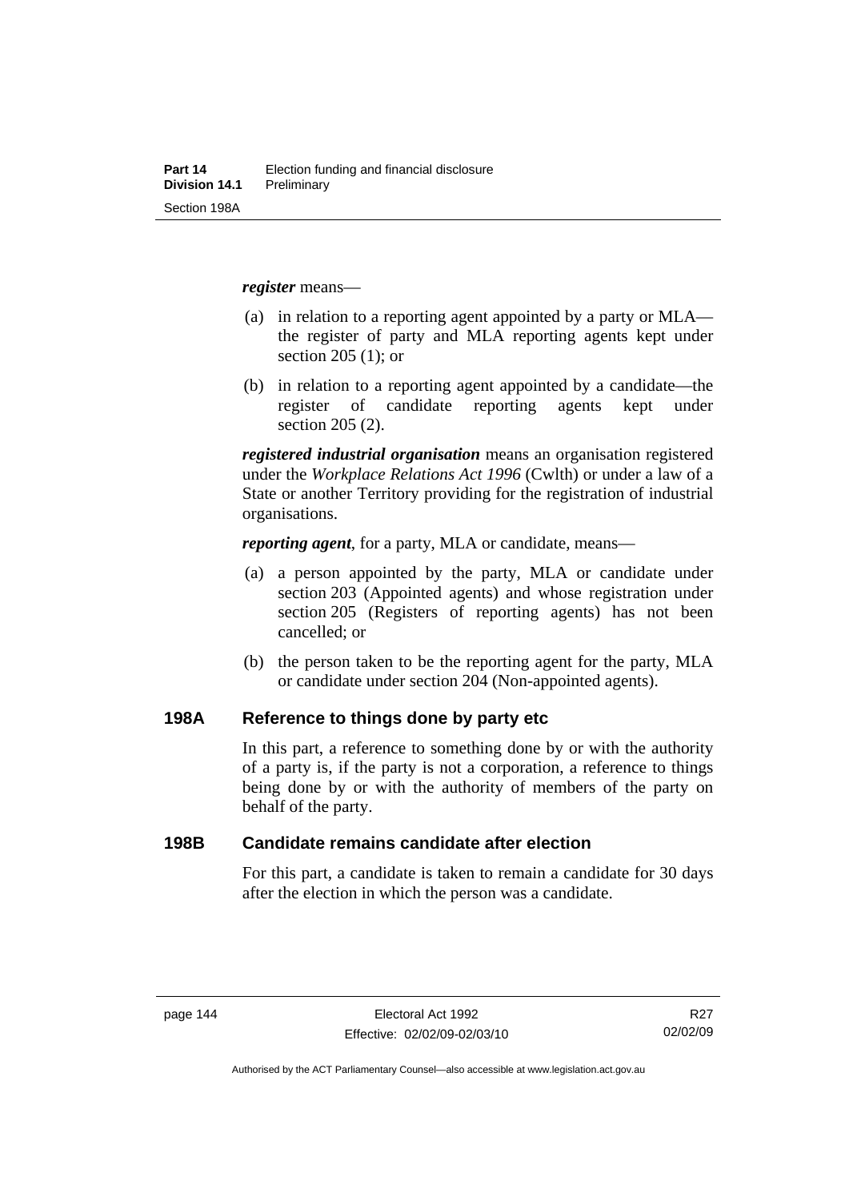***register*** means—

- (a) in relation to a reporting agent appointed by a party or MLA—the register of party and MLA reporting agents kept under section 205 (1); or
- (b) in relation to a reporting agent appointed by a candidate—the register of candidate reporting agents kept under section 205 (2).

***registered industrial organisation*** means an organisation registered under the *Workplace Relations Act 1996* (Cwlth) or under a law of a State or another Territory providing for the registration of industrial organisations.

***reporting agent***, for a party, MLA or candidate, means—

- (a) a person appointed by the party, MLA or candidate under section 203 (Appointed agents) and whose registration under section 205 (Registers of reporting agents) has not been cancelled; or
- (b) the person taken to be the reporting agent for the party, MLA or candidate under section 204 (Non-appointed agents).

## 198A Reference to things done by party etc

In this part, a reference to something done by or with the authority of a party is, if the party is not a corporation, a reference to things being done by or with the authority of members of the party on behalf of the party.

## 198B Candidate remains candidate after election

For this part, a candidate is taken to remain a candidate for 30 days after the election in which the person was a candidate.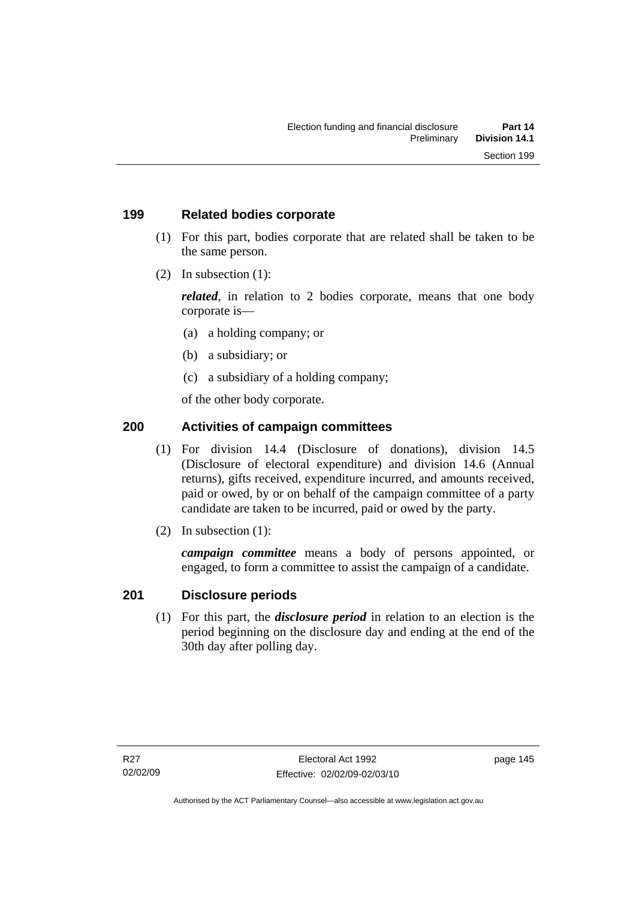## 199 Related bodies corporate

(1) For this part, bodies corporate that are related shall be taken to be the same person.

(2) In subsection (1):

***related***, in relation to 2 bodies corporate, means that one body corporate is—

(a) a holding company; or

(b) a subsidiary; or

(c) a subsidiary of a holding company;

of the other body corporate.

## 200 Activities of campaign committees

(1) For division 14.4 (Disclosure of donations), division 14.5 (Disclosure of electoral expenditure) and division 14.6 (Annual returns), gifts received, expenditure incurred, and amounts received, paid or owed, by or on behalf of the campaign committee of a party candidate are taken to be incurred, paid or owed by the party.

(2) In subsection (1):

***campaign committee*** means a body of persons appointed, or engaged, to form a committee to assist the campaign of a candidate.

## 201 Disclosure periods

(1) For this part, the ***disclosure period*** in relation to an election is the period beginning on the disclosure day and ending at the end of the 30th day after polling day.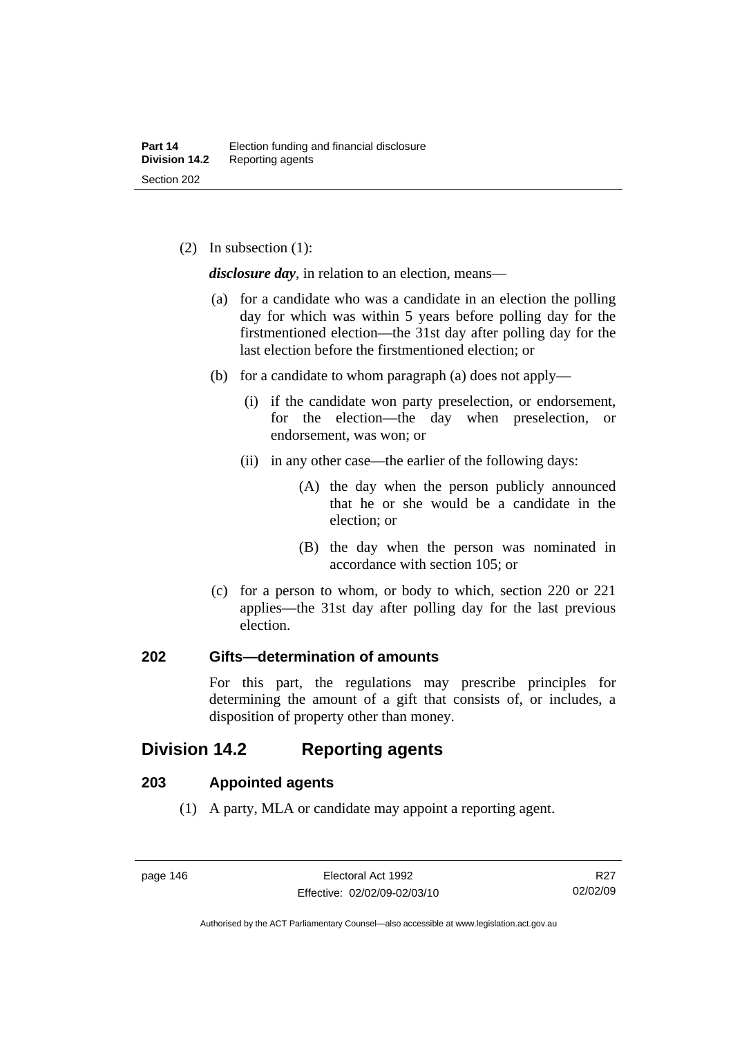(2) In subsection (1):

***disclosure day***, in relation to an election, means—

(a) for a candidate who was a candidate in an election the polling day for which was within 5 years before polling day for the firstmentioned election—the 31st day after polling day for the last election before the firstmentioned election; or

(b) for a candidate to whom paragraph (a) does not apply—

(i) if the candidate won party preselection, or endorsement, for the election—the day when preselection, or endorsement, was won; or

(ii) in any other case—the earlier of the following days:

(A) the day when the person publicly announced that he or she would be a candidate in the election; or

(B) the day when the person was nominated in accordance with section 105; or

(c) for a person to whom, or body to which, section 220 or 221 applies—the 31st day after polling day for the last previous election.

### 202 Gifts—determination of amounts

For this part, the regulations may prescribe principles for determining the amount of a gift that consists of, or includes, a disposition of property other than money.

## Division 14.2 Reporting agents

### 203 Appointed agents

(1) A party, MLA or candidate may appoint a reporting agent.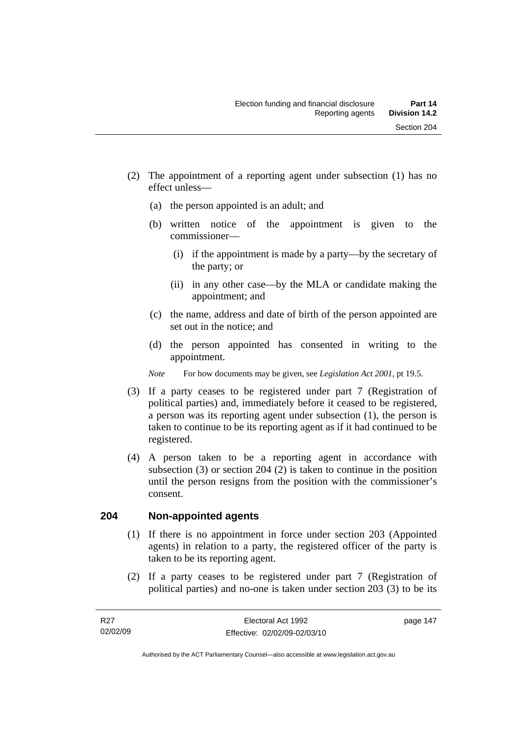(2) The appointment of a reporting agent under subsection (1) has no effect unless—

(a) the person appointed is an adult; and

(b) written notice of the appointment is given to the commissioner—

(i) if the appointment is made by a party—by the secretary of the party; or

(ii) in any other case—by the MLA or candidate making the appointment; and

(c) the name, address and date of birth of the person appointed are set out in the notice; and

(d) the person appointed has consented in writing to the appointment.

*Note* For how documents may be given, see *Legislation Act 2001*, pt 19.5.

(3) If a party ceases to be registered under part 7 (Registration of political parties) and, immediately before it ceased to be registered, a person was its reporting agent under subsection (1), the person is taken to continue to be its reporting agent as if it had continued to be registered.

(4) A person taken to be a reporting agent in accordance with subsection (3) or section 204 (2) is taken to continue in the position until the person resigns from the position with the commissioner's consent.

## 204 Non-appointed agents

(1) If there is no appointment in force under section 203 (Appointed agents) in relation to a party, the registered officer of the party is taken to be its reporting agent.

(2) If a party ceases to be registered under part 7 (Registration of political parties) and no-one is taken under section 203 (3) to be its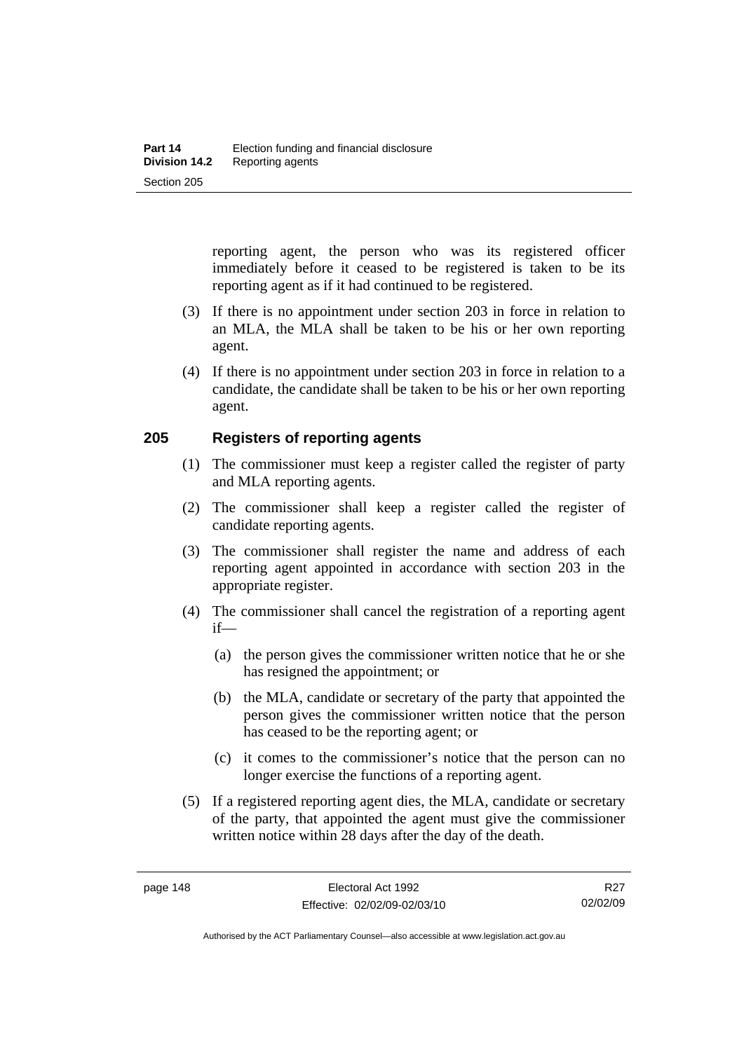reporting agent, the person who was its registered officer immediately before it ceased to be registered is taken to be its reporting agent as if it had continued to be registered.

(3) If there is no appointment under section 203 in force in relation to an MLA, the MLA shall be taken to be his or her own reporting agent.

(4) If there is no appointment under section 203 in force in relation to a candidate, the candidate shall be taken to be his or her own reporting agent.

## 205 Registers of reporting agents

(1) The commissioner must keep a register called the register of party and MLA reporting agents.

(2) The commissioner shall keep a register called the register of candidate reporting agents.

(3) The commissioner shall register the name and address of each reporting agent appointed in accordance with section 203 in the appropriate register.

(4) The commissioner shall cancel the registration of a reporting agent if—

(a) the person gives the commissioner written notice that he or she has resigned the appointment; or

(b) the MLA, candidate or secretary of the party that appointed the person gives the commissioner written notice that the person has ceased to be the reporting agent; or

(c) it comes to the commissioner's notice that the person can no longer exercise the functions of a reporting agent.

(5) If a registered reporting agent dies, the MLA, candidate or secretary of the party, that appointed the agent must give the commissioner written notice within 28 days after the day of the death.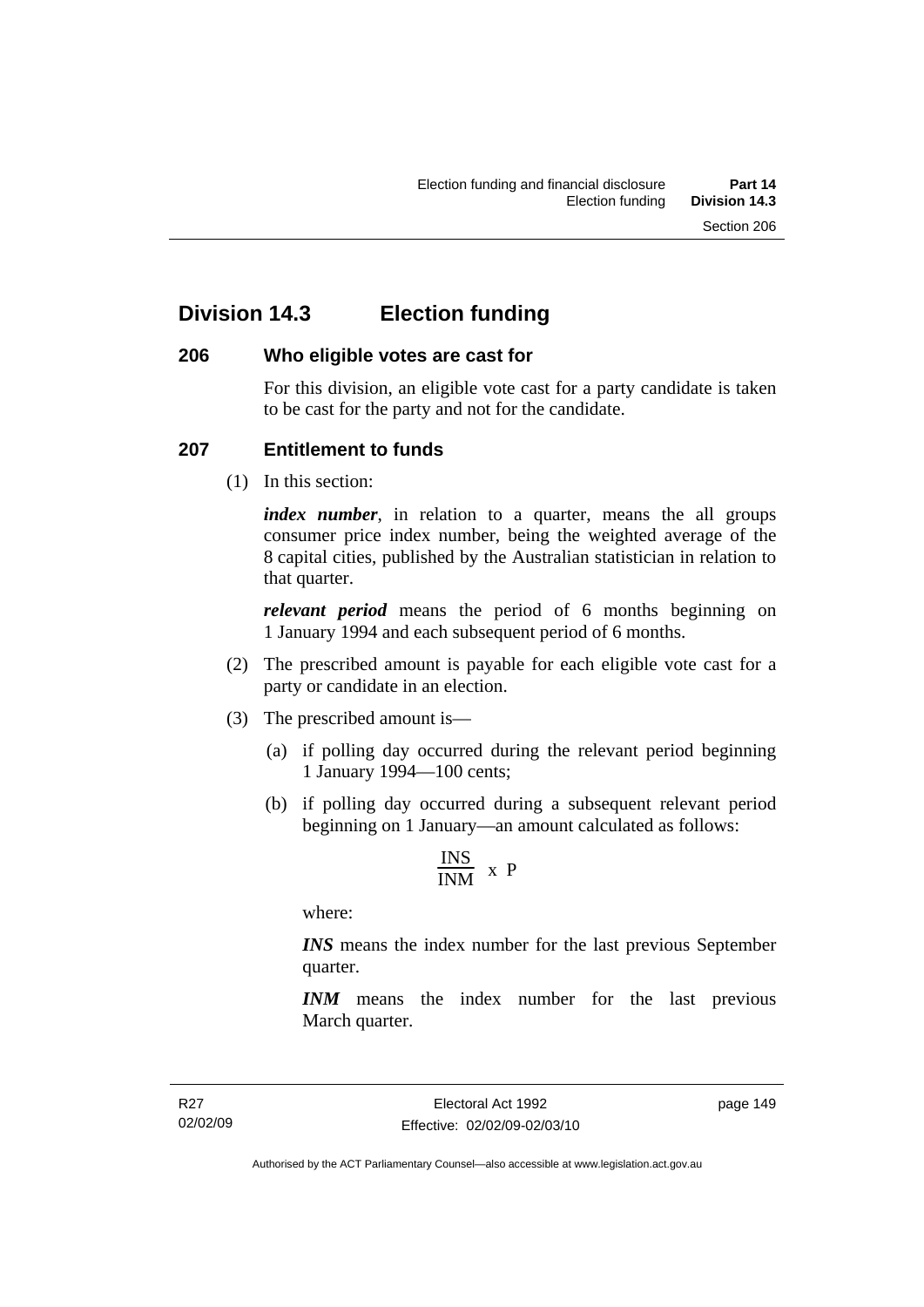## Division 14.3 Election funding

### 206 Who eligible votes are cast for

For this division, an eligible vote cast for a party candidate is taken to be cast for the party and not for the candidate.

### 207 Entitlement to funds

(1) In this section:

***index number***, in relation to a quarter, means the all groups consumer price index number, being the weighted average of the 8 capital cities, published by the Australian statistician in relation to that quarter.

***relevant period*** means the period of 6 months beginning on 1 January 1994 and each subsequent period of 6 months.

(2) The prescribed amount is payable for each eligible vote cast for a party or candidate in an election.

(3) The prescribed amount is—

(a) if polling day occurred during the relevant period beginning 1 January 1994—100 cents;

(b) if polling day occurred during a subsequent relevant period beginning on 1 January—an amount calculated as follows:

$$\frac{\text{INS}}{\text{INM}} \text{ x P}$$

where:

***INS*** means the index number for the last previous September quarter.

***INM*** means the index number for the last previous March quarter.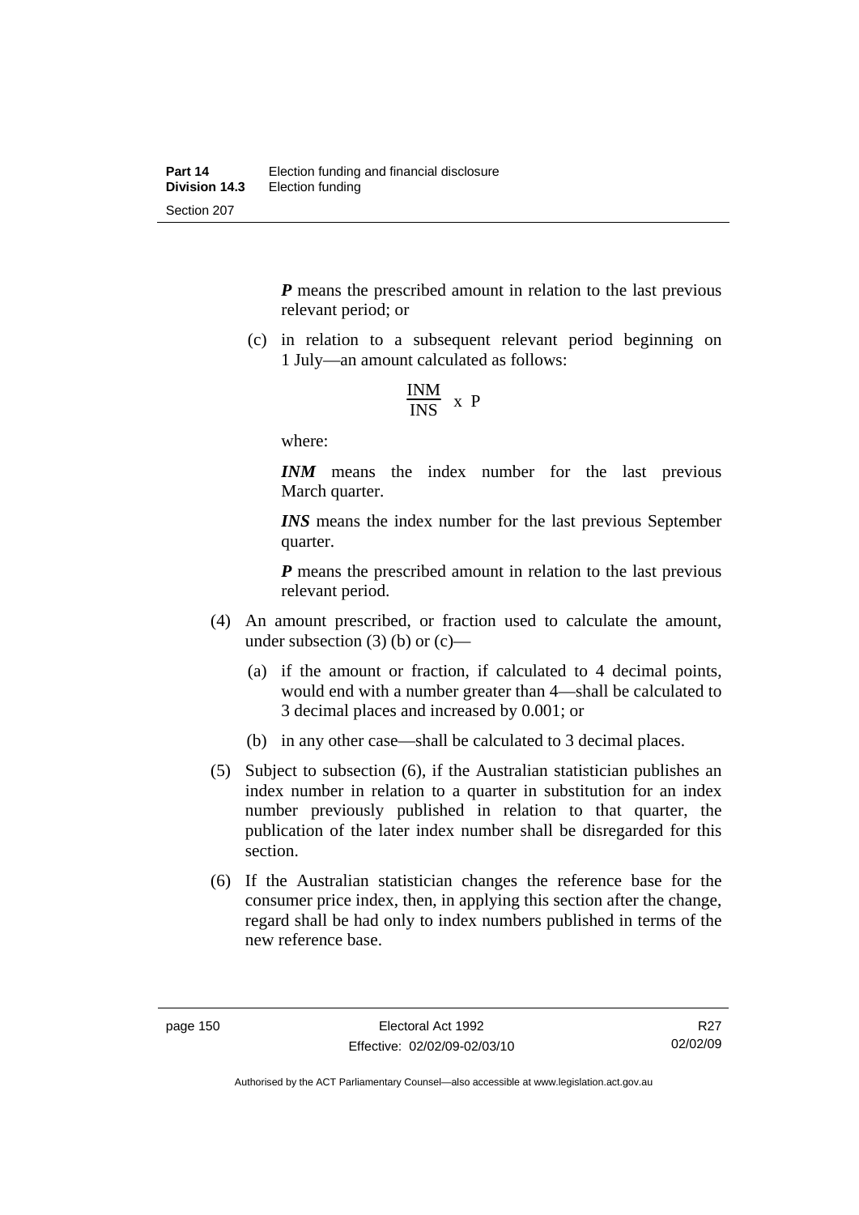***P*** means the prescribed amount in relation to the last previous relevant period; or

(c) in relation to a subsequent relevant period beginning on 1 July—an amount calculated as follows:

$$\frac{\text{INM}}{\text{INS}} \text{ x P}$$

where:

***INM*** means the index number for the last previous March quarter.

***INS*** means the index number for the last previous September quarter.

***P*** means the prescribed amount in relation to the last previous relevant period.

(4) An amount prescribed, or fraction used to calculate the amount, under subsection (3) (b) or (c)—

(a) if the amount or fraction, if calculated to 4 decimal points, would end with a number greater than 4—shall be calculated to 3 decimal places and increased by 0.001; or

(b) in any other case—shall be calculated to 3 decimal places.

(5) Subject to subsection (6), if the Australian statistician publishes an index number in relation to a quarter in substitution for an index number previously published in relation to that quarter, the publication of the later index number shall be disregarded for this section.

(6) If the Australian statistician changes the reference base for the consumer price index, then, in applying this section after the change, regard shall be had only to index numbers published in terms of the new reference base.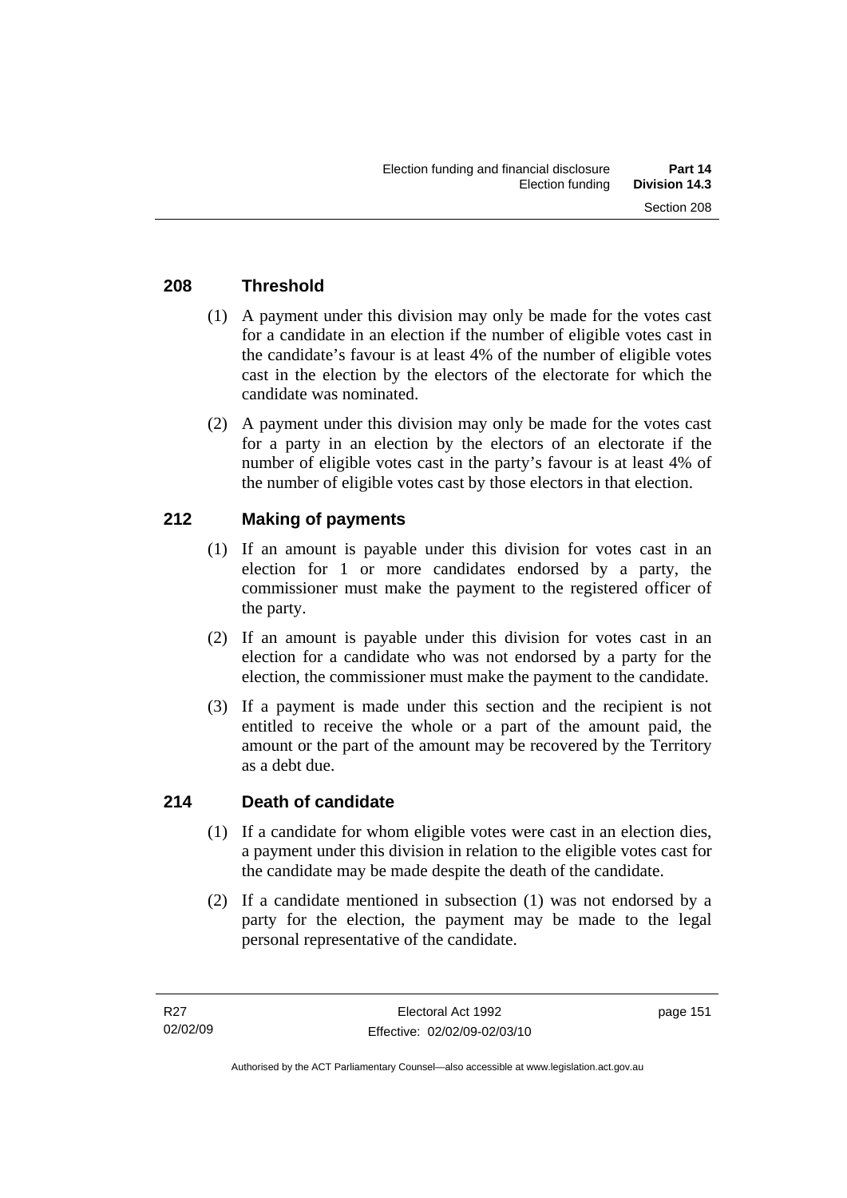## 208 Threshold

(1) A payment under this division may only be made for the votes cast for a candidate in an election if the number of eligible votes cast in the candidate's favour is at least 4% of the number of eligible votes cast in the election by the electors of the electorate for which the candidate was nominated.

(2) A payment under this division may only be made for the votes cast for a party in an election by the electors of an electorate if the number of eligible votes cast in the party's favour is at least 4% of the number of eligible votes cast by those electors in that election.

## 212 Making of payments

(1) If an amount is payable under this division for votes cast in an election for 1 or more candidates endorsed by a party, the commissioner must make the payment to the registered officer of the party.

(2) If an amount is payable under this division for votes cast in an election for a candidate who was not endorsed by a party for the election, the commissioner must make the payment to the candidate.

(3) If a payment is made under this section and the recipient is not entitled to receive the whole or a part of the amount paid, the amount or the part of the amount may be recovered by the Territory as a debt due.

## 214 Death of candidate

(1) If a candidate for whom eligible votes were cast in an election dies, a payment under this division in relation to the eligible votes cast for the candidate may be made despite the death of the candidate.

(2) If a candidate mentioned in subsection (1) was not endorsed by a party for the election, the payment may be made to the legal personal representative of the candidate.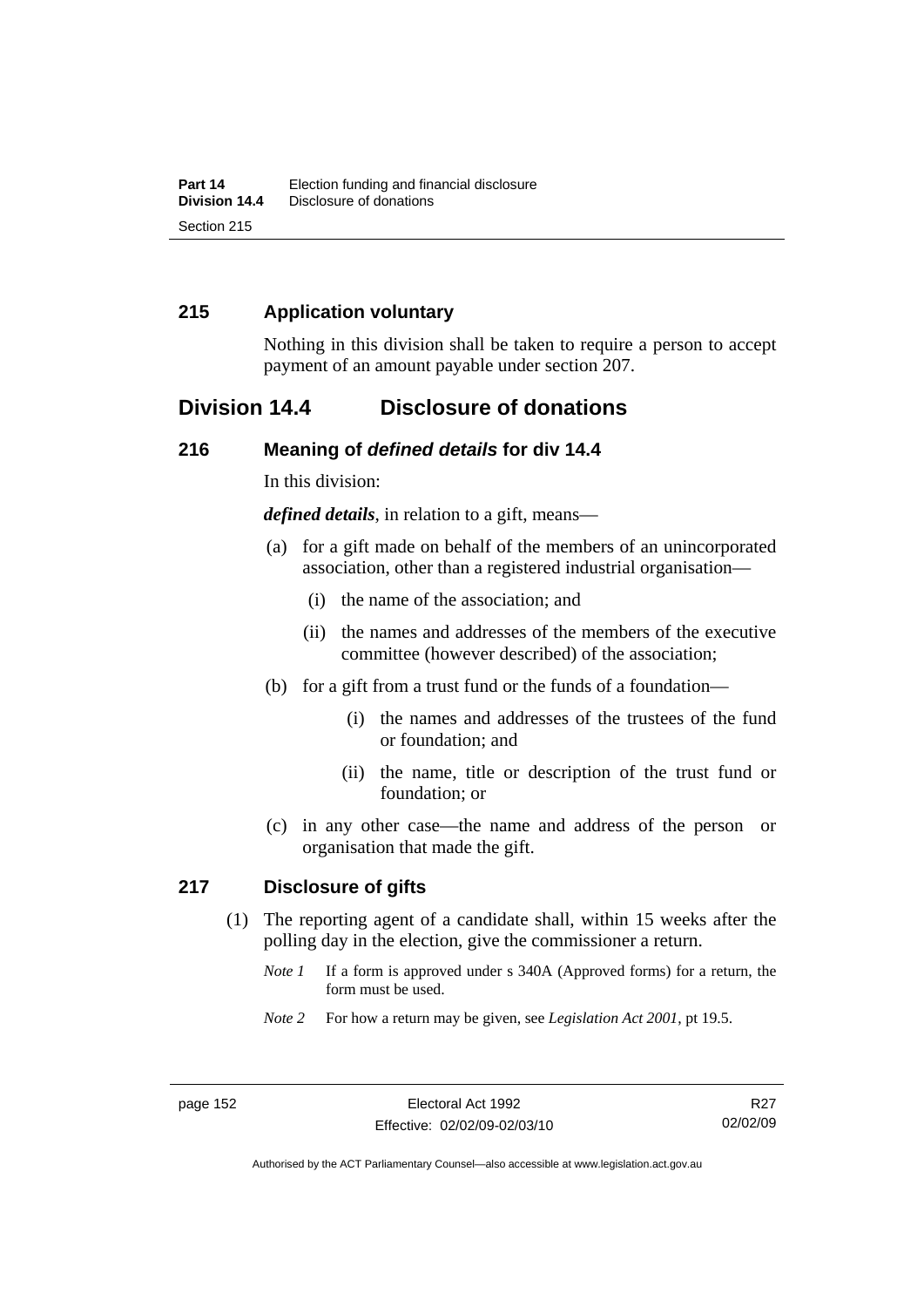## 215 Application voluntary

Nothing in this division shall be taken to require a person to accept payment of an amount payable under section 207.

# Division 14.4 Disclosure of donations

## 216 Meaning of *defined details* for div 14.4

In this division:

***defined details***, in relation to a gift, means—

(a) for a gift made on behalf of the members of an unincorporated association, other than a registered industrial organisation—

(i) the name of the association; and

(ii) the names and addresses of the members of the executive committee (however described) of the association;

(b) for a gift from a trust fund or the funds of a foundation—

(i) the names and addresses of the trustees of the fund or foundation; and

(ii) the name, title or description of the trust fund or foundation; or

(c) in any other case—the name and address of the person or organisation that made the gift.

## 217 Disclosure of gifts

(1) The reporting agent of a candidate shall, within 15 weeks after the polling day in the election, give the commissioner a return.

*Note 1* If a form is approved under s 340A (Approved forms) for a return, the form must be used.

*Note 2* For how a return may be given, see *Legislation Act 2001*, pt 19.5.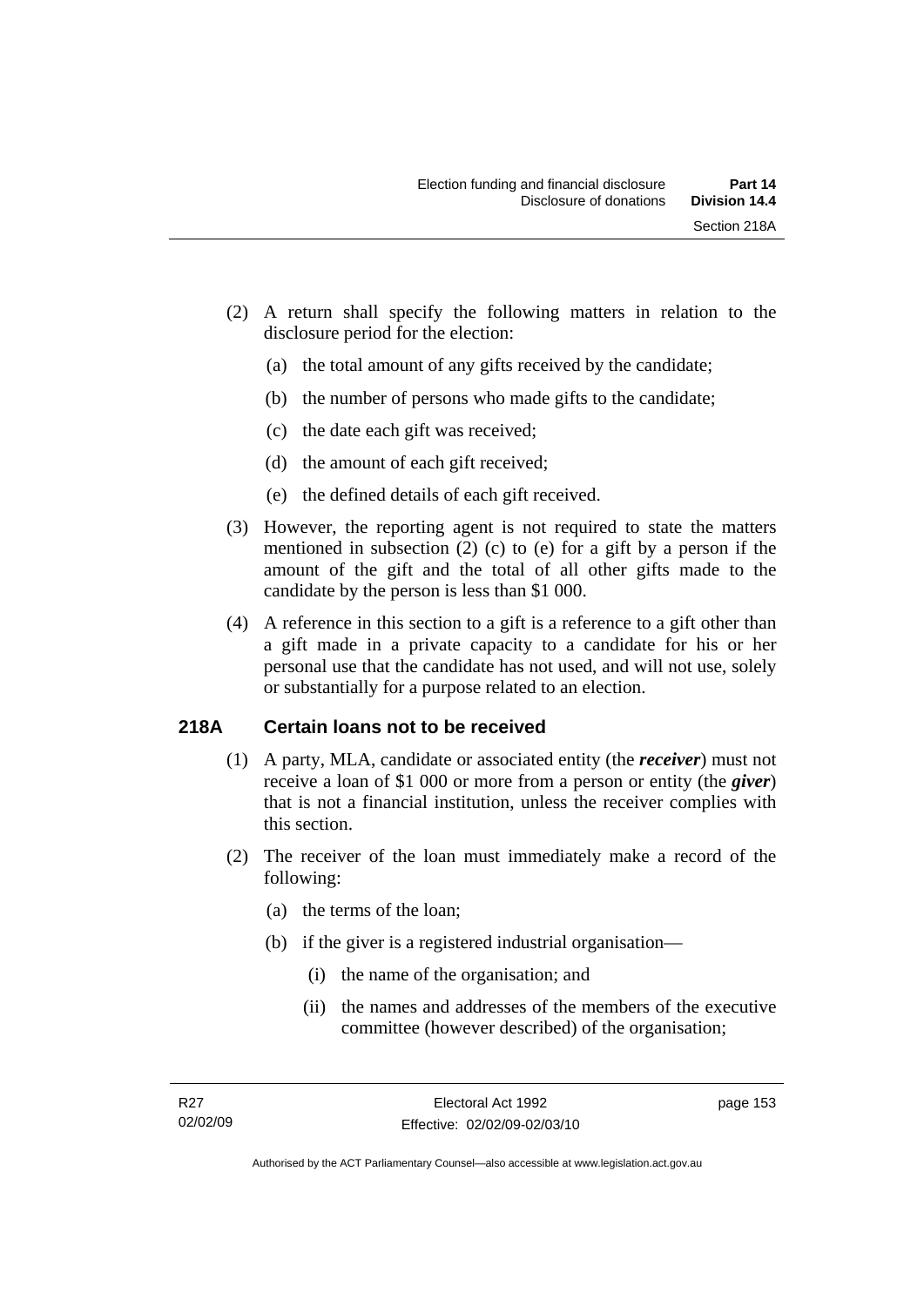(2) A return shall specify the following matters in relation to the disclosure period for the election:

  (a) the total amount of any gifts received by the candidate;

  (b) the number of persons who made gifts to the candidate;

  (c) the date each gift was received;

  (d) the amount of each gift received;

  (e) the defined details of each gift received.

(3) However, the reporting agent is not required to state the matters mentioned in subsection (2) (c) to (e) for a gift by a person if the amount of the gift and the total of all other gifts made to the candidate by the person is less than $1 000.

(4) A reference in this section to a gift is a reference to a gift other than a gift made in a private capacity to a candidate for his or her personal use that the candidate has not used, and will not use, solely or substantially for a purpose related to an election.

## 218A Certain loans not to be received

(1) A party, MLA, candidate or associated entity (the ***receiver***) must not receive a loan of $1 000 or more from a person or entity (the ***giver***) that is not a financial institution, unless the receiver complies with this section.

(2) The receiver of the loan must immediately make a record of the following:

  (a) the terms of the loan;

  (b) if the giver is a registered industrial organisation—

    (i) the name of the organisation; and

    (ii) the names and addresses of the members of the executive committee (however described) of the organisation;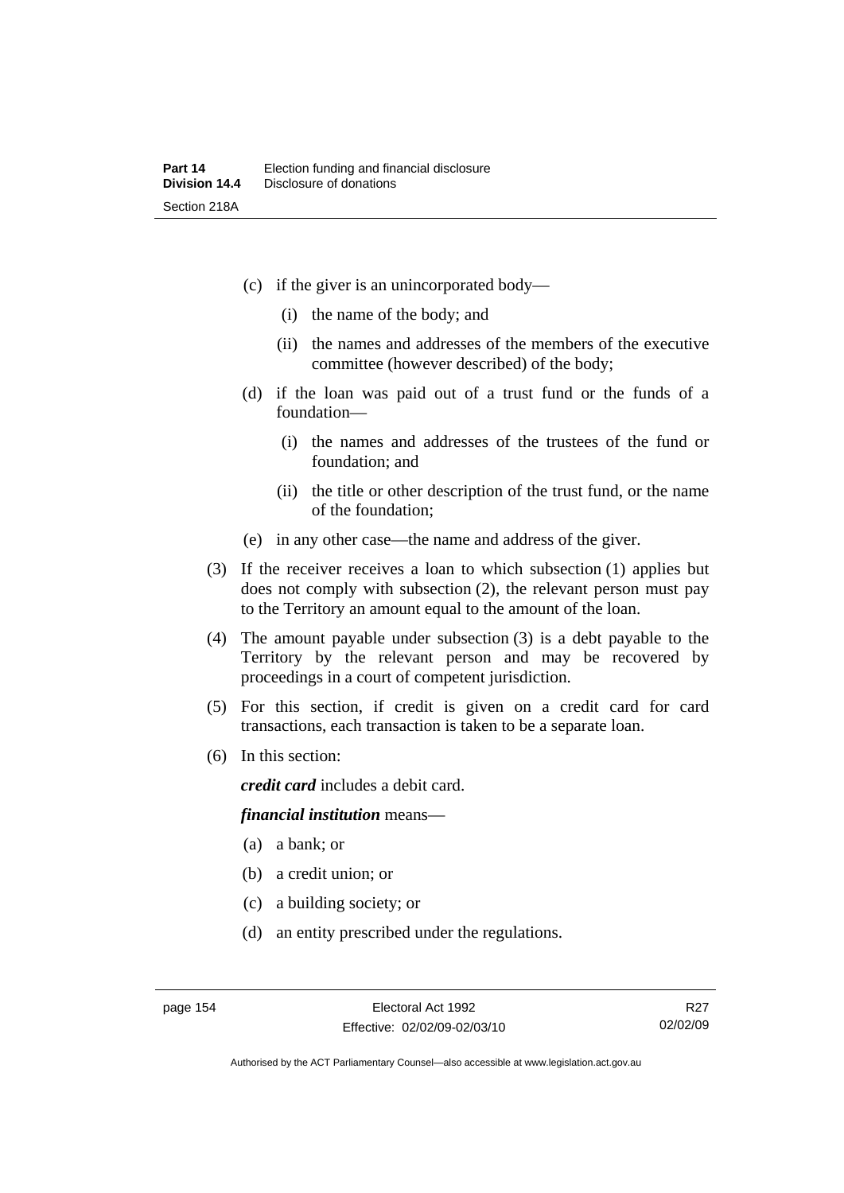(c) if the giver is an unincorporated body—

(i) the name of the body; and

(ii) the names and addresses of the members of the executive committee (however described) of the body;

(d) if the loan was paid out of a trust fund or the funds of a foundation—

(i) the names and addresses of the trustees of the fund or foundation; and

(ii) the title or other description of the trust fund, or the name of the foundation;

(e) in any other case—the name and address of the giver.

(3) If the receiver receives a loan to which subsection (1) applies but does not comply with subsection (2), the relevant person must pay to the Territory an amount equal to the amount of the loan.

(4) The amount payable under subsection (3) is a debt payable to the Territory by the relevant person and may be recovered by proceedings in a court of competent jurisdiction.

(5) For this section, if credit is given on a credit card for card transactions, each transaction is taken to be a separate loan.

(6) In this section:

***credit card*** includes a debit card.

***financial institution*** means—

(a) a bank; or

(b) a credit union; or

(c) a building society; or

(d) an entity prescribed under the regulations.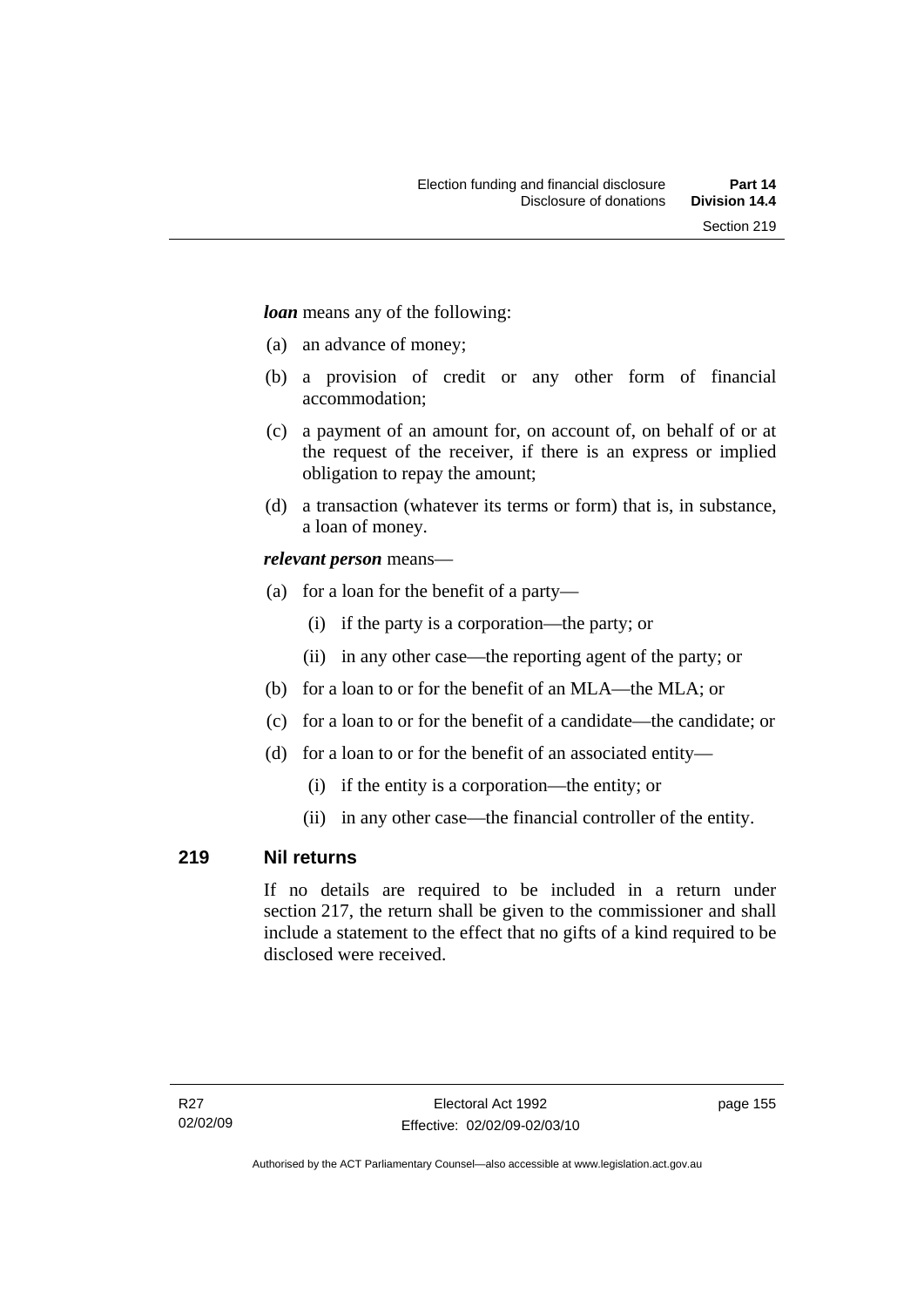***loan*** means any of the following:

(a) an advance of money;

(b) a provision of credit or any other form of financial accommodation;

(c) a payment of an amount for, on account of, on behalf of or at the request of the receiver, if there is an express or implied obligation to repay the amount;

(d) a transaction (whatever its terms or form) that is, in substance, a loan of money.

***relevant person*** means—

(a) for a loan for the benefit of a party—

 (i) if the party is a corporation—the party; or

 (ii) in any other case—the reporting agent of the party; or

(b) for a loan to or for the benefit of an MLA—the MLA; or

(c) for a loan to or for the benefit of a candidate—the candidate; or

(d) for a loan to or for the benefit of an associated entity—

 (i) if the entity is a corporation—the entity; or

 (ii) in any other case—the financial controller of the entity.

## 219 Nil returns

If no details are required to be included in a return under section 217, the return shall be given to the commissioner and shall include a statement to the effect that no gifts of a kind required to be disclosed were received.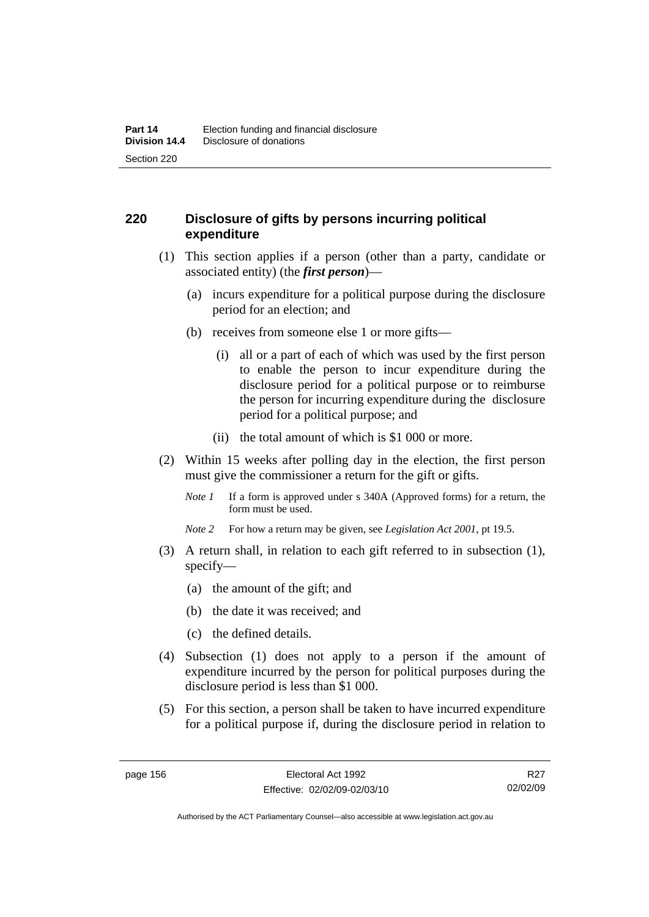## 220 Disclosure of gifts by persons incurring political expenditure

(1) This section applies if a person (other than a party, candidate or associated entity) (the ***first person***)—

(a) incurs expenditure for a political purpose during the disclosure period for an election; and

(b) receives from someone else 1 or more gifts—

(i) all or a part of each of which was used by the first person to enable the person to incur expenditure during the disclosure period for a political purpose or to reimburse the person for incurring expenditure during the disclosure period for a political purpose; and

(ii) the total amount of which is $1 000 or more.

(2) Within 15 weeks after polling day in the election, the first person must give the commissioner a return for the gift or gifts.

*Note 1* If a form is approved under s 340A (Approved forms) for a return, the form must be used.

*Note 2* For how a return may be given, see *Legislation Act 2001*, pt 19.5.

(3) A return shall, in relation to each gift referred to in subsection (1), specify—

(a) the amount of the gift; and

(b) the date it was received; and

(c) the defined details.

(4) Subsection (1) does not apply to a person if the amount of expenditure incurred by the person for political purposes during the disclosure period is less than $1 000.

(5) For this section, a person shall be taken to have incurred expenditure for a political purpose if, during the disclosure period in relation to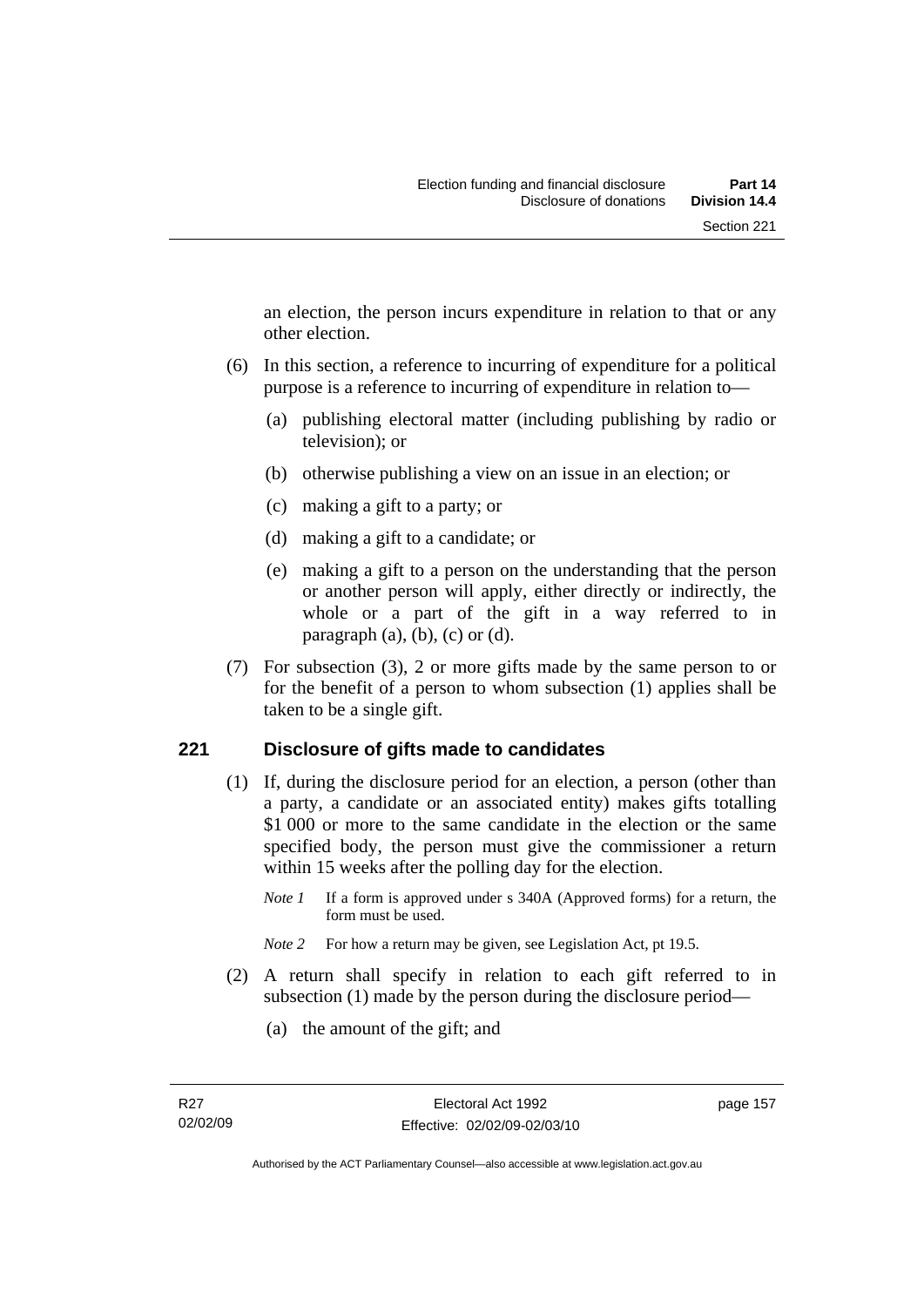an election, the person incurs expenditure in relation to that or any other election.

(6) In this section, a reference to incurring of expenditure for a political purpose is a reference to incurring of expenditure in relation to—

(a) publishing electoral matter (including publishing by radio or television); or

(b) otherwise publishing a view on an issue in an election; or

(c) making a gift to a party; or

(d) making a gift to a candidate; or

(e) making a gift to a person on the understanding that the person or another person will apply, either directly or indirectly, the whole or a part of the gift in a way referred to in paragraph (a), (b), (c) or (d).

(7) For subsection (3), 2 or more gifts made by the same person to or for the benefit of a person to whom subsection (1) applies shall be taken to be a single gift.

## 221 Disclosure of gifts made to candidates

(1) If, during the disclosure period for an election, a person (other than a party, a candidate or an associated entity) makes gifts totalling \$1 000 or more to the same candidate in the election or the same specified body, the person must give the commissioner a return within 15 weeks after the polling day for the election.

*Note 1* If a form is approved under s 340A (Approved forms) for a return, the form must be used.

*Note 2* For how a return may be given, see Legislation Act, pt 19.5.

(2) A return shall specify in relation to each gift referred to in subsection (1) made by the person during the disclosure period—

(a) the amount of the gift; and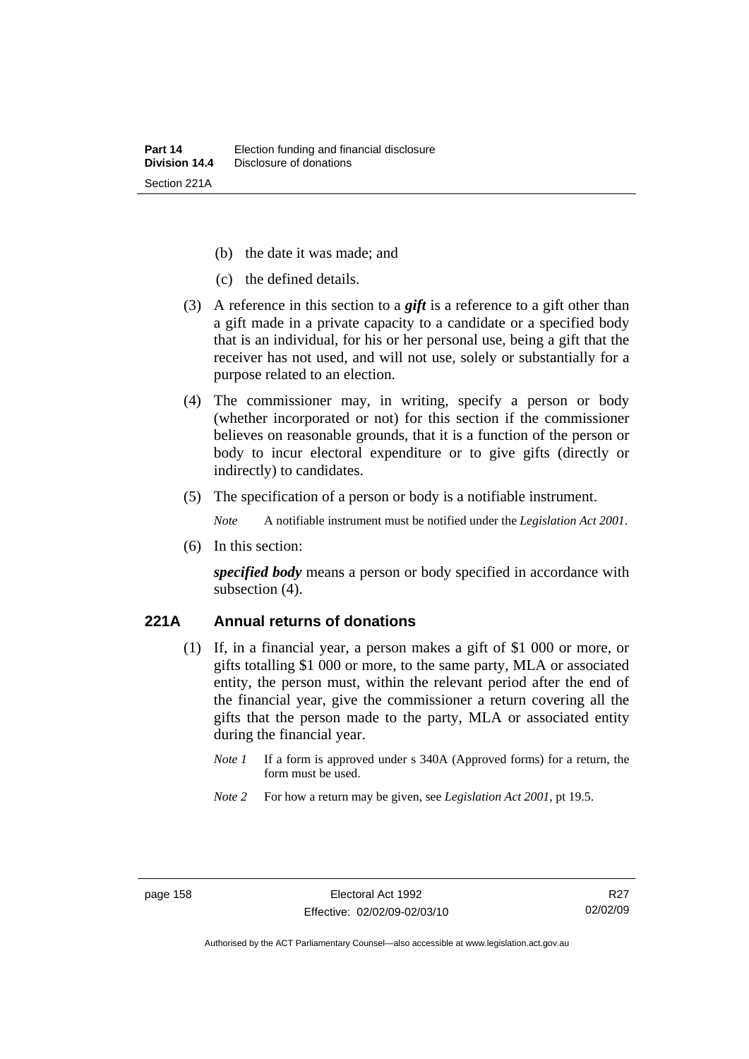(b) the date it was made; and

(c) the defined details.

(3) A reference in this section to a ***gift*** is a reference to a gift other than a gift made in a private capacity to a candidate or a specified body that is an individual, for his or her personal use, being a gift that the receiver has not used, and will not use, solely or substantially for a purpose related to an election.

(4) The commissioner may, in writing, specify a person or body (whether incorporated or not) for this section if the commissioner believes on reasonable grounds, that it is a function of the person or body to incur electoral expenditure or to give gifts (directly or indirectly) to candidates.

(5) The specification of a person or body is a notifiable instrument.

*Note* A notifiable instrument must be notified under the *Legislation Act 2001*.

(6) In this section:

***specified body*** means a person or body specified in accordance with subsection (4).

## 221A Annual returns of donations

(1) If, in a financial year, a person makes a gift of $1 000 or more, or gifts totalling $1 000 or more, to the same party, MLA or associated entity, the person must, within the relevant period after the end of the financial year, give the commissioner a return covering all the gifts that the person made to the party, MLA or associated entity during the financial year.

*Note 1* If a form is approved under s 340A (Approved forms) for a return, the form must be used.

*Note 2* For how a return may be given, see *Legislation Act 2001*, pt 19.5.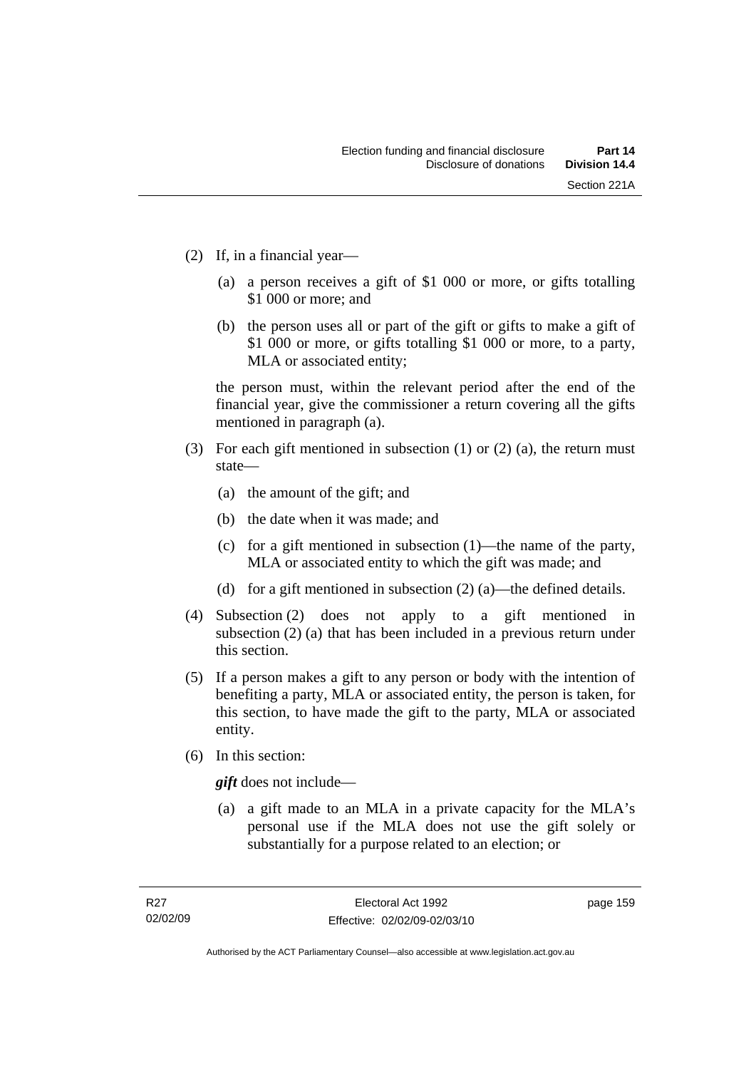(2) If, in a financial year—

(a) a person receives a gift of $1 000 or more, or gifts totalling $1 000 or more; and

(b) the person uses all or part of the gift or gifts to make a gift of $1 000 or more, or gifts totalling $1 000 or more, to a party, MLA or associated entity;

the person must, within the relevant period after the end of the financial year, give the commissioner a return covering all the gifts mentioned in paragraph (a).

(3) For each gift mentioned in subsection (1) or (2) (a), the return must state—

(a) the amount of the gift; and

(b) the date when it was made; and

(c) for a gift mentioned in subsection (1)—the name of the party, MLA or associated entity to which the gift was made; and

(d) for a gift mentioned in subsection (2) (a)—the defined details.

(4) Subsection (2) does not apply to a gift mentioned in subsection (2) (a) that has been included in a previous return under this section.

(5) If a person makes a gift to any person or body with the intention of benefiting a party, MLA or associated entity, the person is taken, for this section, to have made the gift to the party, MLA or associated entity.

(6) In this section:

***gift*** does not include—

(a) a gift made to an MLA in a private capacity for the MLA's personal use if the MLA does not use the gift solely or substantially for a purpose related to an election; or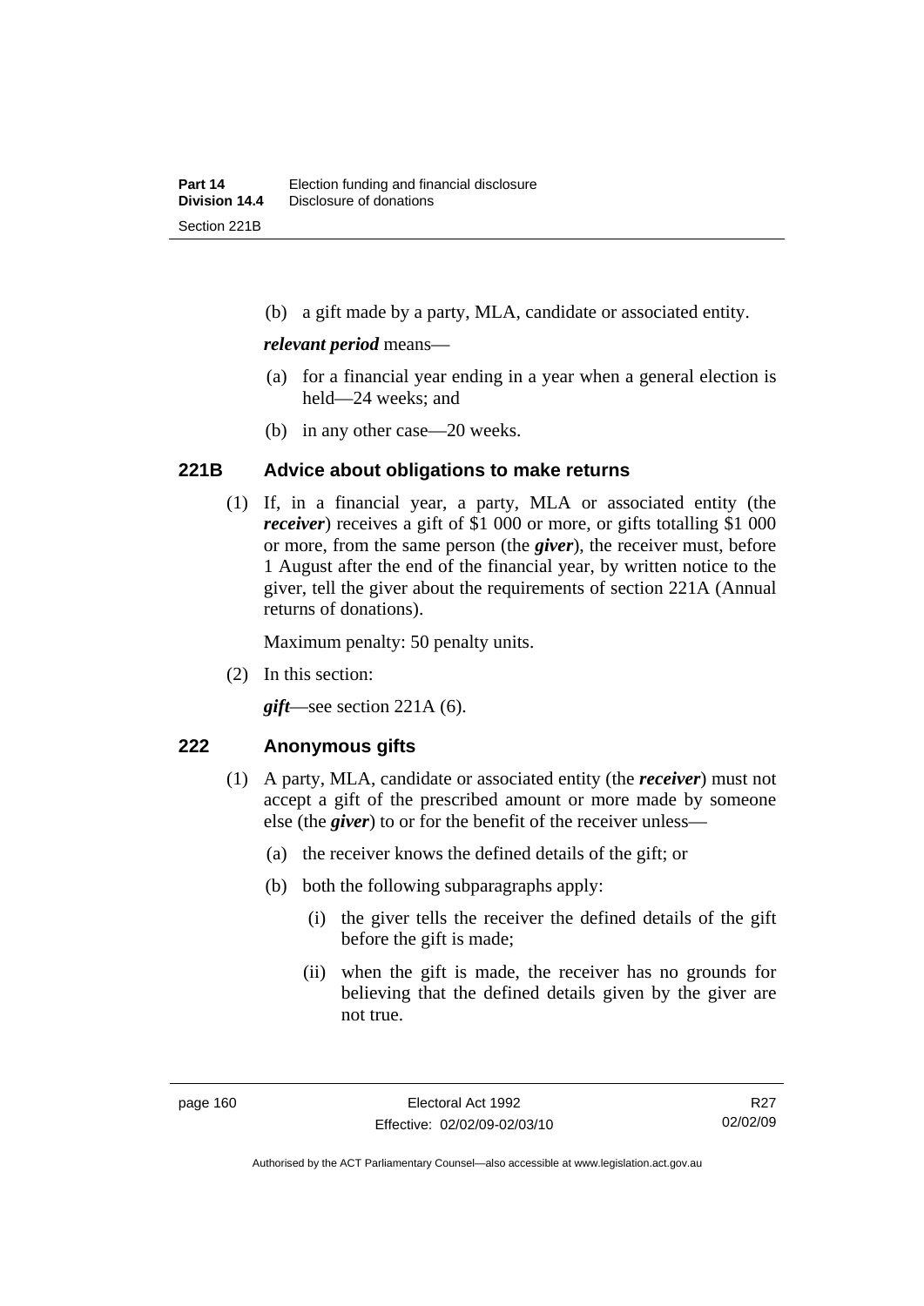(b) a gift made by a party, MLA, candidate or associated entity.

***relevant period*** means—

(a) for a financial year ending in a year when a general election is held—24 weeks; and

(b) in any other case—20 weeks.

## 221B Advice about obligations to make returns

(1) If, in a financial year, a party, MLA or associated entity (the ***receiver***) receives a gift of $1 000 or more, or gifts totalling $1 000 or more, from the same person (the ***giver***), the receiver must, before 1 August after the end of the financial year, by written notice to the giver, tell the giver about the requirements of section 221A (Annual returns of donations).

Maximum penalty: 50 penalty units.

(2) In this section:

***gift***—see section 221A (6).

## 222 Anonymous gifts

(1) A party, MLA, candidate or associated entity (the ***receiver***) must not accept a gift of the prescribed amount or more made by someone else (the ***giver***) to or for the benefit of the receiver unless—

(a) the receiver knows the defined details of the gift; or

(b) both the following subparagraphs apply:

(i) the giver tells the receiver the defined details of the gift before the gift is made;

(ii) when the gift is made, the receiver has no grounds for believing that the defined details given by the giver are not true.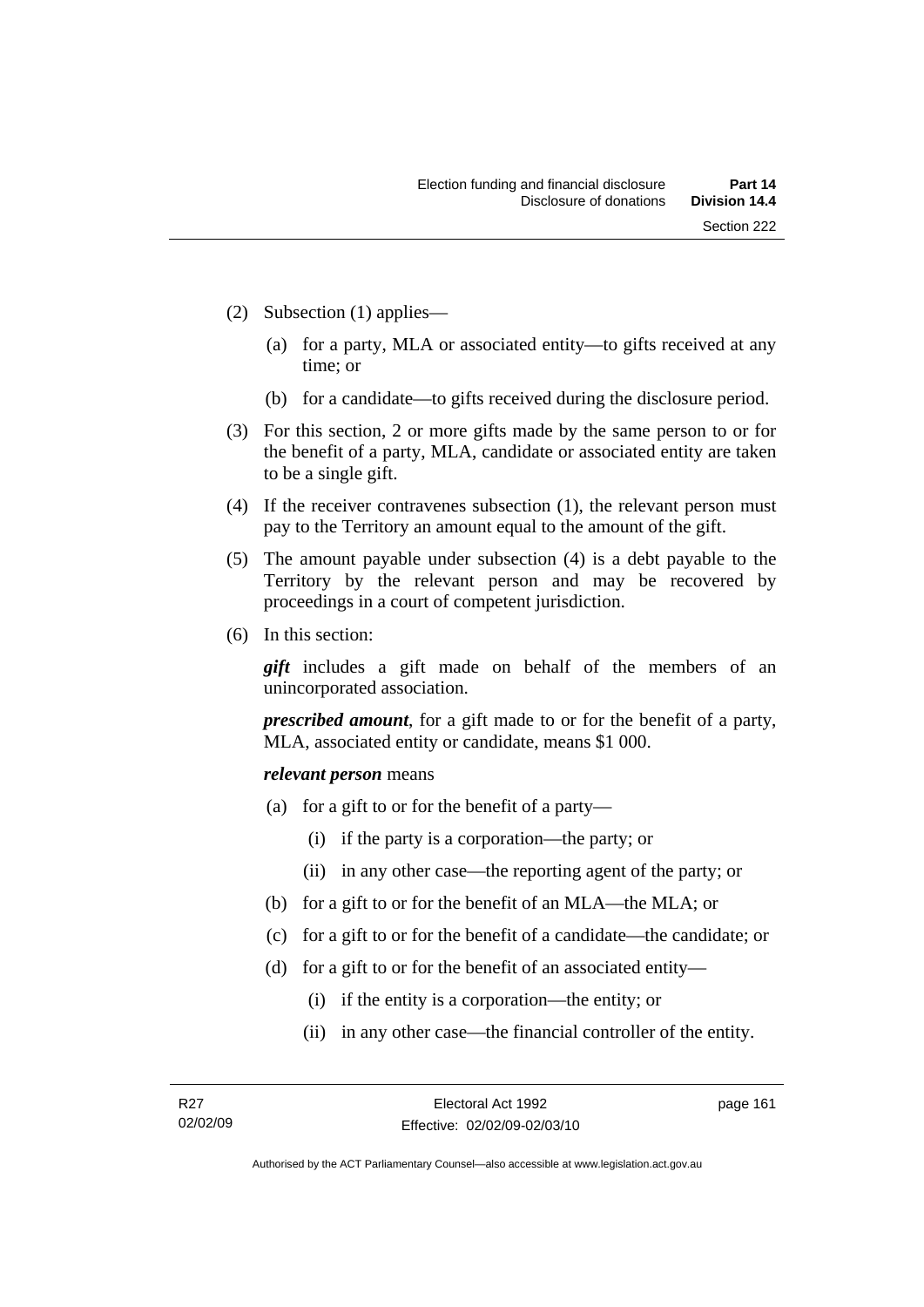(2) Subsection (1) applies—

(a) for a party, MLA or associated entity—to gifts received at any time; or

(b) for a candidate—to gifts received during the disclosure period.

(3) For this section, 2 or more gifts made by the same person to or for the benefit of a party, MLA, candidate or associated entity are taken to be a single gift.

(4) If the receiver contravenes subsection (1), the relevant person must pay to the Territory an amount equal to the amount of the gift.

(5) The amount payable under subsection (4) is a debt payable to the Territory by the relevant person and may be recovered by proceedings in a court of competent jurisdiction.

(6) In this section:

***gift*** includes a gift made on behalf of the members of an unincorporated association.

***prescribed amount***, for a gift made to or for the benefit of a party, MLA, associated entity or candidate, means $1 000.

***relevant person*** means

(a) for a gift to or for the benefit of a party—

(i) if the party is a corporation—the party; or

(ii) in any other case—the reporting agent of the party; or

(b) for a gift to or for the benefit of an MLA—the MLA; or

(c) for a gift to or for the benefit of a candidate—the candidate; or

(d) for a gift to or for the benefit of an associated entity—

(i) if the entity is a corporation—the entity; or

(ii) in any other case—the financial controller of the entity.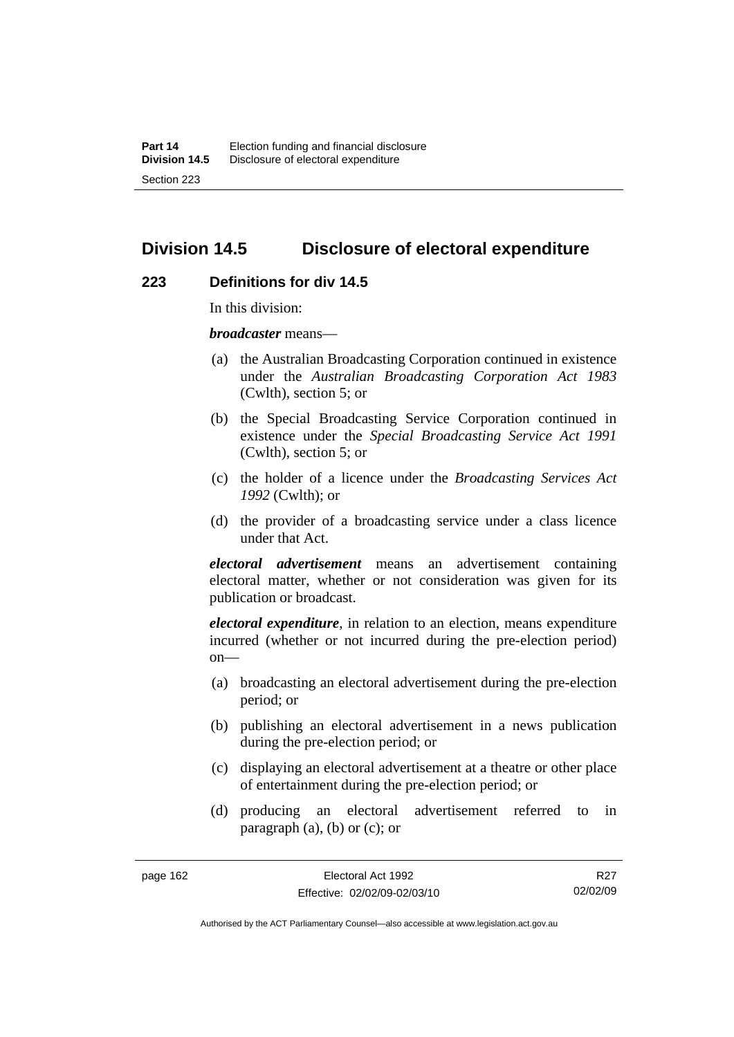## Division 14.5 Disclosure of electoral expenditure

### 223 Definitions for div 14.5

In this division:

***broadcaster*** means—

(a) the Australian Broadcasting Corporation continued in existence under the *Australian Broadcasting Corporation Act 1983* (Cwlth), section 5; or

(b) the Special Broadcasting Service Corporation continued in existence under the *Special Broadcasting Service Act 1991* (Cwlth), section 5; or

(c) the holder of a licence under the *Broadcasting Services Act 1992* (Cwlth); or

(d) the provider of a broadcasting service under a class licence under that Act.

***electoral advertisement*** means an advertisement containing electoral matter, whether or not consideration was given for its publication or broadcast.

***electoral expenditure***, in relation to an election, means expenditure incurred (whether or not incurred during the pre-election period) on—

(a) broadcasting an electoral advertisement during the pre-election period; or

(b) publishing an electoral advertisement in a news publication during the pre-election period; or

(c) displaying an electoral advertisement at a theatre or other place of entertainment during the pre-election period; or

(d) producing an electoral advertisement referred to in paragraph (a), (b) or (c); or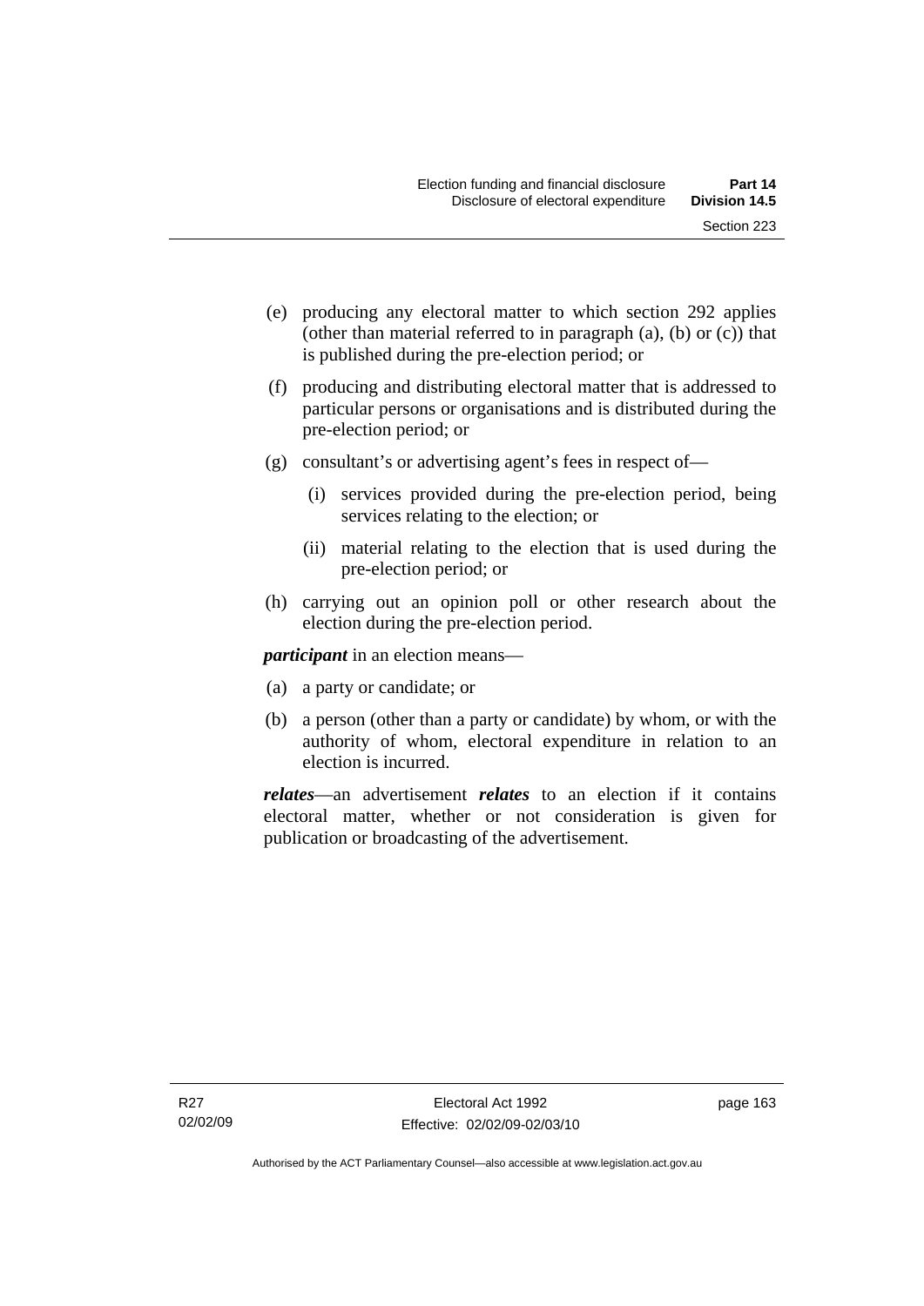(e) producing any electoral matter to which section 292 applies (other than material referred to in paragraph (a), (b) or (c)) that is published during the pre-election period; or

(f) producing and distributing electoral matter that is addressed to particular persons or organisations and is distributed during the pre-election period; or

(g) consultant's or advertising agent's fees in respect of—

(i) services provided during the pre-election period, being services relating to the election; or

(ii) material relating to the election that is used during the pre-election period; or

(h) carrying out an opinion poll or other research about the election during the pre-election period.

***participant*** in an election means—

(a) a party or candidate; or

(b) a person (other than a party or candidate) by whom, or with the authority of whom, electoral expenditure in relation to an election is incurred.

***relates***—an advertisement ***relates*** to an election if it contains electoral matter, whether or not consideration is given for publication or broadcasting of the advertisement.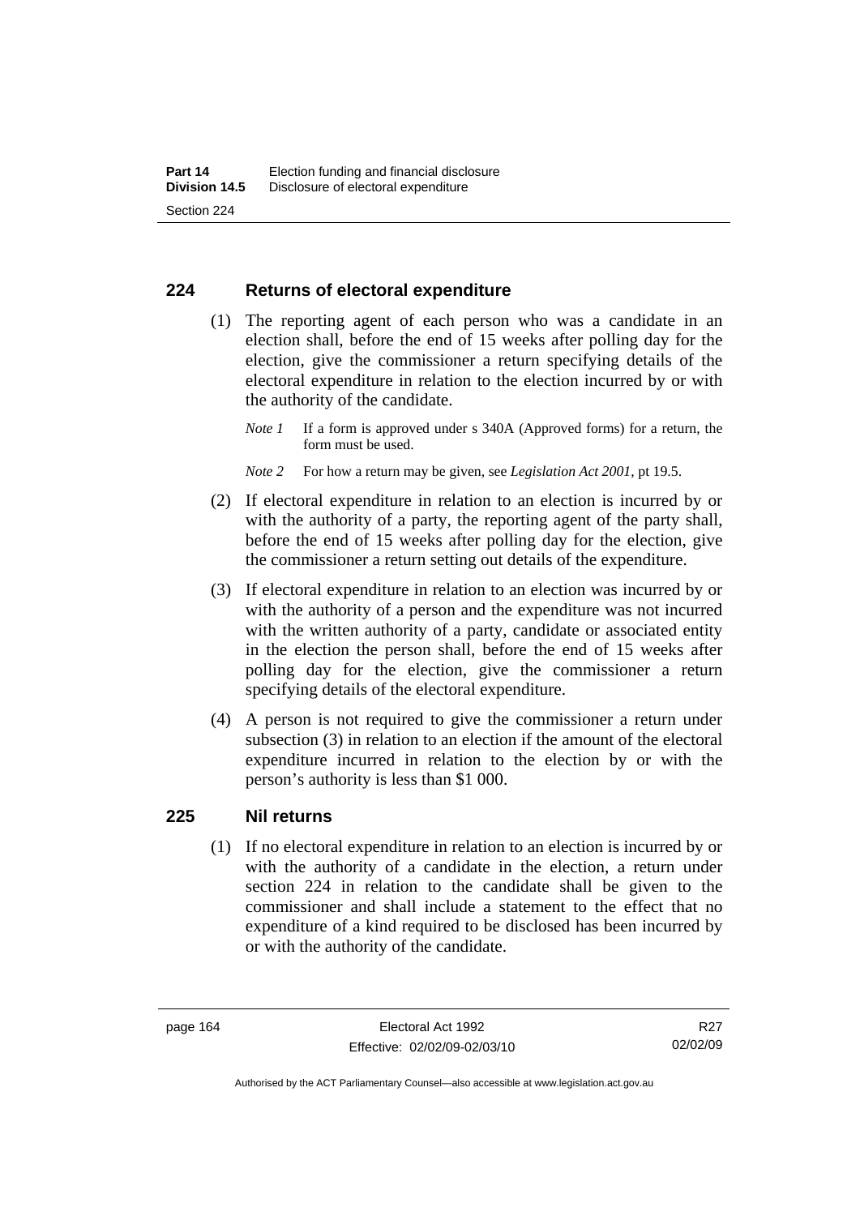## 224 Returns of electoral expenditure

(1) The reporting agent of each person who was a candidate in an election shall, before the end of 15 weeks after polling day for the election, give the commissioner a return specifying details of the electoral expenditure in relation to the election incurred by or with the authority of the candidate.

*Note 1* If a form is approved under s 340A (Approved forms) for a return, the form must be used.

*Note 2* For how a return may be given, see *Legislation Act 2001*, pt 19.5.

(2) If electoral expenditure in relation to an election is incurred by or with the authority of a party, the reporting agent of the party shall, before the end of 15 weeks after polling day for the election, give the commissioner a return setting out details of the expenditure.

(3) If electoral expenditure in relation to an election was incurred by or with the authority of a person and the expenditure was not incurred with the written authority of a party, candidate or associated entity in the election the person shall, before the end of 15 weeks after polling day for the election, give the commissioner a return specifying details of the electoral expenditure.

(4) A person is not required to give the commissioner a return under subsection (3) in relation to an election if the amount of the electoral expenditure incurred in relation to the election by or with the person's authority is less than $1 000.

## 225 Nil returns

(1) If no electoral expenditure in relation to an election is incurred by or with the authority of a candidate in the election, a return under section 224 in relation to the candidate shall be given to the commissioner and shall include a statement to the effect that no expenditure of a kind required to be disclosed has been incurred by or with the authority of the candidate.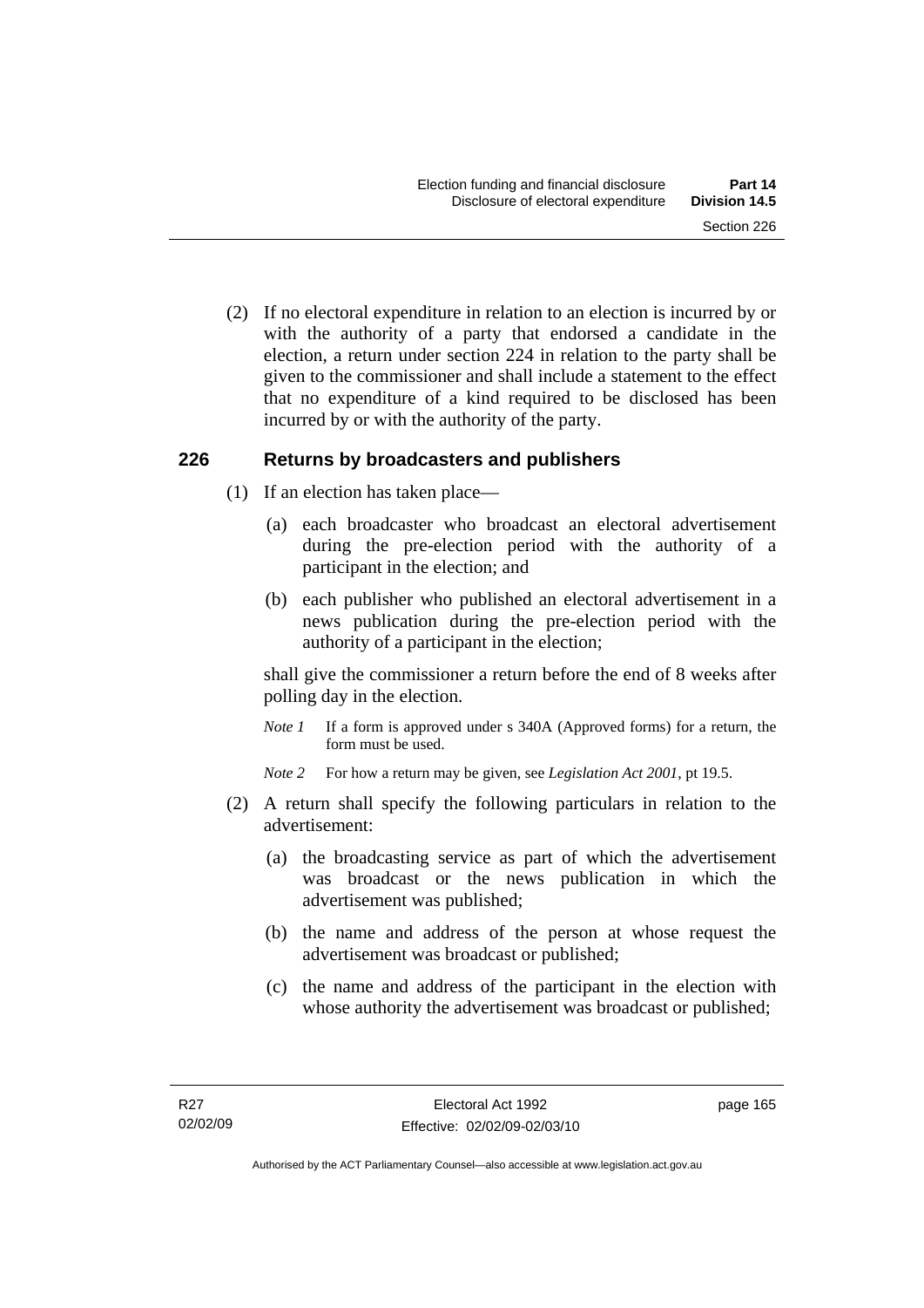(2) If no electoral expenditure in relation to an election is incurred by or with the authority of a party that endorsed a candidate in the election, a return under section 224 in relation to the party shall be given to the commissioner and shall include a statement to the effect that no expenditure of a kind required to be disclosed has been incurred by or with the authority of the party.

## 226 Returns by broadcasters and publishers

(1) If an election has taken place—

(a) each broadcaster who broadcast an electoral advertisement during the pre-election period with the authority of a participant in the election; and

(b) each publisher who published an electoral advertisement in a news publication during the pre-election period with the authority of a participant in the election;

shall give the commissioner a return before the end of 8 weeks after polling day in the election.

*Note 1* If a form is approved under s 340A (Approved forms) for a return, the form must be used.

*Note 2* For how a return may be given, see *Legislation Act 2001*, pt 19.5.

(2) A return shall specify the following particulars in relation to the advertisement:

(a) the broadcasting service as part of which the advertisement was broadcast or the news publication in which the advertisement was published;

(b) the name and address of the person at whose request the advertisement was broadcast or published;

(c) the name and address of the participant in the election with whose authority the advertisement was broadcast or published;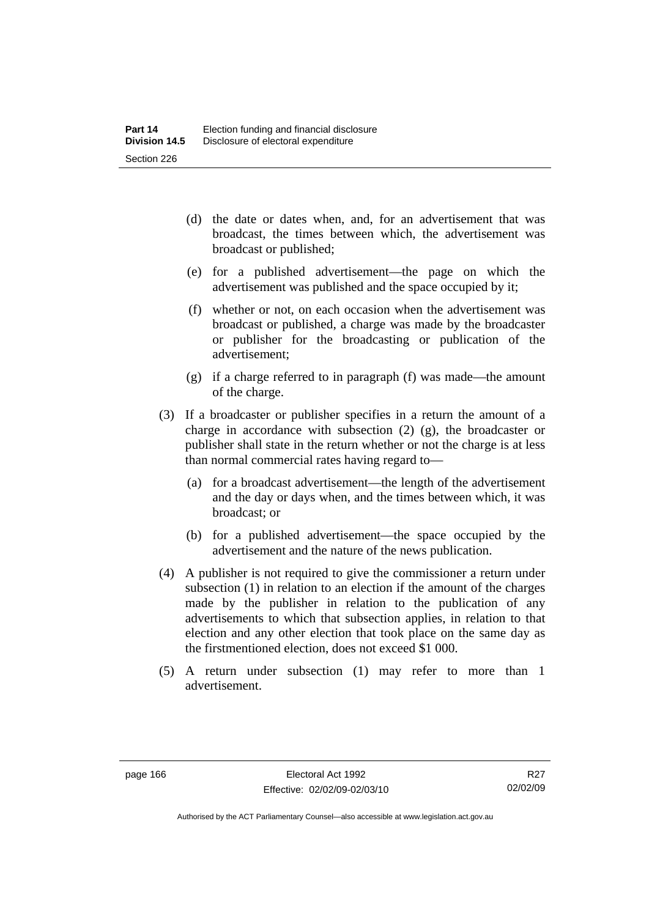(d) the date or dates when, and, for an advertisement that was broadcast, the times between which, the advertisement was broadcast or published;

(e) for a published advertisement—the page on which the advertisement was published and the space occupied by it;

(f) whether or not, on each occasion when the advertisement was broadcast or published, a charge was made by the broadcaster or publisher for the broadcasting or publication of the advertisement;

(g) if a charge referred to in paragraph (f) was made—the amount of the charge.

(3) If a broadcaster or publisher specifies in a return the amount of a charge in accordance with subsection (2) (g), the broadcaster or publisher shall state in the return whether or not the charge is at less than normal commercial rates having regard to—

(a) for a broadcast advertisement—the length of the advertisement and the day or days when, and the times between which, it was broadcast; or

(b) for a published advertisement—the space occupied by the advertisement and the nature of the news publication.

(4) A publisher is not required to give the commissioner a return under subsection (1) in relation to an election if the amount of the charges made by the publisher in relation to the publication of any advertisements to which that subsection applies, in relation to that election and any other election that took place on the same day as the firstmentioned election, does not exceed $1 000.

(5) A return under subsection (1) may refer to more than 1 advertisement.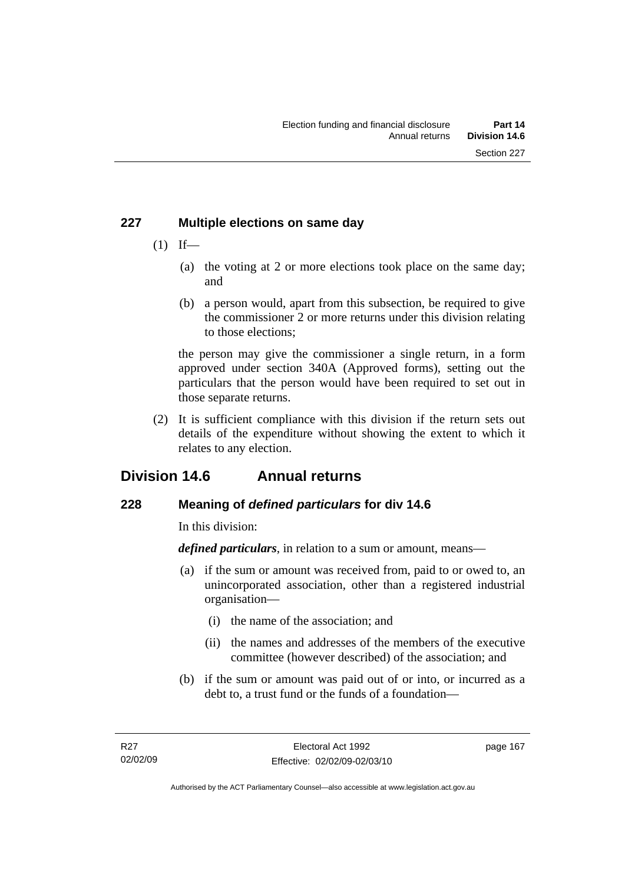## 227 Multiple elections on same day

(1) If—

(a) the voting at 2 or more elections took place on the same day; and

(b) a person would, apart from this subsection, be required to give the commissioner 2 or more returns under this division relating to those elections;

the person may give the commissioner a single return, in a form approved under section 340A (Approved forms), setting out the particulars that the person would have been required to set out in those separate returns.

(2) It is sufficient compliance with this division if the return sets out details of the expenditure without showing the extent to which it relates to any election.

# Division 14.6 Annual returns

## 228 Meaning of *defined particulars* for div 14.6

In this division:

***defined particulars***, in relation to a sum or amount, means—

(a) if the sum or amount was received from, paid to or owed to, an unincorporated association, other than a registered industrial organisation—

(i) the name of the association; and

(ii) the names and addresses of the members of the executive committee (however described) of the association; and

(b) if the sum or amount was paid out of or into, or incurred as a debt to, a trust fund or the funds of a foundation—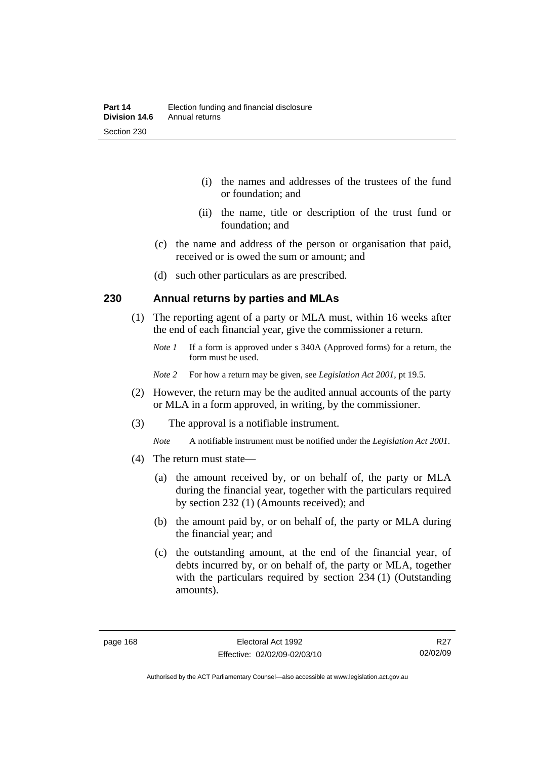(i) the names and addresses of the trustees of the fund or foundation; and

(ii) the name, title or description of the trust fund or foundation; and

(c) the name and address of the person or organisation that paid, received or is owed the sum or amount; and

(d) such other particulars as are prescribed.

### 230 Annual returns by parties and MLAs

(1) The reporting agent of a party or MLA must, within 16 weeks after the end of each financial year, give the commissioner a return.

*Note 1* If a form is approved under s 340A (Approved forms) for a return, the form must be used.

*Note 2* For how a return may be given, see *Legislation Act 2001*, pt 19.5.

(2) However, the return may be the audited annual accounts of the party or MLA in a form approved, in writing, by the commissioner.

(3) The approval is a notifiable instrument.

*Note* A notifiable instrument must be notified under the *Legislation Act 2001*.

(4) The return must state—

(a) the amount received by, or on behalf of, the party or MLA during the financial year, together with the particulars required by section 232 (1) (Amounts received); and

(b) the amount paid by, or on behalf of, the party or MLA during the financial year; and

(c) the outstanding amount, at the end of the financial year, of debts incurred by, or on behalf of, the party or MLA, together with the particulars required by section 234 (1) (Outstanding amounts).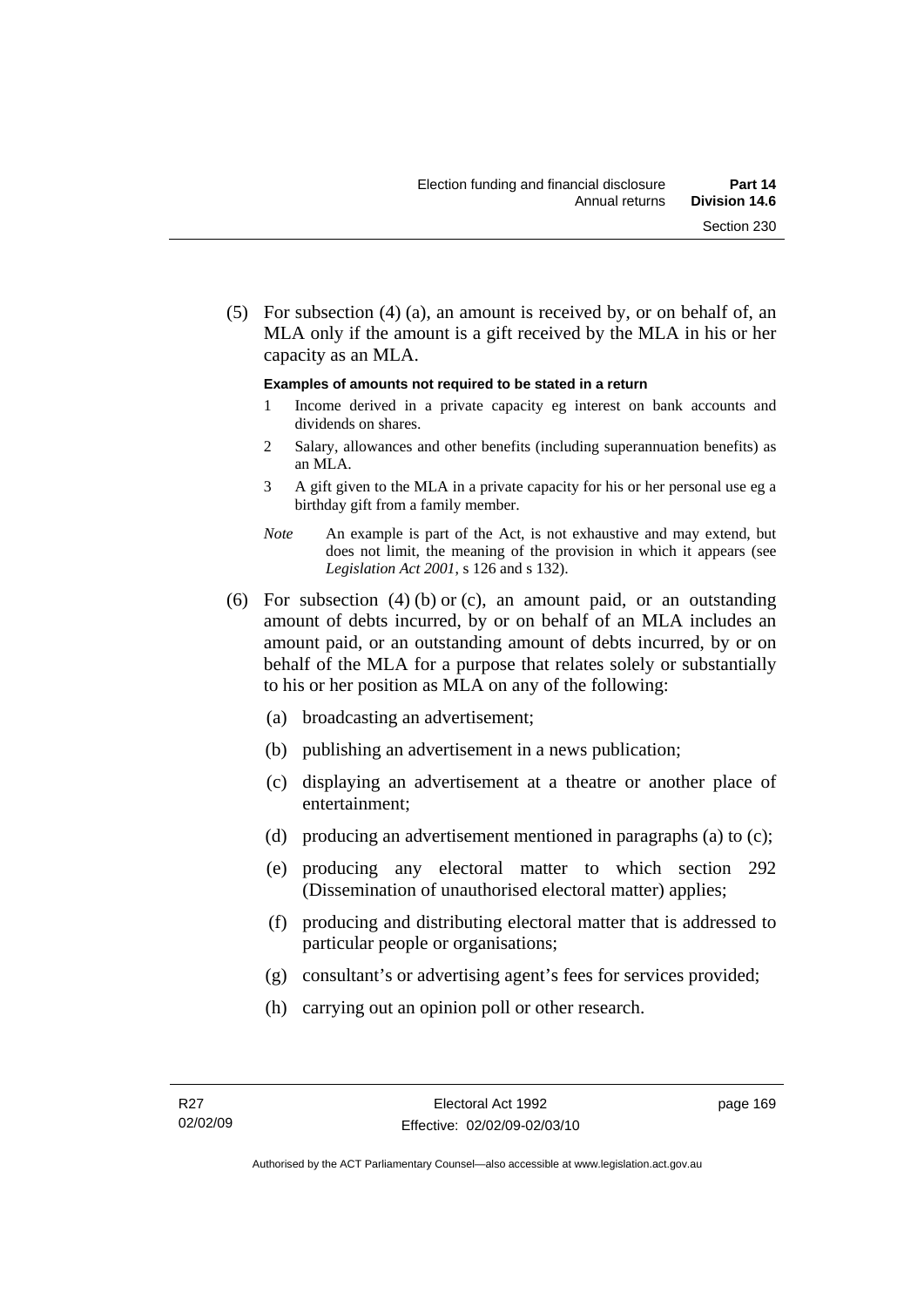(5) For subsection (4) (a), an amount is received by, or on behalf of, an MLA only if the amount is a gift received by the MLA in his or her capacity as an MLA.

**Examples of amounts not required to be stated in a return**

1 Income derived in a private capacity eg interest on bank accounts and dividends on shares.

2 Salary, allowances and other benefits (including superannuation benefits) as an MLA.

3 A gift given to the MLA in a private capacity for his or her personal use eg a birthday gift from a family member.

*Note* An example is part of the Act, is not exhaustive and may extend, but does not limit, the meaning of the provision in which it appears (see *Legislation Act 2001*, s 126 and s 132).

(6) For subsection (4) (b) or (c), an amount paid, or an outstanding amount of debts incurred, by or on behalf of an MLA includes an amount paid, or an outstanding amount of debts incurred, by or on behalf of the MLA for a purpose that relates solely or substantially to his or her position as MLA on any of the following:

(a) broadcasting an advertisement;

(b) publishing an advertisement in a news publication;

(c) displaying an advertisement at a theatre or another place of entertainment;

(d) producing an advertisement mentioned in paragraphs (a) to (c);

(e) producing any electoral matter to which section 292 (Dissemination of unauthorised electoral matter) applies;

(f) producing and distributing electoral matter that is addressed to particular people or organisations;

(g) consultant's or advertising agent's fees for services provided;

(h) carrying out an opinion poll or other research.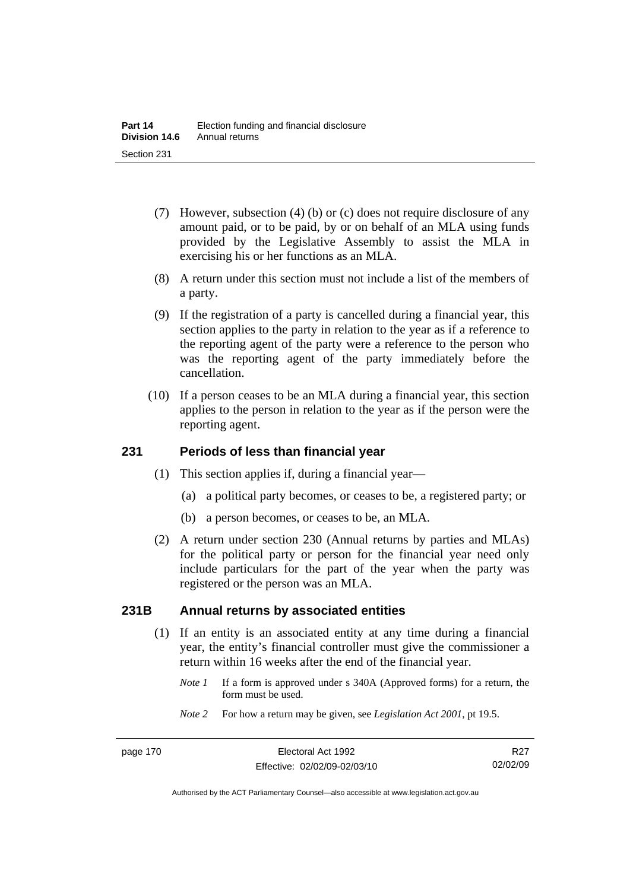(7) However, subsection (4) (b) or (c) does not require disclosure of any amount paid, or to be paid, by or on behalf of an MLA using funds provided by the Legislative Assembly to assist the MLA in exercising his or her functions as an MLA.

(8) A return under this section must not include a list of the members of a party.

(9) If the registration of a party is cancelled during a financial year, this section applies to the party in relation to the year as if a reference to the reporting agent of the party were a reference to the person who was the reporting agent of the party immediately before the cancellation.

(10) If a person ceases to be an MLA during a financial year, this section applies to the person in relation to the year as if the person were the reporting agent.

## 231 Periods of less than financial year

(1) This section applies if, during a financial year—

(a) a political party becomes, or ceases to be, a registered party; or

(b) a person becomes, or ceases to be, an MLA.

(2) A return under section 230 (Annual returns by parties and MLAs) for the political party or person for the financial year need only include particulars for the part of the year when the party was registered or the person was an MLA.

## 231B Annual returns by associated entities

(1) If an entity is an associated entity at any time during a financial year, the entity's financial controller must give the commissioner a return within 16 weeks after the end of the financial year.

*Note 1* If a form is approved under s 340A (Approved forms) for a return, the form must be used.

*Note 2* For how a return may be given, see *Legislation Act 2001*, pt 19.5.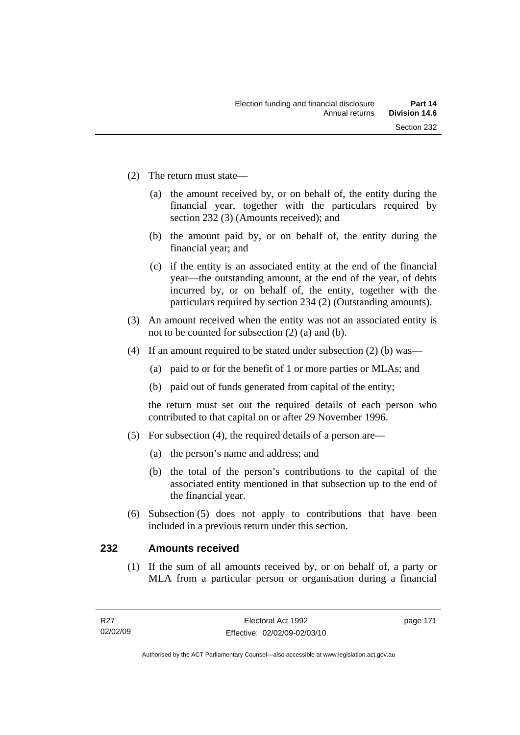(2) The return must state—

(a) the amount received by, or on behalf of, the entity during the financial year, together with the particulars required by section 232 (3) (Amounts received); and

(b) the amount paid by, or on behalf of, the entity during the financial year; and

(c) if the entity is an associated entity at the end of the financial year—the outstanding amount, at the end of the year, of debts incurred by, or on behalf of, the entity, together with the particulars required by section 234 (2) (Outstanding amounts).

(3) An amount received when the entity was not an associated entity is not to be counted for subsection (2) (a) and (b).

(4) If an amount required to be stated under subsection (2) (b) was—

(a) paid to or for the benefit of 1 or more parties or MLAs; and

(b) paid out of funds generated from capital of the entity;

the return must set out the required details of each person who contributed to that capital on or after 29 November 1996.

(5) For subsection (4), the required details of a person are—

(a) the person's name and address; and

(b) the total of the person's contributions to the capital of the associated entity mentioned in that subsection up to the end of the financial year.

(6) Subsection (5) does not apply to contributions that have been included in a previous return under this section.

## 232 Amounts received

(1) If the sum of all amounts received by, or on behalf of, a party or MLA from a particular person or organisation during a financial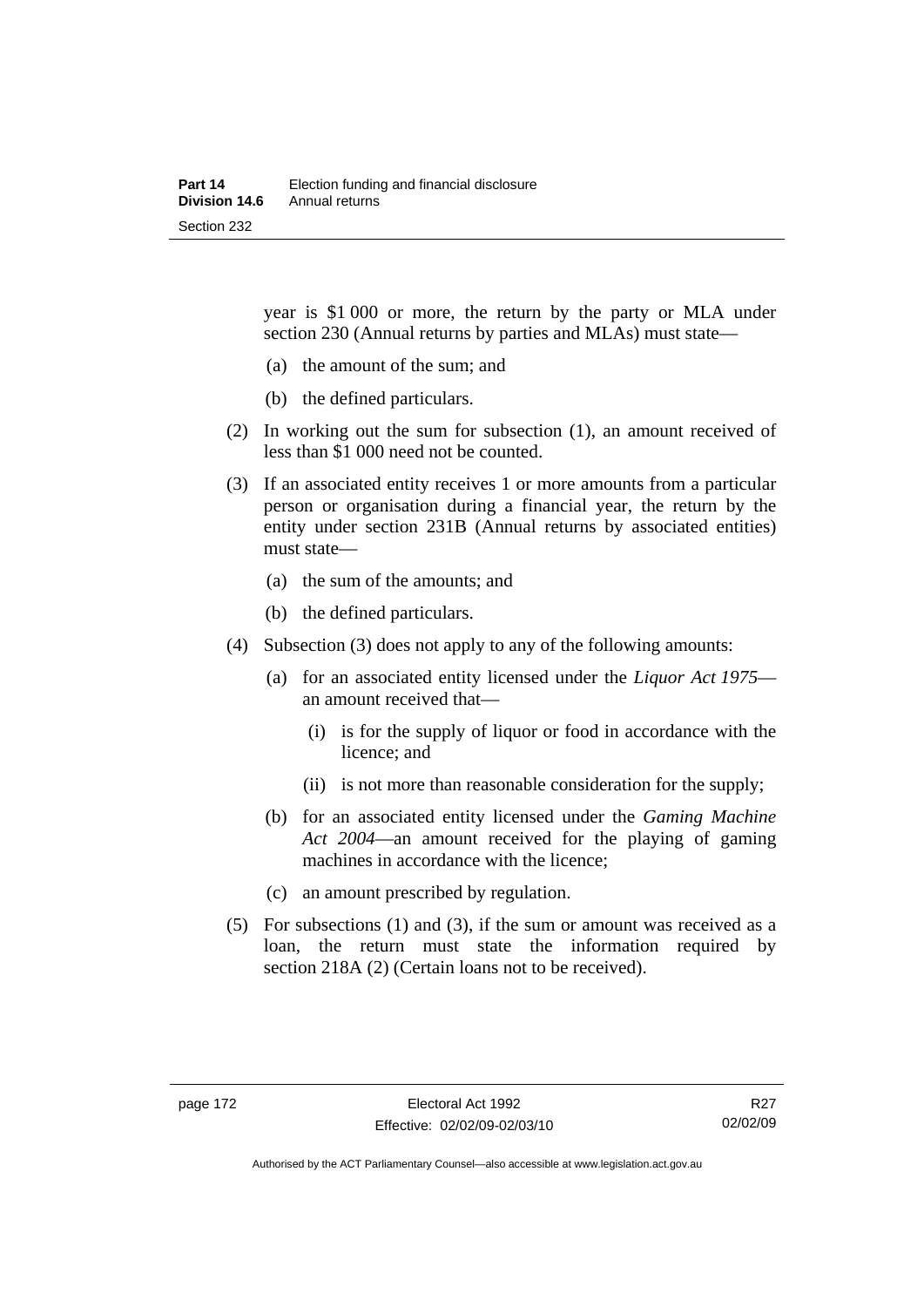year is $1 000 or more, the return by the party or MLA under section 230 (Annual returns by parties and MLAs) must state—

(a) the amount of the sum; and

(b) the defined particulars.

(2) In working out the sum for subsection (1), an amount received of less than $1 000 need not be counted.

(3) If an associated entity receives 1 or more amounts from a particular person or organisation during a financial year, the return by the entity under section 231B (Annual returns by associated entities) must state—

(a) the sum of the amounts; and

(b) the defined particulars.

(4) Subsection (3) does not apply to any of the following amounts:

(a) for an associated entity licensed under the *Liquor Act 1975*—an amount received that—

(i) is for the supply of liquor or food in accordance with the licence; and

(ii) is not more than reasonable consideration for the supply;

(b) for an associated entity licensed under the *Gaming Machine Act 2004*—an amount received for the playing of gaming machines in accordance with the licence;

(c) an amount prescribed by regulation.

(5) For subsections (1) and (3), if the sum or amount was received as a loan, the return must state the information required by section 218A (2) (Certain loans not to be received).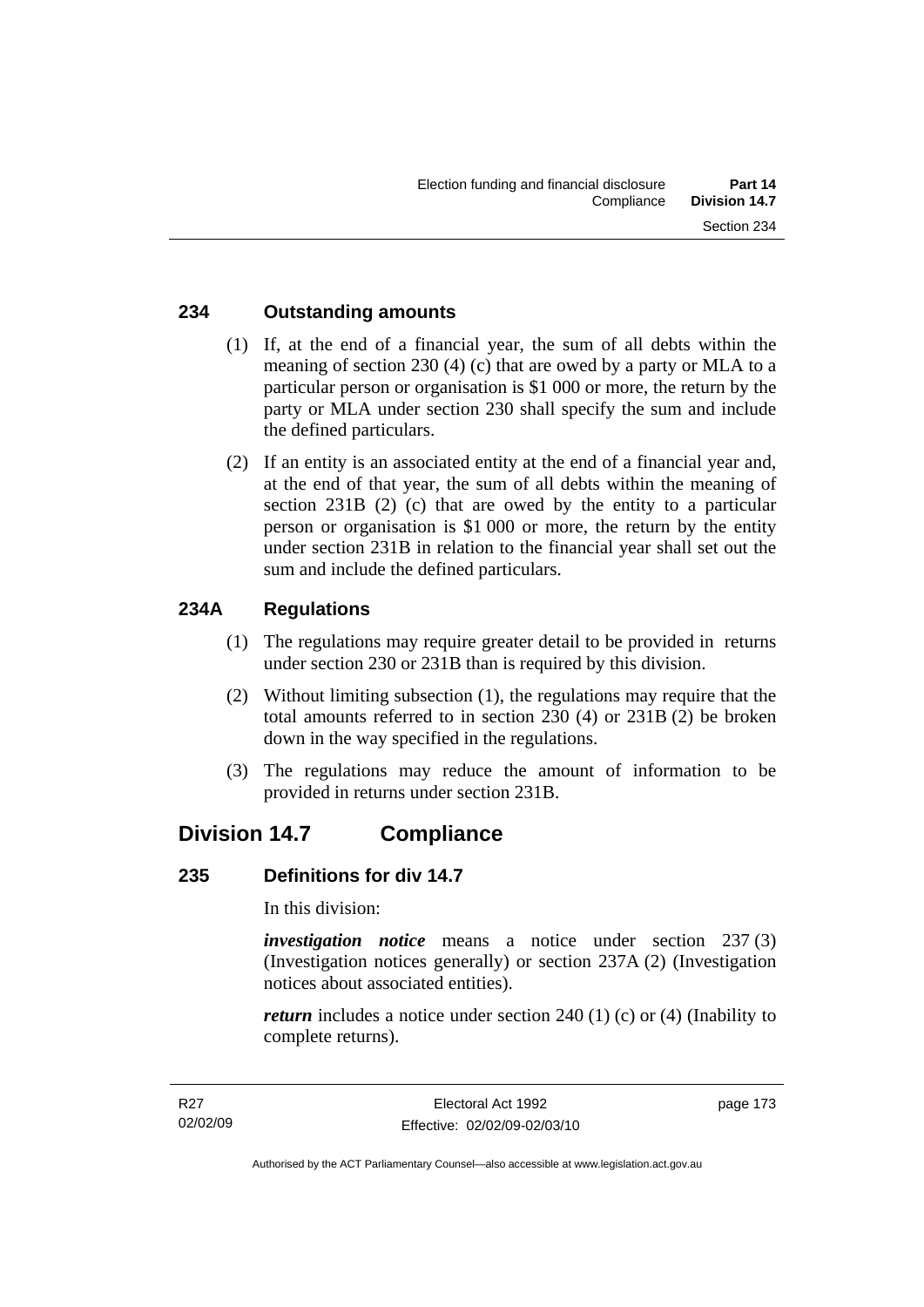### 234 Outstanding amounts

(1) If, at the end of a financial year, the sum of all debts within the meaning of section 230 (4) (c) that are owed by a party or MLA to a particular person or organisation is $1 000 or more, the return by the party or MLA under section 230 shall specify the sum and include the defined particulars.

(2) If an entity is an associated entity at the end of a financial year and, at the end of that year, the sum of all debts within the meaning of section 231B (2) (c) that are owed by the entity to a particular person or organisation is $1 000 or more, the return by the entity under section 231B in relation to the financial year shall set out the sum and include the defined particulars.

### 234A Regulations

(1) The regulations may require greater detail to be provided in returns under section 230 or 231B than is required by this division.

(2) Without limiting subsection (1), the regulations may require that the total amounts referred to in section 230 (4) or 231B (2) be broken down in the way specified in the regulations.

(3) The regulations may reduce the amount of information to be provided in returns under section 231B.

## Division 14.7 Compliance

### 235 Definitions for div 14.7

In this division:

***investigation notice*** means a notice under section 237 (3) (Investigation notices generally) or section 237A (2) (Investigation notices about associated entities).

***return*** includes a notice under section 240 (1) (c) or (4) (Inability to complete returns).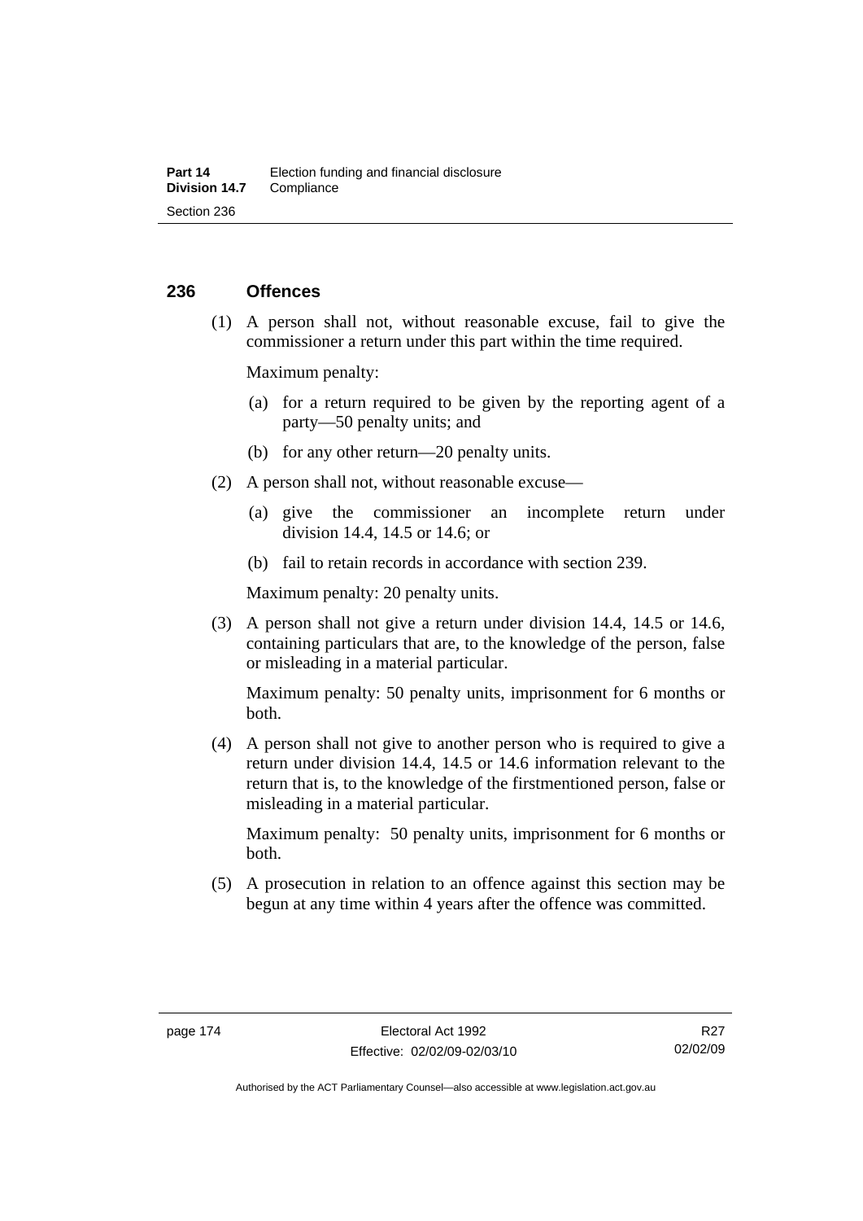## 236 Offences

(1) A person shall not, without reasonable excuse, fail to give the commissioner a return under this part within the time required.

Maximum penalty:

(a) for a return required to be given by the reporting agent of a party—50 penalty units; and

(b) for any other return—20 penalty units.

(2) A person shall not, without reasonable excuse—

(a) give the commissioner an incomplete return under division 14.4, 14.5 or 14.6; or

(b) fail to retain records in accordance with section 239.

Maximum penalty: 20 penalty units.

(3) A person shall not give a return under division 14.4, 14.5 or 14.6, containing particulars that are, to the knowledge of the person, false or misleading in a material particular.

Maximum penalty: 50 penalty units, imprisonment for 6 months or both.

(4) A person shall not give to another person who is required to give a return under division 14.4, 14.5 or 14.6 information relevant to the return that is, to the knowledge of the firstmentioned person, false or misleading in a material particular.

Maximum penalty: 50 penalty units, imprisonment for 6 months or both.

(5) A prosecution in relation to an offence against this section may be begun at any time within 4 years after the offence was committed.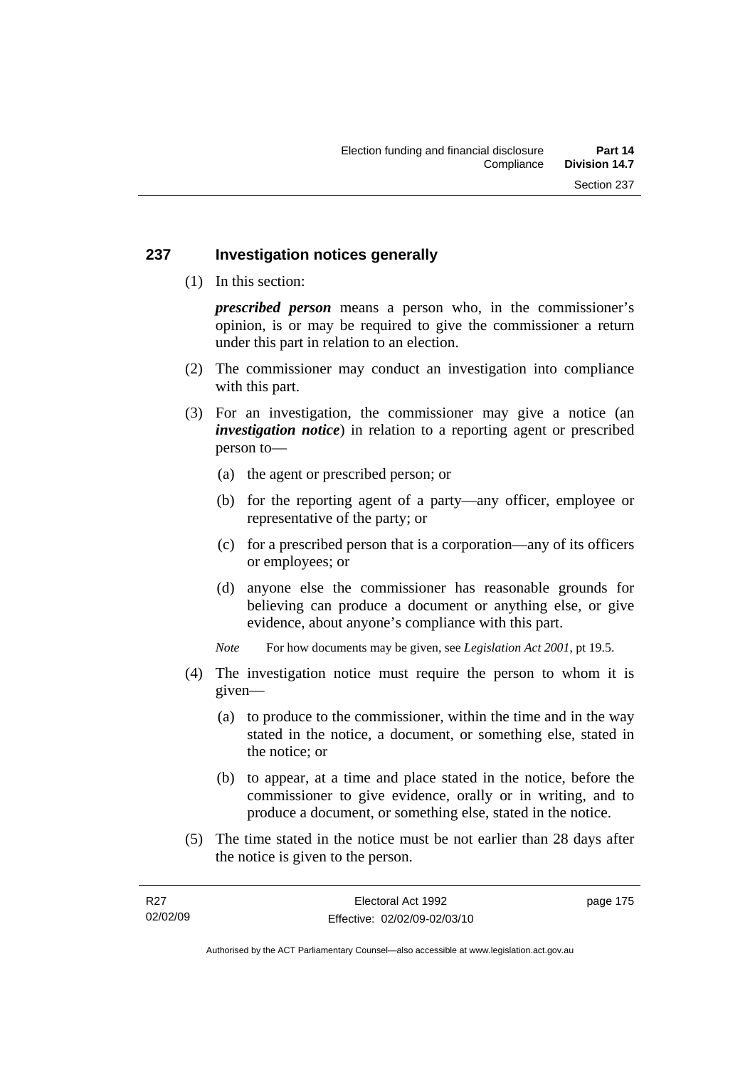## 237 Investigation notices generally

(1) In this section:

***prescribed person*** means a person who, in the commissioner's opinion, is or may be required to give the commissioner a return under this part in relation to an election.

(2) The commissioner may conduct an investigation into compliance with this part.

(3) For an investigation, the commissioner may give a notice (an ***investigation notice***) in relation to a reporting agent or prescribed person to—

(a) the agent or prescribed person; or

(b) for the reporting agent of a party—any officer, employee or representative of the party; or

(c) for a prescribed person that is a corporation—any of its officers or employees; or

(d) anyone else the commissioner has reasonable grounds for believing can produce a document or anything else, or give evidence, about anyone's compliance with this part.

*Note* For how documents may be given, see *Legislation Act 2001*, pt 19.5.

(4) The investigation notice must require the person to whom it is given—

(a) to produce to the commissioner, within the time and in the way stated in the notice, a document, or something else, stated in the notice; or

(b) to appear, at a time and place stated in the notice, before the commissioner to give evidence, orally or in writing, and to produce a document, or something else, stated in the notice.

(5) The time stated in the notice must be not earlier than 28 days after the notice is given to the person.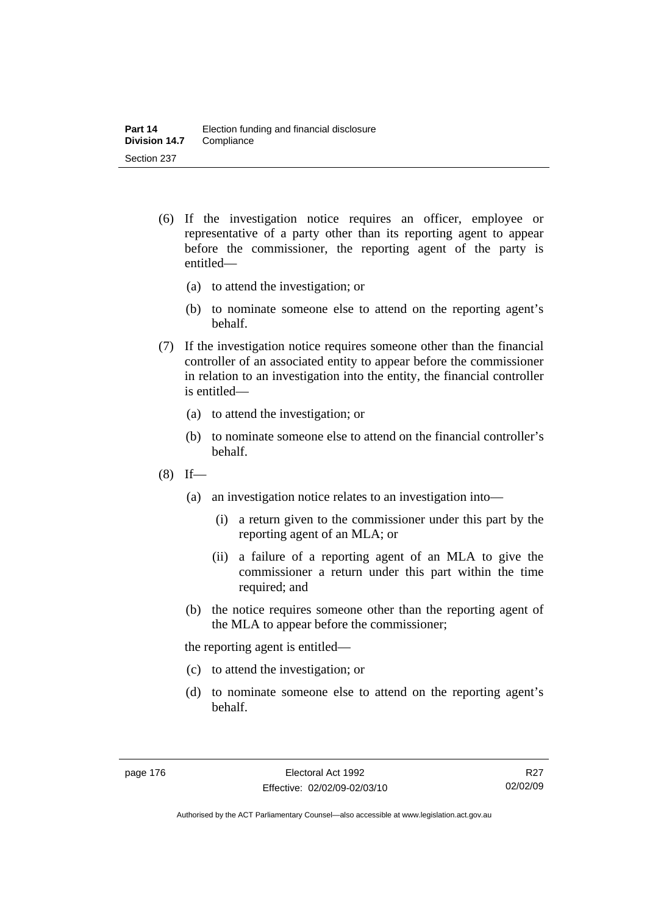(6) If the investigation notice requires an officer, employee or representative of a party other than its reporting agent to appear before the commissioner, the reporting agent of the party is entitled—

(a) to attend the investigation; or

(b) to nominate someone else to attend on the reporting agent's behalf.

(7) If the investigation notice requires someone other than the financial controller of an associated entity to appear before the commissioner in relation to an investigation into the entity, the financial controller is entitled—

(a) to attend the investigation; or

(b) to nominate someone else to attend on the financial controller's behalf.

(8) If—

(a) an investigation notice relates to an investigation into—

(i) a return given to the commissioner under this part by the reporting agent of an MLA; or

(ii) a failure of a reporting agent of an MLA to give the commissioner a return under this part within the time required; and

(b) the notice requires someone other than the reporting agent of the MLA to appear before the commissioner;

the reporting agent is entitled—

(c) to attend the investigation; or

(d) to nominate someone else to attend on the reporting agent's behalf.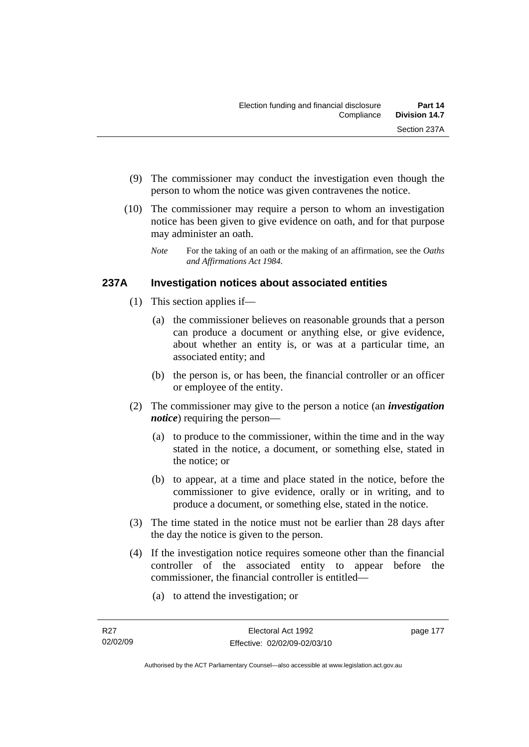(9) The commissioner may conduct the investigation even though the person to whom the notice was given contravenes the notice.

(10) The commissioner may require a person to whom an investigation notice has been given to give evidence on oath, and for that purpose may administer an oath.

*Note* For the taking of an oath or the making of an affirmation, see the *Oaths and Affirmations Act 1984*.

### 237A Investigation notices about associated entities

(1) This section applies if—

(a) the commissioner believes on reasonable grounds that a person can produce a document or anything else, or give evidence, about whether an entity is, or was at a particular time, an associated entity; and

(b) the person is, or has been, the financial controller or an officer or employee of the entity.

(2) The commissioner may give to the person a notice (an ***investigation notice***) requiring the person—

(a) to produce to the commissioner, within the time and in the way stated in the notice, a document, or something else, stated in the notice; or

(b) to appear, at a time and place stated in the notice, before the commissioner to give evidence, orally or in writing, and to produce a document, or something else, stated in the notice.

(3) The time stated in the notice must not be earlier than 28 days after the day the notice is given to the person.

(4) If the investigation notice requires someone other than the financial controller of the associated entity to appear before the commissioner, the financial controller is entitled—

(a) to attend the investigation; or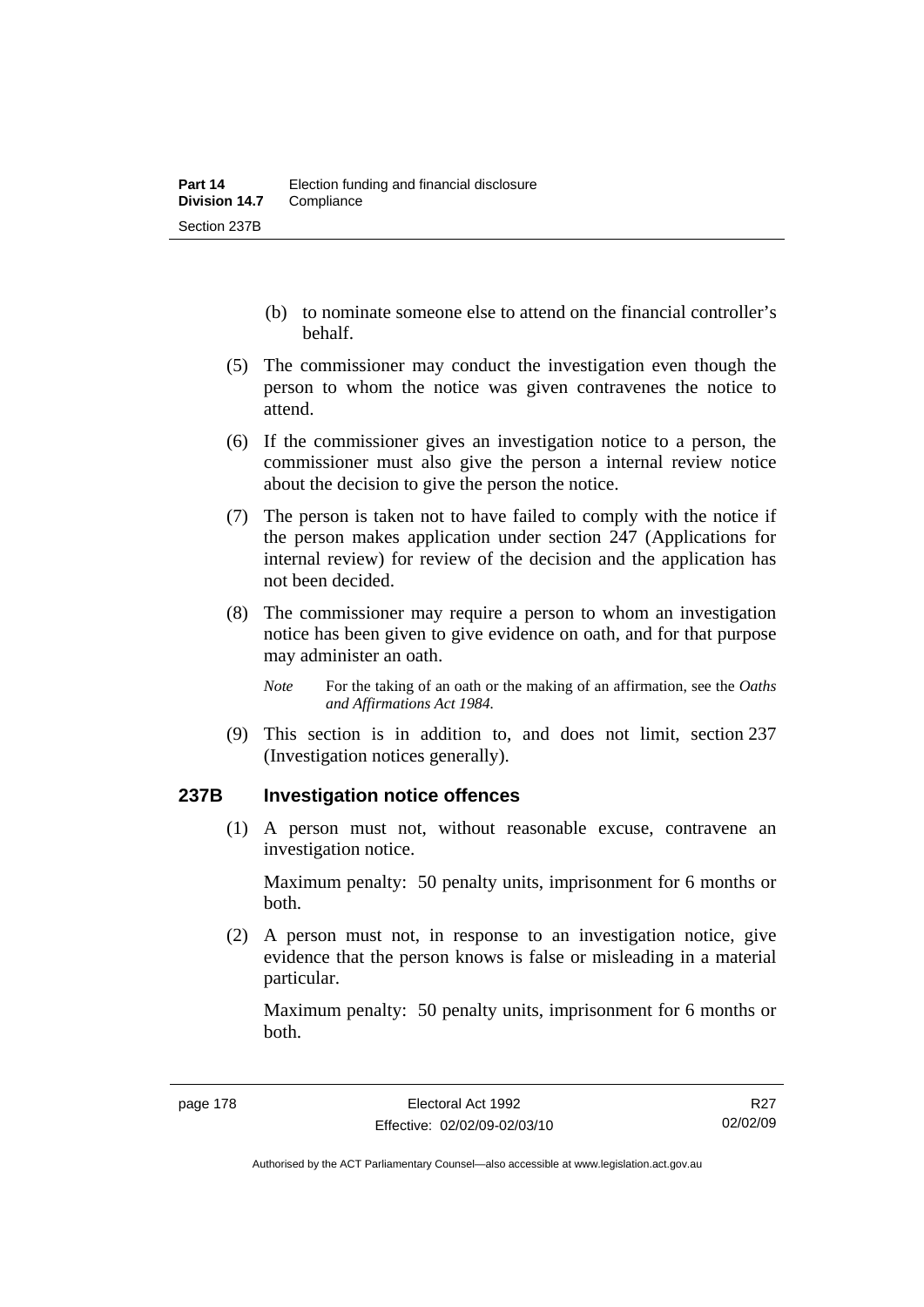(b) to nominate someone else to attend on the financial controller's behalf.

(5) The commissioner may conduct the investigation even though the person to whom the notice was given contravenes the notice to attend.

(6) If the commissioner gives an investigation notice to a person, the commissioner must also give the person a internal review notice about the decision to give the person the notice.

(7) The person is taken not to have failed to comply with the notice if the person makes application under section 247 (Applications for internal review) for review of the decision and the application has not been decided.

(8) The commissioner may require a person to whom an investigation notice has been given to give evidence on oath, and for that purpose may administer an oath.

*Note* For the taking of an oath or the making of an affirmation, see the *Oaths and Affirmations Act 1984.*

(9) This section is in addition to, and does not limit, section 237 (Investigation notices generally).

## 237B Investigation notice offences

(1) A person must not, without reasonable excuse, contravene an investigation notice.

Maximum penalty: 50 penalty units, imprisonment for 6 months or both.

(2) A person must not, in response to an investigation notice, give evidence that the person knows is false or misleading in a material particular.

Maximum penalty: 50 penalty units, imprisonment for 6 months or both.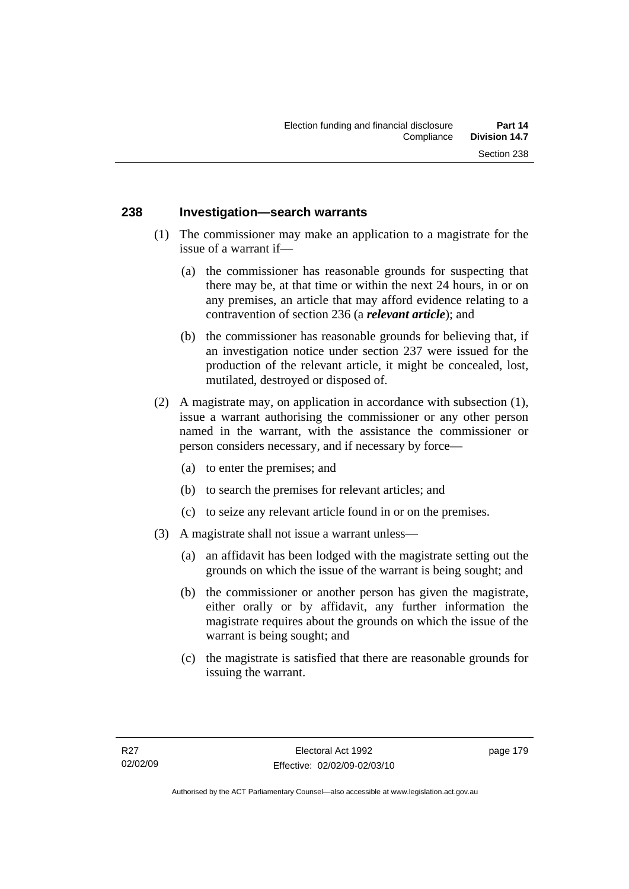## 238 Investigation—search warrants

(1) The commissioner may make an application to a magistrate for the issue of a warrant if—

(a) the commissioner has reasonable grounds for suspecting that there may be, at that time or within the next 24 hours, in or on any premises, an article that may afford evidence relating to a contravention of section 236 (a ***relevant article***); and

(b) the commissioner has reasonable grounds for believing that, if an investigation notice under section 237 were issued for the production of the relevant article, it might be concealed, lost, mutilated, destroyed or disposed of.

(2) A magistrate may, on application in accordance with subsection (1), issue a warrant authorising the commissioner or any other person named in the warrant, with the assistance the commissioner or person considers necessary, and if necessary by force—

(a) to enter the premises; and

(b) to search the premises for relevant articles; and

(c) to seize any relevant article found in or on the premises.

(3) A magistrate shall not issue a warrant unless—

(a) an affidavit has been lodged with the magistrate setting out the grounds on which the issue of the warrant is being sought; and

(b) the commissioner or another person has given the magistrate, either orally or by affidavit, any further information the magistrate requires about the grounds on which the issue of the warrant is being sought; and

(c) the magistrate is satisfied that there are reasonable grounds for issuing the warrant.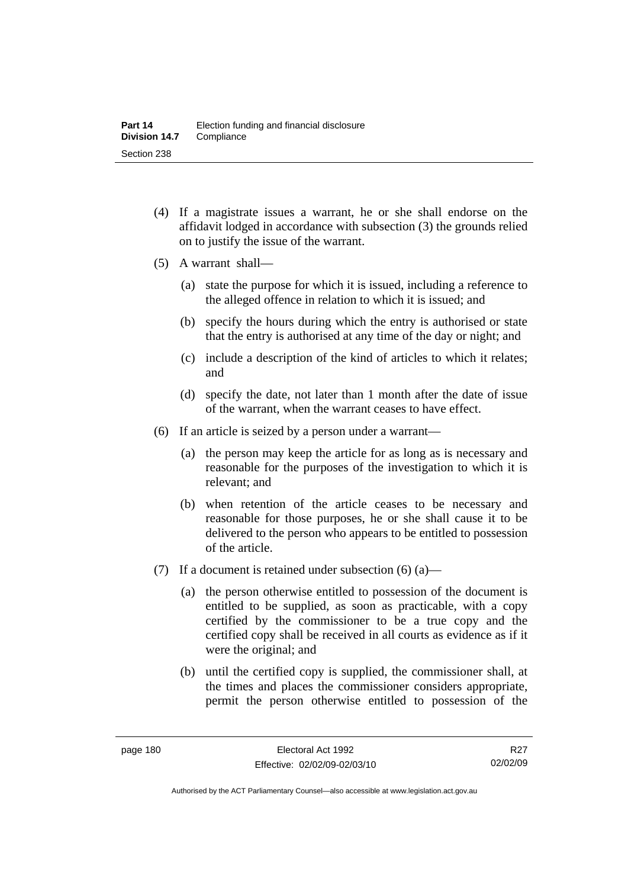(4) If a magistrate issues a warrant, he or she shall endorse on the affidavit lodged in accordance with subsection (3) the grounds relied on to justify the issue of the warrant.

(5) A warrant shall—

(a) state the purpose for which it is issued, including a reference to the alleged offence in relation to which it is issued; and

(b) specify the hours during which the entry is authorised or state that the entry is authorised at any time of the day or night; and

(c) include a description of the kind of articles to which it relates; and

(d) specify the date, not later than 1 month after the date of issue of the warrant, when the warrant ceases to have effect.

(6) If an article is seized by a person under a warrant—

(a) the person may keep the article for as long as is necessary and reasonable for the purposes of the investigation to which it is relevant; and

(b) when retention of the article ceases to be necessary and reasonable for those purposes, he or she shall cause it to be delivered to the person who appears to be entitled to possession of the article.

(7) If a document is retained under subsection (6) (a)—

(a) the person otherwise entitled to possession of the document is entitled to be supplied, as soon as practicable, with a copy certified by the commissioner to be a true copy and the certified copy shall be received in all courts as evidence as if it were the original; and

(b) until the certified copy is supplied, the commissioner shall, at the times and places the commissioner considers appropriate, permit the person otherwise entitled to possession of the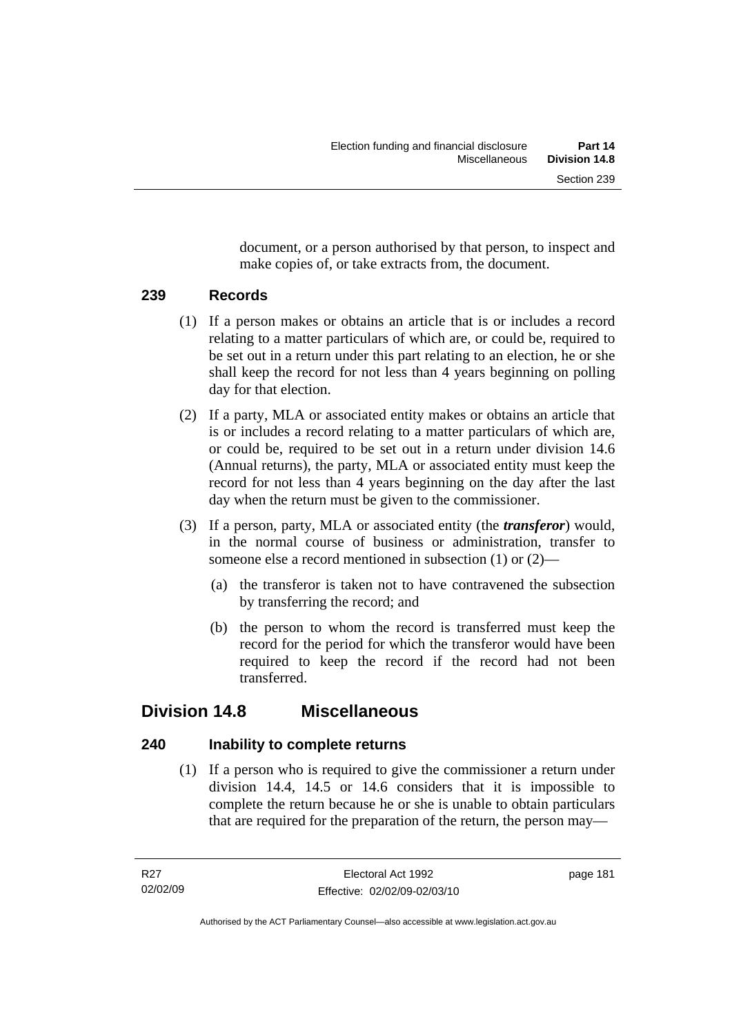document, or a person authorised by that person, to inspect and make copies of, or take extracts from, the document.

### 239 Records

(1) If a person makes or obtains an article that is or includes a record relating to a matter particulars of which are, or could be, required to be set out in a return under this part relating to an election, he or she shall keep the record for not less than 4 years beginning on polling day for that election.

(2) If a party, MLA or associated entity makes or obtains an article that is or includes a record relating to a matter particulars of which are, or could be, required to be set out in a return under division 14.6 (Annual returns), the party, MLA or associated entity must keep the record for not less than 4 years beginning on the day after the last day when the return must be given to the commissioner.

(3) If a person, party, MLA or associated entity (the ***transferor***) would, in the normal course of business or administration, transfer to someone else a record mentioned in subsection (1) or (2)—

(a) the transferor is taken not to have contravened the subsection by transferring the record; and

(b) the person to whom the record is transferred must keep the record for the period for which the transferor would have been required to keep the record if the record had not been transferred.

## Division 14.8 Miscellaneous

### 240 Inability to complete returns

(1) If a person who is required to give the commissioner a return under division 14.4, 14.5 or 14.6 considers that it is impossible to complete the return because he or she is unable to obtain particulars that are required for the preparation of the return, the person may—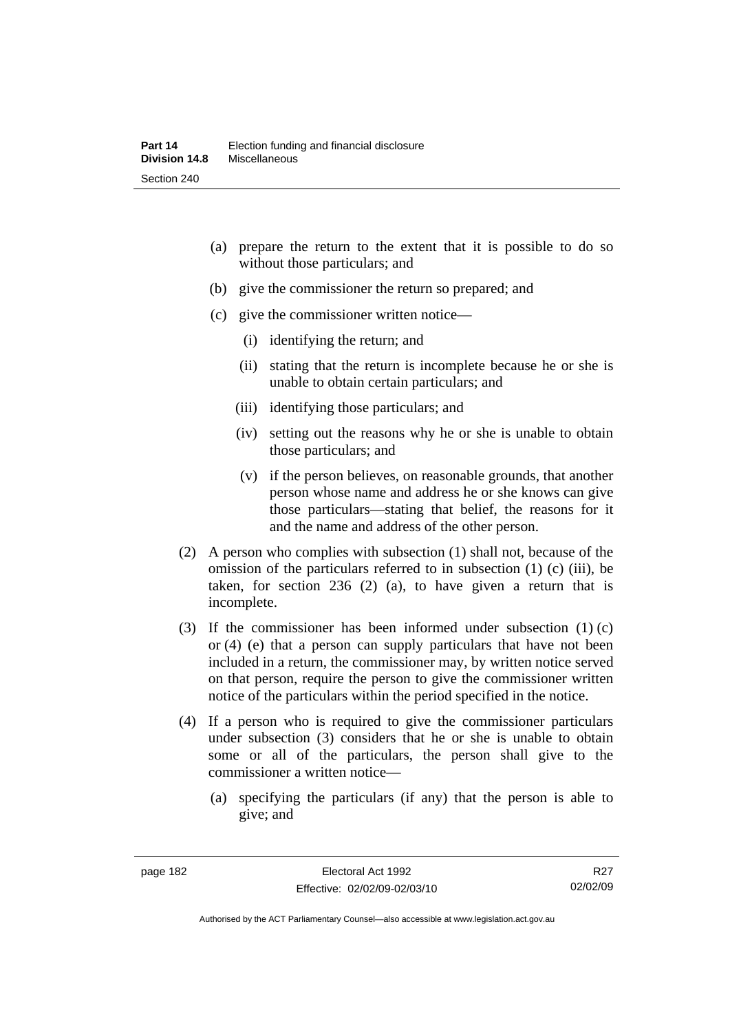(a) prepare the return to the extent that it is possible to do so without those particulars; and

(b) give the commissioner the return so prepared; and

(c) give the commissioner written notice—

(i) identifying the return; and

(ii) stating that the return is incomplete because he or she is unable to obtain certain particulars; and

(iii) identifying those particulars; and

(iv) setting out the reasons why he or she is unable to obtain those particulars; and

(v) if the person believes, on reasonable grounds, that another person whose name and address he or she knows can give those particulars—stating that belief, the reasons for it and the name and address of the other person.

(2) A person who complies with subsection (1) shall not, because of the omission of the particulars referred to in subsection (1) (c) (iii), be taken, for section 236 (2) (a), to have given a return that is incomplete.

(3) If the commissioner has been informed under subsection (1) (c) or (4) (e) that a person can supply particulars that have not been included in a return, the commissioner may, by written notice served on that person, require the person to give the commissioner written notice of the particulars within the period specified in the notice.

(4) If a person who is required to give the commissioner particulars under subsection (3) considers that he or she is unable to obtain some or all of the particulars, the person shall give to the commissioner a written notice—

(a) specifying the particulars (if any) that the person is able to give; and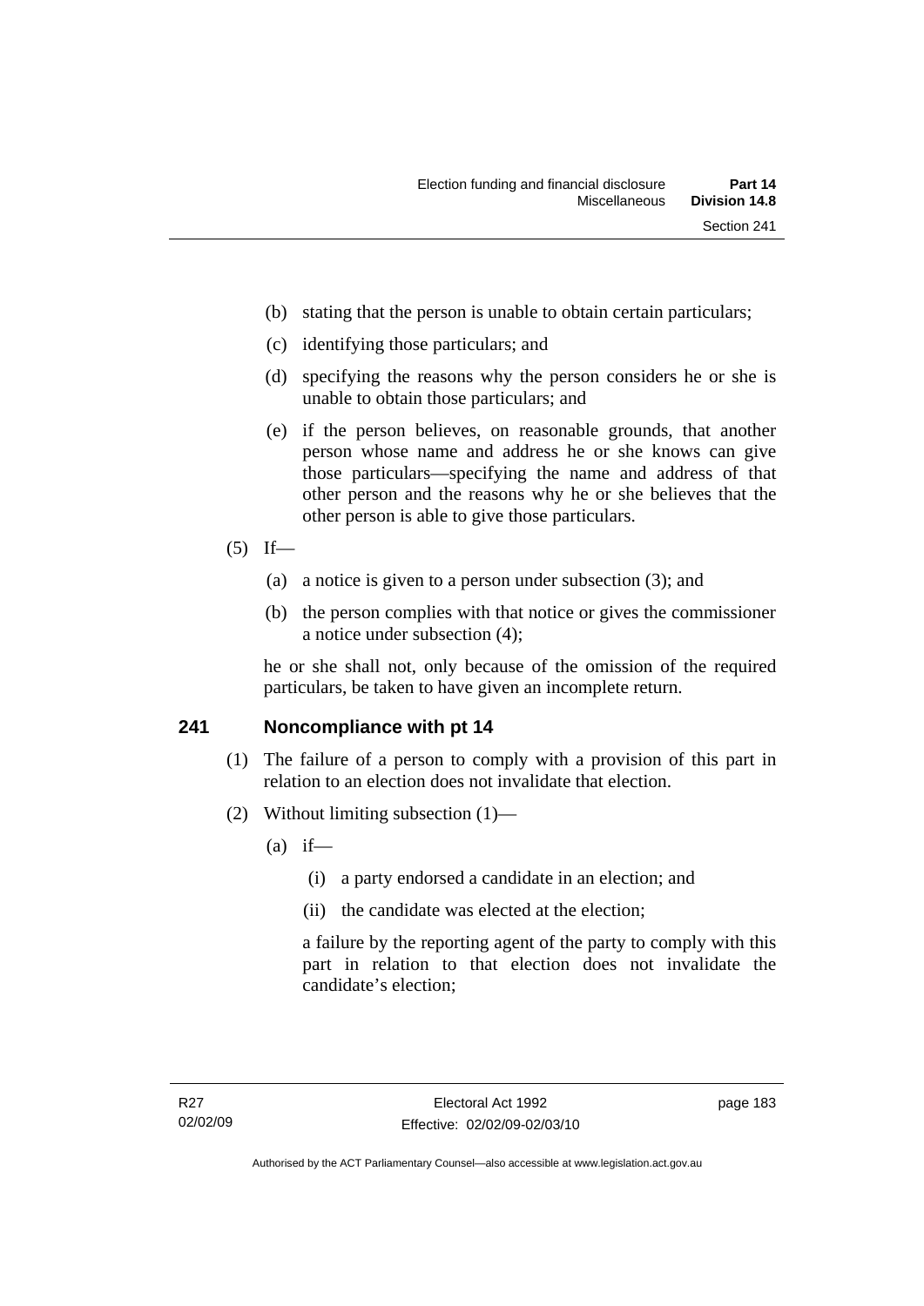(b) stating that the person is unable to obtain certain particulars;

(c) identifying those particulars; and

(d) specifying the reasons why the person considers he or she is unable to obtain those particulars; and

(e) if the person believes, on reasonable grounds, that another person whose name and address he or she knows can give those particulars—specifying the name and address of that other person and the reasons why he or she believes that the other person is able to give those particulars.

(5) If—

(a) a notice is given to a person under subsection (3); and

(b) the person complies with that notice or gives the commissioner a notice under subsection (4);

he or she shall not, only because of the omission of the required particulars, be taken to have given an incomplete return.

## 241 Noncompliance with pt 14

(1) The failure of a person to comply with a provision of this part in relation to an election does not invalidate that election.

(2) Without limiting subsection (1)—

(a) if—

(i) a party endorsed a candidate in an election; and

(ii) the candidate was elected at the election;

a failure by the reporting agent of the party to comply with this part in relation to that election does not invalidate the candidate's election;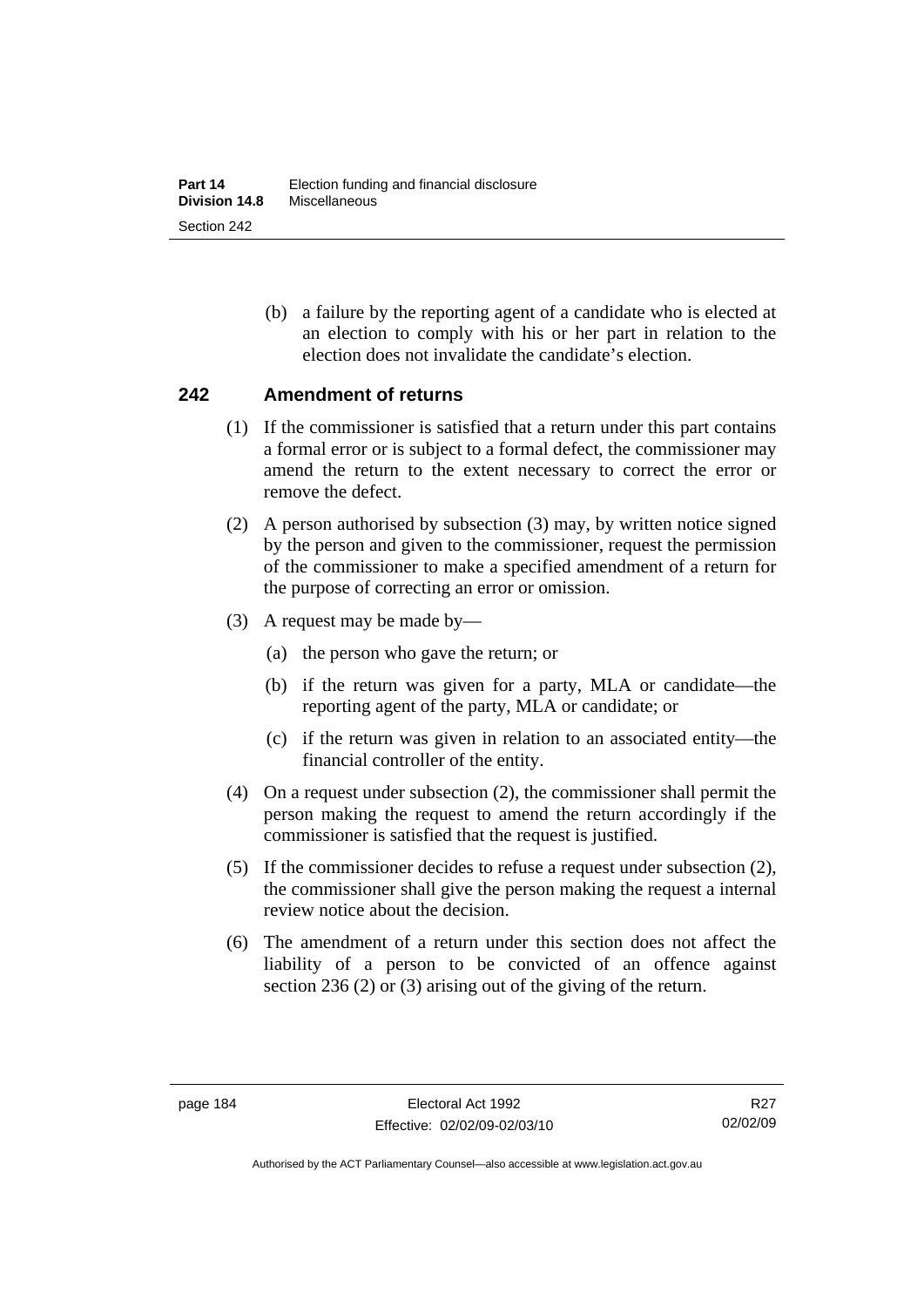(b) a failure by the reporting agent of a candidate who is elected at an election to comply with his or her part in relation to the election does not invalidate the candidate's election.

## 242 Amendment of returns

(1) If the commissioner is satisfied that a return under this part contains a formal error or is subject to a formal defect, the commissioner may amend the return to the extent necessary to correct the error or remove the defect.

(2) A person authorised by subsection (3) may, by written notice signed by the person and given to the commissioner, request the permission of the commissioner to make a specified amendment of a return for the purpose of correcting an error or omission.

(3) A request may be made by—

(a) the person who gave the return; or

(b) if the return was given for a party, MLA or candidate—the reporting agent of the party, MLA or candidate; or

(c) if the return was given in relation to an associated entity—the financial controller of the entity.

(4) On a request under subsection (2), the commissioner shall permit the person making the request to amend the return accordingly if the commissioner is satisfied that the request is justified.

(5) If the commissioner decides to refuse a request under subsection (2), the commissioner shall give the person making the request a internal review notice about the decision.

(6) The amendment of a return under this section does not affect the liability of a person to be convicted of an offence against section 236 (2) or (3) arising out of the giving of the return.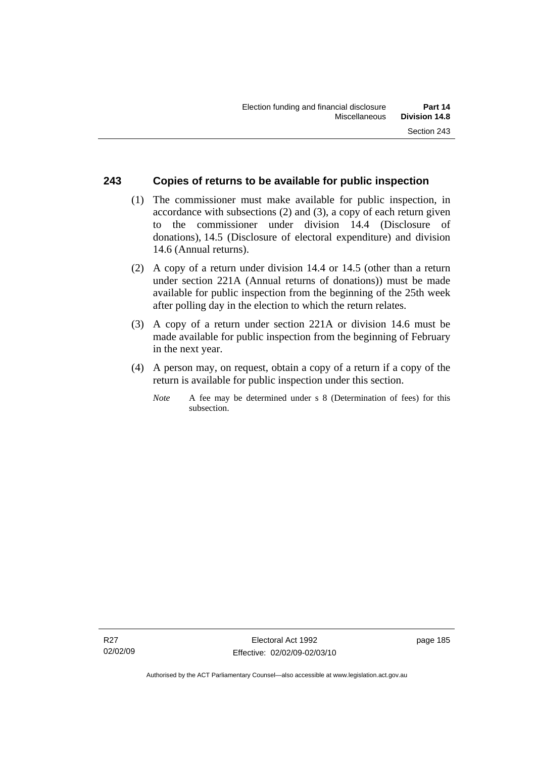## 243 Copies of returns to be available for public inspection

(1) The commissioner must make available for public inspection, in accordance with subsections (2) and (3), a copy of each return given to the commissioner under division 14.4 (Disclosure of donations), 14.5 (Disclosure of electoral expenditure) and division 14.6 (Annual returns).

(2) A copy of a return under division 14.4 or 14.5 (other than a return under section 221A (Annual returns of donations)) must be made available for public inspection from the beginning of the 25th week after polling day in the election to which the return relates.

(3) A copy of a return under section 221A or division 14.6 must be made available for public inspection from the beginning of February in the next year.

(4) A person may, on request, obtain a copy of a return if a copy of the return is available for public inspection under this section.

*Note* A fee may be determined under s 8 (Determination of fees) for this subsection.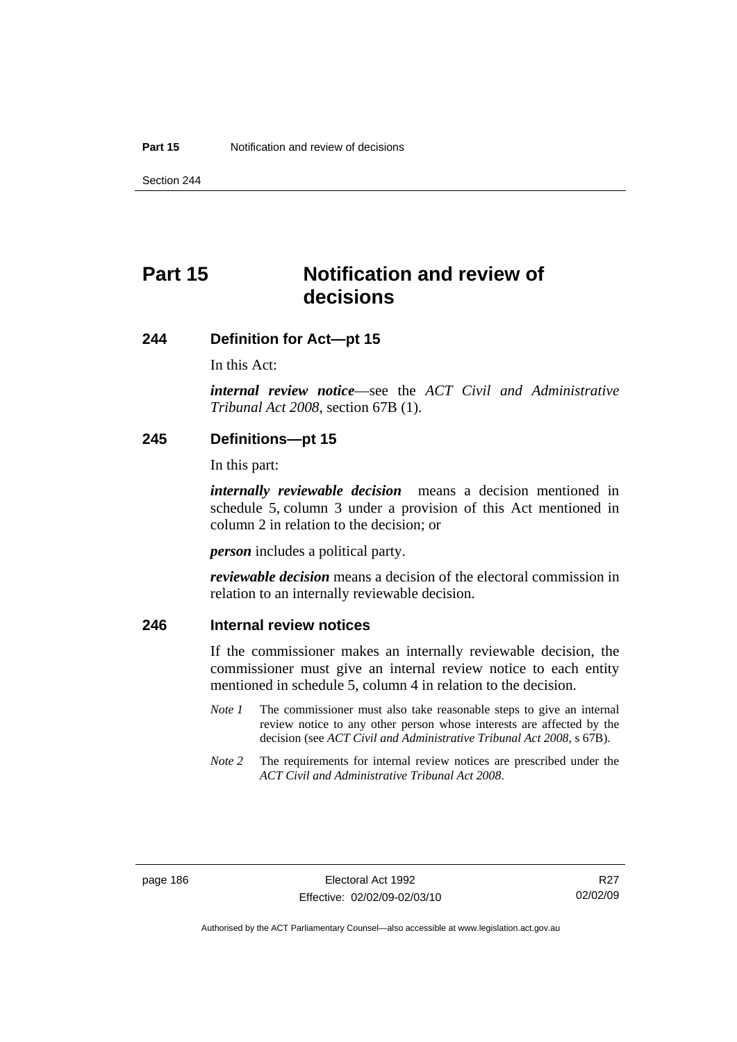# Part 15 Notification and review of decisions

## 244 Definition for Act—pt 15

In this Act:

***internal review notice***—see the *ACT Civil and Administrative Tribunal Act 2008*, section 67B (1).

## 245 Definitions—pt 15

In this part:

***internally reviewable decision*** means a decision mentioned in schedule 5, column 3 under a provision of this Act mentioned in column 2 in relation to the decision; or

***person*** includes a political party.

***reviewable decision*** means a decision of the electoral commission in relation to an internally reviewable decision.

## 246 Internal review notices

If the commissioner makes an internally reviewable decision, the commissioner must give an internal review notice to each entity mentioned in schedule 5, column 4 in relation to the decision.

*Note 1* The commissioner must also take reasonable steps to give an internal review notice to any other person whose interests are affected by the decision (see *ACT Civil and Administrative Tribunal Act 2008*, s 67B).

*Note 2* The requirements for internal review notices are prescribed under the *ACT Civil and Administrative Tribunal Act 2008*.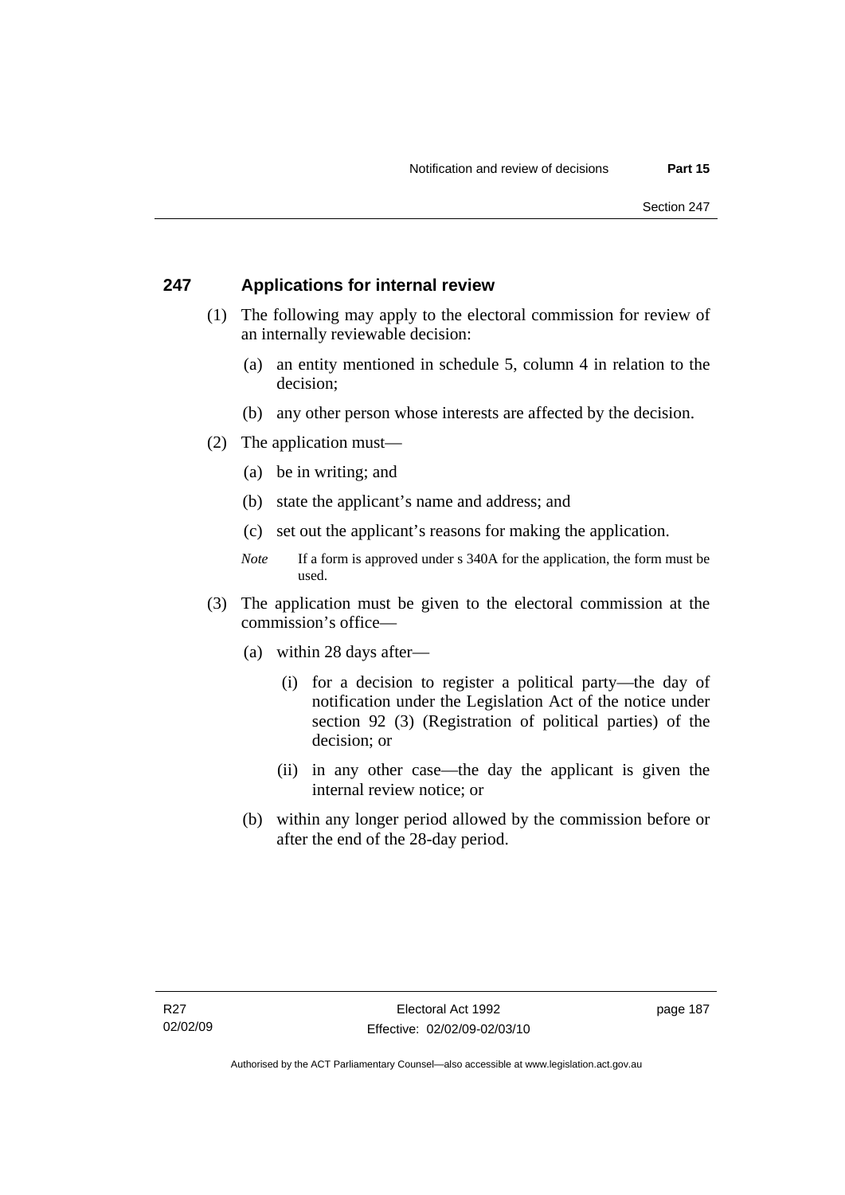## 247 Applications for internal review

(1) The following may apply to the electoral commission for review of an internally reviewable decision:

(a) an entity mentioned in schedule 5, column 4 in relation to the decision;

(b) any other person whose interests are affected by the decision.

(2) The application must—

(a) be in writing; and

(b) state the applicant's name and address; and

(c) set out the applicant's reasons for making the application.

*Note* If a form is approved under s 340A for the application, the form must be used.

(3) The application must be given to the electoral commission at the commission's office—

(a) within 28 days after—

(i) for a decision to register a political party—the day of notification under the Legislation Act of the notice under section 92 (3) (Registration of political parties) of the decision; or

(ii) in any other case—the day the applicant is given the internal review notice; or

(b) within any longer period allowed by the commission before or after the end of the 28-day period.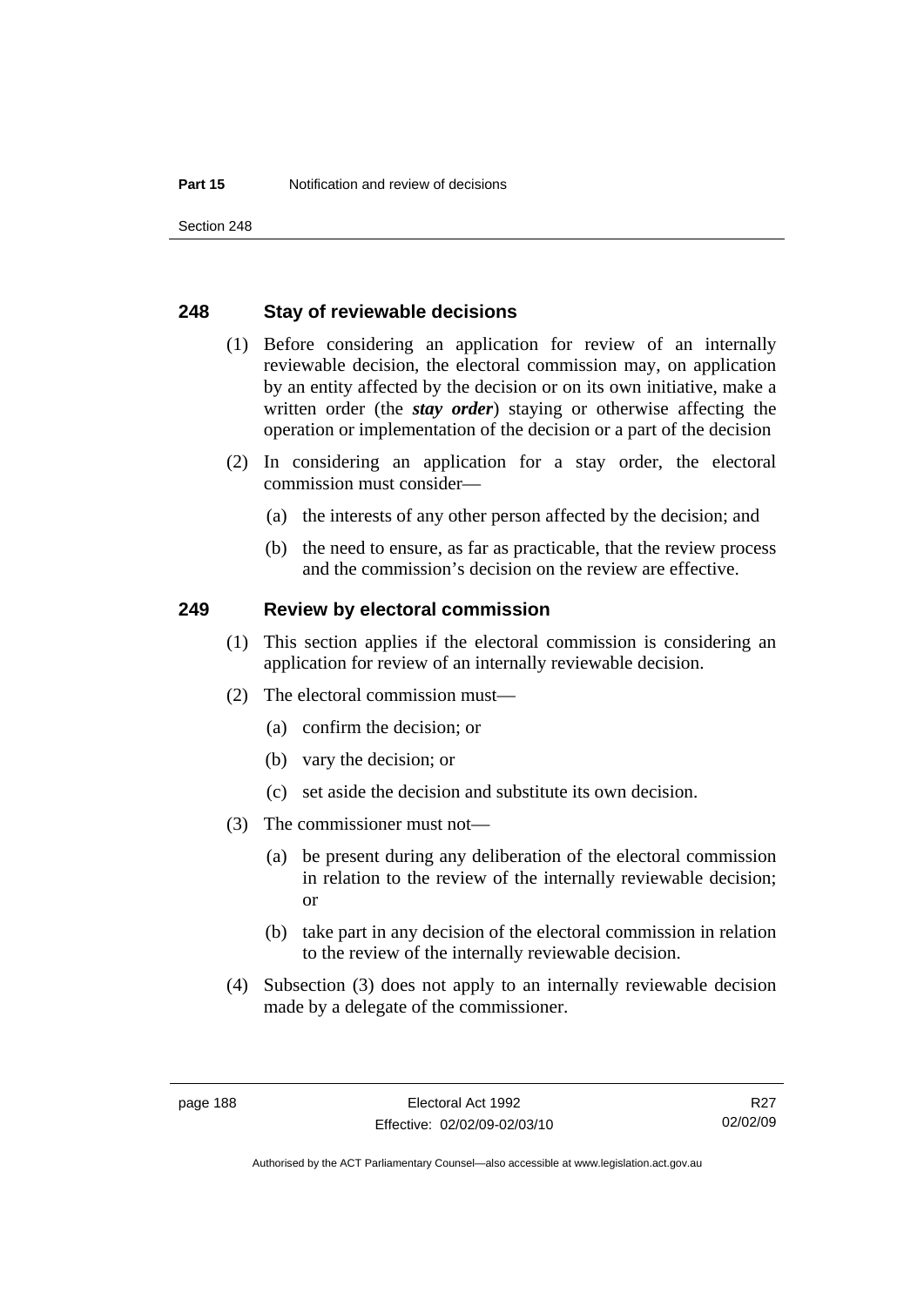## 248 Stay of reviewable decisions

(1) Before considering an application for review of an internally reviewable decision, the electoral commission may, on application by an entity affected by the decision or on its own initiative, make a written order (the ***stay order***) staying or otherwise affecting the operation or implementation of the decision or a part of the decision

(2) In considering an application for a stay order, the electoral commission must consider—

(a) the interests of any other person affected by the decision; and

(b) the need to ensure, as far as practicable, that the review process and the commission's decision on the review are effective.

## 249 Review by electoral commission

(1) This section applies if the electoral commission is considering an application for review of an internally reviewable decision.

(2) The electoral commission must—

(a) confirm the decision; or

(b) vary the decision; or

(c) set aside the decision and substitute its own decision.

(3) The commissioner must not—

(a) be present during any deliberation of the electoral commission in relation to the review of the internally reviewable decision; or

(b) take part in any decision of the electoral commission in relation to the review of the internally reviewable decision.

(4) Subsection (3) does not apply to an internally reviewable decision made by a delegate of the commissioner.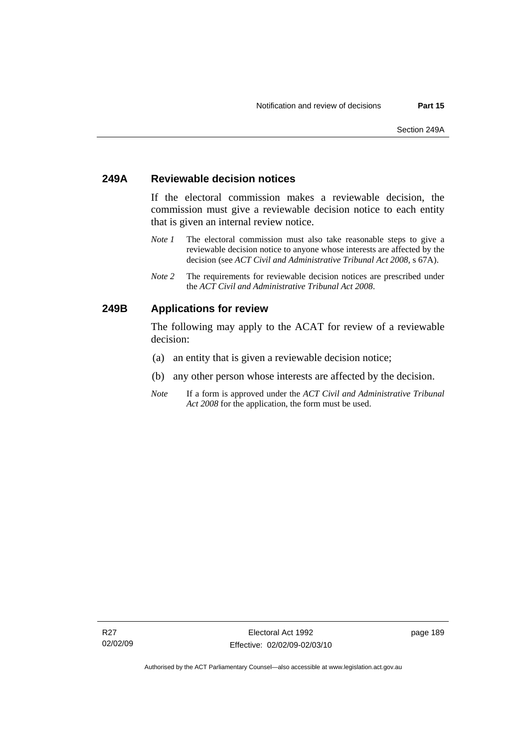### 249A Reviewable decision notices

If the electoral commission makes a reviewable decision, the commission must give a reviewable decision notice to each entity that is given an internal review notice.

*Note 1* The electoral commission must also take reasonable steps to give a reviewable decision notice to anyone whose interests are affected by the decision (see *ACT Civil and Administrative Tribunal Act 2008*, s 67A).

*Note 2* The requirements for reviewable decision notices are prescribed under the *ACT Civil and Administrative Tribunal Act 2008*.

### 249B Applications for review

The following may apply to the ACAT for review of a reviewable decision:

(a) an entity that is given a reviewable decision notice;

(b) any other person whose interests are affected by the decision.

*Note* If a form is approved under the *ACT Civil and Administrative Tribunal Act 2008* for the application, the form must be used.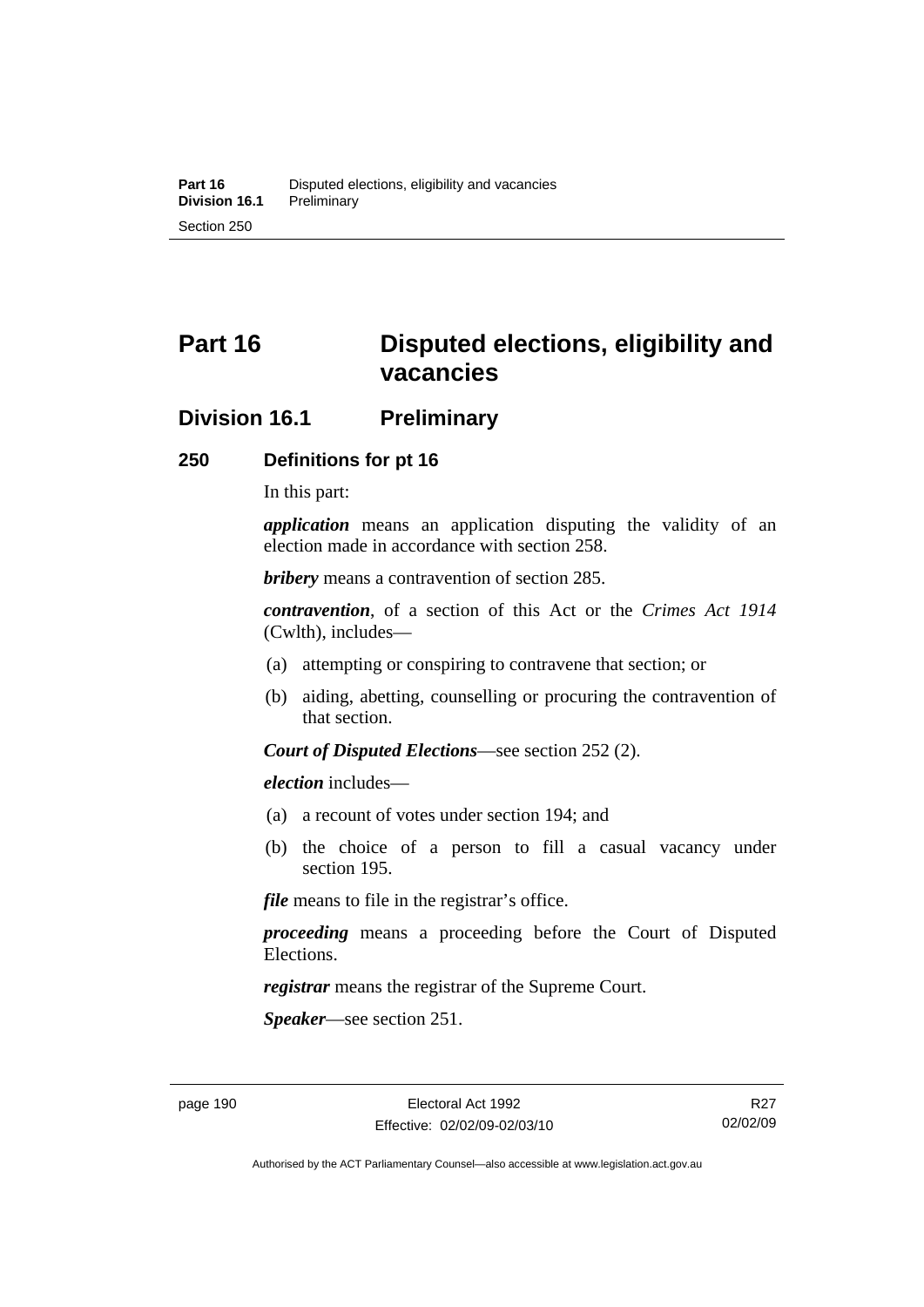# Part 16 Disputed elections, eligibility and vacancies

## Division 16.1 Preliminary

### 250 Definitions for pt 16

In this part:

***application*** means an application disputing the validity of an election made in accordance with section 258.

***bribery*** means a contravention of section 285.

***contravention***, of a section of this Act or the *Crimes Act 1914* (Cwlth), includes—

(a) attempting or conspiring to contravene that section; or

(b) aiding, abetting, counselling or procuring the contravention of that section.

***Court of Disputed Elections***—see section 252 (2).

***election*** includes—

(a) a recount of votes under section 194; and

(b) the choice of a person to fill a casual vacancy under section 195.

***file*** means to file in the registrar's office.

***proceeding*** means a proceeding before the Court of Disputed Elections.

***registrar*** means the registrar of the Supreme Court.

***Speaker***—see section 251.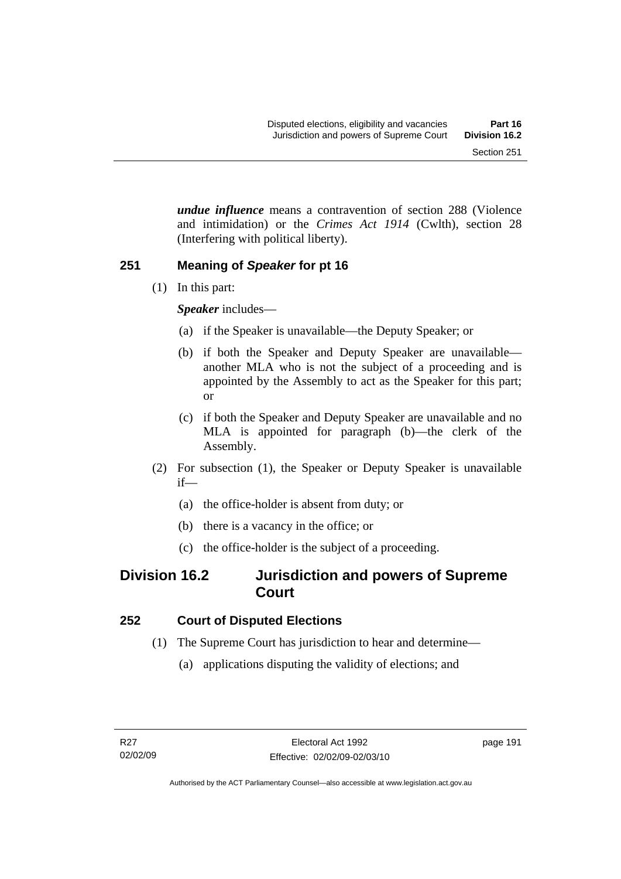***undue influence*** means a contravention of section 288 (Violence and intimidation) or the *Crimes Act 1914* (Cwlth), section 28 (Interfering with political liberty).

### 251 Meaning of *Speaker* for pt 16

(1) In this part:

***Speaker*** includes—

(a) if the Speaker is unavailable—the Deputy Speaker; or

(b) if both the Speaker and Deputy Speaker are unavailable—another MLA who is not the subject of a proceeding and is appointed by the Assembly to act as the Speaker for this part; or

(c) if both the Speaker and Deputy Speaker are unavailable and no MLA is appointed for paragraph (b)—the clerk of the Assembly.

(2) For subsection (1), the Speaker or Deputy Speaker is unavailable if—

(a) the office-holder is absent from duty; or

(b) there is a vacancy in the office; or

(c) the office-holder is the subject of a proceeding.

## Division 16.2 Jurisdiction and powers of Supreme Court

### 252 Court of Disputed Elections

(1) The Supreme Court has jurisdiction to hear and determine—

(a) applications disputing the validity of elections; and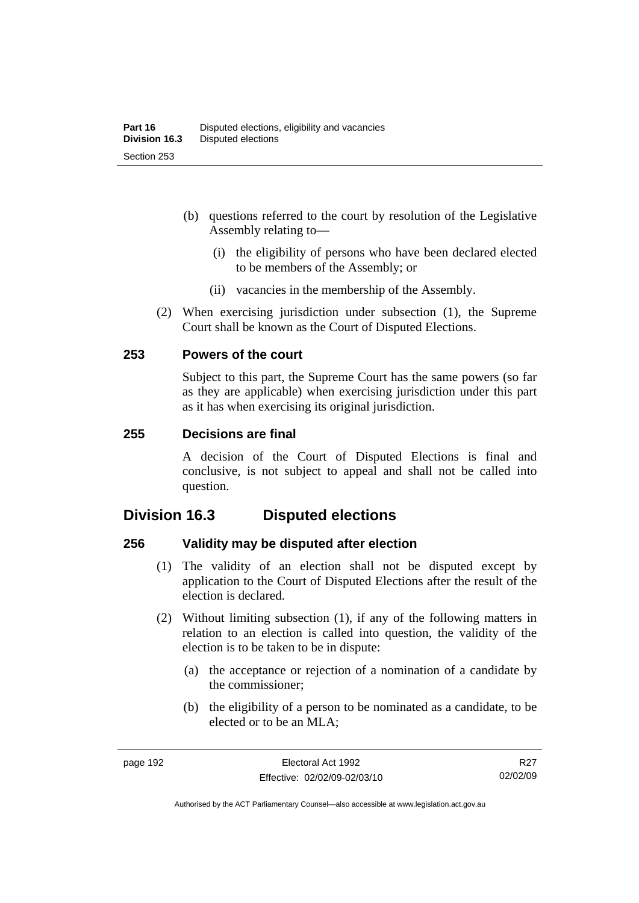(b) questions referred to the court by resolution of the Legislative Assembly relating to—

   (i) the eligibility of persons who have been declared elected to be members of the Assembly; or

   (ii) vacancies in the membership of the Assembly.

(2) When exercising jurisdiction under subsection (1), the Supreme Court shall be known as the Court of Disputed Elections.

### 253 Powers of the court

Subject to this part, the Supreme Court has the same powers (so far as they are applicable) when exercising jurisdiction under this part as it has when exercising its original jurisdiction.

### 255 Decisions are final

A decision of the Court of Disputed Elections is final and conclusive, is not subject to appeal and shall not be called into question.

## Division 16.3 Disputed elections

### 256 Validity may be disputed after election

(1) The validity of an election shall not be disputed except by application to the Court of Disputed Elections after the result of the election is declared.

(2) Without limiting subsection (1), if any of the following matters in relation to an election is called into question, the validity of the election is to be taken to be in dispute:

   (a) the acceptance or rejection of a nomination of a candidate by the commissioner;

   (b) the eligibility of a person to be nominated as a candidate, to be elected or to be an MLA;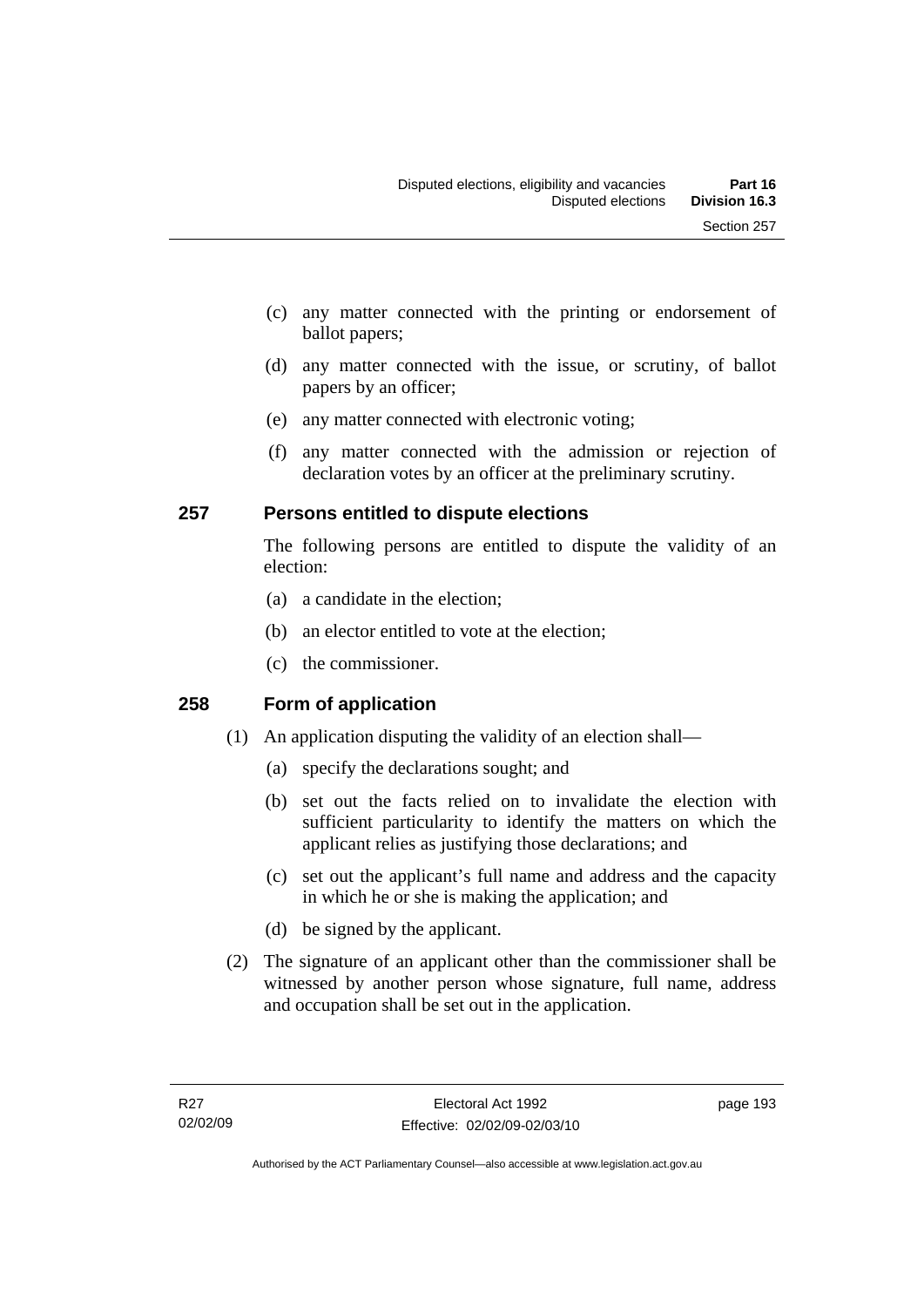(c) any matter connected with the printing or endorsement of ballot papers;

(d) any matter connected with the issue, or scrutiny, of ballot papers by an officer;

(e) any matter connected with electronic voting;

(f) any matter connected with the admission or rejection of declaration votes by an officer at the preliminary scrutiny.

## 257 Persons entitled to dispute elections

The following persons are entitled to dispute the validity of an election:

(a) a candidate in the election;

(b) an elector entitled to vote at the election;

(c) the commissioner.

## 258 Form of application

(1) An application disputing the validity of an election shall—

(a) specify the declarations sought; and

(b) set out the facts relied on to invalidate the election with sufficient particularity to identify the matters on which the applicant relies as justifying those declarations; and

(c) set out the applicant's full name and address and the capacity in which he or she is making the application; and

(d) be signed by the applicant.

(2) The signature of an applicant other than the commissioner shall be witnessed by another person whose signature, full name, address and occupation shall be set out in the application.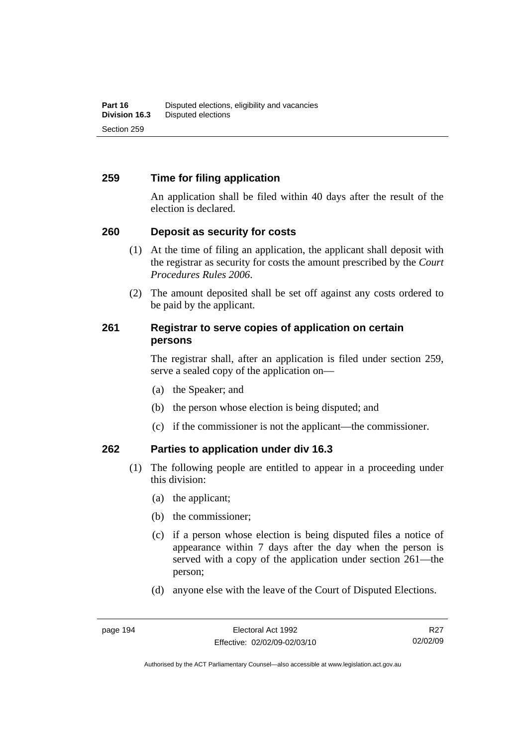## 259 Time for filing application

An application shall be filed within 40 days after the result of the election is declared.

## 260 Deposit as security for costs

(1) At the time of filing an application, the applicant shall deposit with the registrar as security for costs the amount prescribed by the *Court Procedures Rules 2006*.

(2) The amount deposited shall be set off against any costs ordered to be paid by the applicant.

## 261 Registrar to serve copies of application on certain persons

The registrar shall, after an application is filed under section 259, serve a sealed copy of the application on—

(a) the Speaker; and

(b) the person whose election is being disputed; and

(c) if the commissioner is not the applicant—the commissioner.

## 262 Parties to application under div 16.3

(1) The following people are entitled to appear in a proceeding under this division:

(a) the applicant;

(b) the commissioner;

(c) if a person whose election is being disputed files a notice of appearance within 7 days after the day when the person is served with a copy of the application under section 261—the person;

(d) anyone else with the leave of the Court of Disputed Elections.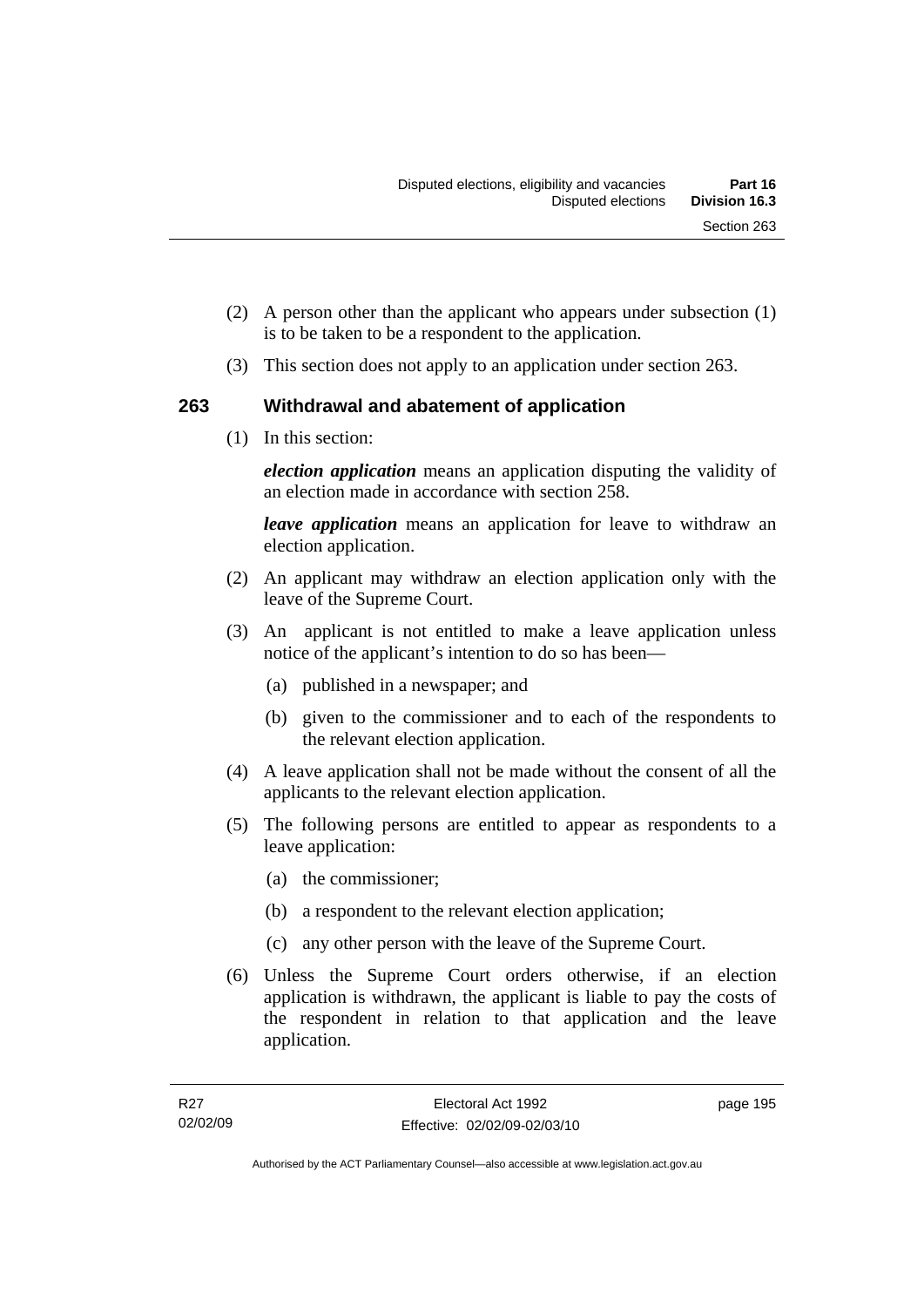(2) A person other than the applicant who appears under subsection (1) is to be taken to be a respondent to the application.

(3) This section does not apply to an application under section 263.

## 263 Withdrawal and abatement of application

(1) In this section:

***election application*** means an application disputing the validity of an election made in accordance with section 258.

***leave application*** means an application for leave to withdraw an election application.

(2) An applicant may withdraw an election application only with the leave of the Supreme Court.

(3) An applicant is not entitled to make a leave application unless notice of the applicant's intention to do so has been—

(a) published in a newspaper; and

(b) given to the commissioner and to each of the respondents to the relevant election application.

(4) A leave application shall not be made without the consent of all the applicants to the relevant election application.

(5) The following persons are entitled to appear as respondents to a leave application:

(a) the commissioner;

(b) a respondent to the relevant election application;

(c) any other person with the leave of the Supreme Court.

(6) Unless the Supreme Court orders otherwise, if an election application is withdrawn, the applicant is liable to pay the costs of the respondent in relation to that application and the leave application.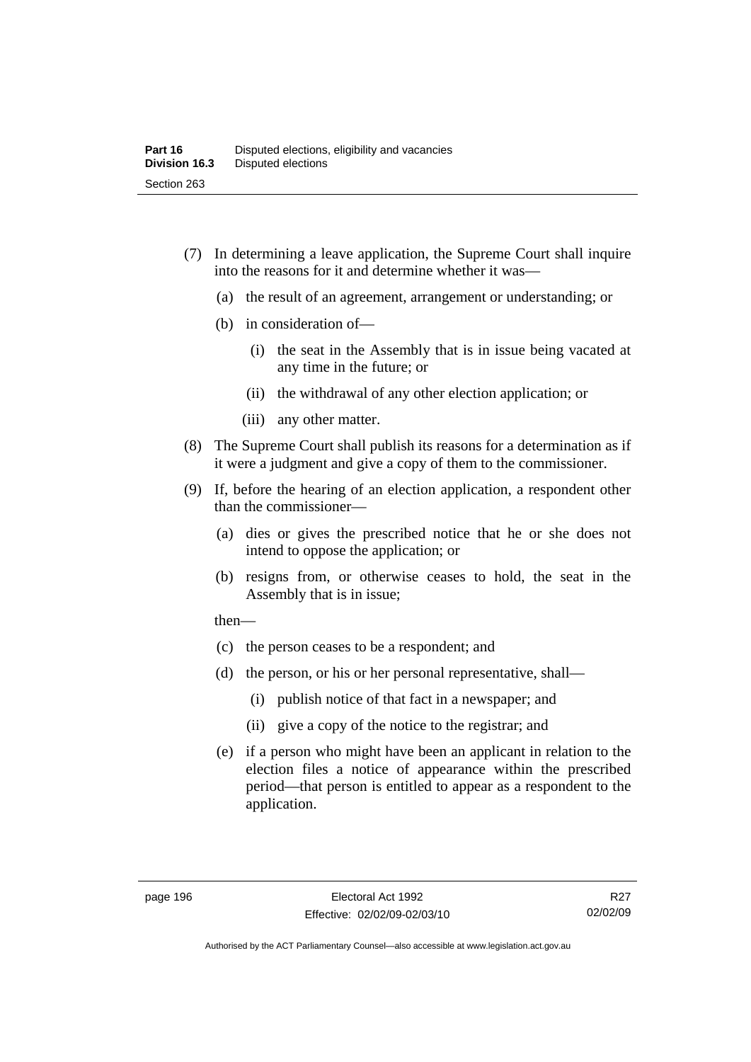(7) In determining a leave application, the Supreme Court shall inquire into the reasons for it and determine whether it was—

(a) the result of an agreement, arrangement or understanding; or

(b) in consideration of—

(i) the seat in the Assembly that is in issue being vacated at any time in the future; or

(ii) the withdrawal of any other election application; or

(iii) any other matter.

(8) The Supreme Court shall publish its reasons for a determination as if it were a judgment and give a copy of them to the commissioner.

(9) If, before the hearing of an election application, a respondent other than the commissioner—

(a) dies or gives the prescribed notice that he or she does not intend to oppose the application; or

(b) resigns from, or otherwise ceases to hold, the seat in the Assembly that is in issue;

then—

(c) the person ceases to be a respondent; and

(d) the person, or his or her personal representative, shall—

(i) publish notice of that fact in a newspaper; and

(ii) give a copy of the notice to the registrar; and

(e) if a person who might have been an applicant in relation to the election files a notice of appearance within the prescribed period—that person is entitled to appear as a respondent to the application.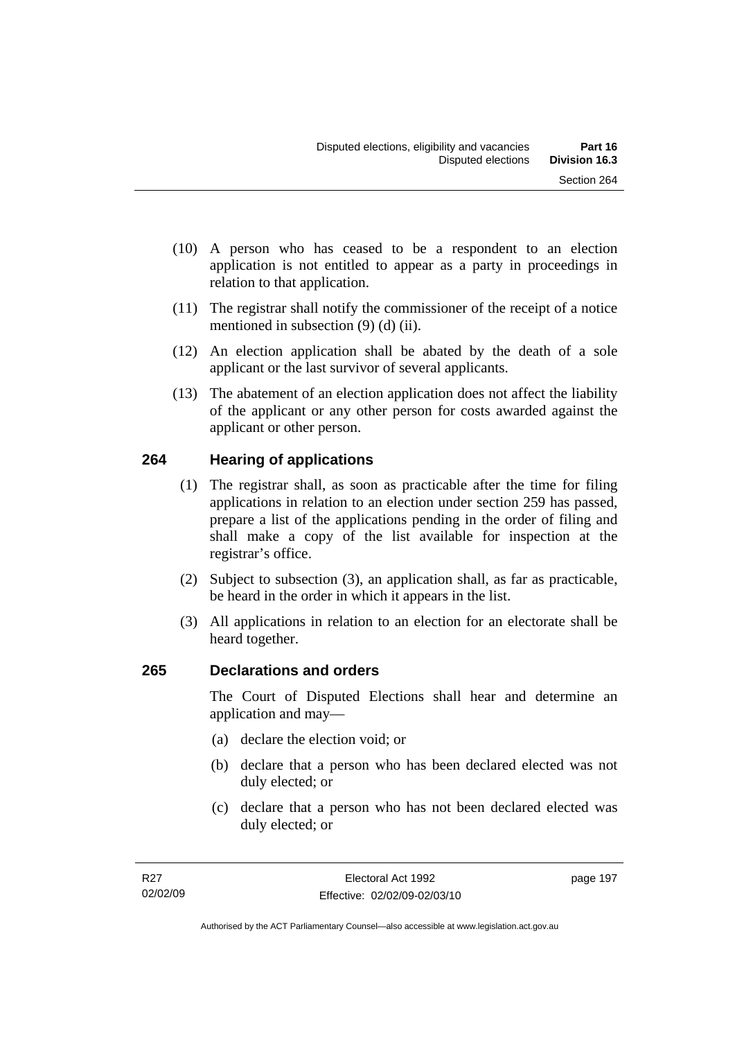(10) A person who has ceased to be a respondent to an election application is not entitled to appear as a party in proceedings in relation to that application.

(11) The registrar shall notify the commissioner of the receipt of a notice mentioned in subsection (9) (d) (ii).

(12) An election application shall be abated by the death of a sole applicant or the last survivor of several applicants.

(13) The abatement of an election application does not affect the liability of the applicant or any other person for costs awarded against the applicant or other person.

## 264 Hearing of applications

(1) The registrar shall, as soon as practicable after the time for filing applications in relation to an election under section 259 has passed, prepare a list of the applications pending in the order of filing and shall make a copy of the list available for inspection at the registrar's office.

(2) Subject to subsection (3), an application shall, as far as practicable, be heard in the order in which it appears in the list.

(3) All applications in relation to an election for an electorate shall be heard together.

## 265 Declarations and orders

The Court of Disputed Elections shall hear and determine an application and may—

(a) declare the election void; or

(b) declare that a person who has been declared elected was not duly elected; or

(c) declare that a person who has not been declared elected was duly elected; or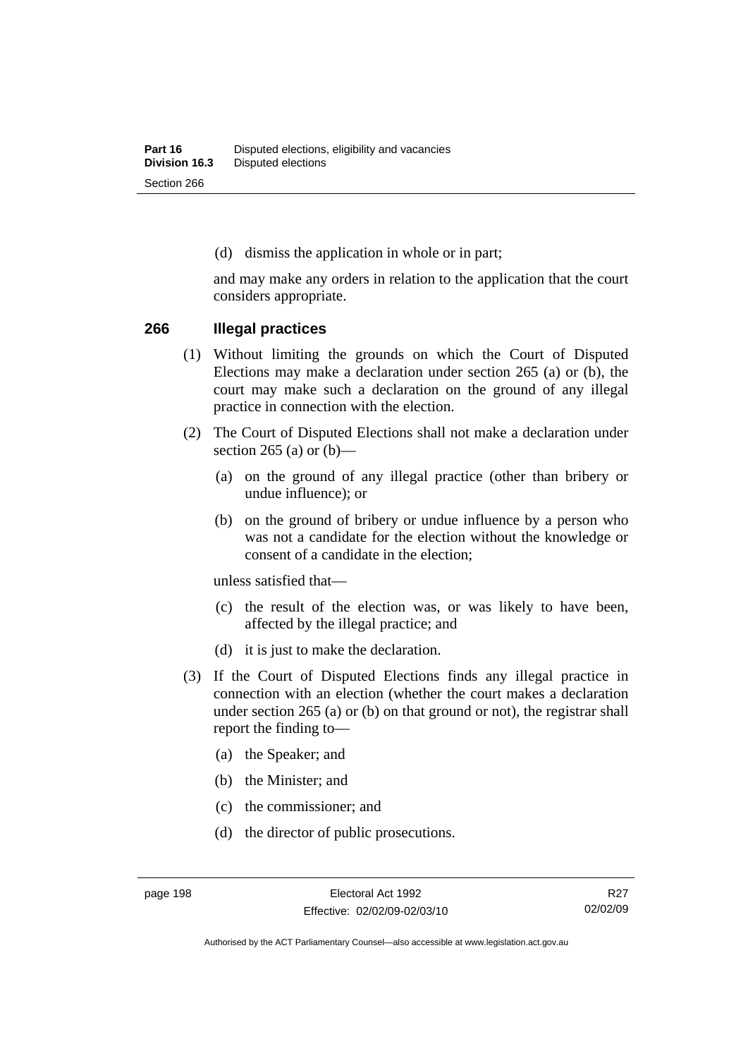(d) dismiss the application in whole or in part;

and may make any orders in relation to the application that the court considers appropriate.

## 266 Illegal practices

(1) Without limiting the grounds on which the Court of Disputed Elections may make a declaration under section 265 (a) or (b), the court may make such a declaration on the ground of any illegal practice in connection with the election.

(2) The Court of Disputed Elections shall not make a declaration under section 265 (a) or (b)—

- (a) on the ground of any illegal practice (other than bribery or undue influence); or
- (b) on the ground of bribery or undue influence by a person who was not a candidate for the election without the knowledge or consent of a candidate in the election;

unless satisfied that—

- (c) the result of the election was, or was likely to have been, affected by the illegal practice; and
- (d) it is just to make the declaration.

(3) If the Court of Disputed Elections finds any illegal practice in connection with an election (whether the court makes a declaration under section 265 (a) or (b) on that ground or not), the registrar shall report the finding to—

- (a) the Speaker; and
- (b) the Minister; and
- (c) the commissioner; and
- (d) the director of public prosecutions.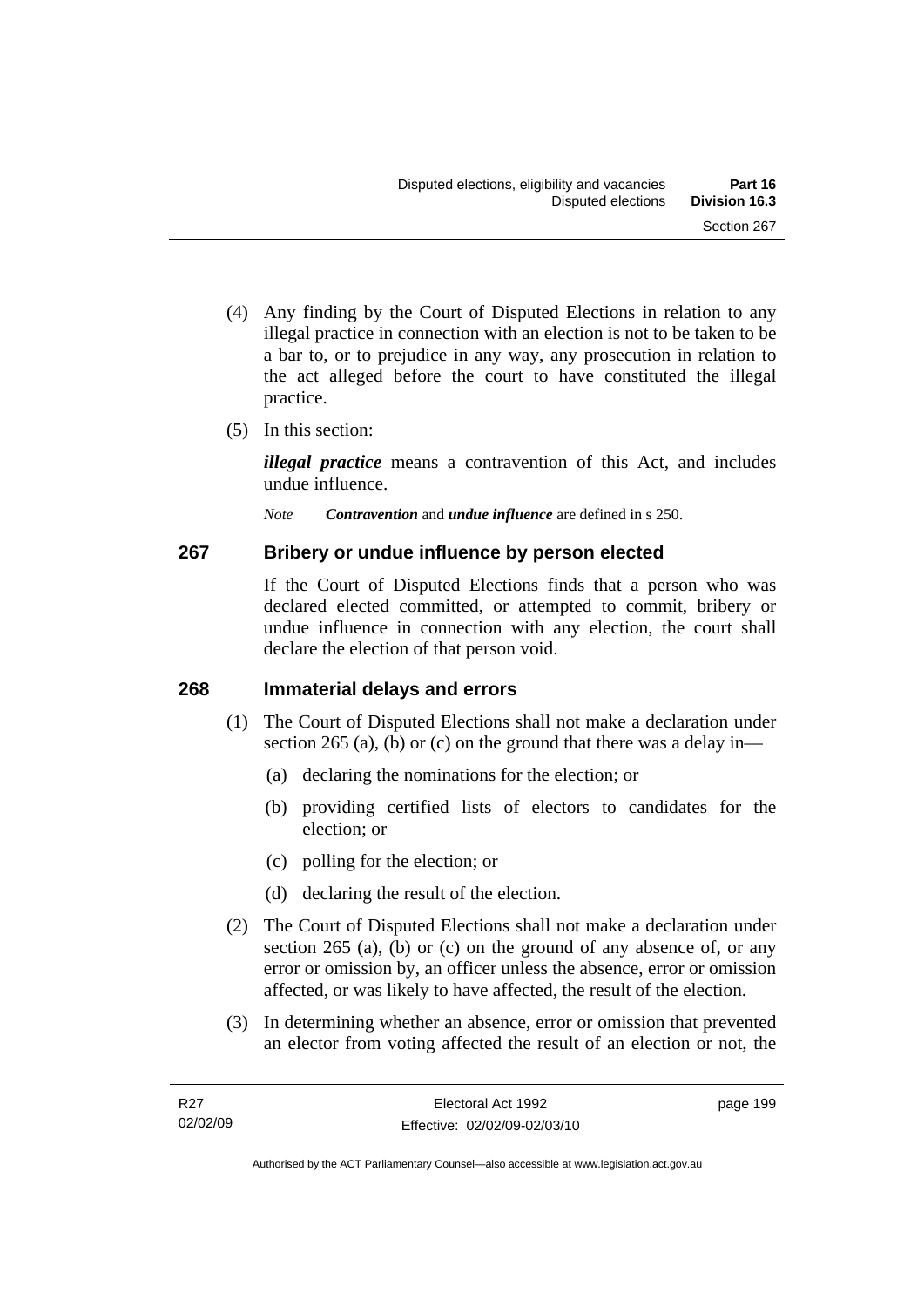(4) Any finding by the Court of Disputed Elections in relation to any illegal practice in connection with an election is not to be taken to be a bar to, or to prejudice in any way, any prosecution in relation to the act alleged before the court to have constituted the illegal practice.

(5) In this section:

***illegal practice*** means a contravention of this Act, and includes undue influence.

*Note* ***Contravention*** and ***undue influence*** are defined in s 250.

### 267 Bribery or undue influence by person elected

If the Court of Disputed Elections finds that a person who was declared elected committed, or attempted to commit, bribery or undue influence in connection with any election, the court shall declare the election of that person void.

### 268 Immaterial delays and errors

(1) The Court of Disputed Elections shall not make a declaration under section 265 (a), (b) or (c) on the ground that there was a delay in—

(a) declaring the nominations for the election; or

(b) providing certified lists of electors to candidates for the election; or

(c) polling for the election; or

(d) declaring the result of the election.

(2) The Court of Disputed Elections shall not make a declaration under section 265 (a), (b) or (c) on the ground of any absence of, or any error or omission by, an officer unless the absence, error or omission affected, or was likely to have affected, the result of the election.

(3) In determining whether an absence, error or omission that prevented an elector from voting affected the result of an election or not, the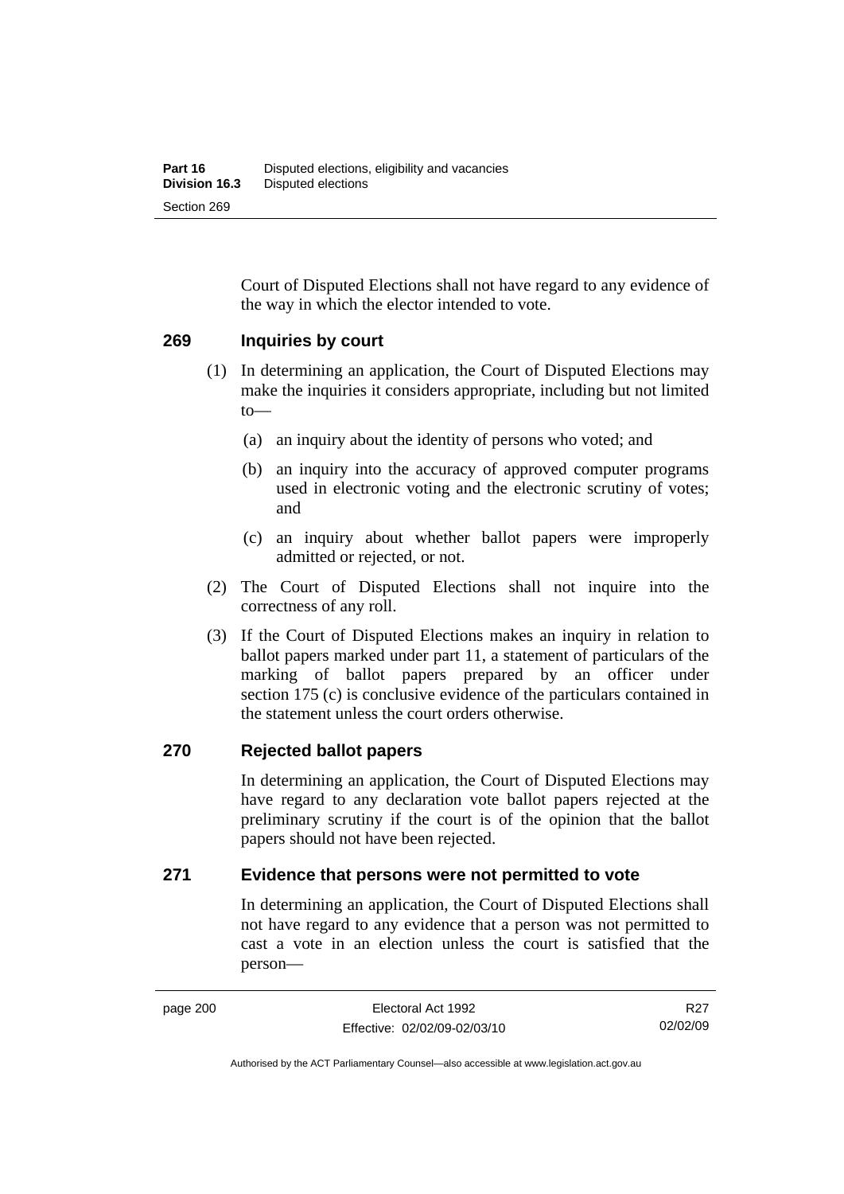Court of Disputed Elections shall not have regard to any evidence of the way in which the elector intended to vote.

## 269 Inquiries by court

(1) In determining an application, the Court of Disputed Elections may make the inquiries it considers appropriate, including but not limited to—

(a) an inquiry about the identity of persons who voted; and

(b) an inquiry into the accuracy of approved computer programs used in electronic voting and the electronic scrutiny of votes; and

(c) an inquiry about whether ballot papers were improperly admitted or rejected, or not.

(2) The Court of Disputed Elections shall not inquire into the correctness of any roll.

(3) If the Court of Disputed Elections makes an inquiry in relation to ballot papers marked under part 11, a statement of particulars of the marking of ballot papers prepared by an officer under section 175 (c) is conclusive evidence of the particulars contained in the statement unless the court orders otherwise.

## 270 Rejected ballot papers

In determining an application, the Court of Disputed Elections may have regard to any declaration vote ballot papers rejected at the preliminary scrutiny if the court is of the opinion that the ballot papers should not have been rejected.

## 271 Evidence that persons were not permitted to vote

In determining an application, the Court of Disputed Elections shall not have regard to any evidence that a person was not permitted to cast a vote in an election unless the court is satisfied that the person—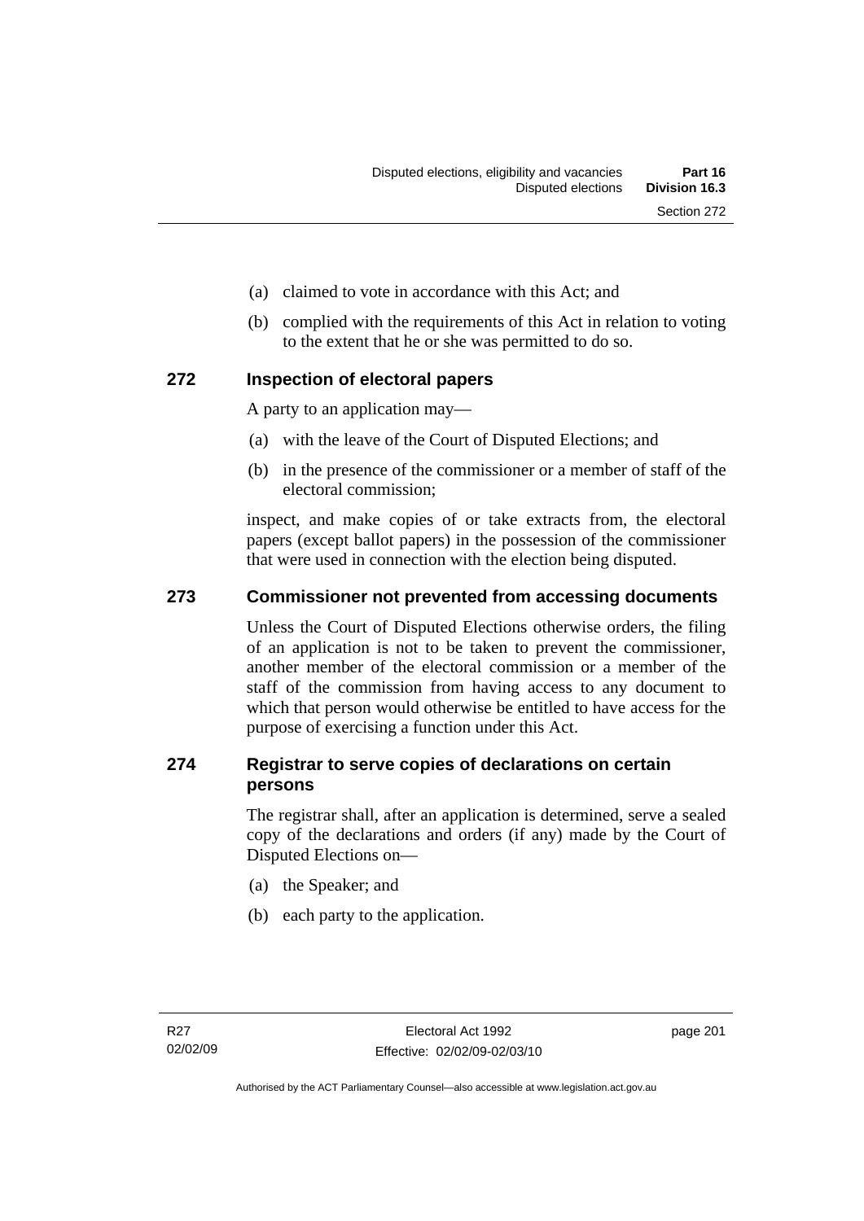(a) claimed to vote in accordance with this Act; and

(b) complied with the requirements of this Act in relation to voting to the extent that he or she was permitted to do so.

## 272 Inspection of electoral papers

A party to an application may—

(a) with the leave of the Court of Disputed Elections; and

(b) in the presence of the commissioner or a member of staff of the electoral commission;

inspect, and make copies of or take extracts from, the electoral papers (except ballot papers) in the possession of the commissioner that were used in connection with the election being disputed.

## 273 Commissioner not prevented from accessing documents

Unless the Court of Disputed Elections otherwise orders, the filing of an application is not to be taken to prevent the commissioner, another member of the electoral commission or a member of the staff of the commission from having access to any document to which that person would otherwise be entitled to have access for the purpose of exercising a function under this Act.

## 274 Registrar to serve copies of declarations on certain persons

The registrar shall, after an application is determined, serve a sealed copy of the declarations and orders (if any) made by the Court of Disputed Elections on—

(a) the Speaker; and

(b) each party to the application.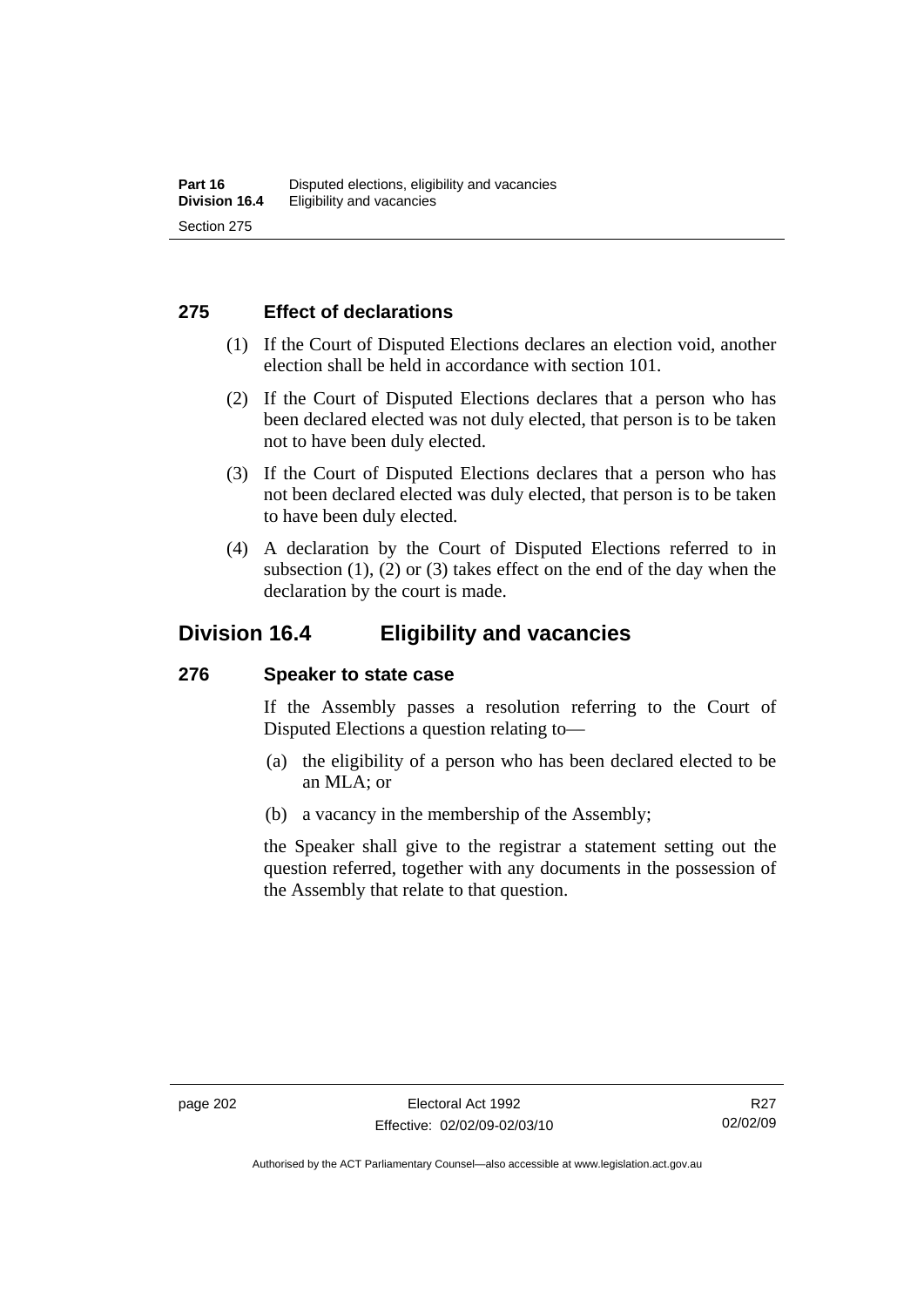## 275 Effect of declarations

(1) If the Court of Disputed Elections declares an election void, another election shall be held in accordance with section 101.

(2) If the Court of Disputed Elections declares that a person who has been declared elected was not duly elected, that person is to be taken not to have been duly elected.

(3) If the Court of Disputed Elections declares that a person who has not been declared elected was duly elected, that person is to be taken to have been duly elected.

(4) A declaration by the Court of Disputed Elections referred to in subsection (1), (2) or (3) takes effect on the end of the day when the declaration by the court is made.

# Division 16.4 Eligibility and vacancies

## 276 Speaker to state case

If the Assembly passes a resolution referring to the Court of Disputed Elections a question relating to—

(a) the eligibility of a person who has been declared elected to be an MLA; or

(b) a vacancy in the membership of the Assembly;

the Speaker shall give to the registrar a statement setting out the question referred, together with any documents in the possession of the Assembly that relate to that question.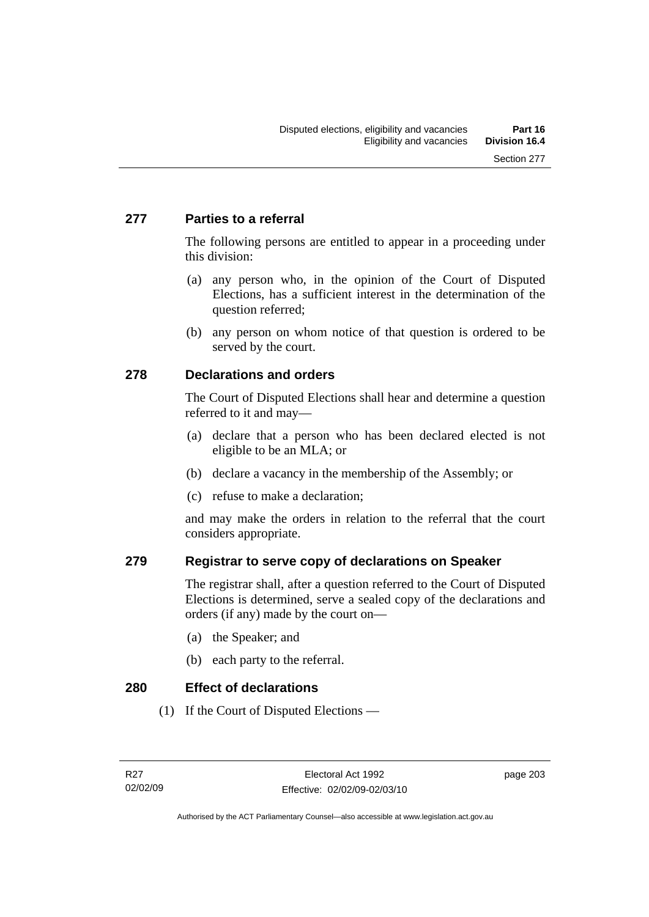## 277 Parties to a referral

The following persons are entitled to appear in a proceeding under this division:

(a) any person who, in the opinion of the Court of Disputed Elections, has a sufficient interest in the determination of the question referred;

(b) any person on whom notice of that question is ordered to be served by the court.

## 278 Declarations and orders

The Court of Disputed Elections shall hear and determine a question referred to it and may—

(a) declare that a person who has been declared elected is not eligible to be an MLA; or

(b) declare a vacancy in the membership of the Assembly; or

(c) refuse to make a declaration;

and may make the orders in relation to the referral that the court considers appropriate.

## 279 Registrar to serve copy of declarations on Speaker

The registrar shall, after a question referred to the Court of Disputed Elections is determined, serve a sealed copy of the declarations and orders (if any) made by the court on—

(a) the Speaker; and

(b) each party to the referral.

## 280 Effect of declarations

(1) If the Court of Disputed Elections —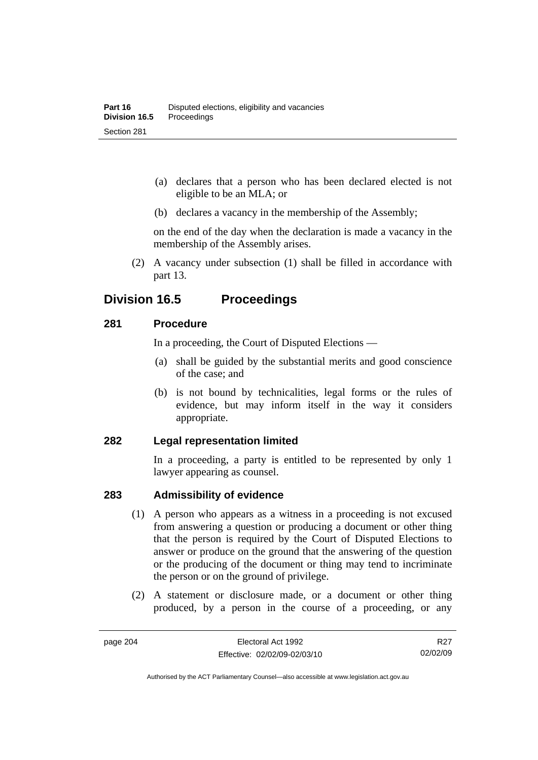(a) declares that a person who has been declared elected is not eligible to be an MLA; or

(b) declares a vacancy in the membership of the Assembly;

on the end of the day when the declaration is made a vacancy in the membership of the Assembly arises.

(2) A vacancy under subsection (1) shall be filled in accordance with part 13.

## Division 16.5 Proceedings

### 281 Procedure

In a proceeding, the Court of Disputed Elections —

(a) shall be guided by the substantial merits and good conscience of the case; and

(b) is not bound by technicalities, legal forms or the rules of evidence, but may inform itself in the way it considers appropriate.

### 282 Legal representation limited

In a proceeding, a party is entitled to be represented by only 1 lawyer appearing as counsel.

### 283 Admissibility of evidence

(1) A person who appears as a witness in a proceeding is not excused from answering a question or producing a document or other thing that the person is required by the Court of Disputed Elections to answer or produce on the ground that the answering of the question or the producing of the document or thing may tend to incriminate the person or on the ground of privilege.

(2) A statement or disclosure made, or a document or other thing produced, by a person in the course of a proceeding, or any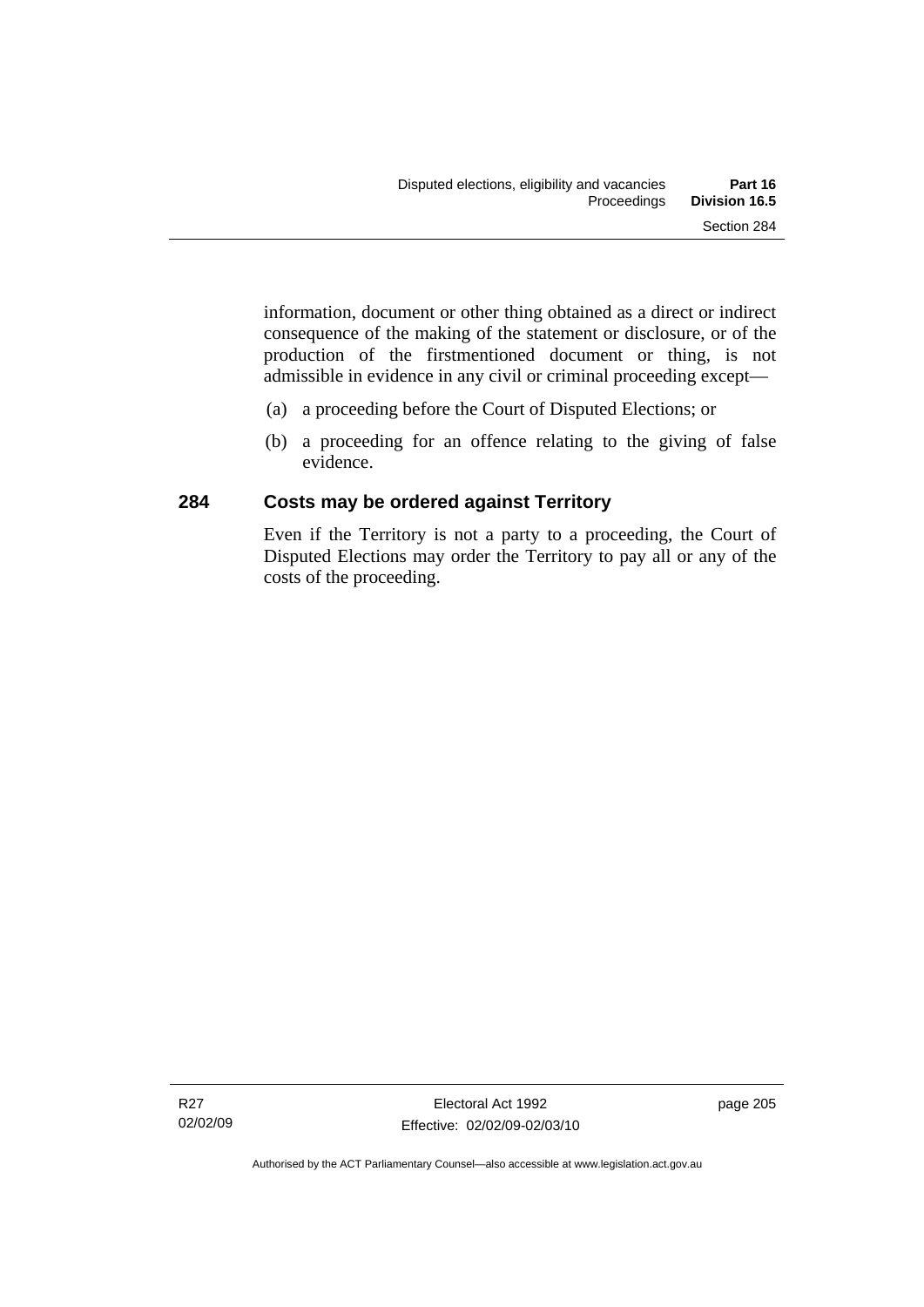information, document or other thing obtained as a direct or indirect consequence of the making of the statement or disclosure, or of the production of the firstmentioned document or thing, is not admissible in evidence in any civil or criminal proceeding except—

(a) a proceeding before the Court of Disputed Elections; or

(b) a proceeding for an offence relating to the giving of false evidence.

## 284 Costs may be ordered against Territory

Even if the Territory is not a party to a proceeding, the Court of Disputed Elections may order the Territory to pay all or any of the costs of the proceeding.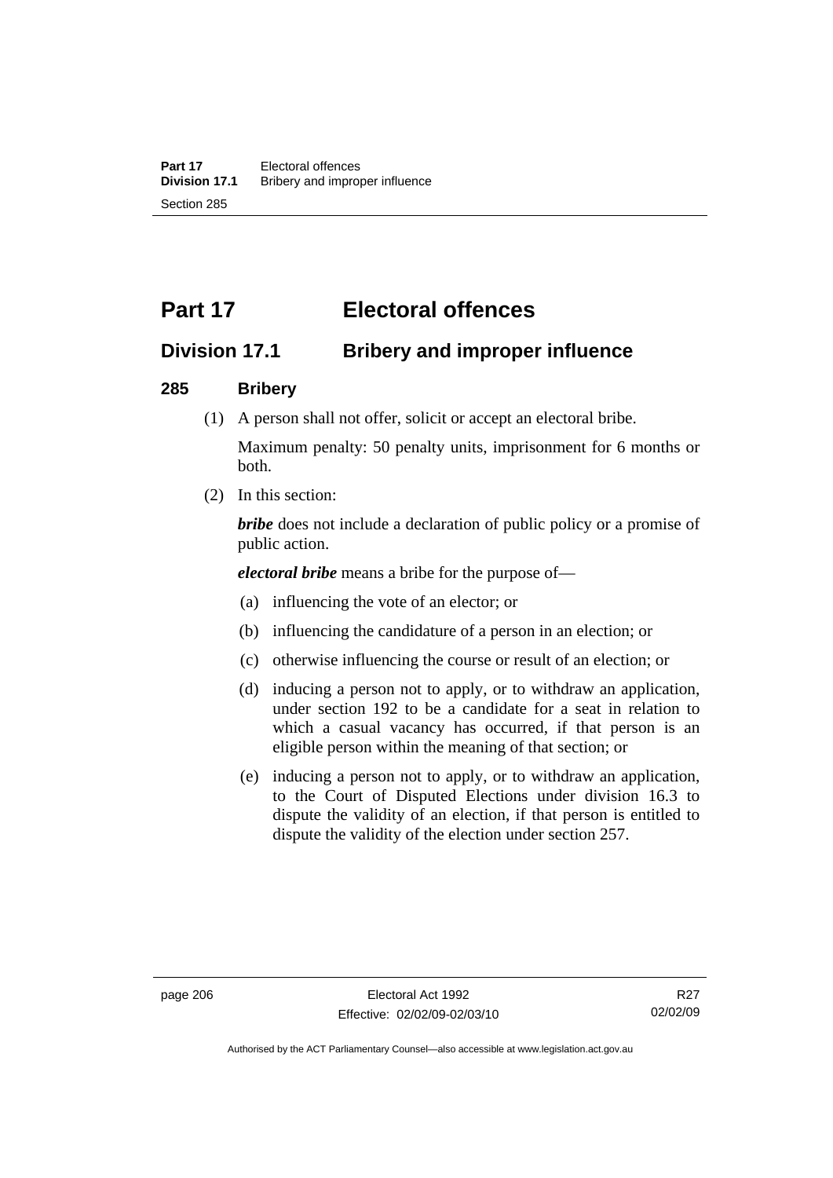# Part 17 Electoral offences

## Division 17.1 Bribery and improper influence

### 285 Bribery

(1) A person shall not offer, solicit or accept an electoral bribe.

Maximum penalty: 50 penalty units, imprisonment for 6 months or both.

(2) In this section:

***bribe*** does not include a declaration of public policy or a promise of public action.

***electoral bribe*** means a bribe for the purpose of—

(a) influencing the vote of an elector; or

(b) influencing the candidature of a person in an election; or

(c) otherwise influencing the course or result of an election; or

(d) inducing a person not to apply, or to withdraw an application, under section 192 to be a candidate for a seat in relation to which a casual vacancy has occurred, if that person is an eligible person within the meaning of that section; or

(e) inducing a person not to apply, or to withdraw an application, to the Court of Disputed Elections under division 16.3 to dispute the validity of an election, if that person is entitled to dispute the validity of the election under section 257.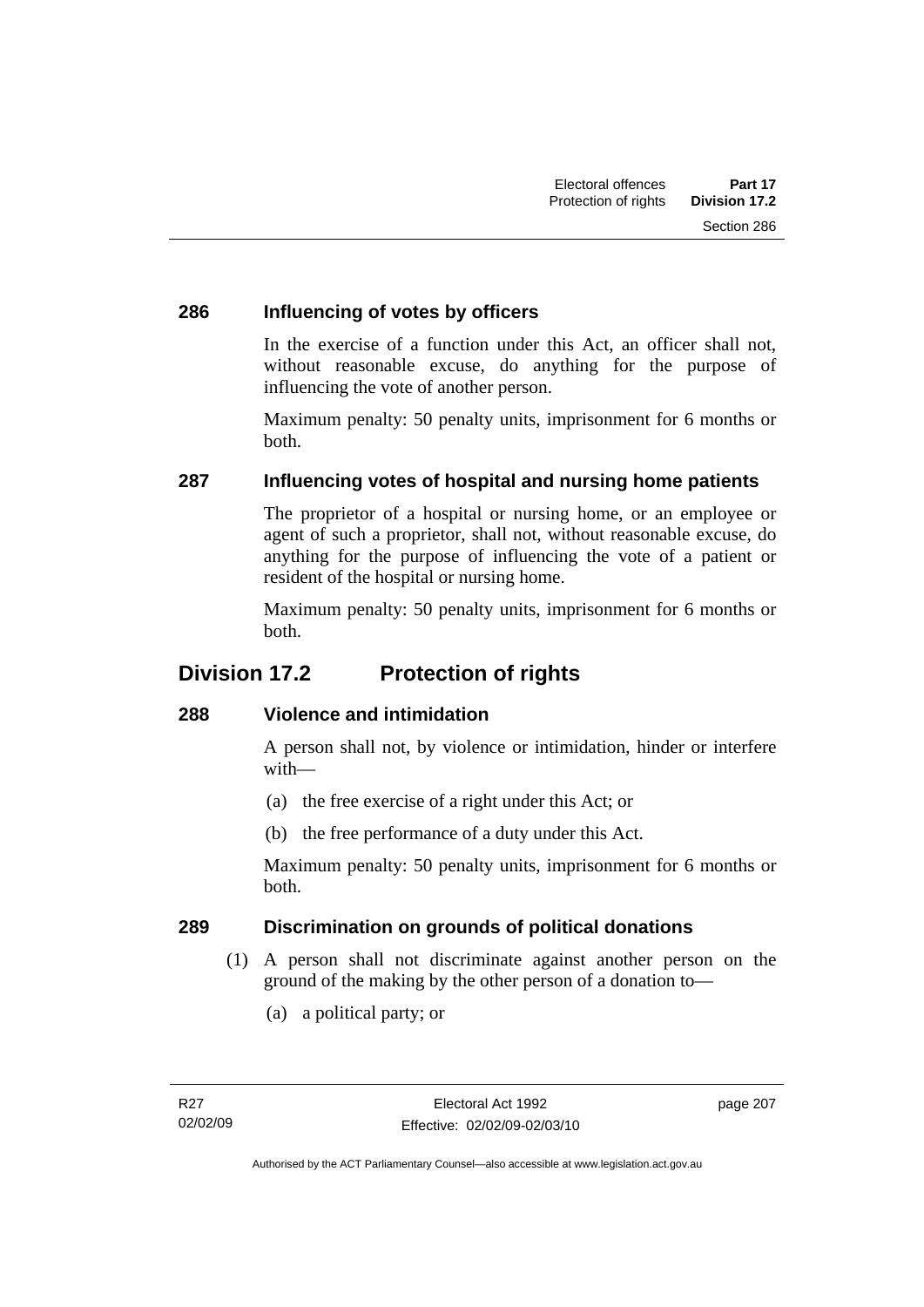### 286 Influencing of votes by officers

In the exercise of a function under this Act, an officer shall not, without reasonable excuse, do anything for the purpose of influencing the vote of another person.

Maximum penalty: 50 penalty units, imprisonment for 6 months or both.

### 287 Influencing votes of hospital and nursing home patients

The proprietor of a hospital or nursing home, or an employee or agent of such a proprietor, shall not, without reasonable excuse, do anything for the purpose of influencing the vote of a patient or resident of the hospital or nursing home.

Maximum penalty: 50 penalty units, imprisonment for 6 months or both.

## Division 17.2 Protection of rights

### 288 Violence and intimidation

A person shall not, by violence or intimidation, hinder or interfere with—

(a) the free exercise of a right under this Act; or

(b) the free performance of a duty under this Act.

Maximum penalty: 50 penalty units, imprisonment for 6 months or both.

### 289 Discrimination on grounds of political donations

(1) A person shall not discriminate against another person on the ground of the making by the other person of a donation to—

(a) a political party; or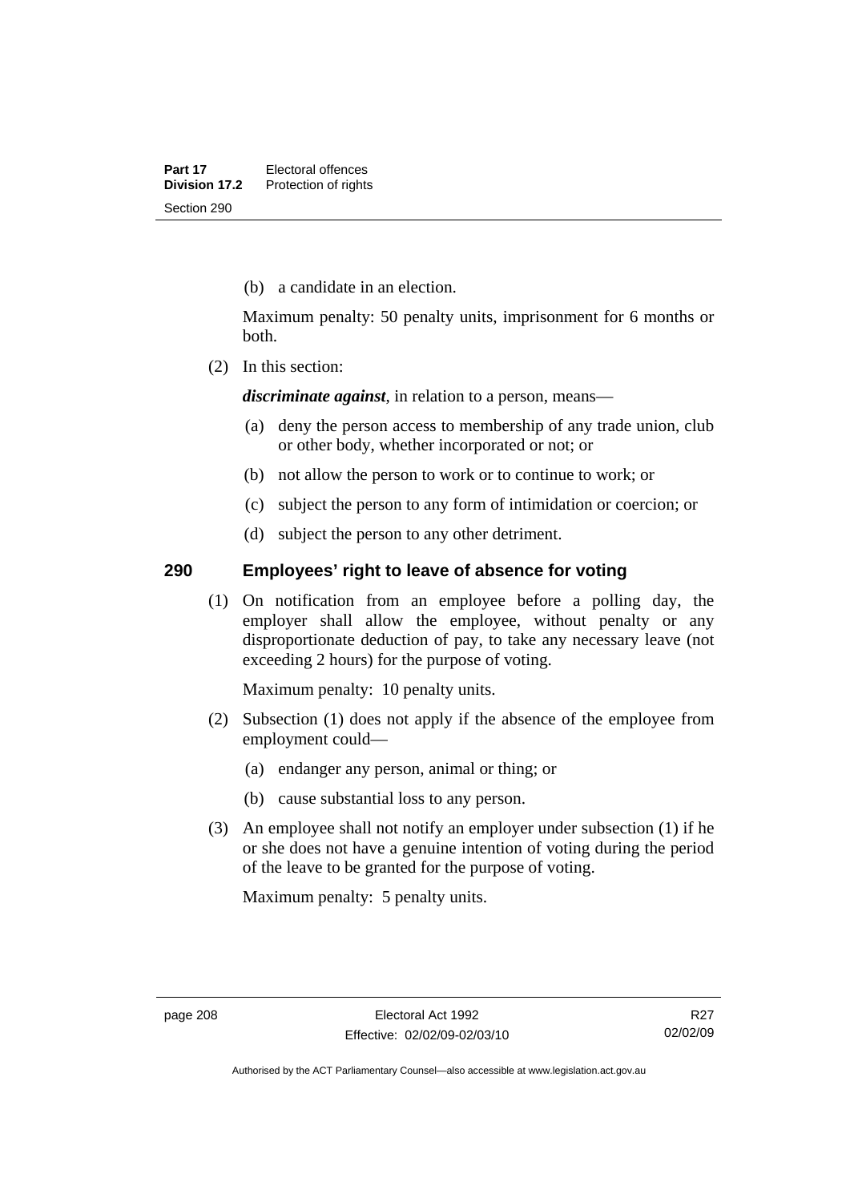(b) a candidate in an election.

Maximum penalty: 50 penalty units, imprisonment for 6 months or both.

(2) In this section:

***discriminate against***, in relation to a person, means—

(a) deny the person access to membership of any trade union, club or other body, whether incorporated or not; or

(b) not allow the person to work or to continue to work; or

(c) subject the person to any form of intimidation or coercion; or

(d) subject the person to any other detriment.

## 290 Employees' right to leave of absence for voting

(1) On notification from an employee before a polling day, the employer shall allow the employee, without penalty or any disproportionate deduction of pay, to take any necessary leave (not exceeding 2 hours) for the purpose of voting.

Maximum penalty: 10 penalty units.

(2) Subsection (1) does not apply if the absence of the employee from employment could—

(a) endanger any person, animal or thing; or

(b) cause substantial loss to any person.

(3) An employee shall not notify an employer under subsection (1) if he or she does not have a genuine intention of voting during the period of the leave to be granted for the purpose of voting.

Maximum penalty: 5 penalty units.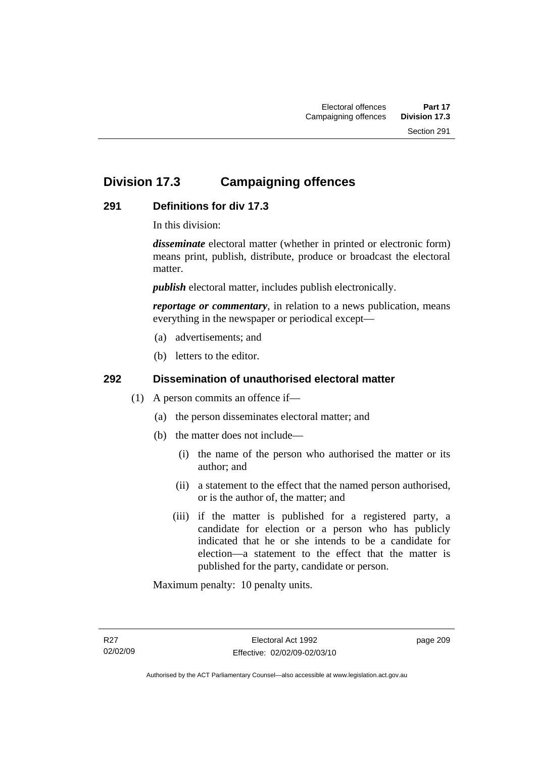## Division 17.3 Campaigning offences

### 291 Definitions for div 17.3

In this division:

***disseminate*** electoral matter (whether in printed or electronic form) means print, publish, distribute, produce or broadcast the electoral matter.

***publish*** electoral matter, includes publish electronically.

***reportage or commentary***, in relation to a news publication, means everything in the newspaper or periodical except—

(a) advertisements; and

(b) letters to the editor.

### 292 Dissemination of unauthorised electoral matter

(1) A person commits an offence if—

(a) the person disseminates electoral matter; and

(b) the matter does not include—

(i) the name of the person who authorised the matter or its author; and

(ii) a statement to the effect that the named person authorised, or is the author of, the matter; and

(iii) if the matter is published for a registered party, a candidate for election or a person who has publicly indicated that he or she intends to be a candidate for election—a statement to the effect that the matter is published for the party, candidate or person.

Maximum penalty: 10 penalty units.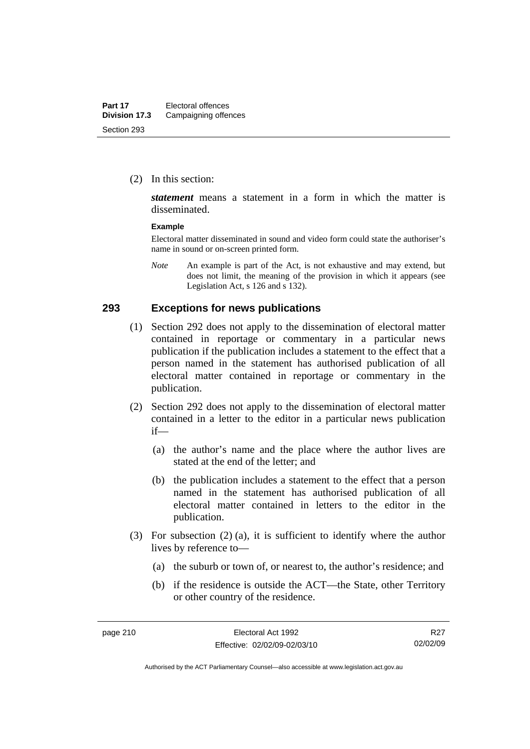(2) In this section:

***statement*** means a statement in a form in which the matter is disseminated.

**Example**

Electoral matter disseminated in sound and video form could state the authoriser's name in sound or on-screen printed form.

*Note* An example is part of the Act, is not exhaustive and may extend, but does not limit, the meaning of the provision in which it appears (see Legislation Act, s 126 and s 132).

### 293 Exceptions for news publications

(1) Section 292 does not apply to the dissemination of electoral matter contained in reportage or commentary in a particular news publication if the publication includes a statement to the effect that a person named in the statement has authorised publication of all electoral matter contained in reportage or commentary in the publication.

(2) Section 292 does not apply to the dissemination of electoral matter contained in a letter to the editor in a particular news publication if—

(a) the author's name and the place where the author lives are stated at the end of the letter; and

(b) the publication includes a statement to the effect that a person named in the statement has authorised publication of all electoral matter contained in letters to the editor in the publication.

(3) For subsection (2) (a), it is sufficient to identify where the author lives by reference to—

(a) the suburb or town of, or nearest to, the author's residence; and

(b) if the residence is outside the ACT—the State, other Territory or other country of the residence.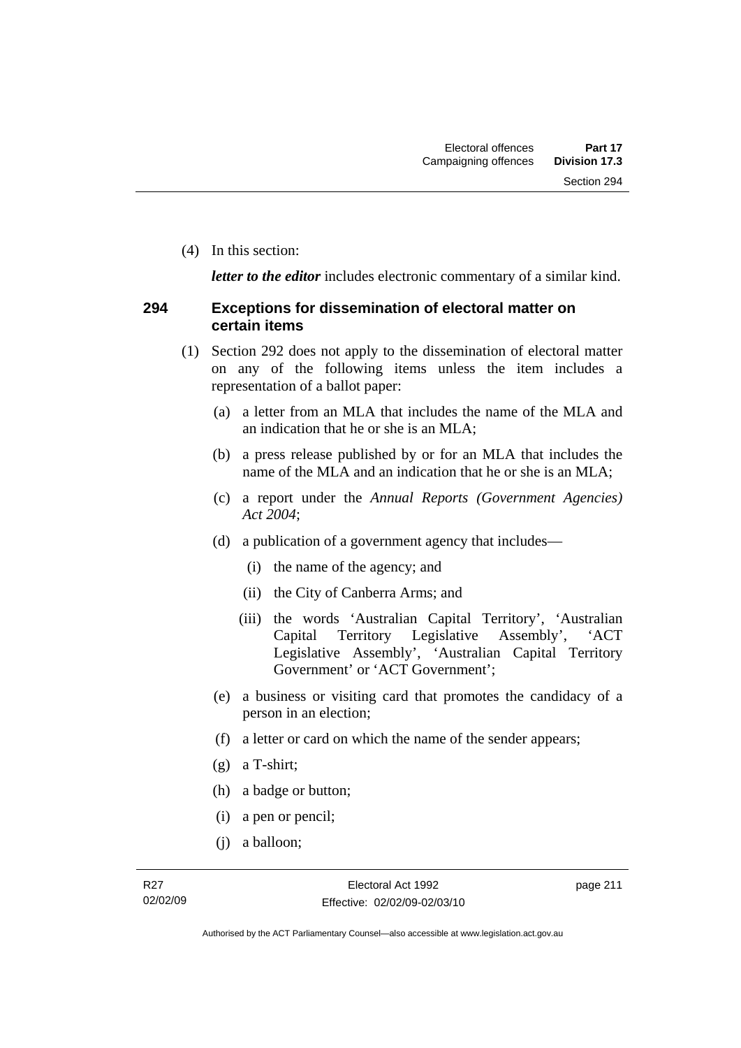(4) In this section:

***letter to the editor*** includes electronic commentary of a similar kind.

### 294 Exceptions for dissemination of electoral matter on certain items

(1) Section 292 does not apply to the dissemination of electoral matter on any of the following items unless the item includes a representation of a ballot paper:

(a) a letter from an MLA that includes the name of the MLA and an indication that he or she is an MLA;

(b) a press release published by or for an MLA that includes the name of the MLA and an indication that he or she is an MLA;

(c) a report under the *Annual Reports (Government Agencies) Act 2004*;

(d) a publication of a government agency that includes—

(i) the name of the agency; and

(ii) the City of Canberra Arms; and

(iii) the words 'Australian Capital Territory', 'Australian Capital Territory Legislative Assembly', 'ACT Legislative Assembly', 'Australian Capital Territory Government' or 'ACT Government';

(e) a business or visiting card that promotes the candidacy of a person in an election;

(f) a letter or card on which the name of the sender appears;

(g) a T-shirt;

(h) a badge or button;

(i) a pen or pencil;

(j) a balloon;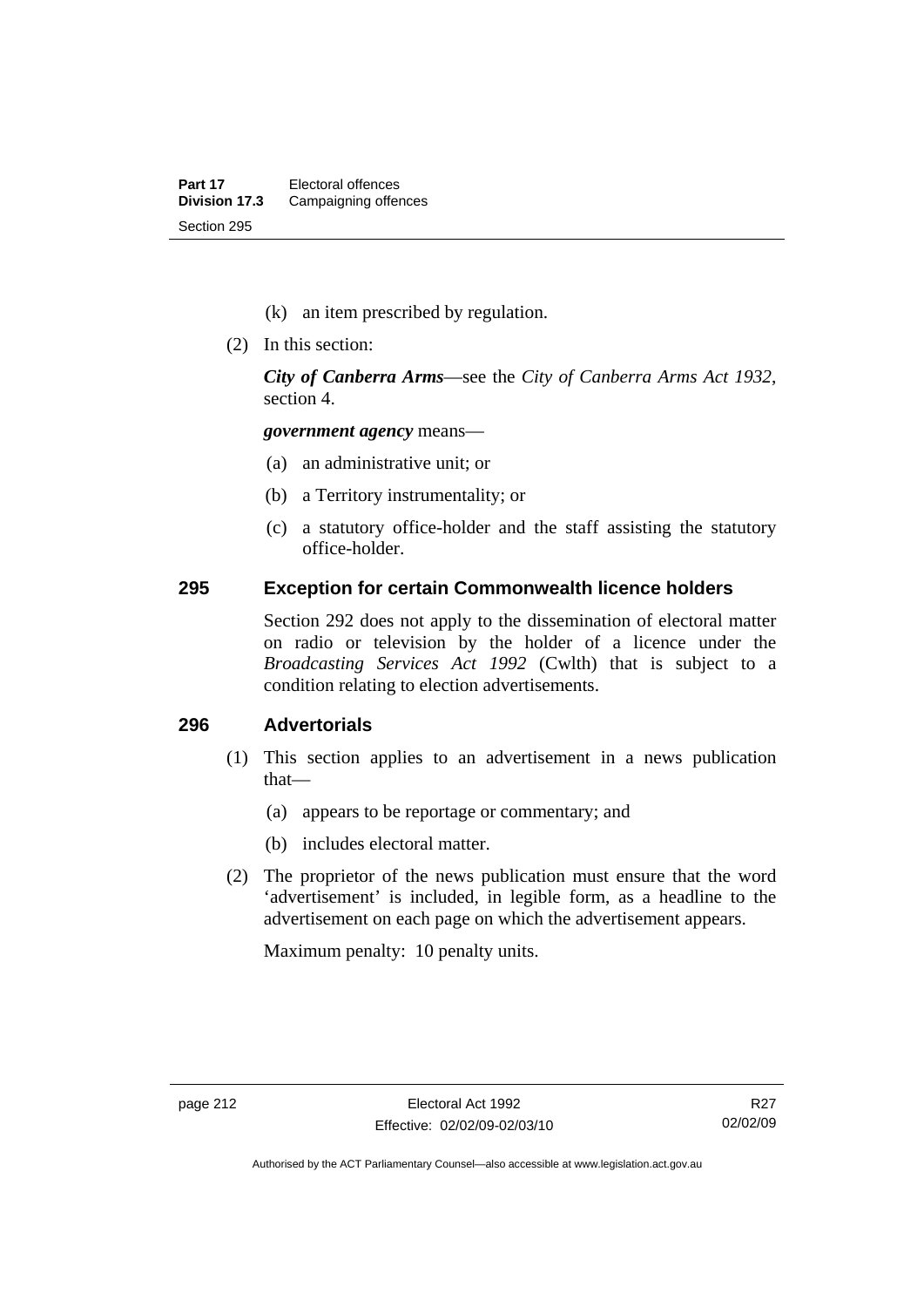(k) an item prescribed by regulation.

(2) In this section:

***City of Canberra Arms***—see the *City of Canberra Arms Act 1932*, section 4.

***government agency*** means—

(a) an administrative unit; or

(b) a Territory instrumentality; or

(c) a statutory office-holder and the staff assisting the statutory office-holder.

## 295 Exception for certain Commonwealth licence holders

Section 292 does not apply to the dissemination of electoral matter on radio or television by the holder of a licence under the *Broadcasting Services Act 1992* (Cwlth) that is subject to a condition relating to election advertisements.

## 296 Advertorials

(1) This section applies to an advertisement in a news publication that—

(a) appears to be reportage or commentary; and

(b) includes electoral matter.

(2) The proprietor of the news publication must ensure that the word 'advertisement' is included, in legible form, as a headline to the advertisement on each page on which the advertisement appears.

Maximum penalty: 10 penalty units.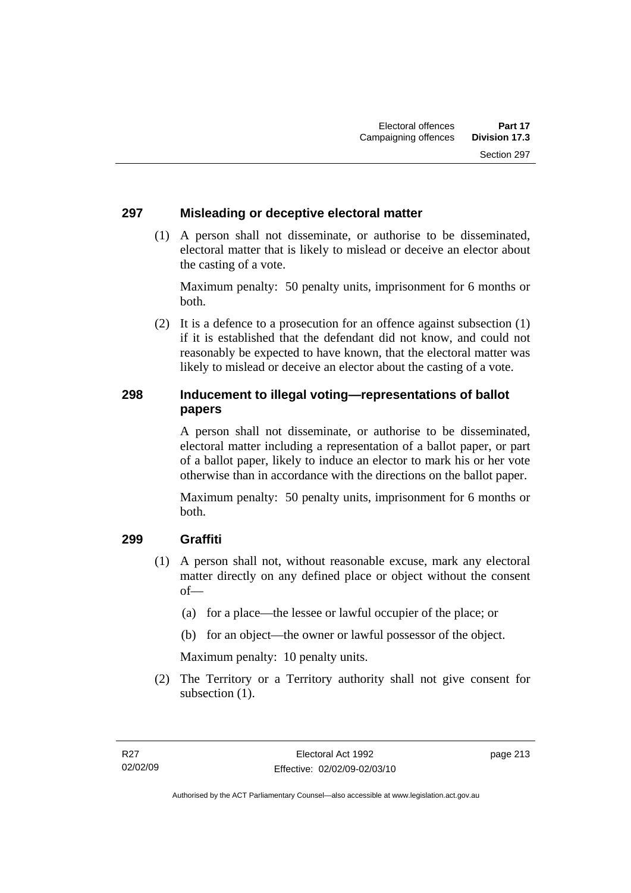### 297 Misleading or deceptive electoral matter

(1) A person shall not disseminate, or authorise to be disseminated, electoral matter that is likely to mislead or deceive an elector about the casting of a vote.

Maximum penalty: 50 penalty units, imprisonment for 6 months or both.

(2) It is a defence to a prosecution for an offence against subsection (1) if it is established that the defendant did not know, and could not reasonably be expected to have known, that the electoral matter was likely to mislead or deceive an elector about the casting of a vote.

### 298 Inducement to illegal voting—representations of ballot papers

A person shall not disseminate, or authorise to be disseminated, electoral matter including a representation of a ballot paper, or part of a ballot paper, likely to induce an elector to mark his or her vote otherwise than in accordance with the directions on the ballot paper.

Maximum penalty: 50 penalty units, imprisonment for 6 months or both.

### 299 Graffiti

(1) A person shall not, without reasonable excuse, mark any electoral matter directly on any defined place or object without the consent of—

(a) for a place—the lessee or lawful occupier of the place; or

(b) for an object—the owner or lawful possessor of the object.

Maximum penalty: 10 penalty units.

(2) The Territory or a Territory authority shall not give consent for subsection (1).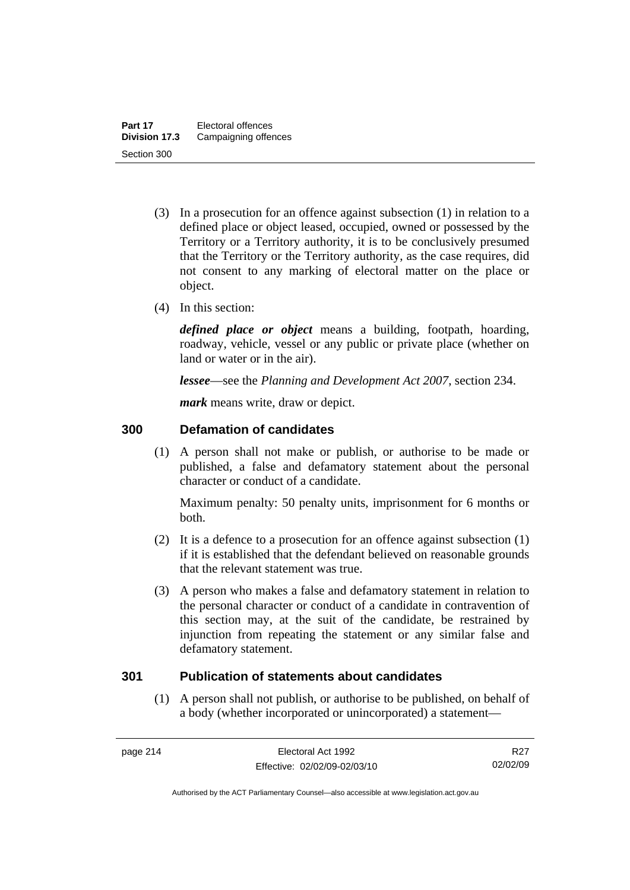(3) In a prosecution for an offence against subsection (1) in relation to a defined place or object leased, occupied, owned or possessed by the Territory or a Territory authority, it is to be conclusively presumed that the Territory or the Territory authority, as the case requires, did not consent to any marking of electoral matter on the place or object.

(4) In this section:

***defined place or object*** means a building, footpath, hoarding, roadway, vehicle, vessel or any public or private place (whether on land or water or in the air).

***lessee***—see the *Planning and Development Act 2007*, section 234.

***mark*** means write, draw or depict.

## 300 Defamation of candidates

(1) A person shall not make or publish, or authorise to be made or published, a false and defamatory statement about the personal character or conduct of a candidate.

Maximum penalty: 50 penalty units, imprisonment for 6 months or both.

(2) It is a defence to a prosecution for an offence against subsection (1) if it is established that the defendant believed on reasonable grounds that the relevant statement was true.

(3) A person who makes a false and defamatory statement in relation to the personal character or conduct of a candidate in contravention of this section may, at the suit of the candidate, be restrained by injunction from repeating the statement or any similar false and defamatory statement.

## 301 Publication of statements about candidates

(1) A person shall not publish, or authorise to be published, on behalf of a body (whether incorporated or unincorporated) a statement—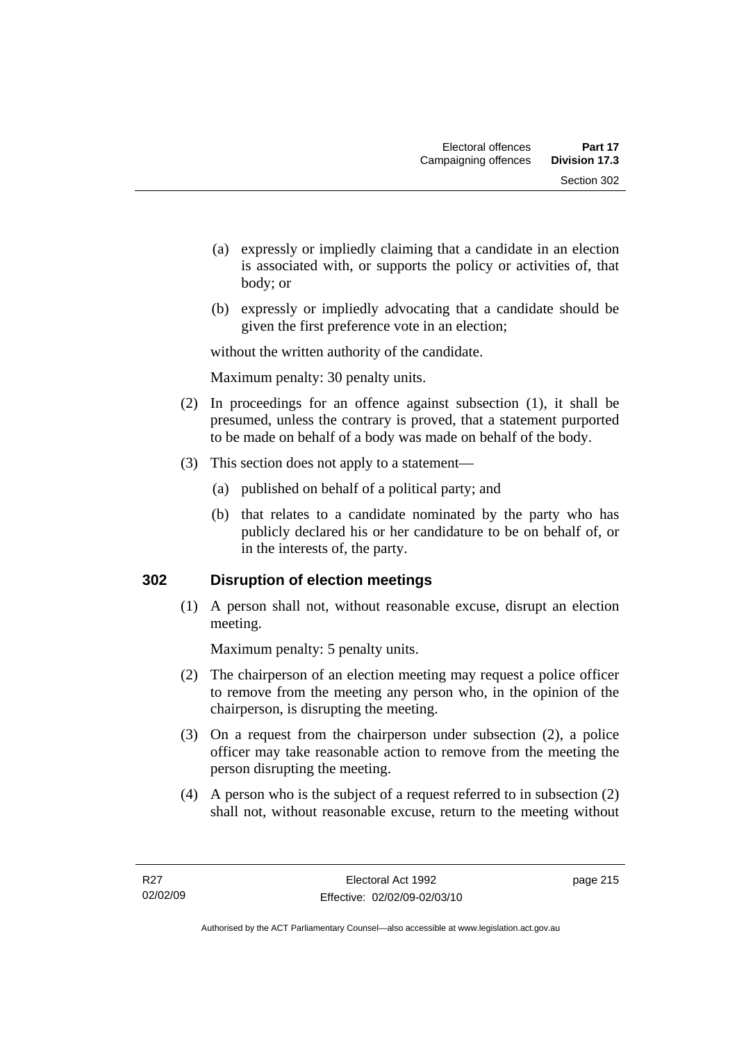(a) expressly or impliedly claiming that a candidate in an election is associated with, or supports the policy or activities of, that body; or

(b) expressly or impliedly advocating that a candidate should be given the first preference vote in an election;

without the written authority of the candidate.

Maximum penalty: 30 penalty units.

(2) In proceedings for an offence against subsection (1), it shall be presumed, unless the contrary is proved, that a statement purported to be made on behalf of a body was made on behalf of the body.

(3) This section does not apply to a statement—

(a) published on behalf of a political party; and

(b) that relates to a candidate nominated by the party who has publicly declared his or her candidature to be on behalf of, or in the interests of, the party.

## 302 Disruption of election meetings

(1) A person shall not, without reasonable excuse, disrupt an election meeting.

Maximum penalty: 5 penalty units.

(2) The chairperson of an election meeting may request a police officer to remove from the meeting any person who, in the opinion of the chairperson, is disrupting the meeting.

(3) On a request from the chairperson under subsection (2), a police officer may take reasonable action to remove from the meeting the person disrupting the meeting.

(4) A person who is the subject of a request referred to in subsection (2) shall not, without reasonable excuse, return to the meeting without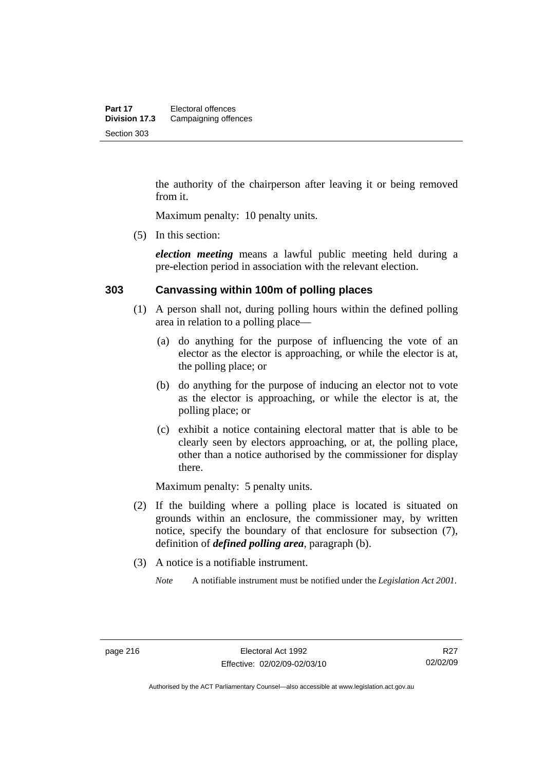the authority of the chairperson after leaving it or being removed from it.

Maximum penalty: 10 penalty units.

(5) In this section:

***election meeting*** means a lawful public meeting held during a pre-election period in association with the relevant election.

### 303 Canvassing within 100m of polling places

(1) A person shall not, during polling hours within the defined polling area in relation to a polling place—

(a) do anything for the purpose of influencing the vote of an elector as the elector is approaching, or while the elector is at, the polling place; or

(b) do anything for the purpose of inducing an elector not to vote as the elector is approaching, or while the elector is at, the polling place; or

(c) exhibit a notice containing electoral matter that is able to be clearly seen by electors approaching, or at, the polling place, other than a notice authorised by the commissioner for display there.

Maximum penalty: 5 penalty units.

(2) If the building where a polling place is located is situated on grounds within an enclosure, the commissioner may, by written notice, specify the boundary of that enclosure for subsection (7), definition of ***defined polling area***, paragraph (b).

(3) A notice is a notifiable instrument.

*Note* A notifiable instrument must be notified under the *Legislation Act 2001*.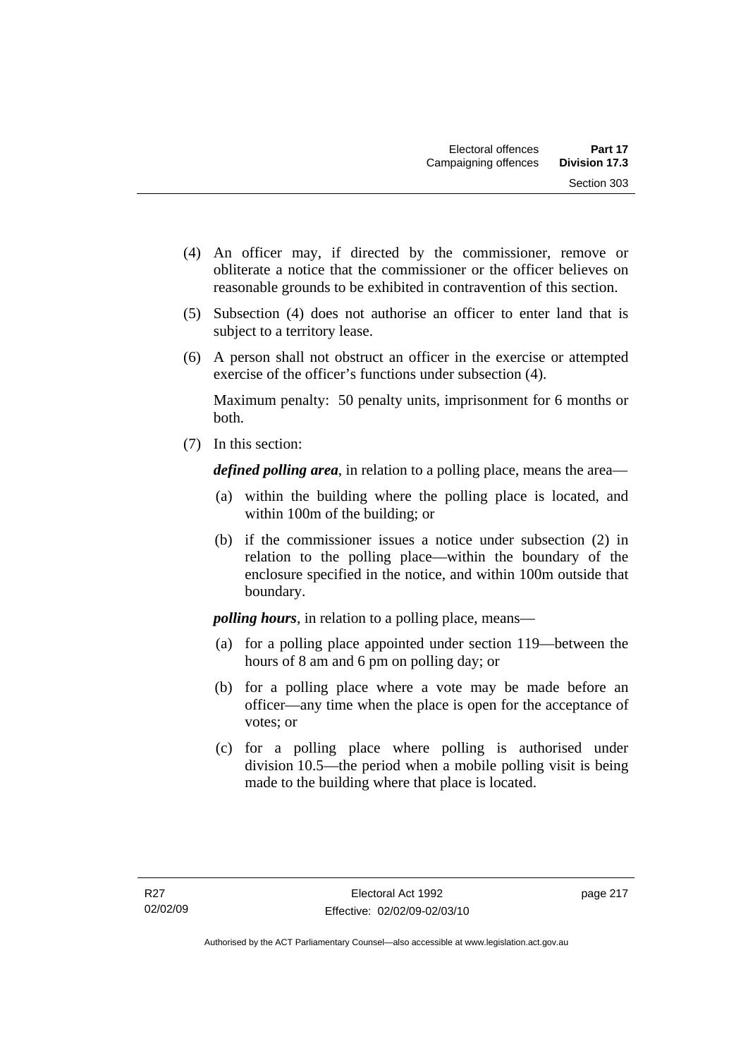(4) An officer may, if directed by the commissioner, remove or obliterate a notice that the commissioner or the officer believes on reasonable grounds to be exhibited in contravention of this section.

(5) Subsection (4) does not authorise an officer to enter land that is subject to a territory lease.

(6) A person shall not obstruct an officer in the exercise or attempted exercise of the officer's functions under subsection (4).

Maximum penalty: 50 penalty units, imprisonment for 6 months or both.

(7) In this section:

***defined polling area***, in relation to a polling place, means the area—

(a) within the building where the polling place is located, and within 100m of the building; or

(b) if the commissioner issues a notice under subsection (2) in relation to the polling place—within the boundary of the enclosure specified in the notice, and within 100m outside that boundary.

***polling hours***, in relation to a polling place, means—

(a) for a polling place appointed under section 119—between the hours of 8 am and 6 pm on polling day; or

(b) for a polling place where a vote may be made before an officer—any time when the place is open for the acceptance of votes; or

(c) for a polling place where polling is authorised under division 10.5—the period when a mobile polling visit is being made to the building where that place is located.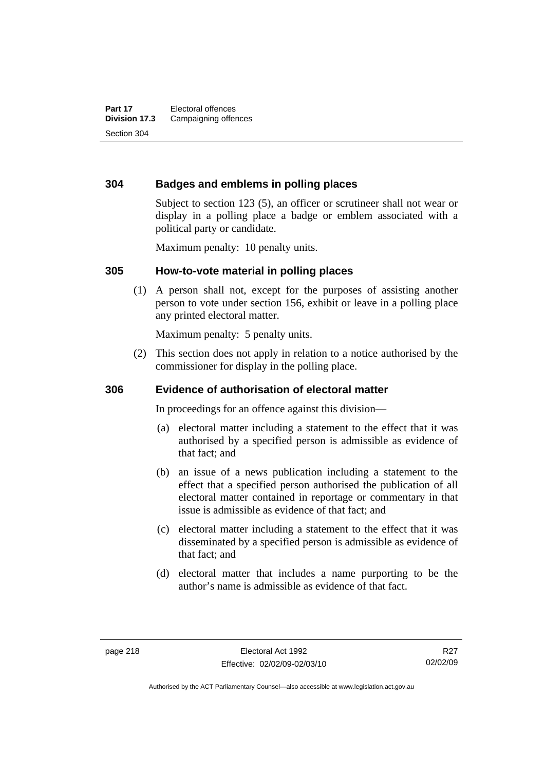## 304 Badges and emblems in polling places

Subject to section 123 (5), an officer or scrutineer shall not wear or display in a polling place a badge or emblem associated with a political party or candidate.

Maximum penalty: 10 penalty units.

## 305 How-to-vote material in polling places

(1) A person shall not, except for the purposes of assisting another person to vote under section 156, exhibit or leave in a polling place any printed electoral matter.

Maximum penalty: 5 penalty units.

(2) This section does not apply in relation to a notice authorised by the commissioner for display in the polling place.

## 306 Evidence of authorisation of electoral matter

In proceedings for an offence against this division—

(a) electoral matter including a statement to the effect that it was authorised by a specified person is admissible as evidence of that fact; and

(b) an issue of a news publication including a statement to the effect that a specified person authorised the publication of all electoral matter contained in reportage or commentary in that issue is admissible as evidence of that fact; and

(c) electoral matter including a statement to the effect that it was disseminated by a specified person is admissible as evidence of that fact; and

(d) electoral matter that includes a name purporting to be the author's name is admissible as evidence of that fact.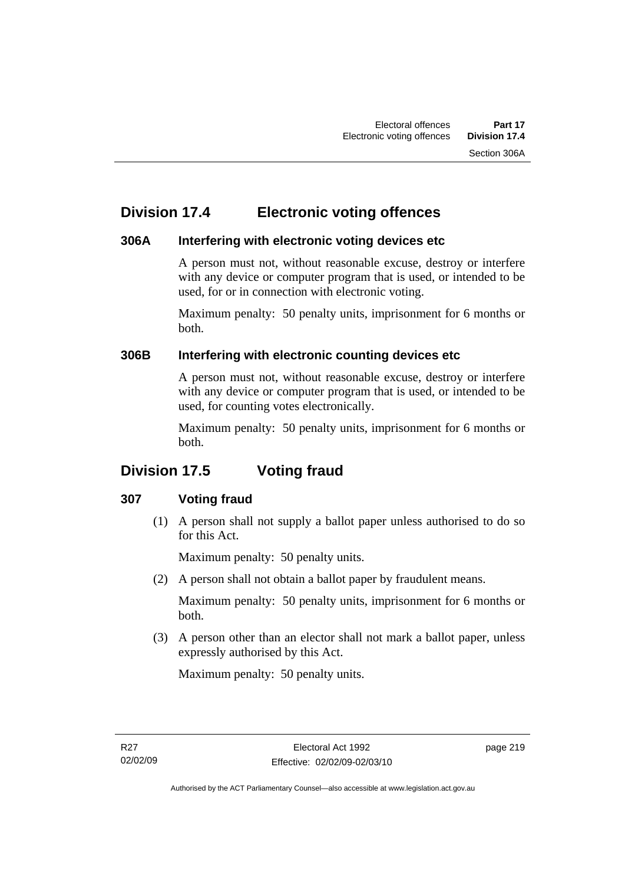## Division 17.4 Electronic voting offences

### 306A Interfering with electronic voting devices etc

A person must not, without reasonable excuse, destroy or interfere with any device or computer program that is used, or intended to be used, for or in connection with electronic voting.

Maximum penalty: 50 penalty units, imprisonment for 6 months or both.

### 306B Interfering with electronic counting devices etc

A person must not, without reasonable excuse, destroy or interfere with any device or computer program that is used, or intended to be used, for counting votes electronically.

Maximum penalty: 50 penalty units, imprisonment for 6 months or both.

## Division 17.5 Voting fraud

### 307 Voting fraud

(1) A person shall not supply a ballot paper unless authorised to do so for this Act.

Maximum penalty: 50 penalty units.

(2) A person shall not obtain a ballot paper by fraudulent means.

Maximum penalty: 50 penalty units, imprisonment for 6 months or both.

(3) A person other than an elector shall not mark a ballot paper, unless expressly authorised by this Act.

Maximum penalty: 50 penalty units.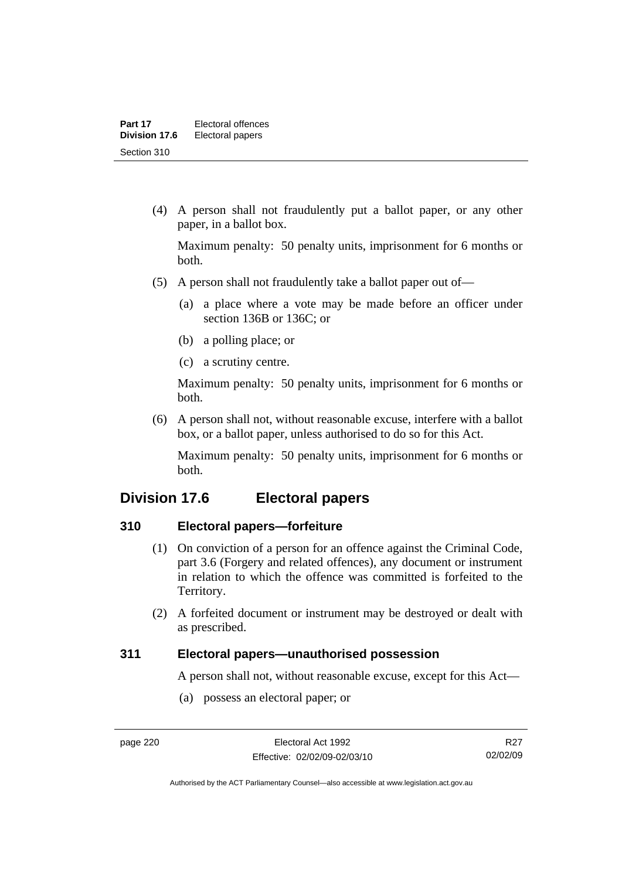(4) A person shall not fraudulently put a ballot paper, or any other paper, in a ballot box.

Maximum penalty: 50 penalty units, imprisonment for 6 months or both.

(5) A person shall not fraudulently take a ballot paper out of—

(a) a place where a vote may be made before an officer under section 136B or 136C; or

(b) a polling place; or

(c) a scrutiny centre.

Maximum penalty: 50 penalty units, imprisonment for 6 months or both.

(6) A person shall not, without reasonable excuse, interfere with a ballot box, or a ballot paper, unless authorised to do so for this Act.

Maximum penalty: 50 penalty units, imprisonment for 6 months or both.

## Division 17.6 Electoral papers

### 310 Electoral papers—forfeiture

(1) On conviction of a person for an offence against the Criminal Code, part 3.6 (Forgery and related offences), any document or instrument in relation to which the offence was committed is forfeited to the Territory.

(2) A forfeited document or instrument may be destroyed or dealt with as prescribed.

### 311 Electoral papers—unauthorised possession

A person shall not, without reasonable excuse, except for this Act—

(a) possess an electoral paper; or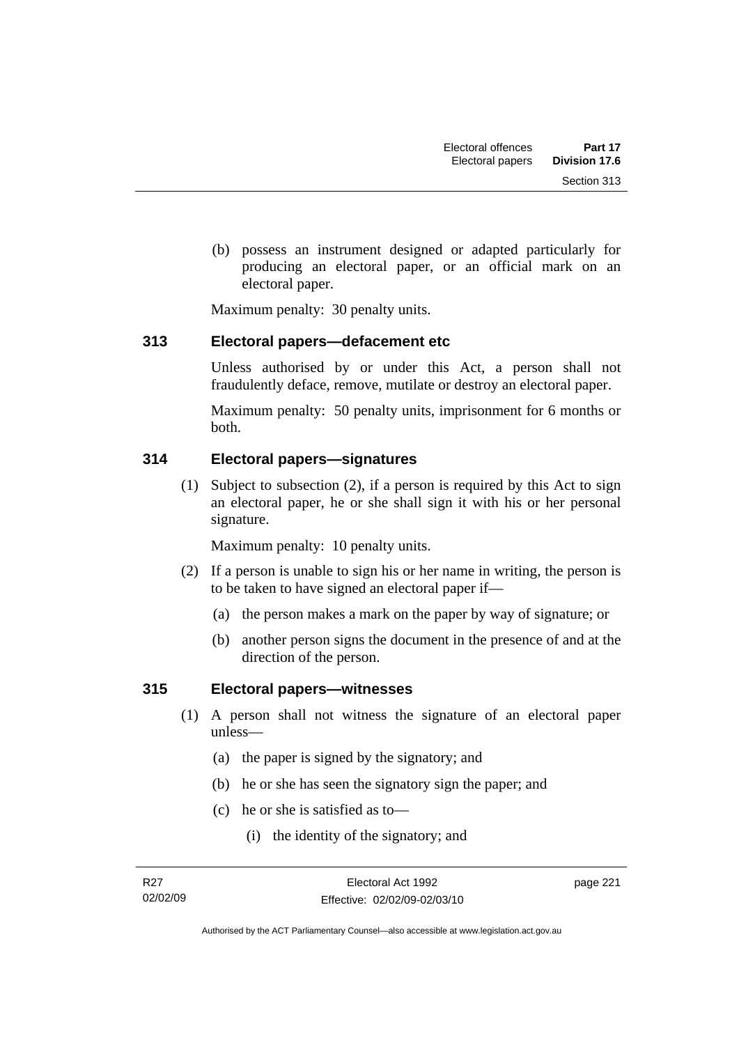(b) possess an instrument designed or adapted particularly for producing an electoral paper, or an official mark on an electoral paper.

Maximum penalty: 30 penalty units.

### 313 Electoral papers—defacement etc

Unless authorised by or under this Act, a person shall not fraudulently deface, remove, mutilate or destroy an electoral paper.

Maximum penalty: 50 penalty units, imprisonment for 6 months or both.

### 314 Electoral papers—signatures

(1) Subject to subsection (2), if a person is required by this Act to sign an electoral paper, he or she shall sign it with his or her personal signature.

Maximum penalty: 10 penalty units.

(2) If a person is unable to sign his or her name in writing, the person is to be taken to have signed an electoral paper if—

(a) the person makes a mark on the paper by way of signature; or

(b) another person signs the document in the presence of and at the direction of the person.

### 315 Electoral papers—witnesses

(1) A person shall not witness the signature of an electoral paper unless—

(a) the paper is signed by the signatory; and

(b) he or she has seen the signatory sign the paper; and

(c) he or she is satisfied as to—

(i) the identity of the signatory; and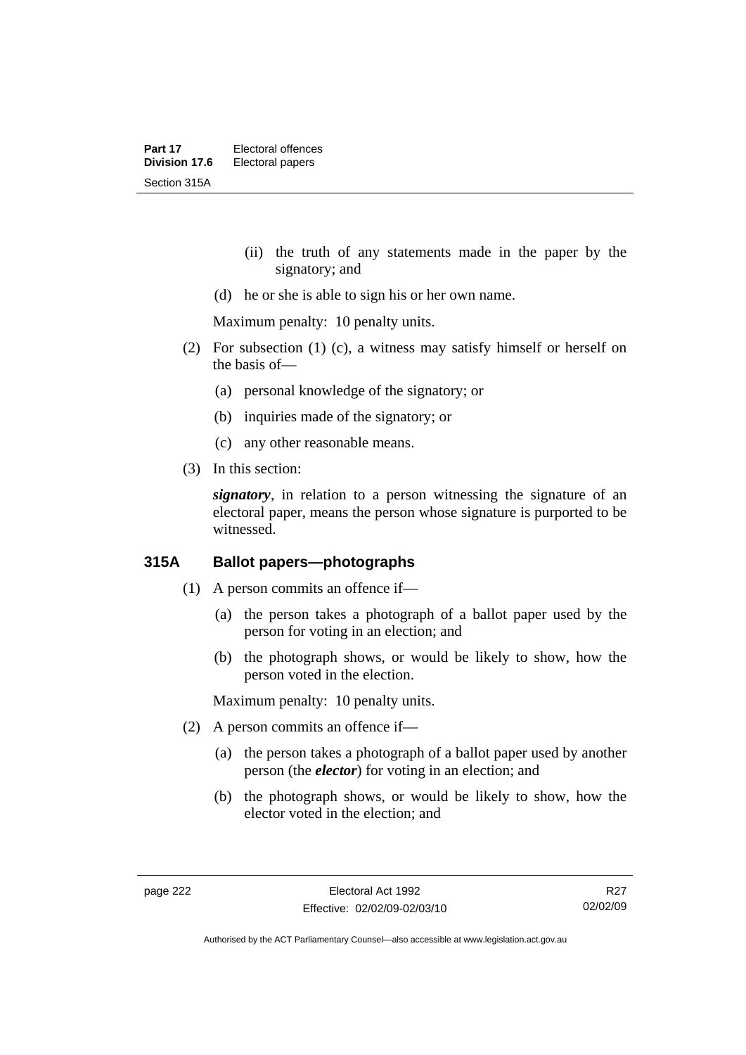(ii) the truth of any statements made in the paper by the signatory; and

(d) he or she is able to sign his or her own name.

Maximum penalty: 10 penalty units.

(2) For subsection (1) (c), a witness may satisfy himself or herself on the basis of—

(a) personal knowledge of the signatory; or

(b) inquiries made of the signatory; or

(c) any other reasonable means.

(3) In this section:

***signatory***, in relation to a person witnessing the signature of an electoral paper, means the person whose signature is purported to be witnessed.

## 315A Ballot papers—photographs

(1) A person commits an offence if—

(a) the person takes a photograph of a ballot paper used by the person for voting in an election; and

(b) the photograph shows, or would be likely to show, how the person voted in the election.

Maximum penalty: 10 penalty units.

(2) A person commits an offence if—

(a) the person takes a photograph of a ballot paper used by another person (the ***elector***) for voting in an election; and

(b) the photograph shows, or would be likely to show, how the elector voted in the election; and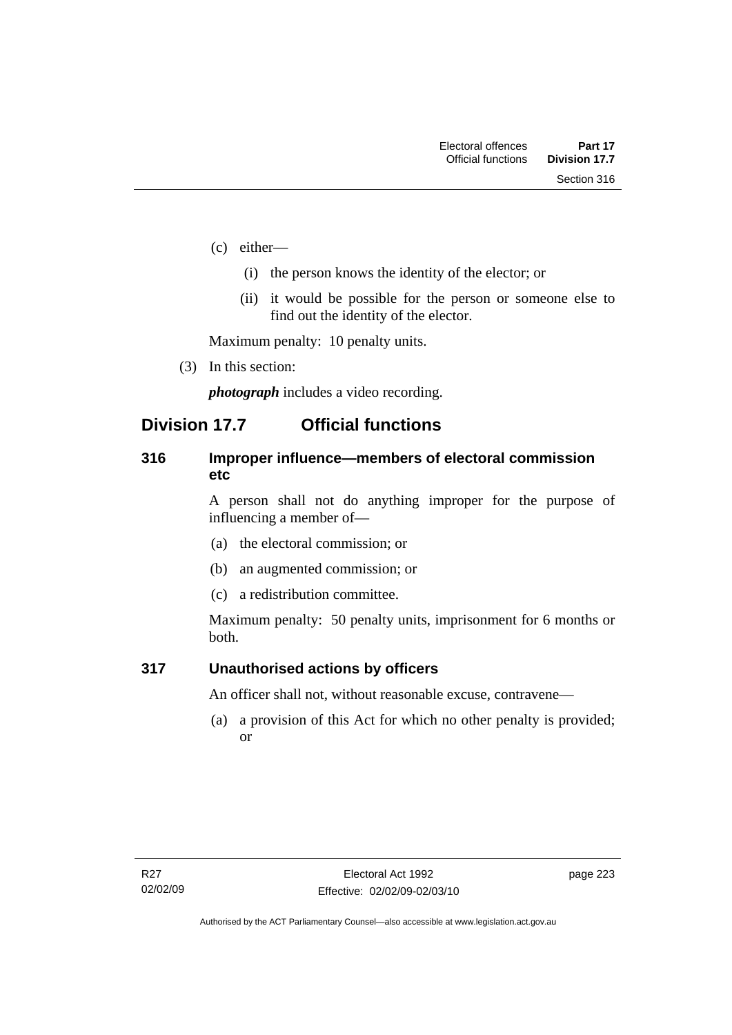(c) either—

(i) the person knows the identity of the elector; or

(ii) it would be possible for the person or someone else to find out the identity of the elector.

Maximum penalty: 10 penalty units.

(3) In this section:

***photograph*** includes a video recording.

## Division 17.7 Official functions

### 316 Improper influence—members of electoral commission etc

A person shall not do anything improper for the purpose of influencing a member of—

(a) the electoral commission; or

(b) an augmented commission; or

(c) a redistribution committee.

Maximum penalty: 50 penalty units, imprisonment for 6 months or both.

### 317 Unauthorised actions by officers

An officer shall not, without reasonable excuse, contravene—

(a) a provision of this Act for which no other penalty is provided; or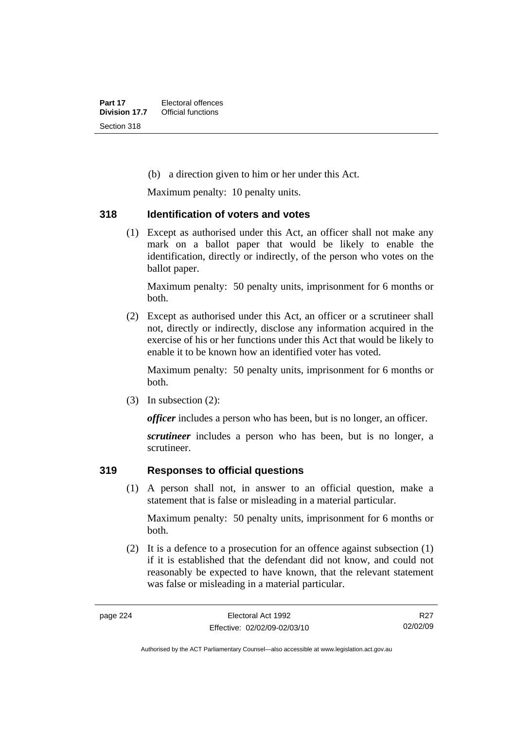(b) a direction given to him or her under this Act.

Maximum penalty: 10 penalty units.

## 318 Identification of voters and votes

(1) Except as authorised under this Act, an officer shall not make any mark on a ballot paper that would be likely to enable the identification, directly or indirectly, of the person who votes on the ballot paper.

Maximum penalty: 50 penalty units, imprisonment for 6 months or both.

(2) Except as authorised under this Act, an officer or a scrutineer shall not, directly or indirectly, disclose any information acquired in the exercise of his or her functions under this Act that would be likely to enable it to be known how an identified voter has voted.

Maximum penalty: 50 penalty units, imprisonment for 6 months or both.

(3) In subsection (2):

***officer*** includes a person who has been, but is no longer, an officer.

***scrutineer*** includes a person who has been, but is no longer, a scrutineer.

## 319 Responses to official questions

(1) A person shall not, in answer to an official question, make a statement that is false or misleading in a material particular.

Maximum penalty: 50 penalty units, imprisonment for 6 months or both.

(2) It is a defence to a prosecution for an offence against subsection (1) if it is established that the defendant did not know, and could not reasonably be expected to have known, that the relevant statement was false or misleading in a material particular.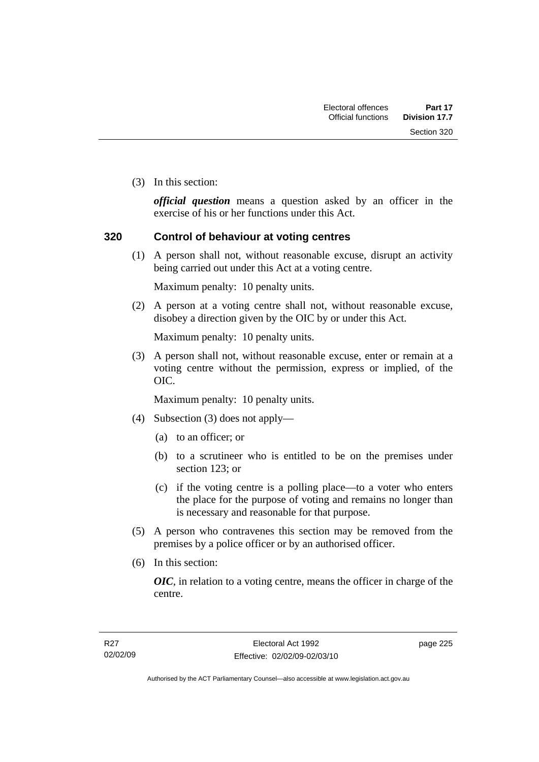(3) In this section:

***official question*** means a question asked by an officer in the exercise of his or her functions under this Act.

## 320 Control of behaviour at voting centres

(1) A person shall not, without reasonable excuse, disrupt an activity being carried out under this Act at a voting centre.

Maximum penalty: 10 penalty units.

(2) A person at a voting centre shall not, without reasonable excuse, disobey a direction given by the OIC by or under this Act.

Maximum penalty: 10 penalty units.

(3) A person shall not, without reasonable excuse, enter or remain at a voting centre without the permission, express or implied, of the OIC.

Maximum penalty: 10 penalty units.

(4) Subsection (3) does not apply—

(a) to an officer; or

(b) to a scrutineer who is entitled to be on the premises under section 123; or

(c) if the voting centre is a polling place—to a voter who enters the place for the purpose of voting and remains no longer than is necessary and reasonable for that purpose.

(5) A person who contravenes this section may be removed from the premises by a police officer or by an authorised officer.

(6) In this section:

***OIC***, in relation to a voting centre, means the officer in charge of the centre.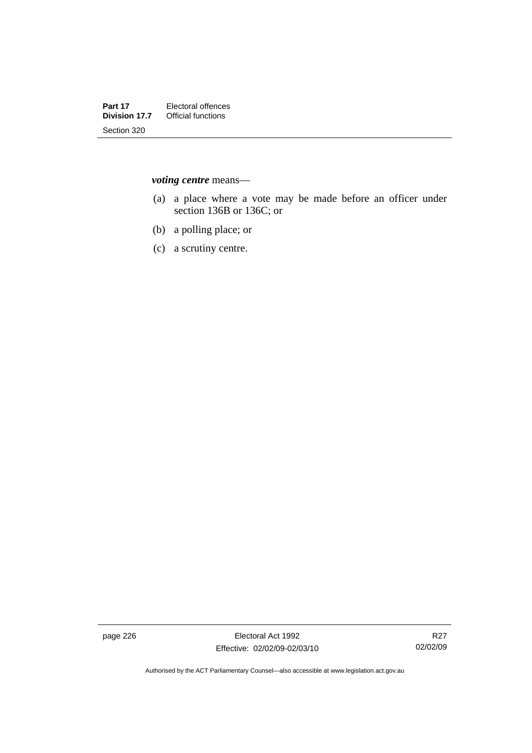***voting centre*** means—

(a) a place where a vote may be made before an officer under section 136B or 136C; or

(b) a polling place; or

(c) a scrutiny centre.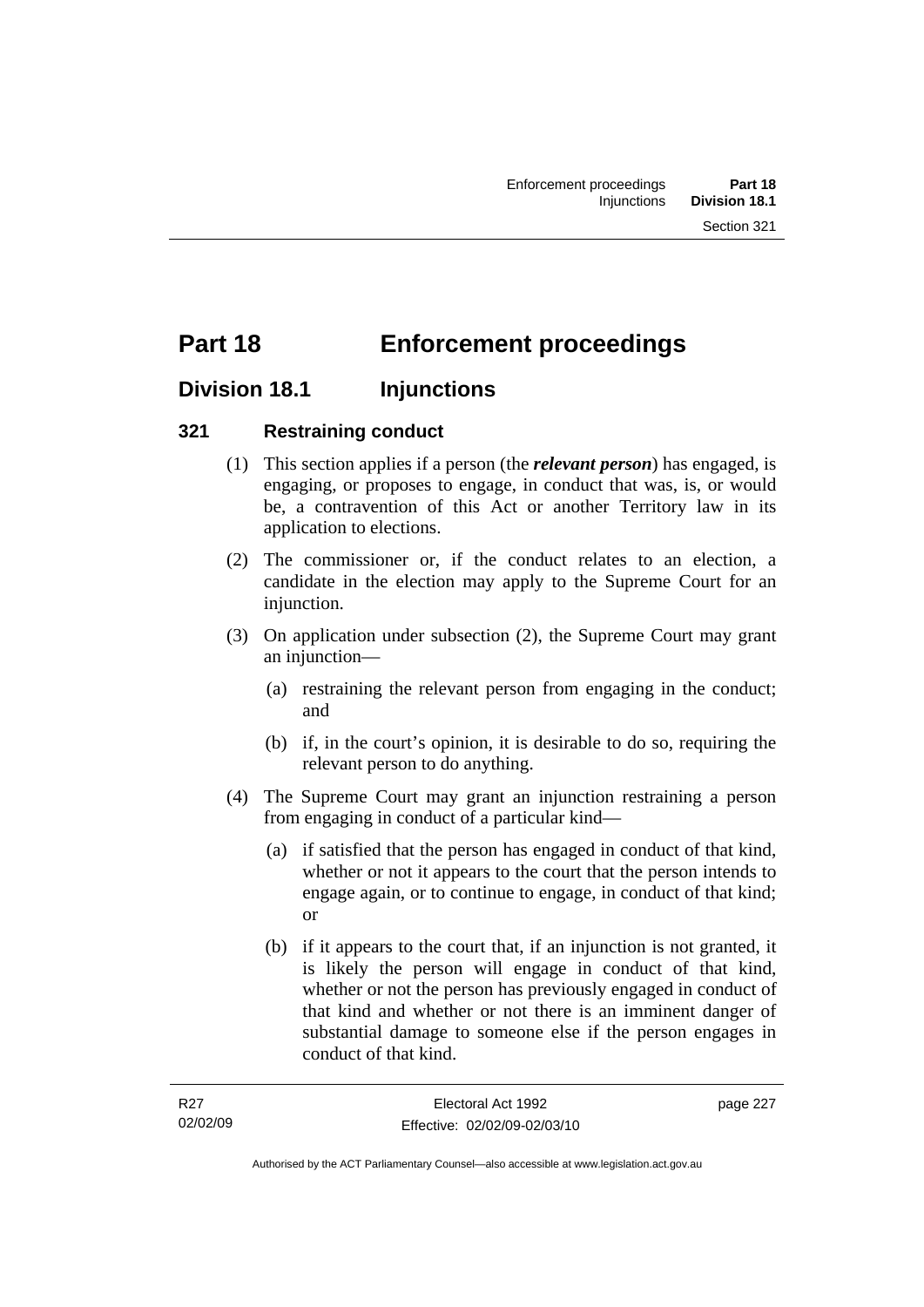# Part 18 Enforcement proceedings

## Division 18.1 Injunctions

### 321 Restraining conduct

(1) This section applies if a person (the ***relevant person***) has engaged, is engaging, or proposes to engage, in conduct that was, is, or would be, a contravention of this Act or another Territory law in its application to elections.

(2) The commissioner or, if the conduct relates to an election, a candidate in the election may apply to the Supreme Court for an injunction.

(3) On application under subsection (2), the Supreme Court may grant an injunction—

  (a) restraining the relevant person from engaging in the conduct; and

  (b) if, in the court's opinion, it is desirable to do so, requiring the relevant person to do anything.

(4) The Supreme Court may grant an injunction restraining a person from engaging in conduct of a particular kind—

  (a) if satisfied that the person has engaged in conduct of that kind, whether or not it appears to the court that the person intends to engage again, or to continue to engage, in conduct of that kind; or

  (b) if it appears to the court that, if an injunction is not granted, it is likely the person will engage in conduct of that kind, whether or not the person has previously engaged in conduct of that kind and whether or not there is an imminent danger of substantial damage to someone else if the person engages in conduct of that kind.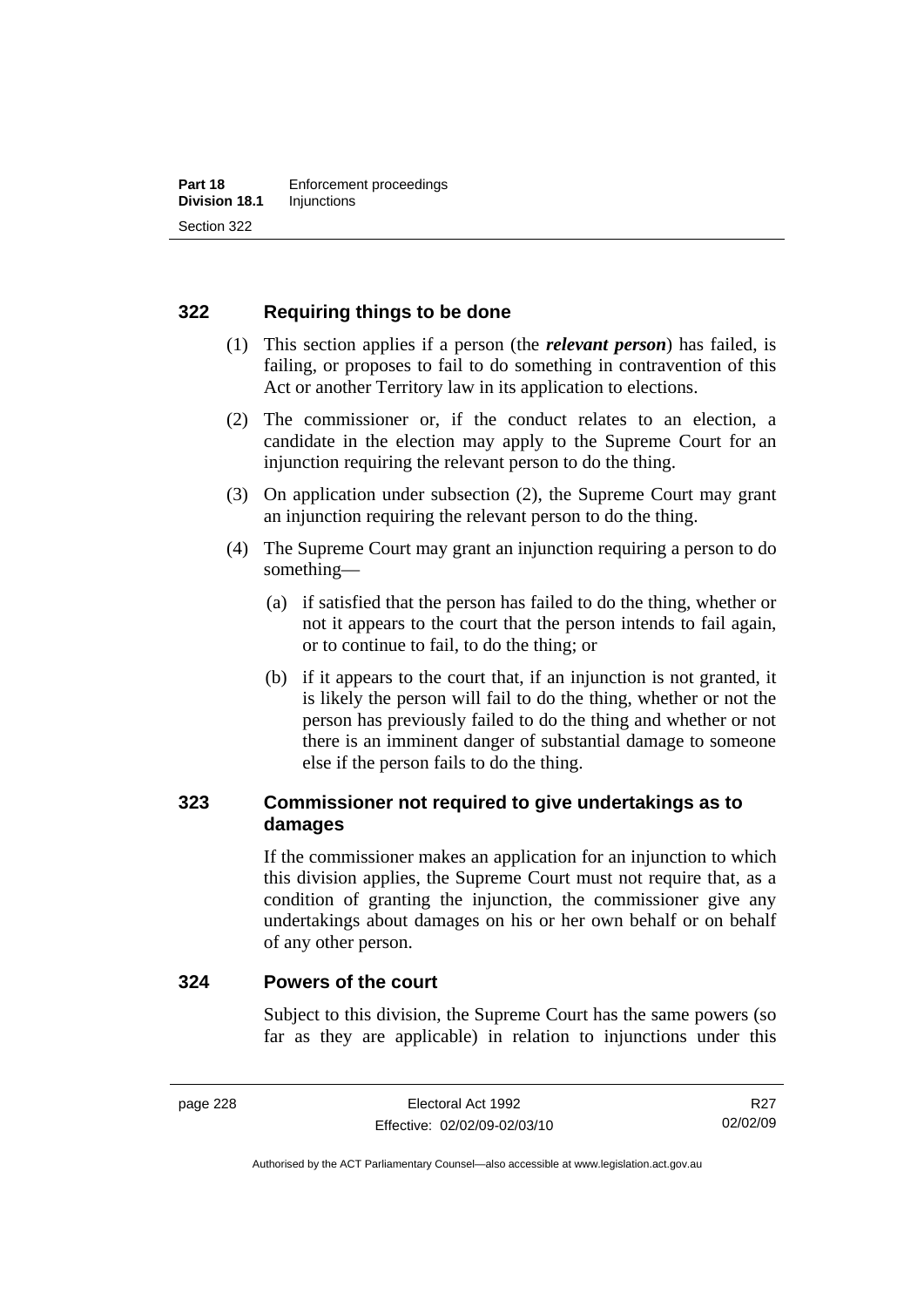## 322 Requiring things to be done

(1) This section applies if a person (the ***relevant person***) has failed, is failing, or proposes to fail to do something in contravention of this Act or another Territory law in its application to elections.

(2) The commissioner or, if the conduct relates to an election, a candidate in the election may apply to the Supreme Court for an injunction requiring the relevant person to do the thing.

(3) On application under subsection (2), the Supreme Court may grant an injunction requiring the relevant person to do the thing.

(4) The Supreme Court may grant an injunction requiring a person to do something—

(a) if satisfied that the person has failed to do the thing, whether or not it appears to the court that the person intends to fail again, or to continue to fail, to do the thing; or

(b) if it appears to the court that, if an injunction is not granted, it is likely the person will fail to do the thing, whether or not the person has previously failed to do the thing and whether or not there is an imminent danger of substantial damage to someone else if the person fails to do the thing.

## 323 Commissioner not required to give undertakings as to damages

If the commissioner makes an application for an injunction to which this division applies, the Supreme Court must not require that, as a condition of granting the injunction, the commissioner give any undertakings about damages on his or her own behalf or on behalf of any other person.

## 324 Powers of the court

Subject to this division, the Supreme Court has the same powers (so far as they are applicable) in relation to injunctions under this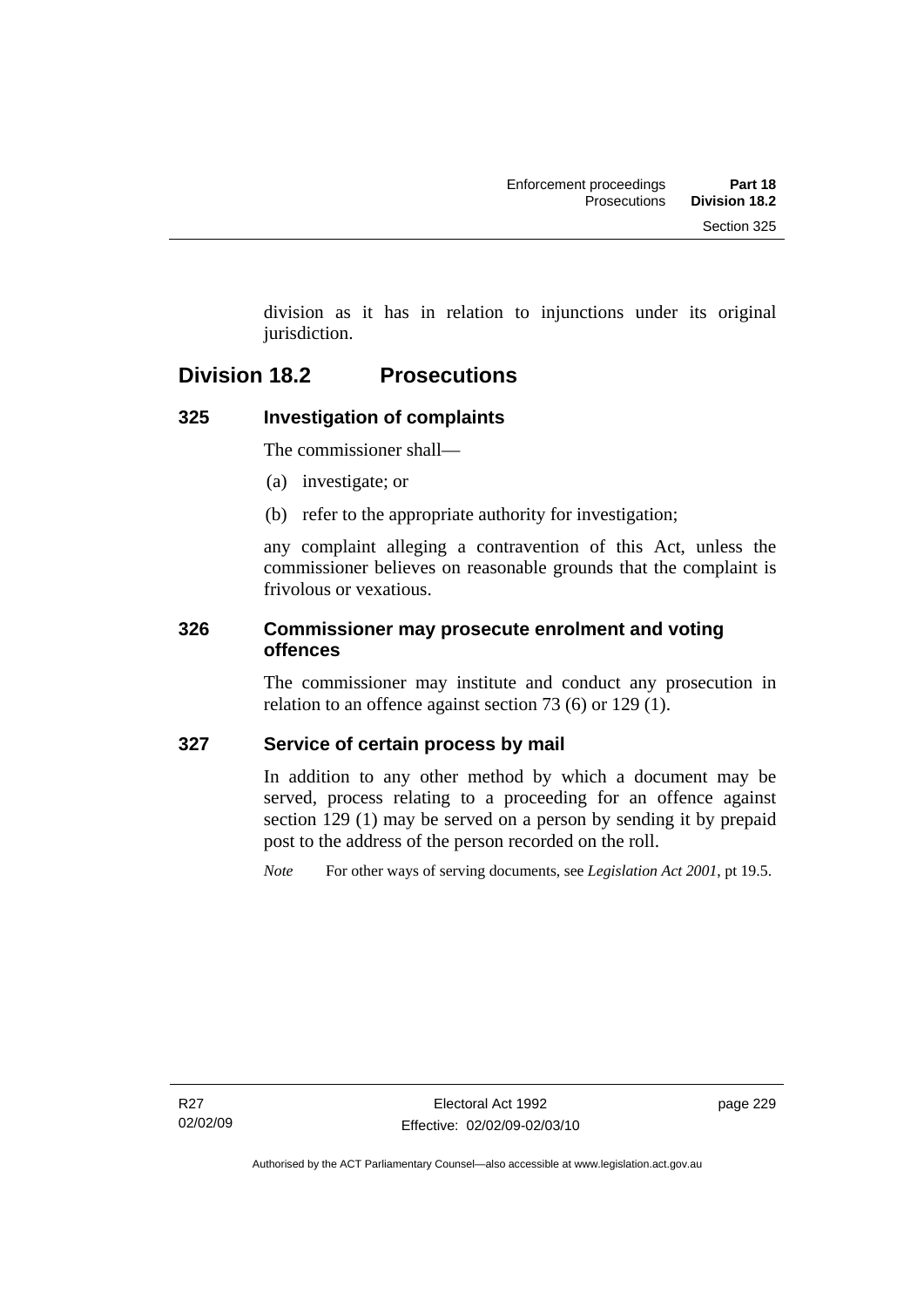division as it has in relation to injunctions under its original jurisdiction.

## Division 18.2 Prosecutions

### 325 Investigation of complaints

The commissioner shall—

(a) investigate; or

(b) refer to the appropriate authority for investigation;

any complaint alleging a contravention of this Act, unless the commissioner believes on reasonable grounds that the complaint is frivolous or vexatious.

### 326 Commissioner may prosecute enrolment and voting offences

The commissioner may institute and conduct any prosecution in relation to an offence against section 73 (6) or 129 (1).

### 327 Service of certain process by mail

In addition to any other method by which a document may be served, process relating to a proceeding for an offence against section 129 (1) may be served on a person by sending it by prepaid post to the address of the person recorded on the roll.

*Note* For other ways of serving documents, see *Legislation Act 2001*, pt 19.5.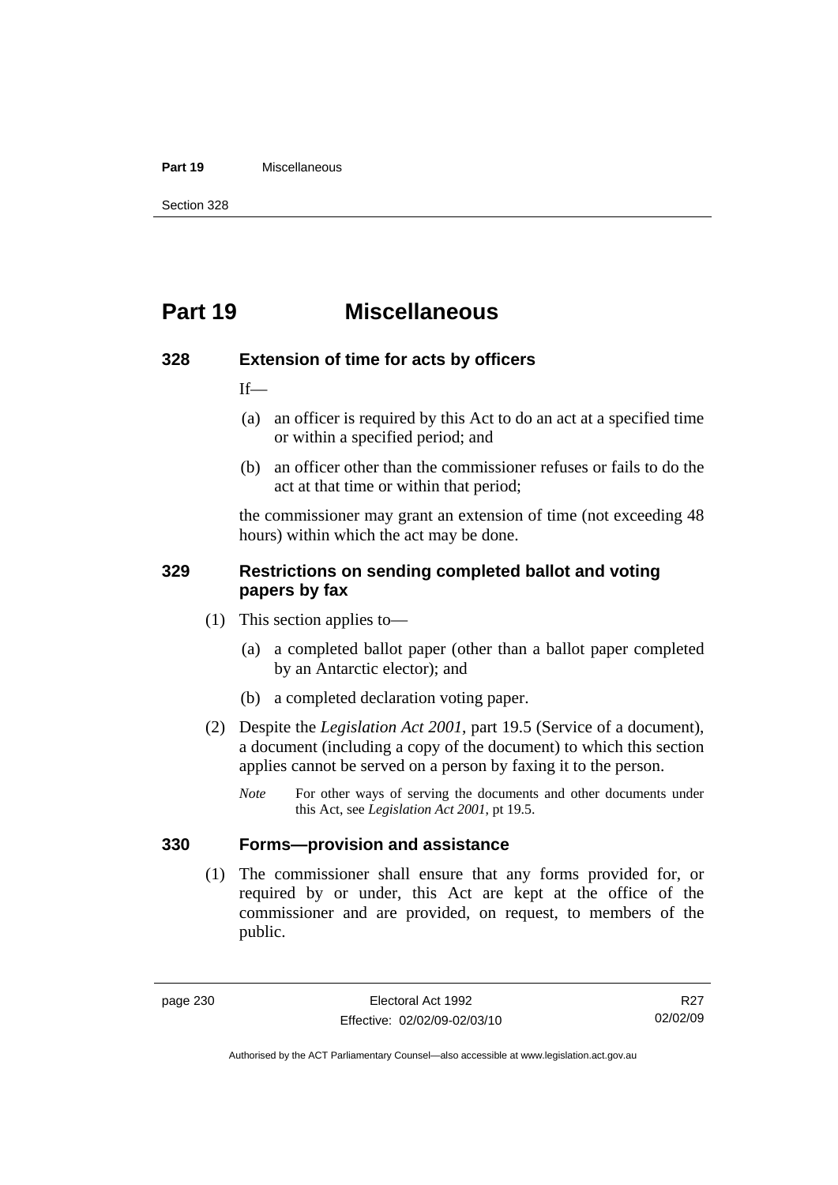# Part 19 Miscellaneous

## 328 Extension of time for acts by officers

If—

(a) an officer is required by this Act to do an act at a specified time or within a specified period; and

(b) an officer other than the commissioner refuses or fails to do the act at that time or within that period;

the commissioner may grant an extension of time (not exceeding 48 hours) within which the act may be done.

## 329 Restrictions on sending completed ballot and voting papers by fax

(1) This section applies to—

(a) a completed ballot paper (other than a ballot paper completed by an Antarctic elector); and

(b) a completed declaration voting paper.

(2) Despite the *Legislation Act 2001*, part 19.5 (Service of a document), a document (including a copy of the document) to which this section applies cannot be served on a person by faxing it to the person.

*Note* For other ways of serving the documents and other documents under this Act, see *Legislation Act 2001*, pt 19.5.

## 330 Forms—provision and assistance

(1) The commissioner shall ensure that any forms provided for, or required by or under, this Act are kept at the office of the commissioner and are provided, on request, to members of the public.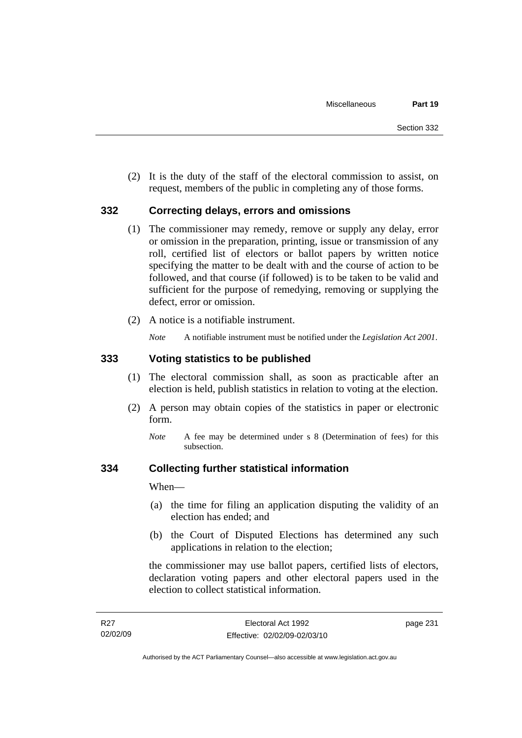(2) It is the duty of the staff of the electoral commission to assist, on request, members of the public in completing any of those forms.

## 332 Correcting delays, errors and omissions

(1) The commissioner may remedy, remove or supply any delay, error or omission in the preparation, printing, issue or transmission of any roll, certified list of electors or ballot papers by written notice specifying the matter to be dealt with and the course of action to be followed, and that course (if followed) is to be taken to be valid and sufficient for the purpose of remedying, removing or supplying the defect, error or omission.

(2) A notice is a notifiable instrument.

*Note* A notifiable instrument must be notified under the *Legislation Act 2001*.

## 333 Voting statistics to be published

(1) The electoral commission shall, as soon as practicable after an election is held, publish statistics in relation to voting at the election.

(2) A person may obtain copies of the statistics in paper or electronic form.

*Note* A fee may be determined under s 8 (Determination of fees) for this subsection.

## 334 Collecting further statistical information

When—

(a) the time for filing an application disputing the validity of an election has ended; and

(b) the Court of Disputed Elections has determined any such applications in relation to the election;

the commissioner may use ballot papers, certified lists of electors, declaration voting papers and other electoral papers used in the election to collect statistical information.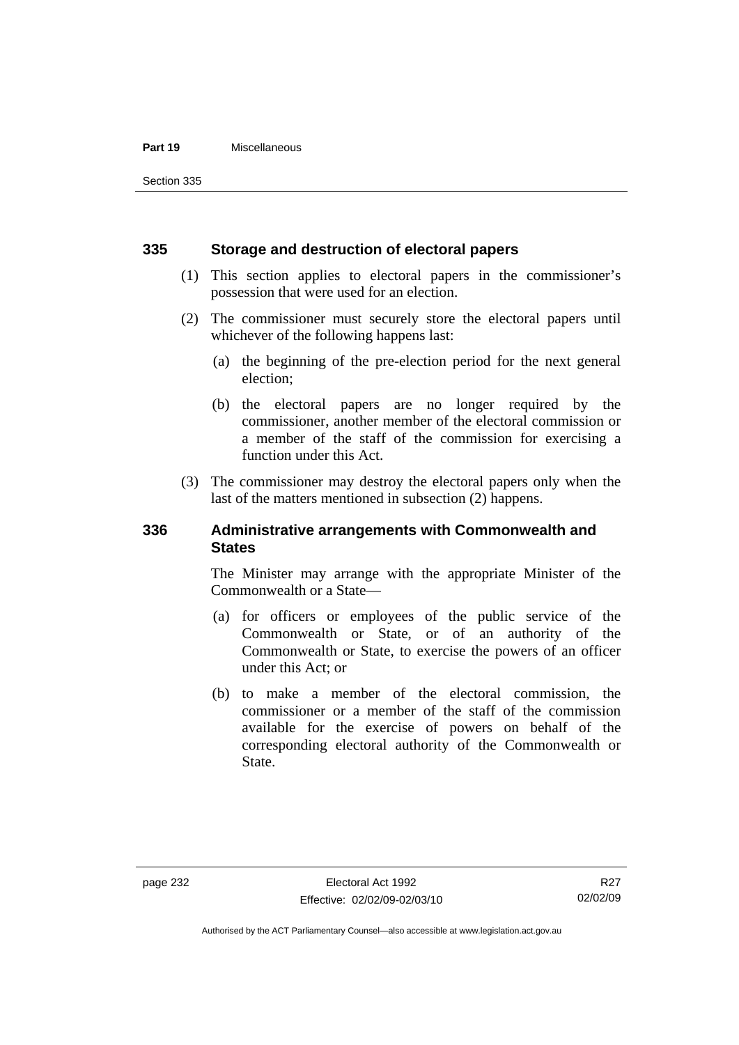### 335 Storage and destruction of electoral papers

(1) This section applies to electoral papers in the commissioner's possession that were used for an election.

(2) The commissioner must securely store the electoral papers until whichever of the following happens last:

(a) the beginning of the pre-election period for the next general election;

(b) the electoral papers are no longer required by the commissioner, another member of the electoral commission or a member of the staff of the commission for exercising a function under this Act.

(3) The commissioner may destroy the electoral papers only when the last of the matters mentioned in subsection (2) happens.

### 336 Administrative arrangements with Commonwealth and States

The Minister may arrange with the appropriate Minister of the Commonwealth or a State—

(a) for officers or employees of the public service of the Commonwealth or State, or of an authority of the Commonwealth or State, to exercise the powers of an officer under this Act; or

(b) to make a member of the electoral commission, the commissioner or a member of the staff of the commission available for the exercise of powers on behalf of the corresponding electoral authority of the Commonwealth or State.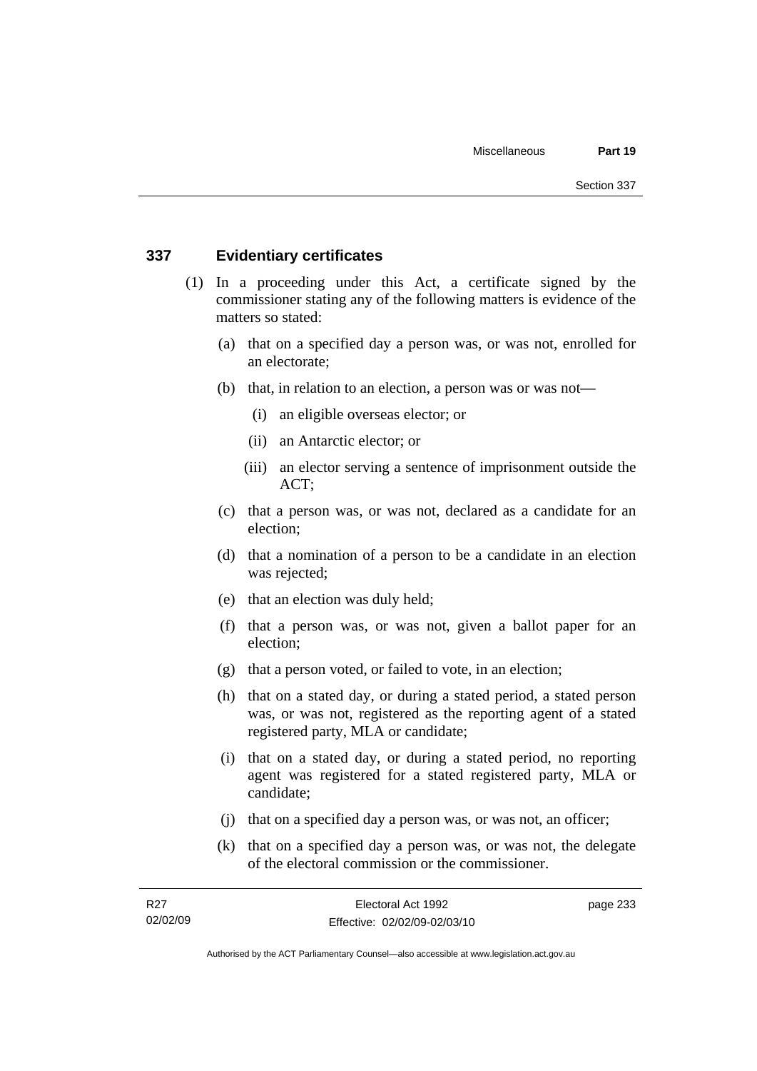### 337 Evidentiary certificates

(1) In a proceeding under this Act, a certificate signed by the commissioner stating any of the following matters is evidence of the matters so stated:

  (a) that on a specified day a person was, or was not, enrolled for an electorate;

  (b) that, in relation to an election, a person was or was not—

    (i) an eligible overseas elector; or

    (ii) an Antarctic elector; or

    (iii) an elector serving a sentence of imprisonment outside the ACT;

  (c) that a person was, or was not, declared as a candidate for an election;

  (d) that a nomination of a person to be a candidate in an election was rejected;

  (e) that an election was duly held;

  (f) that a person was, or was not, given a ballot paper for an election;

  (g) that a person voted, or failed to vote, in an election;

  (h) that on a stated day, or during a stated period, a stated person was, or was not, registered as the reporting agent of a stated registered party, MLA or candidate;

  (i) that on a stated day, or during a stated period, no reporting agent was registered for a stated registered party, MLA or candidate;

  (j) that on a specified day a person was, or was not, an officer;

  (k) that on a specified day a person was, or was not, the delegate of the electoral commission or the commissioner.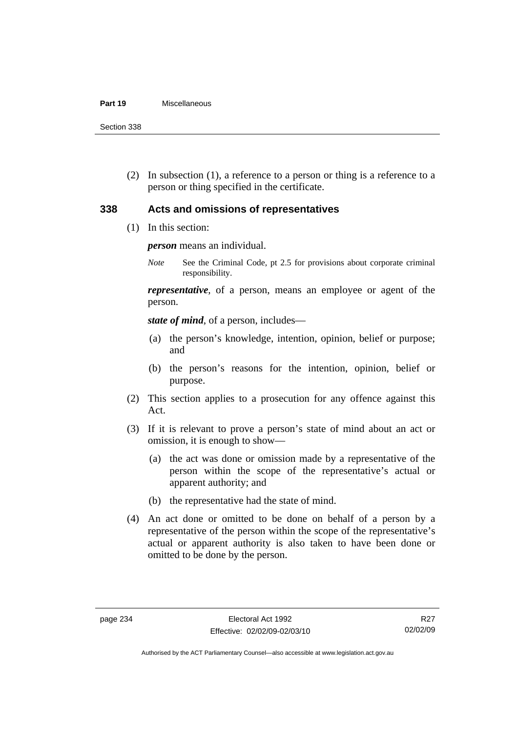(2) In subsection (1), a reference to a person or thing is a reference to a person or thing specified in the certificate.

## 338 Acts and omissions of representatives

(1) In this section:

***person*** means an individual.

*Note* See the Criminal Code, pt 2.5 for provisions about corporate criminal responsibility.

***representative***, of a person, means an employee or agent of the person.

***state of mind***, of a person, includes—

(a) the person's knowledge, intention, opinion, belief or purpose; and

(b) the person's reasons for the intention, opinion, belief or purpose.

(2) This section applies to a prosecution for any offence against this Act.

(3) If it is relevant to prove a person's state of mind about an act or omission, it is enough to show—

(a) the act was done or omission made by a representative of the person within the scope of the representative's actual or apparent authority; and

(b) the representative had the state of mind.

(4) An act done or omitted to be done on behalf of a person by a representative of the person within the scope of the representative's actual or apparent authority is also taken to have been done or omitted to be done by the person.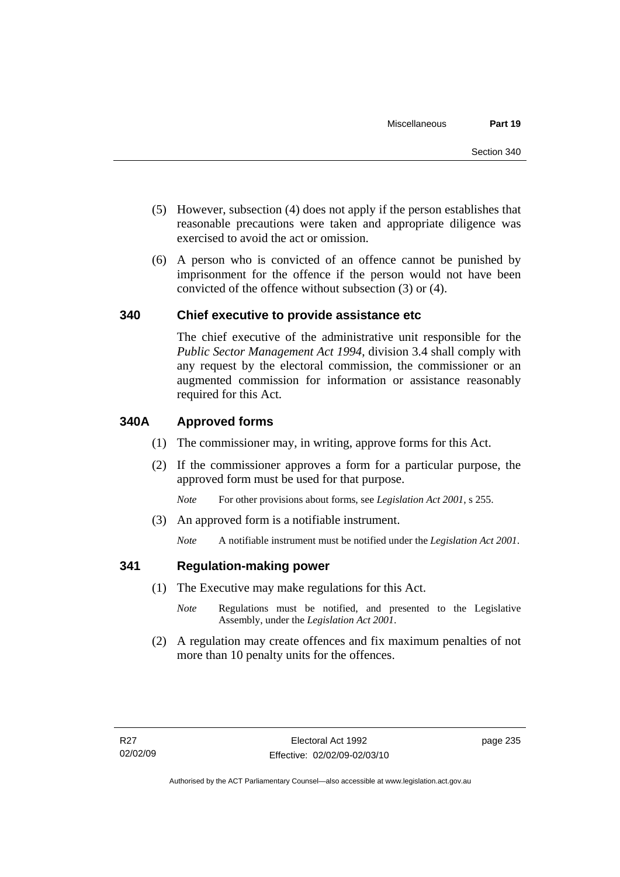(5) However, subsection (4) does not apply if the person establishes that reasonable precautions were taken and appropriate diligence was exercised to avoid the act or omission.

(6) A person who is convicted of an offence cannot be punished by imprisonment for the offence if the person would not have been convicted of the offence without subsection (3) or (4).

### 340 Chief executive to provide assistance etc

The chief executive of the administrative unit responsible for the *Public Sector Management Act 1994*, division 3.4 shall comply with any request by the electoral commission, the commissioner or an augmented commission for information or assistance reasonably required for this Act.

### 340A Approved forms

(1) The commissioner may, in writing, approve forms for this Act.

(2) If the commissioner approves a form for a particular purpose, the approved form must be used for that purpose.

*Note* For other provisions about forms, see *Legislation Act 2001*, s 255.

(3) An approved form is a notifiable instrument.

*Note* A notifiable instrument must be notified under the *Legislation Act 2001*.

### 341 Regulation-making power

(1) The Executive may make regulations for this Act.

*Note* Regulations must be notified, and presented to the Legislative Assembly, under the *Legislation Act 2001*.

(2) A regulation may create offences and fix maximum penalties of not more than 10 penalty units for the offences.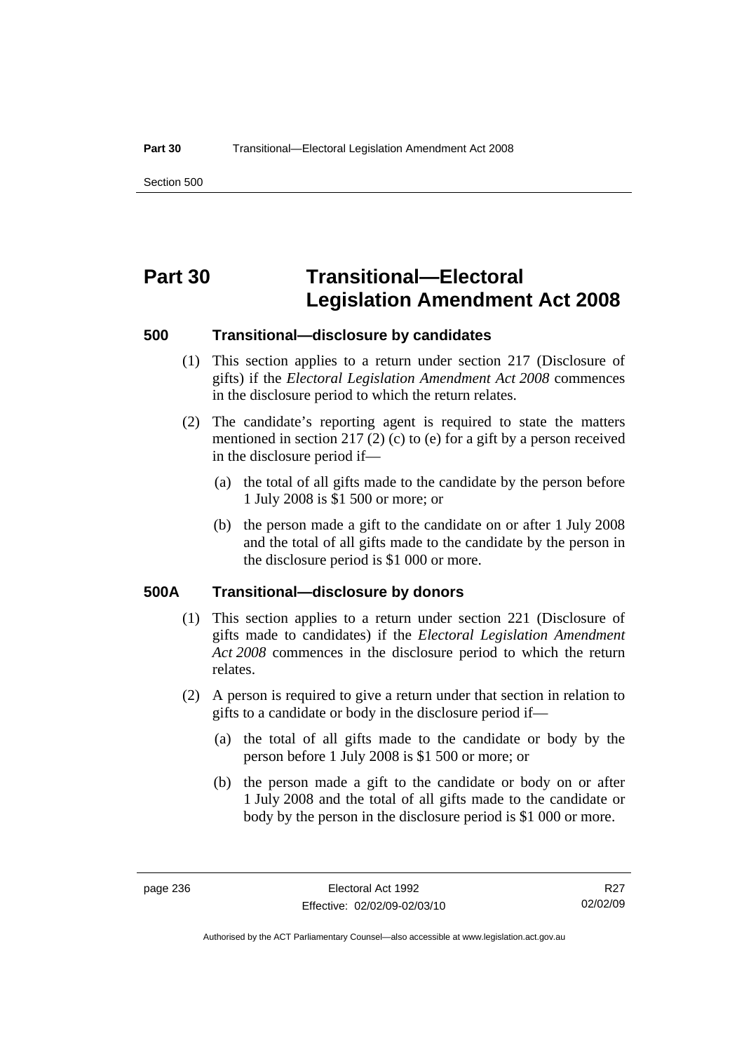# Part 30 Transitional—Electoral Legislation Amendment Act 2008

### 500 Transitional—disclosure by candidates

(1) This section applies to a return under section 217 (Disclosure of gifts) if the *Electoral Legislation Amendment Act 2008* commences in the disclosure period to which the return relates.

(2) The candidate's reporting agent is required to state the matters mentioned in section 217 (2) (c) to (e) for a gift by a person received in the disclosure period if—

(a) the total of all gifts made to the candidate by the person before 1 July 2008 is $1 500 or more; or

(b) the person made a gift to the candidate on or after 1 July 2008 and the total of all gifts made to the candidate by the person in the disclosure period is $1 000 or more.

### 500A Transitional—disclosure by donors

(1) This section applies to a return under section 221 (Disclosure of gifts made to candidates) if the *Electoral Legislation Amendment Act 2008* commences in the disclosure period to which the return relates.

(2) A person is required to give a return under that section in relation to gifts to a candidate or body in the disclosure period if—

(a) the total of all gifts made to the candidate or body by the person before 1 July 2008 is $1 500 or more; or

(b) the person made a gift to the candidate or body on or after 1 July 2008 and the total of all gifts made to the candidate or body by the person in the disclosure period is $1 000 or more.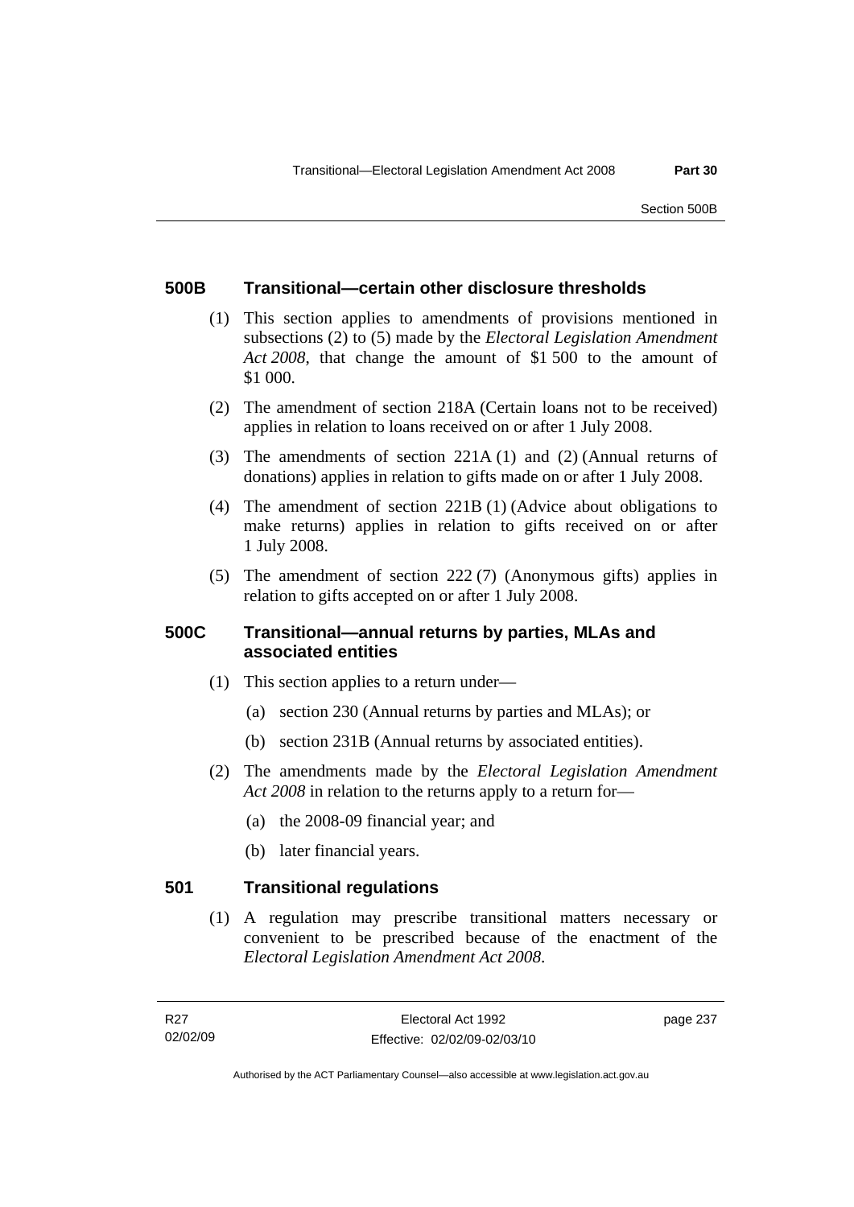### 500B Transitional—certain other disclosure thresholds

(1) This section applies to amendments of provisions mentioned in subsections (2) to (5) made by the *Electoral Legislation Amendment Act 2008*, that change the amount of $1 500 to the amount of $1 000.

(2) The amendment of section 218A (Certain loans not to be received) applies in relation to loans received on or after 1 July 2008.

(3) The amendments of section 221A (1) and (2) (Annual returns of donations) applies in relation to gifts made on or after 1 July 2008.

(4) The amendment of section 221B (1) (Advice about obligations to make returns) applies in relation to gifts received on or after 1 July 2008.

(5) The amendment of section 222 (7) (Anonymous gifts) applies in relation to gifts accepted on or after 1 July 2008.

### 500C Transitional—annual returns by parties, MLAs and associated entities

(1) This section applies to a return under—

(a) section 230 (Annual returns by parties and MLAs); or

(b) section 231B (Annual returns by associated entities).

(2) The amendments made by the *Electoral Legislation Amendment Act 2008* in relation to the returns apply to a return for—

(a) the 2008-09 financial year; and

(b) later financial years.

### 501 Transitional regulations

(1) A regulation may prescribe transitional matters necessary or convenient to be prescribed because of the enactment of the *Electoral Legislation Amendment Act 2008*.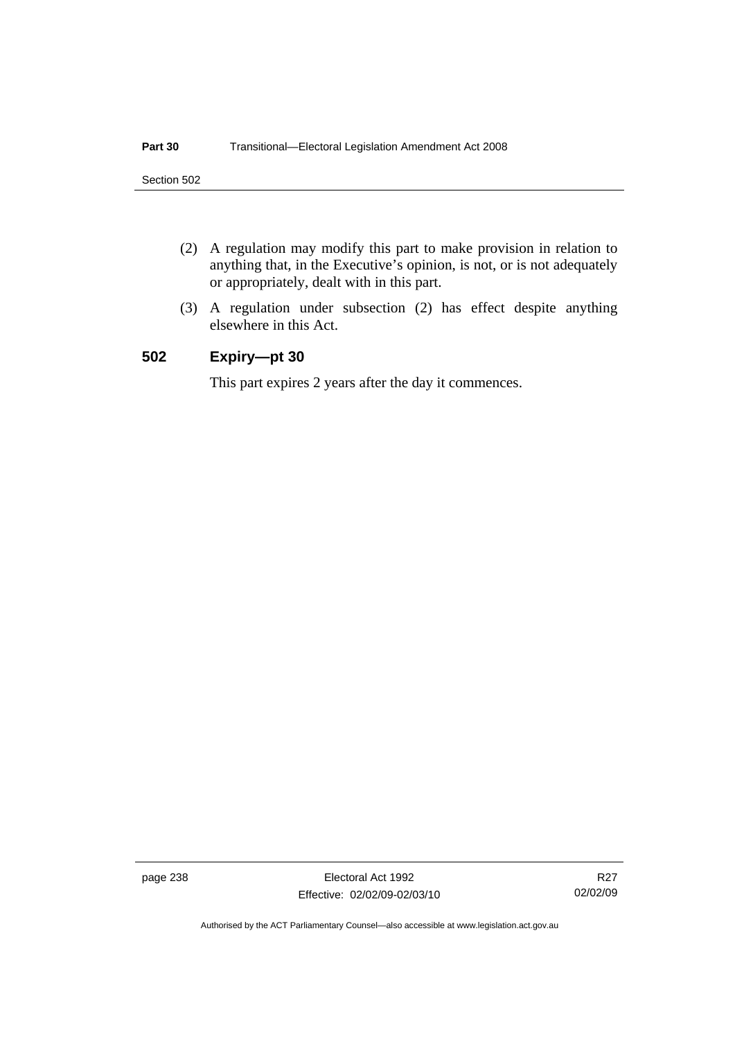(2) A regulation may modify this part to make provision in relation to anything that, in the Executive's opinion, is not, or is not adequately or appropriately, dealt with in this part.

(3) A regulation under subsection (2) has effect despite anything elsewhere in this Act.

## 502 Expiry—pt 30

This part expires 2 years after the day it commences.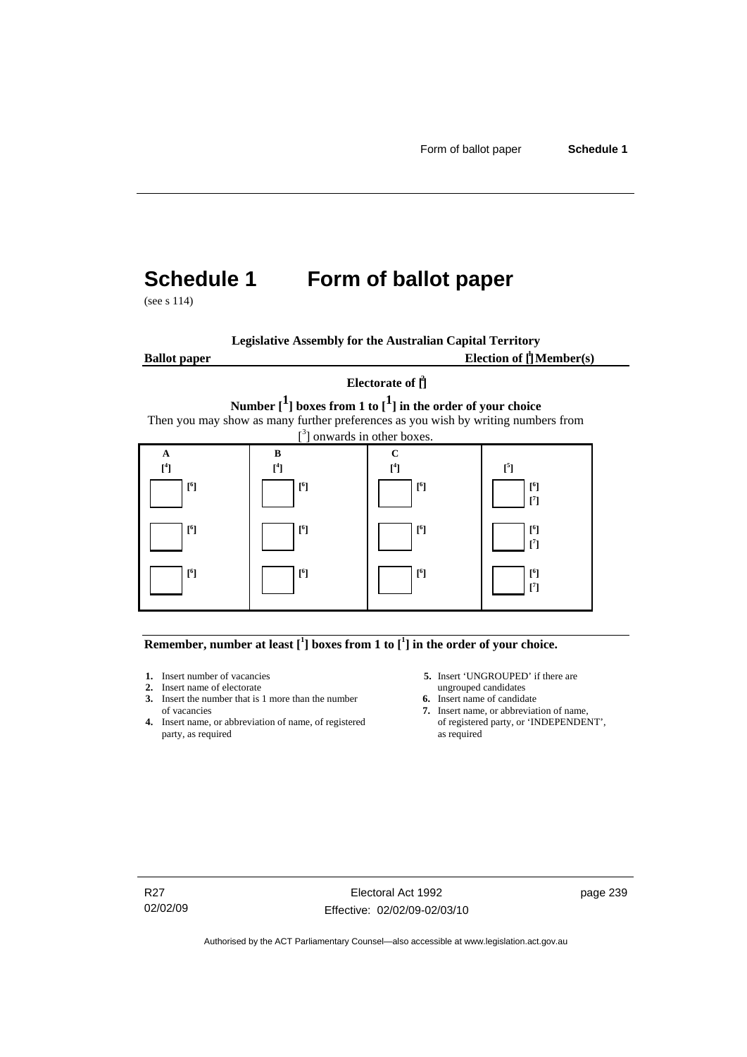# Schedule 1 Form of ballot paper

(see s 114)

**Legislative Assembly for the Australian Capital Territory**

**Ballot paper** **Election of [1] Member(s)**

**Electorate of [2]**

**Number [1] boxes from 1 to [1] in the order of your choice**

Then you may show as many further preferences as you wish by writing numbers from [3] onwards in other boxes.

| A [4] | B [4] | C [4] | [5] |
|---|---|---|---|
| ☐ [6] | ☐ [6] | ☐ [6] | ☐ [6] [7] |
| ☐ [6] | ☐ [6] | ☐ [6] | ☐ [6] [7] |
| ☐ [6] | ☐ [6] | ☐ [6] | ☐ [6] [7] |

**Remember, number at least [1] boxes from 1 to [1] in the order of your choice.**

1. Insert number of vacancies
2. Insert name of electorate
3. Insert the number that is 1 more than the number of vacancies
4. Insert name, or abbreviation of name, of registered party, as required
5. Insert 'UNGROUPED' if there are ungrouped candidates
6. Insert name of candidate
7. Insert name, or abbreviation of name, of registered party, or 'INDEPENDENT', as required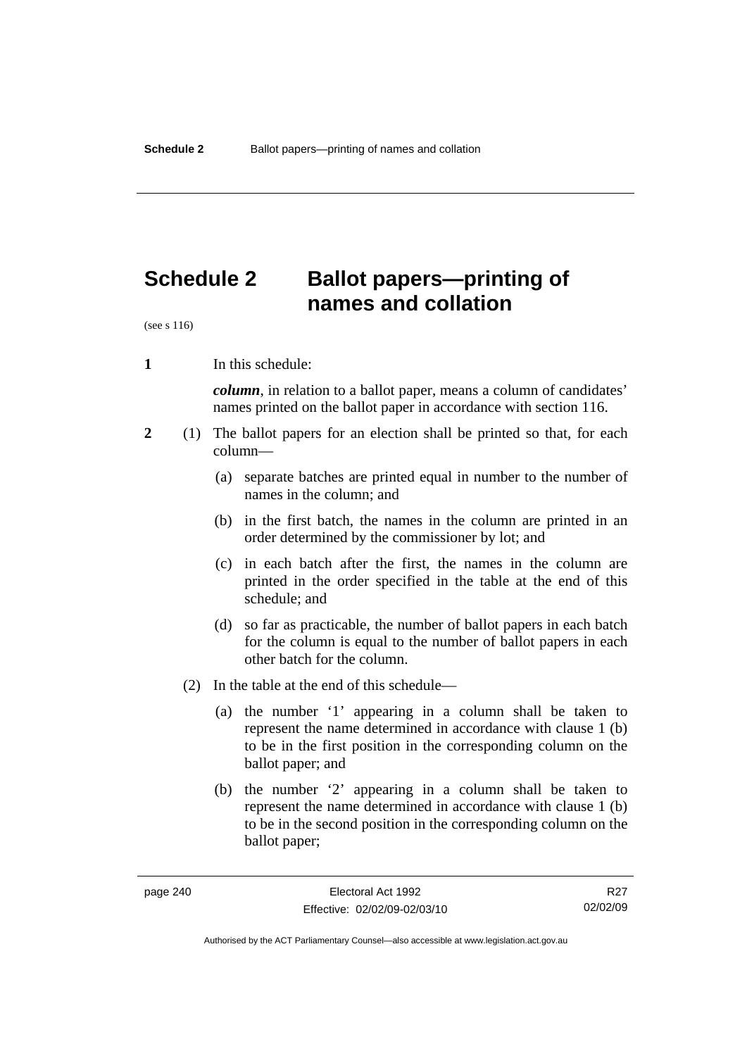# Schedule 2 Ballot papers—printing of names and collation

(see s 116)

**1** In this schedule:

***column***, in relation to a ballot paper, means a column of candidates' names printed on the ballot paper in accordance with section 116.

**2** (1) The ballot papers for an election shall be printed so that, for each column—

(a) separate batches are printed equal in number to the number of names in the column; and

(b) in the first batch, the names in the column are printed in an order determined by the commissioner by lot; and

(c) in each batch after the first, the names in the column are printed in the order specified in the table at the end of this schedule; and

(d) so far as practicable, the number of ballot papers in each batch for the column is equal to the number of ballot papers in each other batch for the column.

(2) In the table at the end of this schedule—

(a) the number '1' appearing in a column shall be taken to represent the name determined in accordance with clause 1 (b) to be in the first position in the corresponding column on the ballot paper; and

(b) the number '2' appearing in a column shall be taken to represent the name determined in accordance with clause 1 (b) to be in the second position in the corresponding column on the ballot paper;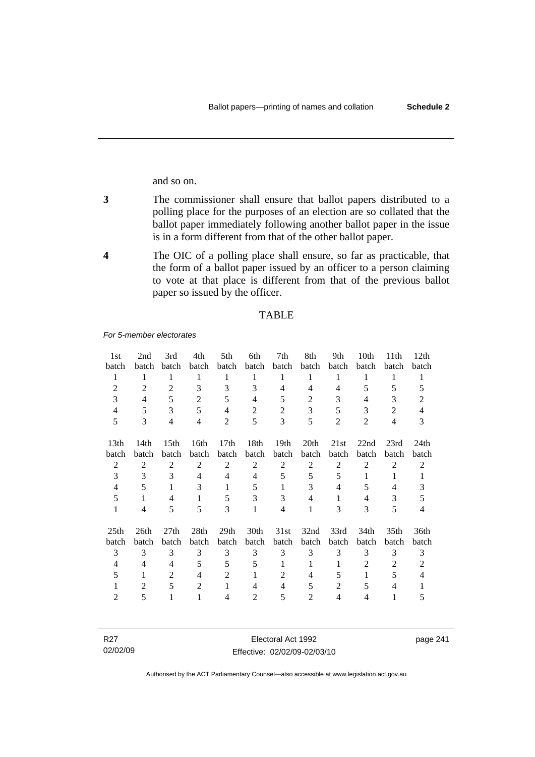and so on.

**3** The commissioner shall ensure that ballot papers distributed to a polling place for the purposes of an election are so collated that the ballot paper immediately following another ballot paper in the issue is in a form different from that of the other ballot paper.

**4** The OIC of a polling place shall ensure, so far as practicable, that the form of a ballot paper issued by an officer to a person claiming to vote at that place is different from that of the previous ballot paper so issued by the officer.

TABLE

*For 5-member electorates*

| 1st batch | 2nd batch | 3rd batch | 4th batch | 5th batch | 6th batch | 7th batch | 8th batch | 9th batch | 10th batch | 11th batch | 12th batch |
|---|---|---|---|---|---|---|---|---|---|---|---|
| 1 | 1 | 1 | 1 | 1 | 1 | 1 | 1 | 1 | 1 | 1 | 1 |
| 2 | 2 | 2 | 3 | 3 | 3 | 4 | 4 | 4 | 5 | 5 | 5 |
| 3 | 4 | 5 | 2 | 5 | 4 | 5 | 2 | 3 | 4 | 3 | 2 |
| 4 | 5 | 3 | 5 | 4 | 2 | 2 | 3 | 5 | 3 | 2 | 4 |
| 5 | 3 | 4 | 4 | 2 | 5 | 3 | 5 | 2 | 2 | 4 | 3 |

| 13th batch | 14th batch | 15th batch | 16th batch | 17th batch | 18th batch | 19th batch | 20th batch | 21st batch | 22nd batch | 23rd batch | 24th batch |
|---|---|---|---|---|---|---|---|---|---|---|---|
| 2 | 2 | 2 | 2 | 2 | 2 | 2 | 2 | 2 | 2 | 2 | 2 |
| 3 | 3 | 3 | 4 | 4 | 4 | 5 | 5 | 5 | 1 | 1 | 1 |
| 4 | 5 | 1 | 3 | 1 | 5 | 1 | 3 | 4 | 5 | 4 | 3 |
| 5 | 1 | 4 | 1 | 5 | 3 | 3 | 4 | 1 | 4 | 3 | 5 |
| 1 | 4 | 5 | 5 | 3 | 1 | 4 | 1 | 3 | 3 | 5 | 4 |

| 25th batch | 26th batch | 27th batch | 28th batch | 29th batch | 30th batch | 31st batch | 32nd batch | 33rd batch | 34th batch | 35th batch | 36th batch |
|---|---|---|---|---|---|---|---|---|---|---|---|
| 3 | 3 | 3 | 3 | 3 | 3 | 3 | 3 | 3 | 3 | 3 | 3 |
| 4 | 4 | 4 | 5 | 5 | 5 | 1 | 1 | 1 | 2 | 2 | 2 |
| 5 | 1 | 2 | 4 | 2 | 1 | 2 | 4 | 5 | 1 | 5 | 4 |
| 1 | 2 | 5 | 2 | 1 | 4 | 4 | 5 | 2 | 5 | 4 | 1 |
| 2 | 5 | 1 | 1 | 4 | 2 | 5 | 2 | 4 | 4 | 1 | 5 |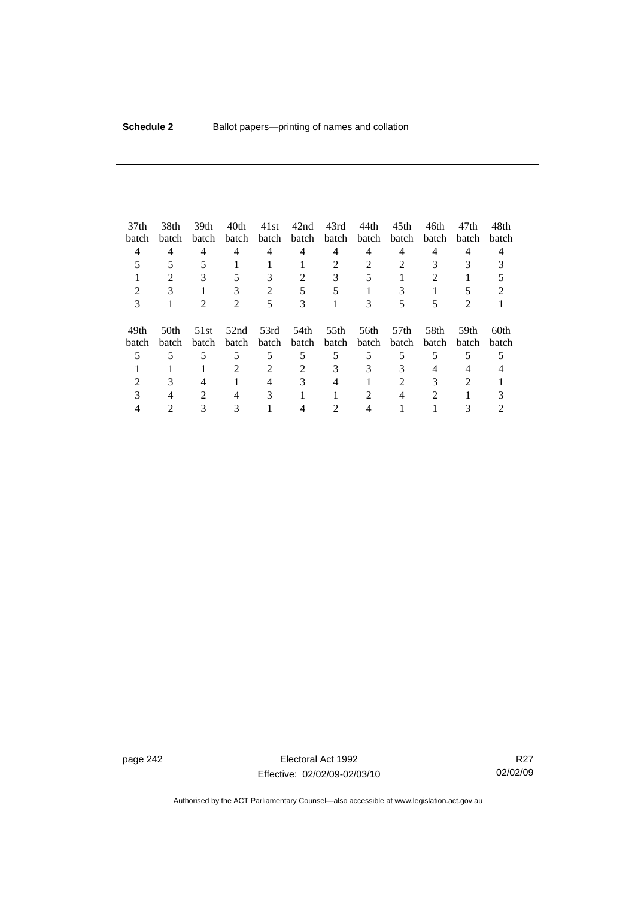| 37th batch | 38th batch | 39th batch | 40th batch | 41st batch | 42nd batch | 43rd batch | 44th batch | 45th batch | 46th batch | 47th batch | 48th batch |
|---|---|---|---|---|---|---|---|---|---|---|---|
| 4 | 4 | 4 | 4 | 4 | 4 | 4 | 4 | 4 | 4 | 4 | 4 |
| 5 | 5 | 5 | 1 | 1 | 1 | 2 | 2 | 2 | 3 | 3 | 3 |
| 1 | 2 | 3 | 5 | 3 | 2 | 3 | 5 | 1 | 2 | 1 | 5 |
| 2 | 3 | 1 | 3 | 2 | 5 | 5 | 1 | 3 | 1 | 5 | 2 |
| 3 | 1 | 2 | 2 | 5 | 3 | 1 | 3 | 5 | 5 | 2 | 1 |

| 49th batch | 50th batch | 51st batch | 52nd batch | 53rd batch | 54th batch | 55th batch | 56th batch | 57th batch | 58th batch | 59th batch | 60th batch |
|---|---|---|---|---|---|---|---|---|---|---|---|
| 5 | 5 | 5 | 5 | 5 | 5 | 5 | 5 | 5 | 5 | 5 | 5 |
| 1 | 1 | 1 | 2 | 2 | 2 | 3 | 3 | 3 | 4 | 4 | 4 |
| 2 | 3 | 4 | 1 | 4 | 3 | 4 | 1 | 2 | 3 | 2 | 1 |
| 3 | 4 | 2 | 4 | 3 | 1 | 1 | 2 | 4 | 2 | 1 | 3 |
| 4 | 2 | 3 | 3 | 1 | 4 | 2 | 4 | 1 | 1 | 3 | 2 |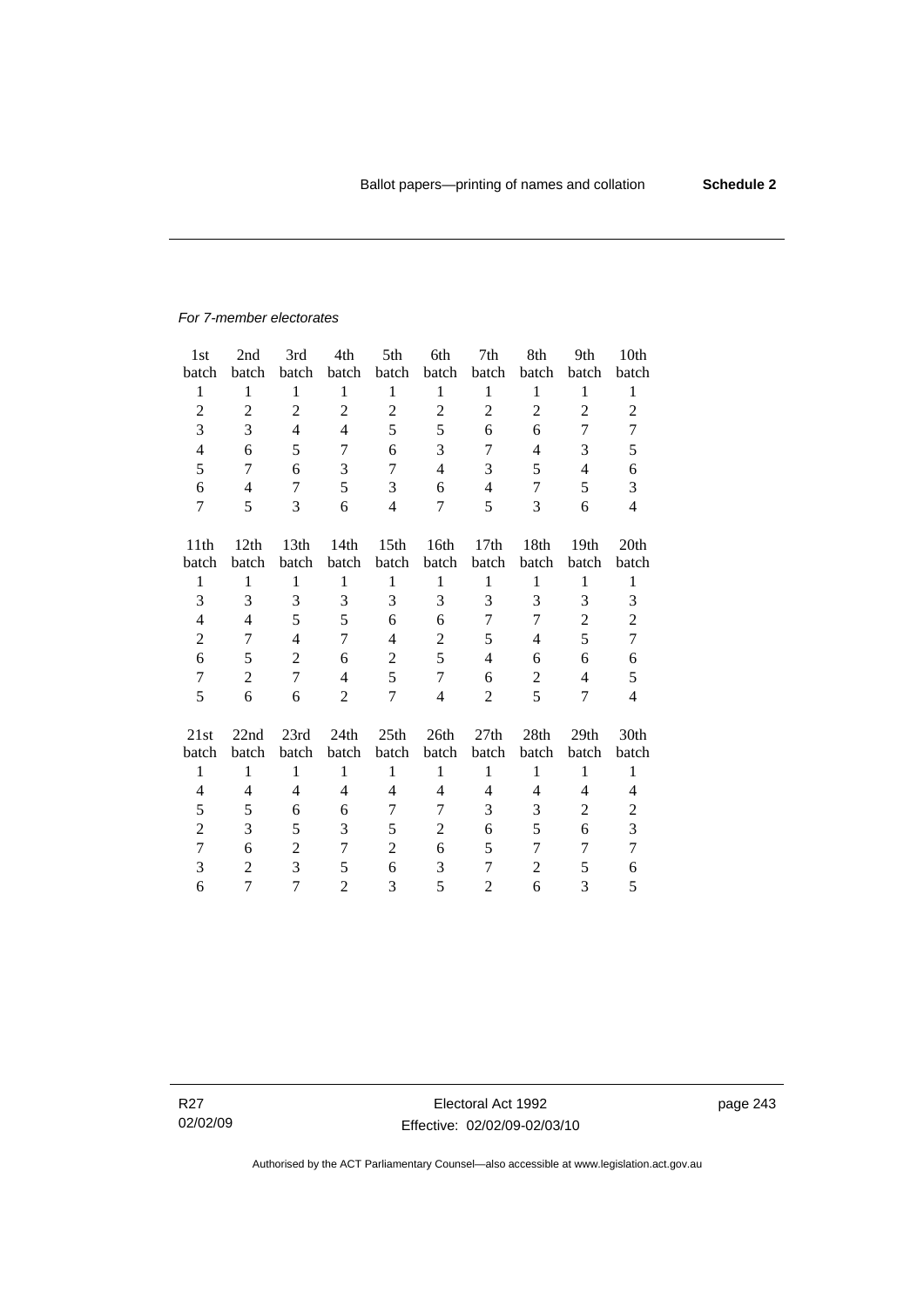*For 7-member electorates*

| 1st batch | 2nd batch | 3rd batch | 4th batch | 5th batch | 6th batch | 7th batch | 8th batch | 9th batch | 10th batch |
|---|---|---|---|---|---|---|---|---|---|
| 1 | 1 | 1 | 1 | 1 | 1 | 1 | 1 | 1 | 1 |
| 2 | 2 | 2 | 2 | 2 | 2 | 2 | 2 | 2 | 2 |
| 3 | 3 | 4 | 4 | 5 | 5 | 6 | 6 | 7 | 7 |
| 4 | 6 | 5 | 7 | 6 | 3 | 7 | 4 | 3 | 5 |
| 5 | 7 | 6 | 3 | 7 | 4 | 3 | 5 | 4 | 6 |
| 6 | 4 | 7 | 5 | 3 | 6 | 4 | 7 | 5 | 3 |
| 7 | 5 | 3 | 6 | 4 | 7 | 5 | 3 | 6 | 4 |

| 11th batch | 12th batch | 13th batch | 14th batch | 15th batch | 16th batch | 17th batch | 18th batch | 19th batch | 20th batch |
|---|---|---|---|---|---|---|---|---|---|
| 1 | 1 | 1 | 1 | 1 | 1 | 1 | 1 | 1 | 1 |
| 3 | 3 | 3 | 3 | 3 | 3 | 3 | 3 | 3 | 3 |
| 4 | 4 | 5 | 5 | 6 | 6 | 7 | 7 | 2 | 2 |
| 2 | 7 | 4 | 7 | 4 | 2 | 5 | 4 | 5 | 7 |
| 6 | 5 | 2 | 6 | 2 | 5 | 4 | 6 | 6 | 6 |
| 7 | 2 | 7 | 4 | 5 | 7 | 6 | 2 | 4 | 5 |
| 5 | 6 | 6 | 2 | 7 | 4 | 2 | 5 | 7 | 4 |

| 21st batch | 22nd batch | 23rd batch | 24th batch | 25th batch | 26th batch | 27th batch | 28th batch | 29th batch | 30th batch |
|---|---|---|---|---|---|---|---|---|---|
| 1 | 1 | 1 | 1 | 1 | 1 | 1 | 1 | 1 | 1 |
| 4 | 4 | 4 | 4 | 4 | 4 | 4 | 4 | 4 | 4 |
| 5 | 5 | 6 | 6 | 7 | 7 | 3 | 3 | 2 | 2 |
| 2 | 3 | 5 | 3 | 5 | 2 | 6 | 5 | 6 | 3 |
| 7 | 6 | 2 | 7 | 2 | 6 | 5 | 7 | 7 | 7 |
| 3 | 2 | 3 | 5 | 6 | 3 | 7 | 2 | 5 | 6 |
| 6 | 7 | 7 | 2 | 3 | 5 | 2 | 6 | 3 | 5 |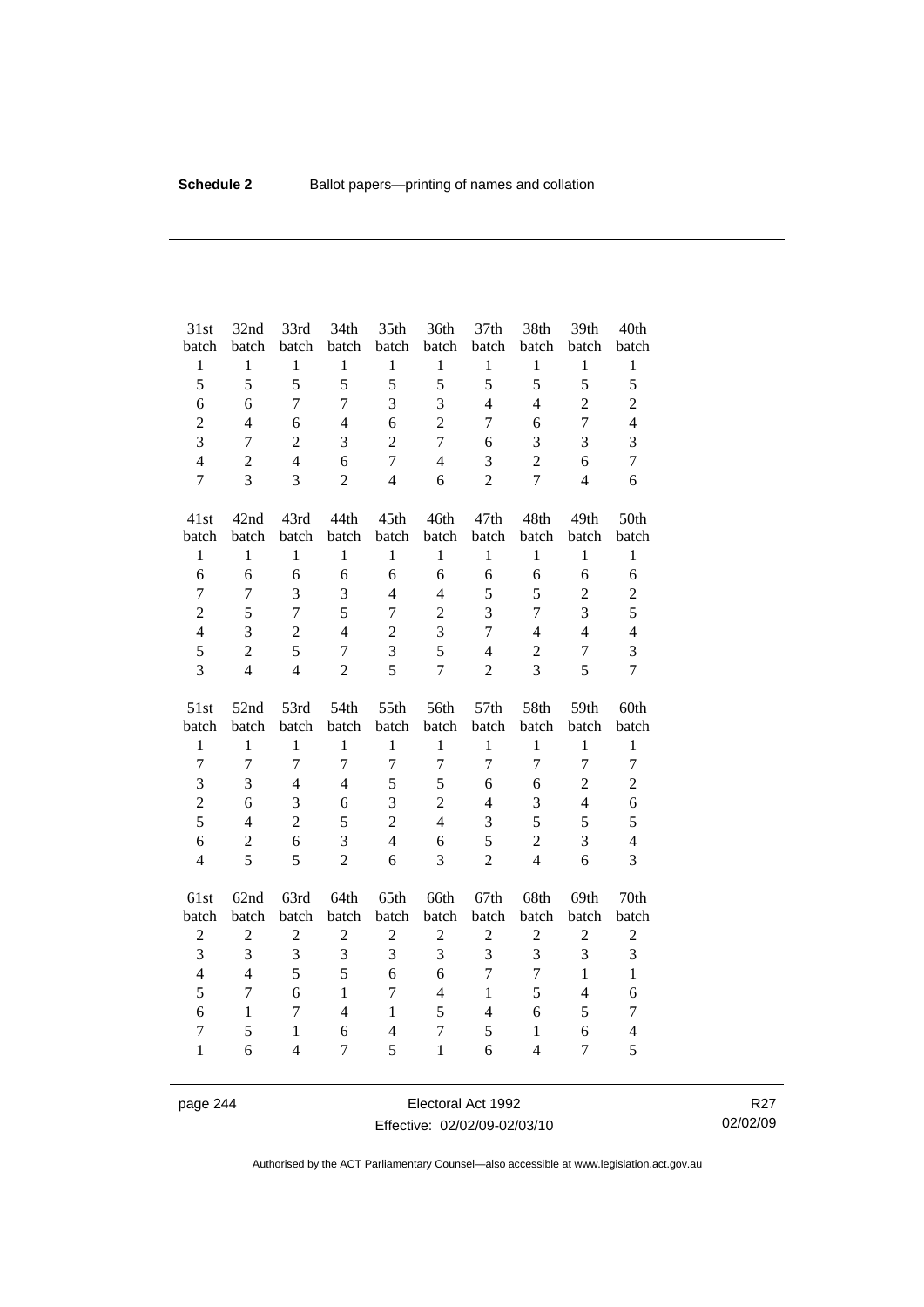| 31st batch | 32nd batch | 33rd batch | 34th batch | 35th batch | 36th batch | 37th batch | 38th batch | 39th batch | 40th batch |
|---|---|---|---|---|---|---|---|---|---|
| 1 | 1 | 1 | 1 | 1 | 1 | 1 | 1 | 1 | 1 |
| 5 | 5 | 5 | 5 | 5 | 5 | 5 | 5 | 5 | 5 |
| 6 | 6 | 7 | 7 | 3 | 3 | 4 | 4 | 2 | 2 |
| 2 | 4 | 6 | 4 | 6 | 2 | 7 | 6 | 7 | 4 |
| 3 | 7 | 2 | 3 | 2 | 7 | 6 | 3 | 3 | 3 |
| 4 | 2 | 4 | 6 | 7 | 4 | 3 | 2 | 6 | 7 |
| 7 | 3 | 3 | 2 | 4 | 6 | 2 | 7 | 4 | 6 |

| 41st batch | 42nd batch | 43rd batch | 44th batch | 45th batch | 46th batch | 47th batch | 48th batch | 49th batch | 50th batch |
|---|---|---|---|---|---|---|---|---|---|
| 1 | 1 | 1 | 1 | 1 | 1 | 1 | 1 | 1 | 1 |
| 6 | 6 | 6 | 6 | 6 | 6 | 6 | 6 | 6 | 6 |
| 7 | 7 | 3 | 3 | 4 | 4 | 5 | 5 | 2 | 2 |
| 2 | 5 | 7 | 5 | 7 | 2 | 3 | 7 | 3 | 5 |
| 4 | 3 | 2 | 4 | 2 | 3 | 7 | 4 | 4 | 4 |
| 5 | 2 | 5 | 7 | 3 | 5 | 4 | 2 | 7 | 3 |
| 3 | 4 | 4 | 2 | 5 | 7 | 2 | 3 | 5 | 7 |

| 51st batch | 52nd batch | 53rd batch | 54th batch | 55th batch | 56th batch | 57th batch | 58th batch | 59th batch | 60th batch |
|---|---|---|---|---|---|---|---|---|---|
| 1 | 1 | 1 | 1 | 1 | 1 | 1 | 1 | 1 | 1 |
| 7 | 7 | 7 | 7 | 7 | 7 | 7 | 7 | 7 | 7 |
| 3 | 3 | 4 | 4 | 5 | 5 | 6 | 6 | 2 | 2 |
| 2 | 6 | 3 | 6 | 3 | 2 | 4 | 3 | 4 | 6 |
| 5 | 4 | 2 | 5 | 2 | 4 | 3 | 5 | 5 | 5 |
| 6 | 2 | 6 | 3 | 4 | 6 | 5 | 2 | 3 | 4 |
| 4 | 5 | 5 | 2 | 6 | 3 | 2 | 4 | 6 | 3 |

| 61st batch | 62nd batch | 63rd batch | 64th batch | 65th batch | 66th batch | 67th batch | 68th batch | 69th batch | 70th batch |
|---|---|---|---|---|---|---|---|---|---|
| 2 | 2 | 2 | 2 | 2 | 2 | 2 | 2 | 2 | 2 |
| 3 | 3 | 3 | 3 | 3 | 3 | 3 | 3 | 3 | 3 |
| 4 | 4 | 5 | 5 | 6 | 6 | 7 | 7 | 1 | 1 |
| 5 | 7 | 6 | 1 | 7 | 4 | 1 | 5 | 4 | 6 |
| 6 | 1 | 7 | 4 | 1 | 5 | 4 | 6 | 5 | 7 |
| 7 | 5 | 1 | 6 | 4 | 7 | 5 | 1 | 6 | 4 |
| 1 | 6 | 4 | 7 | 5 | 1 | 6 | 4 | 7 | 5 |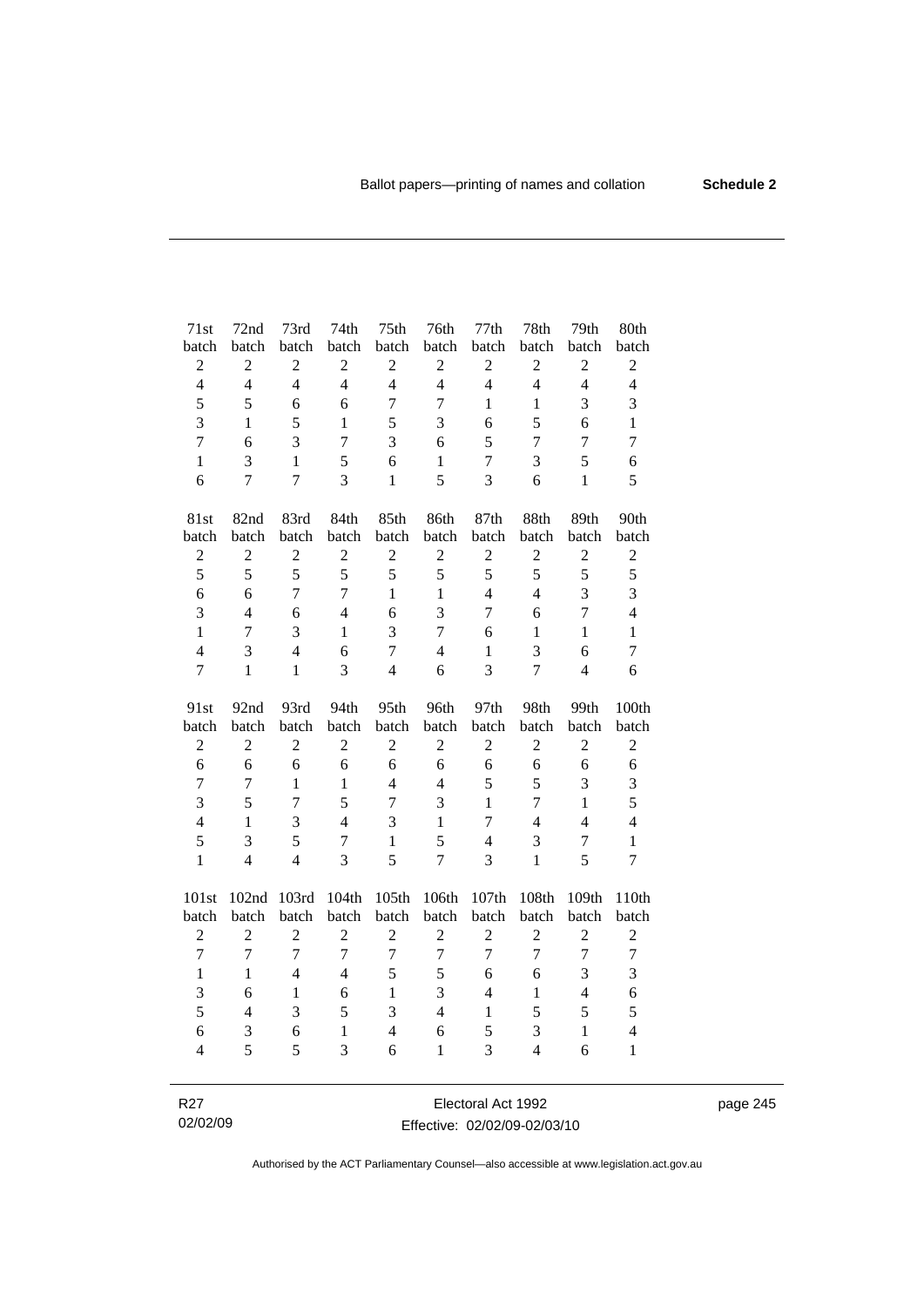| 71st batch | 72nd batch | 73rd batch | 74th batch | 75th batch | 76th batch | 77th batch | 78th batch | 79th batch | 80th batch |
|---|---|---|---|---|---|---|---|---|---|
| 2 | 2 | 2 | 2 | 2 | 2 | 2 | 2 | 2 | 2 |
| 4 | 4 | 4 | 4 | 4 | 4 | 4 | 4 | 4 | 4 |
| 5 | 5 | 6 | 6 | 7 | 7 | 1 | 1 | 3 | 3 |
| 3 | 1 | 5 | 1 | 5 | 3 | 6 | 5 | 6 | 1 |
| 7 | 6 | 3 | 7 | 3 | 6 | 5 | 7 | 7 | 7 |
| 1 | 3 | 1 | 5 | 6 | 1 | 7 | 3 | 5 | 6 |
| 6 | 7 | 7 | 3 | 1 | 5 | 3 | 6 | 1 | 5 |

| 81st batch | 82nd batch | 83rd batch | 84th batch | 85th batch | 86th batch | 87th batch | 88th batch | 89th batch | 90th batch |
|---|---|---|---|---|---|---|---|---|---|
| 2 | 2 | 2 | 2 | 2 | 2 | 2 | 2 | 2 | 2 |
| 5 | 5 | 5 | 5 | 5 | 5 | 5 | 5 | 5 | 5 |
| 6 | 6 | 7 | 7 | 1 | 1 | 4 | 4 | 3 | 3 |
| 3 | 4 | 6 | 4 | 6 | 3 | 7 | 6 | 7 | 4 |
| 1 | 7 | 3 | 1 | 3 | 7 | 6 | 1 | 1 | 1 |
| 4 | 3 | 4 | 6 | 7 | 4 | 1 | 3 | 6 | 7 |
| 7 | 1 | 1 | 3 | 4 | 6 | 3 | 7 | 4 | 6 |

| 91st batch | 92nd batch | 93rd batch | 94th batch | 95th batch | 96th batch | 97th batch | 98th batch | 99th batch | 100th batch |
|---|---|---|---|---|---|---|---|---|---|
| 2 | 2 | 2 | 2 | 2 | 2 | 2 | 2 | 2 | 2 |
| 6 | 6 | 6 | 6 | 6 | 6 | 6 | 6 | 6 | 6 |
| 7 | 7 | 1 | 1 | 4 | 4 | 5 | 5 | 3 | 3 |
| 3 | 5 | 7 | 5 | 7 | 3 | 1 | 7 | 1 | 5 |
| 4 | 1 | 3 | 4 | 3 | 1 | 7 | 4 | 4 | 4 |
| 5 | 3 | 5 | 7 | 1 | 5 | 4 | 3 | 7 | 1 |
| 1 | 4 | 4 | 3 | 5 | 7 | 3 | 1 | 5 | 7 |

| 101st batch | 102nd batch | 103rd batch | 104th batch | 105th batch | 106th batch | 107th batch | 108th batch | 109th batch | 110th batch |
|---|---|---|---|---|---|---|---|---|---|
| 2 | 2 | 2 | 2 | 2 | 2 | 2 | 2 | 2 | 2 |
| 7 | 7 | 7 | 7 | 7 | 7 | 7 | 7 | 7 | 7 |
| 1 | 1 | 4 | 4 | 5 | 5 | 6 | 6 | 3 | 3 |
| 3 | 6 | 1 | 6 | 1 | 3 | 4 | 1 | 4 | 6 |
| 5 | 4 | 3 | 5 | 3 | 4 | 1 | 5 | 5 | 5 |
| 6 | 3 | 6 | 1 | 4 | 6 | 5 | 3 | 1 | 4 |
| 4 | 5 | 5 | 3 | 6 | 1 | 3 | 4 | 6 | 1 |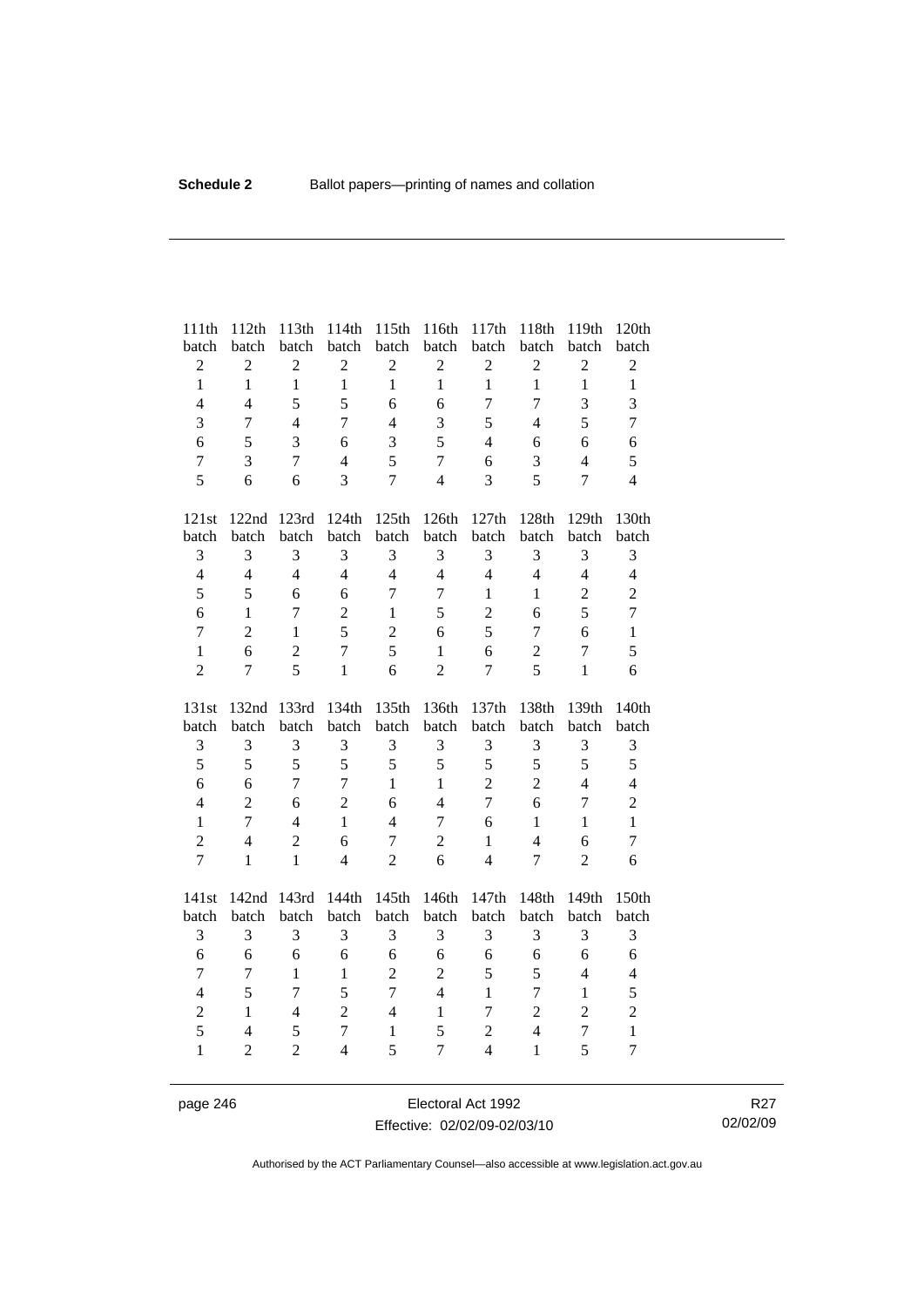| 111th batch | 112th batch | 113th batch | 114th batch | 115th batch | 116th batch | 117th batch | 118th batch | 119th batch | 120th batch |
|---|---|---|---|---|---|---|---|---|---|
| 2 | 2 | 2 | 2 | 2 | 2 | 2 | 2 | 2 | 2 |
| 1 | 1 | 1 | 1 | 1 | 1 | 1 | 1 | 1 | 1 |
| 4 | 4 | 5 | 5 | 6 | 6 | 7 | 7 | 3 | 3 |
| 3 | 7 | 4 | 7 | 4 | 3 | 5 | 4 | 5 | 7 |
| 6 | 5 | 3 | 6 | 3 | 5 | 4 | 6 | 6 | 6 |
| 7 | 3 | 7 | 4 | 5 | 7 | 6 | 3 | 4 | 5 |
| 5 | 6 | 6 | 3 | 7 | 4 | 3 | 5 | 7 | 4 |

| 121st batch | 122nd batch | 123rd batch | 124th batch | 125th batch | 126th batch | 127th batch | 128th batch | 129th batch | 130th batch |
|---|---|---|---|---|---|---|---|---|---|
| 3 | 3 | 3 | 3 | 3 | 3 | 3 | 3 | 3 | 3 |
| 4 | 4 | 4 | 4 | 4 | 4 | 4 | 4 | 4 | 4 |
| 5 | 5 | 6 | 6 | 7 | 7 | 1 | 1 | 2 | 2 |
| 6 | 1 | 7 | 2 | 1 | 5 | 2 | 6 | 5 | 7 |
| 7 | 2 | 1 | 5 | 2 | 6 | 5 | 7 | 6 | 1 |
| 1 | 6 | 2 | 7 | 5 | 1 | 6 | 2 | 7 | 5 |
| 2 | 7 | 5 | 1 | 6 | 2 | 7 | 5 | 1 | 6 |

| 131st batch | 132nd batch | 133rd batch | 134th batch | 135th batch | 136th batch | 137th batch | 138th batch | 139th batch | 140th batch |
|---|---|---|---|---|---|---|---|---|---|
| 3 | 3 | 3 | 3 | 3 | 3 | 3 | 3 | 3 | 3 |
| 5 | 5 | 5 | 5 | 5 | 5 | 5 | 5 | 5 | 5 |
| 6 | 6 | 7 | 7 | 1 | 1 | 2 | 2 | 4 | 4 |
| 4 | 2 | 6 | 2 | 6 | 4 | 7 | 6 | 7 | 2 |
| 1 | 7 | 4 | 1 | 4 | 7 | 6 | 1 | 1 | 1 |
| 2 | 4 | 2 | 6 | 7 | 2 | 1 | 4 | 6 | 7 |
| 7 | 1 | 1 | 4 | 2 | 6 | 4 | 7 | 2 | 6 |

| 141st batch | 142nd batch | 143rd batch | 144th batch | 145th batch | 146th batch | 147th batch | 148th batch | 149th batch | 150th batch |
|---|---|---|---|---|---|---|---|---|---|
| 3 | 3 | 3 | 3 | 3 | 3 | 3 | 3 | 3 | 3 |
| 6 | 6 | 6 | 6 | 6 | 6 | 6 | 6 | 6 | 6 |
| 7 | 7 | 1 | 1 | 2 | 2 | 5 | 5 | 4 | 4 |
| 4 | 5 | 7 | 5 | 7 | 4 | 1 | 7 | 1 | 5 |
| 2 | 1 | 4 | 2 | 4 | 1 | 7 | 2 | 2 | 2 |
| 5 | 4 | 5 | 7 | 1 | 5 | 2 | 4 | 7 | 1 |
| 1 | 2 | 2 | 4 | 5 | 7 | 4 | 1 | 5 | 7 |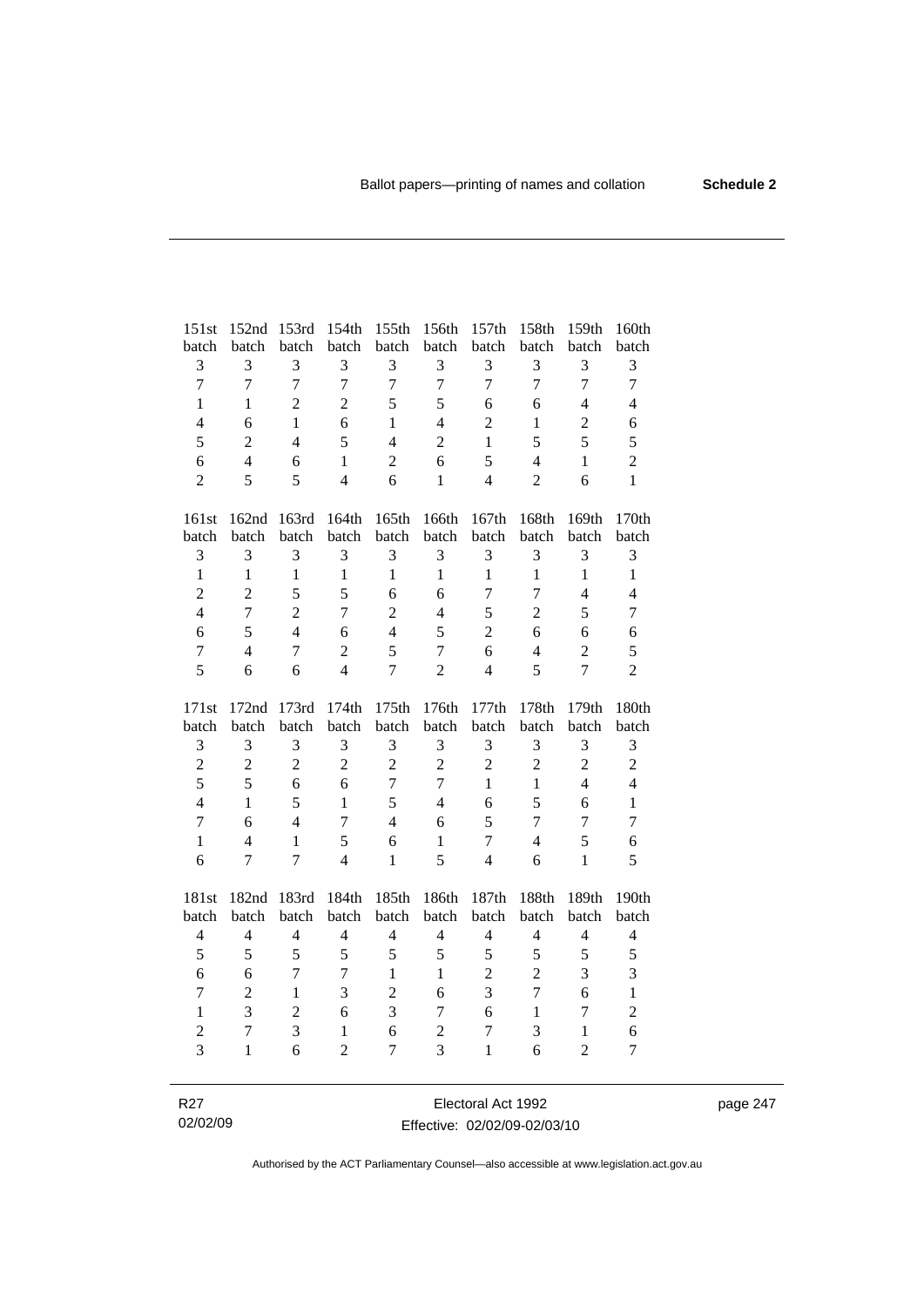| 151st batch | 152nd batch | 153rd batch | 154th batch | 155th batch | 156th batch | 157th batch | 158th batch | 159th batch | 160th batch |
|---|---|---|---|---|---|---|---|---|---|
| 3 | 3 | 3 | 3 | 3 | 3 | 3 | 3 | 3 | 3 |
| 7 | 7 | 7 | 7 | 7 | 7 | 7 | 7 | 7 | 7 |
| 1 | 1 | 2 | 2 | 5 | 5 | 6 | 6 | 4 | 4 |
| 4 | 6 | 1 | 6 | 1 | 4 | 2 | 1 | 2 | 6 |
| 5 | 2 | 4 | 5 | 4 | 2 | 1 | 5 | 5 | 5 |
| 6 | 4 | 6 | 1 | 2 | 6 | 5 | 4 | 1 | 2 |
| 2 | 5 | 5 | 4 | 6 | 1 | 4 | 2 | 6 | 1 |

| 161st batch | 162nd batch | 163rd batch | 164th batch | 165th batch | 166th batch | 167th batch | 168th batch | 169th batch | 170th batch |
|---|---|---|---|---|---|---|---|---|---|
| 3 | 3 | 3 | 3 | 3 | 3 | 3 | 3 | 3 | 3 |
| 1 | 1 | 1 | 1 | 1 | 1 | 1 | 1 | 1 | 1 |
| 2 | 2 | 5 | 5 | 6 | 6 | 7 | 7 | 4 | 4 |
| 4 | 7 | 2 | 7 | 2 | 4 | 5 | 2 | 5 | 7 |
| 6 | 5 | 4 | 6 | 4 | 5 | 2 | 6 | 6 | 6 |
| 7 | 4 | 7 | 2 | 5 | 7 | 6 | 4 | 2 | 5 |
| 5 | 6 | 6 | 4 | 7 | 2 | 4 | 5 | 7 | 2 |

| 171st batch | 172nd batch | 173rd batch | 174th batch | 175th batch | 176th batch | 177th batch | 178th batch | 179th batch | 180th batch |
|---|---|---|---|---|---|---|---|---|---|
| 3 | 3 | 3 | 3 | 3 | 3 | 3 | 3 | 3 | 3 |
| 2 | 2 | 2 | 2 | 2 | 2 | 2 | 2 | 2 | 2 |
| 5 | 5 | 6 | 6 | 7 | 7 | 1 | 1 | 4 | 4 |
| 4 | 1 | 5 | 1 | 5 | 4 | 6 | 5 | 6 | 1 |
| 7 | 6 | 4 | 7 | 4 | 6 | 5 | 7 | 7 | 7 |
| 1 | 4 | 1 | 5 | 6 | 1 | 7 | 4 | 5 | 6 |
| 6 | 7 | 7 | 4 | 1 | 5 | 4 | 6 | 1 | 5 |

| 181st batch | 182nd batch | 183rd batch | 184th batch | 185th batch | 186th batch | 187th batch | 188th batch | 189th batch | 190th batch |
|---|---|---|---|---|---|---|---|---|---|
| 4 | 4 | 4 | 4 | 4 | 4 | 4 | 4 | 4 | 4 |
| 5 | 5 | 5 | 5 | 5 | 5 | 5 | 5 | 5 | 5 |
| 6 | 6 | 7 | 7 | 1 | 1 | 2 | 2 | 3 | 3 |
| 7 | 2 | 1 | 3 | 2 | 6 | 3 | 7 | 6 | 1 |
| 1 | 3 | 2 | 6 | 3 | 7 | 6 | 1 | 7 | 2 |
| 2 | 7 | 3 | 1 | 6 | 2 | 7 | 3 | 1 | 6 |
| 3 | 1 | 6 | 2 | 7 | 3 | 1 | 6 | 2 | 7 |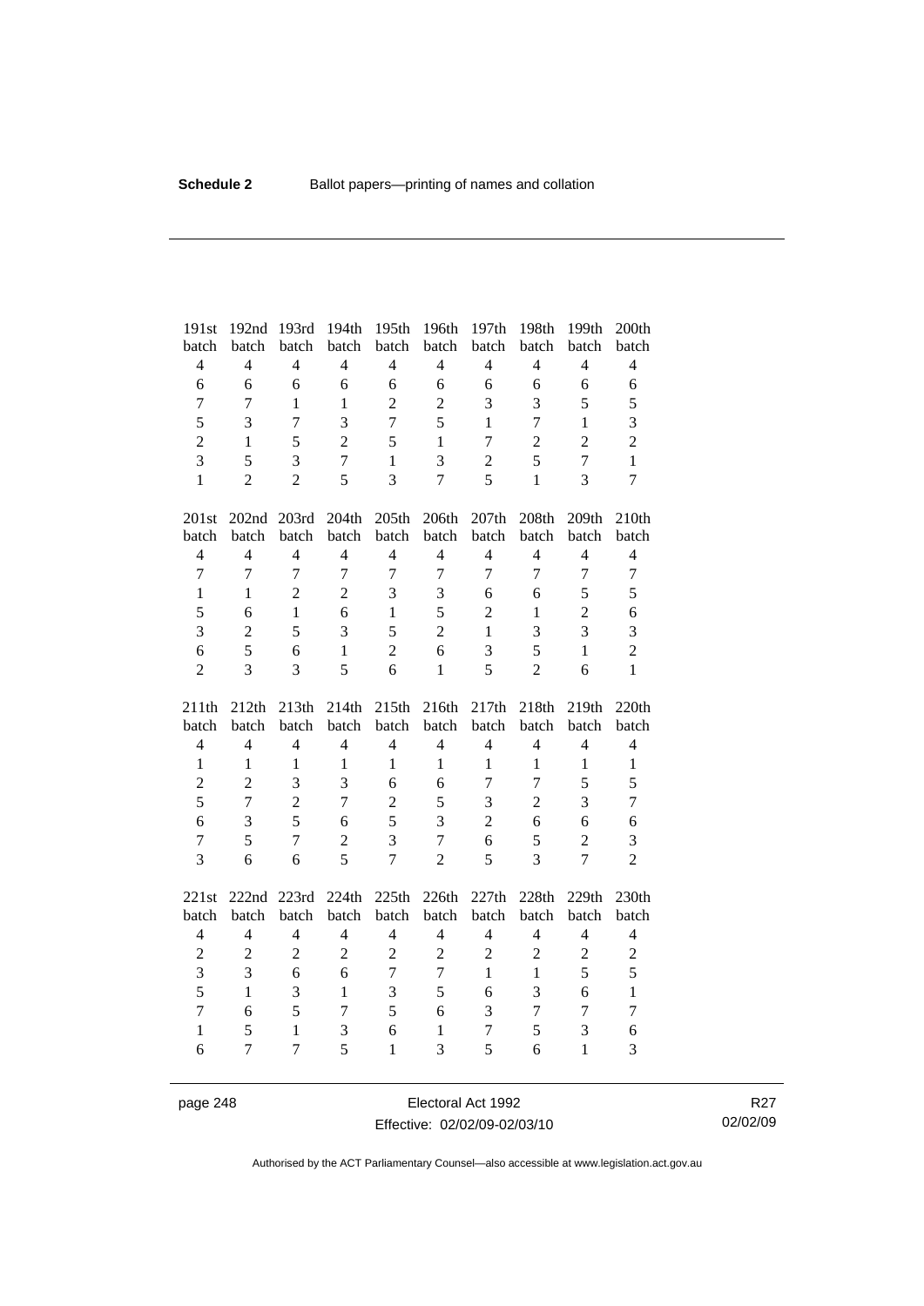| 191st batch | 192nd batch | 193rd batch | 194th batch | 195th batch | 196th batch | 197th batch | 198th batch | 199th batch | 200th batch |
|---|---|---|---|---|---|---|---|---|---|
| 4 | 4 | 4 | 4 | 4 | 4 | 4 | 4 | 4 | 4 |
| 6 | 6 | 6 | 6 | 6 | 6 | 6 | 6 | 6 | 6 |
| 7 | 7 | 1 | 1 | 2 | 2 | 3 | 3 | 5 | 5 |
| 5 | 3 | 7 | 3 | 7 | 5 | 1 | 7 | 1 | 3 |
| 2 | 1 | 5 | 2 | 5 | 1 | 7 | 2 | 2 | 2 |
| 3 | 5 | 3 | 7 | 1 | 3 | 2 | 5 | 7 | 1 |
| 1 | 2 | 2 | 5 | 3 | 7 | 5 | 1 | 3 | 7 |

| 201st batch | 202nd batch | 203rd batch | 204th batch | 205th batch | 206th batch | 207th batch | 208th batch | 209th batch | 210th batch |
|---|---|---|---|---|---|---|---|---|---|
| 4 | 4 | 4 | 4 | 4 | 4 | 4 | 4 | 4 | 4 |
| 7 | 7 | 7 | 7 | 7 | 7 | 7 | 7 | 7 | 7 |
| 1 | 1 | 2 | 2 | 3 | 3 | 6 | 6 | 5 | 5 |
| 5 | 6 | 1 | 6 | 1 | 5 | 2 | 1 | 2 | 6 |
| 3 | 2 | 5 | 3 | 5 | 2 | 1 | 3 | 3 | 3 |
| 6 | 5 | 6 | 1 | 2 | 6 | 3 | 5 | 1 | 2 |
| 2 | 3 | 3 | 5 | 6 | 1 | 5 | 2 | 6 | 1 |

| 211th batch | 212th batch | 213th batch | 214th batch | 215th batch | 216th batch | 217th batch | 218th batch | 219th batch | 220th batch |
|---|---|---|---|---|---|---|---|---|---|
| 4 | 4 | 4 | 4 | 4 | 4 | 4 | 4 | 4 | 4 |
| 1 | 1 | 1 | 1 | 1 | 1 | 1 | 1 | 1 | 1 |
| 2 | 2 | 3 | 3 | 6 | 6 | 7 | 7 | 5 | 5 |
| 5 | 7 | 2 | 7 | 2 | 5 | 3 | 2 | 3 | 7 |
| 6 | 3 | 5 | 6 | 5 | 3 | 2 | 6 | 6 | 6 |
| 7 | 5 | 7 | 2 | 3 | 7 | 6 | 5 | 2 | 3 |
| 3 | 6 | 6 | 5 | 7 | 2 | 5 | 3 | 7 | 2 |

| 221st batch | 222nd batch | 223rd batch | 224th batch | 225th batch | 226th batch | 227th batch | 228th batch | 229th batch | 230th batch |
|---|---|---|---|---|---|---|---|---|---|
| 4 | 4 | 4 | 4 | 4 | 4 | 4 | 4 | 4 | 4 |
| 2 | 2 | 2 | 2 | 2 | 2 | 2 | 2 | 2 | 2 |
| 3 | 3 | 6 | 6 | 7 | 7 | 1 | 1 | 5 | 5 |
| 5 | 1 | 3 | 1 | 3 | 5 | 6 | 3 | 6 | 1 |
| 7 | 6 | 5 | 7 | 5 | 6 | 3 | 7 | 7 | 7 |
| 1 | 5 | 1 | 3 | 6 | 1 | 7 | 5 | 3 | 6 |
| 6 | 7 | 7 | 5 | 1 | 3 | 5 | 6 | 1 | 3 |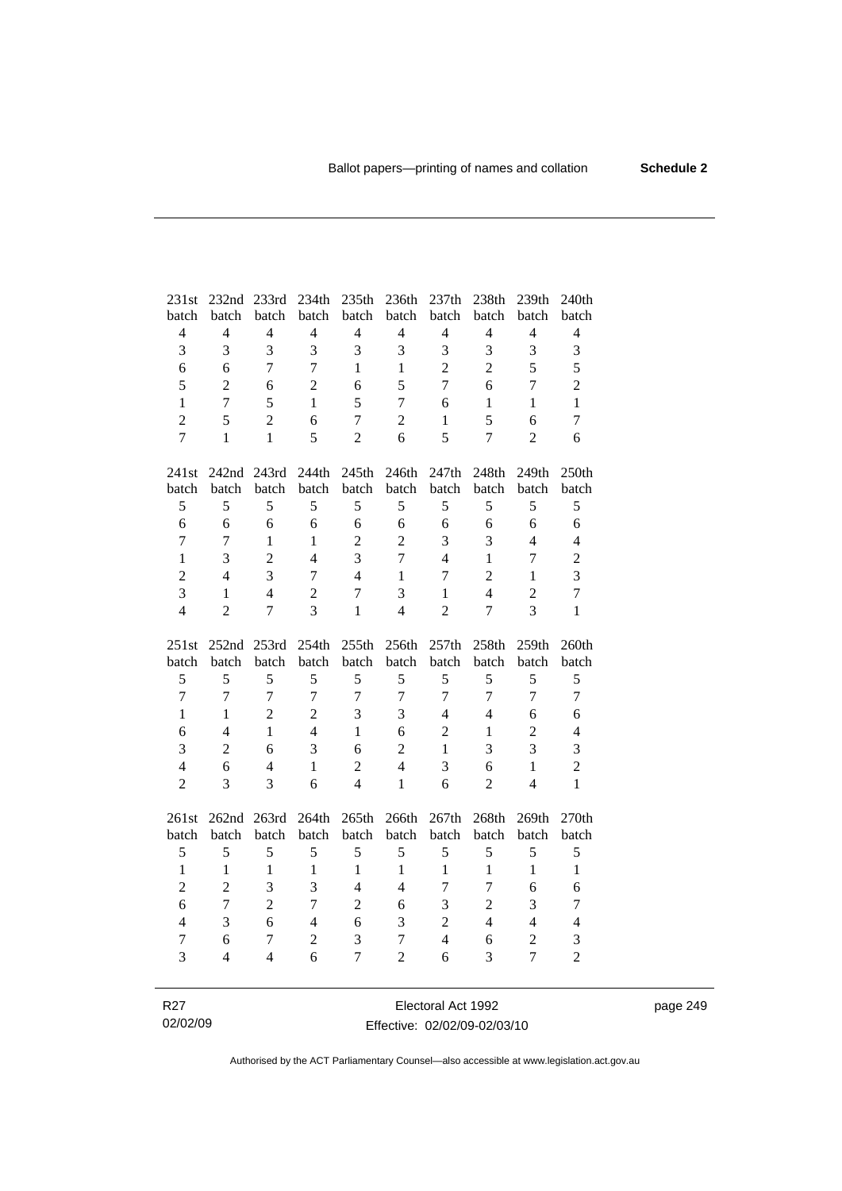| 231st batch | 232nd batch | 233rd batch | 234th batch | 235th batch | 236th batch | 237th batch | 238th batch | 239th batch | 240th batch |
|---|---|---|---|---|---|---|---|---|---|
| 4 | 4 | 4 | 4 | 4 | 4 | 4 | 4 | 4 | 4 |
| 3 | 3 | 3 | 3 | 3 | 3 | 3 | 3 | 3 | 3 |
| 6 | 6 | 7 | 7 | 1 | 1 | 2 | 2 | 5 | 5 |
| 5 | 2 | 6 | 2 | 6 | 5 | 7 | 6 | 7 | 2 |
| 1 | 7 | 5 | 1 | 5 | 7 | 6 | 1 | 1 | 1 |
| 2 | 5 | 2 | 6 | 7 | 2 | 1 | 5 | 6 | 7 |
| 7 | 1 | 1 | 5 | 2 | 6 | 5 | 7 | 2 | 6 |

| 241st batch | 242nd batch | 243rd batch | 244th batch | 245th batch | 246th batch | 247th batch | 248th batch | 249th batch | 250th batch |
|---|---|---|---|---|---|---|---|---|---|
| 5 | 5 | 5 | 5 | 5 | 5 | 5 | 5 | 5 | 5 |
| 6 | 6 | 6 | 6 | 6 | 6 | 6 | 6 | 6 | 6 |
| 7 | 7 | 1 | 1 | 2 | 2 | 3 | 3 | 4 | 4 |
| 1 | 3 | 2 | 4 | 3 | 7 | 4 | 1 | 7 | 2 |
| 2 | 4 | 3 | 7 | 4 | 1 | 7 | 2 | 1 | 3 |
| 3 | 1 | 4 | 2 | 7 | 3 | 1 | 4 | 2 | 7 |
| 4 | 2 | 7 | 3 | 1 | 4 | 2 | 7 | 3 | 1 |

| 251st batch | 252nd batch | 253rd batch | 254th batch | 255th batch | 256th batch | 257th batch | 258th batch | 259th batch | 260th batch |
|---|---|---|---|---|---|---|---|---|---|
| 5 | 5 | 5 | 5 | 5 | 5 | 5 | 5 | 5 | 5 |
| 7 | 7 | 7 | 7 | 7 | 7 | 7 | 7 | 7 | 7 |
| 1 | 1 | 2 | 2 | 3 | 3 | 4 | 4 | 6 | 6 |
| 6 | 4 | 1 | 4 | 1 | 6 | 2 | 1 | 2 | 4 |
| 3 | 2 | 6 | 3 | 6 | 2 | 1 | 3 | 3 | 3 |
| 4 | 6 | 4 | 1 | 2 | 4 | 3 | 6 | 1 | 2 |
| 2 | 3 | 3 | 6 | 4 | 1 | 6 | 2 | 4 | 1 |

| 261st batch | 262nd batch | 263rd batch | 264th batch | 265th batch | 266th batch | 267th batch | 268th batch | 269th batch | 270th batch |
|---|---|---|---|---|---|---|---|---|---|
| 5 | 5 | 5 | 5 | 5 | 5 | 5 | 5 | 5 | 5 |
| 1 | 1 | 1 | 1 | 1 | 1 | 1 | 1 | 1 | 1 |
| 2 | 2 | 3 | 3 | 4 | 4 | 7 | 7 | 6 | 6 |
| 6 | 7 | 2 | 7 | 2 | 6 | 3 | 2 | 3 | 7 |
| 4 | 3 | 6 | 4 | 6 | 3 | 2 | 4 | 4 | 4 |
| 7 | 6 | 7 | 2 | 3 | 7 | 4 | 6 | 2 | 3 |
| 3 | 4 | 4 | 6 | 7 | 2 | 6 | 3 | 7 | 2 |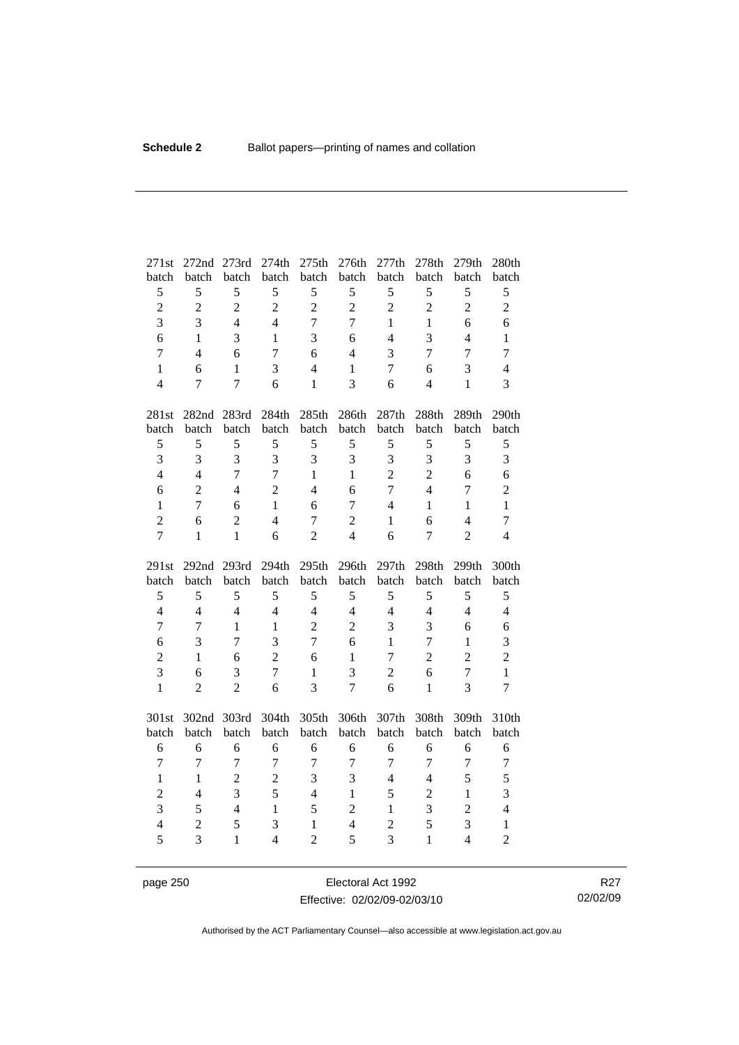| 271st batch | 272nd batch | 273rd batch | 274th batch | 275th batch | 276th batch | 277th batch | 278th batch | 279th batch | 280th batch |
|---|---|---|---|---|---|---|---|---|---|
| 5 | 5 | 5 | 5 | 5 | 5 | 5 | 5 | 5 | 5 |
| 2 | 2 | 2 | 2 | 2 | 2 | 2 | 2 | 2 | 2 |
| 3 | 3 | 4 | 4 | 7 | 7 | 1 | 1 | 6 | 6 |
| 6 | 1 | 3 | 1 | 3 | 6 | 4 | 3 | 4 | 1 |
| 7 | 4 | 6 | 7 | 6 | 4 | 3 | 7 | 7 | 7 |
| 1 | 6 | 1 | 3 | 4 | 1 | 7 | 6 | 3 | 4 |
| 4 | 7 | 7 | 6 | 1 | 3 | 6 | 4 | 1 | 3 |

| 281st batch | 282nd batch | 283rd batch | 284th batch | 285th batch | 286th batch | 287th batch | 288th batch | 289th batch | 290th batch |
|---|---|---|---|---|---|---|---|---|---|
| 5 | 5 | 5 | 5 | 5 | 5 | 5 | 5 | 5 | 5 |
| 3 | 3 | 3 | 3 | 3 | 3 | 3 | 3 | 3 | 3 |
| 4 | 4 | 7 | 7 | 1 | 1 | 2 | 2 | 6 | 6 |
| 6 | 2 | 4 | 2 | 4 | 6 | 7 | 4 | 7 | 2 |
| 1 | 7 | 6 | 1 | 6 | 7 | 4 | 1 | 1 | 1 |
| 2 | 6 | 2 | 4 | 7 | 2 | 1 | 6 | 4 | 7 |
| 7 | 1 | 1 | 6 | 2 | 4 | 6 | 7 | 2 | 4 |

| 291st batch | 292nd batch | 293rd batch | 294th batch | 295th batch | 296th batch | 297th batch | 298th batch | 299th batch | 300th batch |
|---|---|---|---|---|---|---|---|---|---|
| 5 | 5 | 5 | 5 | 5 | 5 | 5 | 5 | 5 | 5 |
| 4 | 4 | 4 | 4 | 4 | 4 | 4 | 4 | 4 | 4 |
| 7 | 7 | 1 | 1 | 2 | 2 | 3 | 3 | 6 | 6 |
| 6 | 3 | 7 | 3 | 7 | 6 | 1 | 7 | 1 | 3 |
| 2 | 1 | 6 | 2 | 6 | 1 | 7 | 2 | 2 | 2 |
| 3 | 6 | 3 | 7 | 1 | 3 | 2 | 6 | 7 | 1 |
| 1 | 2 | 2 | 6 | 3 | 7 | 6 | 1 | 3 | 7 |

| 301st batch | 302nd batch | 303rd batch | 304th batch | 305th batch | 306th batch | 307th batch | 308th batch | 309th batch | 310th batch |
|---|---|---|---|---|---|---|---|---|---|
| 6 | 6 | 6 | 6 | 6 | 6 | 6 | 6 | 6 | 6 |
| 7 | 7 | 7 | 7 | 7 | 7 | 7 | 7 | 7 | 7 |
| 1 | 1 | 2 | 2 | 3 | 3 | 4 | 4 | 5 | 5 |
| 2 | 4 | 3 | 5 | 4 | 1 | 5 | 2 | 1 | 3 |
| 3 | 5 | 4 | 1 | 5 | 2 | 1 | 3 | 2 | 4 |
| 4 | 2 | 5 | 3 | 1 | 4 | 2 | 5 | 3 | 1 |
| 5 | 3 | 1 | 4 | 2 | 5 | 3 | 1 | 4 | 2 |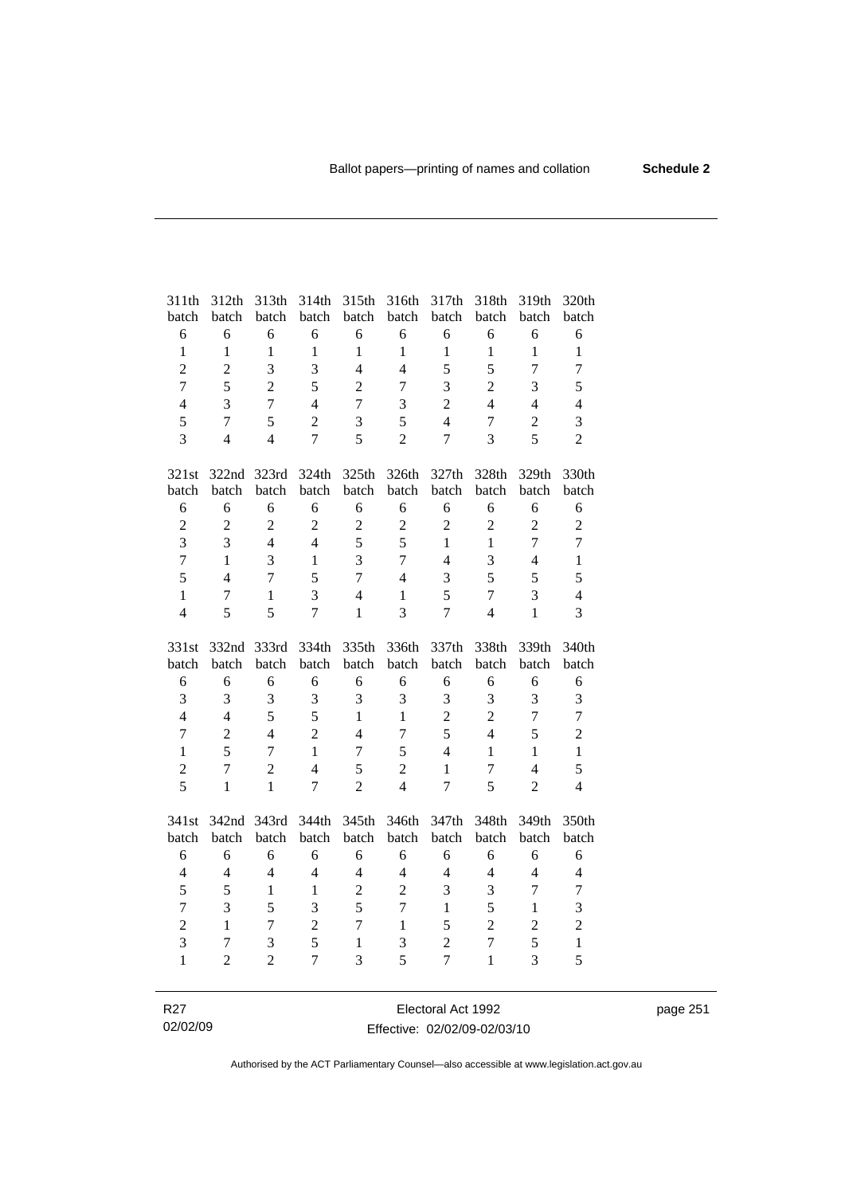| 311th batch | 312th batch | 313th batch | 314th batch | 315th batch | 316th batch | 317th batch | 318th batch | 319th batch | 320th batch |
|---|---|---|---|---|---|---|---|---|---|
| 6 | 6 | 6 | 6 | 6 | 6 | 6 | 6 | 6 | 6 |
| 1 | 1 | 1 | 1 | 1 | 1 | 1 | 1 | 1 | 1 |
| 2 | 2 | 3 | 3 | 4 | 4 | 5 | 5 | 7 | 7 |
| 7 | 5 | 2 | 5 | 2 | 7 | 3 | 2 | 3 | 5 |
| 4 | 3 | 7 | 4 | 7 | 3 | 2 | 4 | 4 | 4 |
| 5 | 7 | 5 | 2 | 3 | 5 | 4 | 7 | 2 | 3 |
| 3 | 4 | 4 | 7 | 5 | 2 | 7 | 3 | 5 | 2 |

| 321st batch | 322nd batch | 323rd batch | 324th batch | 325th batch | 326th batch | 327th batch | 328th batch | 329th batch | 330th batch |
|---|---|---|---|---|---|---|---|---|---|
| 6 | 6 | 6 | 6 | 6 | 6 | 6 | 6 | 6 | 6 |
| 2 | 2 | 2 | 2 | 2 | 2 | 2 | 2 | 2 | 2 |
| 3 | 3 | 4 | 4 | 5 | 5 | 1 | 1 | 7 | 7 |
| 7 | 1 | 3 | 1 | 3 | 7 | 4 | 3 | 4 | 1 |
| 5 | 4 | 7 | 5 | 7 | 4 | 3 | 5 | 5 | 5 |
| 1 | 7 | 1 | 3 | 4 | 1 | 5 | 7 | 3 | 4 |
| 4 | 5 | 5 | 7 | 1 | 3 | 7 | 4 | 1 | 3 |

| 331st batch | 332nd batch | 333rd batch | 334th batch | 335th batch | 336th batch | 337th batch | 338th batch | 339th batch | 340th batch |
|---|---|---|---|---|---|---|---|---|---|
| 6 | 6 | 6 | 6 | 6 | 6 | 6 | 6 | 6 | 6 |
| 3 | 3 | 3 | 3 | 3 | 3 | 3 | 3 | 3 | 3 |
| 4 | 4 | 5 | 5 | 1 | 1 | 2 | 2 | 7 | 7 |
| 7 | 2 | 4 | 2 | 4 | 7 | 5 | 4 | 5 | 2 |
| 1 | 5 | 7 | 1 | 7 | 5 | 4 | 1 | 1 | 1 |
| 2 | 7 | 2 | 4 | 5 | 2 | 1 | 7 | 4 | 5 |
| 5 | 1 | 1 | 7 | 2 | 4 | 7 | 5 | 2 | 4 |

| 341st batch | 342nd batch | 343rd batch | 344th batch | 345th batch | 346th batch | 347th batch | 348th batch | 349th batch | 350th batch |
|---|---|---|---|---|---|---|---|---|---|
| 6 | 6 | 6 | 6 | 6 | 6 | 6 | 6 | 6 | 6 |
| 4 | 4 | 4 | 4 | 4 | 4 | 4 | 4 | 4 | 4 |
| 5 | 5 | 1 | 1 | 2 | 2 | 3 | 3 | 7 | 7 |
| 7 | 3 | 5 | 3 | 5 | 7 | 1 | 5 | 1 | 3 |
| 2 | 1 | 7 | 2 | 7 | 1 | 5 | 2 | 2 | 2 |
| 3 | 7 | 3 | 5 | 1 | 3 | 2 | 7 | 5 | 1 |
| 1 | 2 | 2 | 7 | 3 | 5 | 7 | 1 | 3 | 5 |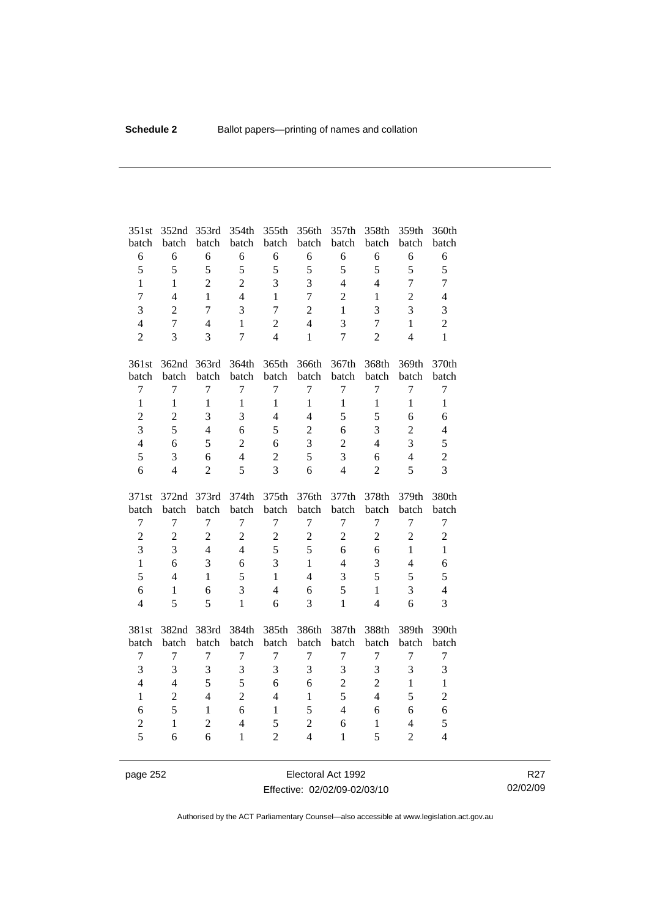| 351st batch | 352nd batch | 353rd batch | 354th batch | 355th batch | 356th batch | 357th batch | 358th batch | 359th batch | 360th batch |
|---|---|---|---|---|---|---|---|---|---|
| 6 | 6 | 6 | 6 | 6 | 6 | 6 | 6 | 6 | 6 |
| 5 | 5 | 5 | 5 | 5 | 5 | 5 | 5 | 5 | 5 |
| 1 | 1 | 2 | 2 | 3 | 3 | 4 | 4 | 7 | 7 |
| 7 | 4 | 1 | 4 | 1 | 7 | 2 | 1 | 2 | 4 |
| 3 | 2 | 7 | 3 | 7 | 2 | 1 | 3 | 3 | 3 |
| 4 | 7 | 4 | 1 | 2 | 4 | 3 | 7 | 1 | 2 |
| 2 | 3 | 3 | 7 | 4 | 1 | 7 | 2 | 4 | 1 |

| 361st batch | 362nd batch | 363rd batch | 364th batch | 365th batch | 366th batch | 367th batch | 368th batch | 369th batch | 370th batch |
|---|---|---|---|---|---|---|---|---|---|
| 7 | 7 | 7 | 7 | 7 | 7 | 7 | 7 | 7 | 7 |
| 1 | 1 | 1 | 1 | 1 | 1 | 1 | 1 | 1 | 1 |
| 2 | 2 | 3 | 3 | 4 | 4 | 5 | 5 | 6 | 6 |
| 3 | 5 | 4 | 6 | 5 | 2 | 6 | 3 | 2 | 4 |
| 4 | 6 | 5 | 2 | 6 | 3 | 2 | 4 | 3 | 5 |
| 5 | 3 | 6 | 4 | 2 | 5 | 3 | 6 | 4 | 2 |
| 6 | 4 | 2 | 5 | 3 | 6 | 4 | 2 | 5 | 3 |

| 371st batch | 372nd batch | 373rd batch | 374th batch | 375th batch | 376th batch | 377th batch | 378th batch | 379th batch | 380th batch |
|---|---|---|---|---|---|---|---|---|---|
| 7 | 7 | 7 | 7 | 7 | 7 | 7 | 7 | 7 | 7 |
| 2 | 2 | 2 | 2 | 2 | 2 | 2 | 2 | 2 | 2 |
| 3 | 3 | 4 | 4 | 5 | 5 | 6 | 6 | 1 | 1 |
| 1 | 6 | 3 | 6 | 3 | 1 | 4 | 3 | 4 | 6 |
| 5 | 4 | 1 | 5 | 1 | 4 | 3 | 5 | 5 | 5 |
| 6 | 1 | 6 | 3 | 4 | 6 | 5 | 1 | 3 | 4 |
| 4 | 5 | 5 | 1 | 6 | 3 | 1 | 4 | 6 | 3 |

| 381st batch | 382nd batch | 383rd batch | 384th batch | 385th batch | 386th batch | 387th batch | 388th batch | 389th batch | 390th batch |
|---|---|---|---|---|---|---|---|---|---|
| 7 | 7 | 7 | 7 | 7 | 7 | 7 | 7 | 7 | 7 |
| 3 | 3 | 3 | 3 | 3 | 3 | 3 | 3 | 3 | 3 |
| 4 | 4 | 5 | 5 | 6 | 6 | 2 | 2 | 1 | 1 |
| 1 | 2 | 4 | 2 | 4 | 1 | 5 | 4 | 5 | 2 |
| 6 | 5 | 1 | 6 | 1 | 5 | 4 | 6 | 6 | 6 |
| 2 | 1 | 2 | 4 | 5 | 2 | 6 | 1 | 4 | 5 |
| 5 | 6 | 6 | 1 | 2 | 4 | 1 | 5 | 2 | 4 |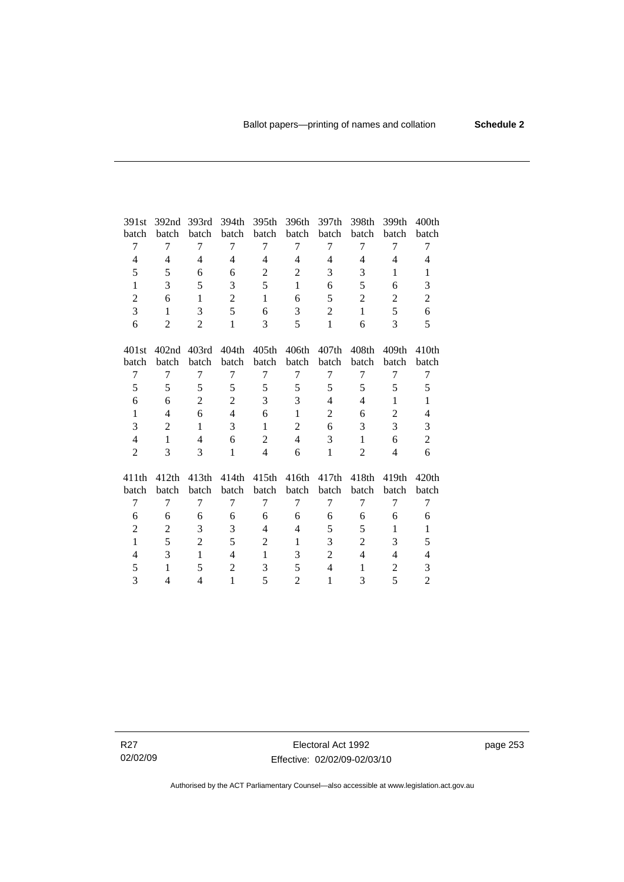| 391st batch | 392nd batch | 393rd batch | 394th batch | 395th batch | 396th batch | 397th batch | 398th batch | 399th batch | 400th batch |
|---|---|---|---|---|---|---|---|---|---|
| 7 | 7 | 7 | 7 | 7 | 7 | 7 | 7 | 7 | 7 |
| 4 | 4 | 4 | 4 | 4 | 4 | 4 | 4 | 4 | 4 |
| 5 | 5 | 6 | 6 | 2 | 2 | 3 | 3 | 1 | 1 |
| 1 | 3 | 5 | 3 | 5 | 1 | 6 | 5 | 6 | 3 |
| 2 | 6 | 1 | 2 | 1 | 6 | 5 | 2 | 2 | 2 |
| 3 | 1 | 3 | 5 | 6 | 3 | 2 | 1 | 5 | 6 |
| 6 | 2 | 2 | 1 | 3 | 5 | 1 | 6 | 3 | 5 |

| 401st batch | 402nd batch | 403rd batch | 404th batch | 405th batch | 406th batch | 407th batch | 408th batch | 409th batch | 410th batch |
|---|---|---|---|---|---|---|---|---|---|
| 7 | 7 | 7 | 7 | 7 | 7 | 7 | 7 | 7 | 7 |
| 5 | 5 | 5 | 5 | 5 | 5 | 5 | 5 | 5 | 5 |
| 6 | 6 | 2 | 2 | 3 | 3 | 4 | 4 | 1 | 1 |
| 1 | 4 | 6 | 4 | 6 | 1 | 2 | 6 | 2 | 4 |
| 3 | 2 | 1 | 3 | 1 | 2 | 6 | 3 | 3 | 3 |
| 4 | 1 | 4 | 6 | 2 | 4 | 3 | 1 | 6 | 2 |
| 2 | 3 | 3 | 1 | 4 | 6 | 1 | 2 | 4 | 6 |

| 411th batch | 412th batch | 413th batch | 414th batch | 415th batch | 416th batch | 417th batch | 418th batch | 419th batch | 420th batch |
|---|---|---|---|---|---|---|---|---|---|
| 7 | 7 | 7 | 7 | 7 | 7 | 7 | 7 | 7 | 7 |
| 6 | 6 | 6 | 6 | 6 | 6 | 6 | 6 | 6 | 6 |
| 2 | 2 | 3 | 3 | 4 | 4 | 5 | 5 | 1 | 1 |
| 1 | 5 | 2 | 5 | 2 | 1 | 3 | 2 | 3 | 5 |
| 4 | 3 | 1 | 4 | 1 | 3 | 2 | 4 | 4 | 4 |
| 5 | 1 | 5 | 2 | 3 | 5 | 4 | 1 | 2 | 3 |
| 3 | 4 | 4 | 1 | 5 | 2 | 1 | 3 | 5 | 2 |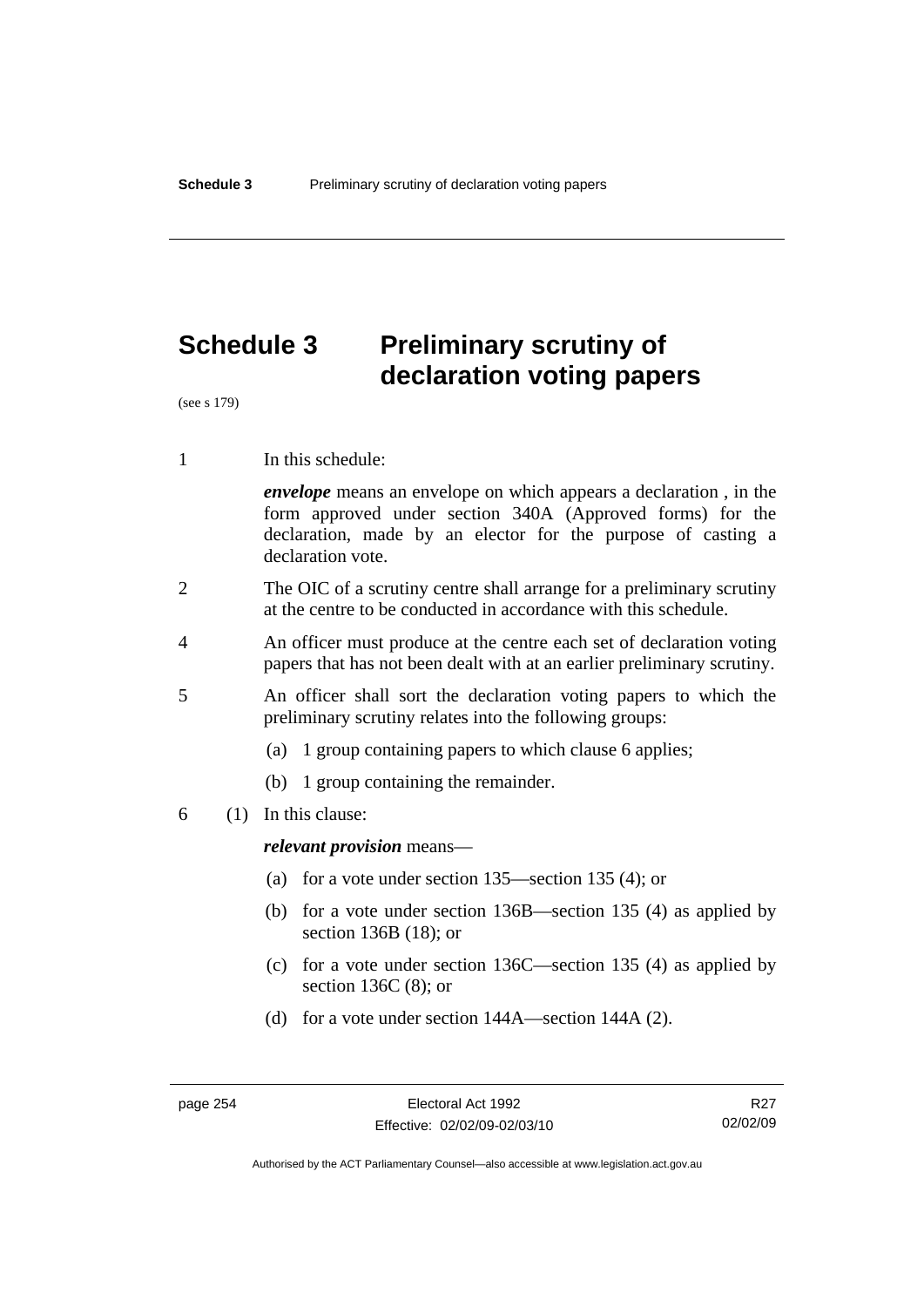# Schedule 3 Preliminary scrutiny of declaration voting papers

(see s 179)

1 In this schedule:

*envelope* means an envelope on which appears a declaration , in the form approved under section 340A (Approved forms) for the declaration, made by an elector for the purpose of casting a declaration vote.

2 The OIC of a scrutiny centre shall arrange for a preliminary scrutiny at the centre to be conducted in accordance with this schedule.

4 An officer must produce at the centre each set of declaration voting papers that has not been dealt with at an earlier preliminary scrutiny.

5 An officer shall sort the declaration voting papers to which the preliminary scrutiny relates into the following groups:

(a) 1 group containing papers to which clause 6 applies;

(b) 1 group containing the remainder.

6 (1) In this clause:

*relevant provision* means—

(a) for a vote under section 135—section 135 (4); or

(b) for a vote under section 136B—section 135 (4) as applied by section 136B (18); or

(c) for a vote under section 136C—section 135 (4) as applied by section 136C (8); or

(d) for a vote under section 144A—section 144A (2).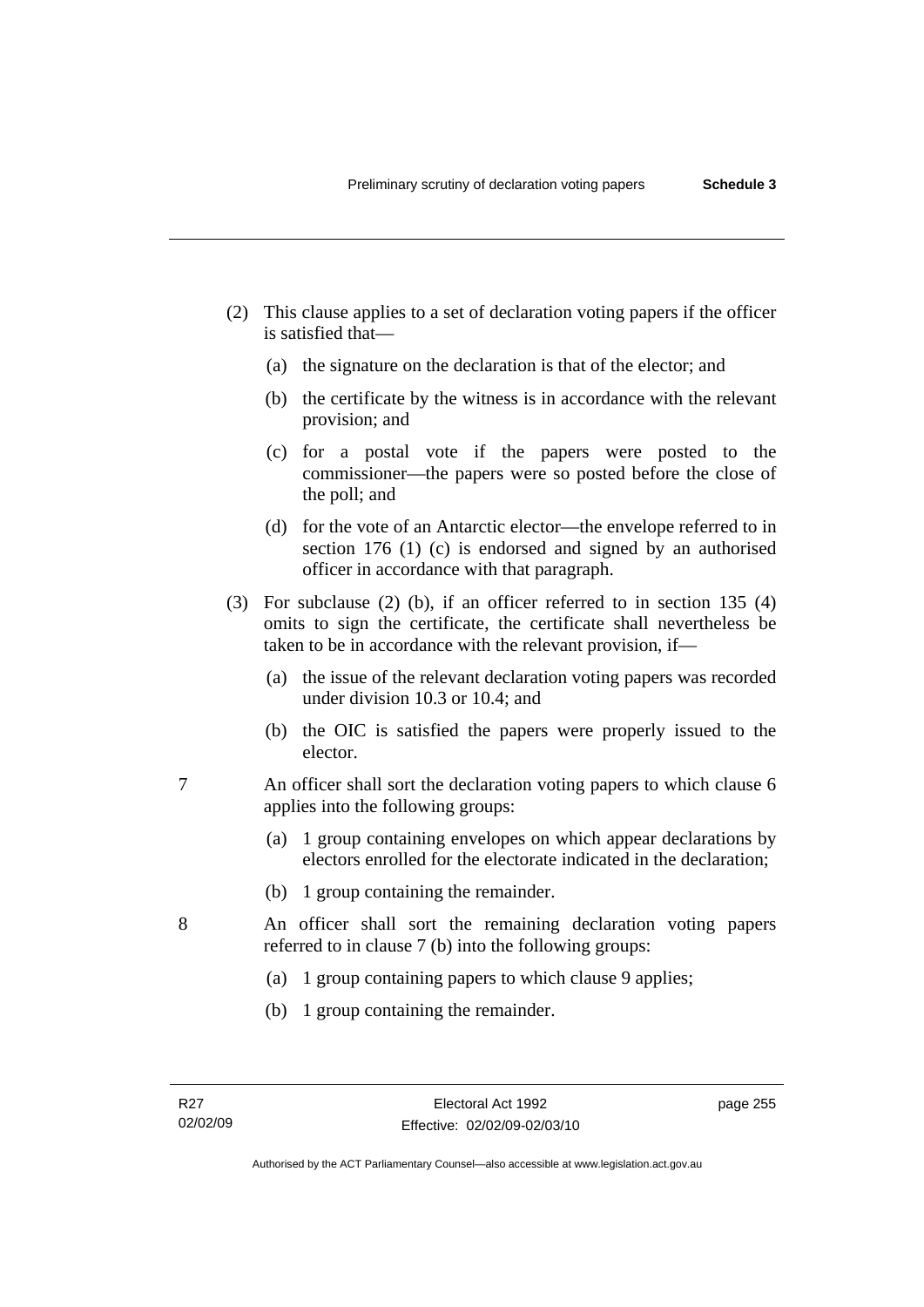(2) This clause applies to a set of declaration voting papers if the officer is satisfied that—

(a) the signature on the declaration is that of the elector; and

(b) the certificate by the witness is in accordance with the relevant provision; and

(c) for a postal vote if the papers were posted to the commissioner—the papers were so posted before the close of the poll; and

(d) for the vote of an Antarctic elector—the envelope referred to in section 176 (1) (c) is endorsed and signed by an authorised officer in accordance with that paragraph.

(3) For subclause (2) (b), if an officer referred to in section 135 (4) omits to sign the certificate, the certificate shall nevertheless be taken to be in accordance with the relevant provision, if—

(a) the issue of the relevant declaration voting papers was recorded under division 10.3 or 10.4; and

(b) the OIC is satisfied the papers were properly issued to the elector.

7 An officer shall sort the declaration voting papers to which clause 6 applies into the following groups:

(a) 1 group containing envelopes on which appear declarations by electors enrolled for the electorate indicated in the declaration;

(b) 1 group containing the remainder.

8 An officer shall sort the remaining declaration voting papers referred to in clause 7 (b) into the following groups:

(a) 1 group containing papers to which clause 9 applies;

(b) 1 group containing the remainder.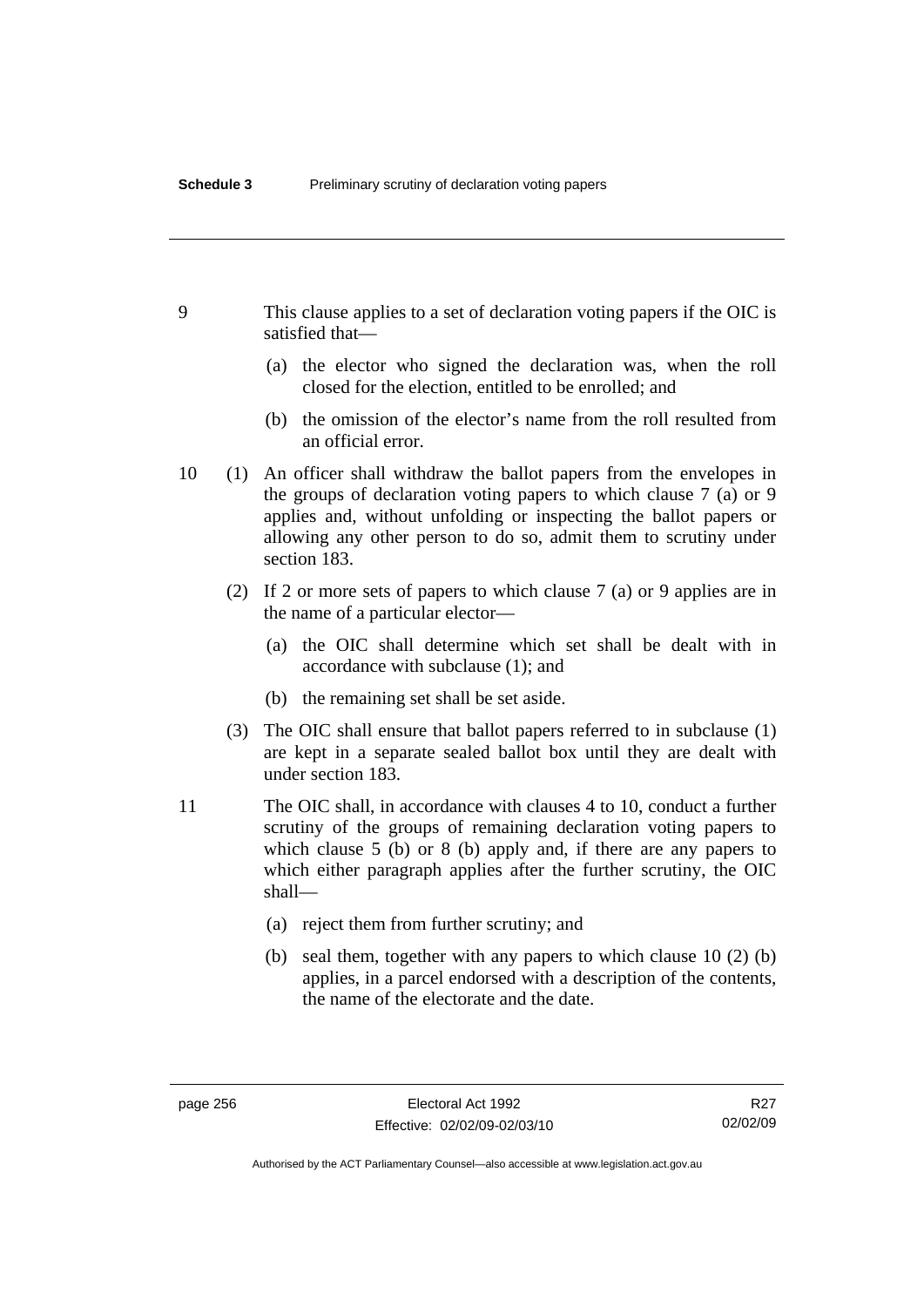9 This clause applies to a set of declaration voting papers if the OIC is satisfied that—

(a) the elector who signed the declaration was, when the roll closed for the election, entitled to be enrolled; and

(b) the omission of the elector's name from the roll resulted from an official error.

10 (1) An officer shall withdraw the ballot papers from the envelopes in the groups of declaration voting papers to which clause 7 (a) or 9 applies and, without unfolding or inspecting the ballot papers or allowing any other person to do so, admit them to scrutiny under section 183.

(2) If 2 or more sets of papers to which clause 7 (a) or 9 applies are in the name of a particular elector—

(a) the OIC shall determine which set shall be dealt with in accordance with subclause (1); and

(b) the remaining set shall be set aside.

(3) The OIC shall ensure that ballot papers referred to in subclause (1) are kept in a separate sealed ballot box until they are dealt with under section 183.

11 The OIC shall, in accordance with clauses 4 to 10, conduct a further scrutiny of the groups of remaining declaration voting papers to which clause 5 (b) or 8 (b) apply and, if there are any papers to which either paragraph applies after the further scrutiny, the OIC shall—

(a) reject them from further scrutiny; and

(b) seal them, together with any papers to which clause 10 (2) (b) applies, in a parcel endorsed with a description of the contents, the name of the electorate and the date.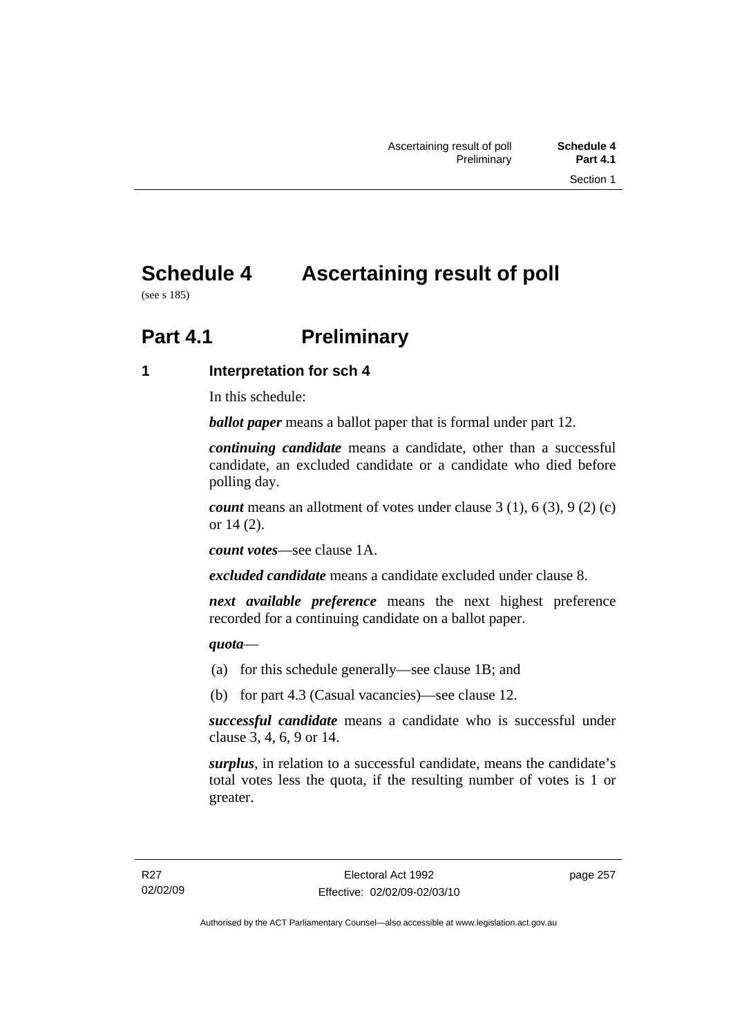# Schedule 4 Ascertaining result of poll

(see s 185)

## Part 4.1 Preliminary

### 1 Interpretation for sch 4

In this schedule:

***ballot paper*** means a ballot paper that is formal under part 12.

***continuing candidate*** means a candidate, other than a successful candidate, an excluded candidate or a candidate who died before polling day.

***count*** means an allotment of votes under clause 3 (1), 6 (3), 9 (2) (c) or 14 (2).

***count votes***—see clause 1A.

***excluded candidate*** means a candidate excluded under clause 8.

***next available preference*** means the next highest preference recorded for a continuing candidate on a ballot paper.

***quota***—

(a) for this schedule generally—see clause 1B; and

(b) for part 4.3 (Casual vacancies)—see clause 12.

***successful candidate*** means a candidate who is successful under clause 3, 4, 6, 9 or 14.

***surplus***, in relation to a successful candidate, means the candidate's total votes less the quota, if the resulting number of votes is 1 or greater.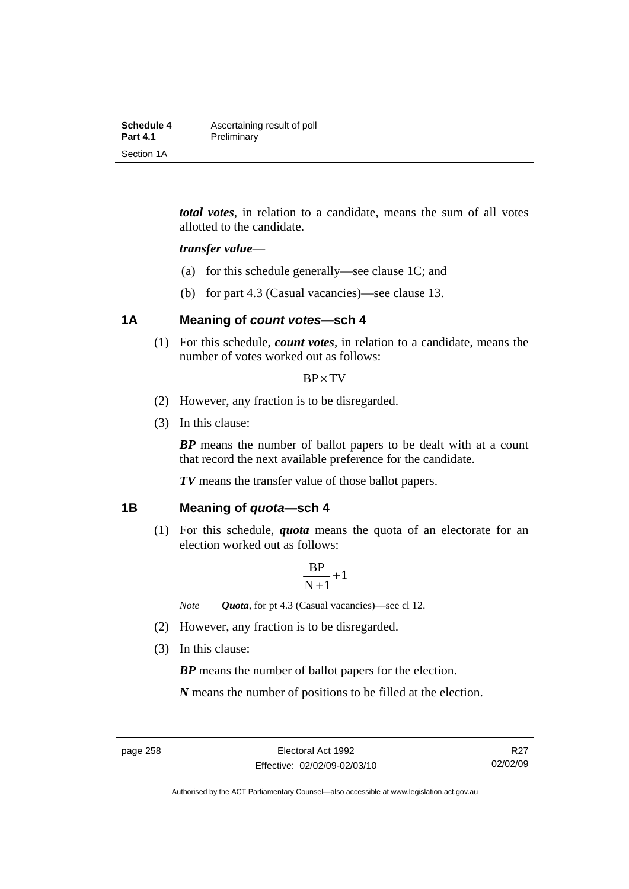***total votes***, in relation to a candidate, means the sum of all votes allotted to the candidate.

***transfer value***—

(a) for this schedule generally—see clause 1C; and

(b) for part 4.3 (Casual vacancies)—see clause 13.

## 1A Meaning of *count votes*—sch 4

(1) For this schedule, ***count votes***, in relation to a candidate, means the number of votes worked out as follows:

$$BP \times TV$$

(2) However, any fraction is to be disregarded.

(3) In this clause:

***BP*** means the number of ballot papers to be dealt with at a count that record the next available preference for the candidate.

***TV*** means the transfer value of those ballot papers.

## 1B Meaning of *quota*—sch 4

(1) For this schedule, ***quota*** means the quota of an electorate for an election worked out as follows:

$$\frac{BP}{N+1}+1$$

*Note* ***Quota***, for pt 4.3 (Casual vacancies)—see cl 12.

(2) However, any fraction is to be disregarded.

(3) In this clause:

***BP*** means the number of ballot papers for the election.

***N*** means the number of positions to be filled at the election.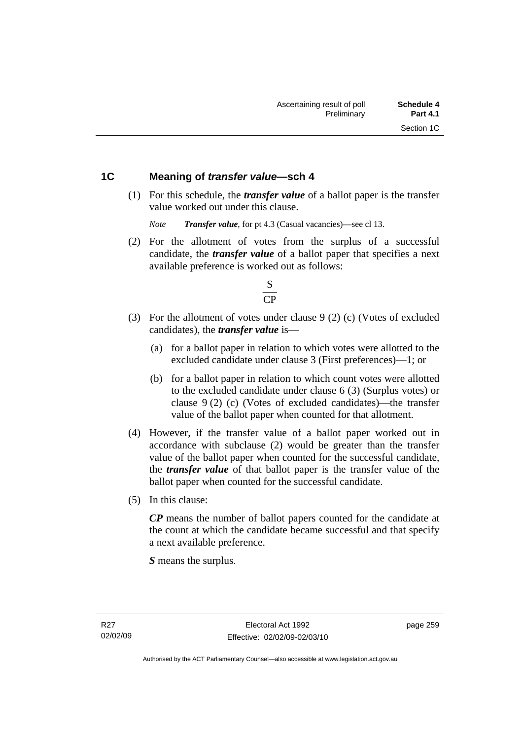## 1C Meaning of *transfer value*—sch 4

(1) For this schedule, the ***transfer value*** of a ballot paper is the transfer value worked out under this clause.

*Note* ***Transfer value***, for pt 4.3 (Casual vacancies)—see cl 13.

(2) For the allotment of votes from the surplus of a successful candidate, the ***transfer value*** of a ballot paper that specifies a next available preference is worked out as follows:

$$\frac{S}{CP}$$

(3) For the allotment of votes under clause 9 (2) (c) (Votes of excluded candidates), the ***transfer value*** is—

(a) for a ballot paper in relation to which votes were allotted to the excluded candidate under clause 3 (First preferences)—1; or

(b) for a ballot paper in relation to which count votes were allotted to the excluded candidate under clause 6 (3) (Surplus votes) or clause 9 (2) (c) (Votes of excluded candidates)—the transfer value of the ballot paper when counted for that allotment.

(4) However, if the transfer value of a ballot paper worked out in accordance with subclause (2) would be greater than the transfer value of the ballot paper when counted for the successful candidate, the ***transfer value*** of that ballot paper is the transfer value of the ballot paper when counted for the successful candidate.

(5) In this clause:

***CP*** means the number of ballot papers counted for the candidate at the count at which the candidate became successful and that specify a next available preference.

***S*** means the surplus.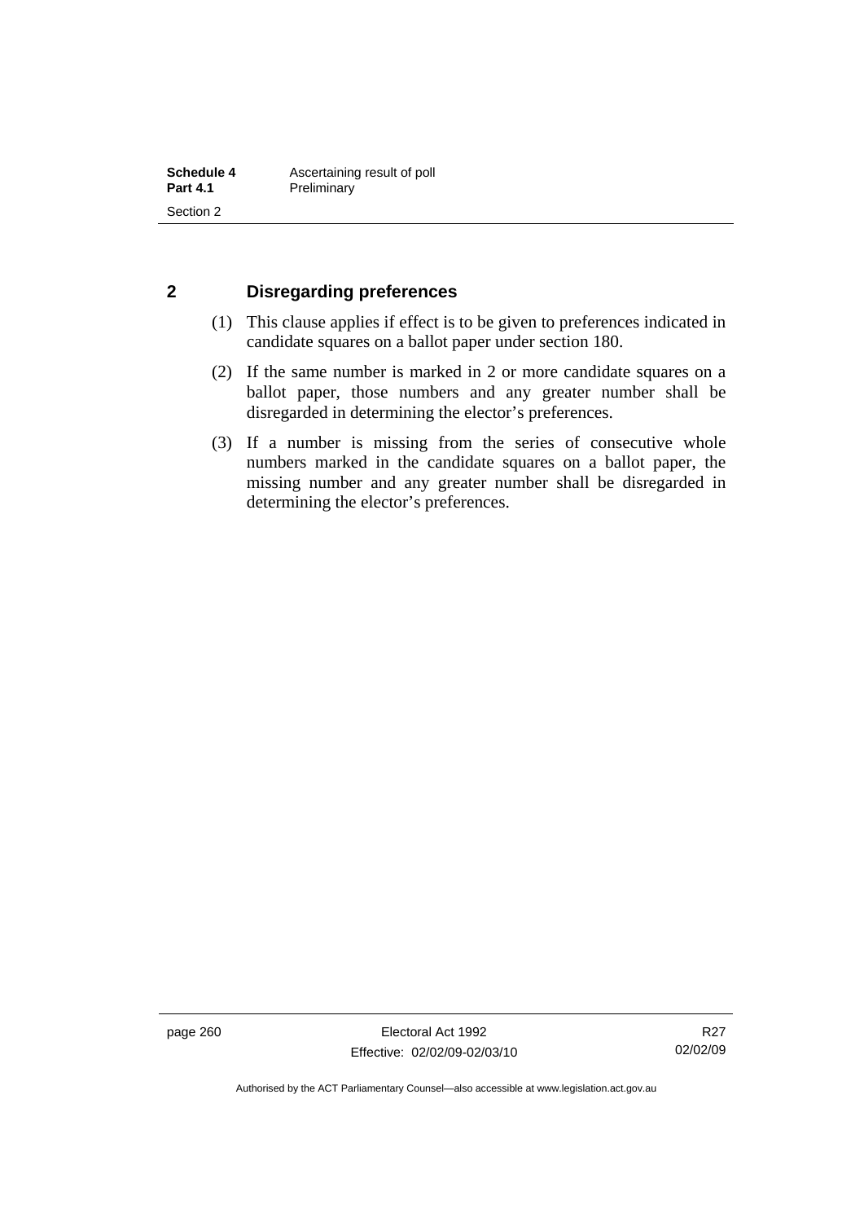## 2 Disregarding preferences

(1) This clause applies if effect is to be given to preferences indicated in candidate squares on a ballot paper under section 180.

(2) If the same number is marked in 2 or more candidate squares on a ballot paper, those numbers and any greater number shall be disregarded in determining the elector's preferences.

(3) If a number is missing from the series of consecutive whole numbers marked in the candidate squares on a ballot paper, the missing number and any greater number shall be disregarded in determining the elector's preferences.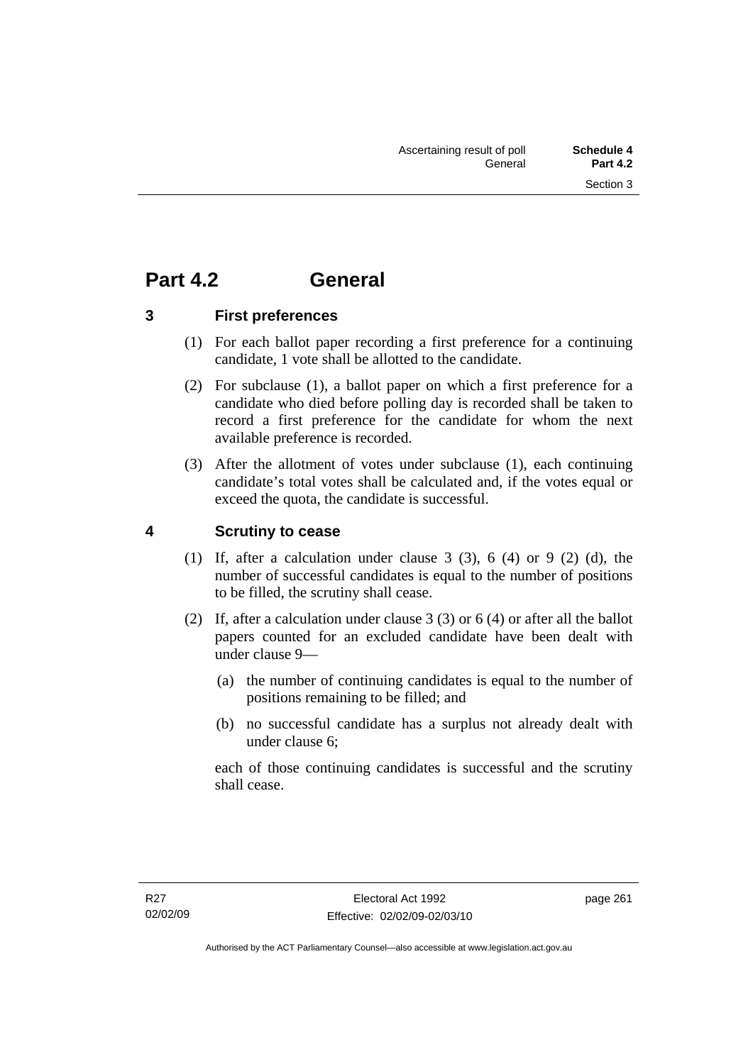# Part 4.2 General

## 3 First preferences

(1) For each ballot paper recording a first preference for a continuing candidate, 1 vote shall be allotted to the candidate.

(2) For subclause (1), a ballot paper on which a first preference for a candidate who died before polling day is recorded shall be taken to record a first preference for the candidate for whom the next available preference is recorded.

(3) After the allotment of votes under subclause (1), each continuing candidate's total votes shall be calculated and, if the votes equal or exceed the quota, the candidate is successful.

## 4 Scrutiny to cease

(1) If, after a calculation under clause 3 (3), 6 (4) or 9 (2) (d), the number of successful candidates is equal to the number of positions to be filled, the scrutiny shall cease.

(2) If, after a calculation under clause 3 (3) or 6 (4) or after all the ballot papers counted for an excluded candidate have been dealt with under clause 9—

(a) the number of continuing candidates is equal to the number of positions remaining to be filled; and

(b) no successful candidate has a surplus not already dealt with under clause 6;

each of those continuing candidates is successful and the scrutiny shall cease.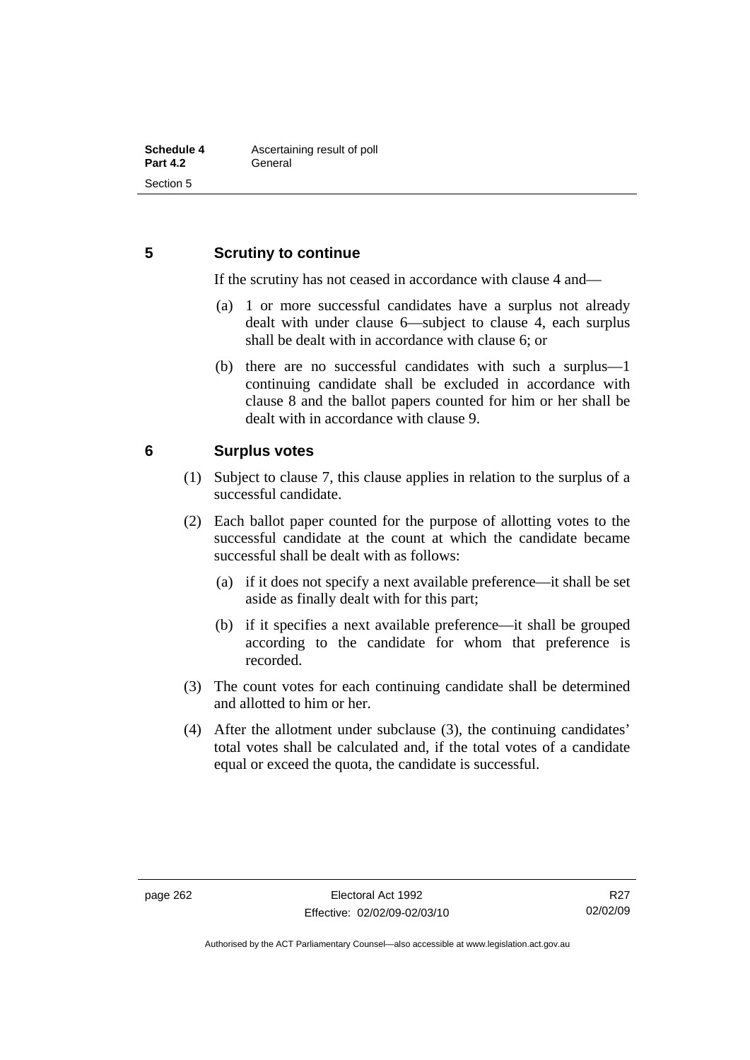## 5 Scrutiny to continue

If the scrutiny has not ceased in accordance with clause 4 and—

(a) 1 or more successful candidates have a surplus not already dealt with under clause 6—subject to clause 4, each surplus shall be dealt with in accordance with clause 6; or

(b) there are no successful candidates with such a surplus—1 continuing candidate shall be excluded in accordance with clause 8 and the ballot papers counted for him or her shall be dealt with in accordance with clause 9.

## 6 Surplus votes

(1) Subject to clause 7, this clause applies in relation to the surplus of a successful candidate.

(2) Each ballot paper counted for the purpose of allotting votes to the successful candidate at the count at which the candidate became successful shall be dealt with as follows:

(a) if it does not specify a next available preference—it shall be set aside as finally dealt with for this part;

(b) if it specifies a next available preference—it shall be grouped according to the candidate for whom that preference is recorded.

(3) The count votes for each continuing candidate shall be determined and allotted to him or her.

(4) After the allotment under subclause (3), the continuing candidates' total votes shall be calculated and, if the total votes of a candidate equal or exceed the quota, the candidate is successful.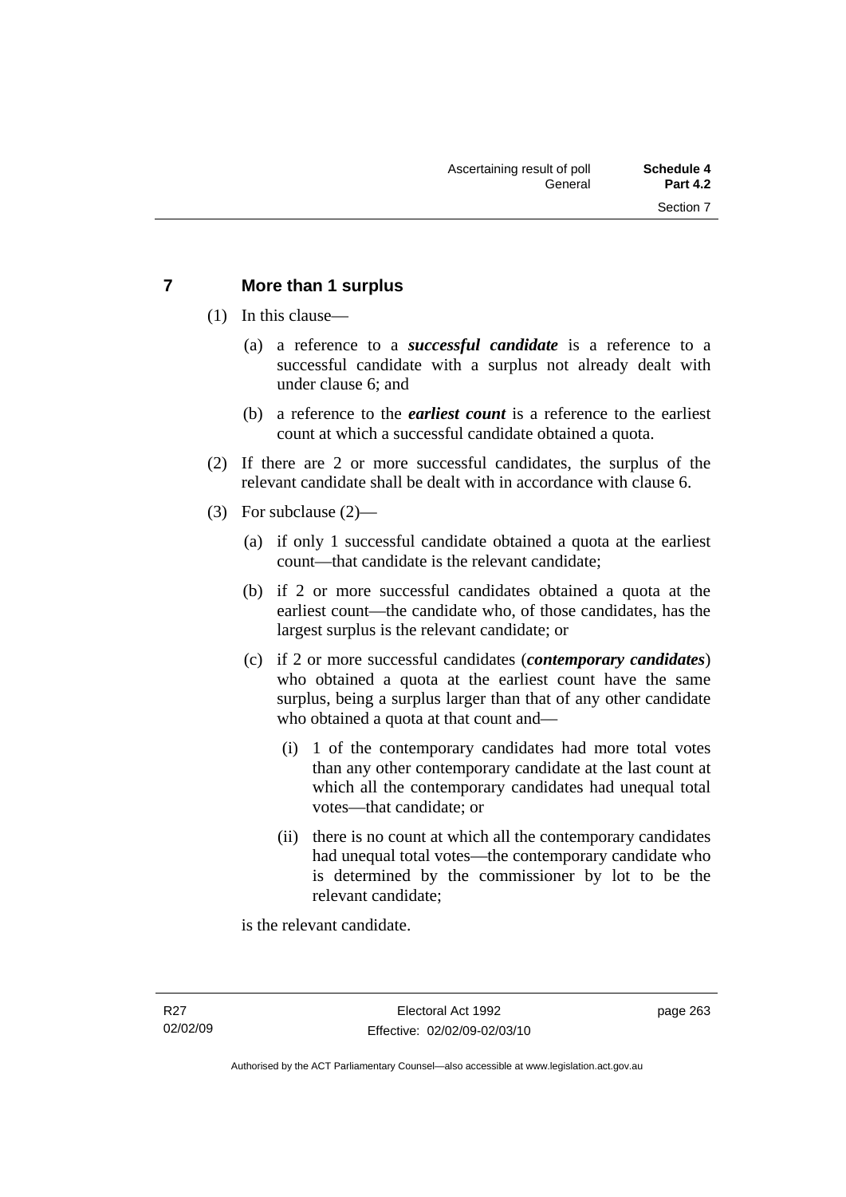## 7 More than 1 surplus

(1) In this clause—

(a) a reference to a ***successful candidate*** is a reference to a successful candidate with a surplus not already dealt with under clause 6; and

(b) a reference to the ***earliest count*** is a reference to the earliest count at which a successful candidate obtained a quota.

(2) If there are 2 or more successful candidates, the surplus of the relevant candidate shall be dealt with in accordance with clause 6.

(3) For subclause (2)—

(a) if only 1 successful candidate obtained a quota at the earliest count—that candidate is the relevant candidate;

(b) if 2 or more successful candidates obtained a quota at the earliest count—the candidate who, of those candidates, has the largest surplus is the relevant candidate; or

(c) if 2 or more successful candidates (***contemporary candidates***) who obtained a quota at the earliest count have the same surplus, being a surplus larger than that of any other candidate who obtained a quota at that count and—

(i) 1 of the contemporary candidates had more total votes than any other contemporary candidate at the last count at which all the contemporary candidates had unequal total votes—that candidate; or

(ii) there is no count at which all the contemporary candidates had unequal total votes—the contemporary candidate who is determined by the commissioner by lot to be the relevant candidate;

is the relevant candidate.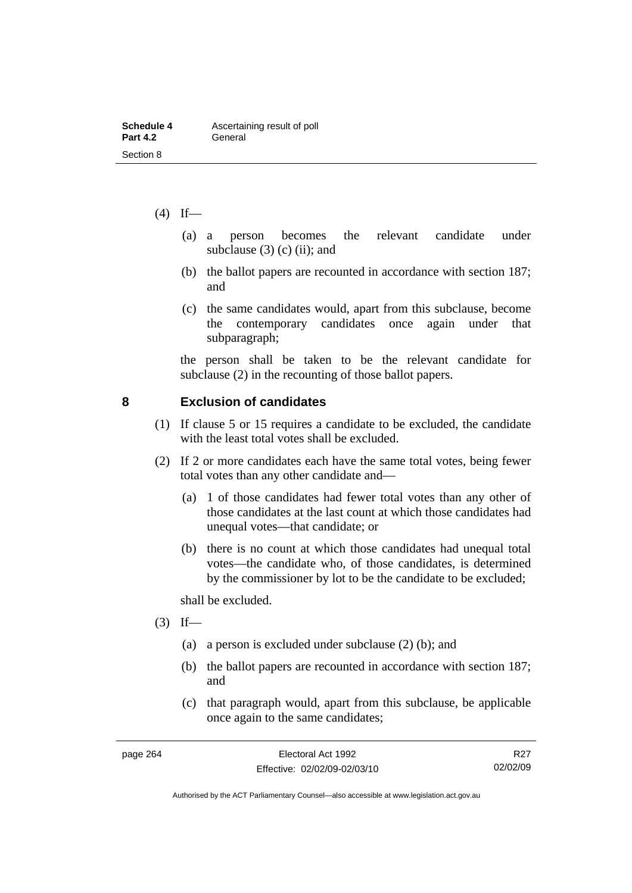(4) If—

(a) a person becomes the relevant candidate under subclause (3) (c) (ii); and

(b) the ballot papers are recounted in accordance with section 187; and

(c) the same candidates would, apart from this subclause, become the contemporary candidates once again under that subparagraph;

the person shall be taken to be the relevant candidate for subclause (2) in the recounting of those ballot papers.

## 8 Exclusion of candidates

(1) If clause 5 or 15 requires a candidate to be excluded, the candidate with the least total votes shall be excluded.

(2) If 2 or more candidates each have the same total votes, being fewer total votes than any other candidate and—

(a) 1 of those candidates had fewer total votes than any other of those candidates at the last count at which those candidates had unequal votes—that candidate; or

(b) there is no count at which those candidates had unequal total votes—the candidate who, of those candidates, is determined by the commissioner by lot to be the candidate to be excluded;

shall be excluded.

(3) If—

(a) a person is excluded under subclause (2) (b); and

(b) the ballot papers are recounted in accordance with section 187; and

(c) that paragraph would, apart from this subclause, be applicable once again to the same candidates;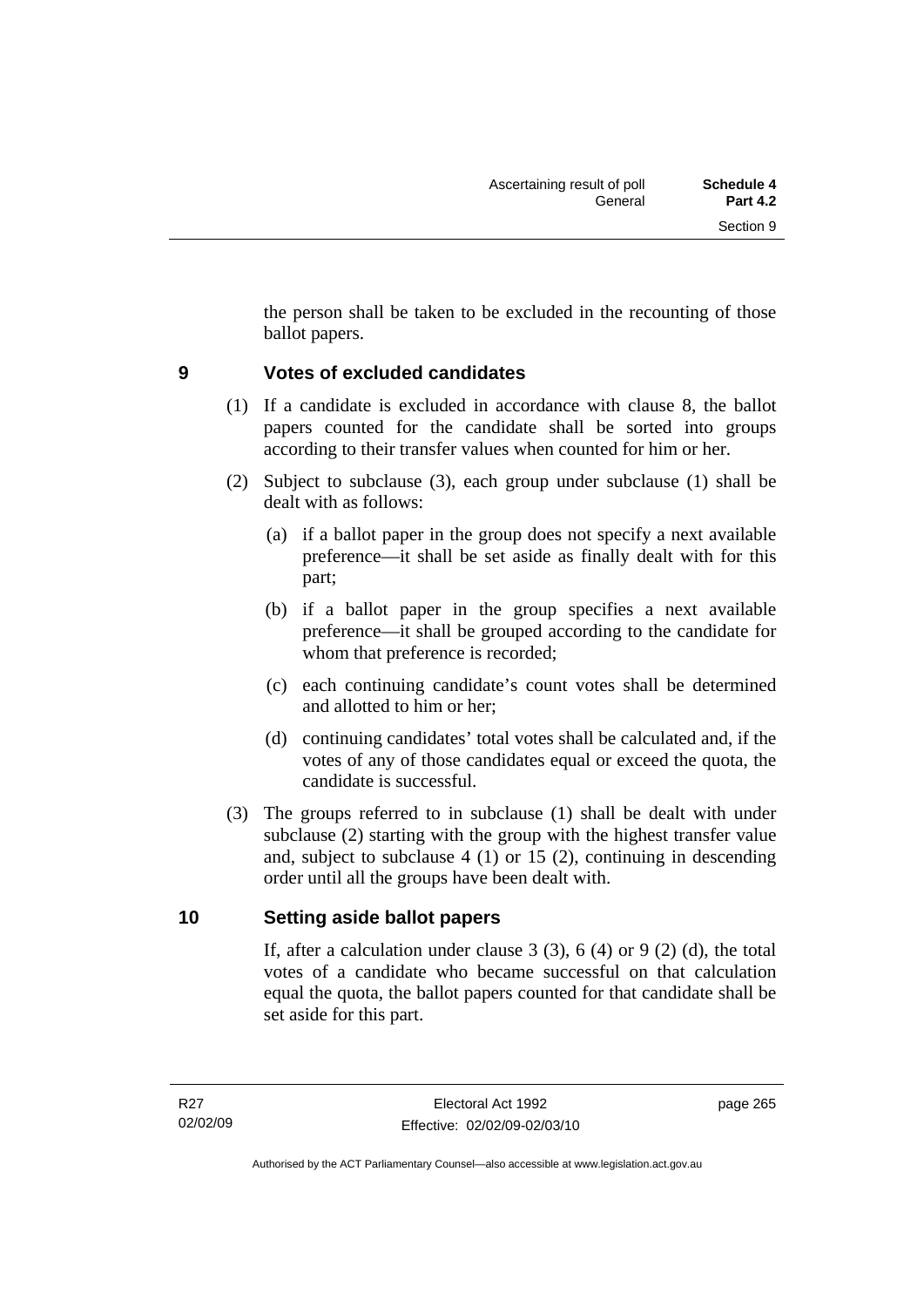the person shall be taken to be excluded in the recounting of those ballot papers.

## 9 Votes of excluded candidates

(1) If a candidate is excluded in accordance with clause 8, the ballot papers counted for the candidate shall be sorted into groups according to their transfer values when counted for him or her.

(2) Subject to subclause (3), each group under subclause (1) shall be dealt with as follows:

- (a) if a ballot paper in the group does not specify a next available preference—it shall be set aside as finally dealt with for this part;
- (b) if a ballot paper in the group specifies a next available preference—it shall be grouped according to the candidate for whom that preference is recorded;
- (c) each continuing candidate's count votes shall be determined and allotted to him or her;
- (d) continuing candidates' total votes shall be calculated and, if the votes of any of those candidates equal or exceed the quota, the candidate is successful.

(3) The groups referred to in subclause (1) shall be dealt with under subclause (2) starting with the group with the highest transfer value and, subject to subclause 4 (1) or 15 (2), continuing in descending order until all the groups have been dealt with.

## 10 Setting aside ballot papers

If, after a calculation under clause 3 (3), 6 (4) or 9 (2) (d), the total votes of a candidate who became successful on that calculation equal the quota, the ballot papers counted for that candidate shall be set aside for this part.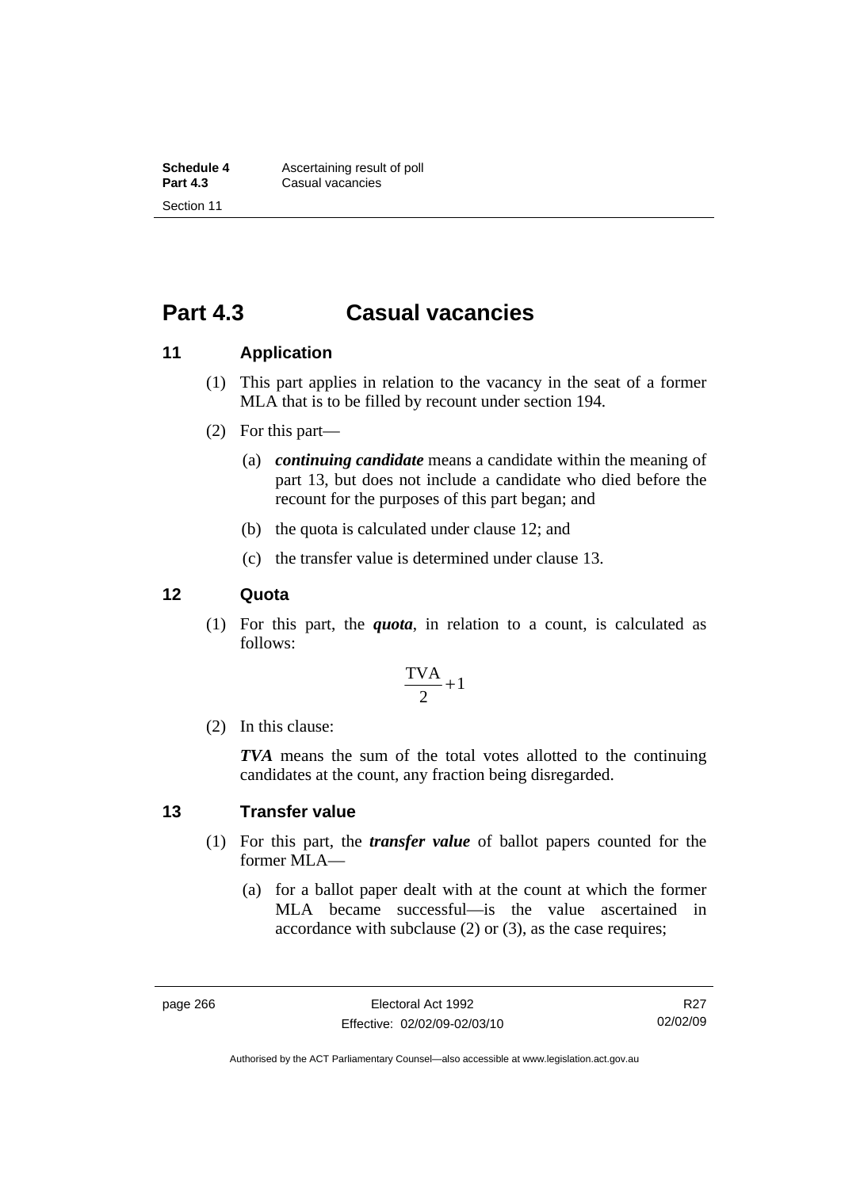# Part 4.3 Casual vacancies

## 11 Application

(1) This part applies in relation to the vacancy in the seat of a former MLA that is to be filled by recount under section 194.

(2) For this part—

(a) ***continuing candidate*** means a candidate within the meaning of part 13, but does not include a candidate who died before the recount for the purposes of this part began; and

(b) the quota is calculated under clause 12; and

(c) the transfer value is determined under clause 13.

## 12 Quota

(1) For this part, the ***quota***, in relation to a count, is calculated as follows:

$$\frac{\text{TVA}}{2}+1$$

(2) In this clause:

***TVA*** means the sum of the total votes allotted to the continuing candidates at the count, any fraction being disregarded.

## 13 Transfer value

(1) For this part, the ***transfer value*** of ballot papers counted for the former MLA—

(a) for a ballot paper dealt with at the count at which the former MLA became successful—is the value ascertained in accordance with subclause (2) or (3), as the case requires;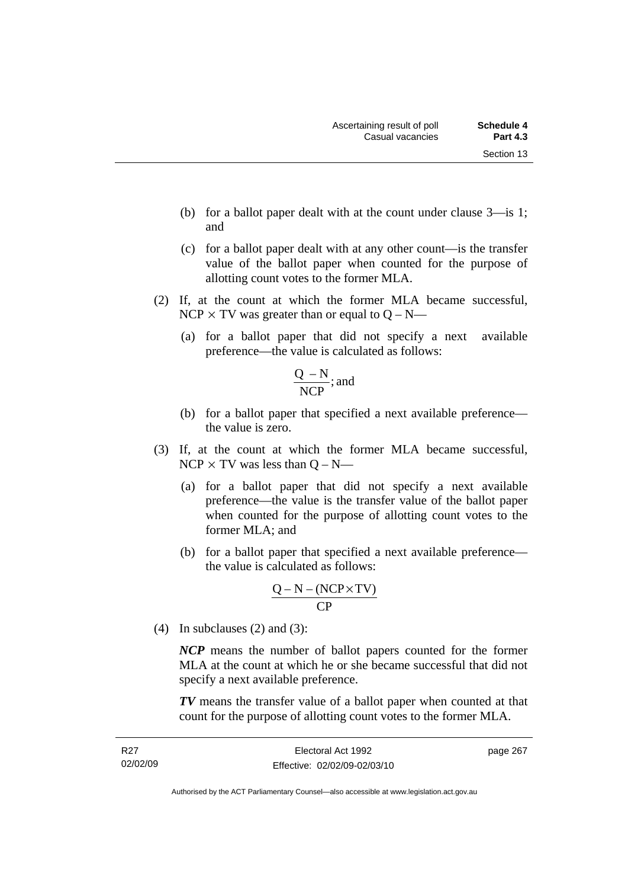(b) for a ballot paper dealt with at the count under clause 3—is 1; and

(c) for a ballot paper dealt with at any other count—is the transfer value of the ballot paper when counted for the purpose of allotting count votes to the former MLA.

(2) If, at the count at which the former MLA became successful, $NCP \times TV$ was greater than or equal to $Q - N$—

(a) for a ballot paper that did not specify a next available preference—the value is calculated as follows:

$$\frac{Q - N}{NCP}; \text{ and}$$

(b) for a ballot paper that specified a next available preference—the value is zero.

(3) If, at the count at which the former MLA became successful, $NCP \times TV$ was less than $Q - N$—

(a) for a ballot paper that did not specify a next available preference—the value is the transfer value of the ballot paper when counted for the purpose of allotting count votes to the former MLA; and

(b) for a ballot paper that specified a next available preference—the value is calculated as follows:

$$\frac{Q - N - (NCP \times TV)}{CP}$$

(4) In subclauses (2) and (3):

***NCP*** means the number of ballot papers counted for the former MLA at the count at which he or she became successful that did not specify a next available preference.

***TV*** means the transfer value of a ballot paper when counted at that count for the purpose of allotting count votes to the former MLA.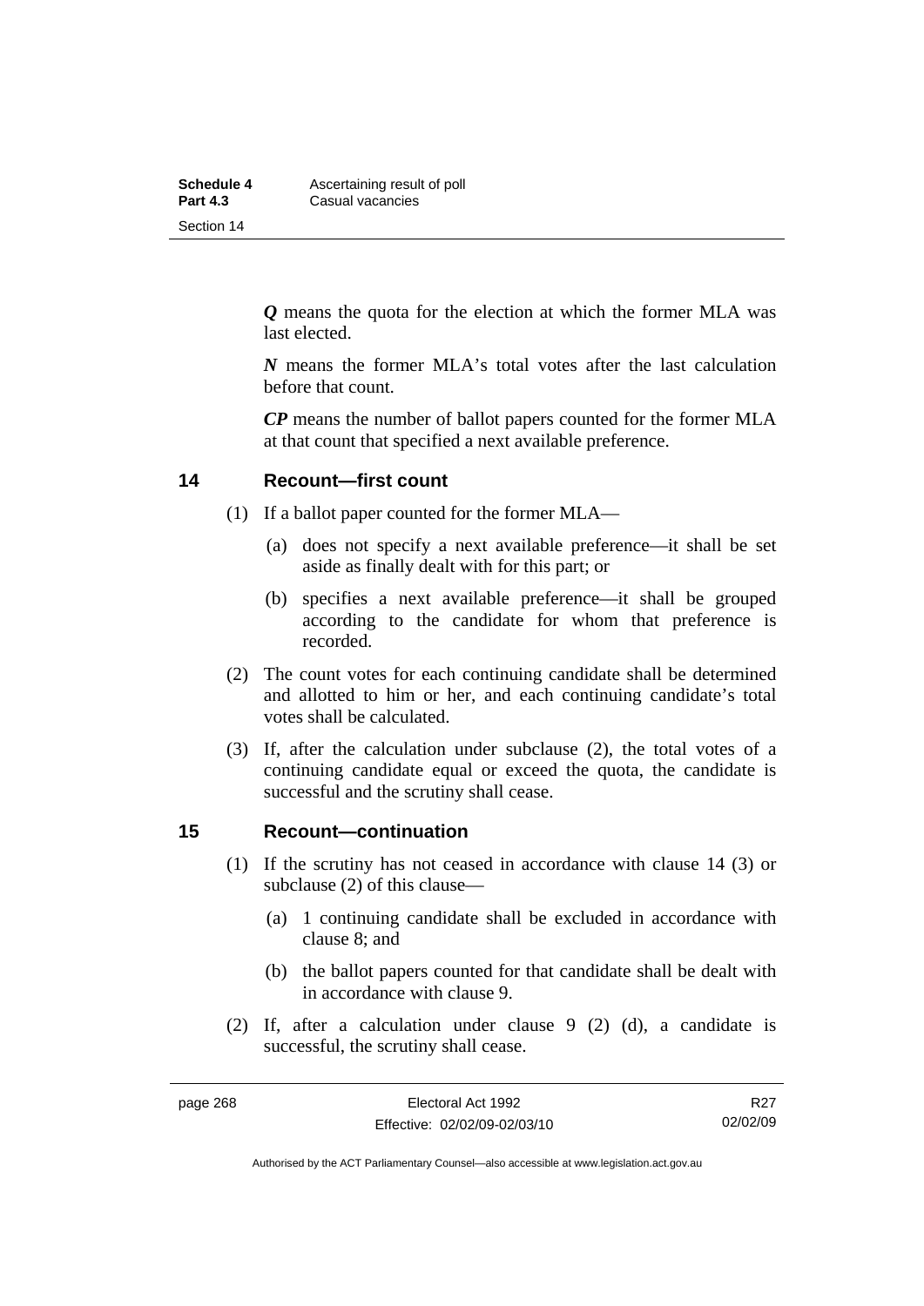***Q*** means the quota for the election at which the former MLA was last elected.

***N*** means the former MLA's total votes after the last calculation before that count.

***CP*** means the number of ballot papers counted for the former MLA at that count that specified a next available preference.

## 14 Recount—first count

(1) If a ballot paper counted for the former MLA—

(a) does not specify a next available preference—it shall be set aside as finally dealt with for this part; or

(b) specifies a next available preference—it shall be grouped according to the candidate for whom that preference is recorded.

(2) The count votes for each continuing candidate shall be determined and allotted to him or her, and each continuing candidate's total votes shall be calculated.

(3) If, after the calculation under subclause (2), the total votes of a continuing candidate equal or exceed the quota, the candidate is successful and the scrutiny shall cease.

## 15 Recount—continuation

(1) If the scrutiny has not ceased in accordance with clause 14 (3) or subclause (2) of this clause—

(a) 1 continuing candidate shall be excluded in accordance with clause 8; and

(b) the ballot papers counted for that candidate shall be dealt with in accordance with clause 9.

(2) If, after a calculation under clause 9 (2) (d), a candidate is successful, the scrutiny shall cease.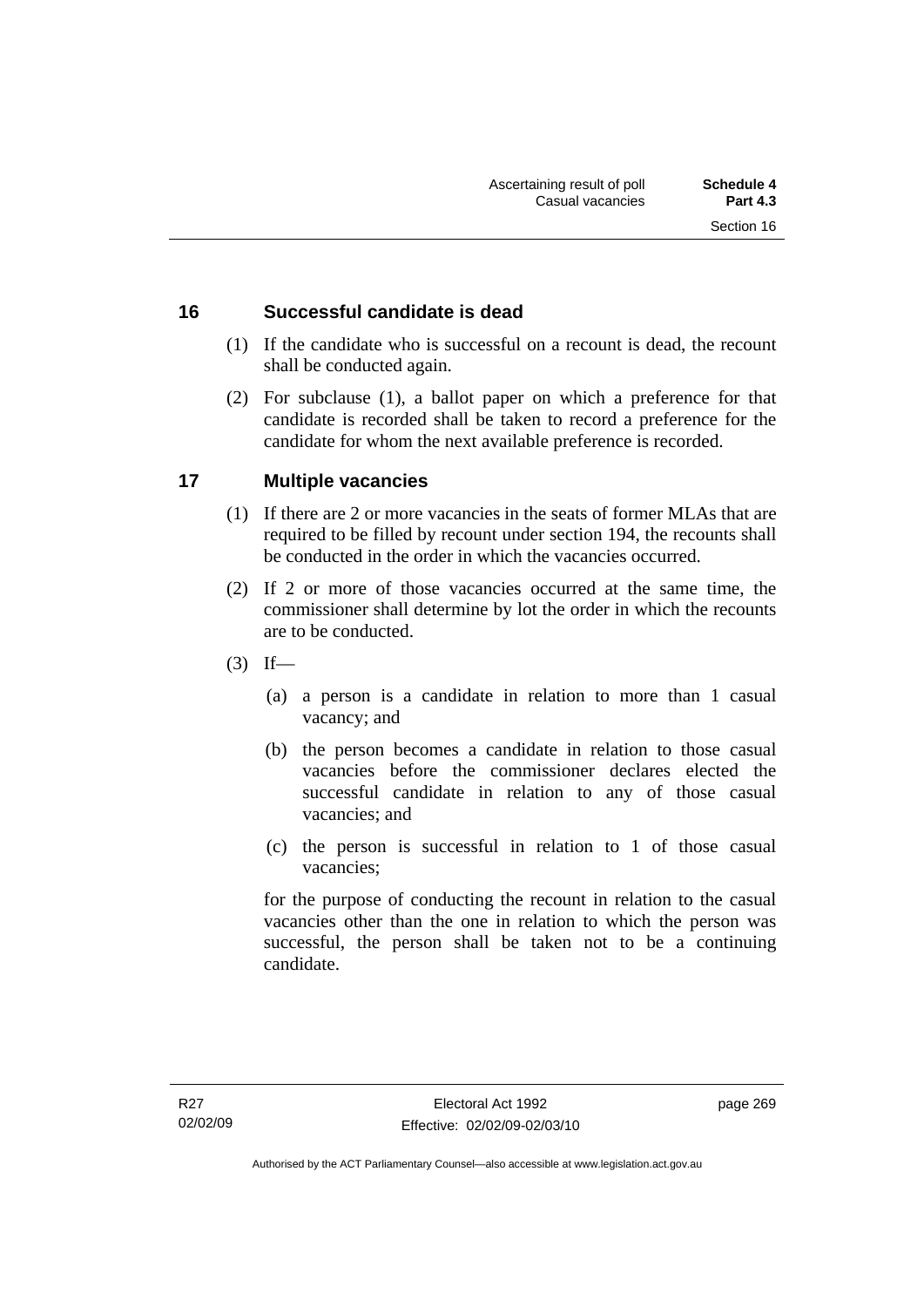## 16 Successful candidate is dead

(1) If the candidate who is successful on a recount is dead, the recount shall be conducted again.

(2) For subclause (1), a ballot paper on which a preference for that candidate is recorded shall be taken to record a preference for the candidate for whom the next available preference is recorded.

## 17 Multiple vacancies

(1) If there are 2 or more vacancies in the seats of former MLAs that are required to be filled by recount under section 194, the recounts shall be conducted in the order in which the vacancies occurred.

(2) If 2 or more of those vacancies occurred at the same time, the commissioner shall determine by lot the order in which the recounts are to be conducted.

(3) If—

(a) a person is a candidate in relation to more than 1 casual vacancy; and

(b) the person becomes a candidate in relation to those casual vacancies before the commissioner declares elected the successful candidate in relation to any of those casual vacancies; and

(c) the person is successful in relation to 1 of those casual vacancies;

for the purpose of conducting the recount in relation to the casual vacancies other than the one in relation to which the person was successful, the person shall be taken not to be a continuing candidate.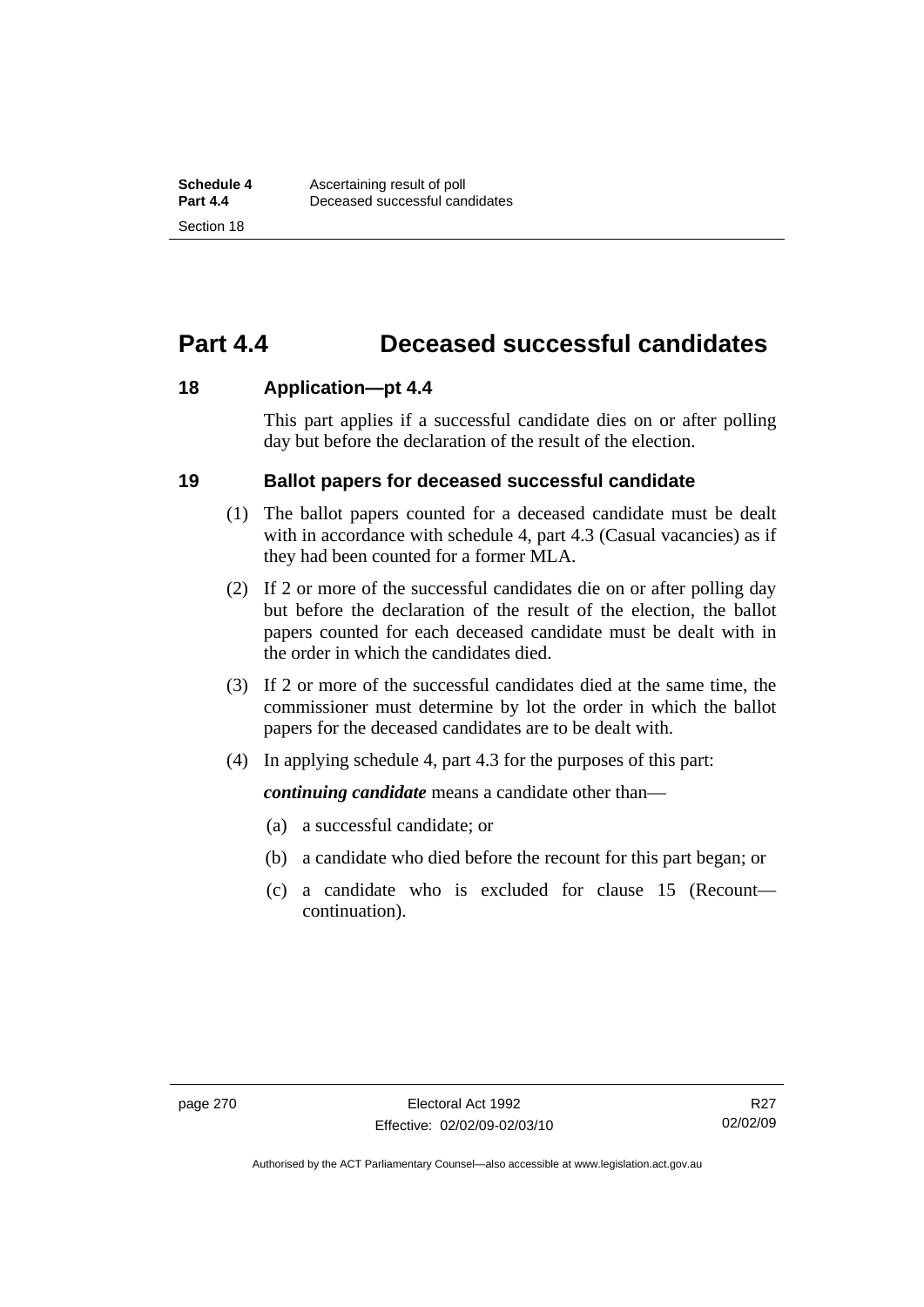# Part 4.4 Deceased successful candidates

## 18 Application—pt 4.4

This part applies if a successful candidate dies on or after polling day but before the declaration of the result of the election.

## 19 Ballot papers for deceased successful candidate

(1) The ballot papers counted for a deceased candidate must be dealt with in accordance with schedule 4, part 4.3 (Casual vacancies) as if they had been counted for a former MLA.

(2) If 2 or more of the successful candidates die on or after polling day but before the declaration of the result of the election, the ballot papers counted for each deceased candidate must be dealt with in the order in which the candidates died.

(3) If 2 or more of the successful candidates died at the same time, the commissioner must determine by lot the order in which the ballot papers for the deceased candidates are to be dealt with.

(4) In applying schedule 4, part 4.3 for the purposes of this part:

***continuing candidate*** means a candidate other than—

(a) a successful candidate; or

(b) a candidate who died before the recount for this part began; or

(c) a candidate who is excluded for clause 15 (Recount—continuation).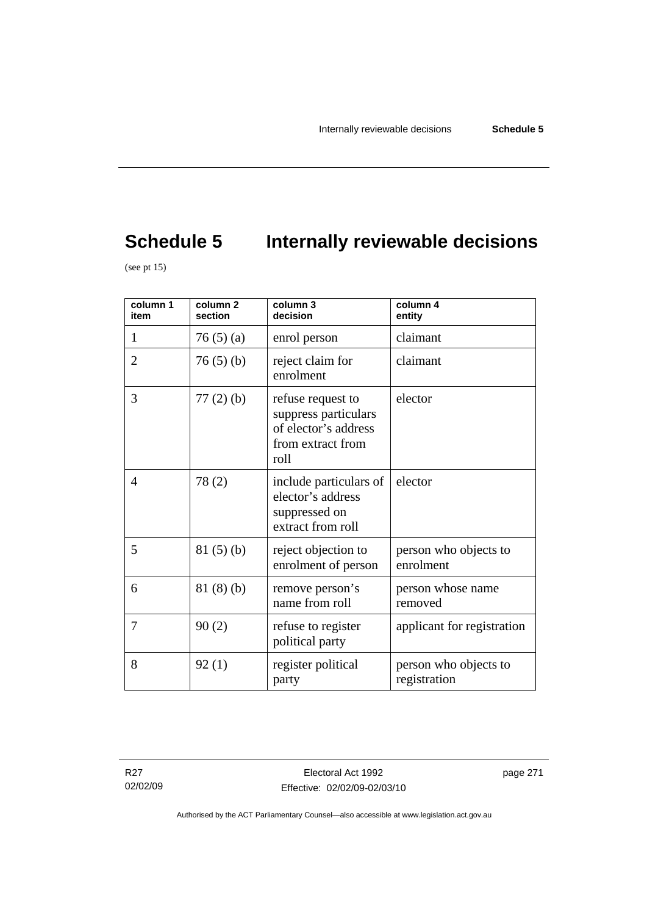# Schedule 5 Internally reviewable decisions

(see pt 15)

| column 1 item | column 2 section | column 3 decision | column 4 entity |
|---|---|---|---|
| 1 | 76 (5) (a) | enrol person | claimant |
| 2 | 76 (5) (b) | reject claim for enrolment | claimant |
| 3 | 77 (2) (b) | refuse request to suppress particulars of elector's address from extract from roll | elector |
| 4 | 78 (2) | include particulars of elector's address suppressed on extract from roll | elector |
| 5 | 81 (5) (b) | reject objection to enrolment of person | person who objects to enrolment |
| 6 | 81 (8) (b) | remove person's name from roll | person whose name removed |
| 7 | 90 (2) | refuse to register political party | applicant for registration |
| 8 | 92 (1) | register political party | person who objects to registration |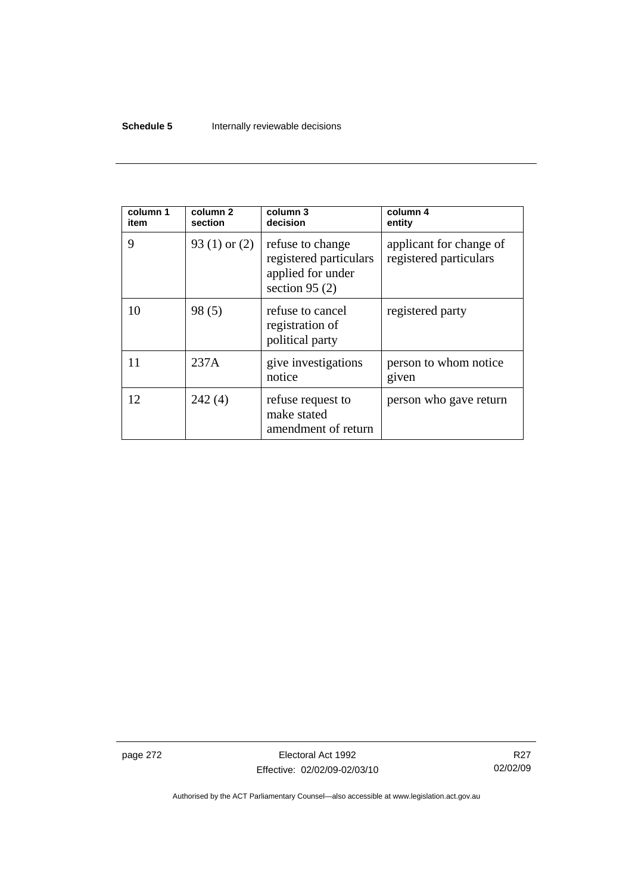| column 1 item | column 2 section | column 3 decision | column 4 entity |
|---|---|---|---|
| 9 | 93 (1) or (2) | refuse to change registered particulars applied for under section 95 (2) | applicant for change of registered particulars |
| 10 | 98 (5) | refuse to cancel registration of political party | registered party |
| 11 | 237A | give investigations notice | person to whom notice given |
| 12 | 242 (4) | refuse request to make stated amendment of return | person who gave return |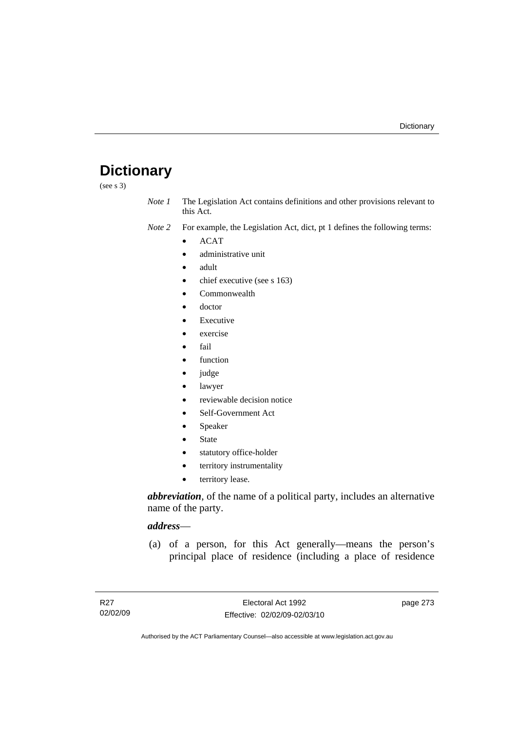# Dictionary

(see s 3)

*Note 1* The Legislation Act contains definitions and other provisions relevant to this Act.

*Note 2* For example, the Legislation Act, dict, pt 1 defines the following terms:

- ACAT
- administrative unit
- adult
- chief executive (see s 163)
- Commonwealth
- doctor
- Executive
- exercise
- fail
- function
- judge
- lawyer
- reviewable decision notice
- Self-Government Act
- Speaker
- State
- statutory office-holder
- territory instrumentality
- territory lease.

***abbreviation***, of the name of a political party, includes an alternative name of the party.

***address***—

(a) of a person, for this Act generally—means the person's principal place of residence (including a place of residence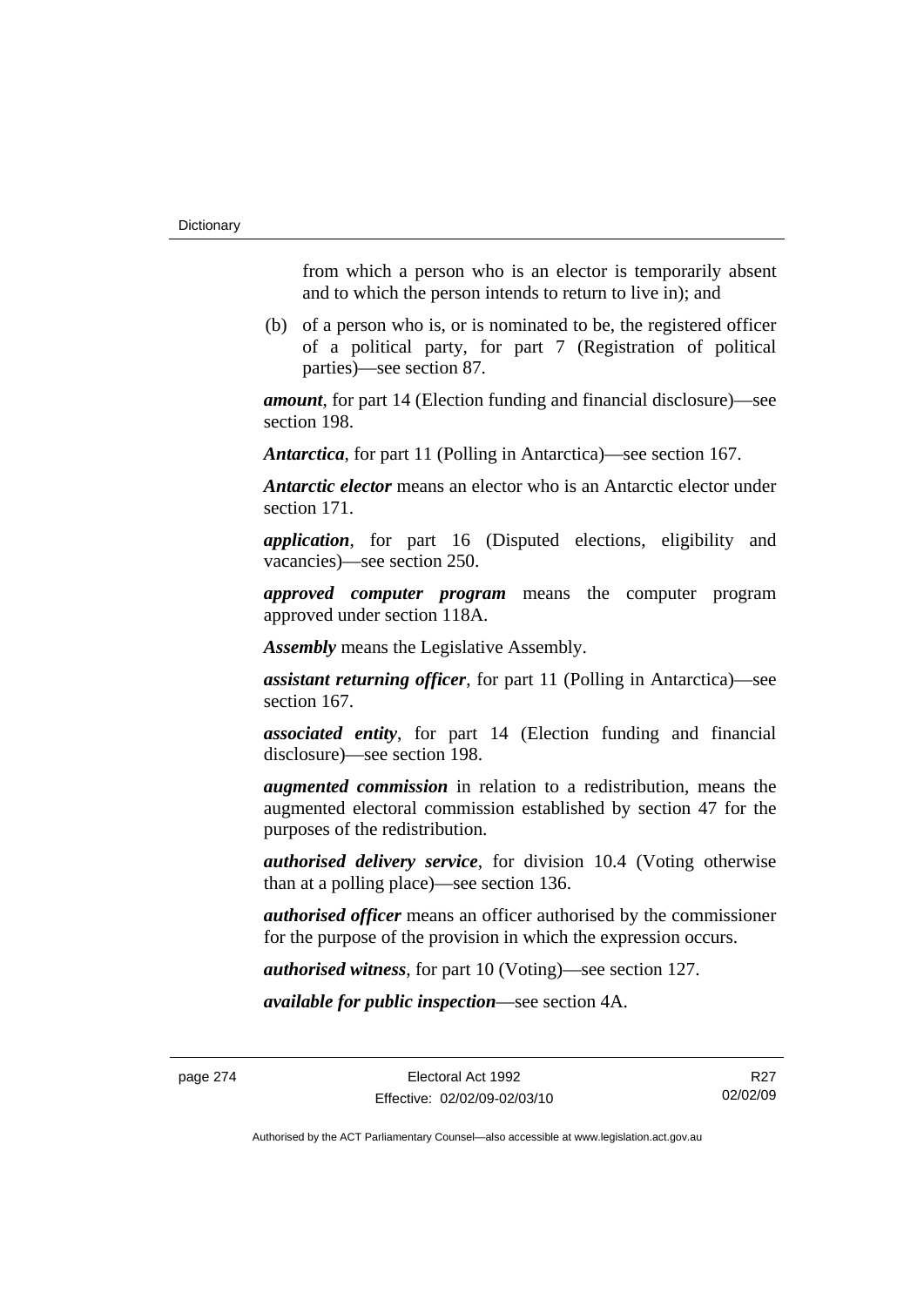from which a person who is an elector is temporarily absent and to which the person intends to return to live in); and

(b) of a person who is, or is nominated to be, the registered officer of a political party, for part 7 (Registration of political parties)—see section 87.

***amount***, for part 14 (Election funding and financial disclosure)—see section 198.

***Antarctica***, for part 11 (Polling in Antarctica)—see section 167.

***Antarctic elector*** means an elector who is an Antarctic elector under section 171.

***application***, for part 16 (Disputed elections, eligibility and vacancies)—see section 250.

***approved computer program*** means the computer program approved under section 118A.

***Assembly*** means the Legislative Assembly.

***assistant returning officer***, for part 11 (Polling in Antarctica)—see section 167.

***associated entity***, for part 14 (Election funding and financial disclosure)—see section 198.

***augmented commission*** in relation to a redistribution, means the augmented electoral commission established by section 47 for the purposes of the redistribution.

***authorised delivery service***, for division 10.4 (Voting otherwise than at a polling place)—see section 136.

***authorised officer*** means an officer authorised by the commissioner for the purpose of the provision in which the expression occurs.

***authorised witness***, for part 10 (Voting)—see section 127.

***available for public inspection***—see section 4A.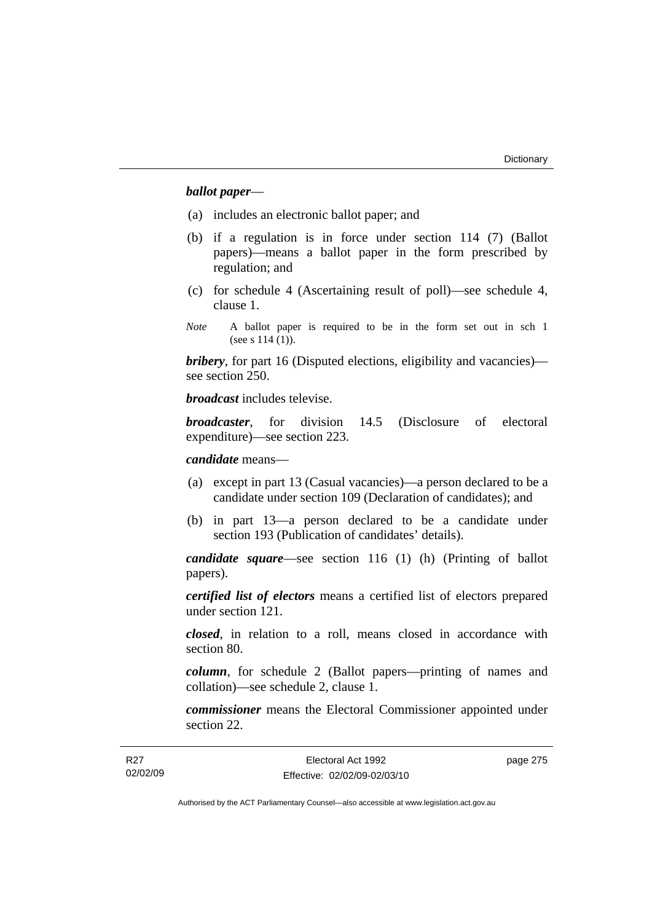***ballot paper***—

(a) includes an electronic ballot paper; and

(b) if a regulation is in force under section 114 (7) (Ballot papers)—means a ballot paper in the form prescribed by regulation; and

(c) for schedule 4 (Ascertaining result of poll)—see schedule 4, clause 1.

*Note* A ballot paper is required to be in the form set out in sch 1 (see s 114 (1)).

***bribery***, for part 16 (Disputed elections, eligibility and vacancies)—see section 250.

***broadcast*** includes televise.

***broadcaster***, for division 14.5 (Disclosure of electoral expenditure)—see section 223.

***candidate*** means—

(a) except in part 13 (Casual vacancies)—a person declared to be a candidate under section 109 (Declaration of candidates); and

(b) in part 13—a person declared to be a candidate under section 193 (Publication of candidates' details).

***candidate square***—see section 116 (1) (h) (Printing of ballot papers).

***certified list of electors*** means a certified list of electors prepared under section 121.

***closed***, in relation to a roll, means closed in accordance with section 80.

***column***, for schedule 2 (Ballot papers—printing of names and collation)—see schedule 2, clause 1.

***commissioner*** means the Electoral Commissioner appointed under section 22.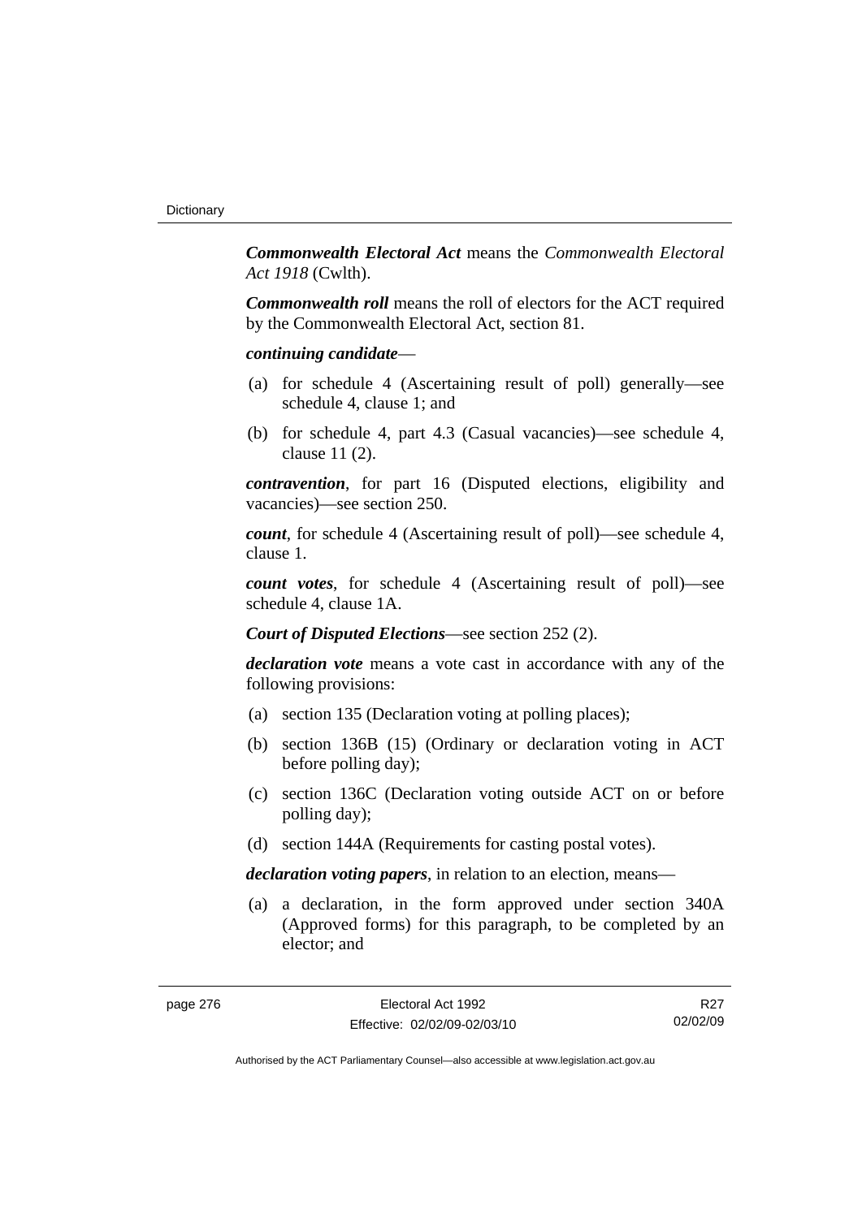***Commonwealth Electoral Act*** means the *Commonwealth Electoral Act 1918* (Cwlth).

***Commonwealth roll*** means the roll of electors for the ACT required by the Commonwealth Electoral Act, section 81.

***continuing candidate***—

(a) for schedule 4 (Ascertaining result of poll) generally—see schedule 4, clause 1; and

(b) for schedule 4, part 4.3 (Casual vacancies)—see schedule 4, clause 11 (2).

***contravention***, for part 16 (Disputed elections, eligibility and vacancies)—see section 250.

***count***, for schedule 4 (Ascertaining result of poll)—see schedule 4, clause 1.

***count votes***, for schedule 4 (Ascertaining result of poll)—see schedule 4, clause 1A.

***Court of Disputed Elections***—see section 252 (2).

***declaration vote*** means a vote cast in accordance with any of the following provisions:

(a) section 135 (Declaration voting at polling places);

(b) section 136B (15) (Ordinary or declaration voting in ACT before polling day);

(c) section 136C (Declaration voting outside ACT on or before polling day);

(d) section 144A (Requirements for casting postal votes).

***declaration voting papers***, in relation to an election, means—

(a) a declaration, in the form approved under section 340A (Approved forms) for this paragraph, to be completed by an elector; and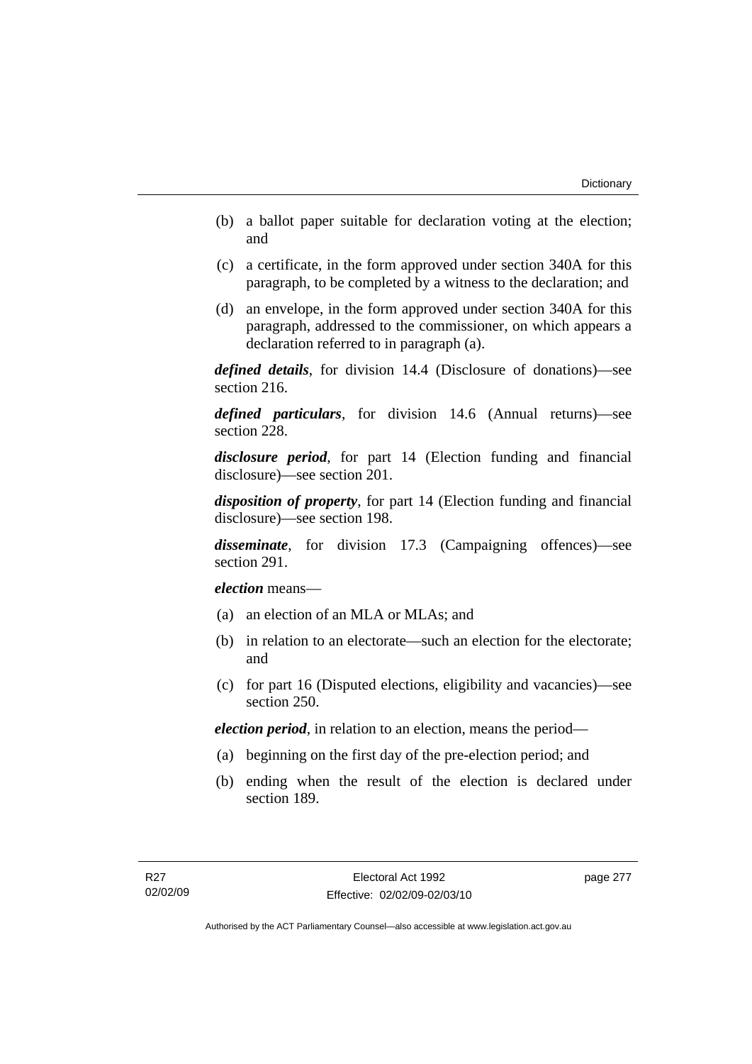(b) a ballot paper suitable for declaration voting at the election; and

(c) a certificate, in the form approved under section 340A for this paragraph, to be completed by a witness to the declaration; and

(d) an envelope, in the form approved under section 340A for this paragraph, addressed to the commissioner, on which appears a declaration referred to in paragraph (a).

***defined details***, for division 14.4 (Disclosure of donations)—see section 216.

***defined particulars***, for division 14.6 (Annual returns)—see section 228.

***disclosure period***, for part 14 (Election funding and financial disclosure)—see section 201.

***disposition of property***, for part 14 (Election funding and financial disclosure)—see section 198.

***disseminate***, for division 17.3 (Campaigning offences)—see section 291.

***election*** means—

(a) an election of an MLA or MLAs; and

(b) in relation to an electorate—such an election for the electorate; and

(c) for part 16 (Disputed elections, eligibility and vacancies)—see section 250.

***election period***, in relation to an election, means the period—

(a) beginning on the first day of the pre-election period; and

(b) ending when the result of the election is declared under section 189.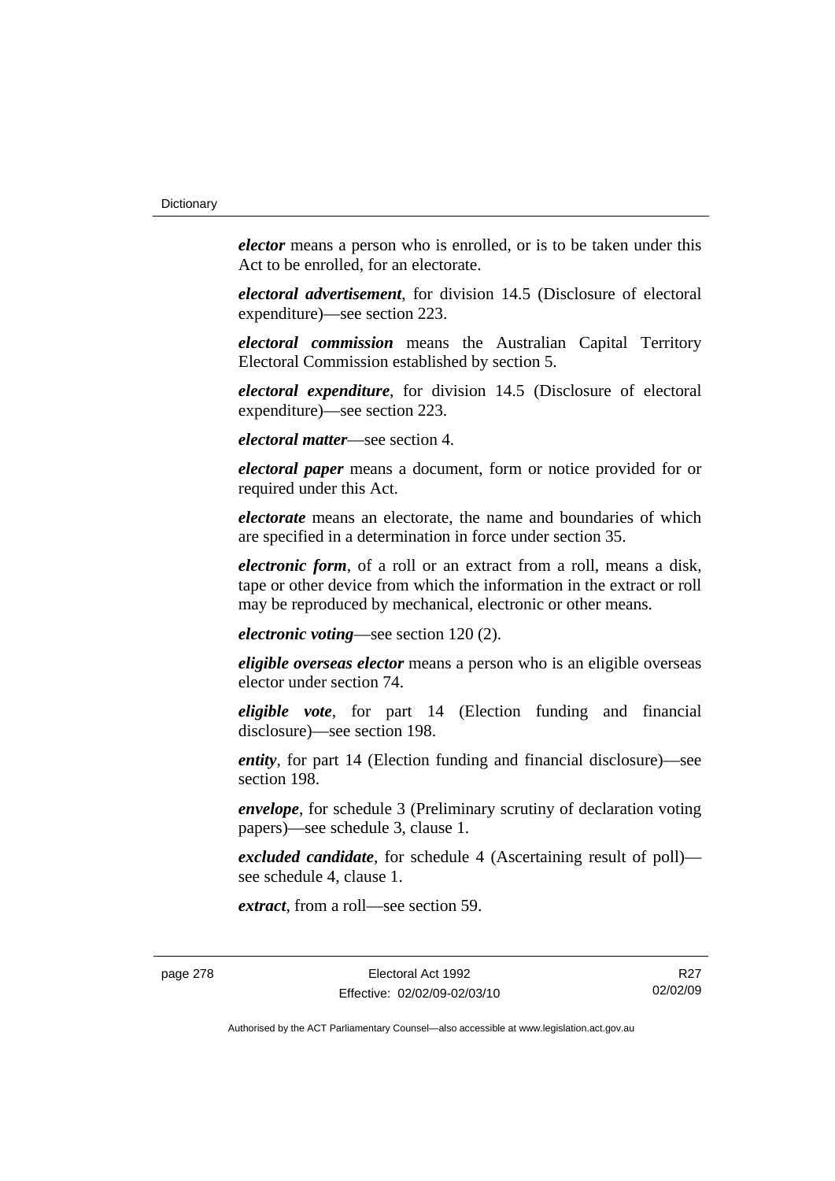***elector*** means a person who is enrolled, or is to be taken under this Act to be enrolled, for an electorate.

***electoral advertisement***, for division 14.5 (Disclosure of electoral expenditure)—see section 223.

***electoral commission*** means the Australian Capital Territory Electoral Commission established by section 5.

***electoral expenditure***, for division 14.5 (Disclosure of electoral expenditure)—see section 223.

***electoral matter***—see section 4.

***electoral paper*** means a document, form or notice provided for or required under this Act.

***electorate*** means an electorate, the name and boundaries of which are specified in a determination in force under section 35.

***electronic form***, of a roll or an extract from a roll, means a disk, tape or other device from which the information in the extract or roll may be reproduced by mechanical, electronic or other means.

***electronic voting***—see section 120 (2).

***eligible overseas elector*** means a person who is an eligible overseas elector under section 74.

***eligible vote***, for part 14 (Election funding and financial disclosure)—see section 198.

***entity***, for part 14 (Election funding and financial disclosure)—see section 198.

***envelope***, for schedule 3 (Preliminary scrutiny of declaration voting papers)—see schedule 3, clause 1.

***excluded candidate***, for schedule 4 (Ascertaining result of poll)—see schedule 4, clause 1.

***extract***, from a roll—see section 59.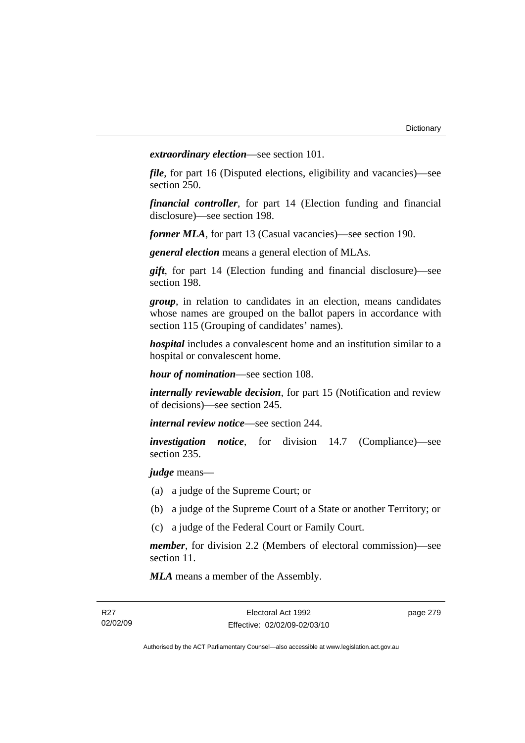***extraordinary election***—see section 101.

***file***, for part 16 (Disputed elections, eligibility and vacancies)—see section 250.

***financial controller***, for part 14 (Election funding and financial disclosure)—see section 198.

***former MLA***, for part 13 (Casual vacancies)—see section 190.

***general election*** means a general election of MLAs.

***gift***, for part 14 (Election funding and financial disclosure)—see section 198.

***group***, in relation to candidates in an election, means candidates whose names are grouped on the ballot papers in accordance with section 115 (Grouping of candidates' names).

***hospital*** includes a convalescent home and an institution similar to a hospital or convalescent home.

***hour of nomination***—see section 108.

***internally reviewable decision***, for part 15 (Notification and review of decisions)—see section 245.

***internal review notice***—see section 244.

***investigation notice***, for division 14.7 (Compliance)—see section 235.

***judge*** means—

(a) a judge of the Supreme Court; or

(b) a judge of the Supreme Court of a State or another Territory; or

(c) a judge of the Federal Court or Family Court.

***member***, for division 2.2 (Members of electoral commission)—see section 11.

***MLA*** means a member of the Assembly.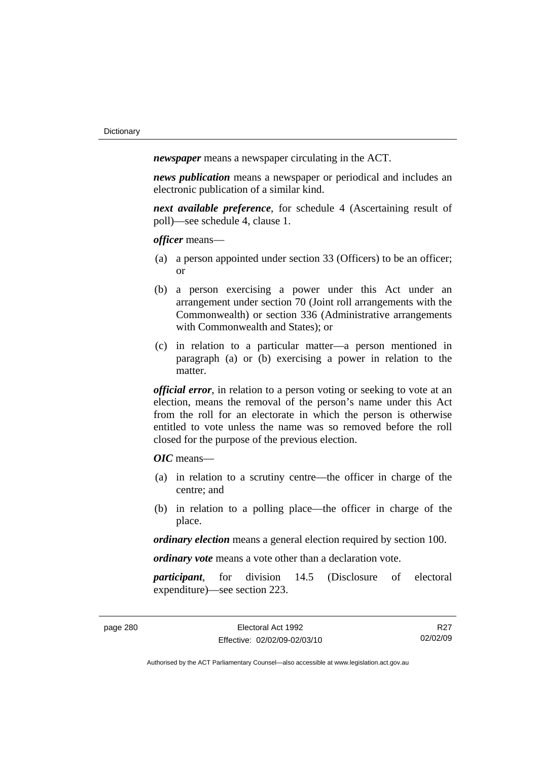***newspaper*** means a newspaper circulating in the ACT.

***news publication*** means a newspaper or periodical and includes an electronic publication of a similar kind.

***next available preference***, for schedule 4 (Ascertaining result of poll)—see schedule 4, clause 1.

***officer*** means—

(a) a person appointed under section 33 (Officers) to be an officer; or

(b) a person exercising a power under this Act under an arrangement under section 70 (Joint roll arrangements with the Commonwealth) or section 336 (Administrative arrangements with Commonwealth and States); or

(c) in relation to a particular matter—a person mentioned in paragraph (a) or (b) exercising a power in relation to the matter.

***official error***, in relation to a person voting or seeking to vote at an election, means the removal of the person's name under this Act from the roll for an electorate in which the person is otherwise entitled to vote unless the name was so removed before the roll closed for the purpose of the previous election.

***OIC*** means—

(a) in relation to a scrutiny centre—the officer in charge of the centre; and

(b) in relation to a polling place—the officer in charge of the place.

***ordinary election*** means a general election required by section 100.

***ordinary vote*** means a vote other than a declaration vote.

***participant***, for division 14.5 (Disclosure of electoral expenditure)—see section 223.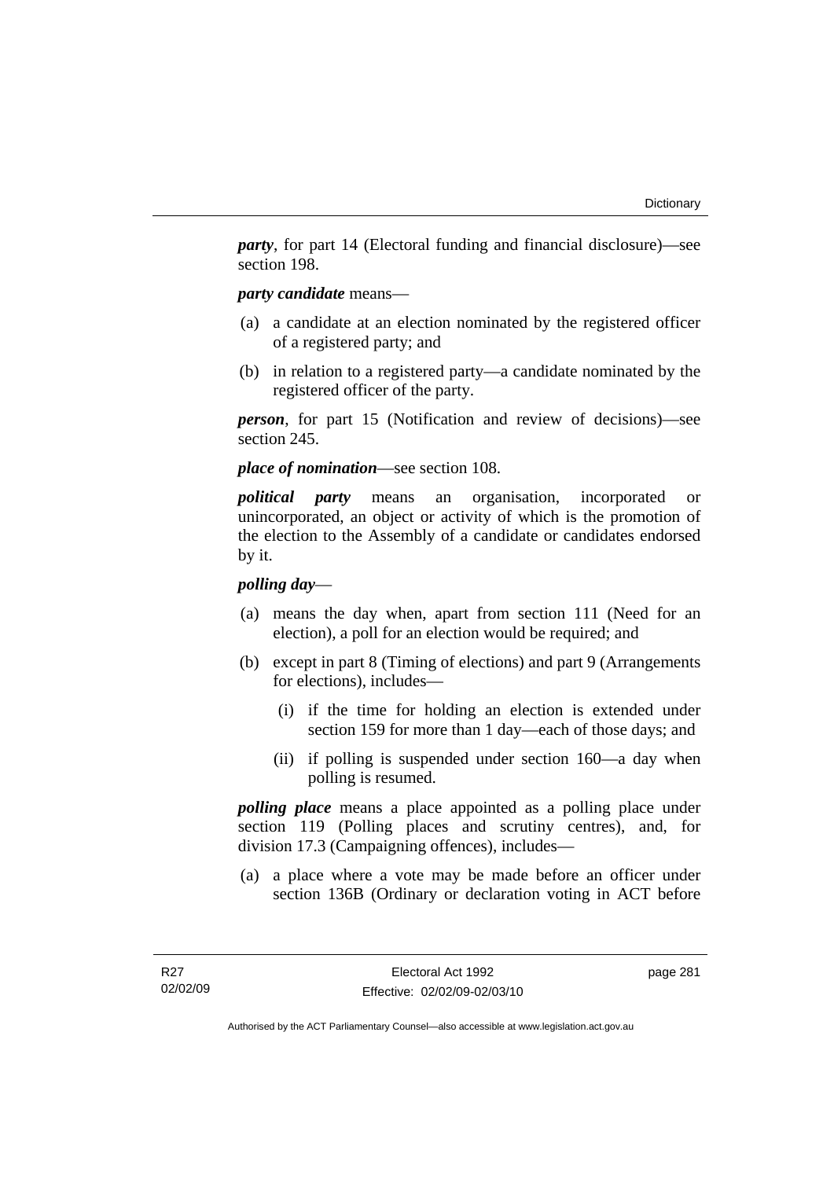***party***, for part 14 (Electoral funding and financial disclosure)—see section 198.

***party candidate*** means—

(a) a candidate at an election nominated by the registered officer of a registered party; and

(b) in relation to a registered party—a candidate nominated by the registered officer of the party.

***person***, for part 15 (Notification and review of decisions)—see section 245.

***place of nomination***—see section 108.

***political party*** means an organisation, incorporated or unincorporated, an object or activity of which is the promotion of the election to the Assembly of a candidate or candidates endorsed by it.

***polling day***—

(a) means the day when, apart from section 111 (Need for an election), a poll for an election would be required; and

(b) except in part 8 (Timing of elections) and part 9 (Arrangements for elections), includes—

  (i) if the time for holding an election is extended under section 159 for more than 1 day—each of those days; and

  (ii) if polling is suspended under section 160—a day when polling is resumed.

***polling place*** means a place appointed as a polling place under section 119 (Polling places and scrutiny centres), and, for division 17.3 (Campaigning offences), includes—

(a) a place where a vote may be made before an officer under section 136B (Ordinary or declaration voting in ACT before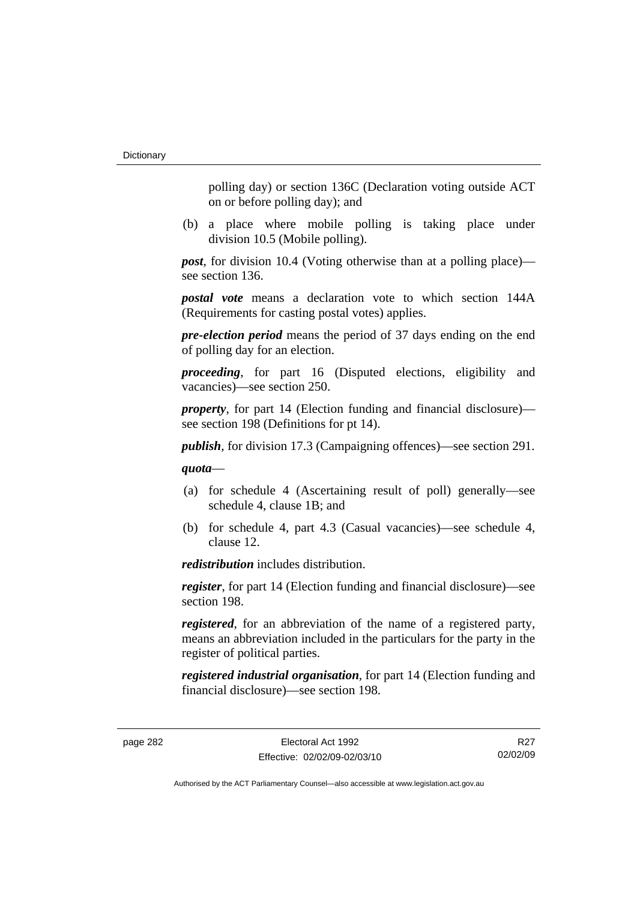polling day) or section 136C (Declaration voting outside ACT on or before polling day); and

(b) a place where mobile polling is taking place under division 10.5 (Mobile polling).

***post***, for division 10.4 (Voting otherwise than at a polling place)—see section 136.

***postal vote*** means a declaration vote to which section 144A (Requirements for casting postal votes) applies.

***pre-election period*** means the period of 37 days ending on the end of polling day for an election.

***proceeding***, for part 16 (Disputed elections, eligibility and vacancies)—see section 250.

***property***, for part 14 (Election funding and financial disclosure)—see section 198 (Definitions for pt 14).

***publish***, for division 17.3 (Campaigning offences)—see section 291.

***quota***—

(a) for schedule 4 (Ascertaining result of poll) generally—see schedule 4, clause 1B; and

(b) for schedule 4, part 4.3 (Casual vacancies)—see schedule 4, clause 12.

***redistribution*** includes distribution.

***register***, for part 14 (Election funding and financial disclosure)—see section 198.

***registered***, for an abbreviation of the name of a registered party, means an abbreviation included in the particulars for the party in the register of political parties.

***registered industrial organisation***, for part 14 (Election funding and financial disclosure)—see section 198.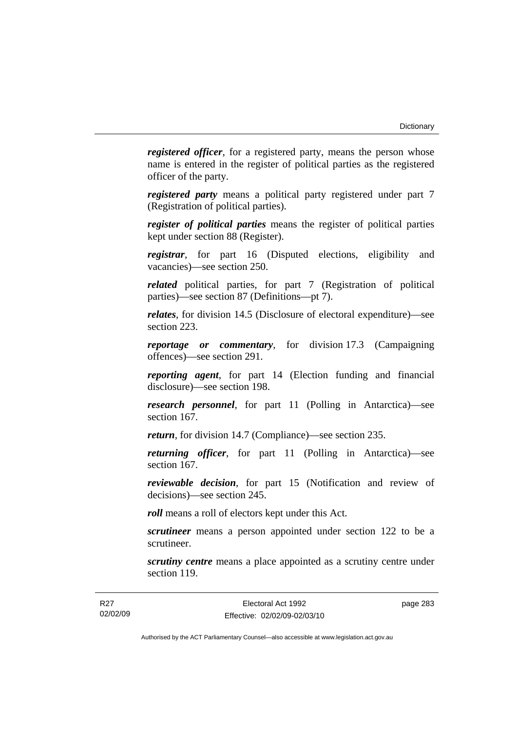***registered officer***, for a registered party, means the person whose name is entered in the register of political parties as the registered officer of the party.

***registered party*** means a political party registered under part 7 (Registration of political parties).

***register of political parties*** means the register of political parties kept under section 88 (Register).

***registrar***, for part 16 (Disputed elections, eligibility and vacancies)—see section 250.

***related*** political parties, for part 7 (Registration of political parties)—see section 87 (Definitions—pt 7).

***relates***, for division 14.5 (Disclosure of electoral expenditure)—see section 223.

***reportage or commentary***, for division 17.3 (Campaigning offences)—see section 291.

***reporting agent***, for part 14 (Election funding and financial disclosure)—see section 198.

***research personnel***, for part 11 (Polling in Antarctica)—see section 167.

***return***, for division 14.7 (Compliance)—see section 235.

***returning officer***, for part 11 (Polling in Antarctica)—see section 167.

***reviewable decision***, for part 15 (Notification and review of decisions)—see section 245.

***roll*** means a roll of electors kept under this Act.

***scrutineer*** means a person appointed under section 122 to be a scrutineer.

***scrutiny centre*** means a place appointed as a scrutiny centre under section 119.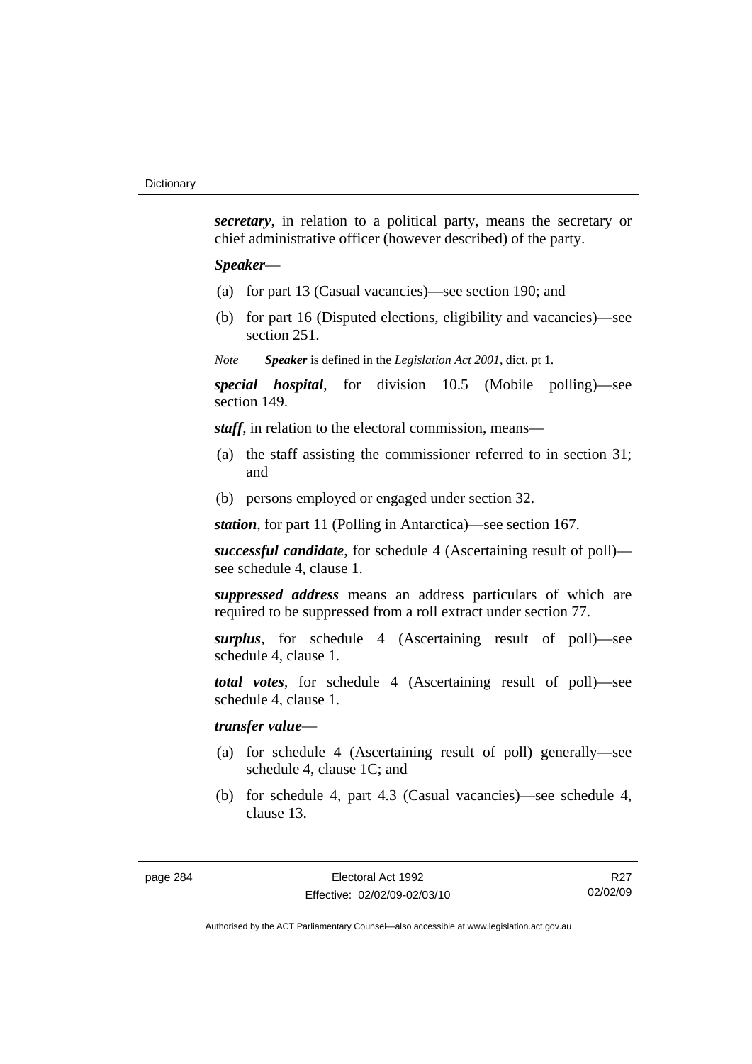***secretary***, in relation to a political party, means the secretary or chief administrative officer (however described) of the party.

***Speaker***—

(a) for part 13 (Casual vacancies)—see section 190; and

(b) for part 16 (Disputed elections, eligibility and vacancies)—see section 251.

*Note* ***Speaker*** is defined in the *Legislation Act 2001*, dict. pt 1.

***special hospital***, for division 10.5 (Mobile polling)—see section 149.

***staff***, in relation to the electoral commission, means—

(a) the staff assisting the commissioner referred to in section 31; and

(b) persons employed or engaged under section 32.

***station***, for part 11 (Polling in Antarctica)—see section 167.

***successful candidate***, for schedule 4 (Ascertaining result of poll)—see schedule 4, clause 1.

***suppressed address*** means an address particulars of which are required to be suppressed from a roll extract under section 77.

***surplus***, for schedule 4 (Ascertaining result of poll)—see schedule 4, clause 1.

***total votes***, for schedule 4 (Ascertaining result of poll)—see schedule 4, clause 1.

***transfer value***—

(a) for schedule 4 (Ascertaining result of poll) generally—see schedule 4, clause 1C; and

(b) for schedule 4, part 4.3 (Casual vacancies)—see schedule 4, clause 13.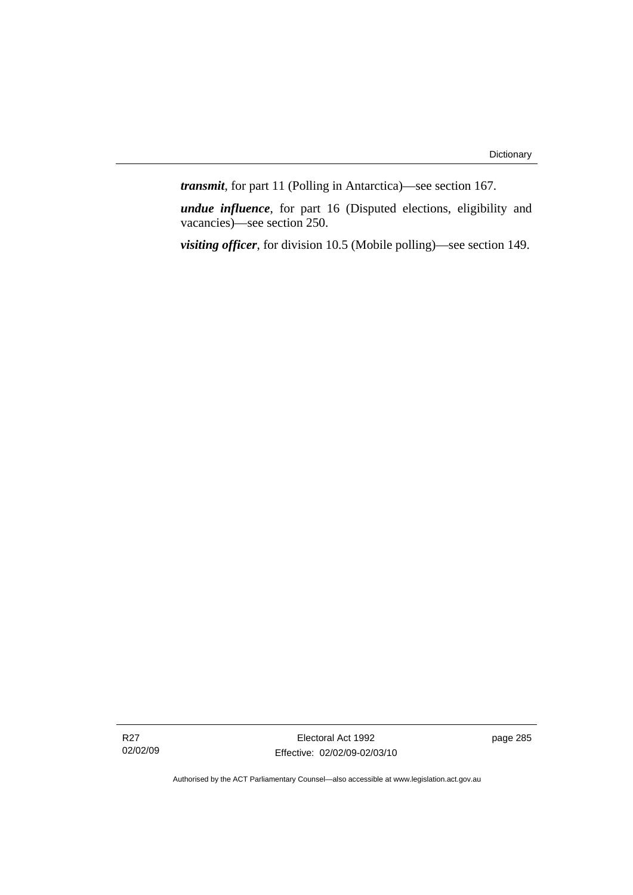***transmit***, for part 11 (Polling in Antarctica)—see section 167.

***undue influence***, for part 16 (Disputed elections, eligibility and vacancies)—see section 250.

***visiting officer***, for division 10.5 (Mobile polling)—see section 149.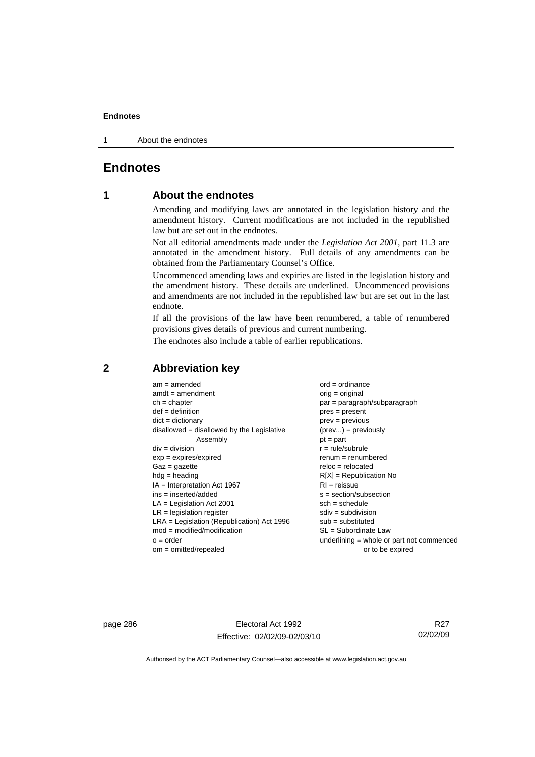# Endnotes

## 1 About the endnotes

Amending and modifying laws are annotated in the legislation history and the amendment history. Current modifications are not included in the republished law but are set out in the endnotes.

Not all editorial amendments made under the *Legislation Act 2001*, part 11.3 are annotated in the amendment history. Full details of any amendments can be obtained from the Parliamentary Counsel's Office.

Uncommenced amending laws and expiries are listed in the legislation history and the amendment history. These details are underlined. Uncommenced provisions and amendments are not included in the republished law but are set out in the last endnote.

If all the provisions of the law have been renumbered, a table of renumbered provisions gives details of previous and current numbering.

The endnotes also include a table of earlier republications.

## 2 Abbreviation key

am = amended
amdt = amendment
ch = chapter
def = definition
dict = dictionary
disallowed = disallowed by the Legislative Assembly
div = division
exp = expires/expired
Gaz = gazette
hdg = heading
IA = Interpretation Act 1967
ins = inserted/added
LA = Legislation Act 2001
LR = legislation register
LRA = Legislation (Republication) Act 1996
mod = modified/modification
o = order
om = omitted/repealed
ord = ordinance
orig = original
par = paragraph/subparagraph
pres = present
prev = previous
(prev...) = previously
pt = part
r = rule/subrule
renum = renumbered
reloc = relocated
R[X] = Republication No
RI = reissue
s = section/subsection
sch = schedule
sdiv = subdivision
sub = substituted
SL = Subordinate Law
underlining = whole or part not commenced or to be expired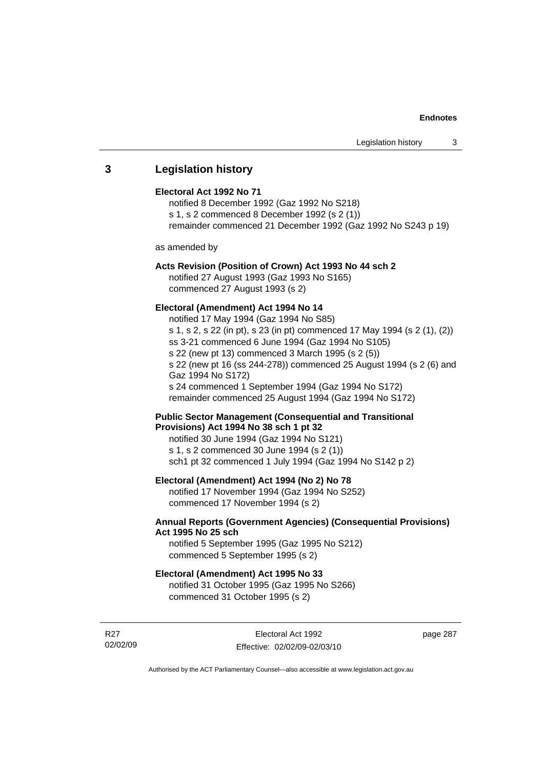## 3 Legislation history

**Electoral Act 1992 No 71**

notified 8 December 1992 (Gaz 1992 No S218)
s 1, s 2 commenced 8 December 1992 (s 2 (1))
remainder commenced 21 December 1992 (Gaz 1992 No S243 p 19)

as amended by

**Acts Revision (Position of Crown) Act 1993 No 44 sch 2**

notified 27 August 1993 (Gaz 1993 No S165)
commenced 27 August 1993 (s 2)

**Electoral (Amendment) Act 1994 No 14**

notified 17 May 1994 (Gaz 1994 No S85)
s 1, s 2, s 22 (in pt), s 23 (in pt) commenced 17 May 1994 (s 2 (1), (2))
ss 3-21 commenced 6 June 1994 (Gaz 1994 No S105)
s 22 (new pt 13) commenced 3 March 1995 (s 2 (5))
s 22 (new pt 16 (ss 244-278)) commenced 25 August 1994 (s 2 (6) and Gaz 1994 No S172)
s 24 commenced 1 September 1994 (Gaz 1994 No S172)
remainder commenced 25 August 1994 (Gaz 1994 No S172)

**Public Sector Management (Consequential and Transitional Provisions) Act 1994 No 38 sch 1 pt 32**

notified 30 June 1994 (Gaz 1994 No S121)
s 1, s 2 commenced 30 June 1994 (s 2 (1))
sch1 pt 32 commenced 1 July 1994 (Gaz 1994 No S142 p 2)

**Electoral (Amendment) Act 1994 (No 2) No 78**

notified 17 November 1994 (Gaz 1994 No S252)
commenced 17 November 1994 (s 2)

**Annual Reports (Government Agencies) (Consequential Provisions) Act 1995 No 25 sch**

notified 5 September 1995 (Gaz 1995 No S212)
commenced 5 September 1995 (s 2)

**Electoral (Amendment) Act 1995 No 33**

notified 31 October 1995 (Gaz 1995 No S266)
commenced 31 October 1995 (s 2)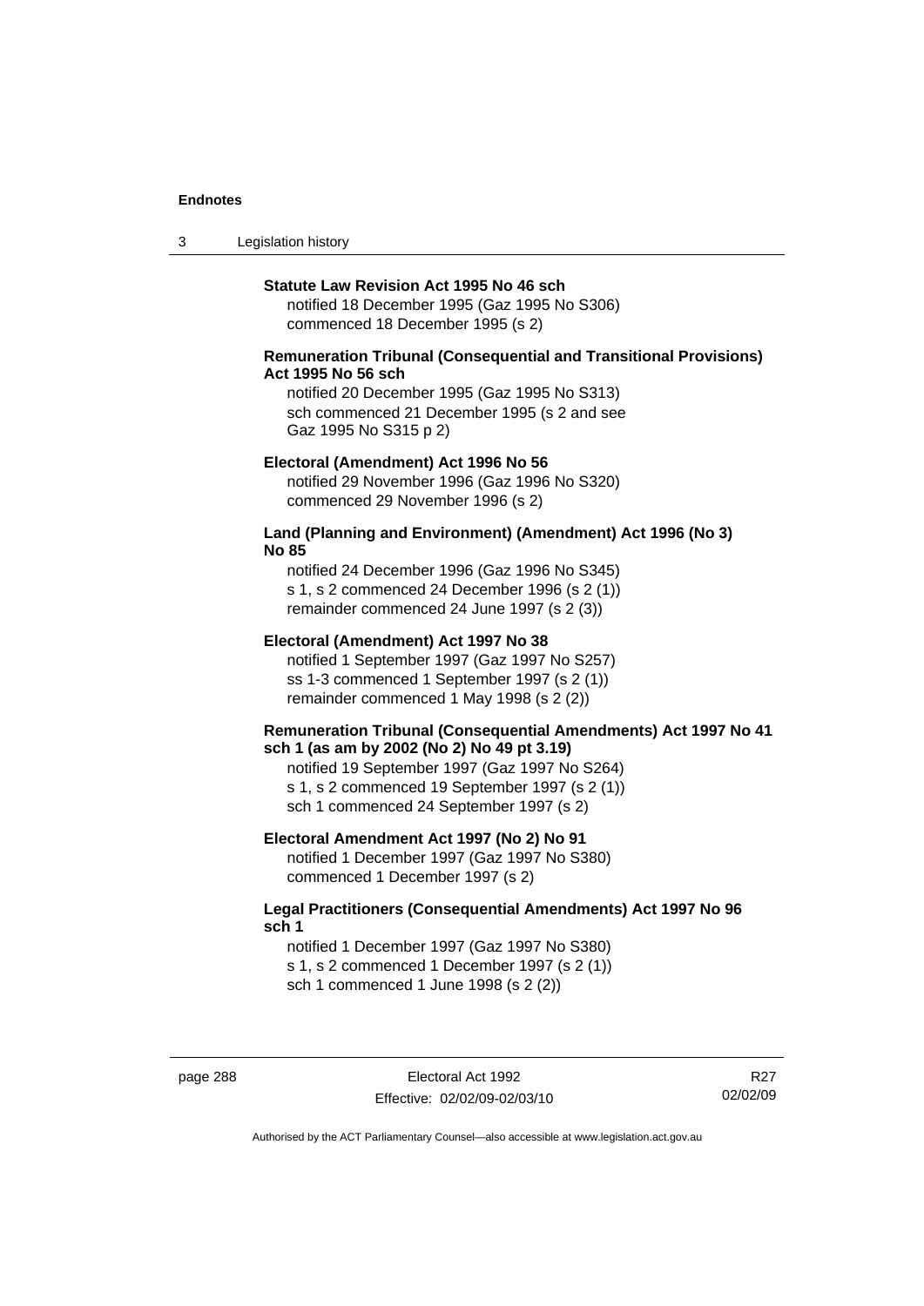**Statute Law Revision Act 1995 No 46 sch**

notified 18 December 1995 (Gaz 1995 No S306)
commenced 18 December 1995 (s 2)

**Remuneration Tribunal (Consequential and Transitional Provisions) Act 1995 No 56 sch**

notified 20 December 1995 (Gaz 1995 No S313)
sch commenced 21 December 1995 (s 2 and see Gaz 1995 No S315 p 2)

**Electoral (Amendment) Act 1996 No 56**

notified 29 November 1996 (Gaz 1996 No S320)
commenced 29 November 1996 (s 2)

**Land (Planning and Environment) (Amendment) Act 1996 (No 3) No 85**

notified 24 December 1996 (Gaz 1996 No S345)
s 1, s 2 commenced 24 December 1996 (s 2 (1))
remainder commenced 24 June 1997 (s 2 (3))

**Electoral (Amendment) Act 1997 No 38**

notified 1 September 1997 (Gaz 1997 No S257)
ss 1-3 commenced 1 September 1997 (s 2 (1))
remainder commenced 1 May 1998 (s 2 (2))

**Remuneration Tribunal (Consequential Amendments) Act 1997 No 41 sch 1 (as am by 2002 (No 2) No 49 pt 3.19)**

notified 19 September 1997 (Gaz 1997 No S264)
s 1, s 2 commenced 19 September 1997 (s 2 (1))
sch 1 commenced 24 September 1997 (s 2)

**Electoral Amendment Act 1997 (No 2) No 91**

notified 1 December 1997 (Gaz 1997 No S380)
commenced 1 December 1997 (s 2)

**Legal Practitioners (Consequential Amendments) Act 1997 No 96 sch 1**

notified 1 December 1997 (Gaz 1997 No S380)
s 1, s 2 commenced 1 December 1997 (s 2 (1))
sch 1 commenced 1 June 1998 (s 2 (2))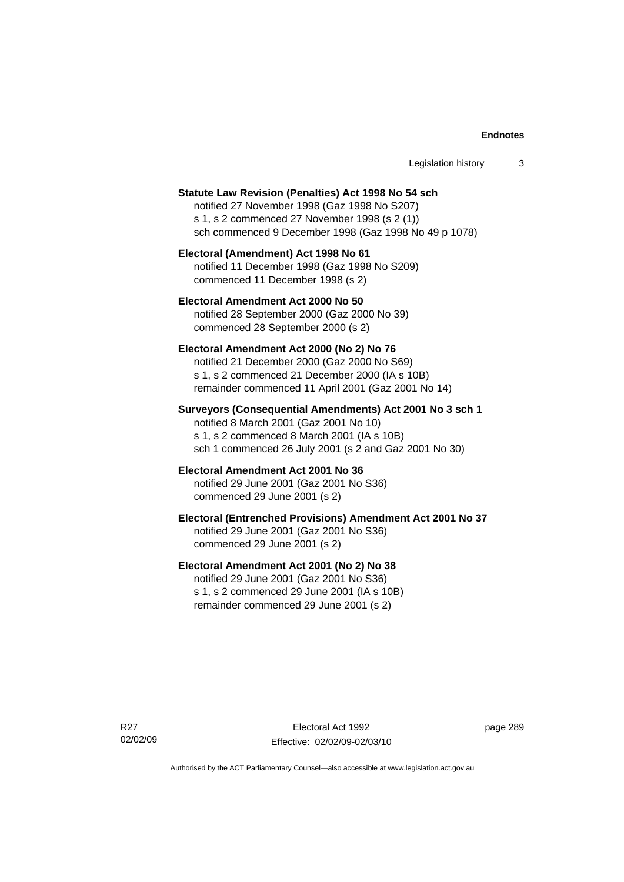**Statute Law Revision (Penalties) Act 1998 No 54 sch**
notified 27 November 1998 (Gaz 1998 No S207)
s 1, s 2 commenced 27 November 1998 (s 2 (1))
sch commenced 9 December 1998 (Gaz 1998 No 49 p 1078)

**Electoral (Amendment) Act 1998 No 61**
notified 11 December 1998 (Gaz 1998 No S209)
commenced 11 December 1998 (s 2)

**Electoral Amendment Act 2000 No 50**
notified 28 September 2000 (Gaz 2000 No 39)
commenced 28 September 2000 (s 2)

**Electoral Amendment Act 2000 (No 2) No 76**
notified 21 December 2000 (Gaz 2000 No S69)
s 1, s 2 commenced 21 December 2000 (IA s 10B)
remainder commenced 11 April 2001 (Gaz 2001 No 14)

**Surveyors (Consequential Amendments) Act 2001 No 3 sch 1**
notified 8 March 2001 (Gaz 2001 No 10)
s 1, s 2 commenced 8 March 2001 (IA s 10B)
sch 1 commenced 26 July 2001 (s 2 and Gaz 2001 No 30)

**Electoral Amendment Act 2001 No 36**
notified 29 June 2001 (Gaz 2001 No S36)
commenced 29 June 2001 (s 2)

**Electoral (Entrenched Provisions) Amendment Act 2001 No 37**
notified 29 June 2001 (Gaz 2001 No S36)
commenced 29 June 2001 (s 2)

**Electoral Amendment Act 2001 (No 2) No 38**
notified 29 June 2001 (Gaz 2001 No S36)
s 1, s 2 commenced 29 June 2001 (IA s 10B)
remainder commenced 29 June 2001 (s 2)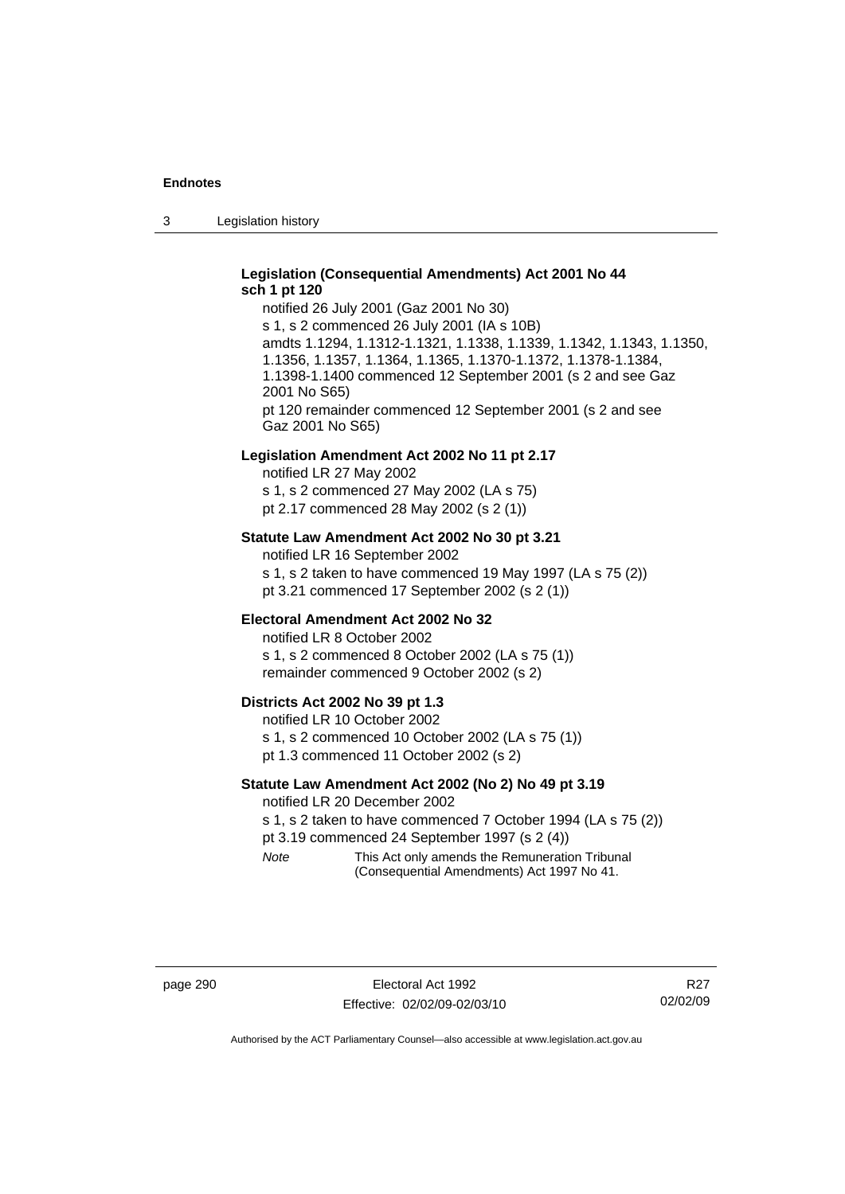**Legislation (Consequential Amendments) Act 2001 No 44 sch 1 pt 120**

notified 26 July 2001 (Gaz 2001 No 30)

s 1, s 2 commenced 26 July 2001 (IA s 10B)

amdts 1.1294, 1.1312-1.1321, 1.1338, 1.1339, 1.1342, 1.1343, 1.1350, 1.1356, 1.1357, 1.1364, 1.1365, 1.1370-1.1372, 1.1378-1.1384, 1.1398-1.1400 commenced 12 September 2001 (s 2 and see Gaz 2001 No S65)

pt 120 remainder commenced 12 September 2001 (s 2 and see Gaz 2001 No S65)

**Legislation Amendment Act 2002 No 11 pt 2.17**

notified LR 27 May 2002

s 1, s 2 commenced 27 May 2002 (LA s 75)

pt 2.17 commenced 28 May 2002 (s 2 (1))

**Statute Law Amendment Act 2002 No 30 pt 3.21**

notified LR 16 September 2002

s 1, s 2 taken to have commenced 19 May 1997 (LA s 75 (2))

pt 3.21 commenced 17 September 2002 (s 2 (1))

**Electoral Amendment Act 2002 No 32**

notified LR 8 October 2002

s 1, s 2 commenced 8 October 2002 (LA s 75 (1))

remainder commenced 9 October 2002 (s 2)

**Districts Act 2002 No 39 pt 1.3**

notified LR 10 October 2002

s 1, s 2 commenced 10 October 2002 (LA s 75 (1))

pt 1.3 commenced 11 October 2002 (s 2)

**Statute Law Amendment Act 2002 (No 2) No 49 pt 3.19**

notified LR 20 December 2002

s 1, s 2 taken to have commenced 7 October 1994 (LA s 75 (2))

pt 3.19 commenced 24 September 1997 (s 2 (4))

*Note* This Act only amends the Remuneration Tribunal (Consequential Amendments) Act 1997 No 41.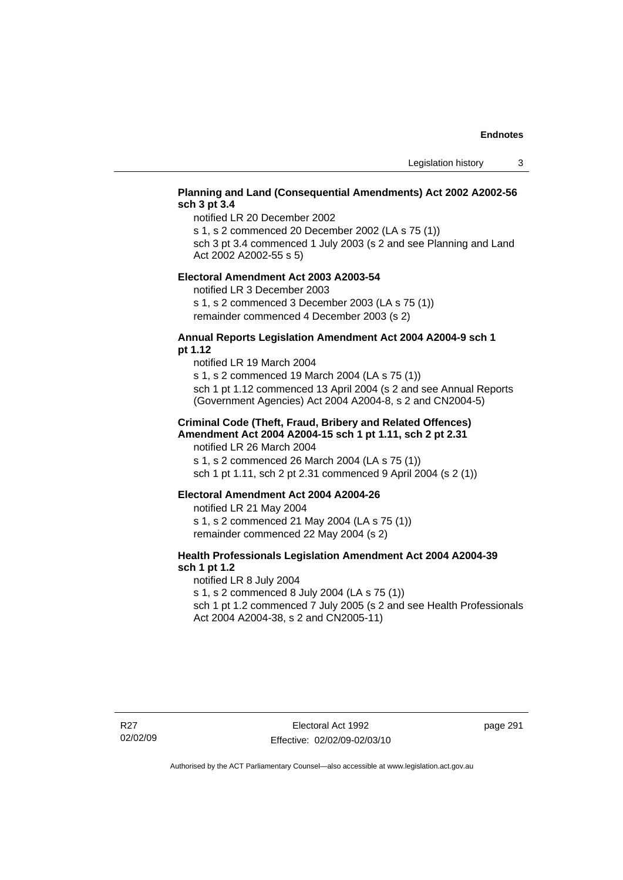**Planning and Land (Consequential Amendments) Act 2002 A2002-56 sch 3 pt 3.4**

notified LR 20 December 2002

s 1, s 2 commenced 20 December 2002 (LA s 75 (1))

sch 3 pt 3.4 commenced 1 July 2003 (s 2 and see Planning and Land Act 2002 A2002-55 s 5)

**Electoral Amendment Act 2003 A2003-54**

notified LR 3 December 2003

s 1, s 2 commenced 3 December 2003 (LA s 75 (1))

remainder commenced 4 December 2003 (s 2)

**Annual Reports Legislation Amendment Act 2004 A2004-9 sch 1 pt 1.12**

notified LR 19 March 2004

s 1, s 2 commenced 19 March 2004 (LA s 75 (1))

sch 1 pt 1.12 commenced 13 April 2004 (s 2 and see Annual Reports (Government Agencies) Act 2004 A2004-8, s 2 and CN2004-5)

**Criminal Code (Theft, Fraud, Bribery and Related Offences) Amendment Act 2004 A2004-15 sch 1 pt 1.11, sch 2 pt 2.31**

notified LR 26 March 2004

s 1, s 2 commenced 26 March 2004 (LA s 75 (1))

sch 1 pt 1.11, sch 2 pt 2.31 commenced 9 April 2004 (s 2 (1))

**Electoral Amendment Act 2004 A2004-26**

notified LR 21 May 2004

s 1, s 2 commenced 21 May 2004 (LA s 75 (1))

remainder commenced 22 May 2004 (s 2)

**Health Professionals Legislation Amendment Act 2004 A2004-39 sch 1 pt 1.2**

notified LR 8 July 2004

s 1, s 2 commenced 8 July 2004 (LA s 75 (1))

sch 1 pt 1.2 commenced 7 July 2005 (s 2 and see Health Professionals Act 2004 A2004-38, s 2 and CN2005-11)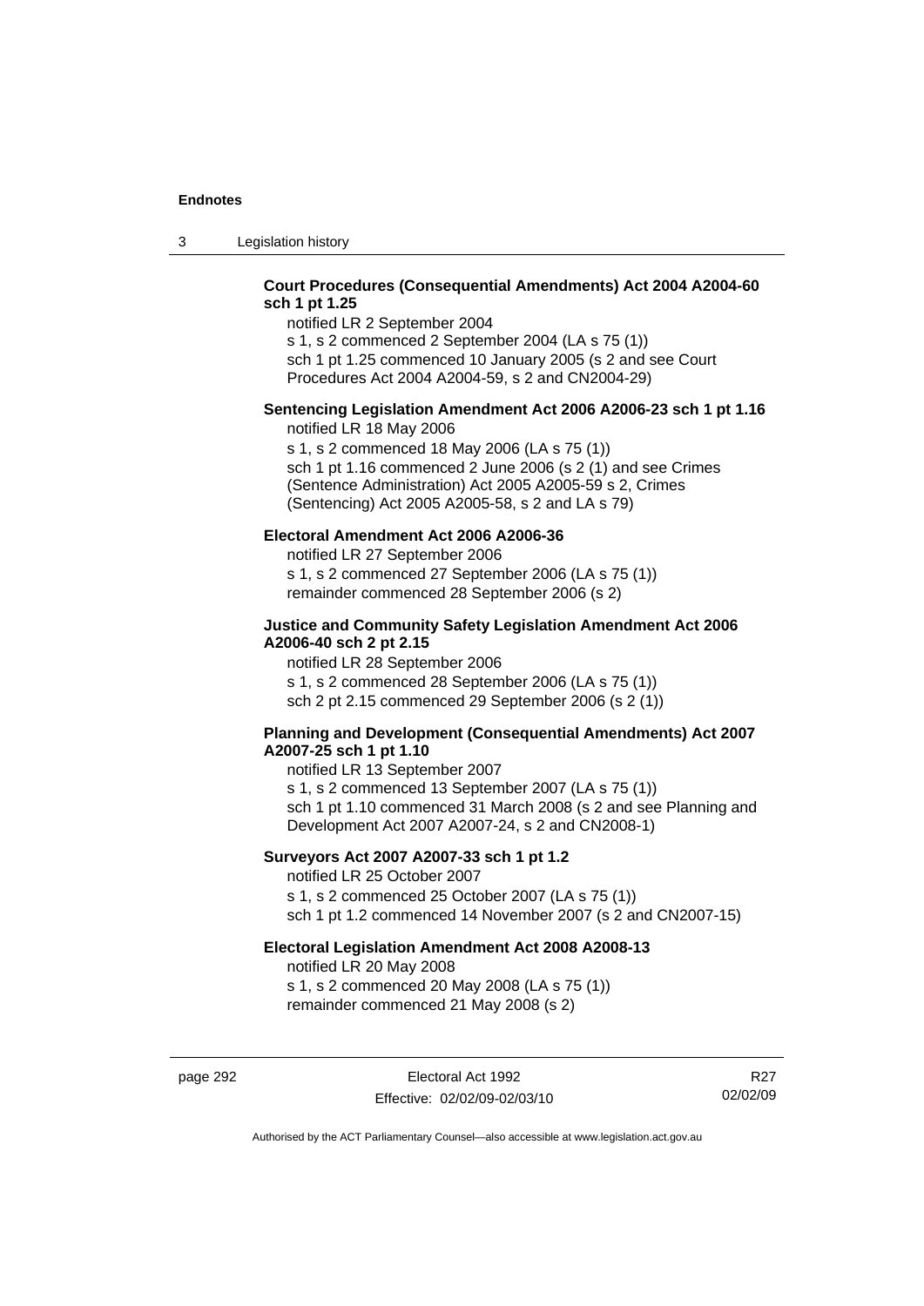**Court Procedures (Consequential Amendments) Act 2004 A2004-60 sch 1 pt 1.25**

notified LR 2 September 2004

s 1, s 2 commenced 2 September 2004 (LA s 75 (1))

sch 1 pt 1.25 commenced 10 January 2005 (s 2 and see Court Procedures Act 2004 A2004-59, s 2 and CN2004-29)

**Sentencing Legislation Amendment Act 2006 A2006-23 sch 1 pt 1.16**

notified LR 18 May 2006

s 1, s 2 commenced 18 May 2006 (LA s 75 (1))

sch 1 pt 1.16 commenced 2 June 2006 (s 2 (1) and see Crimes (Sentence Administration) Act 2005 A2005-59 s 2, Crimes (Sentencing) Act 2005 A2005-58, s 2 and LA s 79)

**Electoral Amendment Act 2006 A2006-36**

notified LR 27 September 2006

s 1, s 2 commenced 27 September 2006 (LA s 75 (1))

remainder commenced 28 September 2006 (s 2)

**Justice and Community Safety Legislation Amendment Act 2006 A2006-40 sch 2 pt 2.15**

notified LR 28 September 2006

s 1, s 2 commenced 28 September 2006 (LA s 75 (1))

sch 2 pt 2.15 commenced 29 September 2006 (s 2 (1))

**Planning and Development (Consequential Amendments) Act 2007 A2007-25 sch 1 pt 1.10**

notified LR 13 September 2007

s 1, s 2 commenced 13 September 2007 (LA s 75 (1))

sch 1 pt 1.10 commenced 31 March 2008 (s 2 and see Planning and Development Act 2007 A2007-24, s 2 and CN2008-1)

**Surveyors Act 2007 A2007-33 sch 1 pt 1.2**

notified LR 25 October 2007

s 1, s 2 commenced 25 October 2007 (LA s 75 (1))

sch 1 pt 1.2 commenced 14 November 2007 (s 2 and CN2007-15)

**Electoral Legislation Amendment Act 2008 A2008-13**

notified LR 20 May 2008

s 1, s 2 commenced 20 May 2008 (LA s 75 (1))

remainder commenced 21 May 2008 (s 2)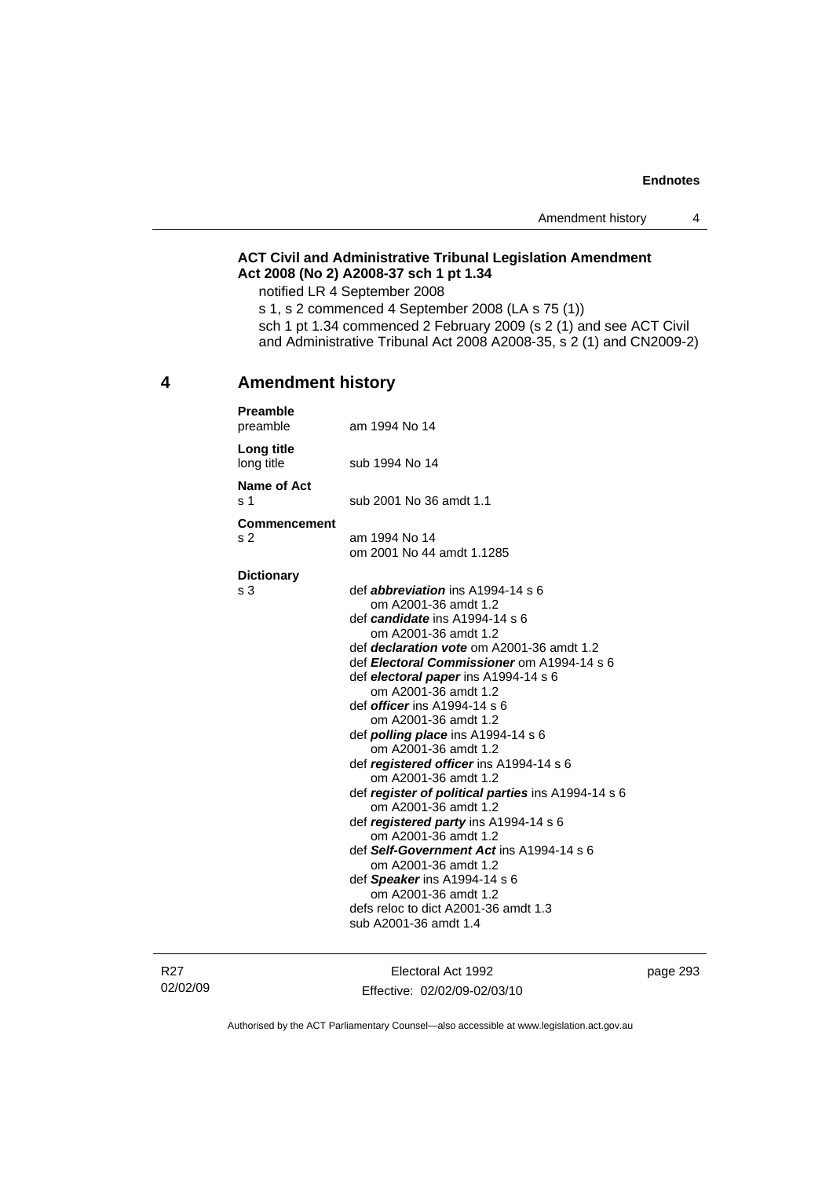**ACT Civil and Administrative Tribunal Legislation Amendment Act 2008 (No 2) A2008-37 sch 1 pt 1.34**

notified LR 4 September 2008

s 1, s 2 commenced 4 September 2008 (LA s 75 (1))

sch 1 pt 1.34 commenced 2 February 2009 (s 2 (1) and see ACT Civil and Administrative Tribunal Act 2008 A2008-35, s 2 (1) and CN2009-2)

## 4 Amendment history

**Preamble**
preamble am 1994 No 14

**Long title**
long title sub 1994 No 14

**Name of Act**
s 1 sub 2001 No 36 amdt 1.1

**Commencement**
s 2 am 1994 No 14
om 2001 No 44 amdt 1.1285

**Dictionary**
s 3 def ***abbreviation*** ins A1994-14 s 6
om A2001-36 amdt 1.2
def ***candidate*** ins A1994-14 s 6
om A2001-36 amdt 1.2
def ***declaration vote*** om A2001-36 amdt 1.2
def ***Electoral Commissioner*** om A1994-14 s 6
def ***electoral paper*** ins A1994-14 s 6
om A2001-36 amdt 1.2
def ***officer*** ins A1994-14 s 6
om A2001-36 amdt 1.2
def ***polling place*** ins A1994-14 s 6
om A2001-36 amdt 1.2
def ***registered officer*** ins A1994-14 s 6
om A2001-36 amdt 1.2
def ***register of political parties*** ins A1994-14 s 6
om A2001-36 amdt 1.2
def ***registered party*** ins A1994-14 s 6
om A2001-36 amdt 1.2
def ***Self-Government Act*** ins A1994-14 s 6
om A2001-36 amdt 1.2
def ***Speaker*** ins A1994-14 s 6
om A2001-36 amdt 1.2
defs reloc to dict A2001-36 amdt 1.3
sub A2001-36 amdt 1.4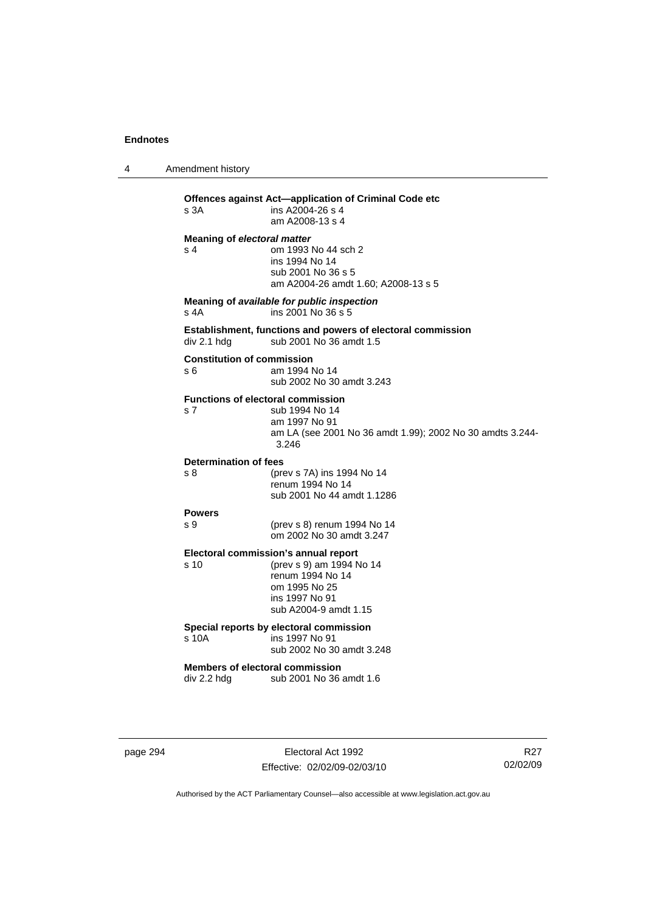**Offences against Act—application of Criminal Code etc**

s 3A ins A2004-26 s 4
am A2008-13 s 4

**Meaning of *electoral matter***

s 4 om 1993 No 44 sch 2
ins 1994 No 14
sub 2001 No 36 s 5
am A2004-26 amdt 1.60; A2008-13 s 5

**Meaning of *available for public inspection***

s 4A ins 2001 No 36 s 5

**Establishment, functions and powers of electoral commission**

div 2.1 hdg sub 2001 No 36 amdt 1.5

**Constitution of commission**

s 6 am 1994 No 14
sub 2002 No 30 amdt 3.243

**Functions of electoral commission**

s 7 sub 1994 No 14
am 1997 No 91
am LA (see 2001 No 36 amdt 1.99); 2002 No 30 amdts 3.244-3.246

**Determination of fees**

s 8 (prev s 7A) ins 1994 No 14
renum 1994 No 14
sub 2001 No 44 amdt 1.1286

**Powers**

s 9 (prev s 8) renum 1994 No 14
om 2002 No 30 amdt 3.247

**Electoral commission's annual report**

s 10 (prev s 9) am 1994 No 14
renum 1994 No 14
om 1995 No 25
ins 1997 No 91
sub A2004-9 amdt 1.15

**Special reports by electoral commission**

s 10A ins 1997 No 91
sub 2002 No 30 amdt 3.248

**Members of electoral commission**

div 2.2 hdg sub 2001 No 36 amdt 1.6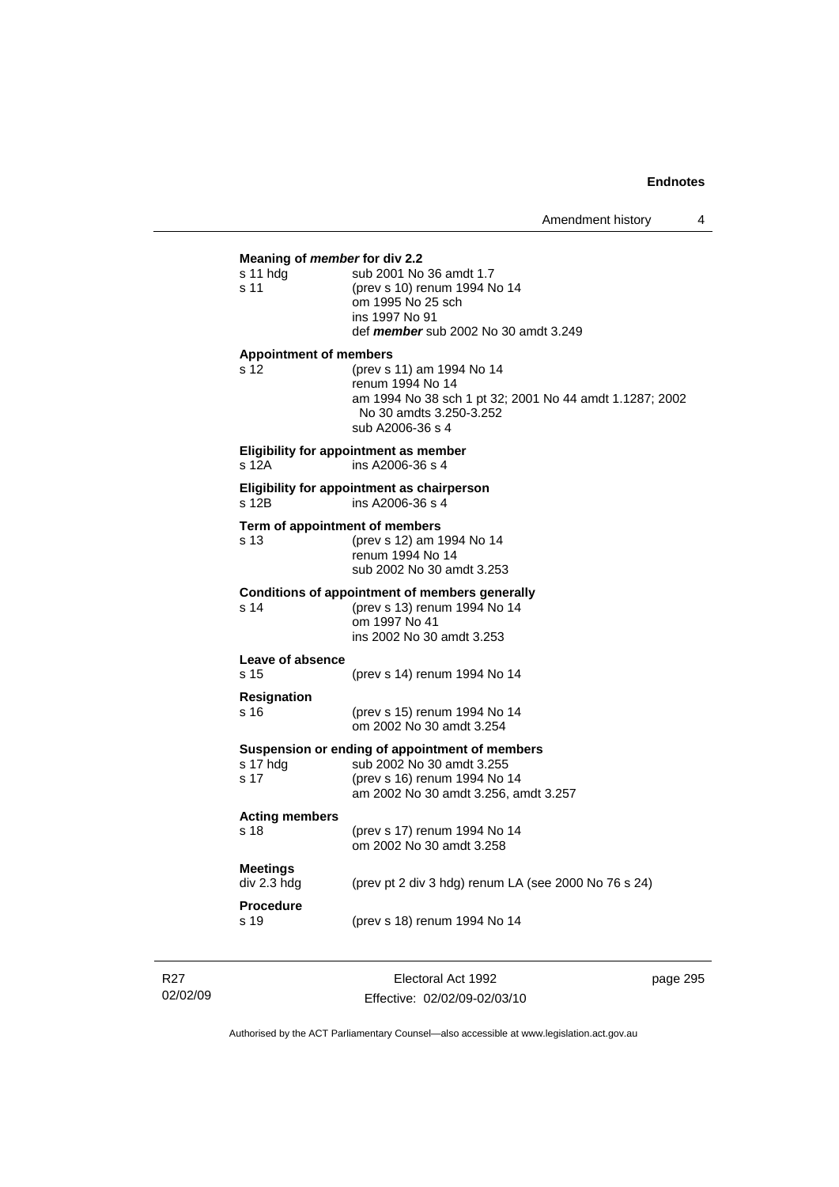**Meaning of *member* for div 2.2**

| | |
|---|---|
| s 11 hdg | sub 2001 No 36 amdt 1.7 |
| s 11 | (prev s 10) renum 1994 No 14<br>om 1995 No 25 sch<br>ins 1997 No 91<br>def ***member*** sub 2002 No 30 amdt 3.249 |

**Appointment of members**

| | |
|---|---|
| s 12 | (prev s 11) am 1994 No 14<br>renum 1994 No 14<br>am 1994 No 38 sch 1 pt 32; 2001 No 44 amdt 1.1287; 2002 No 30 amdts 3.250-3.252<br>sub A2006-36 s 4 |

**Eligibility for appointment as member**

| | |
|---|---|
| s 12A | ins A2006-36 s 4 |

**Eligibility for appointment as chairperson**

| | |
|---|---|
| s 12B | ins A2006-36 s 4 |

**Term of appointment of members**

| | |
|---|---|
| s 13 | (prev s 12) am 1994 No 14<br>renum 1994 No 14<br>sub 2002 No 30 amdt 3.253 |

**Conditions of appointment of members generally**

| | |
|---|---|
| s 14 | (prev s 13) renum 1994 No 14<br>om 1997 No 41<br>ins 2002 No 30 amdt 3.253 |

**Leave of absence**

| | |
|---|---|
| s 15 | (prev s 14) renum 1994 No 14 |

**Resignation**

| | |
|---|---|
| s 16 | (prev s 15) renum 1994 No 14<br>om 2002 No 30 amdt 3.254 |

**Suspension or ending of appointment of members**

| | |
|---|---|
| s 17 hdg | sub 2002 No 30 amdt 3.255 |
| s 17 | (prev s 16) renum 1994 No 14<br>am 2002 No 30 amdt 3.256, amdt 3.257 |

**Acting members**

| | |
|---|---|
| s 18 | (prev s 17) renum 1994 No 14<br>om 2002 No 30 amdt 3.258 |

**Meetings**

| | |
|---|---|
| div 2.3 hdg | (prev pt 2 div 3 hdg) renum LA (see 2000 No 76 s 24) |

**Procedure**

| | |
|---|---|
| s 19 | (prev s 18) renum 1994 No 14 |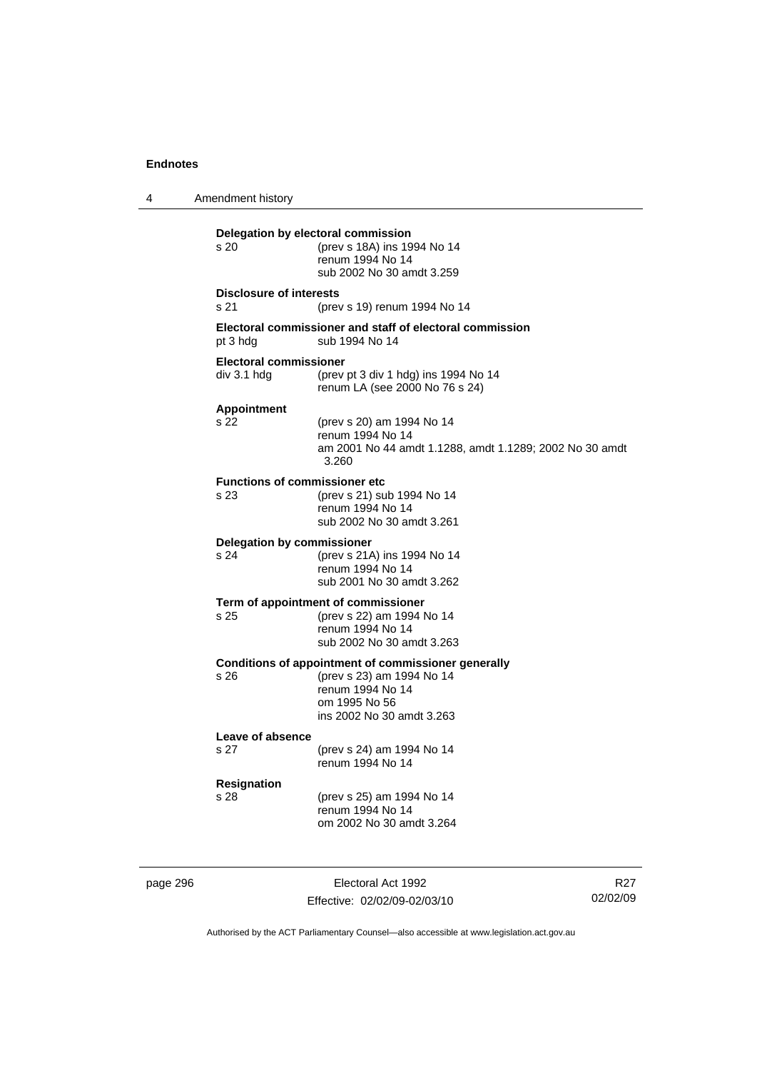**Delegation by electoral commission**

s 20 (prev s 18A) ins 1994 No 14
renum 1994 No 14
sub 2002 No 30 amdt 3.259

**Disclosure of interests**

s 21 (prev s 19) renum 1994 No 14

**Electoral commissioner and staff of electoral commission**

pt 3 hdg sub 1994 No 14

**Electoral commissioner**

div 3.1 hdg (prev pt 3 div 1 hdg) ins 1994 No 14
renum LA (see 2000 No 76 s 24)

**Appointment**

s 22 (prev s 20) am 1994 No 14
renum 1994 No 14
am 2001 No 44 amdt 1.1288, amdt 1.1289; 2002 No 30 amdt 3.260

**Functions of commissioner etc**

s 23 (prev s 21) sub 1994 No 14
renum 1994 No 14
sub 2002 No 30 amdt 3.261

**Delegation by commissioner**

s 24 (prev s 21A) ins 1994 No 14
renum 1994 No 14
sub 2001 No 30 amdt 3.262

**Term of appointment of commissioner**

s 25 (prev s 22) am 1994 No 14
renum 1994 No 14
sub 2002 No 30 amdt 3.263

**Conditions of appointment of commissioner generally**

s 26 (prev s 23) am 1994 No 14
renum 1994 No 14
om 1995 No 56
ins 2002 No 30 amdt 3.263

**Leave of absence**

s 27 (prev s 24) am 1994 No 14
renum 1994 No 14

**Resignation**

s 28 (prev s 25) am 1994 No 14
renum 1994 No 14
om 2002 No 30 amdt 3.264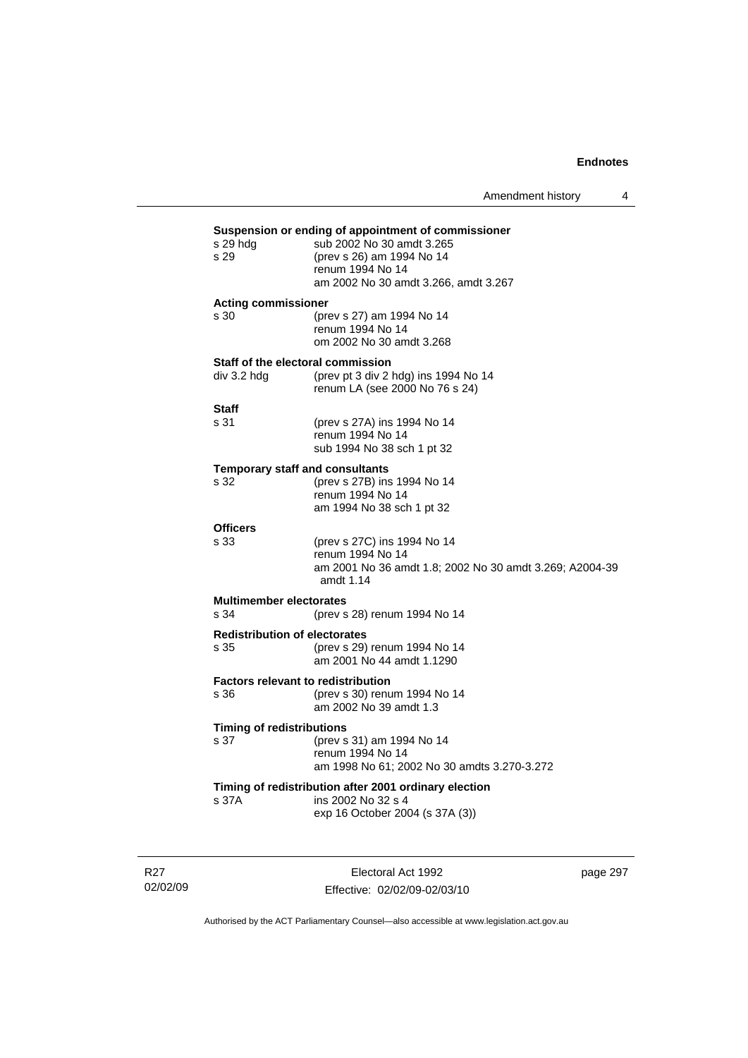**Suspension or ending of appointment of commissioner**

s 29 hdg sub 2002 No 30 amdt 3.265
s 29 (prev s 26) am 1994 No 14
renum 1994 No 14
am 2002 No 30 amdt 3.266, amdt 3.267

**Acting commissioner**

s 30 (prev s 27) am 1994 No 14
renum 1994 No 14
om 2002 No 30 amdt 3.268

**Staff of the electoral commission**

div 3.2 hdg (prev pt 3 div 2 hdg) ins 1994 No 14
renum LA (see 2000 No 76 s 24)

**Staff**

s 31 (prev s 27A) ins 1994 No 14
renum 1994 No 14
sub 1994 No 38 sch 1 pt 32

**Temporary staff and consultants**

s 32 (prev s 27B) ins 1994 No 14
renum 1994 No 14
am 1994 No 38 sch 1 pt 32

**Officers**

s 33 (prev s 27C) ins 1994 No 14
renum 1994 No 14
am 2001 No 36 amdt 1.8; 2002 No 30 amdt 3.269; A2004-39 amdt 1.14

**Multimember electorates**

s 34 (prev s 28) renum 1994 No 14

**Redistribution of electorates**

s 35 (prev s 29) renum 1994 No 14
am 2001 No 44 amdt 1.1290

**Factors relevant to redistribution**

s 36 (prev s 30) renum 1994 No 14
am 2002 No 39 amdt 1.3

**Timing of redistributions**

s 37 (prev s 31) am 1994 No 14
renum 1994 No 14
am 1998 No 61; 2002 No 30 amdts 3.270-3.272

**Timing of redistribution after 2001 ordinary election**

s 37A ins 2002 No 32 s 4
exp 16 October 2004 (s 37A (3))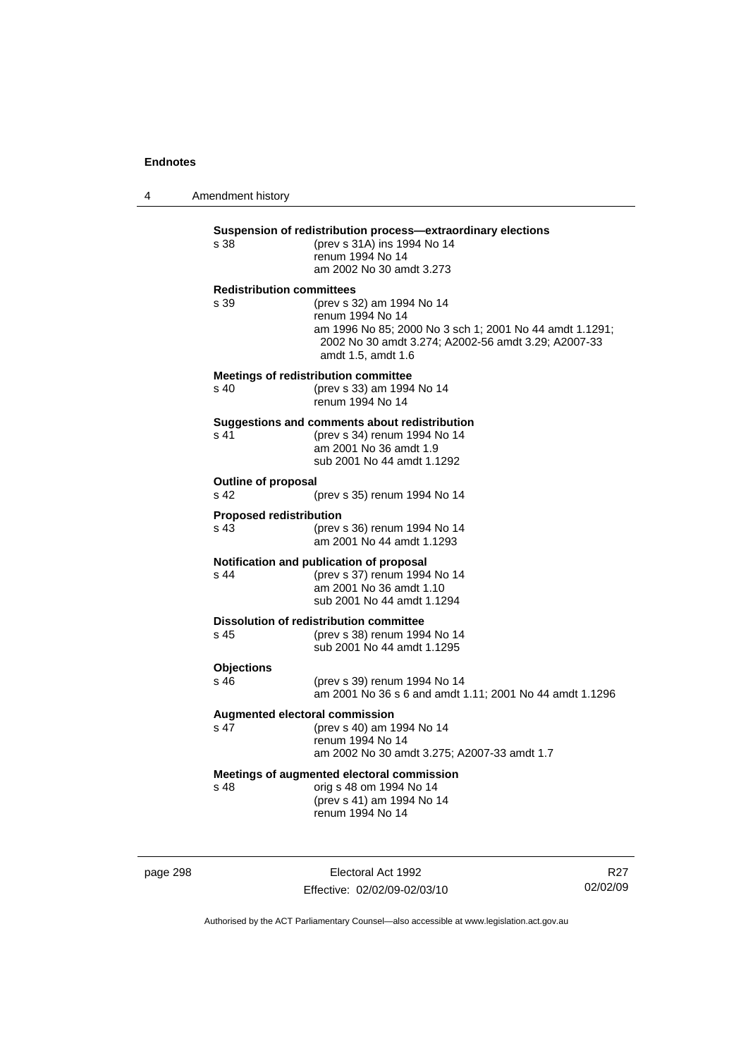**Suspension of redistribution process—extraordinary elections**

s 38 (prev s 31A) ins 1994 No 14
renum 1994 No 14
am 2002 No 30 amdt 3.273

**Redistribution committees**

s 39 (prev s 32) am 1994 No 14
renum 1994 No 14
am 1996 No 85; 2000 No 3 sch 1; 2001 No 44 amdt 1.1291; 2002 No 30 amdt 3.274; A2002-56 amdt 3.29; A2007-33 amdt 1.5, amdt 1.6

**Meetings of redistribution committee**

s 40 (prev s 33) am 1994 No 14
renum 1994 No 14

**Suggestions and comments about redistribution**

s 41 (prev s 34) renum 1994 No 14
am 2001 No 36 amdt 1.9
sub 2001 No 44 amdt 1.1292

**Outline of proposal**

s 42 (prev s 35) renum 1994 No 14

**Proposed redistribution**

s 43 (prev s 36) renum 1994 No 14
am 2001 No 44 amdt 1.1293

**Notification and publication of proposal**

s 44 (prev s 37) renum 1994 No 14
am 2001 No 36 amdt 1.10
sub 2001 No 44 amdt 1.1294

**Dissolution of redistribution committee**

s 45 (prev s 38) renum 1994 No 14
sub 2001 No 44 amdt 1.1295

**Objections**

s 46 (prev s 39) renum 1994 No 14
am 2001 No 36 s 6 and amdt 1.11; 2001 No 44 amdt 1.1296

**Augmented electoral commission**

s 47 (prev s 40) am 1994 No 14
renum 1994 No 14
am 2002 No 30 amdt 3.275; A2007-33 amdt 1.7

**Meetings of augmented electoral commission**

s 48 orig s 48 om 1994 No 14
(prev s 41) am 1994 No 14
renum 1994 No 14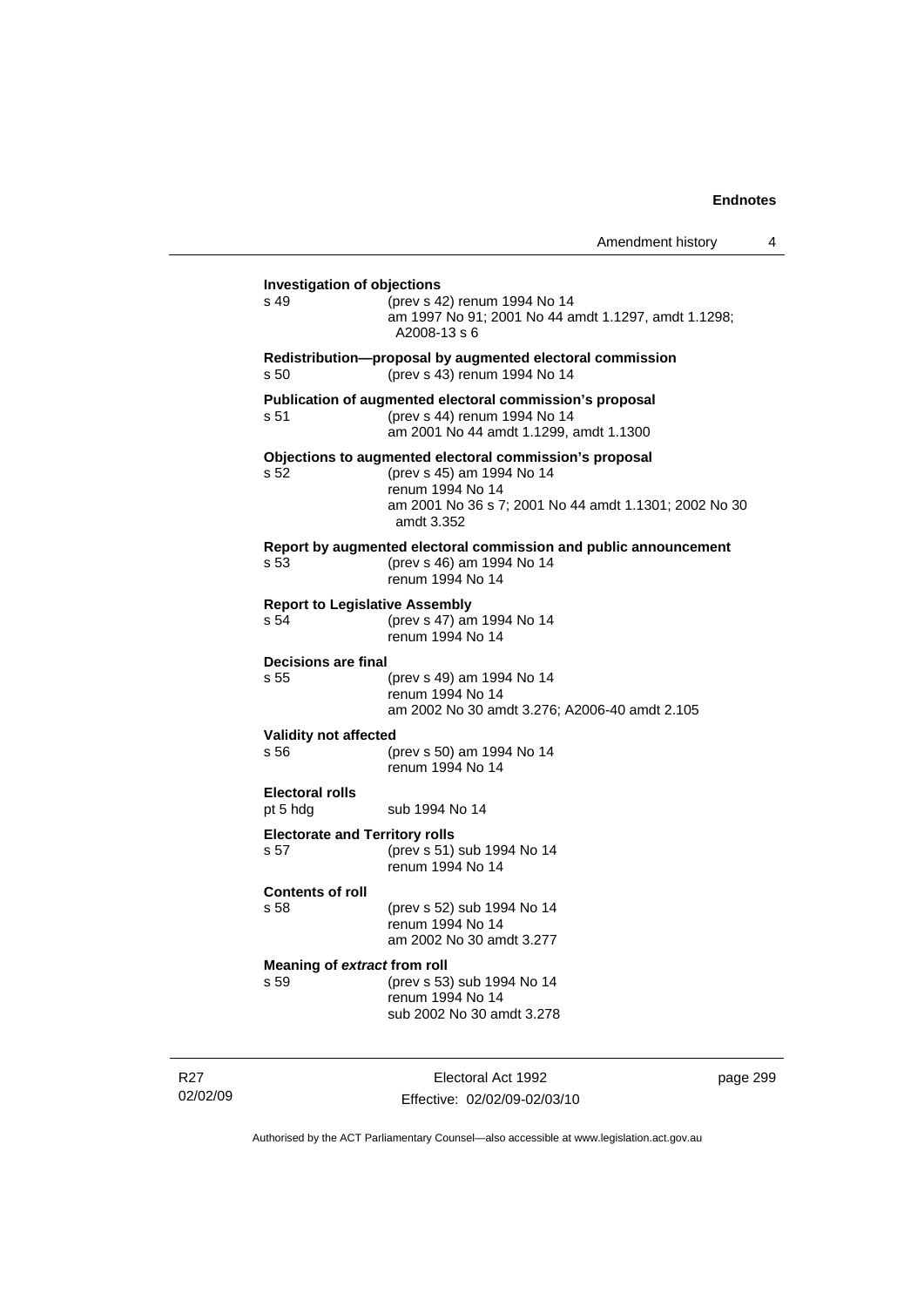**Investigation of objections**

s 49 (prev s 42) renum 1994 No 14
am 1997 No 91; 2001 No 44 amdt 1.1297, amdt 1.1298; A2008-13 s 6

**Redistribution—proposal by augmented electoral commission**

s 50 (prev s 43) renum 1994 No 14

**Publication of augmented electoral commission's proposal**

s 51 (prev s 44) renum 1994 No 14
am 2001 No 44 amdt 1.1299, amdt 1.1300

**Objections to augmented electoral commission's proposal**

s 52 (prev s 45) am 1994 No 14
renum 1994 No 14
am 2001 No 36 s 7; 2001 No 44 amdt 1.1301; 2002 No 30 amdt 3.352

**Report by augmented electoral commission and public announcement**

s 53 (prev s 46) am 1994 No 14
renum 1994 No 14

**Report to Legislative Assembly**

s 54 (prev s 47) am 1994 No 14
renum 1994 No 14

**Decisions are final**

s 55 (prev s 49) am 1994 No 14
renum 1994 No 14
am 2002 No 30 amdt 3.276; A2006-40 amdt 2.105

**Validity not affected**

s 56 (prev s 50) am 1994 No 14
renum 1994 No 14

**Electoral rolls**

pt 5 hdg sub 1994 No 14

**Electorate and Territory rolls**

s 57 (prev s 51) sub 1994 No 14
renum 1994 No 14

**Contents of roll**

s 58 (prev s 52) sub 1994 No 14
renum 1994 No 14
am 2002 No 30 amdt 3.277

**Meaning of *extract* from roll**

s 59 (prev s 53) sub 1994 No 14
renum 1994 No 14
sub 2002 No 30 amdt 3.278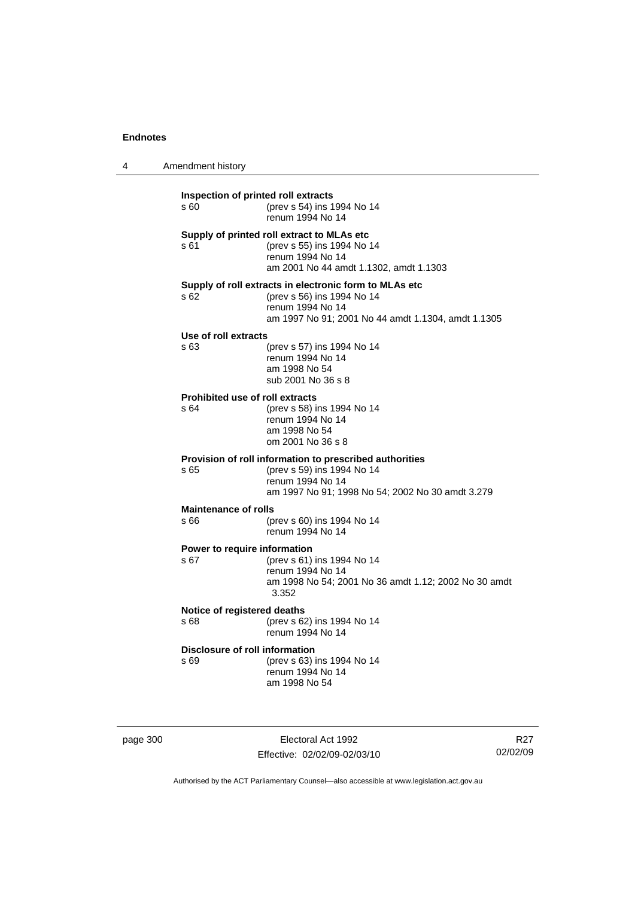**Inspection of printed roll extracts**
s 60 (prev s 54) ins 1994 No 14
renum 1994 No 14

**Supply of printed roll extract to MLAs etc**
s 61 (prev s 55) ins 1994 No 14
renum 1994 No 14
am 2001 No 44 amdt 1.1302, amdt 1.1303

**Supply of roll extracts in electronic form to MLAs etc**
s 62 (prev s 56) ins 1994 No 14
renum 1994 No 14
am 1997 No 91; 2001 No 44 amdt 1.1304, amdt 1.1305

**Use of roll extracts**
s 63 (prev s 57) ins 1994 No 14
renum 1994 No 14
am 1998 No 54
sub 2001 No 36 s 8

**Prohibited use of roll extracts**
s 64 (prev s 58) ins 1994 No 14
renum 1994 No 14
am 1998 No 54
om 2001 No 36 s 8

**Provision of roll information to prescribed authorities**
s 65 (prev s 59) ins 1994 No 14
renum 1994 No 14
am 1997 No 91; 1998 No 54; 2002 No 30 amdt 3.279

**Maintenance of rolls**
s 66 (prev s 60) ins 1994 No 14
renum 1994 No 14

**Power to require information**
s 67 (prev s 61) ins 1994 No 14
renum 1994 No 14
am 1998 No 54; 2001 No 36 amdt 1.12; 2002 No 30 amdt 3.352

**Notice of registered deaths**
s 68 (prev s 62) ins 1994 No 14
renum 1994 No 14

**Disclosure of roll information**
s 69 (prev s 63) ins 1994 No 14
renum 1994 No 14
am 1998 No 54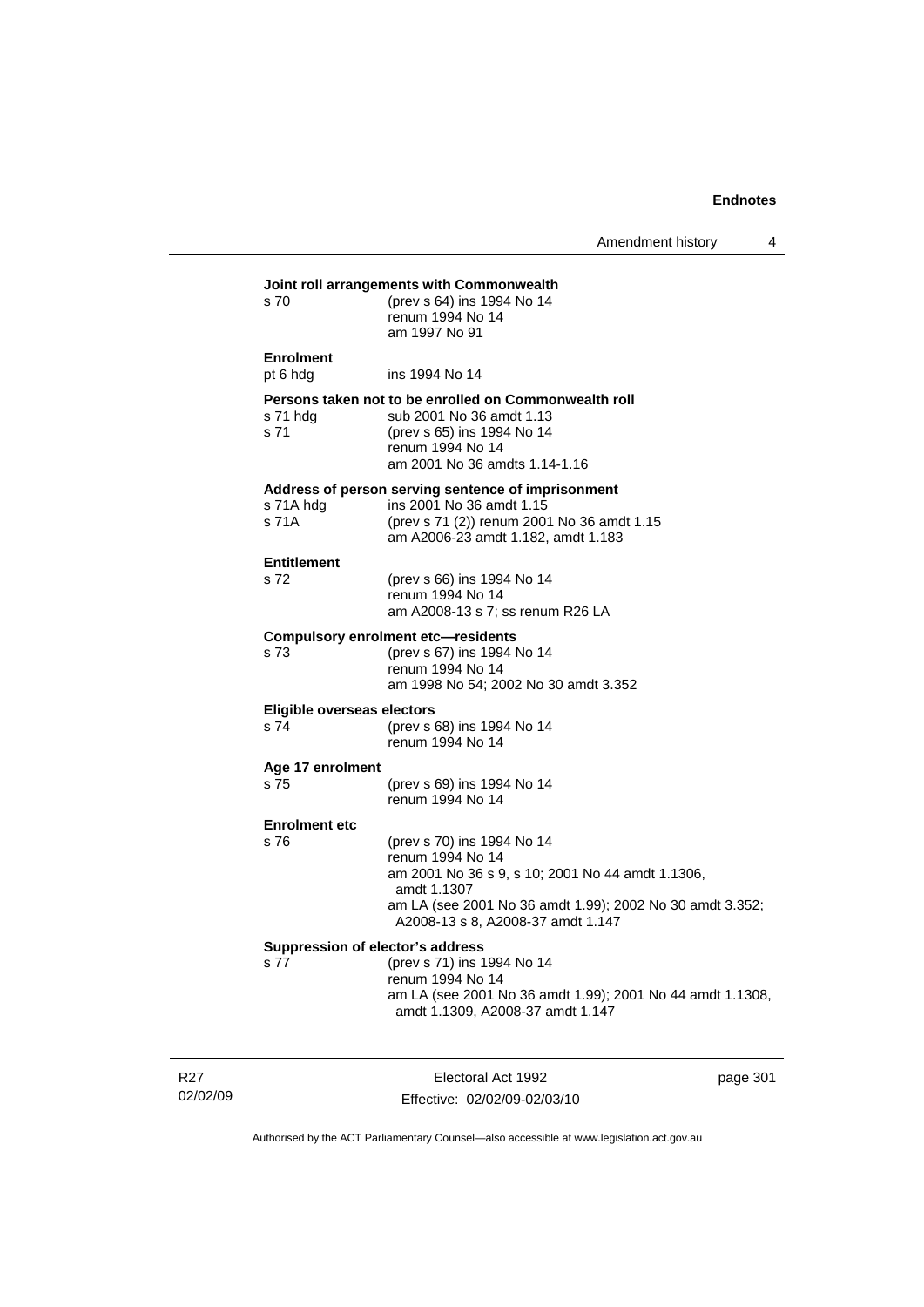**Joint roll arrangements with Commonwealth**

s 70 (prev s 64) ins 1994 No 14
renum 1994 No 14
am 1997 No 91

**Enrolment**

pt 6 hdg ins 1994 No 14

**Persons taken not to be enrolled on Commonwealth roll**

s 71 hdg sub 2001 No 36 amdt 1.13
s 71 (prev s 65) ins 1994 No 14
renum 1994 No 14
am 2001 No 36 amdts 1.14-1.16

**Address of person serving sentence of imprisonment**

s 71A hdg ins 2001 No 36 amdt 1.15
s 71A (prev s 71 (2)) renum 2001 No 36 amdt 1.15
am A2006-23 amdt 1.182, amdt 1.183

**Entitlement**

s 72 (prev s 66) ins 1994 No 14
renum 1994 No 14
am A2008-13 s 7; ss renum R26 LA

**Compulsory enrolment etc—residents**

s 73 (prev s 67) ins 1994 No 14
renum 1994 No 14
am 1998 No 54; 2002 No 30 amdt 3.352

**Eligible overseas electors**

s 74 (prev s 68) ins 1994 No 14
renum 1994 No 14

**Age 17 enrolment**

s 75 (prev s 69) ins 1994 No 14
renum 1994 No 14

**Enrolment etc**

s 76 (prev s 70) ins 1994 No 14
renum 1994 No 14
am 2001 No 36 s 9, s 10; 2001 No 44 amdt 1.1306, amdt 1.1307
am LA (see 2001 No 36 amdt 1.99); 2002 No 30 amdt 3.352; A2008-13 s 8, A2008-37 amdt 1.147

**Suppression of elector's address**

s 77 (prev s 71) ins 1994 No 14
renum 1994 No 14
am LA (see 2001 No 36 amdt 1.99); 2001 No 44 amdt 1.1308, amdt 1.1309, A2008-37 amdt 1.147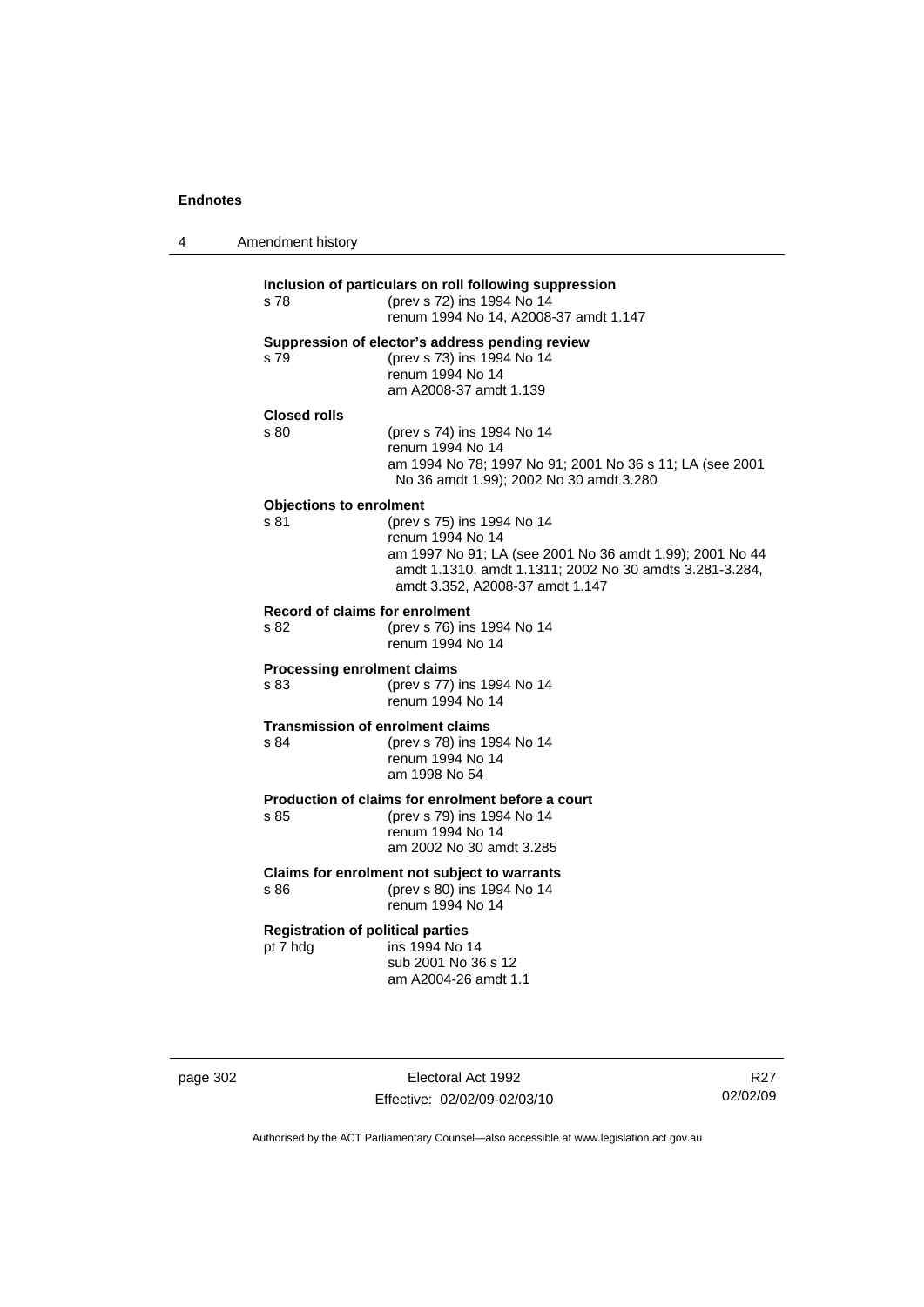**Inclusion of particulars on roll following suppression**

s 78 (prev s 72) ins 1994 No 14
renum 1994 No 14, A2008-37 amdt 1.147

**Suppression of elector's address pending review**

s 79 (prev s 73) ins 1994 No 14
renum 1994 No 14
am A2008-37 amdt 1.139

**Closed rolls**

s 80 (prev s 74) ins 1994 No 14
renum 1994 No 14
am 1994 No 78; 1997 No 91; 2001 No 36 s 11; LA (see 2001 No 36 amdt 1.99); 2002 No 30 amdt 3.280

**Objections to enrolment**

s 81 (prev s 75) ins 1994 No 14
renum 1994 No 14
am 1997 No 91; LA (see 2001 No 36 amdt 1.99); 2001 No 44 amdt 1.1310, amdt 1.1311; 2002 No 30 amdts 3.281-3.284, amdt 3.352, A2008-37 amdt 1.147

**Record of claims for enrolment**

s 82 (prev s 76) ins 1994 No 14
renum 1994 No 14

**Processing enrolment claims**

s 83 (prev s 77) ins 1994 No 14
renum 1994 No 14

**Transmission of enrolment claims**

s 84 (prev s 78) ins 1994 No 14
renum 1994 No 14
am 1998 No 54

**Production of claims for enrolment before a court**

s 85 (prev s 79) ins 1994 No 14
renum 1994 No 14
am 2002 No 30 amdt 3.285

**Claims for enrolment not subject to warrants**

s 86 (prev s 80) ins 1994 No 14
renum 1994 No 14

**Registration of political parties**

pt 7 hdg ins 1994 No 14
sub 2001 No 36 s 12
am A2004-26 amdt 1.1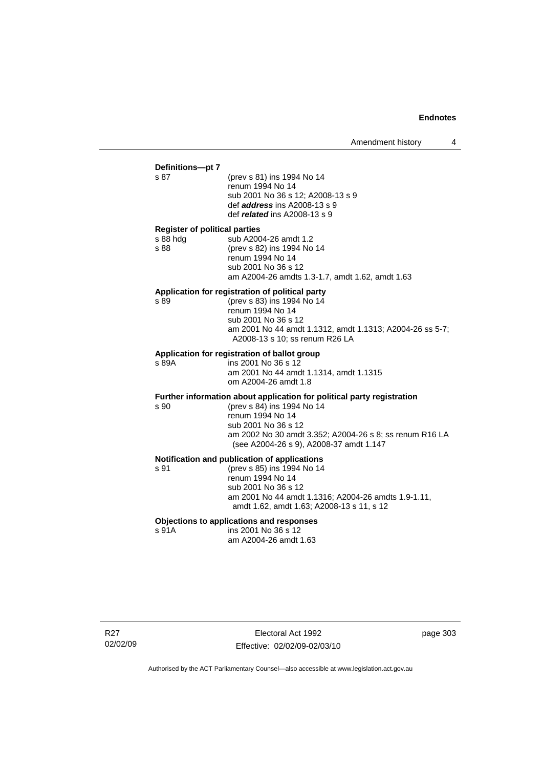**Definitions—pt 7**

s 87 (prev s 81) ins 1994 No 14
renum 1994 No 14
sub 2001 No 36 s 12; A2008-13 s 9
def ***address*** ins A2008-13 s 9
def ***related*** ins A2008-13 s 9

**Register of political parties**

s 88 hdg sub A2004-26 amdt 1.2
s 88 (prev s 82) ins 1994 No 14
renum 1994 No 14
sub 2001 No 36 s 12
am A2004-26 amdts 1.3-1.7, amdt 1.62, amdt 1.63

**Application for registration of political party**

s 89 (prev s 83) ins 1994 No 14
renum 1994 No 14
sub 2001 No 36 s 12
am 2001 No 44 amdt 1.1312, amdt 1.1313; A2004-26 ss 5-7; A2008-13 s 10; ss renum R26 LA

**Application for registration of ballot group**

s 89A ins 2001 No 36 s 12
am 2001 No 44 amdt 1.1314, amdt 1.1315
om A2004-26 amdt 1.8

**Further information about application for political party registration**

s 90 (prev s 84) ins 1994 No 14
renum 1994 No 14
sub 2001 No 36 s 12
am 2002 No 30 amdt 3.352; A2004-26 s 8; ss renum R16 LA (see A2004-26 s 9), A2008-37 amdt 1.147

**Notification and publication of applications**

s 91 (prev s 85) ins 1994 No 14
renum 1994 No 14
sub 2001 No 36 s 12
am 2001 No 44 amdt 1.1316; A2004-26 amdts 1.9-1.11, amdt 1.62, amdt 1.63; A2008-13 s 11, s 12

**Objections to applications and responses**

s 91A ins 2001 No 36 s 12
am A2004-26 amdt 1.63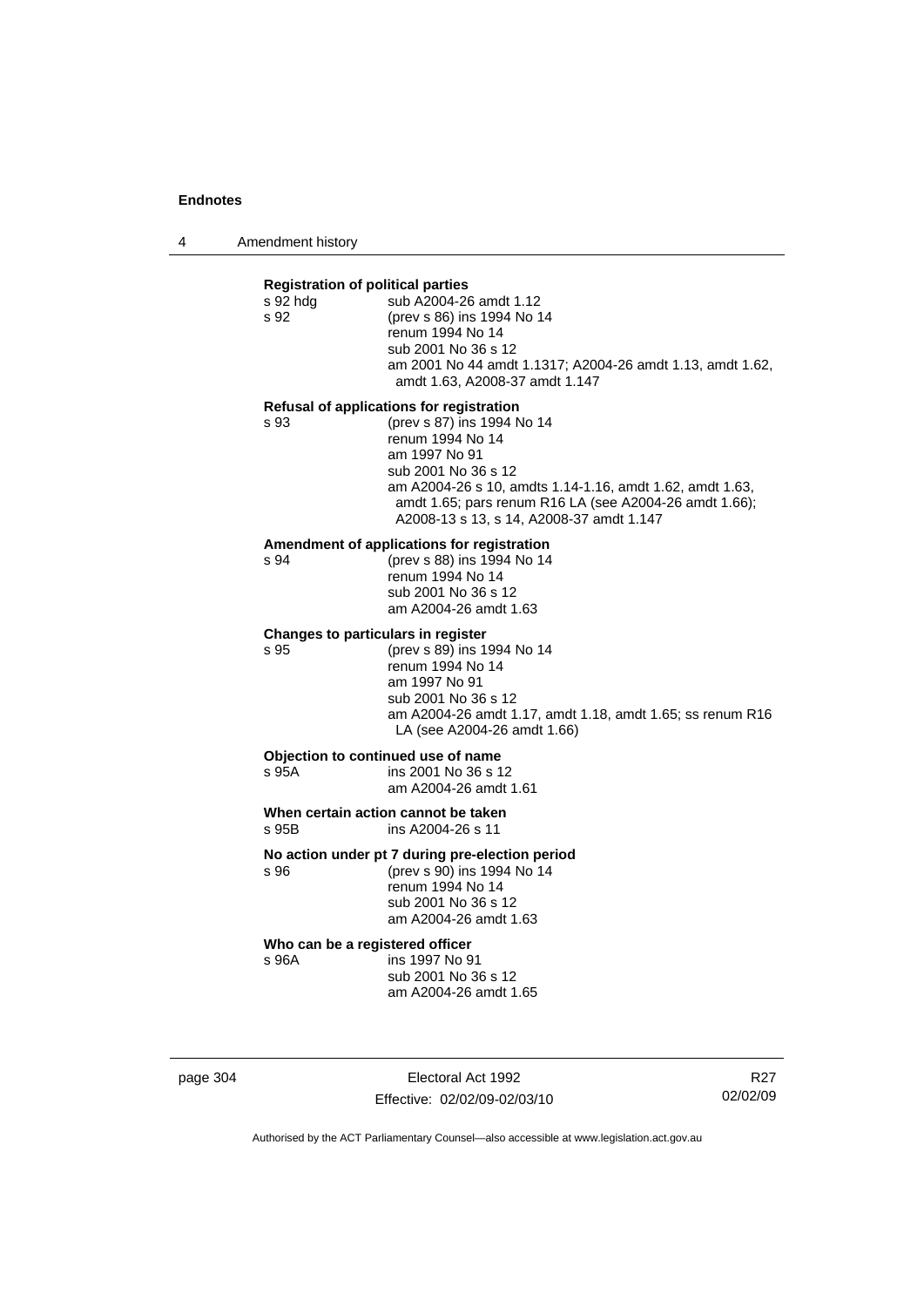**Registration of political parties**

s 92 hdg sub A2004-26 amdt 1.12

s 92 (prev s 86) ins 1994 No 14
renum 1994 No 14
sub 2001 No 36 s 12
am 2001 No 44 amdt 1.1317; A2004-26 amdt 1.13, amdt 1.62, amdt 1.63, A2008-37 amdt 1.147

**Refusal of applications for registration**

s 93 (prev s 87) ins 1994 No 14
renum 1994 No 14
am 1997 No 91
sub 2001 No 36 s 12
am A2004-26 s 10, amdts 1.14-1.16, amdt 1.62, amdt 1.63, amdt 1.65; pars renum R16 LA (see A2004-26 amdt 1.66); A2008-13 s 13, s 14, A2008-37 amdt 1.147

**Amendment of applications for registration**

s 94 (prev s 88) ins 1994 No 14
renum 1994 No 14
sub 2001 No 36 s 12
am A2004-26 amdt 1.63

**Changes to particulars in register**

s 95 (prev s 89) ins 1994 No 14
renum 1994 No 14
am 1997 No 91
sub 2001 No 36 s 12
am A2004-26 amdt 1.17, amdt 1.18, amdt 1.65; ss renum R16 LA (see A2004-26 amdt 1.66)

**Objection to continued use of name**

s 95A ins 2001 No 36 s 12
am A2004-26 amdt 1.61

**When certain action cannot be taken**

s 95B ins A2004-26 s 11

**No action under pt 7 during pre-election period**

s 96 (prev s 90) ins 1994 No 14
renum 1994 No 14
sub 2001 No 36 s 12
am A2004-26 amdt 1.63

**Who can be a registered officer**

s 96A ins 1997 No 91
sub 2001 No 36 s 12
am A2004-26 amdt 1.65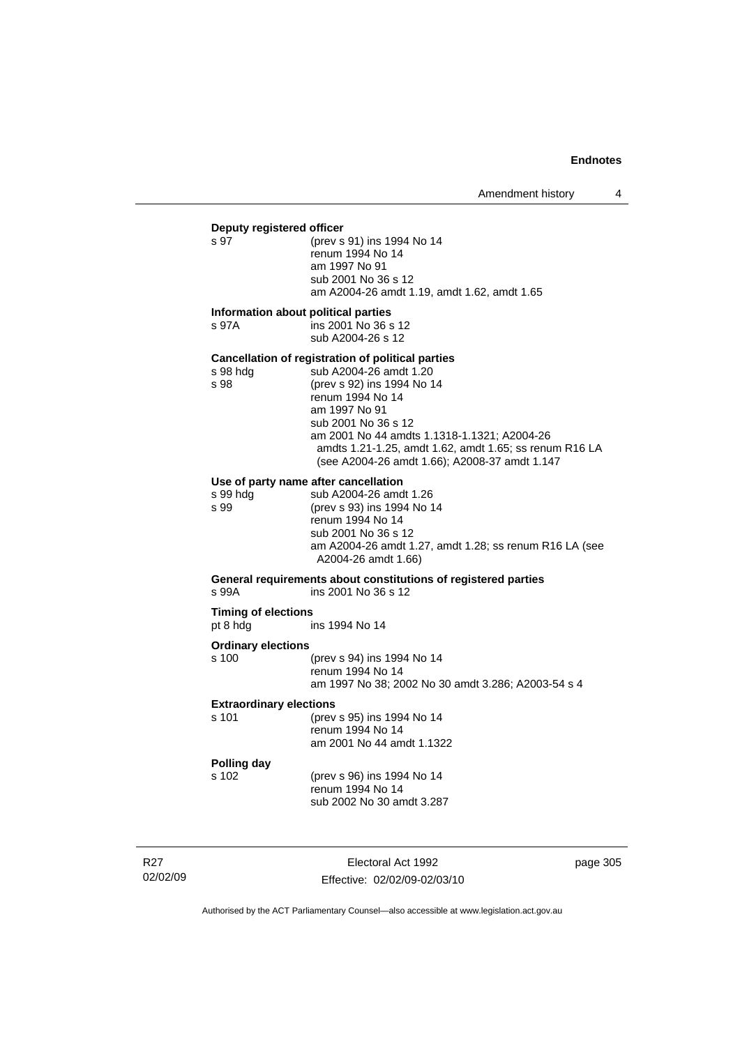**Deputy registered officer**

s 97 (prev s 91) ins 1994 No 14
renum 1994 No 14
am 1997 No 91
sub 2001 No 36 s 12
am A2004-26 amdt 1.19, amdt 1.62, amdt 1.65

**Information about political parties**

s 97A ins 2001 No 36 s 12
sub A2004-26 s 12

**Cancellation of registration of political parties**

s 98 hdg sub A2004-26 amdt 1.20
s 98 (prev s 92) ins 1994 No 14
renum 1994 No 14
am 1997 No 91
sub 2001 No 36 s 12
am 2001 No 44 amdts 1.1318-1.1321; A2004-26 amdts 1.21-1.25, amdt 1.62, amdt 1.65; ss renum R16 LA (see A2004-26 amdt 1.66); A2008-37 amdt 1.147

**Use of party name after cancellation**

s 99 hdg sub A2004-26 amdt 1.26
s 99 (prev s 93) ins 1994 No 14
renum 1994 No 14
sub 2001 No 36 s 12
am A2004-26 amdt 1.27, amdt 1.28; ss renum R16 LA (see A2004-26 amdt 1.66)

**General requirements about constitutions of registered parties**

s 99A ins 2001 No 36 s 12

**Timing of elections**

pt 8 hdg ins 1994 No 14

**Ordinary elections**

s 100 (prev s 94) ins 1994 No 14
renum 1994 No 14
am 1997 No 38; 2002 No 30 amdt 3.286; A2003-54 s 4

**Extraordinary elections**

s 101 (prev s 95) ins 1994 No 14
renum 1994 No 14
am 2001 No 44 amdt 1.1322

**Polling day**

s 102 (prev s 96) ins 1994 No 14
renum 1994 No 14
sub 2002 No 30 amdt 3.287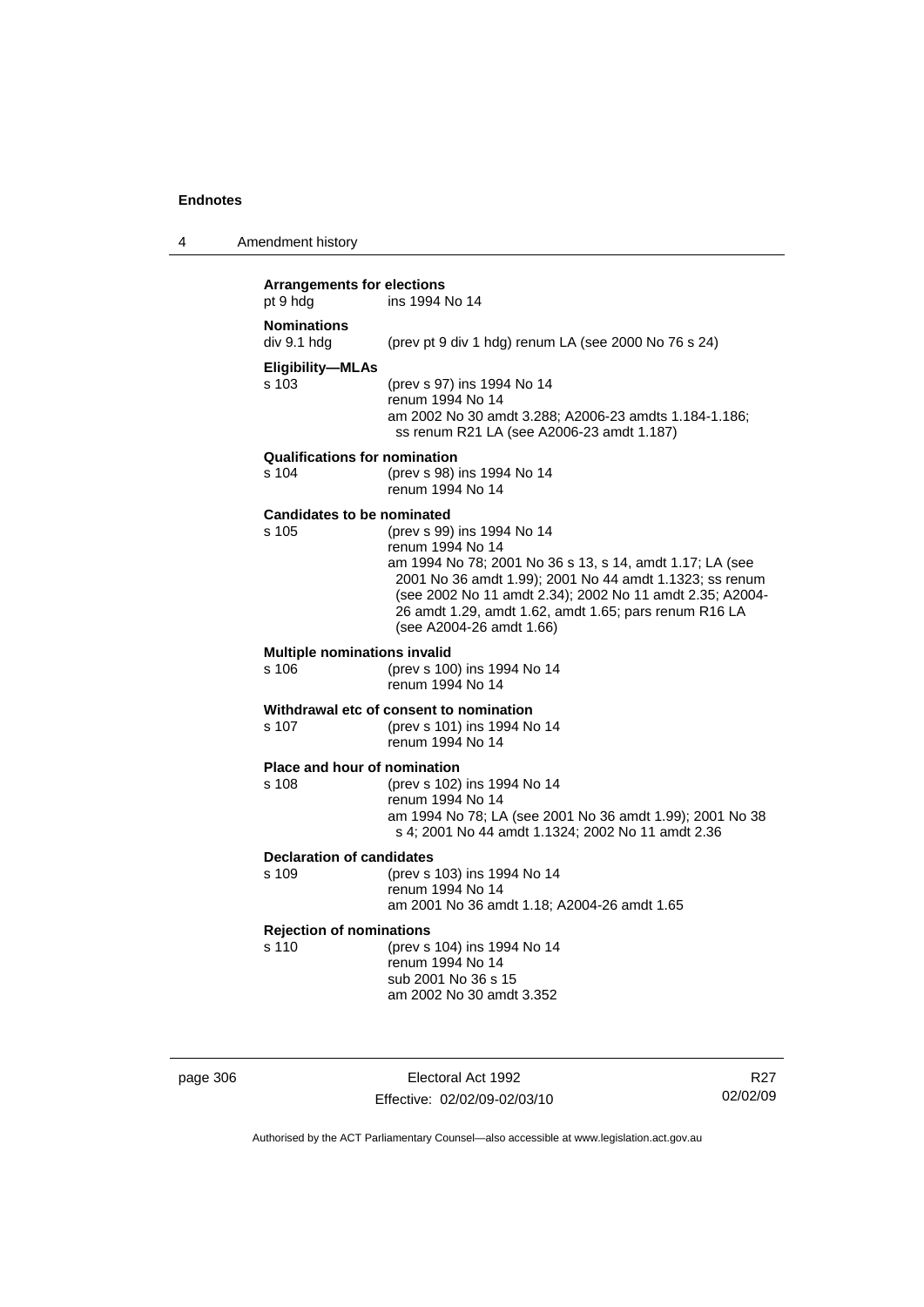**Arrangements for elections**
pt 9 hdg ins 1994 No 14

**Nominations**
div 9.1 hdg (prev pt 9 div 1 hdg) renum LA (see 2000 No 76 s 24)

**Eligibility—MLAs**
s 103 (prev s 97) ins 1994 No 14
renum 1994 No 14
am 2002 No 30 amdt 3.288; A2006-23 amdts 1.184-1.186; ss renum R21 LA (see A2006-23 amdt 1.187)

**Qualifications for nomination**
s 104 (prev s 98) ins 1994 No 14
renum 1994 No 14

**Candidates to be nominated**
s 105 (prev s 99) ins 1994 No 14
renum 1994 No 14
am 1994 No 78; 2001 No 36 s 13, s 14, amdt 1.17; LA (see 2001 No 36 amdt 1.99); 2001 No 44 amdt 1.1323; ss renum (see 2002 No 11 amdt 2.34); 2002 No 11 amdt 2.35; A2004-26 amdt 1.29, amdt 1.62, amdt 1.65; pars renum R16 LA (see A2004-26 amdt 1.66)

**Multiple nominations invalid**
s 106 (prev s 100) ins 1994 No 14
renum 1994 No 14

**Withdrawal etc of consent to nomination**
s 107 (prev s 101) ins 1994 No 14
renum 1994 No 14

**Place and hour of nomination**
s 108 (prev s 102) ins 1994 No 14
renum 1994 No 14
am 1994 No 78; LA (see 2001 No 36 amdt 1.99); 2001 No 38 s 4; 2001 No 44 amdt 1.1324; 2002 No 11 amdt 2.36

**Declaration of candidates**
s 109 (prev s 103) ins 1994 No 14
renum 1994 No 14
am 2001 No 36 amdt 1.18; A2004-26 amdt 1.65

**Rejection of nominations**
s 110 (prev s 104) ins 1994 No 14
renum 1994 No 14
sub 2001 No 36 s 15
am 2002 No 30 amdt 3.352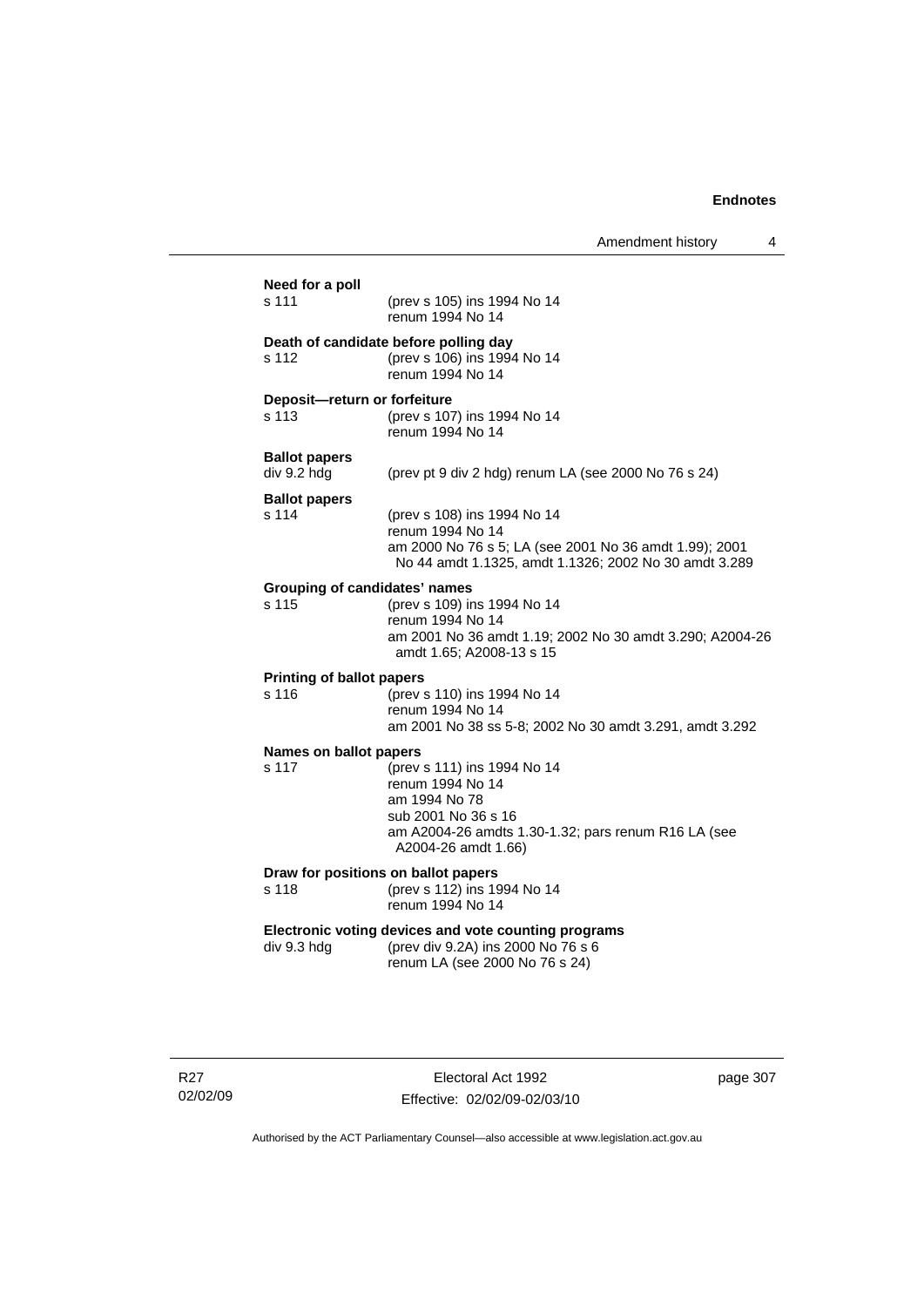**Need for a poll**

s 111 (prev s 105) ins 1994 No 14
renum 1994 No 14

**Death of candidate before polling day**

s 112 (prev s 106) ins 1994 No 14
renum 1994 No 14

**Deposit—return or forfeiture**

s 113 (prev s 107) ins 1994 No 14
renum 1994 No 14

**Ballot papers**

div 9.2 hdg (prev pt 9 div 2 hdg) renum LA (see 2000 No 76 s 24)

**Ballot papers**

s 114 (prev s 108) ins 1994 No 14
renum 1994 No 14
am 2000 No 76 s 5; LA (see 2001 No 36 amdt 1.99); 2001 No 44 amdt 1.1325, amdt 1.1326; 2002 No 30 amdt 3.289

**Grouping of candidates' names**

s 115 (prev s 109) ins 1994 No 14
renum 1994 No 14
am 2001 No 36 amdt 1.19; 2002 No 30 amdt 3.290; A2004-26 amdt 1.65; A2008-13 s 15

**Printing of ballot papers**

s 116 (prev s 110) ins 1994 No 14
renum 1994 No 14
am 2001 No 38 ss 5-8; 2002 No 30 amdt 3.291, amdt 3.292

**Names on ballot papers**

s 117 (prev s 111) ins 1994 No 14
renum 1994 No 14
am 1994 No 78
sub 2001 No 36 s 16
am A2004-26 amdts 1.30-1.32; pars renum R16 LA (see A2004-26 amdt 1.66)

**Draw for positions on ballot papers**

s 118 (prev s 112) ins 1994 No 14
renum 1994 No 14

**Electronic voting devices and vote counting programs**

div 9.3 hdg (prev div 9.2A) ins 2000 No 76 s 6
renum LA (see 2000 No 76 s 24)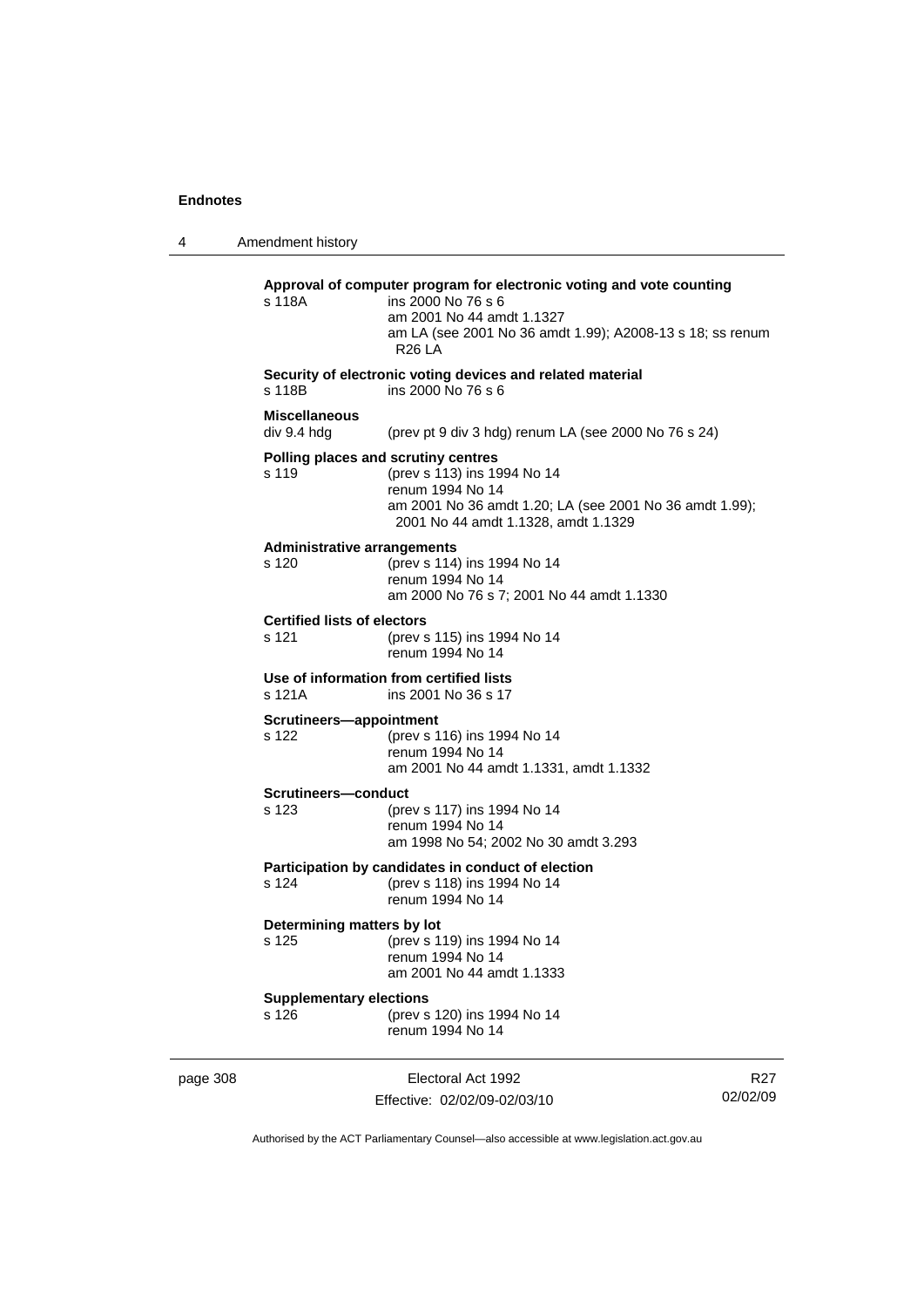**Approval of computer program for electronic voting and vote counting**

s 118A ins 2000 No 76 s 6
am 2001 No 44 amdt 1.1327
am LA (see 2001 No 36 amdt 1.99); A2008-13 s 18; ss renum R26 LA

**Security of electronic voting devices and related material**

s 118B ins 2000 No 76 s 6

**Miscellaneous**

div 9.4 hdg (prev pt 9 div 3 hdg) renum LA (see 2000 No 76 s 24)

**Polling places and scrutiny centres**

s 119 (prev s 113) ins 1994 No 14
renum 1994 No 14
am 2001 No 36 amdt 1.20; LA (see 2001 No 36 amdt 1.99); 2001 No 44 amdt 1.1328, amdt 1.1329

**Administrative arrangements**

s 120 (prev s 114) ins 1994 No 14
renum 1994 No 14
am 2000 No 76 s 7; 2001 No 44 amdt 1.1330

**Certified lists of electors**

s 121 (prev s 115) ins 1994 No 14
renum 1994 No 14

**Use of information from certified lists**

s 121A ins 2001 No 36 s 17

**Scrutineers—appointment**

s 122 (prev s 116) ins 1994 No 14
renum 1994 No 14
am 2001 No 44 amdt 1.1331, amdt 1.1332

**Scrutineers—conduct**

s 123 (prev s 117) ins 1994 No 14
renum 1994 No 14
am 1998 No 54; 2002 No 30 amdt 3.293

**Participation by candidates in conduct of election**

s 124 (prev s 118) ins 1994 No 14
renum 1994 No 14

**Determining matters by lot**

s 125 (prev s 119) ins 1994 No 14
renum 1994 No 14
am 2001 No 44 amdt 1.1333

**Supplementary elections**

s 126 (prev s 120) ins 1994 No 14
renum 1994 No 14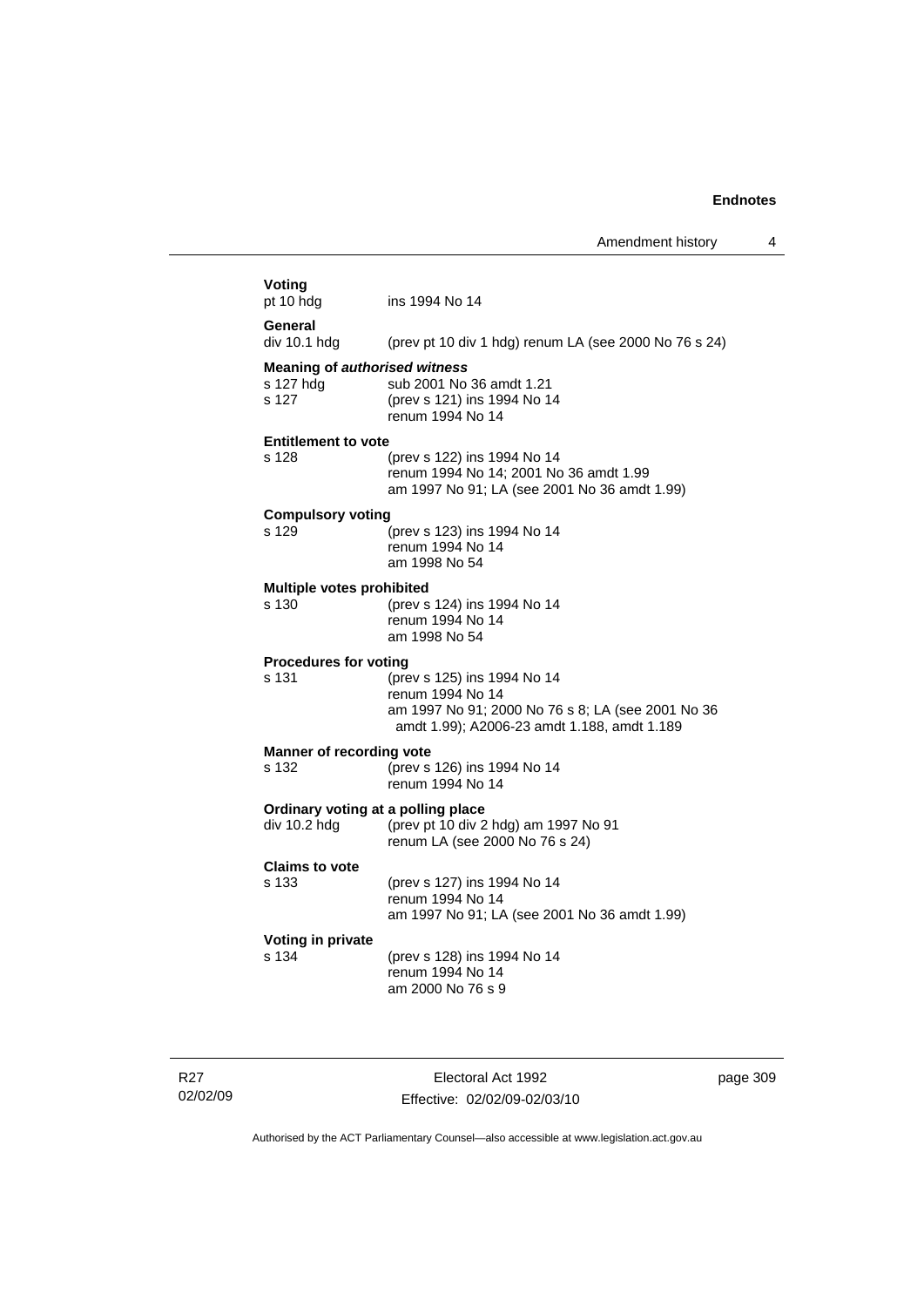**Voting**

pt 10 hdg ins 1994 No 14

**General**

div 10.1 hdg (prev pt 10 div 1 hdg) renum LA (see 2000 No 76 s 24)

**Meaning of *authorised witness***

s 127 hdg sub 2001 No 36 amdt 1.21
s 127 (prev s 121) ins 1994 No 14
renum 1994 No 14

**Entitlement to vote**

s 128 (prev s 122) ins 1994 No 14
renum 1994 No 14; 2001 No 36 amdt 1.99
am 1997 No 91; LA (see 2001 No 36 amdt 1.99)

**Compulsory voting**

s 129 (prev s 123) ins 1994 No 14
renum 1994 No 14
am 1998 No 54

**Multiple votes prohibited**

s 130 (prev s 124) ins 1994 No 14
renum 1994 No 14
am 1998 No 54

**Procedures for voting**

s 131 (prev s 125) ins 1994 No 14
renum 1994 No 14
am 1997 No 91; 2000 No 76 s 8; LA (see 2001 No 36 amdt 1.99); A2006-23 amdt 1.188, amdt 1.189

**Manner of recording vote**

s 132 (prev s 126) ins 1994 No 14
renum 1994 No 14

**Ordinary voting at a polling place**

div 10.2 hdg (prev pt 10 div 2 hdg) am 1997 No 91
renum LA (see 2000 No 76 s 24)

**Claims to vote**

s 133 (prev s 127) ins 1994 No 14
renum 1994 No 14
am 1997 No 91; LA (see 2001 No 36 amdt 1.99)

**Voting in private**

s 134 (prev s 128) ins 1994 No 14
renum 1994 No 14
am 2000 No 76 s 9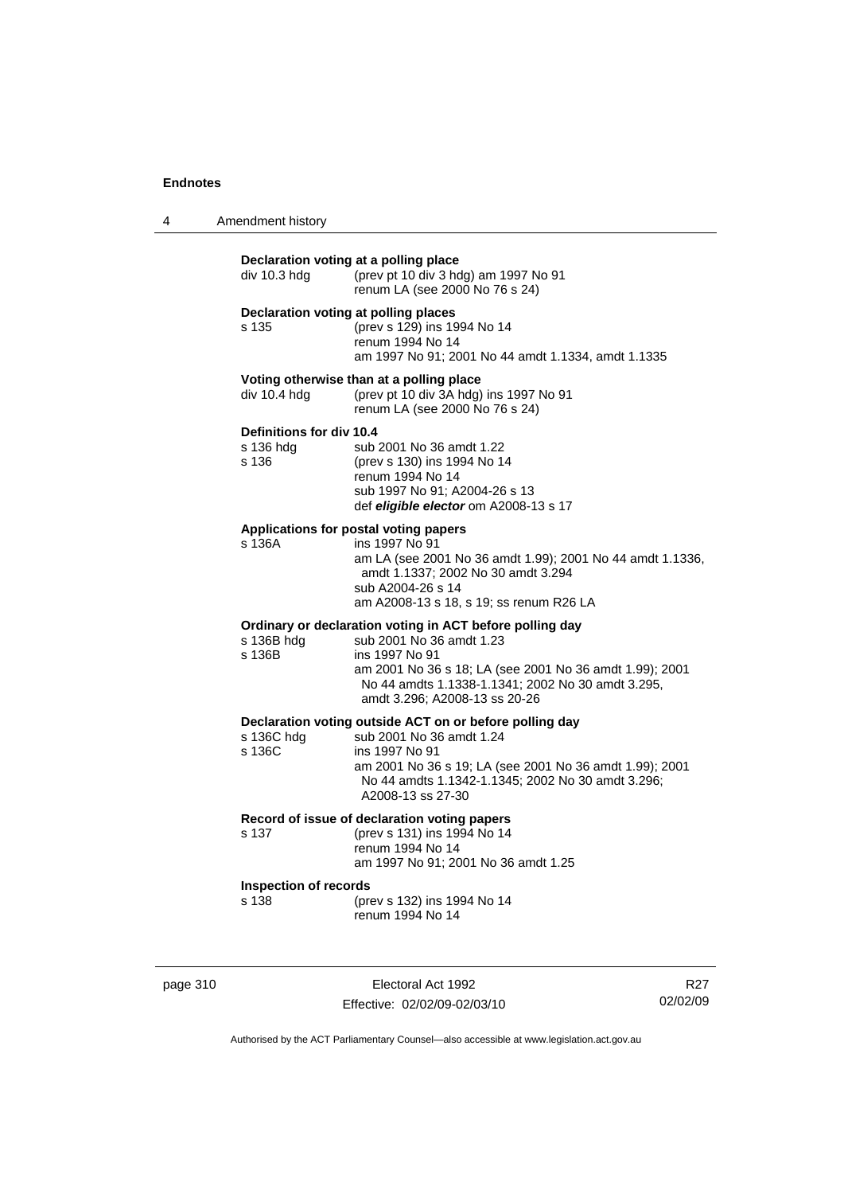**Declaration voting at a polling place**

div 10.3 hdg (prev pt 10 div 3 hdg) am 1997 No 91
renum LA (see 2000 No 76 s 24)

**Declaration voting at polling places**

s 135 (prev s 129) ins 1994 No 14
renum 1994 No 14
am 1997 No 91; 2001 No 44 amdt 1.1334, amdt 1.1335

**Voting otherwise than at a polling place**

div 10.4 hdg (prev pt 10 div 3A hdg) ins 1997 No 91
renum LA (see 2000 No 76 s 24)

**Definitions for div 10.4**

s 136 hdg sub 2001 No 36 amdt 1.22
s 136 (prev s 130) ins 1994 No 14
renum 1994 No 14
sub 1997 No 91; A2004-26 s 13
def ***eligible elector*** om A2008-13 s 17

**Applications for postal voting papers**

s 136A ins 1997 No 91
am LA (see 2001 No 36 amdt 1.99); 2001 No 44 amdt 1.1336, amdt 1.1337; 2002 No 30 amdt 3.294
sub A2004-26 s 14
am A2008-13 s 18, s 19; ss renum R26 LA

**Ordinary or declaration voting in ACT before polling day**

s 136B hdg sub 2001 No 36 amdt 1.23
s 136B ins 1997 No 91
am 2001 No 36 s 18; LA (see 2001 No 36 amdt 1.99); 2001 No 44 amdts 1.1338-1.1341; 2002 No 30 amdt 3.295, amdt 3.296; A2008-13 ss 20-26

**Declaration voting outside ACT on or before polling day**

s 136C hdg sub 2001 No 36 amdt 1.24
s 136C ins 1997 No 91
am 2001 No 36 s 19; LA (see 2001 No 36 amdt 1.99); 2001 No 44 amdts 1.1342-1.1345; 2002 No 30 amdt 3.296; A2008-13 ss 27-30

**Record of issue of declaration voting papers**

s 137 (prev s 131) ins 1994 No 14
renum 1994 No 14
am 1997 No 91; 2001 No 36 amdt 1.25

**Inspection of records**

s 138 (prev s 132) ins 1994 No 14
renum 1994 No 14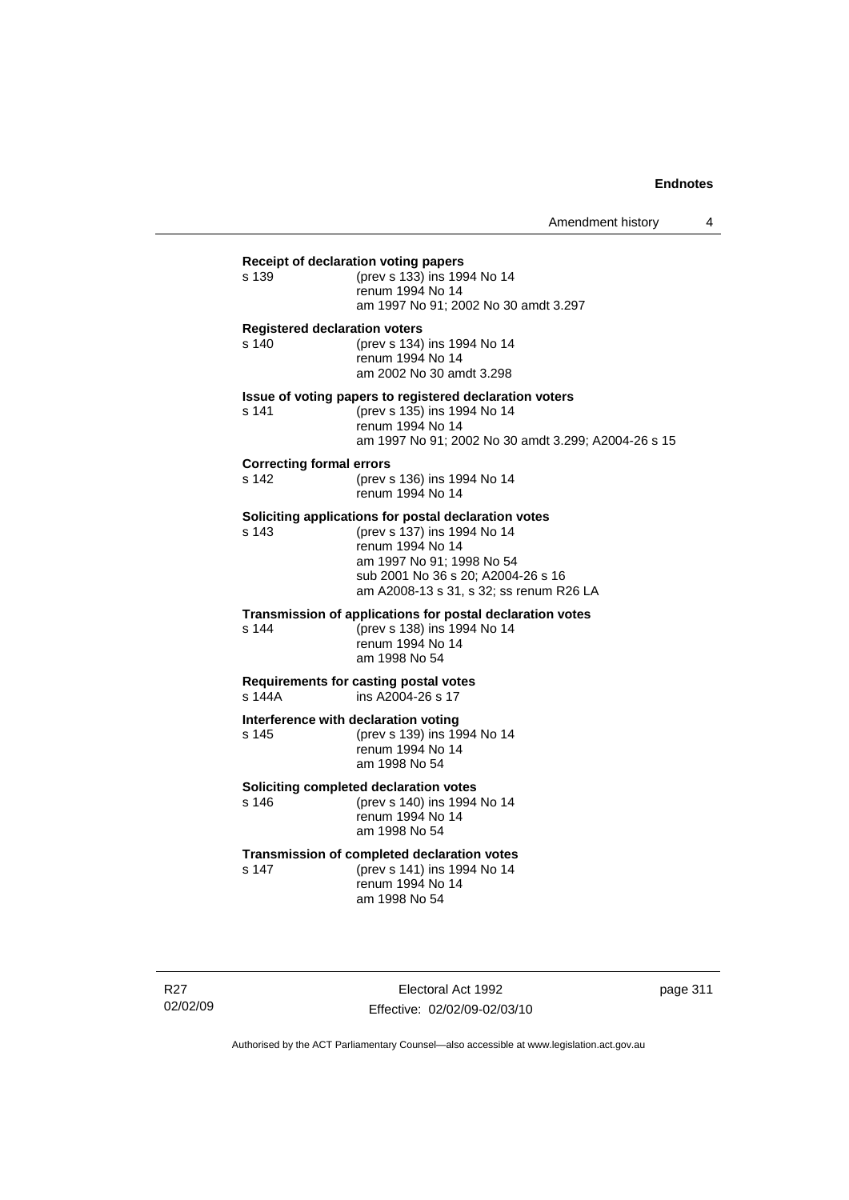**Receipt of declaration voting papers**

s 139 (prev s 133) ins 1994 No 14
renum 1994 No 14
am 1997 No 91; 2002 No 30 amdt 3.297

**Registered declaration voters**

s 140 (prev s 134) ins 1994 No 14
renum 1994 No 14
am 2002 No 30 amdt 3.298

**Issue of voting papers to registered declaration voters**

s 141 (prev s 135) ins 1994 No 14
renum 1994 No 14
am 1997 No 91; 2002 No 30 amdt 3.299; A2004-26 s 15

**Correcting formal errors**

s 142 (prev s 136) ins 1994 No 14
renum 1994 No 14

**Soliciting applications for postal declaration votes**

s 143 (prev s 137) ins 1994 No 14
renum 1994 No 14
am 1997 No 91; 1998 No 54
sub 2001 No 36 s 20; A2004-26 s 16
am A2008-13 s 31, s 32; ss renum R26 LA

**Transmission of applications for postal declaration votes**

s 144 (prev s 138) ins 1994 No 14
renum 1994 No 14
am 1998 No 54

**Requirements for casting postal votes**

s 144A ins A2004-26 s 17

**Interference with declaration voting**

s 145 (prev s 139) ins 1994 No 14
renum 1994 No 14
am 1998 No 54

**Soliciting completed declaration votes**

s 146 (prev s 140) ins 1994 No 14
renum 1994 No 14
am 1998 No 54

**Transmission of completed declaration votes**

s 147 (prev s 141) ins 1994 No 14
renum 1994 No 14
am 1998 No 54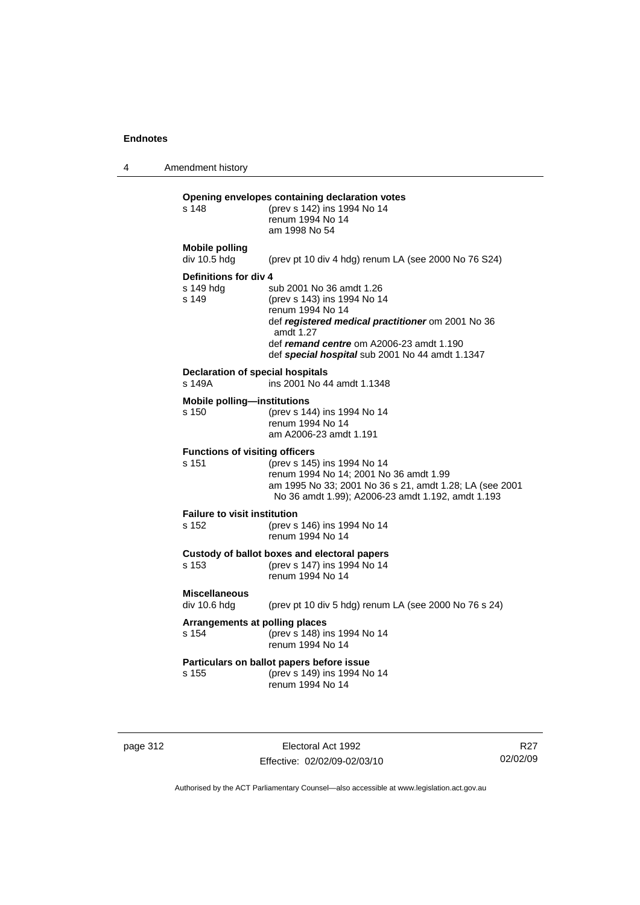**Opening envelopes containing declaration votes**

s 148 (prev s 142) ins 1994 No 14
renum 1994 No 14
am 1998 No 54

**Mobile polling**

div 10.5 hdg (prev pt 10 div 4 hdg) renum LA (see 2000 No 76 S24)

**Definitions for div 4**

s 149 hdg sub 2001 No 36 amdt 1.26
s 149 (prev s 143) ins 1994 No 14
renum 1994 No 14
def ***registered medical practitioner*** om 2001 No 36 amdt 1.27
def ***remand centre*** om A2006-23 amdt 1.190
def ***special hospital*** sub 2001 No 44 amdt 1.1347

**Declaration of special hospitals**

s 149A ins 2001 No 44 amdt 1.1348

**Mobile polling—institutions**

s 150 (prev s 144) ins 1994 No 14
renum 1994 No 14
am A2006-23 amdt 1.191

**Functions of visiting officers**

s 151 (prev s 145) ins 1994 No 14
renum 1994 No 14; 2001 No 36 amdt 1.99
am 1995 No 33; 2001 No 36 s 21, amdt 1.28; LA (see 2001 No 36 amdt 1.99); A2006-23 amdt 1.192, amdt 1.193

**Failure to visit institution**

s 152 (prev s 146) ins 1994 No 14
renum 1994 No 14

**Custody of ballot boxes and electoral papers**

s 153 (prev s 147) ins 1994 No 14
renum 1994 No 14

**Miscellaneous**

div 10.6 hdg (prev pt 10 div 5 hdg) renum LA (see 2000 No 76 s 24)

**Arrangements at polling places**

s 154 (prev s 148) ins 1994 No 14
renum 1994 No 14

**Particulars on ballot papers before issue**

s 155 (prev s 149) ins 1994 No 14
renum 1994 No 14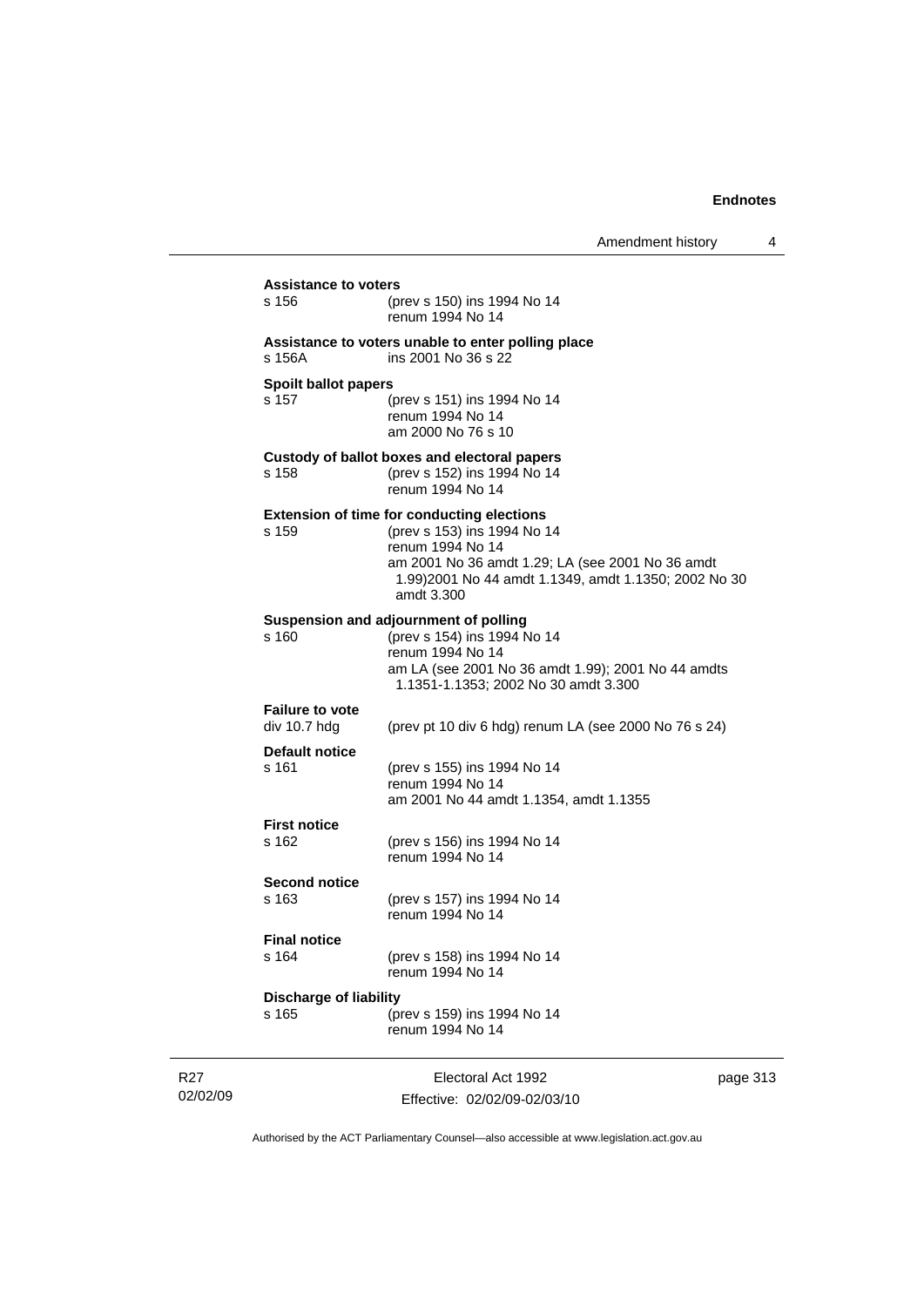**Assistance to voters**

s 156 (prev s 150) ins 1994 No 14
renum 1994 No 14

**Assistance to voters unable to enter polling place**

s 156A ins 2001 No 36 s 22

**Spoilt ballot papers**

s 157 (prev s 151) ins 1994 No 14
renum 1994 No 14
am 2000 No 76 s 10

**Custody of ballot boxes and electoral papers**

s 158 (prev s 152) ins 1994 No 14
renum 1994 No 14

**Extension of time for conducting elections**

s 159 (prev s 153) ins 1994 No 14
renum 1994 No 14
am 2001 No 36 amdt 1.29; LA (see 2001 No 36 amdt 1.99)2001 No 44 amdt 1.1349, amdt 1.1350; 2002 No 30 amdt 3.300

**Suspension and adjournment of polling**

s 160 (prev s 154) ins 1994 No 14
renum 1994 No 14
am LA (see 2001 No 36 amdt 1.99); 2001 No 44 amdts 1.1351-1.1353; 2002 No 30 amdt 3.300

**Failure to vote**

div 10.7 hdg (prev pt 10 div 6 hdg) renum LA (see 2000 No 76 s 24)

**Default notice**

s 161 (prev s 155) ins 1994 No 14
renum 1994 No 14
am 2001 No 44 amdt 1.1354, amdt 1.1355

**First notice**

s 162 (prev s 156) ins 1994 No 14
renum 1994 No 14

**Second notice**

s 163 (prev s 157) ins 1994 No 14
renum 1994 No 14

**Final notice**

s 164 (prev s 158) ins 1994 No 14
renum 1994 No 14

**Discharge of liability**

s 165 (prev s 159) ins 1994 No 14
renum 1994 No 14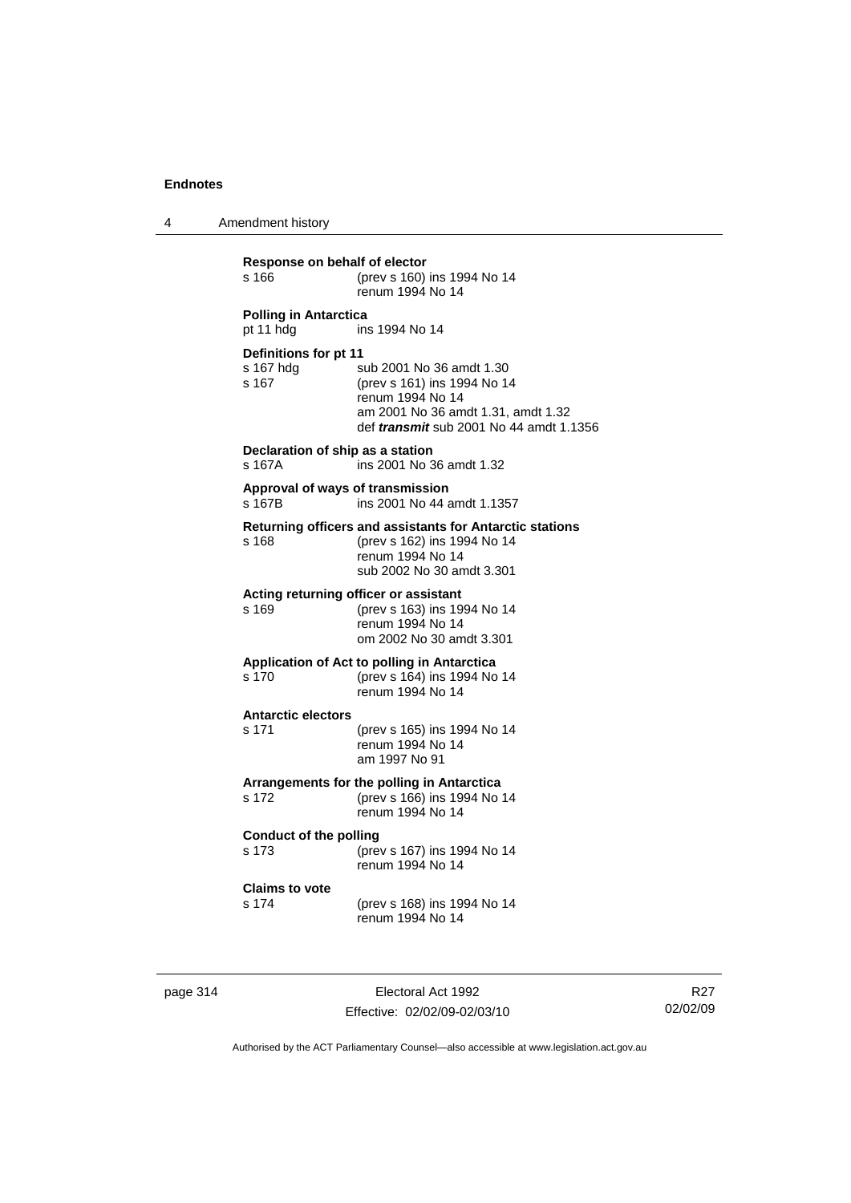**Response on behalf of elector**

| | |
|---|---|
| s 166 | (prev s 160) ins 1994 No 14<br>renum 1994 No 14 |

**Polling in Antarctica**

| | |
|---|---|
| pt 11 hdg | ins 1994 No 14 |

**Definitions for pt 11**

| | |
|---|---|
| s 167 hdg | sub 2001 No 36 amdt 1.30 |
| s 167 | (prev s 161) ins 1994 No 14<br>renum 1994 No 14<br>am 2001 No 36 amdt 1.31, amdt 1.32<br>def ***transmit*** sub 2001 No 44 amdt 1.1356 |

**Declaration of ship as a station**

| | |
|---|---|
| s 167A | ins 2001 No 36 amdt 1.32 |

**Approval of ways of transmission**

| | |
|---|---|
| s 167B | ins 2001 No 44 amdt 1.1357 |

**Returning officers and assistants for Antarctic stations**

| | |
|---|---|
| s 168 | (prev s 162) ins 1994 No 14<br>renum 1994 No 14<br>sub 2002 No 30 amdt 3.301 |

**Acting returning officer or assistant**

| | |
|---|---|
| s 169 | (prev s 163) ins 1994 No 14<br>renum 1994 No 14<br>om 2002 No 30 amdt 3.301 |

**Application of Act to polling in Antarctica**

| | |
|---|---|
| s 170 | (prev s 164) ins 1994 No 14<br>renum 1994 No 14 |

**Antarctic electors**

| | |
|---|---|
| s 171 | (prev s 165) ins 1994 No 14<br>renum 1994 No 14<br>am 1997 No 91 |

**Arrangements for the polling in Antarctica**

| | |
|---|---|
| s 172 | (prev s 166) ins 1994 No 14<br>renum 1994 No 14 |

**Conduct of the polling**

| | |
|---|---|
| s 173 | (prev s 167) ins 1994 No 14<br>renum 1994 No 14 |

**Claims to vote**

| | |
|---|---|
| s 174 | (prev s 168) ins 1994 No 14<br>renum 1994 No 14 |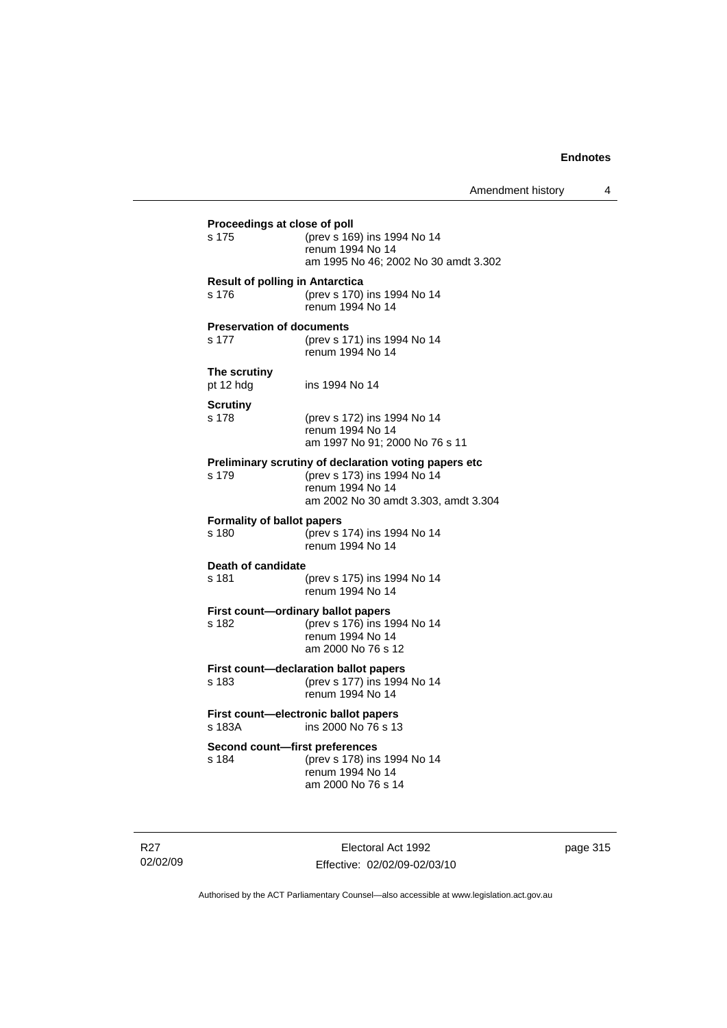**Proceedings at close of poll**

s 175 (prev s 169) ins 1994 No 14
renum 1994 No 14
am 1995 No 46; 2002 No 30 amdt 3.302

**Result of polling in Antarctica**

s 176 (prev s 170) ins 1994 No 14
renum 1994 No 14

**Preservation of documents**

s 177 (prev s 171) ins 1994 No 14
renum 1994 No 14

**The scrutiny**

pt 12 hdg ins 1994 No 14

**Scrutiny**

s 178 (prev s 172) ins 1994 No 14
renum 1994 No 14
am 1997 No 91; 2000 No 76 s 11

**Preliminary scrutiny of declaration voting papers etc**

s 179 (prev s 173) ins 1994 No 14
renum 1994 No 14
am 2002 No 30 amdt 3.303, amdt 3.304

**Formality of ballot papers**

s 180 (prev s 174) ins 1994 No 14
renum 1994 No 14

**Death of candidate**

s 181 (prev s 175) ins 1994 No 14
renum 1994 No 14

**First count—ordinary ballot papers**

s 182 (prev s 176) ins 1994 No 14
renum 1994 No 14
am 2000 No 76 s 12

**First count—declaration ballot papers**

s 183 (prev s 177) ins 1994 No 14
renum 1994 No 14

**First count—electronic ballot papers**

s 183A ins 2000 No 76 s 13

**Second count—first preferences**

s 184 (prev s 178) ins 1994 No 14
renum 1994 No 14
am 2000 No 76 s 14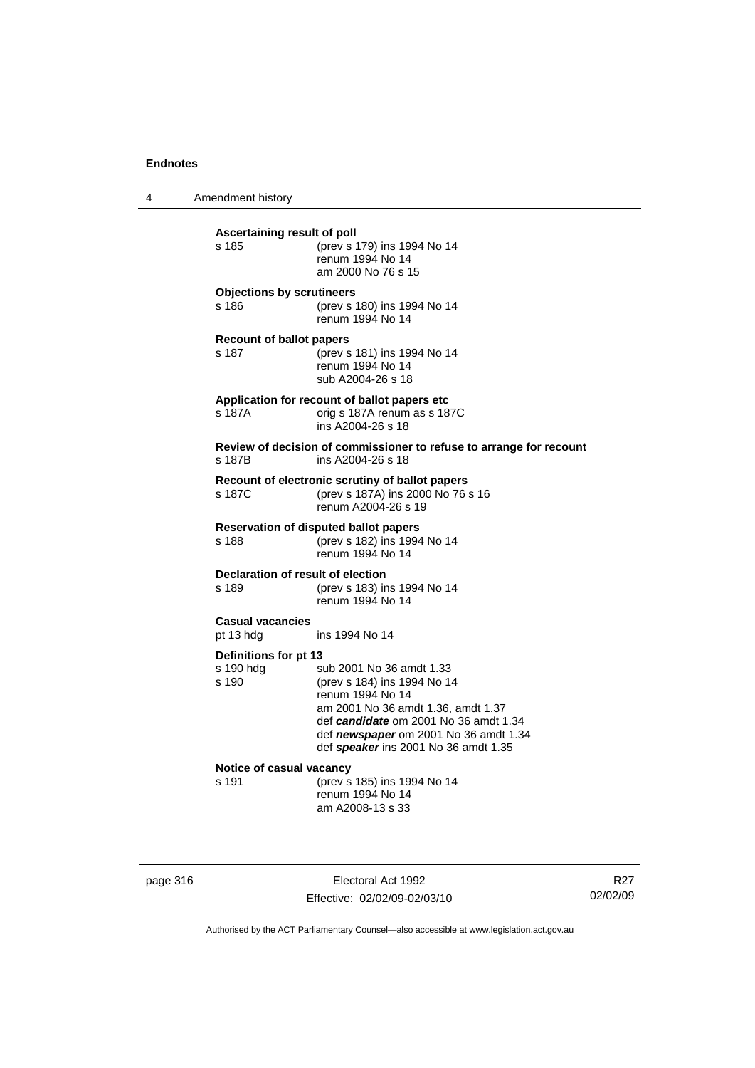**Ascertaining result of poll**
s 185 (prev s 179) ins 1994 No 14
renum 1994 No 14
am 2000 No 76 s 15

**Objections by scrutineers**
s 186 (prev s 180) ins 1994 No 14
renum 1994 No 14

**Recount of ballot papers**
s 187 (prev s 181) ins 1994 No 14
renum 1994 No 14
sub A2004-26 s 18

**Application for recount of ballot papers etc**
s 187A orig s 187A renum as s 187C
ins A2004-26 s 18

**Review of decision of commissioner to refuse to arrange for recount**
s 187B ins A2004-26 s 18

**Recount of electronic scrutiny of ballot papers**
s 187C (prev s 187A) ins 2000 No 76 s 16
renum A2004-26 s 19

**Reservation of disputed ballot papers**
s 188 (prev s 182) ins 1994 No 14
renum 1994 No 14

**Declaration of result of election**
s 189 (prev s 183) ins 1994 No 14
renum 1994 No 14

**Casual vacancies**
pt 13 hdg ins 1994 No 14

**Definitions for pt 13**
s 190 hdg sub 2001 No 36 amdt 1.33
s 190 (prev s 184) ins 1994 No 14
renum 1994 No 14
am 2001 No 36 amdt 1.36, amdt 1.37
def ***candidate*** om 2001 No 36 amdt 1.34
def ***newspaper*** om 2001 No 36 amdt 1.34
def ***speaker*** ins 2001 No 36 amdt 1.35

**Notice of casual vacancy**
s 191 (prev s 185) ins 1994 No 14
renum 1994 No 14
am A2008-13 s 33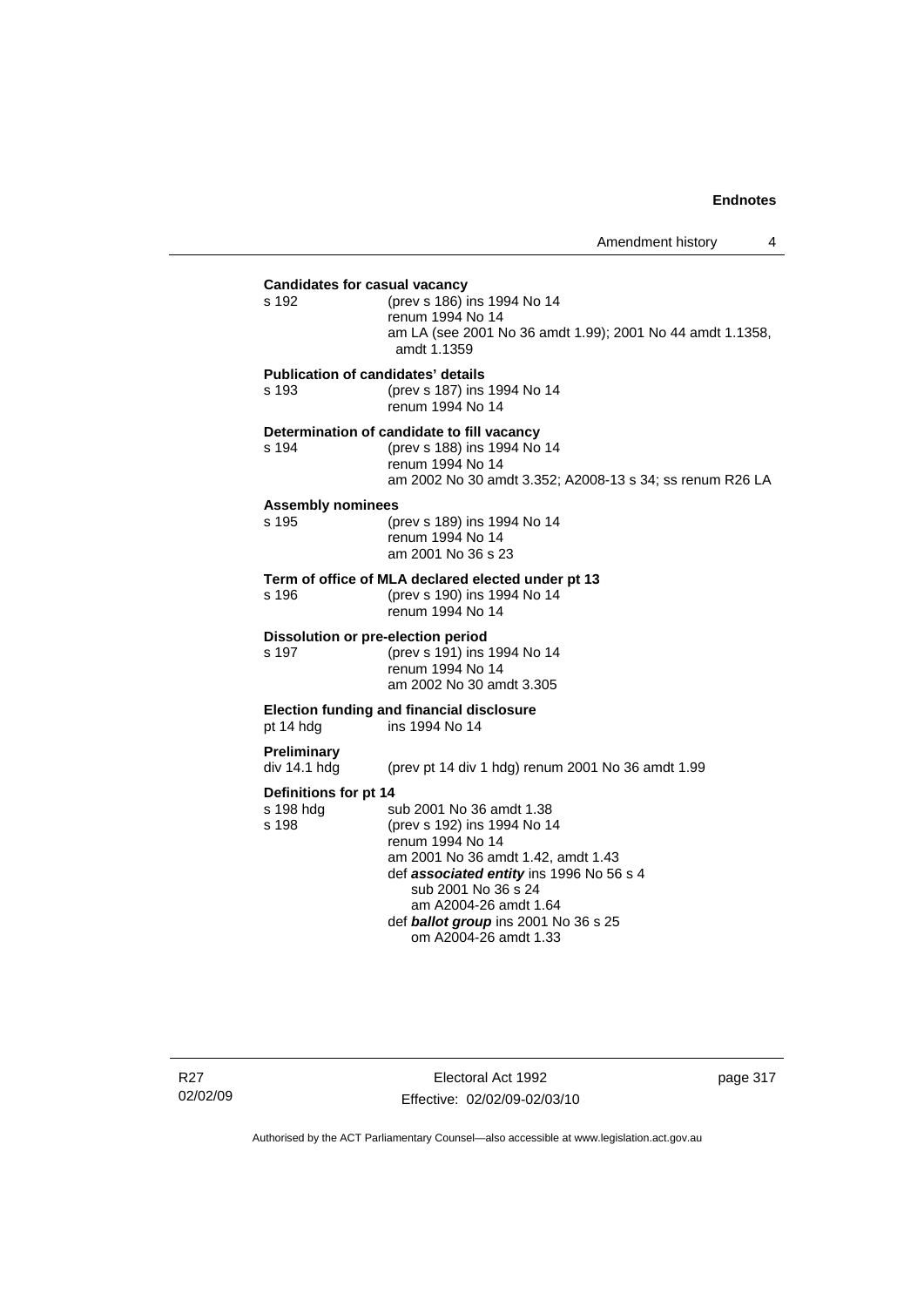**Candidates for casual vacancy**

s 192 (prev s 186) ins 1994 No 14
renum 1994 No 14
am LA (see 2001 No 36 amdt 1.99); 2001 No 44 amdt 1.1358, amdt 1.1359

**Publication of candidates' details**

s 193 (prev s 187) ins 1994 No 14
renum 1994 No 14

**Determination of candidate to fill vacancy**

s 194 (prev s 188) ins 1994 No 14
renum 1994 No 14
am 2002 No 30 amdt 3.352; A2008-13 s 34; ss renum R26 LA

**Assembly nominees**

s 195 (prev s 189) ins 1994 No 14
renum 1994 No 14
am 2001 No 36 s 23

**Term of office of MLA declared elected under pt 13**

s 196 (prev s 190) ins 1994 No 14
renum 1994 No 14

**Dissolution or pre-election period**

s 197 (prev s 191) ins 1994 No 14
renum 1994 No 14
am 2002 No 30 amdt 3.305

**Election funding and financial disclosure**

pt 14 hdg ins 1994 No 14

**Preliminary**

div 14.1 hdg (prev pt 14 div 1 hdg) renum 2001 No 36 amdt 1.99

**Definitions for pt 14**

s 198 hdg sub 2001 No 36 amdt 1.38
s 198 (prev s 192) ins 1994 No 14
renum 1994 No 14
am 2001 No 36 amdt 1.42, amdt 1.43
def ***associated entity*** ins 1996 No 56 s 4
sub 2001 No 36 s 24
am A2004-26 amdt 1.64
def ***ballot group*** ins 2001 No 36 s 25
om A2004-26 amdt 1.33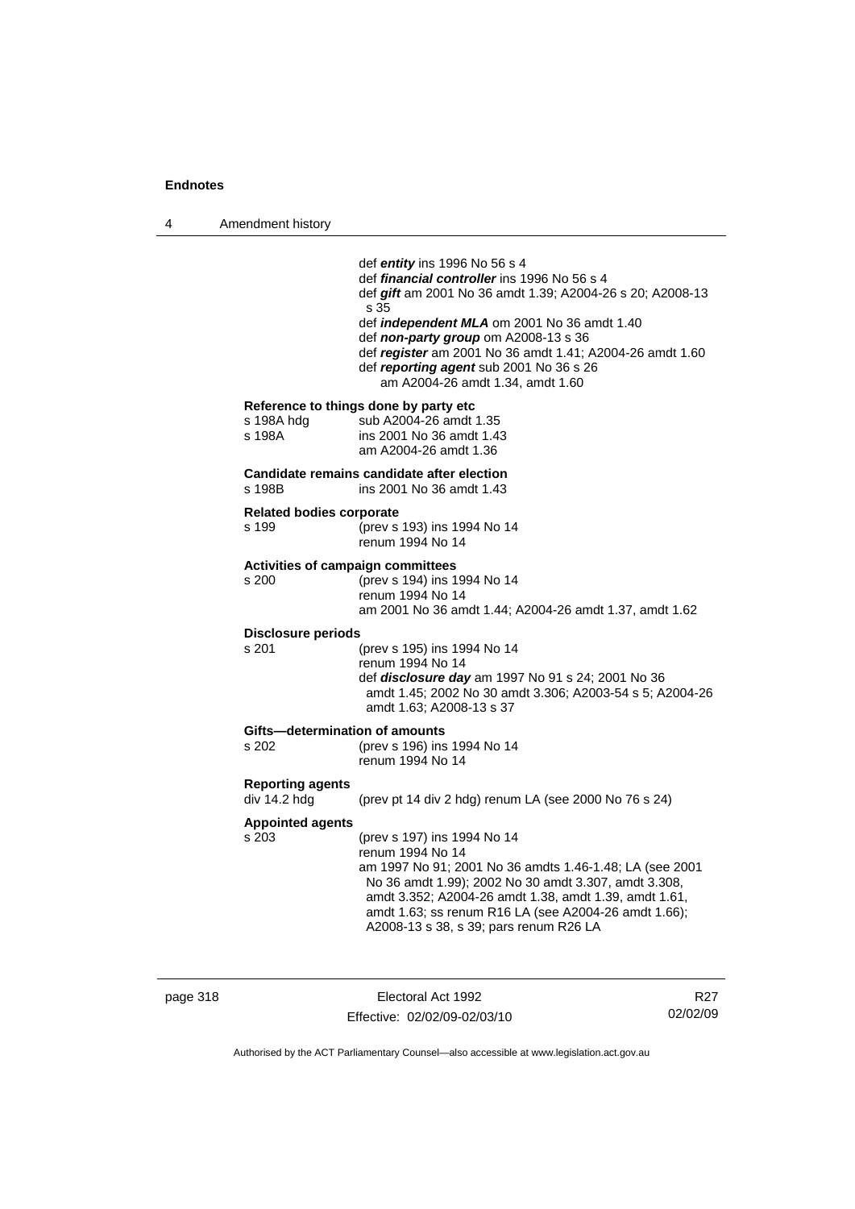def ***entity*** ins 1996 No 56 s 4
def ***financial controller*** ins 1996 No 56 s 4
def ***gift*** am 2001 No 36 amdt 1.39; A2004-26 s 20; A2008-13 s 35
def ***independent MLA*** om 2001 No 36 amdt 1.40
def ***non-party group*** om A2008-13 s 36
def ***register*** am 2001 No 36 amdt 1.41; A2004-26 amdt 1.60
def ***reporting agent*** sub 2001 No 36 s 26
am A2004-26 amdt 1.34, amdt 1.60

**Reference to things done by party etc**

| | |
|---|---|
| s 198A hdg | sub A2004-26 amdt 1.35 |
| s 198A | ins 2001 No 36 amdt 1.43<br>am A2004-26 amdt 1.36 |

**Candidate remains candidate after election**

| | |
|---|---|
| s 198B | ins 2001 No 36 amdt 1.43 |

**Related bodies corporate**

| | |
|---|---|
| s 199 | (prev s 193) ins 1994 No 14<br>renum 1994 No 14 |

**Activities of campaign committees**

| | |
|---|---|
| s 200 | (prev s 194) ins 1994 No 14<br>renum 1994 No 14<br>am 2001 No 36 amdt 1.44; A2004-26 amdt 1.37, amdt 1.62 |

**Disclosure periods**

| | |
|---|---|
| s 201 | (prev s 195) ins 1994 No 14<br>renum 1994 No 14<br>def ***disclosure day*** am 1997 No 91 s 24; 2001 No 36 amdt 1.45; 2002 No 30 amdt 3.306; A2003-54 s 5; A2004-26 amdt 1.63; A2008-13 s 37 |

**Gifts—determination of amounts**

| | |
|---|---|
| s 202 | (prev s 196) ins 1994 No 14<br>renum 1994 No 14 |

**Reporting agents**

| | |
|---|---|
| div 14.2 hdg | (prev pt 14 div 2 hdg) renum LA (see 2000 No 76 s 24) |

**Appointed agents**

| | |
|---|---|
| s 203 | (prev s 197) ins 1994 No 14<br>renum 1994 No 14<br>am 1997 No 91; 2001 No 36 amdts 1.46-1.48; LA (see 2001 No 36 amdt 1.99); 2002 No 30 amdt 3.307, amdt 3.308, amdt 3.352; A2004-26 amdt 1.38, amdt 1.39, amdt 1.61, amdt 1.63; ss renum R16 LA (see A2004-26 amdt 1.66); A2008-13 s 38, s 39; pars renum R26 LA |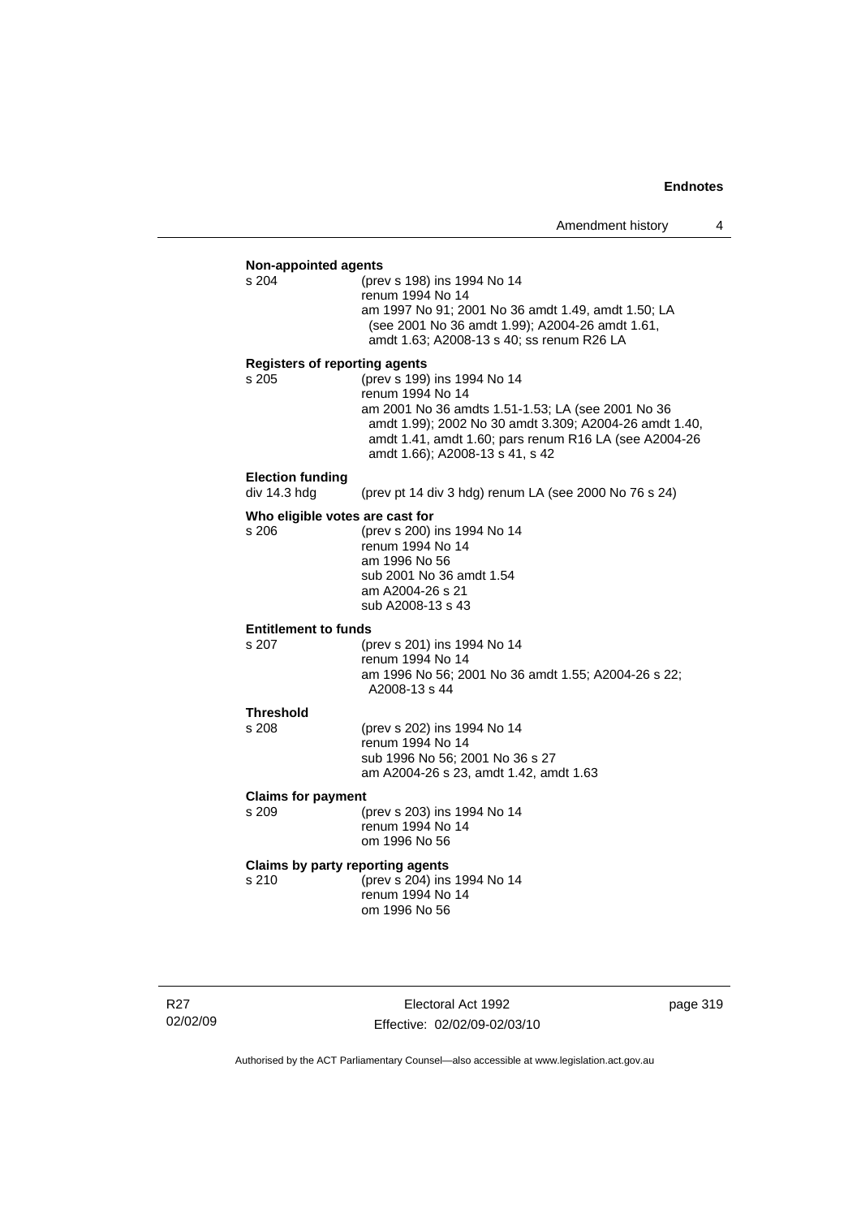**Non-appointed agents**

s 204 (prev s 198) ins 1994 No 14
renum 1994 No 14
am 1997 No 91; 2001 No 36 amdt 1.49, amdt 1.50; LA (see 2001 No 36 amdt 1.99); A2004-26 amdt 1.61, amdt 1.63; A2008-13 s 40; ss renum R26 LA

**Registers of reporting agents**

s 205 (prev s 199) ins 1994 No 14
renum 1994 No 14
am 2001 No 36 amdts 1.51-1.53; LA (see 2001 No 36 amdt 1.99); 2002 No 30 amdt 3.309; A2004-26 amdt 1.40, amdt 1.41, amdt 1.60; pars renum R16 LA (see A2004-26 amdt 1.66); A2008-13 s 41, s 42

**Election funding**

div 14.3 hdg (prev pt 14 div 3 hdg) renum LA (see 2000 No 76 s 24)

**Who eligible votes are cast for**

s 206 (prev s 200) ins 1994 No 14
renum 1994 No 14
am 1996 No 56
sub 2001 No 36 amdt 1.54
am A2004-26 s 21
sub A2008-13 s 43

**Entitlement to funds**

s 207 (prev s 201) ins 1994 No 14
renum 1994 No 14
am 1996 No 56; 2001 No 36 amdt 1.55; A2004-26 s 22; A2008-13 s 44

**Threshold**

s 208 (prev s 202) ins 1994 No 14
renum 1994 No 14
sub 1996 No 56; 2001 No 36 s 27
am A2004-26 s 23, amdt 1.42, amdt 1.63

**Claims for payment**

s 209 (prev s 203) ins 1994 No 14
renum 1994 No 14
om 1996 No 56

**Claims by party reporting agents**

s 210 (prev s 204) ins 1994 No 14
renum 1994 No 14
om 1996 No 56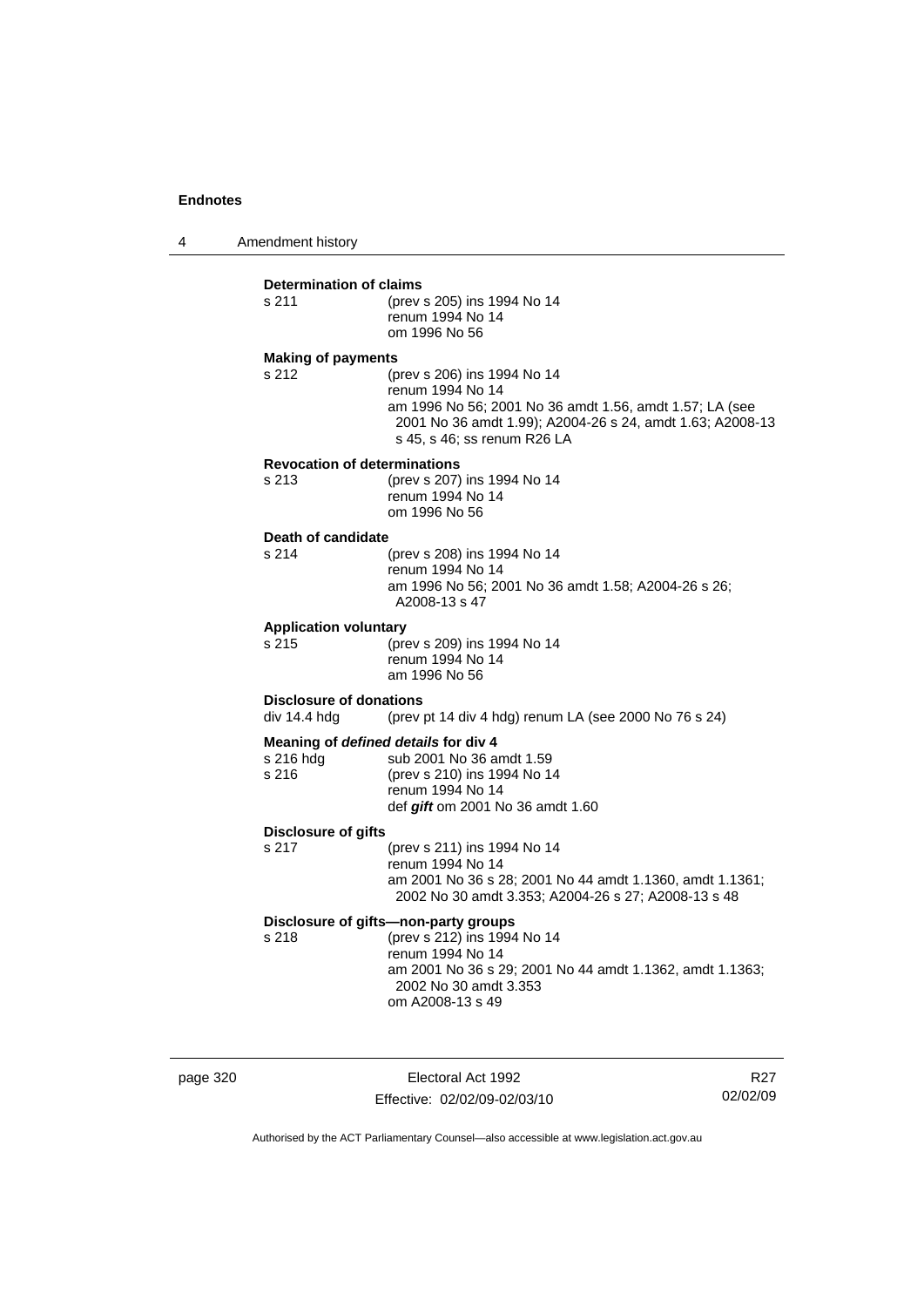**Determination of claims**

s 211 (prev s 205) ins 1994 No 14
renum 1994 No 14
om 1996 No 56

**Making of payments**

s 212 (prev s 206) ins 1994 No 14
renum 1994 No 14
am 1996 No 56; 2001 No 36 amdt 1.56, amdt 1.57; LA (see 2001 No 36 amdt 1.99); A2004-26 s 24, amdt 1.63; A2008-13 s 45, s 46; ss renum R26 LA

**Revocation of determinations**

s 213 (prev s 207) ins 1994 No 14
renum 1994 No 14
om 1996 No 56

**Death of candidate**

s 214 (prev s 208) ins 1994 No 14
renum 1994 No 14
am 1996 No 56; 2001 No 36 amdt 1.58; A2004-26 s 26; A2008-13 s 47

**Application voluntary**

s 215 (prev s 209) ins 1994 No 14
renum 1994 No 14
am 1996 No 56

**Disclosure of donations**

div 14.4 hdg (prev pt 14 div 4 hdg) renum LA (see 2000 No 76 s 24)

**Meaning of *defined details* for div 4**

s 216 hdg sub 2001 No 36 amdt 1.59
s 216 (prev s 210) ins 1994 No 14
renum 1994 No 14
def ***gift*** om 2001 No 36 amdt 1.60

**Disclosure of gifts**

s 217 (prev s 211) ins 1994 No 14
renum 1994 No 14
am 2001 No 36 s 28; 2001 No 44 amdt 1.1360, amdt 1.1361; 2002 No 30 amdt 3.353; A2004-26 s 27; A2008-13 s 48

**Disclosure of gifts—non-party groups**

s 218 (prev s 212) ins 1994 No 14
renum 1994 No 14
am 2001 No 36 s 29; 2001 No 44 amdt 1.1362, amdt 1.1363; 2002 No 30 amdt 3.353
om A2008-13 s 49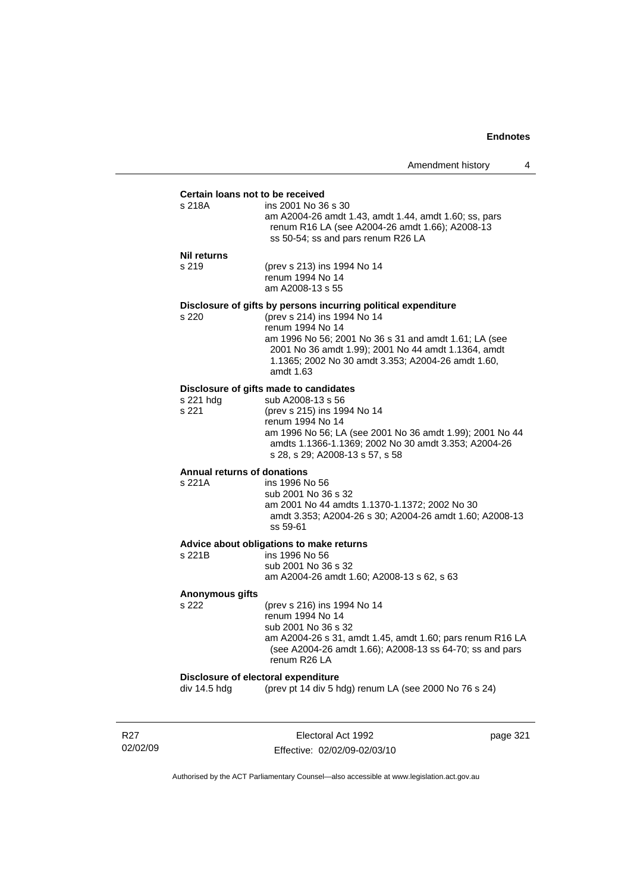**Certain loans not to be received**

s 218A ins 2001 No 36 s 30
am A2004-26 amdt 1.43, amdt 1.44, amdt 1.60; ss, pars renum R16 LA (see A2004-26 amdt 1.66); A2008-13 ss 50-54; ss and pars renum R26 LA

**Nil returns**

s 219 (prev s 213) ins 1994 No 14
renum 1994 No 14
am A2008-13 s 55

**Disclosure of gifts by persons incurring political expenditure**

s 220 (prev s 214) ins 1994 No 14
renum 1994 No 14
am 1996 No 56; 2001 No 36 s 31 and amdt 1.61; LA (see 2001 No 36 amdt 1.99); 2001 No 44 amdt 1.1364, amdt 1.1365; 2002 No 30 amdt 3.353; A2004-26 amdt 1.60, amdt 1.63

**Disclosure of gifts made to candidates**

s 221 hdg sub A2008-13 s 56
s 221 (prev s 215) ins 1994 No 14
renum 1994 No 14
am 1996 No 56; LA (see 2001 No 36 amdt 1.99); 2001 No 44 amdts 1.1366-1.1369; 2002 No 30 amdt 3.353; A2004-26 s 28, s 29; A2008-13 s 57, s 58

**Annual returns of donations**

s 221A ins 1996 No 56
sub 2001 No 36 s 32
am 2001 No 44 amdts 1.1370-1.1372; 2002 No 30 amdt 3.353; A2004-26 s 30; A2004-26 amdt 1.60; A2008-13 ss 59-61

**Advice about obligations to make returns**

s 221B ins 1996 No 56
sub 2001 No 36 s 32
am A2004-26 amdt 1.60; A2008-13 s 62, s 63

**Anonymous gifts**

s 222 (prev s 216) ins 1994 No 14
renum 1994 No 14
sub 2001 No 36 s 32
am A2004-26 s 31, amdt 1.45, amdt 1.60; pars renum R16 LA (see A2004-26 amdt 1.66); A2008-13 ss 64-70; ss and pars renum R26 LA

**Disclosure of electoral expenditure**

div 14.5 hdg (prev pt 14 div 5 hdg) renum LA (see 2000 No 76 s 24)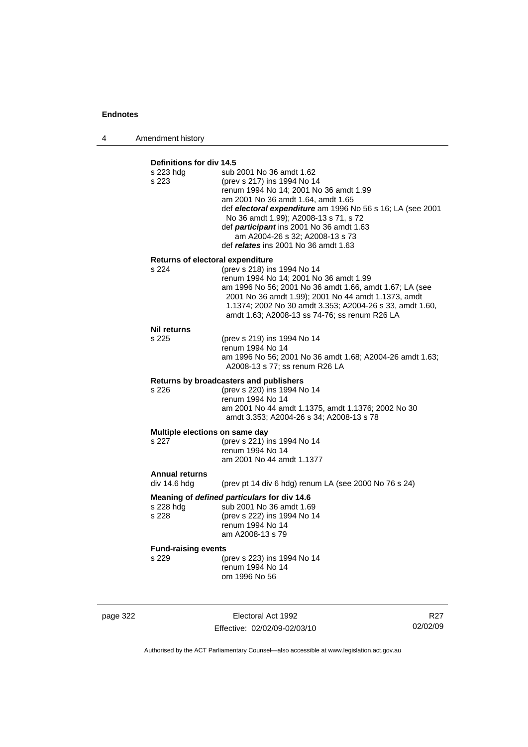**Definitions for div 14.5**

s 223 hdg sub 2001 No 36 amdt 1.62

s 223 (prev s 217) ins 1994 No 14
renum 1994 No 14; 2001 No 36 amdt 1.99
am 2001 No 36 amdt 1.64, amdt 1.65
def ***electoral expenditure*** am 1996 No 56 s 16; LA (see 2001 No 36 amdt 1.99); A2008-13 s 71, s 72
def ***participant*** ins 2001 No 36 amdt 1.63
am A2004-26 s 32; A2008-13 s 73
def ***relates*** ins 2001 No 36 amdt 1.63

**Returns of electoral expenditure**

s 224 (prev s 218) ins 1994 No 14
renum 1994 No 14; 2001 No 36 amdt 1.99
am 1996 No 56; 2001 No 36 amdt 1.66, amdt 1.67; LA (see 2001 No 36 amdt 1.99); 2001 No 44 amdt 1.1373, amdt 1.1374; 2002 No 30 amdt 3.353; A2004-26 s 33, amdt 1.60, amdt 1.63; A2008-13 ss 74-76; ss renum R26 LA

**Nil returns**

s 225 (prev s 219) ins 1994 No 14
renum 1994 No 14
am 1996 No 56; 2001 No 36 amdt 1.68; A2004-26 amdt 1.63; A2008-13 s 77; ss renum R26 LA

**Returns by broadcasters and publishers**

s 226 (prev s 220) ins 1994 No 14
renum 1994 No 14
am 2001 No 44 amdt 1.1375, amdt 1.1376; 2002 No 30 amdt 3.353; A2004-26 s 34; A2008-13 s 78

**Multiple elections on same day**

s 227 (prev s 221) ins 1994 No 14
renum 1994 No 14
am 2001 No 44 amdt 1.1377

**Annual returns**

div 14.6 hdg (prev pt 14 div 6 hdg) renum LA (see 2000 No 76 s 24)

**Meaning of *defined particulars* for div 14.6**

s 228 hdg sub 2001 No 36 amdt 1.69

s 228 (prev s 222) ins 1994 No 14
renum 1994 No 14
am A2008-13 s 79

**Fund-raising events**

s 229 (prev s 223) ins 1994 No 14
renum 1994 No 14
om 1996 No 56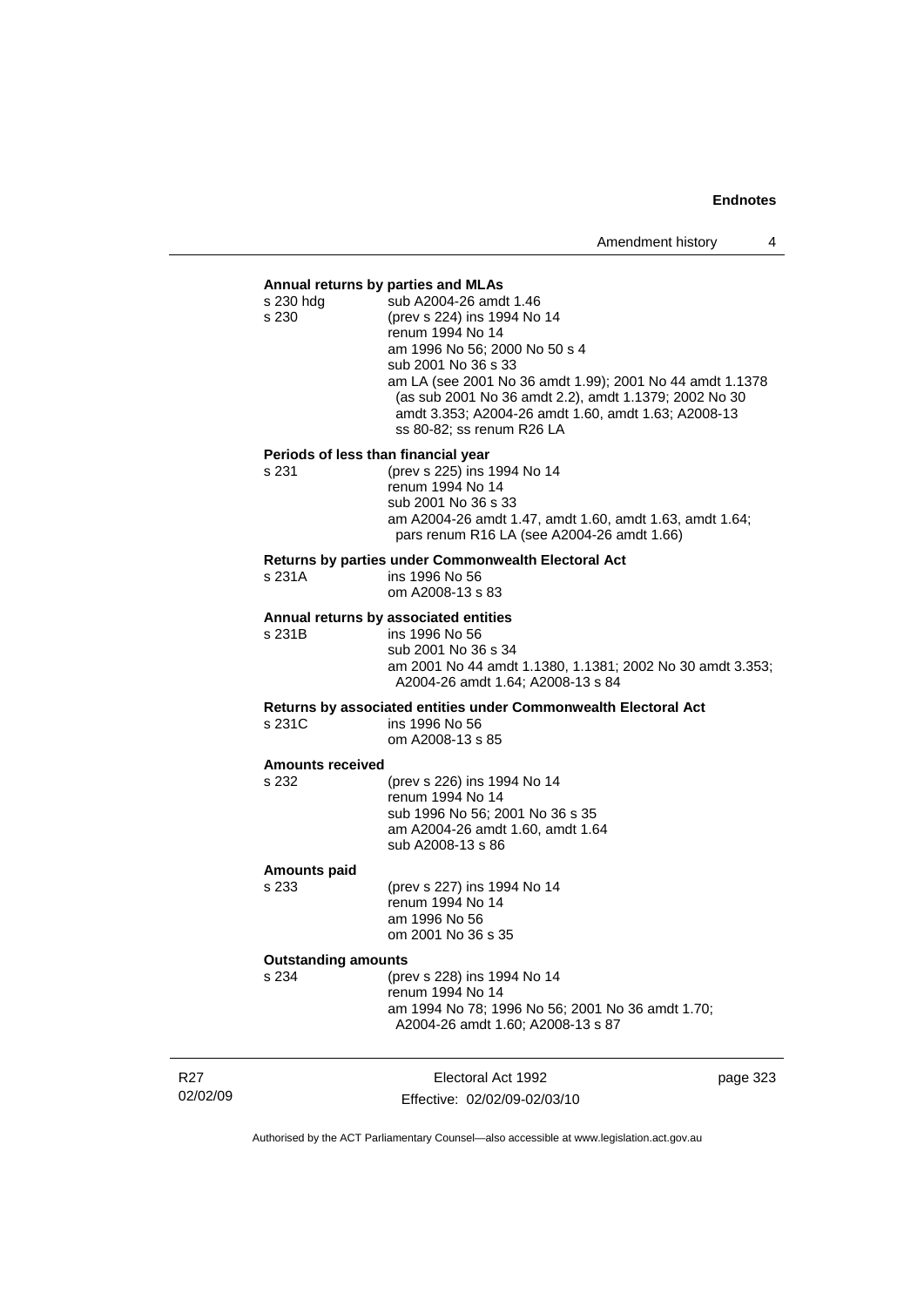**Annual returns by parties and MLAs**

s 230 hdg — sub A2004-26 amdt 1.46

s 230 — (prev s 224) ins 1994 No 14
renum 1994 No 14
am 1996 No 56; 2000 No 50 s 4
sub 2001 No 36 s 33
am LA (see 2001 No 36 amdt 1.99); 2001 No 44 amdt 1.1378 (as sub 2001 No 36 amdt 2.2), amdt 1.1379; 2002 No 30 amdt 3.353; A2004-26 amdt 1.60, amdt 1.63; A2008-13 ss 80-82; ss renum R26 LA

**Periods of less than financial year**

s 231 — (prev s 225) ins 1994 No 14
renum 1994 No 14
sub 2001 No 36 s 33
am A2004-26 amdt 1.47, amdt 1.60, amdt 1.63, amdt 1.64; pars renum R16 LA (see A2004-26 amdt 1.66)

**Returns by parties under Commonwealth Electoral Act**

s 231A — ins 1996 No 56
om A2008-13 s 83

**Annual returns by associated entities**

s 231B — ins 1996 No 56
sub 2001 No 36 s 34
am 2001 No 44 amdt 1.1380, 1.1381; 2002 No 30 amdt 3.353; A2004-26 amdt 1.64; A2008-13 s 84

**Returns by associated entities under Commonwealth Electoral Act**

s 231C — ins 1996 No 56
om A2008-13 s 85

**Amounts received**

s 232 — (prev s 226) ins 1994 No 14
renum 1994 No 14
sub 1996 No 56; 2001 No 36 s 35
am A2004-26 amdt 1.60, amdt 1.64
sub A2008-13 s 86

**Amounts paid**

s 233 — (prev s 227) ins 1994 No 14
renum 1994 No 14
am 1996 No 56
om 2001 No 36 s 35

**Outstanding amounts**

s 234 — (prev s 228) ins 1994 No 14
renum 1994 No 14
am 1994 No 78; 1996 No 56; 2001 No 36 amdt 1.70; A2004-26 amdt 1.60; A2008-13 s 87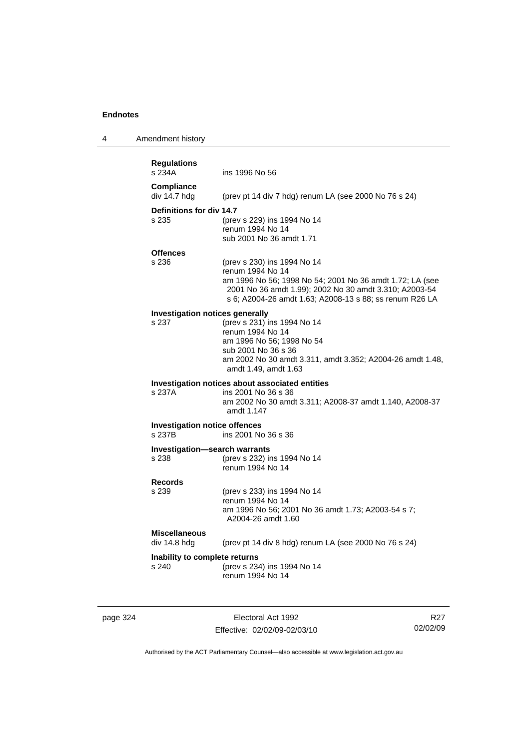**Regulations**
s 234A ins 1996 No 56

**Compliance**
div 14.7 hdg (prev pt 14 div 7 hdg) renum LA (see 2000 No 76 s 24)

**Definitions for div 14.7**
s 235 (prev s 229) ins 1994 No 14
renum 1994 No 14
sub 2001 No 36 amdt 1.71

**Offences**
s 236 (prev s 230) ins 1994 No 14
renum 1994 No 14
am 1996 No 56; 1998 No 54; 2001 No 36 amdt 1.72; LA (see 2001 No 36 amdt 1.99); 2002 No 30 amdt 3.310; A2003-54 s 6; A2004-26 amdt 1.63; A2008-13 s 88; ss renum R26 LA

**Investigation notices generally**
s 237 (prev s 231) ins 1994 No 14
renum 1994 No 14
am 1996 No 56; 1998 No 54
sub 2001 No 36 s 36
am 2002 No 30 amdt 3.311, amdt 3.352; A2004-26 amdt 1.48, amdt 1.49, amdt 1.63

**Investigation notices about associated entities**
s 237A ins 2001 No 36 s 36
am 2002 No 30 amdt 3.311; A2008-37 amdt 1.140, A2008-37 amdt 1.147

**Investigation notice offences**
s 237B ins 2001 No 36 s 36

**Investigation—search warrants**
s 238 (prev s 232) ins 1994 No 14
renum 1994 No 14

**Records**
s 239 (prev s 233) ins 1994 No 14
renum 1994 No 14
am 1996 No 56; 2001 No 36 amdt 1.73; A2003-54 s 7; A2004-26 amdt 1.60

**Miscellaneous**
div 14.8 hdg (prev pt 14 div 8 hdg) renum LA (see 2000 No 76 s 24)

**Inability to complete returns**
s 240 (prev s 234) ins 1994 No 14
renum 1994 No 14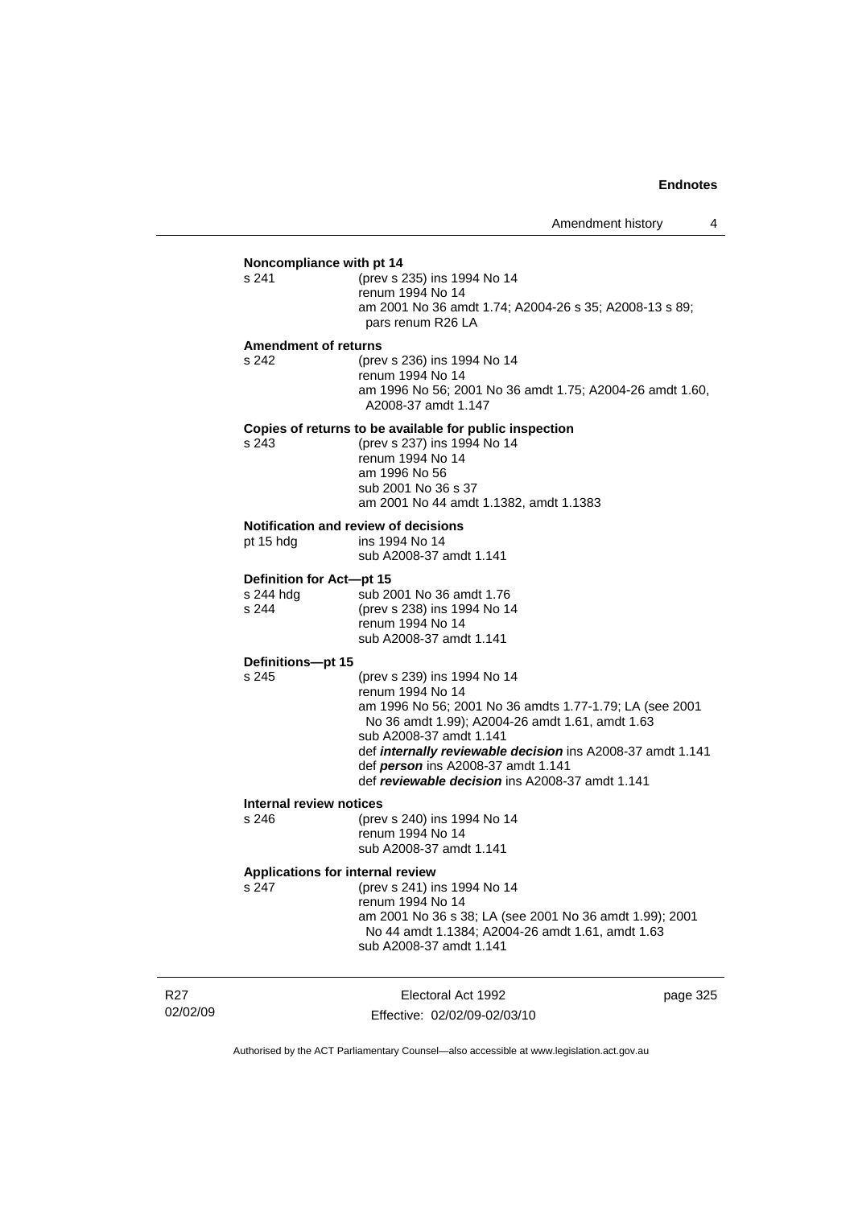**Noncompliance with pt 14**

s 241 (prev s 235) ins 1994 No 14
renum 1994 No 14
am 2001 No 36 amdt 1.74; A2004-26 s 35; A2008-13 s 89; pars renum R26 LA

**Amendment of returns**

s 242 (prev s 236) ins 1994 No 14
renum 1994 No 14
am 1996 No 56; 2001 No 36 amdt 1.75; A2004-26 amdt 1.60, A2008-37 amdt 1.147

**Copies of returns to be available for public inspection**

s 243 (prev s 237) ins 1994 No 14
renum 1994 No 14
am 1996 No 56
sub 2001 No 36 s 37
am 2001 No 44 amdt 1.1382, amdt 1.1383

**Notification and review of decisions**

pt 15 hdg ins 1994 No 14
sub A2008-37 amdt 1.141

**Definition for Act—pt 15**

s 244 hdg sub 2001 No 36 amdt 1.76
s 244 (prev s 238) ins 1994 No 14
renum 1994 No 14
sub A2008-37 amdt 1.141

**Definitions—pt 15**

s 245 (prev s 239) ins 1994 No 14
renum 1994 No 14
am 1996 No 56; 2001 No 36 amdts 1.77-1.79; LA (see 2001 No 36 amdt 1.99); A2004-26 amdt 1.61, amdt 1.63
sub A2008-37 amdt 1.141
def ***internally reviewable decision*** ins A2008-37 amdt 1.141
def ***person*** ins A2008-37 amdt 1.141
def ***reviewable decision*** ins A2008-37 amdt 1.141

**Internal review notices**

s 246 (prev s 240) ins 1994 No 14
renum 1994 No 14
sub A2008-37 amdt 1.141

**Applications for internal review**

s 247 (prev s 241) ins 1994 No 14
renum 1994 No 14
am 2001 No 36 s 38; LA (see 2001 No 36 amdt 1.99); 2001 No 44 amdt 1.1384; A2004-26 amdt 1.61, amdt 1.63
sub A2008-37 amdt 1.141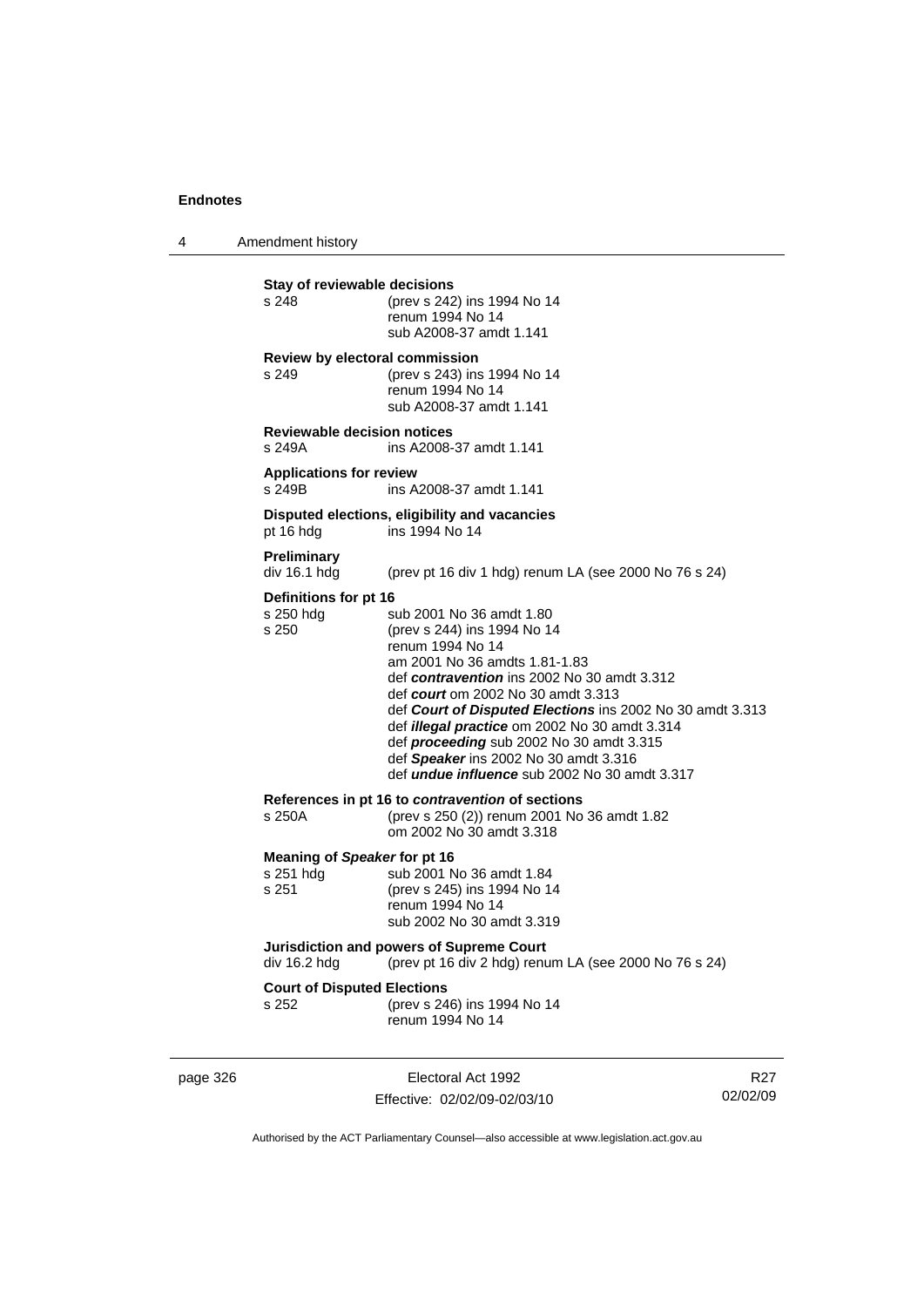**Stay of reviewable decisions**

s 248 (prev s 242) ins 1994 No 14
renum 1994 No 14
sub A2008-37 amdt 1.141

**Review by electoral commission**

s 249 (prev s 243) ins 1994 No 14
renum 1994 No 14
sub A2008-37 amdt 1.141

**Reviewable decision notices**

s 249A ins A2008-37 amdt 1.141

**Applications for review**

s 249B ins A2008-37 amdt 1.141

**Disputed elections, eligibility and vacancies**

pt 16 hdg ins 1994 No 14

**Preliminary**

div 16.1 hdg (prev pt 16 div 1 hdg) renum LA (see 2000 No 76 s 24)

**Definitions for pt 16**

s 250 hdg sub 2001 No 36 amdt 1.80
s 250 (prev s 244) ins 1994 No 14
renum 1994 No 14
am 2001 No 36 amdts 1.81-1.83
def ***contravention*** ins 2002 No 30 amdt 3.312
def ***court*** om 2002 No 30 amdt 3.313
def ***Court of Disputed Elections*** ins 2002 No 30 amdt 3.313
def ***illegal practice*** om 2002 No 30 amdt 3.314
def ***proceeding*** sub 2002 No 30 amdt 3.315
def ***Speaker*** ins 2002 No 30 amdt 3.316
def ***undue influence*** sub 2002 No 30 amdt 3.317

**References in pt 16 to *contravention* of sections**

s 250A (prev s 250 (2)) renum 2001 No 36 amdt 1.82
om 2002 No 30 amdt 3.318

**Meaning of *Speaker* for pt 16**

s 251 hdg sub 2001 No 36 amdt 1.84
s 251 (prev s 245) ins 1994 No 14
renum 1994 No 14
sub 2002 No 30 amdt 3.319

**Jurisdiction and powers of Supreme Court**

div 16.2 hdg (prev pt 16 div 2 hdg) renum LA (see 2000 No 76 s 24)

**Court of Disputed Elections**

s 252 (prev s 246) ins 1994 No 14
renum 1994 No 14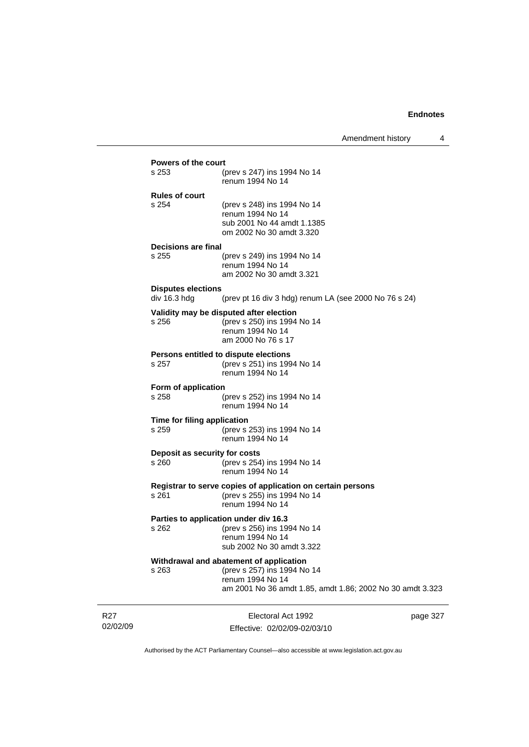**Powers of the court**

| | |
|---|---|
| s 253 | (prev s 247) ins 1994 No 14<br>renum 1994 No 14 |

**Rules of court**

| | |
|---|---|
| s 254 | (prev s 248) ins 1994 No 14<br>renum 1994 No 14<br>sub 2001 No 44 amdt 1.1385<br>om 2002 No 30 amdt 3.320 |

**Decisions are final**

| | |
|---|---|
| s 255 | (prev s 249) ins 1994 No 14<br>renum 1994 No 14<br>am 2002 No 30 amdt 3.321 |

**Disputes elections**

| | |
|---|---|
| div 16.3 hdg | (prev pt 16 div 3 hdg) renum LA (see 2000 No 76 s 24) |

**Validity may be disputed after election**

| | |
|---|---|
| s 256 | (prev s 250) ins 1994 No 14<br>renum 1994 No 14<br>am 2000 No 76 s 17 |

**Persons entitled to dispute elections**

| | |
|---|---|
| s 257 | (prev s 251) ins 1994 No 14<br>renum 1994 No 14 |

**Form of application**

| | |
|---|---|
| s 258 | (prev s 252) ins 1994 No 14<br>renum 1994 No 14 |

**Time for filing application**

| | |
|---|---|
| s 259 | (prev s 253) ins 1994 No 14<br>renum 1994 No 14 |

**Deposit as security for costs**

| | |
|---|---|
| s 260 | (prev s 254) ins 1994 No 14<br>renum 1994 No 14 |

**Registrar to serve copies of application on certain persons**

| | |
|---|---|
| s 261 | (prev s 255) ins 1994 No 14<br>renum 1994 No 14 |

**Parties to application under div 16.3**

| | |
|---|---|
| s 262 | (prev s 256) ins 1994 No 14<br>renum 1994 No 14<br>sub 2002 No 30 amdt 3.322 |

**Withdrawal and abatement of application**

| | |
|---|---|
| s 263 | (prev s 257) ins 1994 No 14<br>renum 1994 No 14<br>am 2001 No 36 amdt 1.85, amdt 1.86; 2002 No 30 amdt 3.323 |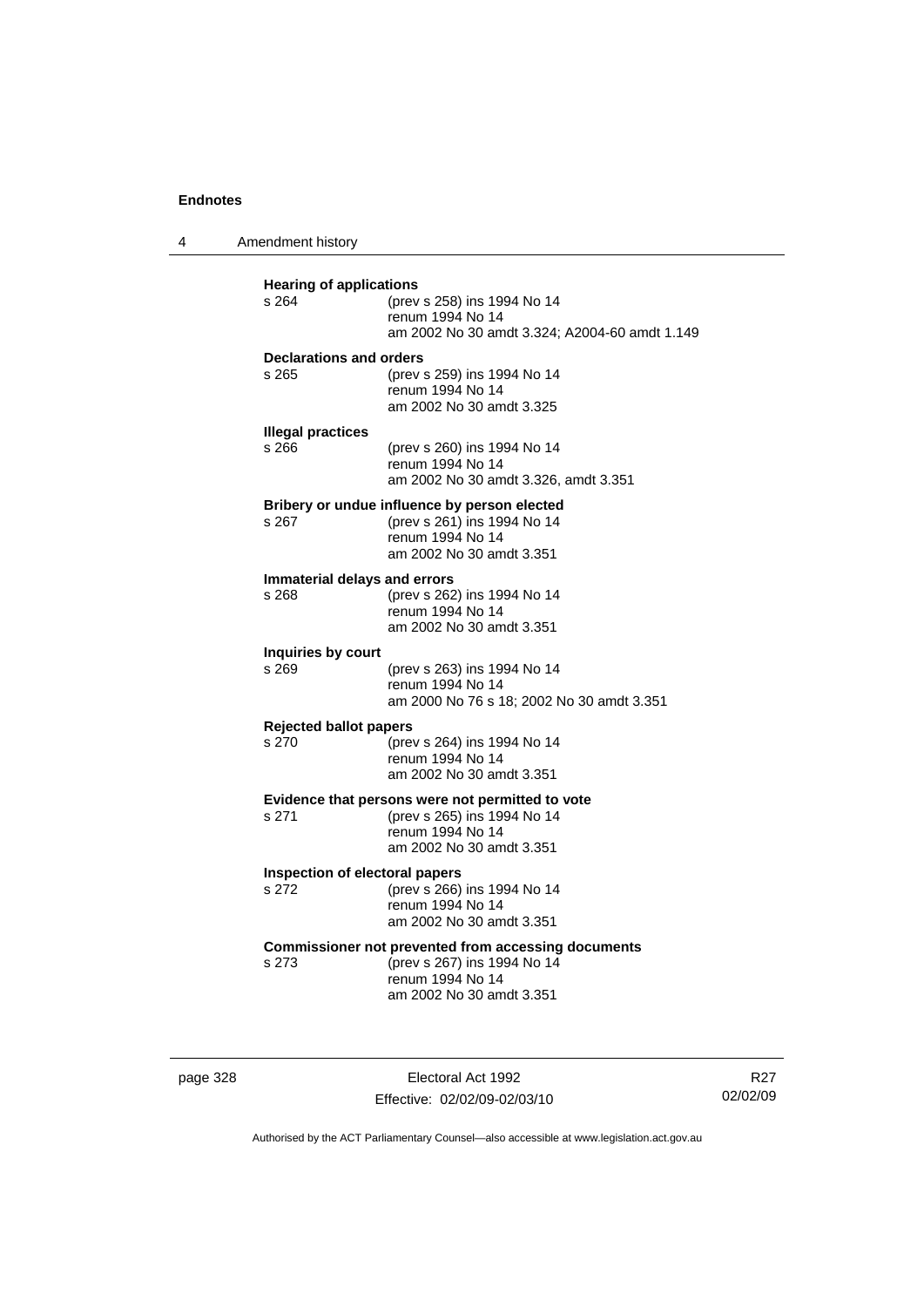**Hearing of applications**

s 264 (prev s 258) ins 1994 No 14
renum 1994 No 14
am 2002 No 30 amdt 3.324; A2004-60 amdt 1.149

**Declarations and orders**

s 265 (prev s 259) ins 1994 No 14
renum 1994 No 14
am 2002 No 30 amdt 3.325

**Illegal practices**

s 266 (prev s 260) ins 1994 No 14
renum 1994 No 14
am 2002 No 30 amdt 3.326, amdt 3.351

**Bribery or undue influence by person elected**

s 267 (prev s 261) ins 1994 No 14
renum 1994 No 14
am 2002 No 30 amdt 3.351

**Immaterial delays and errors**

s 268 (prev s 262) ins 1994 No 14
renum 1994 No 14
am 2002 No 30 amdt 3.351

**Inquiries by court**

s 269 (prev s 263) ins 1994 No 14
renum 1994 No 14
am 2000 No 76 s 18; 2002 No 30 amdt 3.351

**Rejected ballot papers**

s 270 (prev s 264) ins 1994 No 14
renum 1994 No 14
am 2002 No 30 amdt 3.351

**Evidence that persons were not permitted to vote**

s 271 (prev s 265) ins 1994 No 14
renum 1994 No 14
am 2002 No 30 amdt 3.351

**Inspection of electoral papers**

s 272 (prev s 266) ins 1994 No 14
renum 1994 No 14
am 2002 No 30 amdt 3.351

**Commissioner not prevented from accessing documents**

s 273 (prev s 267) ins 1994 No 14
renum 1994 No 14
am 2002 No 30 amdt 3.351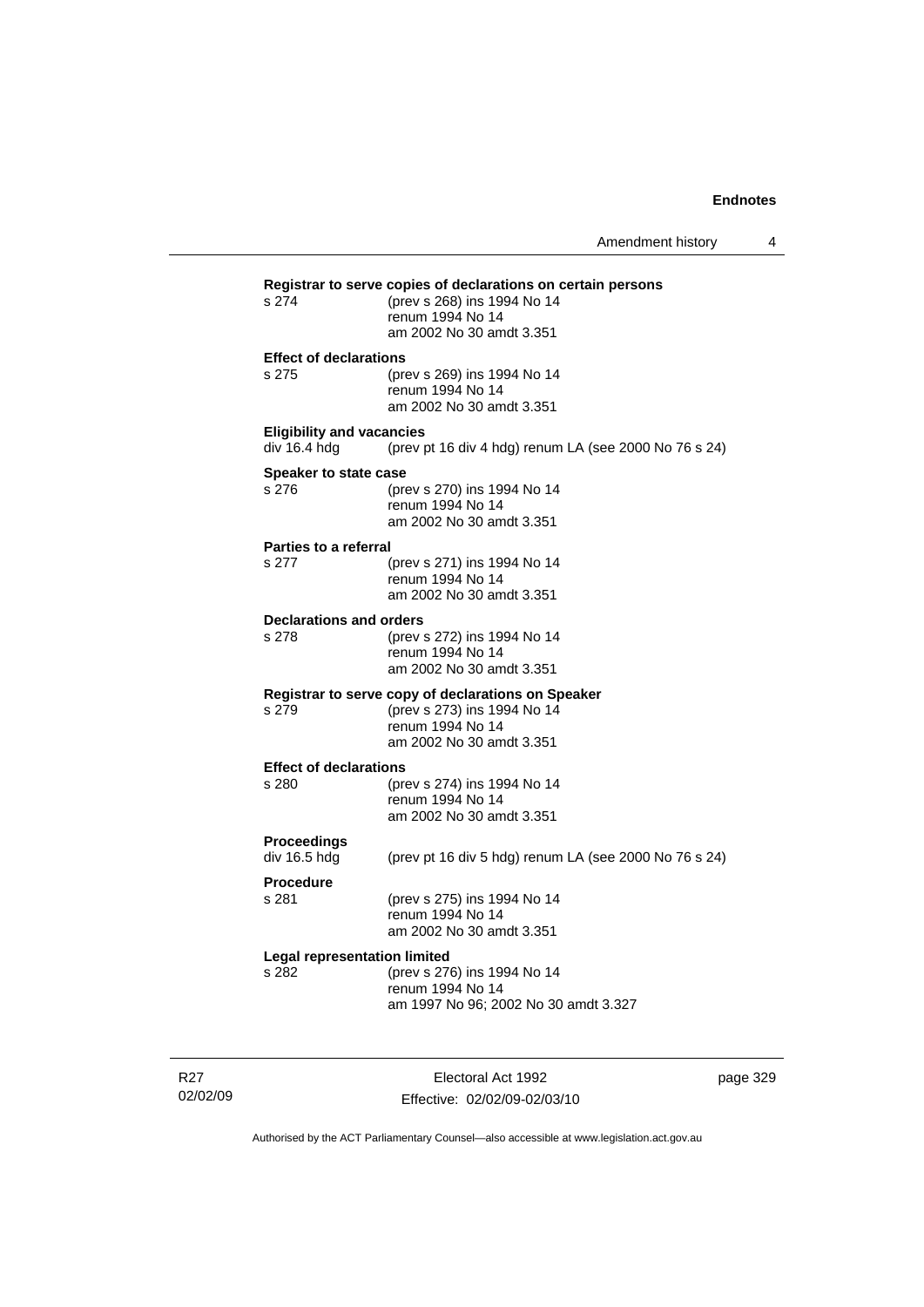**Registrar to serve copies of declarations on certain persons**

s 274 (prev s 268) ins 1994 No 14
renum 1994 No 14
am 2002 No 30 amdt 3.351

**Effect of declarations**

s 275 (prev s 269) ins 1994 No 14
renum 1994 No 14
am 2002 No 30 amdt 3.351

**Eligibility and vacancies**

div 16.4 hdg (prev pt 16 div 4 hdg) renum LA (see 2000 No 76 s 24)

**Speaker to state case**

s 276 (prev s 270) ins 1994 No 14
renum 1994 No 14
am 2002 No 30 amdt 3.351

**Parties to a referral**

s 277 (prev s 271) ins 1994 No 14
renum 1994 No 14
am 2002 No 30 amdt 3.351

**Declarations and orders**

s 278 (prev s 272) ins 1994 No 14
renum 1994 No 14
am 2002 No 30 amdt 3.351

**Registrar to serve copy of declarations on Speaker**

s 279 (prev s 273) ins 1994 No 14
renum 1994 No 14
am 2002 No 30 amdt 3.351

**Effect of declarations**

s 280 (prev s 274) ins 1994 No 14
renum 1994 No 14
am 2002 No 30 amdt 3.351

**Proceedings**

div 16.5 hdg (prev pt 16 div 5 hdg) renum LA (see 2000 No 76 s 24)

**Procedure**

s 281 (prev s 275) ins 1994 No 14
renum 1994 No 14
am 2002 No 30 amdt 3.351

**Legal representation limited**

s 282 (prev s 276) ins 1994 No 14
renum 1994 No 14
am 1997 No 96; 2002 No 30 amdt 3.327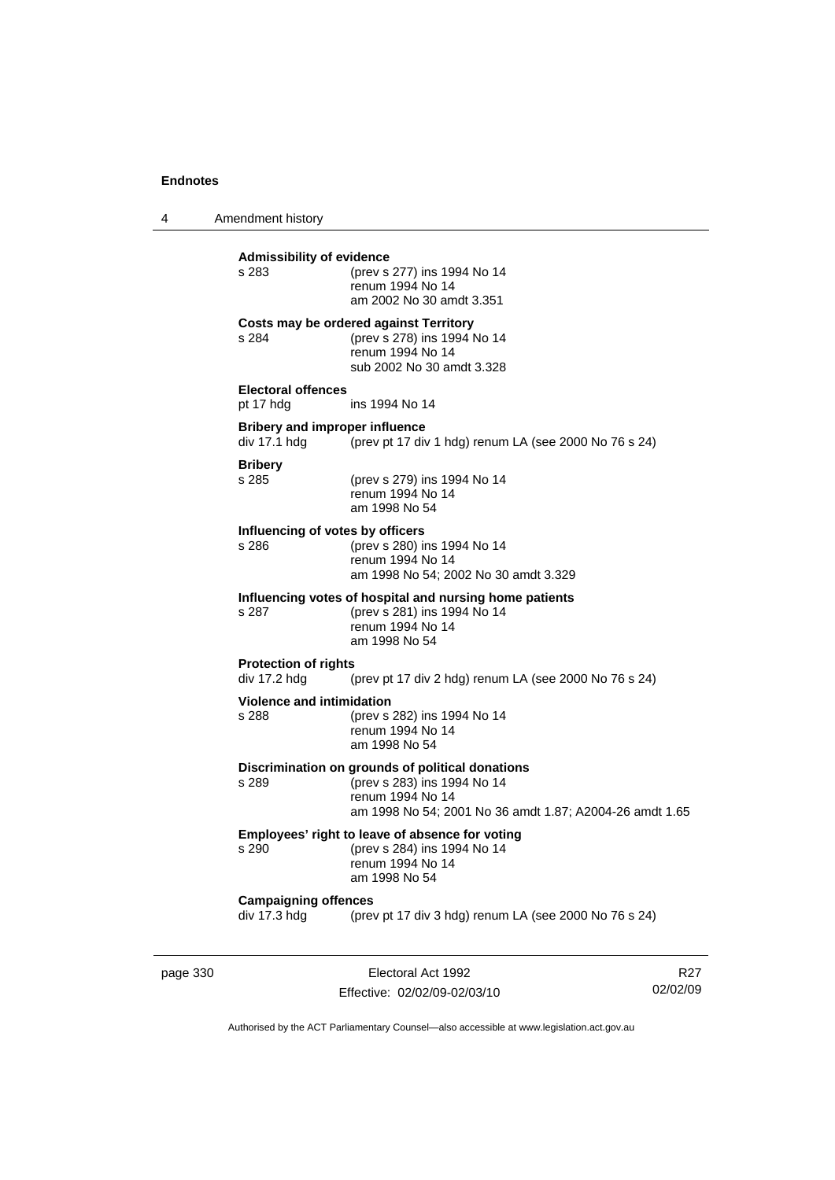**Admissibility of evidence**
s 283 (prev s 277) ins 1994 No 14
renum 1994 No 14
am 2002 No 30 amdt 3.351

**Costs may be ordered against Territory**
s 284 (prev s 278) ins 1994 No 14
renum 1994 No 14
sub 2002 No 30 amdt 3.328

**Electoral offences**
pt 17 hdg ins 1994 No 14

**Bribery and improper influence**
div 17.1 hdg (prev pt 17 div 1 hdg) renum LA (see 2000 No 76 s 24)

**Bribery**
s 285 (prev s 279) ins 1994 No 14
renum 1994 No 14
am 1998 No 54

**Influencing of votes by officers**
s 286 (prev s 280) ins 1994 No 14
renum 1994 No 14
am 1998 No 54; 2002 No 30 amdt 3.329

**Influencing votes of hospital and nursing home patients**
s 287 (prev s 281) ins 1994 No 14
renum 1994 No 14
am 1998 No 54

**Protection of rights**
div 17.2 hdg (prev pt 17 div 2 hdg) renum LA (see 2000 No 76 s 24)

**Violence and intimidation**
s 288 (prev s 282) ins 1994 No 14
renum 1994 No 14
am 1998 No 54

**Discrimination on grounds of political donations**
s 289 (prev s 283) ins 1994 No 14
renum 1994 No 14
am 1998 No 54; 2001 No 36 amdt 1.87; A2004-26 amdt 1.65

**Employees' right to leave of absence for voting**
s 290 (prev s 284) ins 1994 No 14
renum 1994 No 14
am 1998 No 54

**Campaigning offences**
div 17.3 hdg (prev pt 17 div 3 hdg) renum LA (see 2000 No 76 s 24)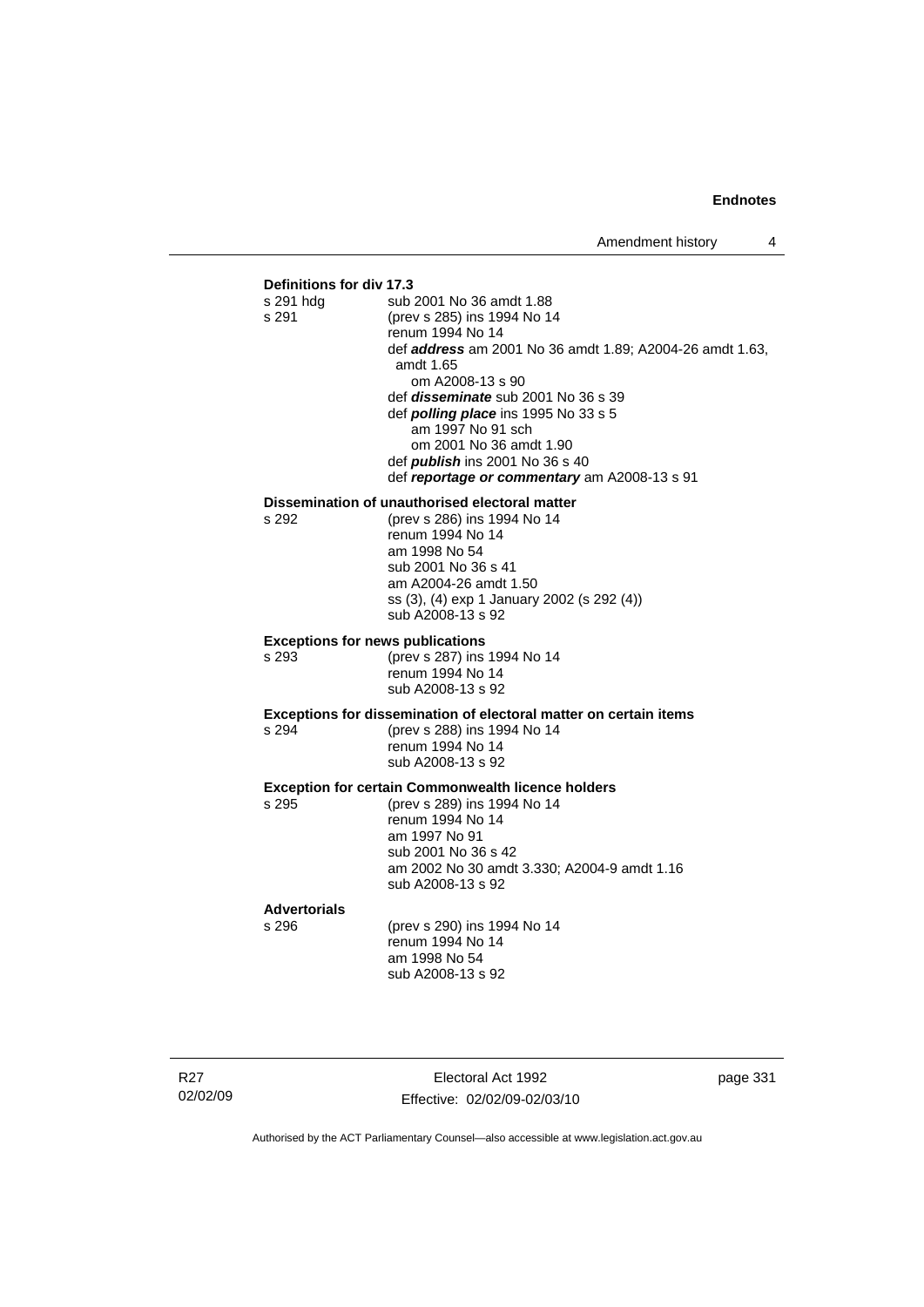**Definitions for div 17.3**

s 291 hdg sub 2001 No 36 amdt 1.88

s 291 (prev s 285) ins 1994 No 14
renum 1994 No 14
def ***address*** am 2001 No 36 amdt 1.89; A2004-26 amdt 1.63, amdt 1.65
om A2008-13 s 90
def ***disseminate*** sub 2001 No 36 s 39
def ***polling place*** ins 1995 No 33 s 5
am 1997 No 91 sch
om 2001 No 36 amdt 1.90
def ***publish*** ins 2001 No 36 s 40
def ***reportage or commentary*** am A2008-13 s 91

**Dissemination of unauthorised electoral matter**

s 292 (prev s 286) ins 1994 No 14
renum 1994 No 14
am 1998 No 54
sub 2001 No 36 s 41
am A2004-26 amdt 1.50
ss (3), (4) exp 1 January 2002 (s 292 (4))
sub A2008-13 s 92

**Exceptions for news publications**

s 293 (prev s 287) ins 1994 No 14
renum 1994 No 14
sub A2008-13 s 92

**Exceptions for dissemination of electoral matter on certain items**

s 294 (prev s 288) ins 1994 No 14
renum 1994 No 14
sub A2008-13 s 92

**Exception for certain Commonwealth licence holders**

s 295 (prev s 289) ins 1994 No 14
renum 1994 No 14
am 1997 No 91
sub 2001 No 36 s 42
am 2002 No 30 amdt 3.330; A2004-9 amdt 1.16
sub A2008-13 s 92

**Advertorials**

s 296 (prev s 290) ins 1994 No 14
renum 1994 No 14
am 1998 No 54
sub A2008-13 s 92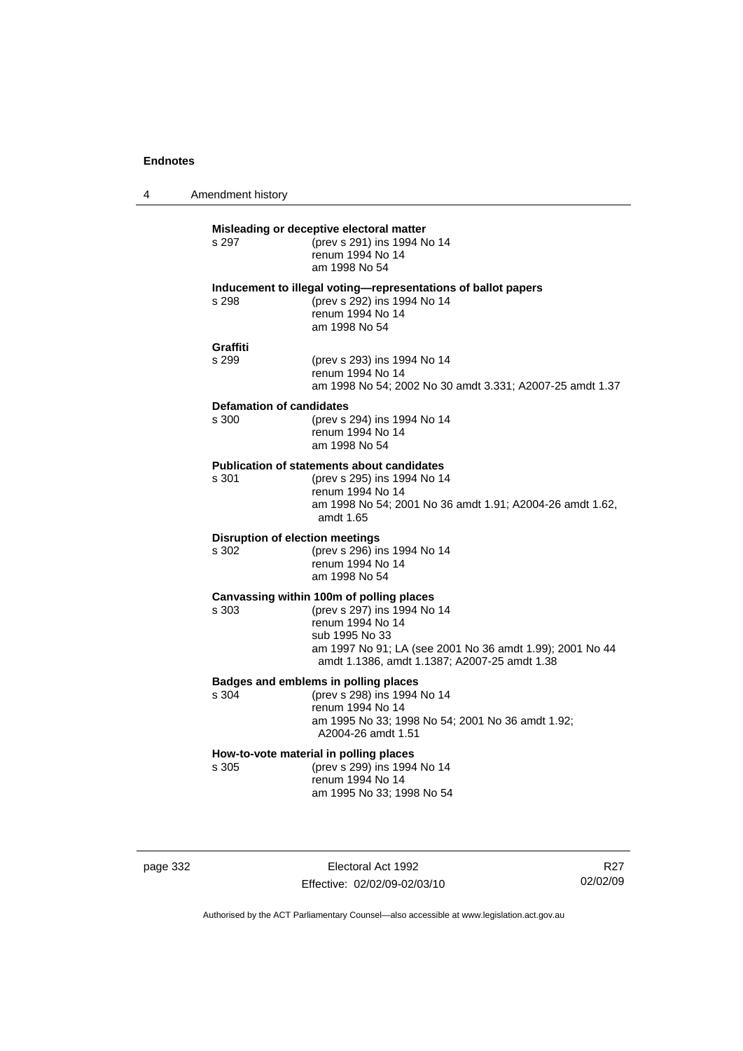**Misleading or deceptive electoral matter**

s 297 (prev s 291) ins 1994 No 14
renum 1994 No 14
am 1998 No 54

**Inducement to illegal voting—representations of ballot papers**

s 298 (prev s 292) ins 1994 No 14
renum 1994 No 14
am 1998 No 54

**Graffiti**

s 299 (prev s 293) ins 1994 No 14
renum 1994 No 14
am 1998 No 54; 2002 No 30 amdt 3.331; A2007-25 amdt 1.37

**Defamation of candidates**

s 300 (prev s 294) ins 1994 No 14
renum 1994 No 14
am 1998 No 54

**Publication of statements about candidates**

s 301 (prev s 295) ins 1994 No 14
renum 1994 No 14
am 1998 No 54; 2001 No 36 amdt 1.91; A2004-26 amdt 1.62, amdt 1.65

**Disruption of election meetings**

s 302 (prev s 296) ins 1994 No 14
renum 1994 No 14
am 1998 No 54

**Canvassing within 100m of polling places**

s 303 (prev s 297) ins 1994 No 14
renum 1994 No 14
sub 1995 No 33
am 1997 No 91; LA (see 2001 No 36 amdt 1.99); 2001 No 44 amdt 1.1386, amdt 1.1387; A2007-25 amdt 1.38

**Badges and emblems in polling places**

s 304 (prev s 298) ins 1994 No 14
renum 1994 No 14
am 1995 No 33; 1998 No 54; 2001 No 36 amdt 1.92; A2004-26 amdt 1.51

**How-to-vote material in polling places**

s 305 (prev s 299) ins 1994 No 14
renum 1994 No 14
am 1995 No 33; 1998 No 54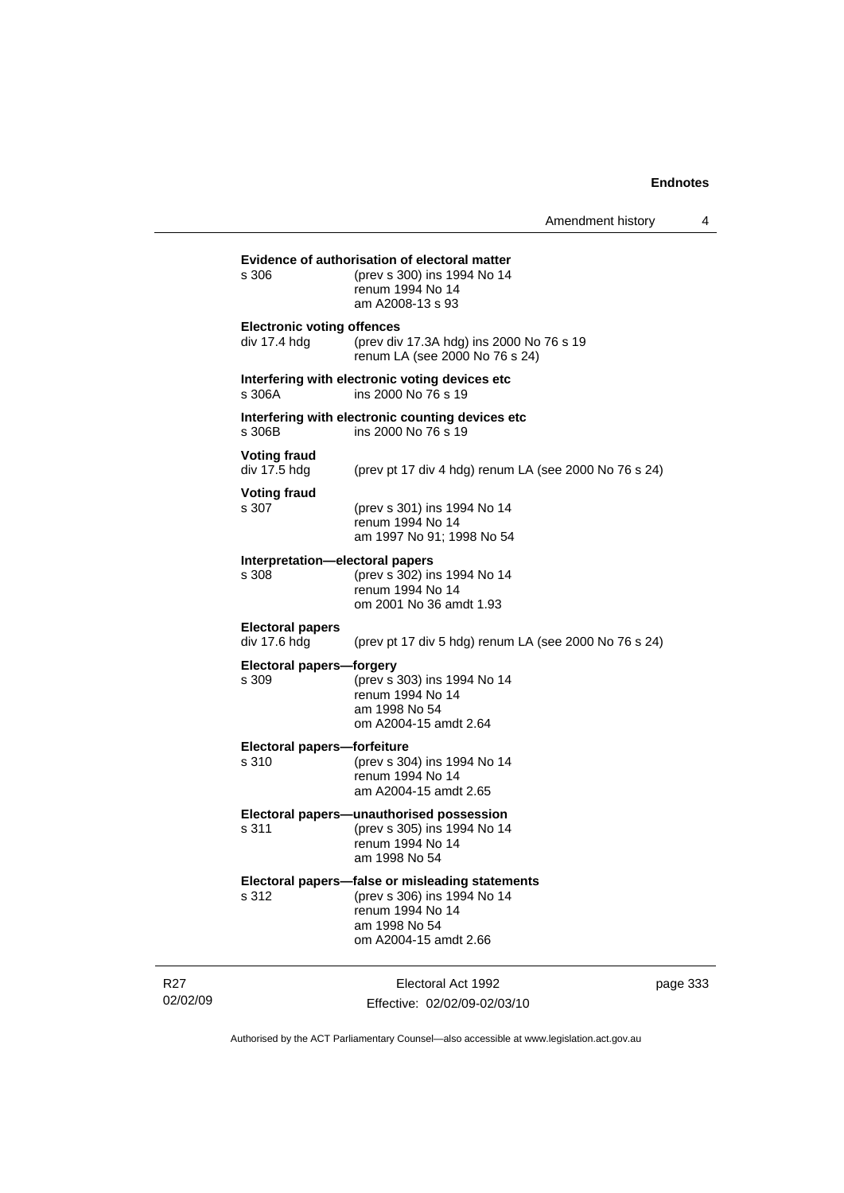**Evidence of authorisation of electoral matter**

s 306 (prev s 300) ins 1994 No 14
renum 1994 No 14
am A2008-13 s 93

**Electronic voting offences**

div 17.4 hdg (prev div 17.3A hdg) ins 2000 No 76 s 19
renum LA (see 2000 No 76 s 24)

**Interfering with electronic voting devices etc**

s 306A ins 2000 No 76 s 19

**Interfering with electronic counting devices etc**

s 306B ins 2000 No 76 s 19

**Voting fraud**

div 17.5 hdg (prev pt 17 div 4 hdg) renum LA (see 2000 No 76 s 24)

**Voting fraud**

s 307 (prev s 301) ins 1994 No 14
renum 1994 No 14
am 1997 No 91; 1998 No 54

**Interpretation—electoral papers**

s 308 (prev s 302) ins 1994 No 14
renum 1994 No 14
om 2001 No 36 amdt 1.93

**Electoral papers**

div 17.6 hdg (prev pt 17 div 5 hdg) renum LA (see 2000 No 76 s 24)

**Electoral papers—forgery**

s 309 (prev s 303) ins 1994 No 14
renum 1994 No 14
am 1998 No 54
om A2004-15 amdt 2.64

**Electoral papers—forfeiture**

s 310 (prev s 304) ins 1994 No 14
renum 1994 No 14
am A2004-15 amdt 2.65

**Electoral papers—unauthorised possession**

s 311 (prev s 305) ins 1994 No 14
renum 1994 No 14
am 1998 No 54

**Electoral papers—false or misleading statements**

s 312 (prev s 306) ins 1994 No 14
renum 1994 No 14
am 1998 No 54
om A2004-15 amdt 2.66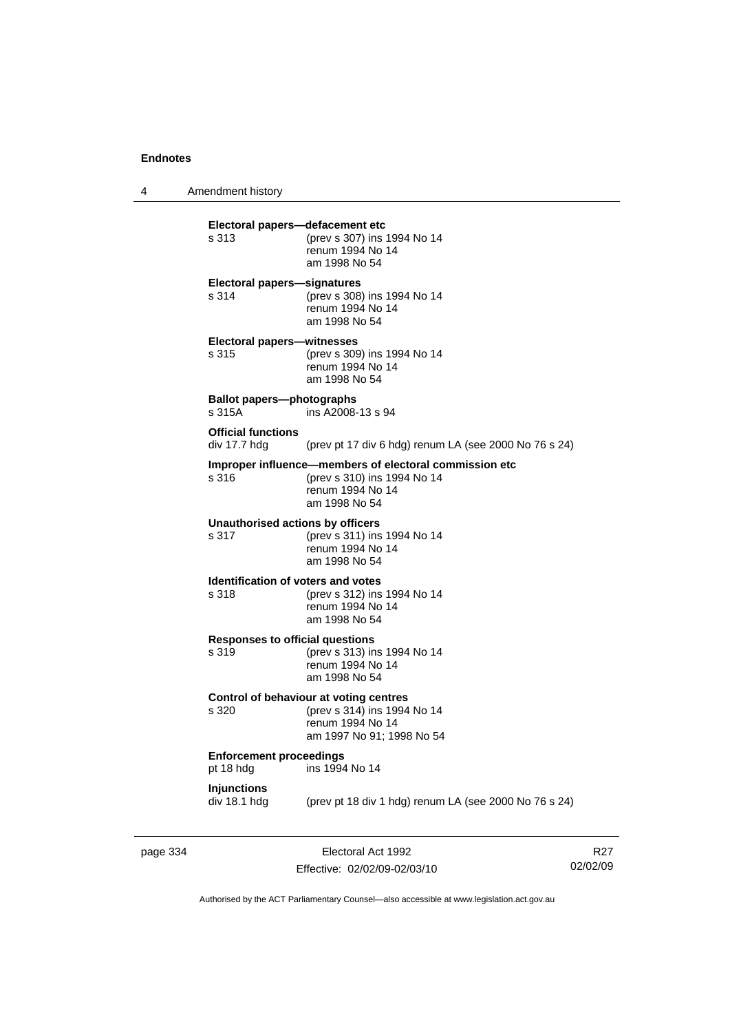**Electoral papers—defacement etc**

s 313 (prev s 307) ins 1994 No 14
renum 1994 No 14
am 1998 No 54

**Electoral papers—signatures**

s 314 (prev s 308) ins 1994 No 14
renum 1994 No 14
am 1998 No 54

**Electoral papers—witnesses**

s 315 (prev s 309) ins 1994 No 14
renum 1994 No 14
am 1998 No 54

**Ballot papers—photographs**

s 315A ins A2008-13 s 94

**Official functions**

div 17.7 hdg (prev pt 17 div 6 hdg) renum LA (see 2000 No 76 s 24)

**Improper influence—members of electoral commission etc**

s 316 (prev s 310) ins 1994 No 14
renum 1994 No 14
am 1998 No 54

**Unauthorised actions by officers**

s 317 (prev s 311) ins 1994 No 14
renum 1994 No 14
am 1998 No 54

**Identification of voters and votes**

s 318 (prev s 312) ins 1994 No 14
renum 1994 No 14
am 1998 No 54

**Responses to official questions**

s 319 (prev s 313) ins 1994 No 14
renum 1994 No 14
am 1998 No 54

**Control of behaviour at voting centres**

s 320 (prev s 314) ins 1994 No 14
renum 1994 No 14
am 1997 No 91; 1998 No 54

**Enforcement proceedings**

pt 18 hdg ins 1994 No 14

**Injunctions**

div 18.1 hdg (prev pt 18 div 1 hdg) renum LA (see 2000 No 76 s 24)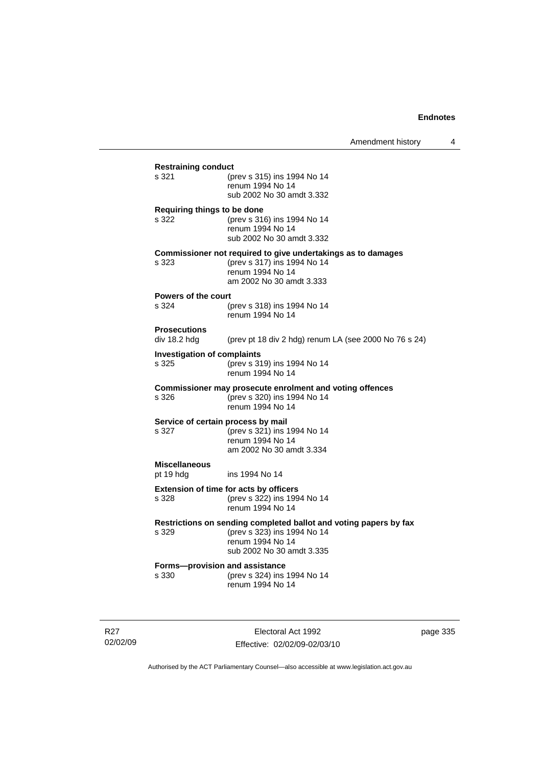**Restraining conduct**

s 321 (prev s 315) ins 1994 No 14
renum 1994 No 14
sub 2002 No 30 amdt 3.332

**Requiring things to be done**

s 322 (prev s 316) ins 1994 No 14
renum 1994 No 14
sub 2002 No 30 amdt 3.332

**Commissioner not required to give undertakings as to damages**

s 323 (prev s 317) ins 1994 No 14
renum 1994 No 14
am 2002 No 30 amdt 3.333

**Powers of the court**

s 324 (prev s 318) ins 1994 No 14
renum 1994 No 14

**Prosecutions**

div 18.2 hdg (prev pt 18 div 2 hdg) renum LA (see 2000 No 76 s 24)

**Investigation of complaints**

s 325 (prev s 319) ins 1994 No 14
renum 1994 No 14

**Commissioner may prosecute enrolment and voting offences**

s 326 (prev s 320) ins 1994 No 14
renum 1994 No 14

**Service of certain process by mail**

s 327 (prev s 321) ins 1994 No 14
renum 1994 No 14
am 2002 No 30 amdt 3.334

**Miscellaneous**

pt 19 hdg ins 1994 No 14

**Extension of time for acts by officers**

s 328 (prev s 322) ins 1994 No 14
renum 1994 No 14

**Restrictions on sending completed ballot and voting papers by fax**

s 329 (prev s 323) ins 1994 No 14
renum 1994 No 14
sub 2002 No 30 amdt 3.335

**Forms—provision and assistance**

s 330 (prev s 324) ins 1994 No 14
renum 1994 No 14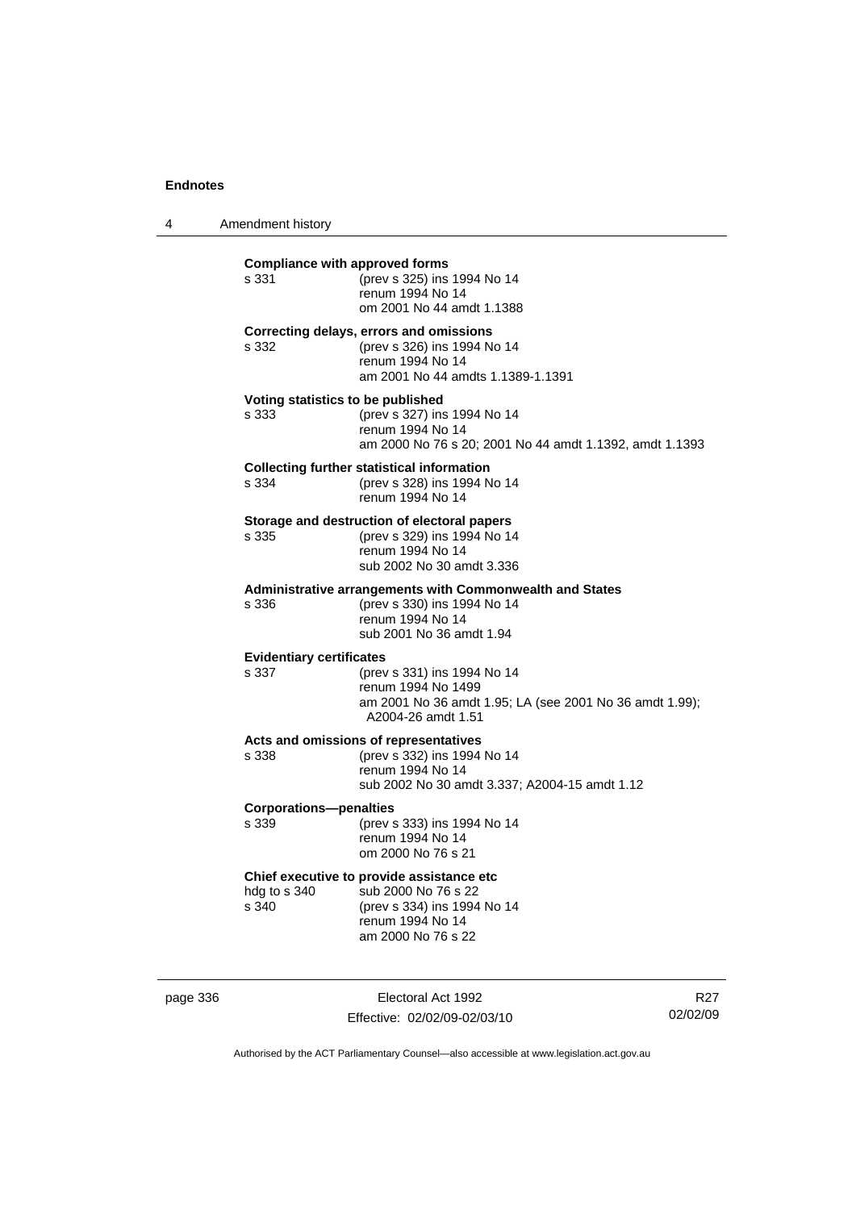**Compliance with approved forms**

s 331 (prev s 325) ins 1994 No 14
renum 1994 No 14
om 2001 No 44 amdt 1.1388

**Correcting delays, errors and omissions**

s 332 (prev s 326) ins 1994 No 14
renum 1994 No 14
am 2001 No 44 amdts 1.1389-1.1391

**Voting statistics to be published**

s 333 (prev s 327) ins 1994 No 14
renum 1994 No 14
am 2000 No 76 s 20; 2001 No 44 amdt 1.1392, amdt 1.1393

**Collecting further statistical information**

s 334 (prev s 328) ins 1994 No 14
renum 1994 No 14

**Storage and destruction of electoral papers**

s 335 (prev s 329) ins 1994 No 14
renum 1994 No 14
sub 2002 No 30 amdt 3.336

**Administrative arrangements with Commonwealth and States**

s 336 (prev s 330) ins 1994 No 14
renum 1994 No 14
sub 2001 No 36 amdt 1.94

**Evidentiary certificates**

s 337 (prev s 331) ins 1994 No 14
renum 1994 No 1499
am 2001 No 36 amdt 1.95; LA (see 2001 No 36 amdt 1.99); A2004-26 amdt 1.51

**Acts and omissions of representatives**

s 338 (prev s 332) ins 1994 No 14
renum 1994 No 14
sub 2002 No 30 amdt 3.337; A2004-15 amdt 1.12

**Corporations—penalties**

s 339 (prev s 333) ins 1994 No 14
renum 1994 No 14
om 2000 No 76 s 21

**Chief executive to provide assistance etc**

hdg to s 340 sub 2000 No 76 s 22
s 340 (prev s 334) ins 1994 No 14
renum 1994 No 14
am 2000 No 76 s 22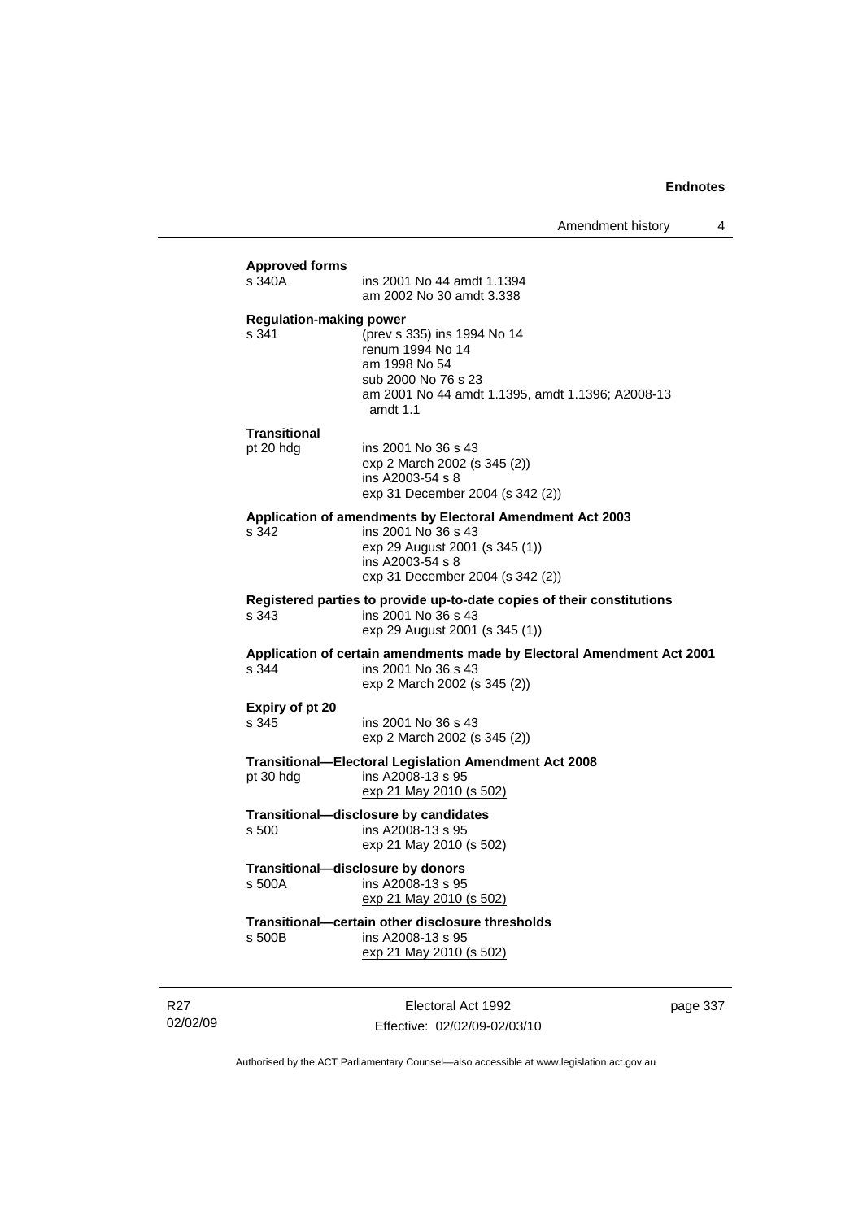**Approved forms**

s 340A ins 2001 No 44 amdt 1.1394
am 2002 No 30 amdt 3.338

**Regulation-making power**

s 341 (prev s 335) ins 1994 No 14
renum 1994 No 14
am 1998 No 54
sub 2000 No 76 s 23
am 2001 No 44 amdt 1.1395, amdt 1.1396; A2008-13 amdt 1.1

**Transitional**

pt 20 hdg ins 2001 No 36 s 43
exp 2 March 2002 (s 345 (2))
ins A2003-54 s 8
exp 31 December 2004 (s 342 (2))

**Application of amendments by Electoral Amendment Act 2003**

s 342 ins 2001 No 36 s 43
exp 29 August 2001 (s 345 (1))
ins A2003-54 s 8
exp 31 December 2004 (s 342 (2))

**Registered parties to provide up-to-date copies of their constitutions**

s 343 ins 2001 No 36 s 43
exp 29 August 2001 (s 345 (1))

**Application of certain amendments made by Electoral Amendment Act 2001**

s 344 ins 2001 No 36 s 43
exp 2 March 2002 (s 345 (2))

**Expiry of pt 20**

s 345 ins 2001 No 36 s 43
exp 2 March 2002 (s 345 (2))

**Transitional—Electoral Legislation Amendment Act 2008**

pt 30 hdg ins A2008-13 s 95
exp 21 May 2010 (s 502)

**Transitional—disclosure by candidates**

s 500 ins A2008-13 s 95
exp 21 May 2010 (s 502)

**Transitional—disclosure by donors**

s 500A ins A2008-13 s 95
exp 21 May 2010 (s 502)

**Transitional—certain other disclosure thresholds**

s 500B ins A2008-13 s 95
exp 21 May 2010 (s 502)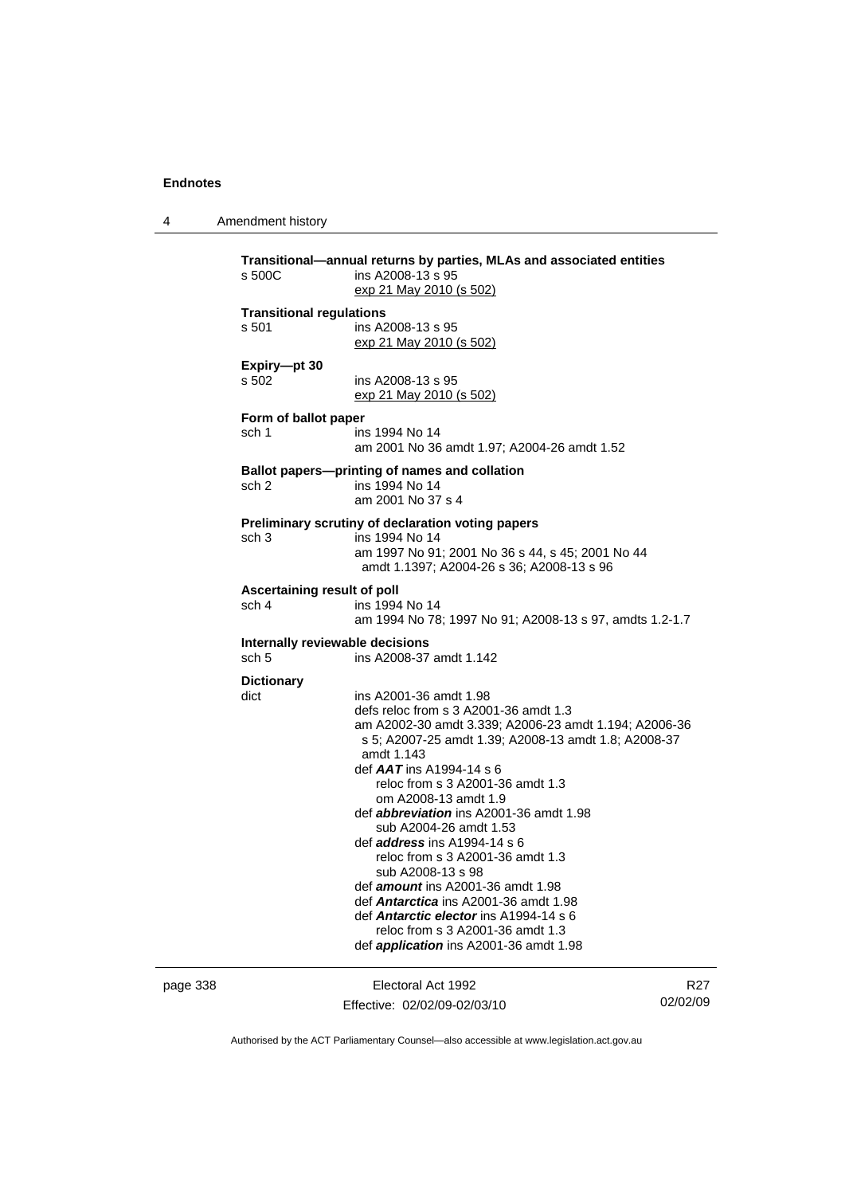**Transitional—annual returns by parties, MLAs and associated entities**

s 500C ins A2008-13 s 95
exp 21 May 2010 (s 502)

**Transitional regulations**

s 501 ins A2008-13 s 95
exp 21 May 2010 (s 502)

**Expiry—pt 30**

s 502 ins A2008-13 s 95
exp 21 May 2010 (s 502)

**Form of ballot paper**

sch 1 ins 1994 No 14
am 2001 No 36 amdt 1.97; A2004-26 amdt 1.52

**Ballot papers—printing of names and collation**

sch 2 ins 1994 No 14
am 2001 No 37 s 4

**Preliminary scrutiny of declaration voting papers**

sch 3 ins 1994 No 14
am 1997 No 91; 2001 No 36 s 44, s 45; 2001 No 44 amdt 1.1397; A2004-26 s 36; A2008-13 s 96

**Ascertaining result of poll**

sch 4 ins 1994 No 14
am 1994 No 78; 1997 No 91; A2008-13 s 97, amdts 1.2-1.7

**Internally reviewable decisions**

sch 5 ins A2008-37 amdt 1.142

**Dictionary**

dict ins A2001-36 amdt 1.98
defs reloc from s 3 A2001-36 amdt 1.3
am A2002-30 amdt 3.339; A2006-23 amdt 1.194; A2006-36 s 5; A2007-25 amdt 1.39; A2008-13 amdt 1.8; A2008-37 amdt 1.143
def ***AAT*** ins A1994-14 s 6
reloc from s 3 A2001-36 amdt 1.3
om A2008-13 amdt 1.9
def ***abbreviation*** ins A2001-36 amdt 1.98
sub A2004-26 amdt 1.53
def ***address*** ins A1994-14 s 6
reloc from s 3 A2001-36 amdt 1.3
sub A2008-13 s 98
def ***amount*** ins A2001-36 amdt 1.98
def ***Antarctica*** ins A2001-36 amdt 1.98
def ***Antarctic elector*** ins A1994-14 s 6
reloc from s 3 A2001-36 amdt 1.3
def ***application*** ins A2001-36 amdt 1.98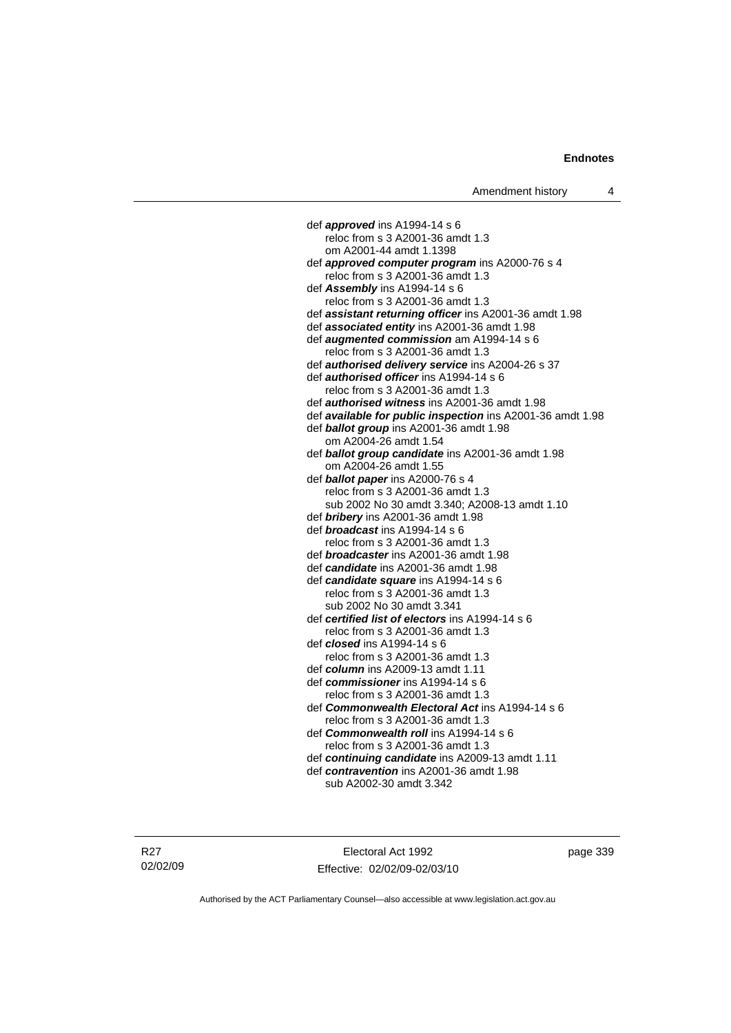def ***approved*** ins A1994-14 s 6
reloc from s 3 A2001-36 amdt 1.3
om A2001-44 amdt 1.1398
def ***approved computer program*** ins A2000-76 s 4
reloc from s 3 A2001-36 amdt 1.3
def ***Assembly*** ins A1994-14 s 6
reloc from s 3 A2001-36 amdt 1.3
def ***assistant returning officer*** ins A2001-36 amdt 1.98
def ***associated entity*** ins A2001-36 amdt 1.98
def ***augmented commission*** am A1994-14 s 6
reloc from s 3 A2001-36 amdt 1.3
def ***authorised delivery service*** ins A2004-26 s 37
def ***authorised officer*** ins A1994-14 s 6
reloc from s 3 A2001-36 amdt 1.3
def ***authorised witness*** ins A2001-36 amdt 1.98
def ***available for public inspection*** ins A2001-36 amdt 1.98
def ***ballot group*** ins A2001-36 amdt 1.98
om A2004-26 amdt 1.54
def ***ballot group candidate*** ins A2001-36 amdt 1.98
om A2004-26 amdt 1.55
def ***ballot paper*** ins A2000-76 s 4
reloc from s 3 A2001-36 amdt 1.3
sub 2002 No 30 amdt 3.340; A2008-13 amdt 1.10
def ***bribery*** ins A2001-36 amdt 1.98
def ***broadcast*** ins A1994-14 s 6
reloc from s 3 A2001-36 amdt 1.3
def ***broadcaster*** ins A2001-36 amdt 1.98
def ***candidate*** ins A2001-36 amdt 1.98
def ***candidate square*** ins A1994-14 s 6
reloc from s 3 A2001-36 amdt 1.3
sub 2002 No 30 amdt 3.341
def ***certified list of electors*** ins A1994-14 s 6
reloc from s 3 A2001-36 amdt 1.3
def ***closed*** ins A1994-14 s 6
reloc from s 3 A2001-36 amdt 1.3
def ***column*** ins A2009-13 amdt 1.11
def ***commissioner*** ins A1994-14 s 6
reloc from s 3 A2001-36 amdt 1.3
def ***Commonwealth Electoral Act*** ins A1994-14 s 6
reloc from s 3 A2001-36 amdt 1.3
def ***Commonwealth roll*** ins A1994-14 s 6
reloc from s 3 A2001-36 amdt 1.3
def ***continuing candidate*** ins A2009-13 amdt 1.11
def ***contravention*** ins A2001-36 amdt 1.98
sub A2002-30 amdt 3.342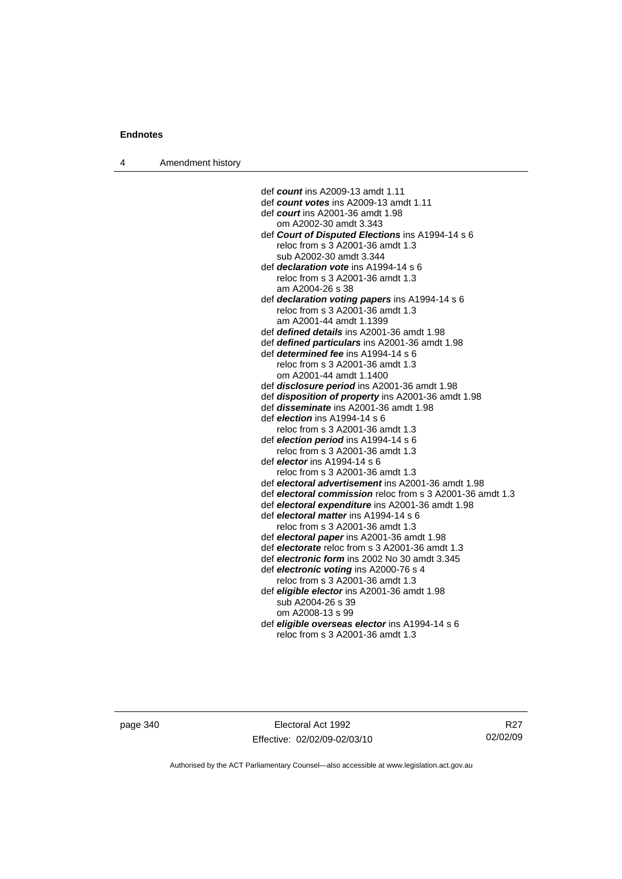def ***count*** ins A2009-13 amdt 1.11
def ***count votes*** ins A2009-13 amdt 1.11
def ***court*** ins A2001-36 amdt 1.98
  om A2002-30 amdt 3.343
def ***Court of Disputed Elections*** ins A1994-14 s 6
  reloc from s 3 A2001-36 amdt 1.3
  sub A2002-30 amdt 3.344
def ***declaration vote*** ins A1994-14 s 6
  reloc from s 3 A2001-36 amdt 1.3
  am A2004-26 s 38
def ***declaration voting papers*** ins A1994-14 s 6
  reloc from s 3 A2001-36 amdt 1.3
  am A2001-44 amdt 1.1399
def ***defined details*** ins A2001-36 amdt 1.98
def ***defined particulars*** ins A2001-36 amdt 1.98
def ***determined fee*** ins A1994-14 s 6
  reloc from s 3 A2001-36 amdt 1.3
  om A2001-44 amdt 1.1400
def ***disclosure period*** ins A2001-36 amdt 1.98
def ***disposition of property*** ins A2001-36 amdt 1.98
def ***disseminate*** ins A2001-36 amdt 1.98
def ***election*** ins A1994-14 s 6
  reloc from s 3 A2001-36 amdt 1.3
def ***election period*** ins A1994-14 s 6
  reloc from s 3 A2001-36 amdt 1.3
def ***elector*** ins A1994-14 s 6
  reloc from s 3 A2001-36 amdt 1.3
def ***electoral advertisement*** ins A2001-36 amdt 1.98
def ***electoral commission*** reloc from s 3 A2001-36 amdt 1.3
def ***electoral expenditure*** ins A2001-36 amdt 1.98
def ***electoral matter*** ins A1994-14 s 6
  reloc from s 3 A2001-36 amdt 1.3
def ***electoral paper*** ins A2001-36 amdt 1.98
def ***electorate*** reloc from s 3 A2001-36 amdt 1.3
def ***electronic form*** ins 2002 No 30 amdt 3.345
def ***electronic voting*** ins A2000-76 s 4
  reloc from s 3 A2001-36 amdt 1.3
def ***eligible elector*** ins A2001-36 amdt 1.98
  sub A2004-26 s 39
  om A2008-13 s 99
def ***eligible overseas elector*** ins A1994-14 s 6
  reloc from s 3 A2001-36 amdt 1.3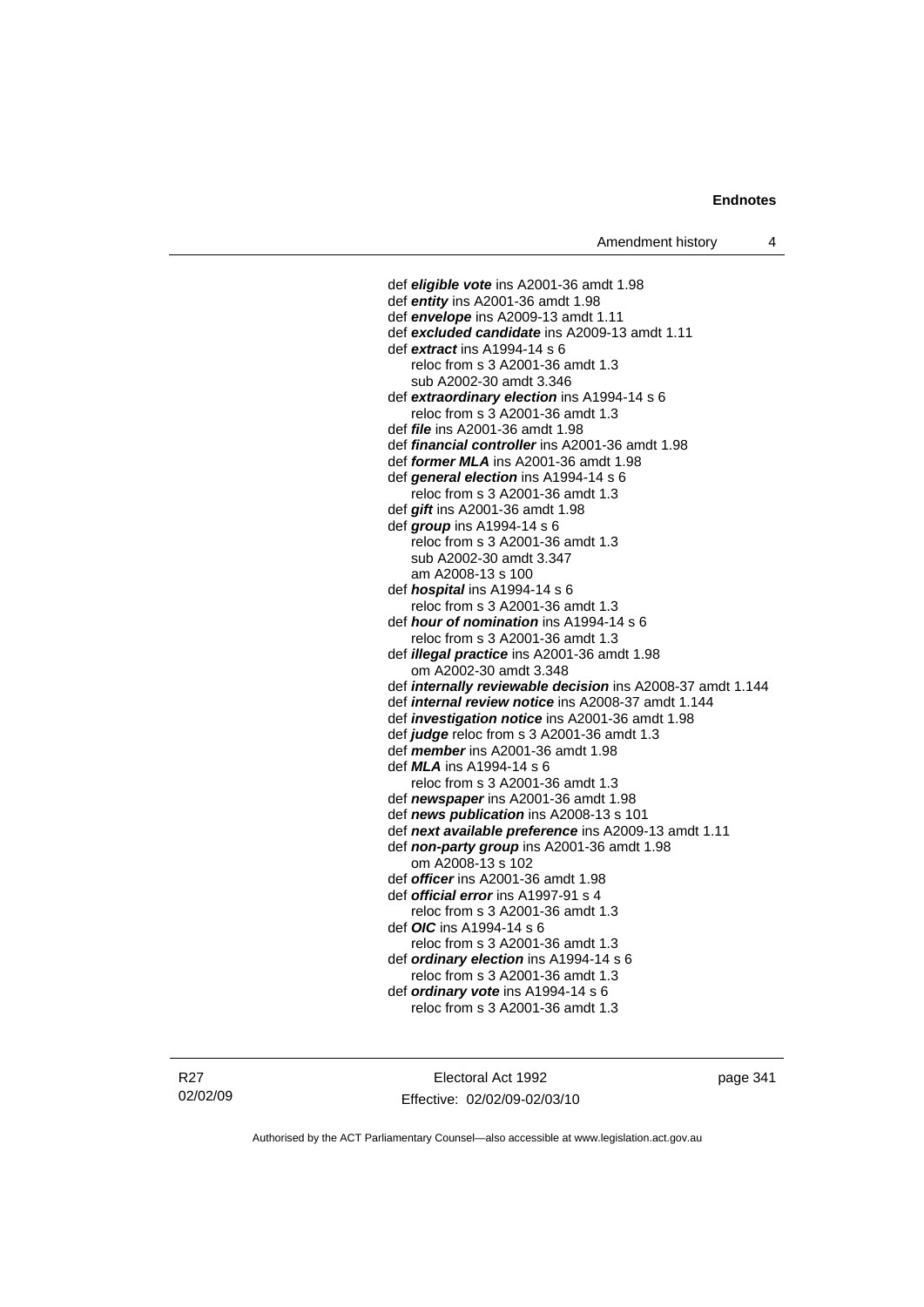def ***eligible vote*** ins A2001-36 amdt 1.98
def ***entity*** ins A2001-36 amdt 1.98
def ***envelope*** ins A2009-13 amdt 1.11
def ***excluded candidate*** ins A2009-13 amdt 1.11
def ***extract*** ins A1994-14 s 6
    reloc from s 3 A2001-36 amdt 1.3
    sub A2002-30 amdt 3.346
def ***extraordinary election*** ins A1994-14 s 6
    reloc from s 3 A2001-36 amdt 1.3
def ***file*** ins A2001-36 amdt 1.98
def ***financial controller*** ins A2001-36 amdt 1.98
def ***former MLA*** ins A2001-36 amdt 1.98
def ***general election*** ins A1994-14 s 6
    reloc from s 3 A2001-36 amdt 1.3
def ***gift*** ins A2001-36 amdt 1.98
def ***group*** ins A1994-14 s 6
    reloc from s 3 A2001-36 amdt 1.3
    sub A2002-30 amdt 3.347
    am A2008-13 s 100
def ***hospital*** ins A1994-14 s 6
    reloc from s 3 A2001-36 amdt 1.3
def ***hour of nomination*** ins A1994-14 s 6
    reloc from s 3 A2001-36 amdt 1.3
def ***illegal practice*** ins A2001-36 amdt 1.98
    om A2002-30 amdt 3.348
def ***internally reviewable decision*** ins A2008-37 amdt 1.144
def ***internal review notice*** ins A2008-37 amdt 1.144
def ***investigation notice*** ins A2001-36 amdt 1.98
def ***judge*** reloc from s 3 A2001-36 amdt 1.3
def ***member*** ins A2001-36 amdt 1.98
def ***MLA*** ins A1994-14 s 6
    reloc from s 3 A2001-36 amdt 1.3
def ***newspaper*** ins A2001-36 amdt 1.98
def ***news publication*** ins A2008-13 s 101
def ***next available preference*** ins A2009-13 amdt 1.11
def ***non-party group*** ins A2001-36 amdt 1.98
    om A2008-13 s 102
def ***officer*** ins A2001-36 amdt 1.98
def ***official error*** ins A1997-91 s 4
    reloc from s 3 A2001-36 amdt 1.3
def ***OIC*** ins A1994-14 s 6
    reloc from s 3 A2001-36 amdt 1.3
def ***ordinary election*** ins A1994-14 s 6
    reloc from s 3 A2001-36 amdt 1.3
def ***ordinary vote*** ins A1994-14 s 6
    reloc from s 3 A2001-36 amdt 1.3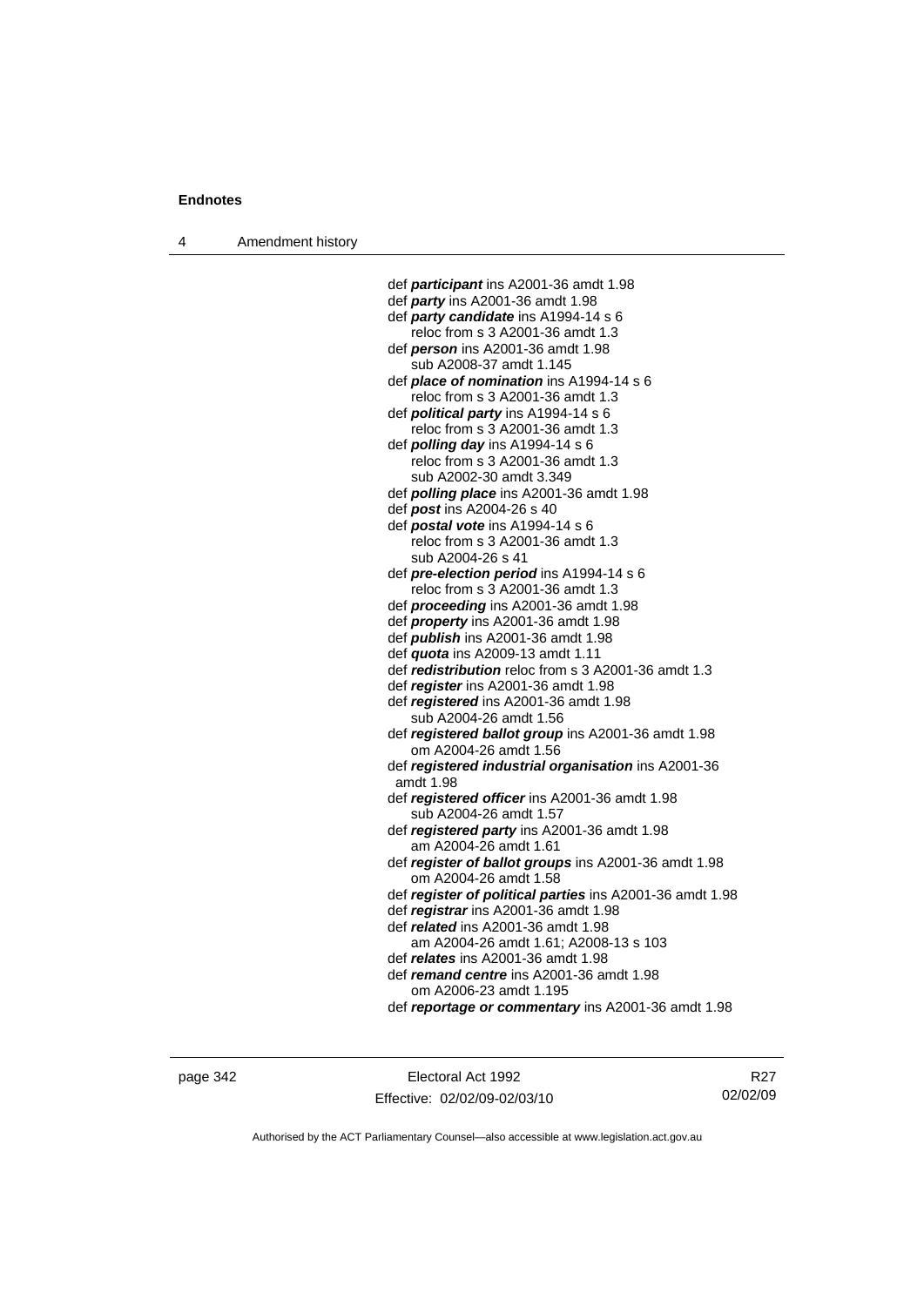def ***participant*** ins A2001-36 amdt 1.98
def ***party*** ins A2001-36 amdt 1.98
def ***party candidate*** ins A1994-14 s 6
reloc from s 3 A2001-36 amdt 1.3
def ***person*** ins A2001-36 amdt 1.98
sub A2008-37 amdt 1.145
def ***place of nomination*** ins A1994-14 s 6
reloc from s 3 A2001-36 amdt 1.3
def ***political party*** ins A1994-14 s 6
reloc from s 3 A2001-36 amdt 1.3
def ***polling day*** ins A1994-14 s 6
reloc from s 3 A2001-36 amdt 1.3
sub A2002-30 amdt 3.349
def ***polling place*** ins A2001-36 amdt 1.98
def ***post*** ins A2004-26 s 40
def ***postal vote*** ins A1994-14 s 6
reloc from s 3 A2001-36 amdt 1.3
sub A2004-26 s 41
def ***pre-election period*** ins A1994-14 s 6
reloc from s 3 A2001-36 amdt 1.3
def ***proceeding*** ins A2001-36 amdt 1.98
def ***property*** ins A2001-36 amdt 1.98
def ***publish*** ins A2001-36 amdt 1.98
def ***quota*** ins A2009-13 amdt 1.11
def ***redistribution*** reloc from s 3 A2001-36 amdt 1.3
def ***register*** ins A2001-36 amdt 1.98
def ***registered*** ins A2001-36 amdt 1.98
sub A2004-26 amdt 1.56
def ***registered ballot group*** ins A2001-36 amdt 1.98
om A2004-26 amdt 1.56
def ***registered industrial organisation*** ins A2001-36 amdt 1.98
def ***registered officer*** ins A2001-36 amdt 1.98
sub A2004-26 amdt 1.57
def ***registered party*** ins A2001-36 amdt 1.98
am A2004-26 amdt 1.61
def ***register of ballot groups*** ins A2001-36 amdt 1.98
om A2004-26 amdt 1.58
def ***register of political parties*** ins A2001-36 amdt 1.98
def ***registrar*** ins A2001-36 amdt 1.98
def ***related*** ins A2001-36 amdt 1.98
am A2004-26 amdt 1.61; A2008-13 s 103
def ***relates*** ins A2001-36 amdt 1.98
def ***remand centre*** ins A2001-36 amdt 1.98
om A2006-23 amdt 1.195
def ***reportage or commentary*** ins A2001-36 amdt 1.98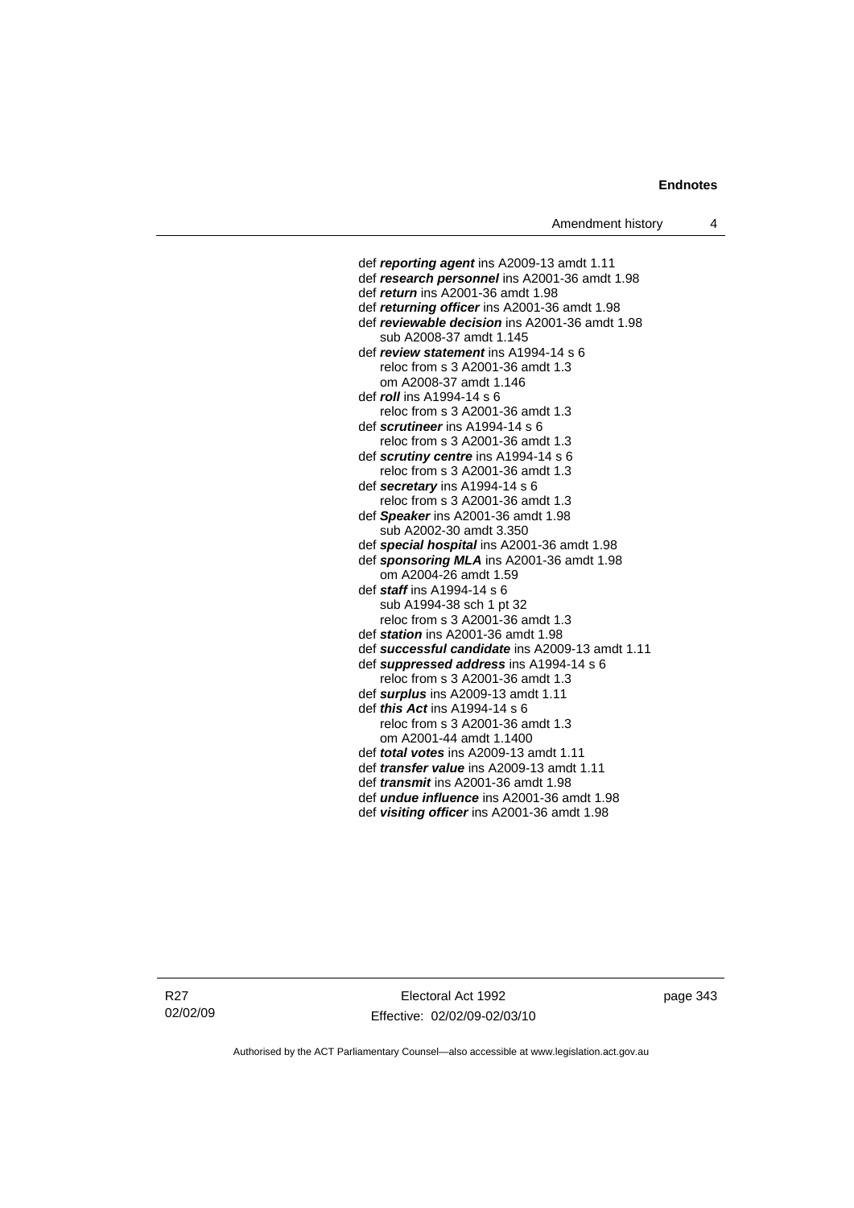def ***reporting agent*** ins A2009-13 amdt 1.11
def ***research personnel*** ins A2001-36 amdt 1.98
def ***return*** ins A2001-36 amdt 1.98
def ***returning officer*** ins A2001-36 amdt 1.98
def ***reviewable decision*** ins A2001-36 amdt 1.98
    sub A2008-37 amdt 1.145
def ***review statement*** ins A1994-14 s 6
    reloc from s 3 A2001-36 amdt 1.3
    om A2008-37 amdt 1.146
def ***roll*** ins A1994-14 s 6
    reloc from s 3 A2001-36 amdt 1.3
def ***scrutineer*** ins A1994-14 s 6
    reloc from s 3 A2001-36 amdt 1.3
def ***scrutiny centre*** ins A1994-14 s 6
    reloc from s 3 A2001-36 amdt 1.3
def ***secretary*** ins A1994-14 s 6
    reloc from s 3 A2001-36 amdt 1.3
def ***Speaker*** ins A2001-36 amdt 1.98
    sub A2002-30 amdt 3.350
def ***special hospital*** ins A2001-36 amdt 1.98
def ***sponsoring MLA*** ins A2001-36 amdt 1.98
    om A2004-26 amdt 1.59
def ***staff*** ins A1994-14 s 6
    sub A1994-38 sch 1 pt 32
    reloc from s 3 A2001-36 amdt 1.3
def ***station*** ins A2001-36 amdt 1.98
def ***successful candidate*** ins A2009-13 amdt 1.11
def ***suppressed address*** ins A1994-14 s 6
    reloc from s 3 A2001-36 amdt 1.3
def ***surplus*** ins A2009-13 amdt 1.11
def ***this Act*** ins A1994-14 s 6
    reloc from s 3 A2001-36 amdt 1.3
    om A2001-44 amdt 1.1400
def ***total votes*** ins A2009-13 amdt 1.11
def ***transfer value*** ins A2009-13 amdt 1.11
def ***transmit*** ins A2001-36 amdt 1.98
def ***undue influence*** ins A2001-36 amdt 1.98
def ***visiting officer*** ins A2001-36 amdt 1.98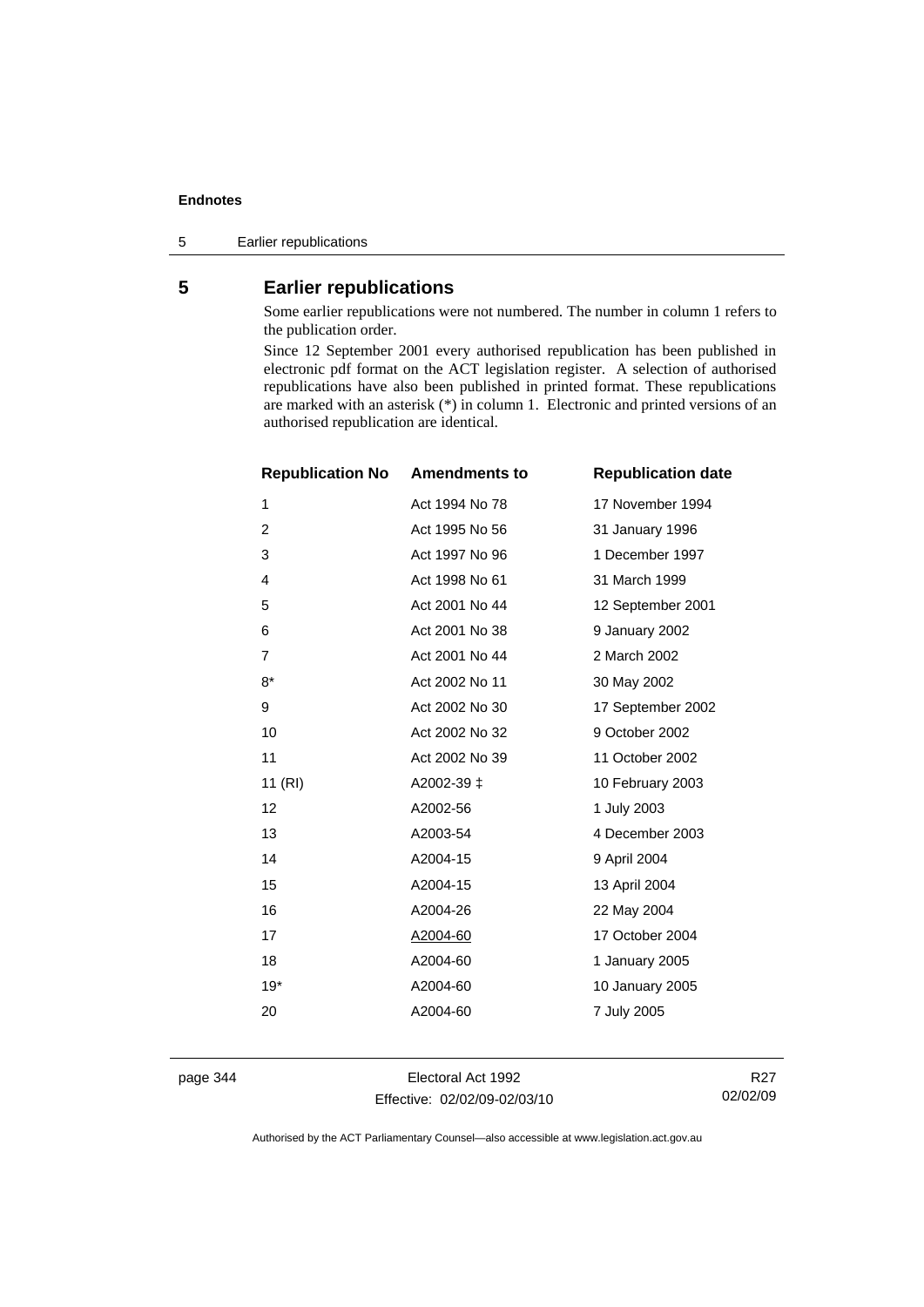## 5 Earlier republications

Some earlier republications were not numbered. The number in column 1 refers to the publication order.

Since 12 September 2001 every authorised republication has been published in electronic pdf format on the ACT legislation register. A selection of authorised republications have also been published in printed format. These republications are marked with an asterisk (*) in column 1. Electronic and printed versions of an authorised republication are identical.

| Republication No | Amendments to | Republication date |
|---|---|---|
| 1 | Act 1994 No 78 | 17 November 1994 |
| 2 | Act 1995 No 56 | 31 January 1996 |
| 3 | Act 1997 No 96 | 1 December 1997 |
| 4 | Act 1998 No 61 | 31 March 1999 |
| 5 | Act 2001 No 44 | 12 September 2001 |
| 6 | Act 2001 No 38 | 9 January 2002 |
| 7 | Act 2001 No 44 | 2 March 2002 |
| 8* | Act 2002 No 11 | 30 May 2002 |
| 9 | Act 2002 No 30 | 17 September 2002 |
| 10 | Act 2002 No 32 | 9 October 2002 |
| 11 | Act 2002 No 39 | 11 October 2002 |
| 11 (RI) | A2002-39 ‡ | 10 February 2003 |
| 12 | A2002-56 | 1 July 2003 |
| 13 | A2003-54 | 4 December 2003 |
| 14 | A2004-15 | 9 April 2004 |
| 15 | A2004-15 | 13 April 2004 |
| 16 | A2004-26 | 22 May 2004 |
| 17 | A2004-60 | 17 October 2004 |
| 18 | A2004-60 | 1 January 2005 |
| 19* | A2004-60 | 10 January 2005 |
| 20 | A2004-60 | 7 July 2005 |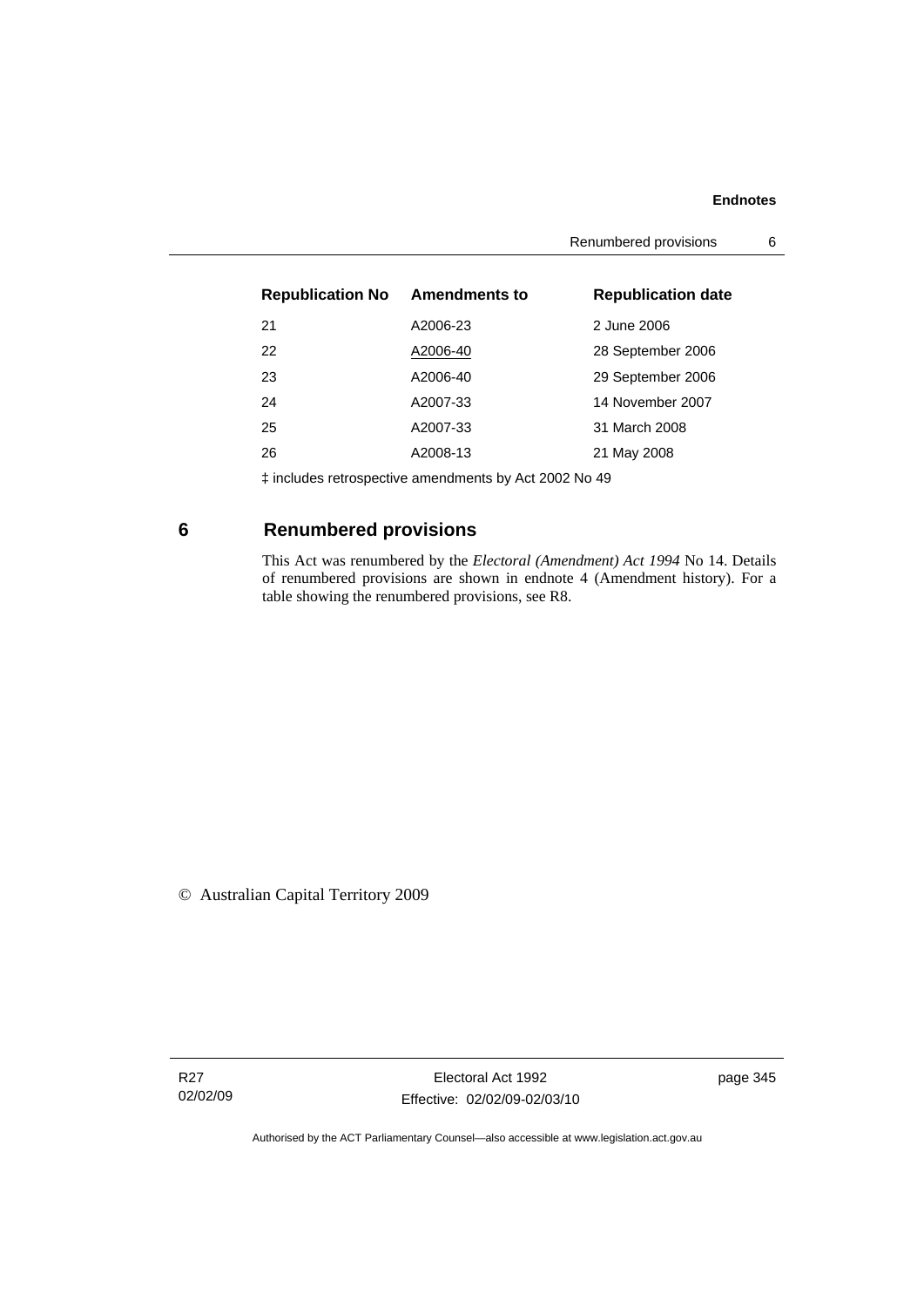| Republication No | Amendments to | Republication date |
| --- | --- | --- |
| 21 | A2006-23 | 2 June 2006 |
| 22 | A2006-40 | 28 September 2006 |
| 23 | A2006-40 | 29 September 2006 |
| 24 | A2007-33 | 14 November 2007 |
| 25 | A2007-33 | 31 March 2008 |
| 26 | A2008-13 | 21 May 2008 |

‡ includes retrospective amendments by Act 2002 No 49

## 6 Renumbered provisions

This Act was renumbered by the *Electoral (Amendment) Act 1994* No 14. Details of renumbered provisions are shown in endnote 4 (Amendment history). For a table showing the renumbered provisions, see R8.

© Australian Capital Territory 2009